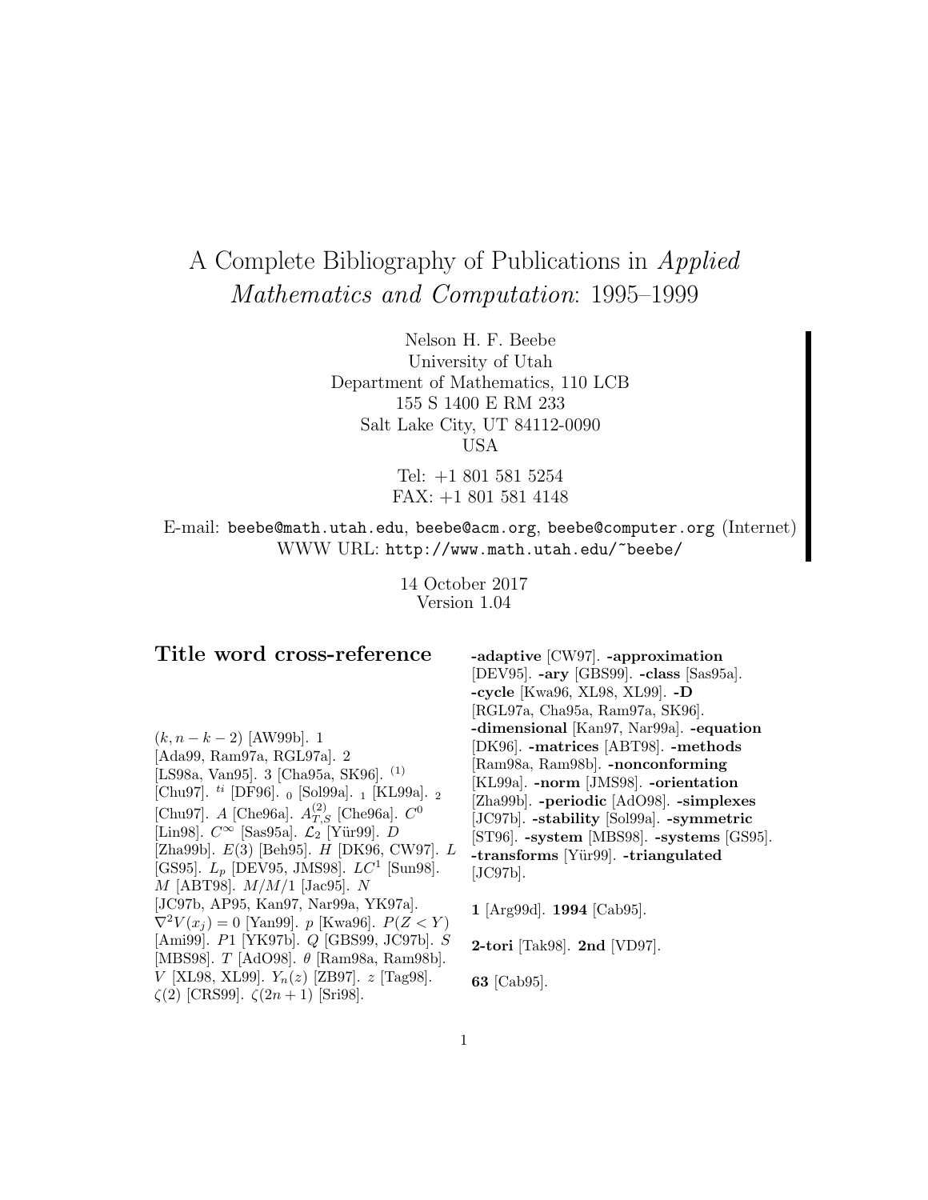# A Complete Bibliography of Publications in *Applied Mathematics and Computation*: 1995–1999

Nelson H. F. Beebe
University of Utah
Department of Mathematics, 110 LCB
155 S 1400 E RM 233
Salt Lake City, UT 84112-0090
USA

Tel: +1 801 581 5254
FAX: +1 801 581 4148

E-mail: `beebe@math.utah.edu`, `beebe@acm.org`, `beebe@computer.org` (Internet)
WWW URL: `http://www.math.utah.edu/~beebe/`

14 October 2017
Version 1.04

## Title word cross-reference

$(k, n-k-2)$ [AW99b]. 1 [Ada99, Ram97a, RGL97a]. 2 [LS98a, Van95]. 3 [Cha95a, SK96]. $^{(1)}$ [Chu97]. $^{ti}$ [DF96]. $_0$ [Sol99a]. $_1$ [KL99a]. $_2$ [Chu97]. $A$ [Che96a]. $A^{(2)}_{T,S}$ [Che96a]. $C^0$ [Lin98]. $C^\infty$ [Sas95a]. $\mathcal{L}_2$ [Yür99]. $D$ [Zha99b]. $E(3)$ [Beh95]. $H$ [DK96, CW97]. $L$ [GS95]. $L_p$ [DEV95, JMS98]. $LC^1$ [Sun98]. $M$ [ABT98]. $M/M/1$ [Jac95]. $N$ [JC97b, AP95, Kan97, Nar99a, YK97a]. $\nabla^2 V(x_j) = 0$ [Yan99]. $p$ [Kwa96]. $P(Z < Y)$ [Ami99]. $P1$ [YK97b]. $Q$ [GBS99, JC97b]. $S$ [MBS98]. $T$ [AdO98]. $\theta$ [Ram98a, Ram98b]. $V$ [XL98, XL99]. $Y_n(z)$ [ZB97]. $z$ [Tag98]. $\zeta(2)$ [CRS99]. $\zeta(2n+1)$ [Sri98].

**-adaptive** [CW97]. **-approximation** [DEV95]. **-ary** [GBS99]. **-class** [Sas95a]. **-cycle** [Kwa96, XL98, XL99]. **-D** [RGL97a, Cha95a, Ram97a, SK96]. **-dimensional** [Kan97, Nar99a]. **-equation** [DK96]. **-matrices** [ABT98]. **-methods** [Ram98a, Ram98b]. **-nonconforming** [KL99a]. **-norm** [JMS98]. **-orientation** [Zha99b]. **-periodic** [AdO98]. **-simplexes** [JC97b]. **-stability** [Sol99a]. **-symmetric** [ST96]. **-system** [MBS98]. **-systems** [GS95]. **-transforms** [Yür99]. **-triangulated** [JC97b].

**1** [Arg99d]. **1994** [Cab95].

**2-tori** [Tak98]. **2nd** [VD97].

**63** [Cab95].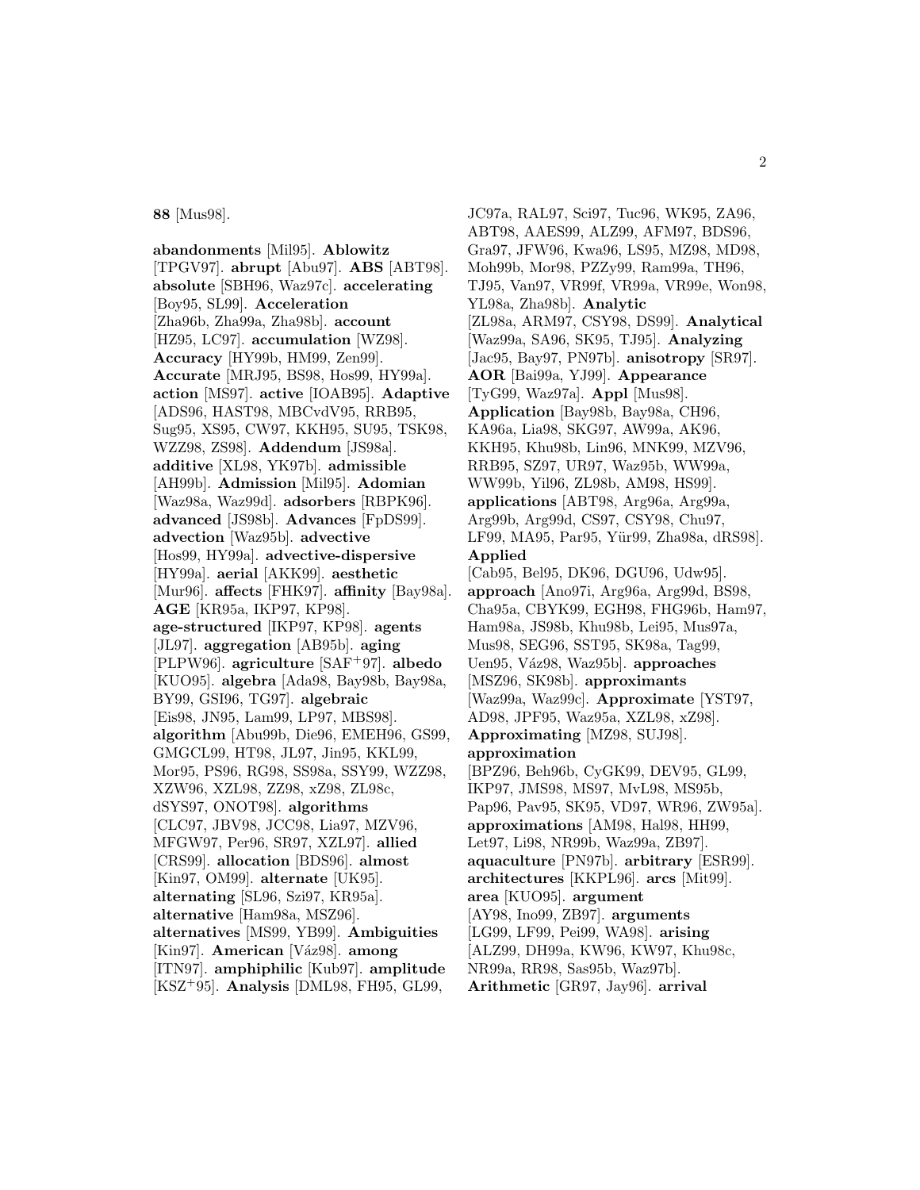**88** [Mus98].

**abandonments** [Mil95]. **Ablowitz** [TPGV97]. **abrupt** [Abu97]. **ABS** [ABT98]. **absolute** [SBH96, Waz97c]. **accelerating** [Boy95, SL99]. **Acceleration** [Zha96b, Zha99a, Zha98b]. **account** [HZ95, LC97]. **accumulation** [WZ98]. **Accuracy** [HY99b, HM99, Zen99]. **Accurate** [MRJ95, BS98, Hos99, HY99a]. **action** [MS97]. **active** [IOAB95]. **Adaptive** [ADS96, HAST98, MBCvdV95, RRB95, Sug95, XS95, CW97, KKH95, SU95, TSK98, WZZ98, ZS98]. **Addendum** [JS98a]. **additive** [XL98, YK97b]. **admissible** [AH99b]. **Admission** [Mil95]. **Adomian** [Waz98a, Waz99d]. **adsorbers** [RBPK96]. **advanced** [JS98b]. **Advances** [FpDS99]. **advection** [Waz95b]. **advective** [Hos99, HY99a]. **advective-dispersive** [HY99a]. **aerial** [AKK99]. **aesthetic** [Mur96]. **affects** [FHK97]. **affinity** [Bay98a]. **AGE** [KR95a, IKP97, KP98]. **age-structured** [IKP97, KP98]. **agents** [JL97]. **aggregation** [AB95b]. **aging** [PLPW96]. **agriculture** [SAF+97]. **albedo** [KUO95]. **algebra** [Ada98, Bay98b, Bay98a, BY99, GSI96, TG97]. **algebraic** [Eis98, JN95, Lam99, LP97, MBS98]. **algorithm** [Abu99b, Die96, EMEH96, GS99, GMGCL99, HT98, JL97, Jin95, KKL99, Mor95, PS96, RG98, SS98a, SSY99, WZZ98, XZW96, XZL98, ZZ98, xZ98, ZL98c, dSYS97, ONOT98]. **algorithms** [CLC97, JBV98, JCC98, Lia97, MZV96, MFGW97, Per96, SR97, XZL97]. **allied** [CRS99]. **allocation** [BDS96]. **almost** [Kin97, OM99]. **alternate** [UK95]. **alternating** [SL96, Szi97, KR95a]. **alternative** [Ham98a, MSZ96]. **alternatives** [MS99, YB99]. **Ambiguities** [Kin97]. **American** [Váz98]. **among** [ITN97]. **amphiphilic** [Kub97]. **amplitude** [KSZ+95]. **Analysis** [DML98, FH95, GL99, JC97a, RAL97, Sci97, Tuc96, WK95, ZA96, ABT98, AAES99, ALZ99, AFM97, BDS96, Gra97, JFW96, Kwa96, LS95, MZ98, MD98, Moh99b, Mor98, PZZy99, Ram99a, TH96, TJ95, Van97, VR99f, VR99a, VR99e, Won98, YL98a, Zha98b]. **Analytic** [ZL98a, ARM97, CSY98, DS99]. **Analytical** [Waz99a, SA96, SK95, TJ95]. **Analyzing** [Jac95, Bay97, PN97b]. **anisotropy** [SR97]. **AOR** [Bai99a, YJ99]. **Appearance** [TyG99, Waz97a]. **Appl** [Mus98]. **Application** [Bay98b, Bay98a, CH96, KA96a, Lia98, SKG97, AW99a, AK96, KKH95, Khu98b, Lin96, MNK99, MZV96, RRB95, SZ97, UR97, Waz95b, WW99a, WW99b, Yil96, ZL98b, AM98, HS99]. **applications** [ABT98, Arg96a, Arg99a, Arg99b, Arg99d, CS97, CSY98, Chu97, LF99, MA95, Par95, Yür99, Zha98a, dRS98]. **Applied** [Cab95, Bel95, DK96, DGU96, Udw95]. **approach** [Ano97i, Arg96a, Arg99d, BS98, Cha95a, CBYK99, EGH98, FHG96b, Ham97, Ham98a, JS98b, Khu98b, Lei95, Mus97a, Mus98, SEG96, SST95, SK98a, Tag99, Uen95, Váz98, Waz95b]. **approaches** [MSZ96, SK98b]. **approximants** [Waz99a, Waz99c]. **Approximate** [YST97, AD98, JPF95, Waz95a, XZL98, xZ98]. **Approximating** [MZ98, SUJ98]. **approximation** [BPZ96, Beh96b, CyGK99, DEV95, GL99, IKP97, JMS98, MS97, MvL98, MS95b, Pap96, Pav95, SK95, VD97, WR96, ZW95a]. **approximations** [AM98, Hal98, HH99, Let97, Li98, NR99b, Waz99a, ZB97]. **aquaculture** [PN97b]. **arbitrary** [ESR99]. **architectures** [KKPL96]. **arcs** [Mit99]. **area** [KUO95]. **argument** [AY98, Ino99, ZB97]. **arguments** [LG99, LF99, Pei99, WA98]. **arising** [ALZ99, DH99a, KW96, KW97, Khu98c, NR99a, RR98, Sas95b, Waz97b]. **Arithmetic** [GR97, Jay96]. **arrival**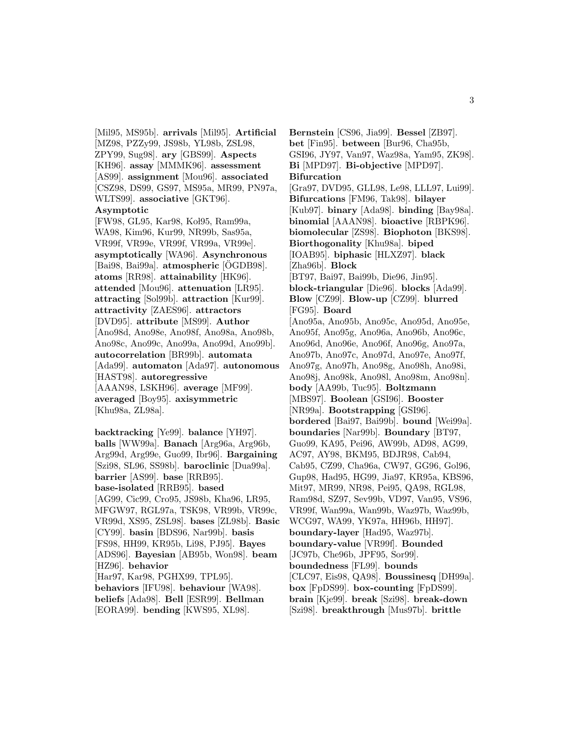[Mil95, MS95b]. **arrivals** [Mil95]. **Artificial** [MZ98, PZZy99, JS98b, YL98b, ZSL98, ZPY99, Sug98]. **ary** [GBS99]. **Aspects** [KH96]. **assay** [MMMK96]. **assessment** [AS99]. **assignment** [Mou96]. **associated** [CSZ98, DS99, GS97, MS95a, MR99, PN97a, WLTS99]. **associative** [GKT96]. **Asymptotic** [FW98, GL95, Kar98, Koł95, Ram99a, WA98, Kim96, Kur99, NR99b, Sas95a, VR99f, VR99e, VR99f, VR99a, VR99e]. **asymptotically** [WA96]. **Asynchronous** [Bai98, Bai99a]. **atmospheric** [ÖGDB98]. **atoms** [RR98]. **attainability** [HK96]. **attended** [Mou96]. **attenuation** [LR95]. **attracting** [Sol99b]. **attraction** [Kur99]. **attractivity** [ZAES96]. **attractors** [DVD95]. **attribute** [MS99]. **Author** [Ano98d, Ano98e, Ano98f, Ano98a, Ano98b, Ano98c, Ano99c, Ano99a, Ano99d, Ano99b]. **autocorrelation** [BR99b]. **automata** [Ada99]. **automaton** [Ada97]. **autonomous** [HAST98]. **autoregressive** [AAAN98, LSKH96]. **average** [MF99]. **averaged** [Boy95]. **axisymmetric** [Khu98a, ZL98a].

**backtracking** [Ye99]. **balance** [YH97]. **balls** [WW99a]. **Banach** [Arg96a, Arg96b, Arg99d, Arg99e, Guo99, Ibr96]. **Bargaining** [Szi98, SL96, SS98b]. **baroclinic** [Dua99a]. **barrier** [AS99]. **base** [RRB95]. **base-isolated** [RRB95]. **based** [AG99, Cic99, Cro95, JS98b, Kha96, LR95, MFGW97, RGL97a, TSK98, VR99b, VR99c, VR99d, XS95, ZSL98]. **bases** [ZL98b]. **Basic** [CY99]. **basin** [BDS96, Nar99b]. **basis** [FS98, HH99, KR95b, Li98, PJ95]. **Bayes** [ADS96]. **Bayesian** [AB95b, Won98]. **beam** [HZ96]. **behavior** [Har97, Kar98, PGHX99, TPL95]. **behaviors** [IFU98]. **behaviour** [WA98]. **beliefs** [Ada98]. **Bell** [ESR99]. **Bellman** [EORA99]. **bending** [KWS95, XL98].

**Bernstein** [CS96, Jia99]. **Bessel** [ZB97]. **bet** [Fin95]. **between** [Bur96, Cha95b, GSI96, JY97, Van97, Waz98a, Yam95, ZK98]. **Bi** [MPD97]. **Bi-objective** [MPD97]. **Bifurcation** [Gra97, DVD95, GLL98, Le98, LLL97, Lui99]. **Bifurcations** [FM96, Tak98]. **bilayer** [Kub97]. **binary** [Ada98]. **binding** [Bay98a]. **binomial** [AAAN98]. **bioactive** [RBPK96]. **biomolecular** [ZS98]. **Biophoton** [BKS98]. **Biorthogonality** [Khu98a]. **biped** [IOAB95]. **biphasic** [HLXZ97]. **black** [Zha96b]. **Block** [BT97, Bai97, Bai99b, Die96, Jin95]. **block-triangular** [Die96]. **blocks** [Ada99]. **Blow** [CZ99]. **Blow-up** [CZ99]. **blurred** [FG95]. **Board** [Ano95a, Ano95b, Ano95c, Ano95d, Ano95e, Ano95f, Ano95g, Ano96a, Ano96b, Ano96c, Ano96d, Ano96e, Ano96f, Ano96g, Ano97a, Ano97b, Ano97c, Ano97d, Ano97e, Ano97f, Ano97g, Ano97h, Ano98g, Ano98h, Ano98i, Ano98j, Ano98k, Ano98l, Ano98m, Ano98n]. **body** [AA99b, Tuc95]. **Boltzmann** [MBS97]. **Boolean** [GSI96]. **Booster** [NR99a]. **Bootstrapping** [GSI96]. **bordered** [Bai97, Bai99b]. **bound** [Wei99a]. **boundaries** [Nar99b]. **Boundary** [BT97, Guo99, KA95, Pei96, AW99b, AD98, AG99, AC97, AY98, BKM95, BDJR98, Cab94, Cab95, CZ99, Cha96a, CW97, GG96, Gol96, Gup98, Had95, HG99, Jia97, KR95a, KBS96, Mit97, MR99, NR98, Pei95, QA98, RGL98, Ram98d, SZ97, Sev99b, VD97, Van95, VS96, VR99f, Wan99a, Wan99b, Waz97b, Waz99b, WCG97, WA99, YK97a, HH96b, HH97]. **boundary-layer** [Had95, Waz97b]. **boundary-value** [VR99f]. **Bounded** [JC97b, Che96b, JPF95, Sor99]. **boundedness** [FL99]. **bounds** [CLC97, Eis98, QA98]. **Boussinesq** [DH99a]. **box** [FpDS99]. **box-counting** [FpDS99]. **brain** [Kje99]. **break** [Szi98]. **break-down** [Szi98]. **breakthrough** [Mus97b]. **brittle**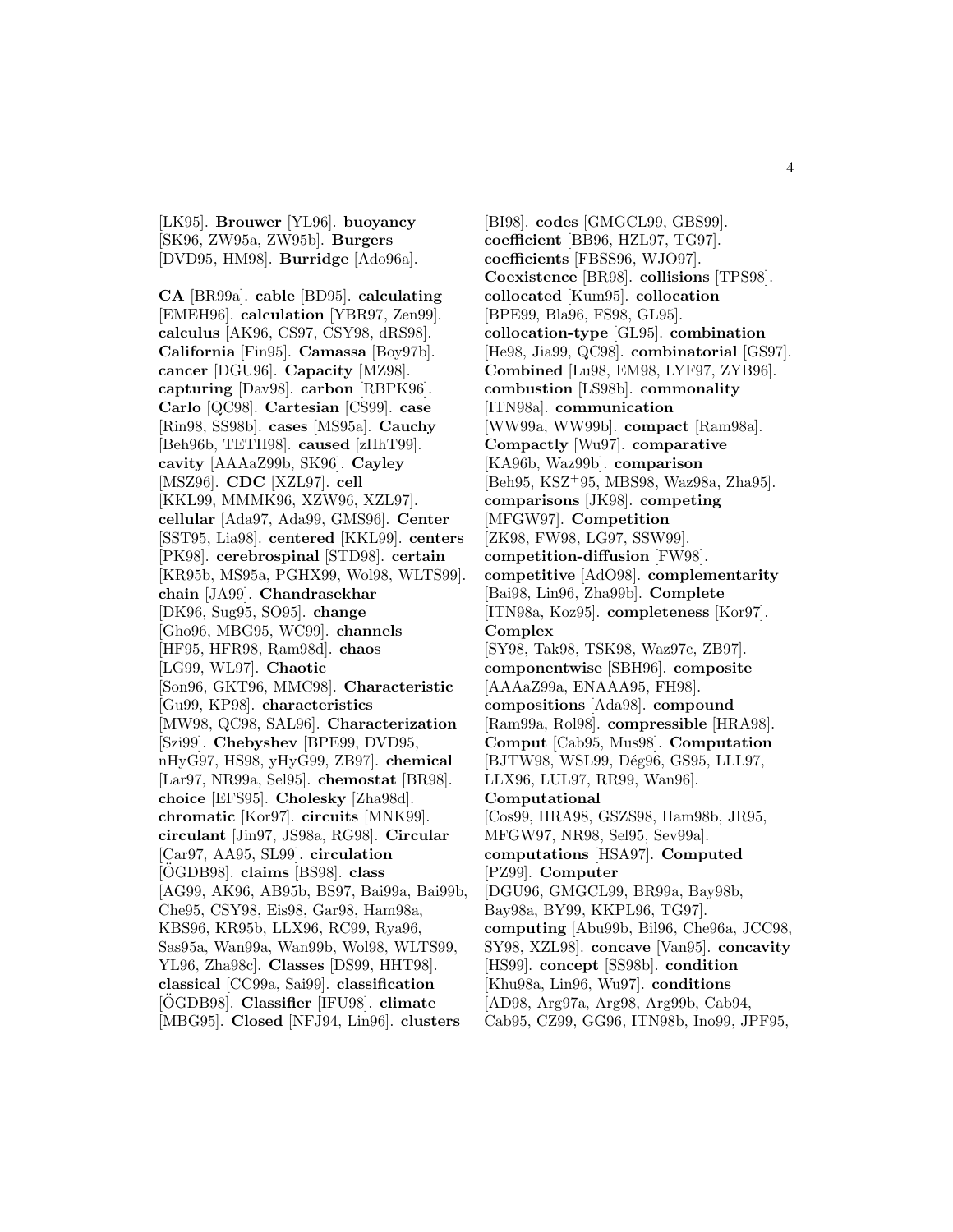[LK95]. **Brouwer** [YL96]. **buoyancy** [SK96, ZW95a, ZW95b]. **Burgers** [DVD95, HM98]. **Burridge** [Ado96a].

**CA** [BR99a]. **cable** [BD95]. **calculating** [EMEH96]. **calculation** [YBR97, Zen99]. **calculus** [AK96, CS97, CSY98, dRS98]. **California** [Fin95]. **Camassa** [Boy97b]. **cancer** [DGU96]. **Capacity** [MZ98]. **capturing** [Dav98]. **carbon** [RBPK96]. **Carlo** [QC98]. **Cartesian** [CS99]. **case** [Rin98, SS98b]. **cases** [MS95a]. **Cauchy** [Beh96b, TETH98]. **caused** [zHhT99]. **cavity** [AAAaZ99b, SK96]. **Cayley** [MSZ96]. **CDC** [XZL97]. **cell** [KKL99, MMMK96, XZW96, XZL97]. **cellular** [Ada97, Ada99, GMS96]. **Center** [SST95, Lia98]. **centered** [KKL99]. **centers** [PK98]. **cerebrospinal** [STD98]. **certain** [KR95b, MS95a, PGHX99, Wol98, WLTS99]. **chain** [JA99]. **Chandrasekhar** [DK96, Sug95, SO95]. **change** [Gho96, MBG95, WC99]. **channels** [HF95, HFR98, Ram98d]. **chaos** [LG99, WL97]. **Chaotic** [Son96, GKT96, MMC98]. **Characteristic** [Gu99, KP98]. **characteristics** [MW98, QC98, SAL96]. **Characterization** [Szi99]. **Chebyshev** [BPE99, DVD95, nHyG97, HS98, yHyG99, ZB97]. **chemical** [Lar97, NR99a, Sel95]. **chemostat** [BR98]. **choice** [EFS95]. **Cholesky** [Zha98d]. **chromatic** [Kor97]. **circuits** [MNK99]. **circulant** [Jin97, JS98a, RG98]. **Circular** [Car97, AA95, SL99]. **circulation** [ÖGDB98]. **claims** [BS98]. **class** [AG99, AK96, AB95b, BS97, Bai99a, Bai99b, Che95, CSY98, Eis98, Gar98, Ham98a, KBS96, KR95b, LLX96, RC99, Rya96, Sas95a, Wan99a, Wan99b, Wol98, WLTS99, YL96, Zha98c]. **Classes** [DS99, HHT98]. **classical** [CC99a, Sai99]. **classification** [ÖGDB98]. **Classifier** [IFU98]. **climate** [MBG95]. **Closed** [NFJ94, Lin96]. **clusters** [BI98]. **codes** [GMGCL99, GBS99]. **coefficient** [BB96, HZL97, TG97]. **coefficients** [FBSS96, WJO97]. **Coexistence** [BR98]. **collisions** [TPS98]. **collocated** [Kum95]. **collocation** [BPE99, Bla96, FS98, GL95]. **collocation-type** [GL95]. **combination** [He98, Jia99, QC98]. **combinatorial** [GS97]. **Combined** [Lu98, EM98, LYF97, ZYB96]. **combustion** [LS98b]. **commonality** [ITN98a]. **communication** [WW99a, WW99b]. **compact** [Ram98a]. **Compactly** [Wu97]. **comparative** [KA96b, Waz99b]. **comparison** [Beh95, KSZ[+]95, MBS98, Waz98a, Zha95]. **comparisons** [JK98]. **competing** [MFGW97]. **Competition** [ZK98, FW98, LG97, SSW99]. **competition-diffusion** [FW98]. **competitive** [AdO98]. **complementarity** [Bai98, Lin96, Zha99b]. **Complete** [ITN98a, Koz95]. **completeness** [Kor97]. **Complex** [SY98, Tak98, TSK98, Waz97c, ZB97]. **componentwise** [SBH96]. **composite** [AAAaZ99a, ENAAA95, FH98]. **compositions** [Ada98]. **compound** [Ram99a, Rol98]. **compressible** [HRA98]. **Comput** [Cab95, Mus98]. **Computation** [BJTW98, WSL99, Dég96, GS95, LLL97, LLX96, LUL97, RR99, Wan96]. **Computational** [Cos99, HRA98, GSZS98, Ham98b, JR95, MFGW97, NR98, Sel95, Sev99a]. **computations** [HSA97]. **Computed** [PZ99]. **Computer** [DGU96, GMGCL99, BR99a, Bay98b, Bay98a, BY99, KKPL96, TG97]. **computing** [Abu99b, Bil96, Che96a, JCC98, SY98, XZL98]. **concave** [Van95]. **concavity** [HS99]. **concept** [SS98b]. **condition** [Khu98a, Lin96, Wu97]. **conditions** [AD98, Arg97a, Arg98, Arg99b, Cab94, Cab95, CZ99, GG96, ITN98b, Ino99, JPF95,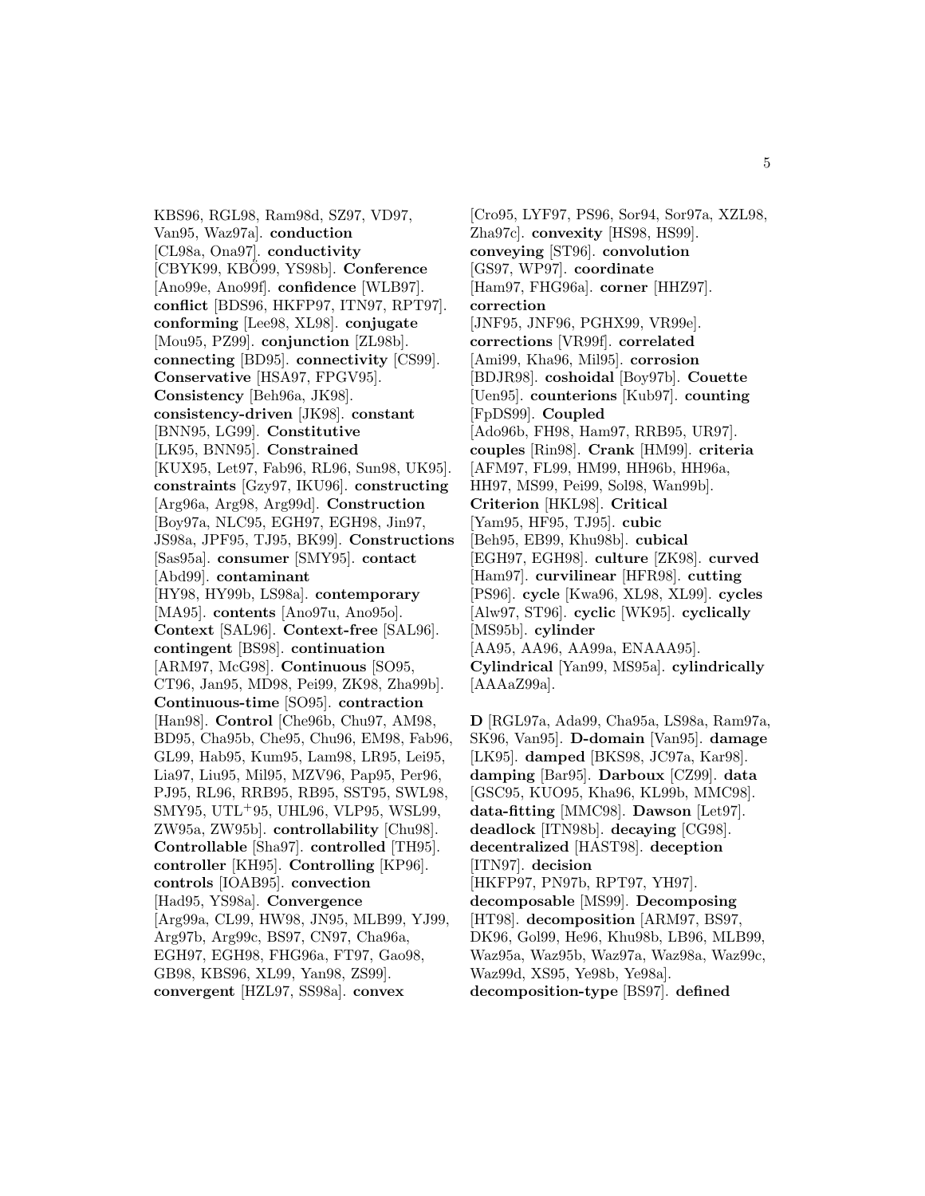KBS96, RGL98, Ram98d, SZ97, VD97, Van95, Waz97a]. **conduction** [CL98a, Ona97]. **conductivity** [CBYK99, KBÖ99, YS98b]. **Conference** [Ano99e, Ano99f]. **confidence** [WLB97]. **conflict** [BDS96, HKFP97, ITN97, RPT97]. **conforming** [Lee98, XL98]. **conjugate** [Mou95, PZ99]. **conjunction** [ZL98b]. **connecting** [BD95]. **connectivity** [CS99]. **Conservative** [HSA97, FPGV95]. **Consistency** [Beh96a, JK98]. **consistency-driven** [JK98]. **constant** [BNN95, LG99]. **Constitutive** [LK95, BNN95]. **Constrained** [KUX95, Let97, Fab96, RL96, Sun98, UK95]. **constraints** [Gzy97, IKU96]. **constructing** [Arg96a, Arg98, Arg99d]. **Construction** [Boy97a, NLC95, EGH97, EGH98, Jin97, JS98a, JPF95, TJ95, BK99]. **Constructions** [Sas95a]. **consumer** [SMY95]. **contact** [Abd99]. **contaminant** [HY98, HY99b, LS98a]. **contemporary** [MA95]. **contents** [Ano97u, Ano95o]. **Context** [SAL96]. **Context-free** [SAL96]. **contingent** [BS98]. **continuation** [ARM97, McG98]. **Continuous** [SO95, CT96, Jan95, MD98, Pei99, ZK98, Zha99b]. **Continuous-time** [SO95]. **contraction** [Han98]. **Control** [Che96b, Chu97, AM98, BD95, Cha95b, Che95, Chu96, EM98, Fab96, GL99, Hab95, Kum95, Lam98, LR95, Lei95, Lia97, Liu95, Mil95, MZV96, Pap95, Per96, PJ95, RL96, RRB95, RB95, SST95, SWL98, SMY95, UTL+95, UHL96, VLP95, WSL99, ZW95a, ZW95b]. **controllability** [Chu98]. **Controllable** [Sha97]. **controlled** [TH95]. **controller** [KH95]. **Controlling** [KP96]. **controls** [IOAB95]. **convection** [Had95, YS98a]. **Convergence** [Arg99a, CL99, HW98, JN95, MLB99, YJ99, Arg97b, Arg99c, BS97, CN97, Cha96a, EGH97, EGH98, FHG96a, FT97, Gao98, GB98, KBS96, XL99, Yan98, ZS99]. **convergent** [HZL97, SS98a]. **convex** [Cro95, LYF97, PS96, Sor94, Sor97a, XZL98, Zha97c]. **convexity** [HS98, HS99]. **conveying** [ST96]. **convolution** [GS97, WP97]. **coordinate** [Ham97, FHG96a]. **corner** [HHZ97]. **correction** [JNF95, JNF96, PGHX99, VR99e]. **corrections** [VR99f]. **correlated** [Ami99, Kha96, Mil95]. **corrosion** [BDJR98]. **coshoidal** [Boy97b]. **Couette** [Uen95]. **counterions** [Kub97]. **counting** [FpDS99]. **Coupled** [Ado96b, FH98, Ham97, RRB95, UR97]. **couples** [Rin98]. **Crank** [HM99]. **criteria** [AFM97, FL99, HM99, HH96b, HH96a, HH97, MS99, Pei99, Sol98, Wan99b]. **Criterion** [HKL98]. **Critical** [Yam95, HF95, TJ95]. **cubic** [Beh95, EB99, Khu98b]. **cubical** [EGH97, EGH98]. **culture** [ZK98]. **curved** [Ham97]. **curvilinear** [HFR98]. **cutting** [PS96]. **cycle** [Kwa96, XL98, XL99]. **cycles** [Alw97, ST96]. **cyclic** [WK95]. **cyclically** [MS95b]. **cylinder** [AA95, AA96, AA99a, ENAAA95]. **Cylindrical** [Yan99, MS95a]. **cylindrically** [AAAaZ99a].

**D** [RGL97a, Ada99, Cha95a, LS98a, Ram97a, SK96, Van95]. **D-domain** [Van95]. **damage** [LK95]. **damped** [BKS98, JC97a, Kar98]. **damping** [Bar95]. **Darboux** [CZ99]. **data** [GSC95, KUO95, Kha96, KL99b, MMC98]. **data-fitting** [MMC98]. **Dawson** [Let97]. **deadlock** [ITN98b]. **decaying** [CG98]. **decentralized** [HAST98]. **deception** [ITN97]. **decision** [HKFP97, PN97b, RPT97, YH97]. **decomposable** [MS99]. **Decomposing** [HT98]. **decomposition** [ARM97, BS97, DK96, Gol99, He96, Khu98b, LB96, MLB99, Waz95a, Waz95b, Waz97a, Waz98a, Waz99c, Waz99d, XS95, Ye98b, Ye98a]. **decomposition-type** [BS97]. **defined**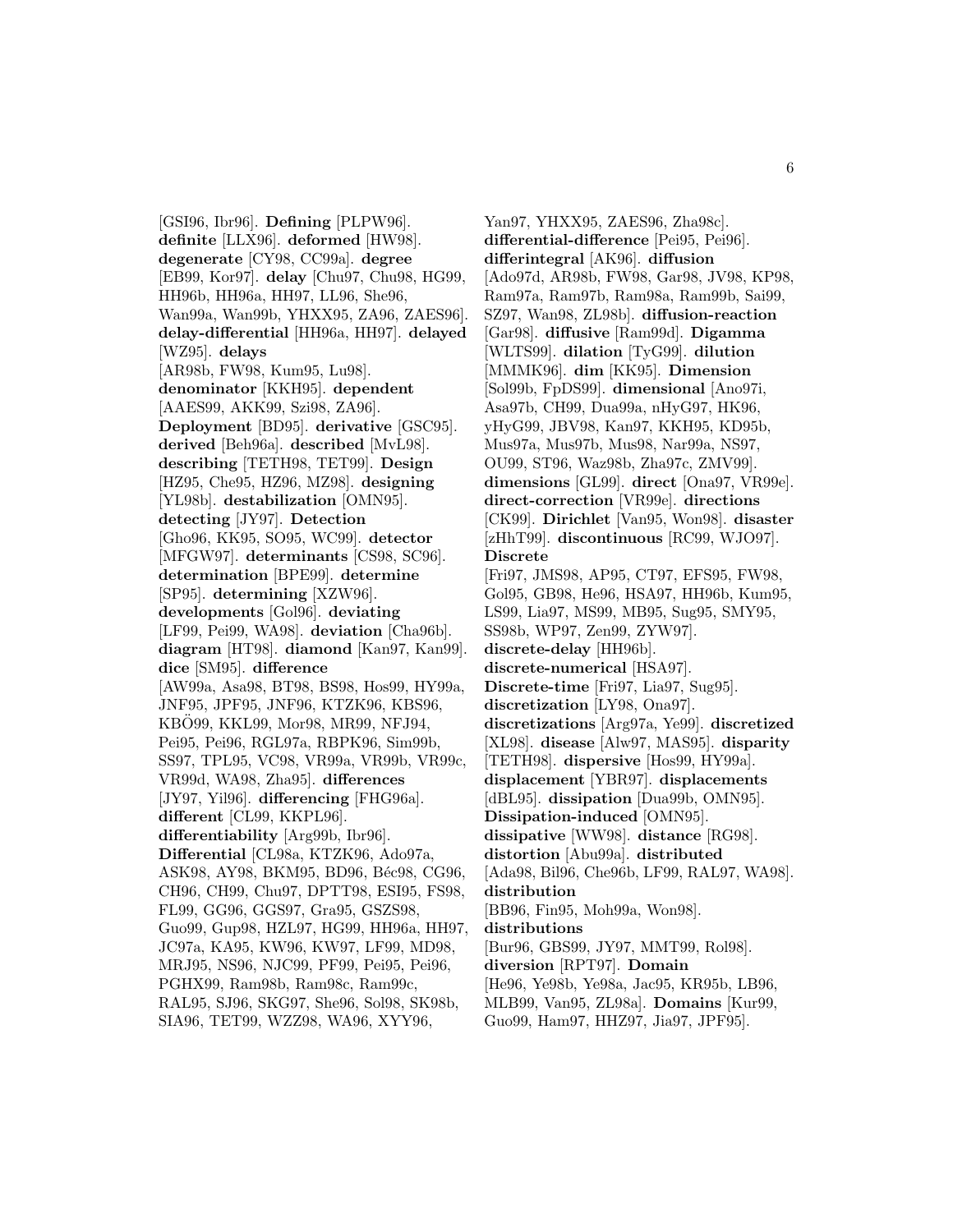[GSI96, Ibr96]. **Defining** [PLPW96]. **definite** [LLX96]. **deformed** [HW98]. **degenerate** [CY98, CC99a]. **degree** [EB99, Kor97]. **delay** [Chu97, Chu98, HG99, HH96b, HH96a, HH97, LL96, She96, Wan99a, Wan99b, YHXX95, ZA96, ZAES96]. **delay-differential** [HH96a, HH97]. **delayed** [WZ95]. **delays** [AR98b, FW98, Kum95, Lu98]. **denominator** [KKH95]. **dependent** [AAES99, AKK99, Szi98, ZA96]. **Deployment** [BD95]. **derivative** [GSC95]. **derived** [Beh96a]. **described** [MvL98]. **describing** [TETH98, TET99]. **Design** [HZ95, Che95, HZ96, MZ98]. **designing** [YL98b]. **destabilization** [OMN95]. **detecting** [JY97]. **Detection** [Gho96, KK95, SO95, WC99]. **detector** [MFGW97]. **determinants** [CS98, SC96]. **determination** [BPE99]. **determine** [SP95]. **determining** [XZW96]. **developments** [Gol96]. **deviating** [LF99, Pei99, WA98]. **deviation** [Cha96b]. **diagram** [HT98]. **diamond** [Kan97, Kan99]. **dice** [SM95]. **difference** [AW99a, Asa98, BT98, BS98, Hos99, HY99a, JNF95, JPF95, JNF96, KTZK96, KBS96, KBÖ99, KKL99, Mor98, MR99, NFJ94, Pei95, Pei96, RGL97a, RBPK96, Sim99b, SS97, TPL95, VC98, VR99a, VR99b, VR99c, VR99d, WA98, Zha95]. **differences** [JY97, Yil96]. **differencing** [FHG96a]. **different** [CL99, KKPL96]. **differentiability** [Arg99b, Ibr96]. **Differential** [CL98a, KTZK96, Ado97a, ASK98, AY98, BKM95, BD96, Béc98, CG96, CH96, CH99, Chu97, DPTT98, ESI95, FS98, FL99, GG96, GGS97, Gra95, GSZS98, Guo99, Gup98, HZL97, HG99, HH96a, HH97, JC97a, KA95, KW96, KW97, LF99, MD98, MRJ95, NS96, NJC99, PF99, Pei95, Pei96, PGHX99, Ram98b, Ram98c, Ram99c, RAL95, SJ96, SKG97, She96, Sol98, SK98b, SIA96, TET99, WZZ98, WA96, XYY96, Yan97, YHXX95, ZAES96, Zha98c]. **differential-difference** [Pei95, Pei96]. **differintegral** [AK96]. **diffusion** [Ado97d, AR98b, FW98, Gar98, JV98, KP98, Ram97a, Ram97b, Ram98a, Ram99b, Sai99, SZ97, Wan98, ZL98b]. **diffusion-reaction** [Gar98]. **diffusive** [Ram99d]. **Digamma** [WLTS99]. **dilation** [TyG99]. **dilution** [MMMK96]. **dim** [KK95]. **Dimension** [Sol99b, FpDS99]. **dimensional** [Ano97i, Asa97b, CH99, Dua99a, nHyG97, HK96, yHyG99, JBV98, Kan97, KKH95, KD95b, Mus97a, Mus97b, Mus98, Nar99a, NS97, OU99, ST96, Waz98b, Zha97c, ZMV99]. **dimensions** [GL99]. **direct** [Ona97, VR99e]. **direct-correction** [VR99e]. **directions** [CK99]. **Dirichlet** [Van95, Won98]. **disaster** [zHhT99]. **discontinuous** [RC99, WJO97]. **Discrete** [Fri97, JMS98, AP95, CT97, EFS95, FW98, Gol95, GB98, He96, HSA97, HH96b, Kum95, LS99, Lia97, MS99, MB95, Sug95, SMY95, SS98b, WP97, Zen99, ZYW97]. **discrete-delay** [HH96b]. **discrete-numerical** [HSA97]. **Discrete-time** [Fri97, Lia97, Sug95]. **discretization** [LY98, Ona97]. **discretizations** [Arg97a, Ye99]. **discretized** [XL98]. **disease** [Alw97, MAS95]. **disparity** [TETH98]. **dispersive** [Hos99, HY99a]. **displacement** [YBR97]. **displacements** [dBL95]. **dissipation** [Dua99b, OMN95]. **Dissipation-induced** [OMN95]. **dissipative** [WW98]. **distance** [RG98]. **distortion** [Abu99a]. **distributed** [Ada98, Bil96, Che96b, LF99, RAL97, WA98]. **distribution** [BB96, Fin95, Moh99a, Won98]. **distributions** [Bur96, GBS99, JY97, MMT99, Rol98]. **diversion** [RPT97]. **Domain** [He96, Ye98b, Ye98a, Jac95, KR95b, LB96, MLB99, Van95, ZL98a]. **Domains** [Kur99, Guo99, Ham97, HHZ97, Jia97, JPF95].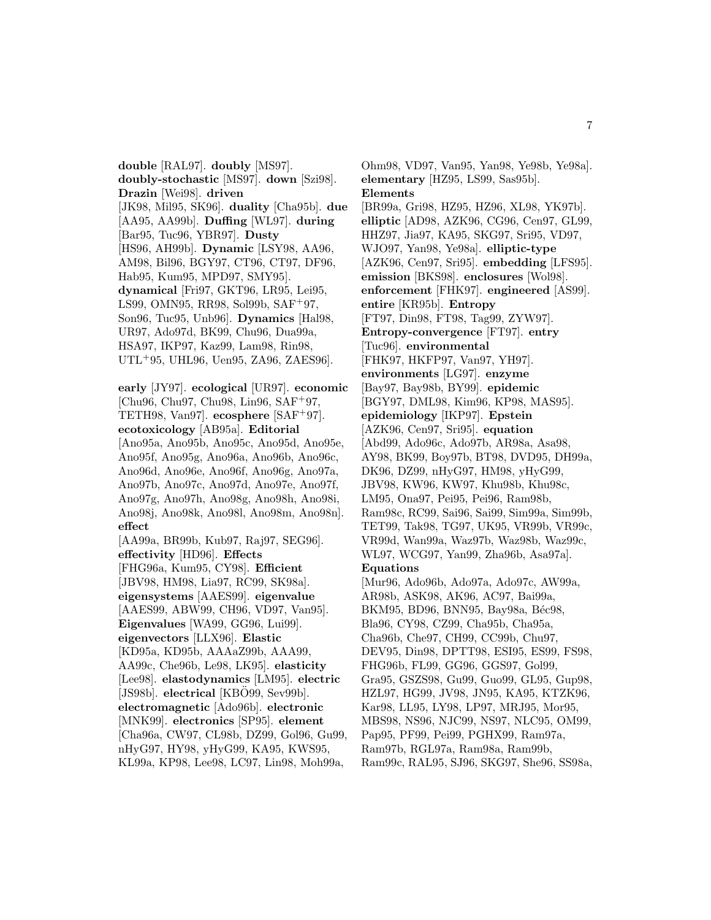**double** [RAL97]. **doubly** [MS97]. **doubly-stochastic** [MS97]. **down** [Szi98]. **Drazin** [Wei98]. **driven** [JK98, Mil95, SK96]. **duality** [Cha95b]. **due** [AA95, AA99b]. **Duffing** [WL97]. **during** [Bar95, Tuc96, YBR97]. **Dusty** [HS96, AH99b]. **Dynamic** [LSY98, AA96, AM98, Bil96, BGY97, CT96, CT97, DF96, Hab95, Kum95, MPD97, SMY95]. **dynamical** [Fri97, GKT96, LR95, Lei95, LS99, OMN95, RR98, Sol99b, SAF+97, Son96, Tuc95, Unb96]. **Dynamics** [Hal98, UR97, Ado97d, BK99, Chu96, Dua99a, HSA97, IKP97, Kaz99, Lam98, Rin98, UTL+95, UHL96, Uen95, ZA96, ZAES96].

**early** [JY97]. **ecological** [UR97]. **economic** [Chu96, Chu97, Chu98, Lin96, SAF+97, TETH98, Van97]. **ecosphere** [SAF+97]. **ecotoxicology** [AB95a]. **Editorial** [Ano95a, Ano95b, Ano95c, Ano95d, Ano95e, Ano95f, Ano95g, Ano96a, Ano96b, Ano96c, Ano96d, Ano96e, Ano96f, Ano96g, Ano97a, Ano97b, Ano97c, Ano97d, Ano97e, Ano97f, Ano97g, Ano97h, Ano98g, Ano98h, Ano98i, Ano98j, Ano98k, Ano98l, Ano98m, Ano98n]. **effect** [AA99a, BR99b, Kub97, Raj97, SEG96]. **effectivity** [HD96]. **Effects** [FHG96a, Kum95, CY98]. **Efficient** [JBV98, HM98, Lia97, RC99, SK98a]. **eigensystems** [AAES99]. **eigenvalue** [AAES99, ABW99, CH96, VD97, Van95]. **Eigenvalues** [WA99, GG96, Lui99]. **eigenvectors** [LLX96]. **Elastic** [KD95a, KD95b, AAAaZ99b, AAA99, AA99c, Che96b, Le98, LK95]. **elasticity** [Lee98]. **elastodynamics** [LM95]. **electric** [JS98b]. **electrical** [KBÖ99, Sev99b]. **electromagnetic** [Ado96b]. **electronic** [MNK99]. **electronics** [SP95]. **element** [Cha96a, CW97, CL98b, DZ99, Gol96, Gu99, nHyG97, HY98, yHyG99, KA95, KWS95, KL99a, KP98, Lee98, LC97, Lin98, Moh99a, Ohm98, VD97, Van95, Yan98, Ye98b, Ye98a]. **elementary** [HZ95, LS99, Sas95b]. **Elements** [BR99a, Gri98, HZ95, HZ96, XL98, YK97b]. **elliptic** [AD98, AZK96, CG96, Cen97, GL99, HHZ97, Jia97, KA95, SKG97, Sri95, VD97, WJO97, Yan98, Ye98a]. **elliptic-type** [AZK96, Cen97, Sri95]. **embedding** [LFS95]. **emission** [BKS98]. **enclosures** [Wol98]. **enforcement** [FHK97]. **engineered** [AS99]. **entire** [KR95b]. **Entropy** [FT97, Din98, FT98, Tag99, ZYW97]. **Entropy-convergence** [FT97]. **entry** [Tuc96]. **environmental** [FHK97, HKFP97, Van97, YH97]. **environments** [LG97]. **enzyme** [Bay97, Bay98b, BY99]. **epidemic** [BGY97, DML98, Kim96, KP98, MAS95]. **epidemiology** [IKP97]. **Epstein** [AZK96, Cen97, Sri95]. **equation** [Abd99, Ado96c, Ado97b, AR98a, Asa98, AY98, BK99, Boy97b, BT98, DVD95, DH99a, DK96, DZ99, nHyG97, HM98, yHyG99, JBV98, KW96, KW97, Khu98b, Khu98c, LM95, Ona97, Pei95, Pei96, Ram98b, Ram98c, RC99, Sai96, Sai99, Sim99a, Sim99b, TET99, Tak98, TG97, UK95, VR99b, VR99c, VR99d, Wan99a, Waz97b, Waz98b, Waz99c, WL97, WCG97, Yan99, Zha96b, Asa97a]. **Equations** [Mur96, Ado96b, Ado97a, Ado97c, AW99a, AR98b, ASK98, AK96, AC97, Bai99a, BKM95, BD96, BNN95, Bay98a, Béc98, Bla96, CY98, CZ99, Cha95b, Cha95a, Cha96b, Che97, CH99, CC99b, Chu97, DEV95, Din98, DPTT98, ESI95, ES99, FS98, FHG96b, FL99, GG96, GGS97, Gol99, Gra95, GSZS98, Gu99, Guo99, GL95, Gup98, HZL97, HG99, JV98, JN95, KA95, KTZK96, Kar98, LL95, LY98, LP97, MRJ95, Mor95, MBS98, NS96, NJC99, NS97, NLC95, OM99, Pap95, PF99, Pei99, PGHX99, Ram97a, Ram97b, RGL97a, Ram98a, Ram99b, Ram99c, RAL95, SJ96, SKG97, She96, SS98a,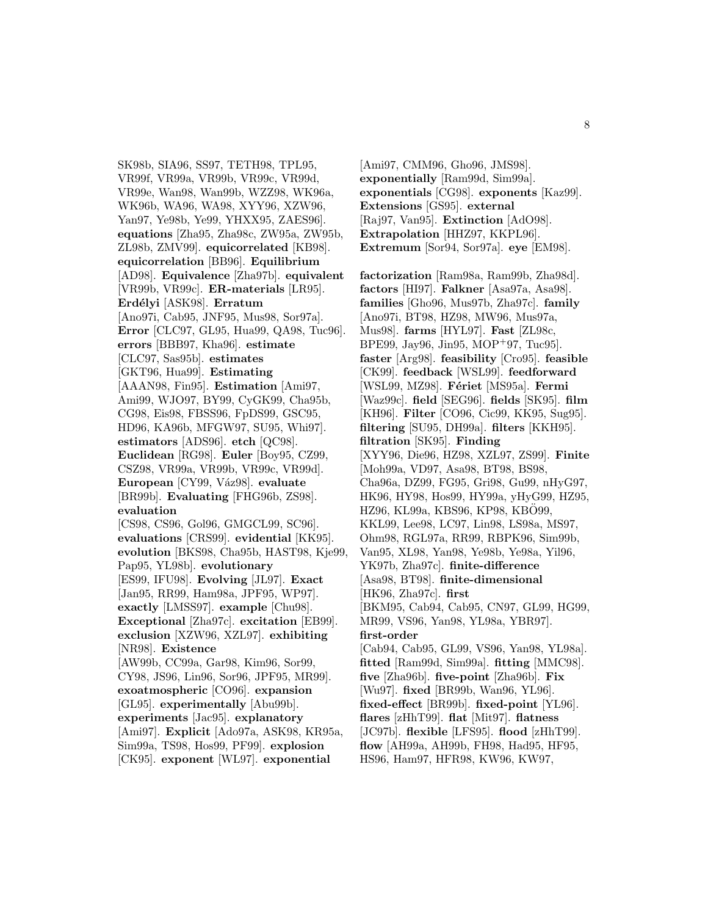SK98b, SIA96, SS97, TETH98, TPL95, VR99f, VR99a, VR99b, VR99c, VR99d, VR99e, Wan98, Wan99b, WZZ98, WK96a, WK96b, WA96, WA98, XYY96, XZW96, Yan97, Ye98b, Ye99, YHXX95, ZAES96]. **equations** [Zha95, Zha98c, ZW95a, ZW95b, ZL98b, ZMV99]. **equicorrelated** [KB98]. **equicorrelation** [BB96]. **Equilibrium** [AD98]. **Equivalence** [Zha97b]. **equivalent** [VR99b, VR99c]. **ER-materials** [LR95]. **Erdélyi** [ASK98]. **Erratum** [Ano97i, Cab95, JNF95, Mus98, Sor97a]. **Error** [CLC97, GL95, Hua99, QA98, Tuc96]. **errors** [BBB97, Kha96]. **estimate** [CLC97, Sas95b]. **estimates** [GKT96, Hua99]. **Estimating** [AAAN98, Fin95]. **Estimation** [Ami97, Ami99, WJO97, BY99, CyGK99, Cha95b, CG98, Eis98, FBSS96, FpDS99, GSC95, HD96, KA96b, MFGW97, SU95, Whi97]. **estimators** [ADS96]. **etch** [QC98]. **Euclidean** [RG98]. **Euler** [Boy95, CZ99, CSZ98, VR99a, VR99b, VR99c, VR99d]. **European** [CY99, Váz98]. **evaluate** [BR99b]. **Evaluating** [FHG96b, ZS98]. **evaluation** [CS98, CS96, Gol96, GMGCL99, SC96]. **evaluations** [CRS99]. **evidential** [KK95]. **evolution** [BKS98, Cha95b, HAST98, Kje99, Pap95, YL98b]. **evolutionary** [ES99, IFU98]. **Evolving** [JL97]. **Exact** [Jan95, RR99, Ham98a, JPF95, WP97]. **exactly** [LMSS97]. **example** [Chu98]. **Exceptional** [Zha97c]. **excitation** [EB99]. **exclusion** [XZW96, XZL97]. **exhibiting** [NR98]. **Existence** [AW99b, CC99a, Gar98, Kim96, Sor99, CY98, JS96, Lin96, Sor96, JPF95, MR99]. **exoatmospheric** [CO96]. **expansion** [GL95]. **experimentally** [Abu99b]. **experiments** [Jac95]. **explanatory** [Ami97]. **Explicit** [Ado97a, ASK98, KR95a, Sim99a, TS98, Hos99, PF99]. **explosion** [CK95]. **exponent** [WL97]. **exponential** [Ami97, CMM96, Gho96, JMS98]. **exponentially** [Ram99d, Sim99a]. **exponentials** [CG98]. **exponents** [Kaz99]. **Extensions** [GS95]. **external** [Raj97, Van95]. **Extinction** [AdO98]. **Extrapolation** [HHZ97, KKPL96]. **Extremum** [Sor94, Sor97a]. **eye** [EM98].

**factorization** [Ram98a, Ram99b, Zha98d]. **factors** [HI97]. **Falkner** [Asa97a, Asa98]. **families** [Gho96, Mus97b, Zha97c]. **family** [Ano97i, BT98, HZ98, MW96, Mus97a, Mus98]. **farms** [HYL97]. **Fast** [ZL98c, BPE99, Jay96, Jin95, MOP$^+$97, Tuc95]. **faster** [Arg98]. **feasibility** [Cro95]. **feasible** [CK99]. **feedback** [WSL99]. **feedforward** [WSL99, MZ98]. **Fériet** [MS95a]. **Fermi** [Waz99c]. **field** [SEG96]. **fields** [SK95]. **film** [KH96]. **Filter** [CO96, Cic99, KK95, Sug95]. **filtering** [SU95, DH99a]. **filters** [KKH95]. **filtration** [SK95]. **Finding** [XYY96, Die96, HZ98, XZL97, ZS99]. **Finite** [Moh99a, VD97, Asa98, BT98, BS98, Cha96a, DZ99, FG95, Gri98, Gu99, nHyG97, HK96, HY98, Hos99, HY99a, yHyG99, HZ95, HZ96, KL99a, KBS96, KP98, KBÖ99, KKL99, Lee98, LC97, Lin98, LS98a, MS97, Ohm98, RGL97a, RR99, RBPK96, Sim99b, Van95, XL98, Yan98, Ye98b, Ye98a, Yil96, YK97b, Zha97c]. **finite-difference** [Asa98, BT98]. **finite-dimensional** [HK96, Zha97c]. **first** [BKM95, Cab94, Cab95, CN97, GL99, HG99, MR99, VS96, Yan98, YL98a, YBR97]. **first-order** [Cab94, Cab95, GL99, VS96, Yan98, YL98a]. **fitted** [Ram99d, Sim99a]. **fitting** [MMC98]. **five** [Zha96b]. **five-point** [Zha96b]. **Fix** [Wu97]. **fixed** [BR99b, Wan96, YL96]. **fixed-effect** [BR99b]. **fixed-point** [YL96]. **flares** [zHhT99]. **flat** [Mit97]. **flatness** [JC97b]. **flexible** [LFS95]. **flood** [zHhT99]. **flow** [AH99a, AH99b, FH98, Had95, HF95, HS96, Ham97, HFR98, KW96, KW97,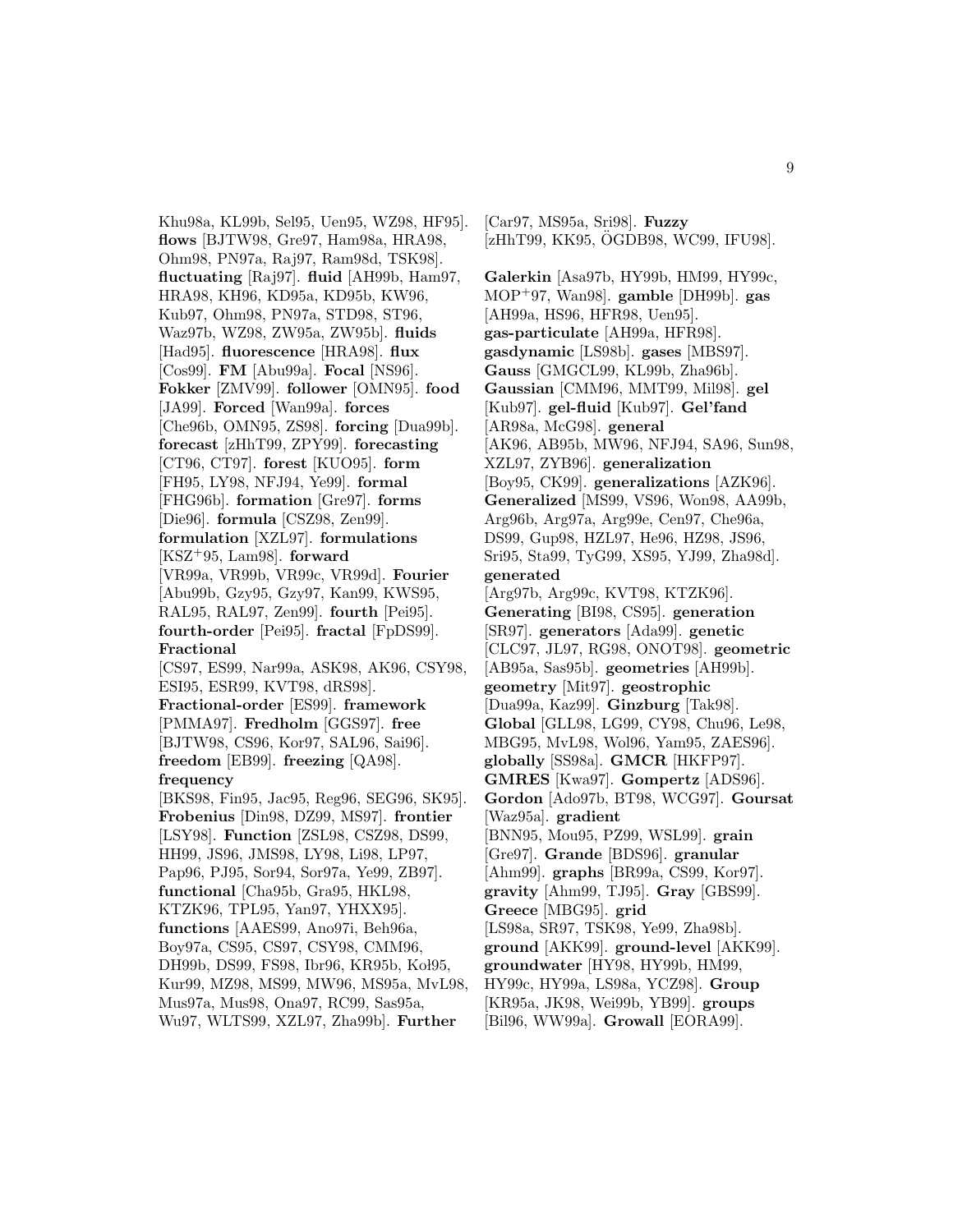Khu98a, KL99b, Sel95, Uen95, WZ98, HF95]. **flows** [BJTW98, Gre97, Ham98a, HRA98, Ohm98, PN97a, Raj97, Ram98d, TSK98]. **fluctuating** [Raj97]. **fluid** [AH99b, Ham97, HRA98, KH96, KD95a, KD95b, KW96, Kub97, Ohm98, PN97a, STD98, ST96, Waz97b, WZ98, ZW95a, ZW95b]. **fluids** [Had95]. **fluorescence** [HRA98]. **flux** [Cos99]. **FM** [Abu99a]. **Focal** [NS96]. **Fokker** [ZMV99]. **follower** [OMN95]. **food** [JA99]. **Forced** [Wan99a]. **forces** [Che96b, OMN95, ZS98]. **forcing** [Dua99b]. **forecast** [zHhT99, ZPY99]. **forecasting** [CT96, CT97]. **forest** [KUO95]. **form** [FH95, LY98, NFJ94, Ye99]. **formal** [FHG96b]. **formation** [Gre97]. **forms** [Die96]. **formula** [CSZ98, Zen99]. **formulation** [XZL97]. **formulations** [KSZ+95, Lam98]. **forward** [VR99a, VR99b, VR99c, VR99d]. **Fourier** [Abu99b, Gzy95, Gzy97, Kan99, KWS95, RAL95, RAL97, Zen99]. **fourth** [Pei95]. **fourth-order** [Pei95]. **fractal** [FpDS99]. **Fractional** [CS97, ES99, Nar99a, ASK98, AK96, CSY98, ESI95, ESR99, KVT98, dRS98]. **Fractional-order** [ES99]. **framework** [PMMA97]. **Fredholm** [GGS97]. **free** [BJTW98, CS96, Kor97, SAL96, Sai96]. **freedom** [EB99]. **freezing** [QA98]. **frequency** [BKS98, Fin95, Jac95, Reg96, SEG96, SK95]. **Frobenius** [Din98, DZ99, MS97]. **frontier** [LSY98]. **Function** [ZSL98, CSZ98, DS99, HH99, JS96, JMS98, LY98, Li98, LP97, Pap96, PJ95, Sor94, Sor97a, Ye99, ZB97]. **functional** [Cha95b, Gra95, HKL98, KTZK96, TPL95, Yan97, YHXX95]. **functions** [AAES99, Ano97i, Beh96a, Boy97a, CS95, CS97, CSY98, CMM96, DH99b, DS99, FS98, Ibr96, KR95b, Koł95, Kur99, MZ98, MS99, MW96, MS95a, MvL98, Mus97a, Mus98, Ona97, RC99, Sas95a, Wu97, WLTS99, XZL97, Zha99b]. **Further** [Car97, MS95a, Sri98]. **Fuzzy** [zHhT99, KK95, ÖGDB98, WC99, IFU98].

**Galerkin** [Asa97b, HY99b, HM99, HY99c, MOP+97, Wan98]. **gamble** [DH99b]. **gas** [AH99a, HS96, HFR98, Uen95]. **gas-particulate** [AH99a, HFR98]. **gasdynamic** [LS98b]. **gases** [MBS97]. **Gauss** [GMGCL99, KL99b, Zha96b]. **Gaussian** [CMM96, MMT99, Mil98]. **gel** [Kub97]. **gel-fluid** [Kub97]. **Gel'fand** [AR98a, McG98]. **general** [AK96, AB95b, MW96, NFJ94, SA96, Sun98, XZL97, ZYB96]. **generalization** [Boy95, CK99]. **generalizations** [AZK96]. **Generalized** [MS99, VS96, Won98, AA99b, Arg96b, Arg97a, Arg99e, Cen97, Che96a, DS99, Gup98, HZL97, He96, HZ98, JS96, Sri95, Sta99, TyG99, XS95, YJ99, Zha98d]. **generated** [Arg97b, Arg99c, KVT98, KTZK96]. **Generating** [BI98, CS95]. **generation** [SR97]. **generators** [Ada99]. **genetic** [CLC97, JL97, RG98, ONOT98]. **geometric** [AB95a, Sas95b]. **geometries** [AH99b]. **geometry** [Mit97]. **geostrophic** [Dua99a, Kaz99]. **Ginzburg** [Tak98]. **Global** [GLL98, LG99, CY98, Chu96, Le98, MBG95, MvL98, Wol96, Yam95, ZAES96]. **globally** [SS98a]. **GMCR** [HKFP97]. **GMRES** [Kwa97]. **Gompertz** [ADS96]. **Gordon** [Ado97b, BT98, WCG97]. **Goursat** [Waz95a]. **gradient** [BNN95, Mou95, PZ99, WSL99]. **grain** [Gre97]. **Grande** [BDS96]. **granular** [Ahm99]. **graphs** [BR99a, CS99, Kor97]. **gravity** [Ahm99, TJ95]. **Gray** [GBS99]. **Greece** [MBG95]. **grid** [LS98a, SR97, TSK98, Ye99, Zha98b]. **ground** [AKK99]. **ground-level** [AKK99]. **groundwater** [HY98, HY99b, HM99, HY99c, HY99a, LS98a, YCZ98]. **Group** [KR95a, JK98, Wei99b, YB99]. **groups** [Bil96, WW99a]. **Growall** [EORA99].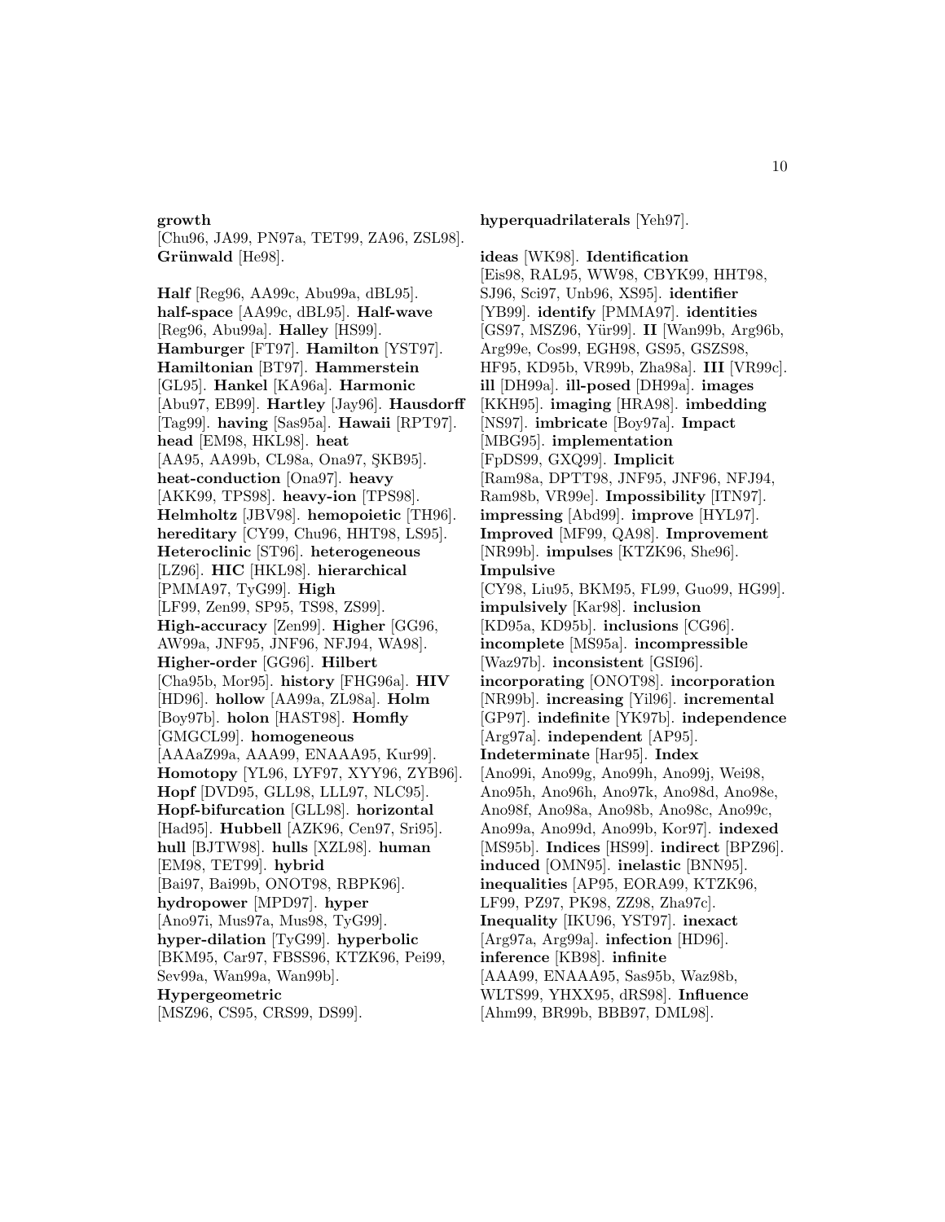**growth** [Chu96, JA99, PN97a, TET99, ZA96, ZSL98]. **Grünwald** [He98].

**Half** [Reg96, AA99c, Abu99a, dBL95]. **half-space** [AA99c, dBL95]. **Half-wave** [Reg96, Abu99a]. **Halley** [HS99]. **Hamburger** [FT97]. **Hamilton** [YST97]. **Hamiltonian** [BT97]. **Hammerstein** [GL95]. **Hankel** [KA96a]. **Harmonic** [Abu97, EB99]. **Hartley** [Jay96]. **Hausdorff** [Tag99]. **having** [Sas95a]. **Hawaii** [RPT97]. **head** [EM98, HKL98]. **heat** [AA95, AA99b, CL98a, Ona97, ŞKB95]. **heat-conduction** [Ona97]. **heavy** [AKK99, TPS98]. **heavy-ion** [TPS98]. **Helmholtz** [JBV98]. **hemopoietic** [TH96]. **hereditary** [CY99, Chu96, HHT98, LS95]. **Heteroclinic** [ST96]. **heterogeneous** [LZ96]. **HIC** [HKL98]. **hierarchical** [PMMA97, TyG99]. **High** [LF99, Zen99, SP95, TS98, ZS99]. **High-accuracy** [Zen99]. **Higher** [GG96, AW99a, JNF95, JNF96, NFJ94, WA98]. **Higher-order** [GG96]. **Hilbert** [Cha95b, Mor95]. **history** [FHG96a]. **HIV** [HD96]. **hollow** [AA99a, ZL98a]. **Holm** [Boy97b]. **holon** [HAST98]. **Homfly** [GMGCL99]. **homogeneous** [AAAaZ99a, AAA99, ENAAA95, Kur99]. **Homotopy** [YL96, LYF97, XYY96, ZYB96]. **Hopf** [DVD95, GLL98, LLL97, NLC95]. **Hopf-bifurcation** [GLL98]. **horizontal** [Had95]. **Hubbell** [AZK96, Cen97, Sri95]. **hull** [BJTW98]. **hulls** [XZL98]. **human** [EM98, TET99]. **hybrid** [Bai97, Bai99b, ONOT98, RBPK96]. **hydropower** [MPD97]. **hyper** [Ano97i, Mus97a, Mus98, TyG99]. **hyper-dilation** [TyG99]. **hyperbolic** [BKM95, Car97, FBSS96, KTZK96, Pei99, Sev99a, Wan99a, Wan99b]. **Hypergeometric** [MSZ96, CS95, CRS99, DS99].

**hyperquadrilaterals** [Yeh97].

**ideas** [WK98]. **Identification** [Eis98, RAL95, WW98, CBYK99, HHT98, SJ96, Sci97, Unb96, XS95]. **identifier** [YB99]. **identify** [PMMA97]. **identities** [GS97, MSZ96, Yür99]. **II** [Wan99b, Arg96b, Arg99e, Cos99, EGH98, GS95, GSZS98, HF95, KD95b, VR99b, Zha98a]. **III** [VR99c]. **ill** [DH99a]. **ill-posed** [DH99a]. **images** [KKH95]. **imaging** [HRA98]. **imbedding** [NS97]. **imbricate** [Boy97a]. **Impact** [MBG95]. **implementation** [FpDS99, GXQ99]. **Implicit** [Ram98a, DPTT98, JNF95, JNF96, NFJ94, Ram98b, VR99e]. **Impossibility** [ITN97]. **impressing** [Abd99]. **improve** [HYL97]. **Improved** [MF99, QA98]. **Improvement** [NR99b]. **impulses** [KTZK96, She96]. **Impulsive** [CY98, Liu95, BKM95, FL99, Guo99, HG99]. **impulsively** [Kar98]. **inclusion** [KD95a, KD95b]. **inclusions** [CG96]. **incomplete** [MS95a]. **incompressible** [Waz97b]. **inconsistent** [GSI96]. **incorporating** [ONOT98]. **incorporation** [NR99b]. **increasing** [Yil96]. **incremental** [GP97]. **indefinite** [YK97b]. **independence** [Arg97a]. **independent** [AP95]. **Indeterminate** [Har95]. **Index** [Ano99i, Ano99g, Ano99h, Ano99j, Wei98, Ano95h, Ano96h, Ano97k, Ano98d, Ano98e, Ano98f, Ano98a, Ano98b, Ano98c, Ano99c, Ano99a, Ano99d, Ano99b, Kor97]. **indexed** [MS95b]. **Indices** [HS99]. **indirect** [BPZ96]. **induced** [OMN95]. **inelastic** [BNN95]. **inequalities** [AP95, EORA99, KTZK96, LF99, PZ97, PK98, ZZ98, Zha97c]. **Inequality** [IKU96, YST97]. **inexact** [Arg97a, Arg99a]. **infection** [HD96]. **inference** [KB98]. **infinite** [AAA99, ENAAA95, Sas95b, Waz98b, WLTS99, YHXX95, dRS98]. **Influence** [Ahm99, BR99b, BBB97, DML98].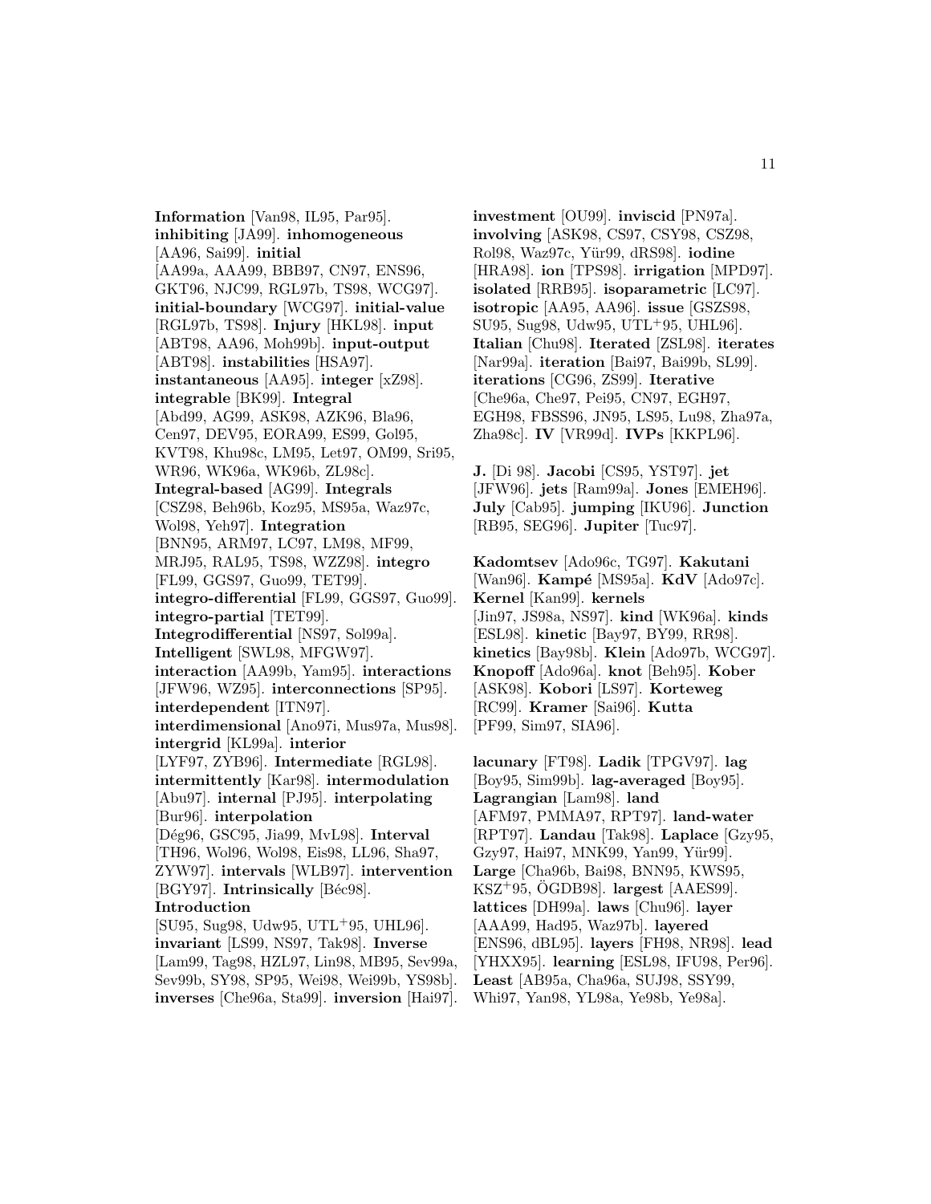**Information** [Van98, IL95, Par95]. **inhibiting** [JA99]. **inhomogeneous** [AA96, Sai99]. **initial** [AA99a, AAA99, BBB97, CN97, ENS96, GKT96, NJC99, RGL97b, TS98, WCG97]. **initial-boundary** [WCG97]. **initial-value** [RGL97b, TS98]. **Injury** [HKL98]. **input** [ABT98, AA96, Moh99b]. **input-output** [ABT98]. **instabilities** [HSA97]. **instantaneous** [AA95]. **integer** [xZ98]. **integrable** [BK99]. **Integral** [Abd99, AG99, ASK98, AZK96, Bla96, Cen97, DEV95, EORA99, ES99, Gol95, KVT98, Khu98c, LM95, Let97, OM99, Sri95, WR96, WK96a, WK96b, ZL98c]. **Integral-based** [AG99]. **Integrals** [CSZ98, Beh96b, Koz95, MS95a, Waz97c, Wol98, Yeh97]. **Integration** [BNN95, ARM97, LC97, LM98, MF99, MRJ95, RAL95, TS98, WZZ98]. **integro** [FL99, GGS97, Guo99, TET99]. **integro-differential** [FL99, GGS97, Guo99]. **integro-partial** [TET99]. **Integrodifferential** [NS97, Sol99a]. **Intelligent** [SWL98, MFGW97]. **interaction** [AA99b, Yam95]. **interactions** [JFW96, WZ95]. **interconnections** [SP95]. **interdependent** [ITN97]. **interdimensional** [Ano97i, Mus97a, Mus98]. **intergrid** [KL99a]. **interior** [LYF97, ZYB96]. **Intermediate** [RGL98]. **intermittently** [Kar98]. **intermodulation** [Abu97]. **internal** [PJ95]. **interpolating** [Bur96]. **interpolation** [Dég96, GSC95, Jia99, MvL98]. **Interval** [TH96, Wol96, Wol98, Eis98, LL96, Sha97, ZYW97]. **intervals** [WLB97]. **intervention** [BGY97]. **Intrinsically** [Béc98]. **Introduction** [SU95, Sug98, Udw95, UTL+95, UHL96]. **invariant** [LS99, NS97, Tak98]. **Inverse** [Lam99, Tag98, HZL97, Lin98, MB95, Sev99a, Sev99b, SY98, SP95, Wei98, Wei99b, YS98b]. **inverses** [Che96a, Sta99]. **inversion** [Hai97]. **investment** [OU99]. **inviscid** [PN97a]. **involving** [ASK98, CS97, CSY98, CSZ98, Rol98, Waz97c, Yür99, dRS98]. **iodine** [HRA98]. **ion** [TPS98]. **irrigation** [MPD97]. **isolated** [RRB95]. **isoparametric** [LC97]. **isotropic** [AA95, AA96]. **issue** [GSZS98, SU95, Sug98, Udw95, UTL+95, UHL96]. **Italian** [Chu98]. **Iterated** [ZSL98]. **iterates** [Nar99a]. **iteration** [Bai97, Bai99b, SL99]. **iterations** [CG96, ZS99]. **Iterative** [Che96a, Che97, Pei95, CN97, EGH97, EGH98, FBSS96, JN95, LS95, Lu98, Zha97a, Zha98c]. **IV** [VR99d]. **IVPs** [KKPL96].

**J.** [Di 98]. **Jacobi** [CS95, YST97]. **jet** [JFW96]. **jets** [Ram99a]. **Jones** [EMEH96]. **July** [Cab95]. **jumping** [IKU96]. **Junction** [RB95, SEG96]. **Jupiter** [Tuc97].

**Kadomtsev** [Ado96c, TG97]. **Kakutani** [Wan96]. **Kampé** [MS95a]. **KdV** [Ado97c]. **Kernel** [Kan99]. **kernels** [Jin97, JS98a, NS97]. **kind** [WK96a]. **kinds** [ESL98]. **kinetic** [Bay97, BY99, RR98]. **kinetics** [Bay98b]. **Klein** [Ado97b, WCG97]. **Knopoff** [Ado96a]. **knot** [Beh95]. **Kober** [ASK98]. **Kobori** [LS97]. **Korteweg** [RC99]. **Kramer** [Sai96]. **Kutta** [PF99, Sim97, SIA96].

**lacunary** [FT98]. **Ladik** [TPGV97]. **lag** [Boy95, Sim99b]. **lag-averaged** [Boy95]. **Lagrangian** [Lam98]. **land** [AFM97, PMMA97, RPT97]. **land-water** [RPT97]. **Landau** [Tak98]. **Laplace** [Gzy95, Gzy97, Hai97, MNK99, Yan99, Yür99]. **Large** [Cha96b, Bai98, BNN95, KWS95, KSZ+95, ÖGDB98]. **largest** [AAES99]. **lattices** [DH99a]. **laws** [Chu96]. **layer** [AAA99, Had95, Waz97b]. **layered** [ENS96, dBL95]. **layers** [FH98, NR98]. **lead** [YHXX95]. **learning** [ESL98, IFU98, Per96]. **Least** [AB95a, Cha96a, SUJ98, SSY99, Whi97, Yan98, YL98a, Ye98b, Ye98a].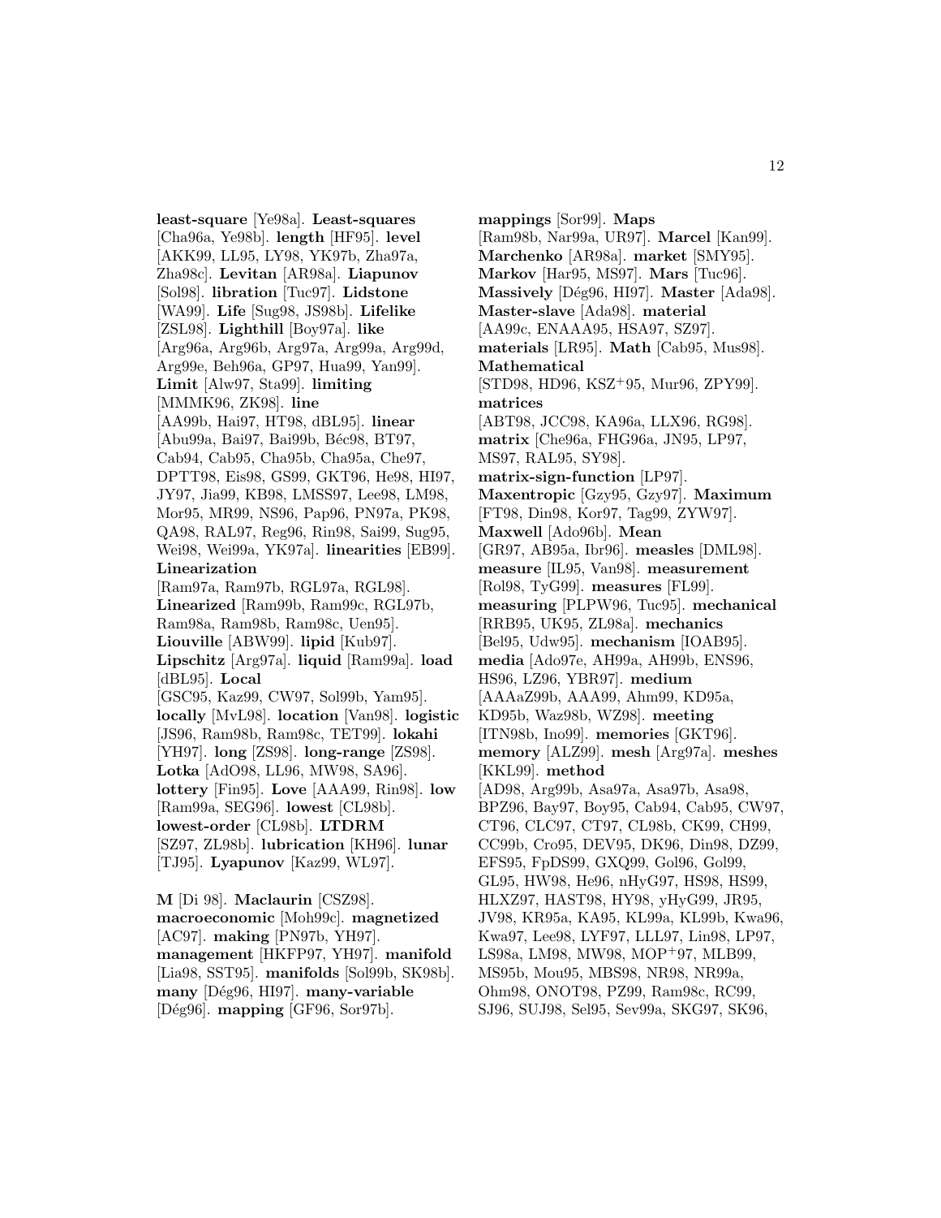**least-square** [Ye98a]. **Least-squares** [Cha96a, Ye98b]. **length** [HF95]. **level** [AKK99, LL95, LY98, YK97b, Zha97a, Zha98c]. **Levitan** [AR98a]. **Liapunov** [Sol98]. **libration** [Tuc97]. **Lidstone** [WA99]. **Life** [Sug98, JS98b]. **Lifelike** [ZSL98]. **Lighthill** [Boy97a]. **like** [Arg96a, Arg96b, Arg97a, Arg99a, Arg99d, Arg99e, Beh96a, GP97, Hua99, Yan99]. **Limit** [Alw97, Sta99]. **limiting** [MMMK96, ZK98]. **line** [AA99b, Hai97, HT98, dBL95]. **linear** [Abu99a, Bai97, Bai99b, Béc98, BT97, Cab94, Cab95, Cha95b, Cha95a, Che97, DPTT98, Eis98, GS99, GKT96, He98, HI97, JY97, Jia99, KB98, LMSS97, Lee98, LM98, Mor95, MR99, NS96, Pap96, PN97a, PK98, QA98, RAL97, Reg96, Rin98, Sai99, Sug95, Wei98, Wei99a, YK97a]. **linearities** [EB99]. **Linearization** [Ram97a, Ram97b, RGL97a, RGL98]. **Linearized** [Ram99b, Ram99c, RGL97b, Ram98a, Ram98b, Ram98c, Uen95]. **Liouville** [ABW99]. **lipid** [Kub97]. **Lipschitz** [Arg97a]. **liquid** [Ram99a]. **load** [dBL95]. **Local** [GSC95, Kaz99, CW97, Sol99b, Yam95]. **locally** [MvL98]. **location** [Van98]. **logistic** [JS96, Ram98b, Ram98c, TET99]. **lokahi** [YH97]. **long** [ZS98]. **long-range** [ZS98]. **Lotka** [AdO98, LL96, MW98, SA96]. **lottery** [Fin95]. **Love** [AAA99, Rin98]. **low** [Ram99a, SEG96]. **lowest** [CL98b]. **lowest-order** [CL98b]. **LTDRM** [SZ97, ZL98b]. **lubrication** [KH96]. **lunar** [TJ95]. **Lyapunov** [Kaz99, WL97].

**M** [Di 98]. **Maclaurin** [CSZ98]. **macroeconomic** [Moh99c]. **magnetized** [AC97]. **making** [PN97b, YH97]. **management** [HKFP97, YH97]. **manifold** [Lia98, SST95]. **manifolds** [Sol99b, SK98b]. **many** [Dég96, HI97]. **many-variable** [Dég96]. **mapping** [GF96, Sor97b]. **mappings** [Sor99]. **Maps** [Ram98b, Nar99a, UR97]. **Marcel** [Kan99]. **Marchenko** [AR98a]. **market** [SMY95]. **Markov** [Har95, MS97]. **Mars** [Tuc96]. **Massively** [Dég96, HI97]. **Master** [Ada98]. **Master-slave** [Ada98]. **material** [AA99c, ENAAA95, HSA97, SZ97]. **materials** [LR95]. **Math** [Cab95, Mus98]. **Mathematical** [STD98, HD96, KSZ+95, Mur96, ZPY99]. **matrices** [ABT98, JCC98, KA96a, LLX96, RG98]. **matrix** [Che96a, FHG96a, JN95, LP97, MS97, RAL95, SY98]. **matrix-sign-function** [LP97]. **Maxentropic** [Gzy95, Gzy97]. **Maximum** [FT98, Din98, Kor97, Tag99, ZYW97]. **Maxwell** [Ado96b]. **Mean** [GR97, AB95a, Ibr96]. **measles** [DML98]. **measure** [IL95, Van98]. **measurement** [Rol98, TyG99]. **measures** [FL99]. **measuring** [PLPW96, Tuc95]. **mechanical** [RRB95, UK95, ZL98a]. **mechanics** [Bel95, Udw95]. **mechanism** [IOAB95]. **media** [Ado97e, AH99a, AH99b, ENS96, HS96, LZ96, YBR97]. **medium** [AAAaZ99b, AAA99, Ahm99, KD95a, KD95b, Waz98b, WZ98]. **meeting** [ITN98b, Ino99]. **memories** [GKT96]. **memory** [ALZ99]. **mesh** [Arg97a]. **meshes** [KKL99]. **method** [AD98, Arg99b, Asa97a, Asa97b, Asa98, BPZ96, Bay97, Boy95, Cab94, Cab95, CW97, CT96, CLC97, CT97, CL98b, CK99, CH99, CC99b, Cro95, DEV95, DK96, Din98, DZ99, EFS95, FpDS99, GXQ99, Gol96, Gol99, GL95, HW98, He96, nHyG97, HS98, HS99, HLXZ97, HAST98, HY98, yHyG99, JR95, JV98, KR95a, KA95, KL99a, KL99b, Kwa96, Kwa97, Lee98, LYF97, LLL97, Lin98, LP97, LS98a, LM98, MW98, MOP+97, MLB99, MS95b, Mou95, MBS98, NR98, NR99a, Ohm98, ONOT98, PZ99, Ram98c, RC99, SJ96, SUJ98, Sel95, Sev99a, SKG97, SK96,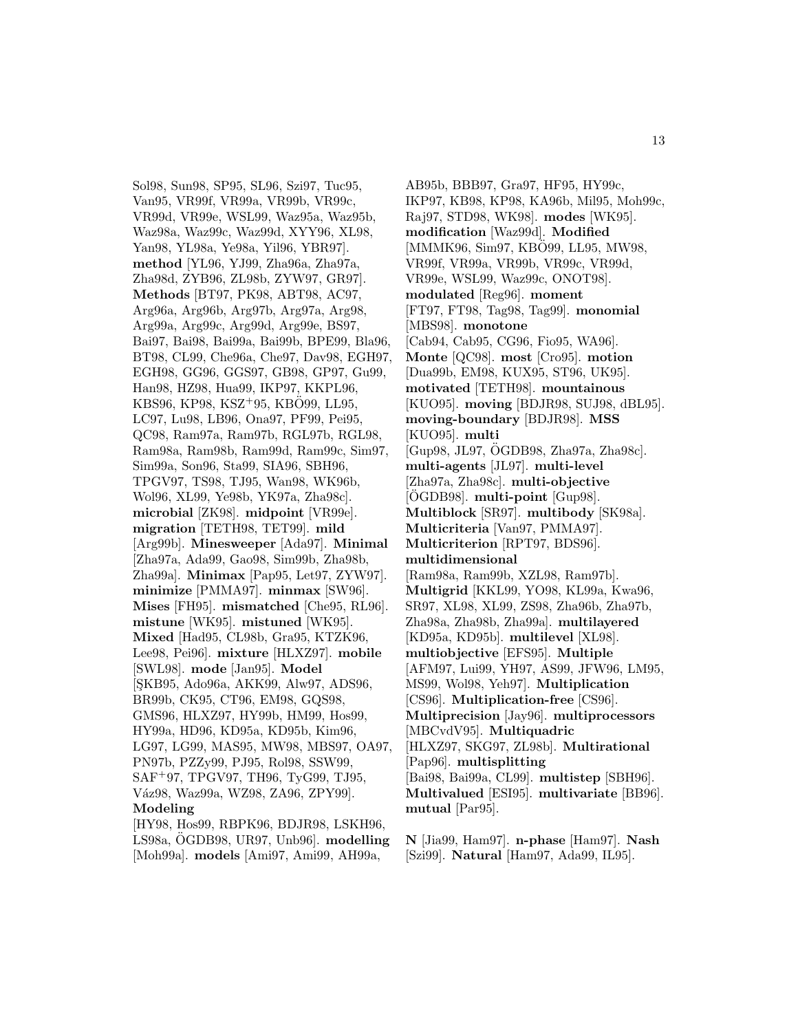Sol98, Sun98, SP95, SL96, Szi97, Tuc95, Van95, VR99f, VR99a, VR99b, VR99c, VR99d, VR99e, WSL99, Waz95a, Waz95b, Waz98a, Waz99c, Waz99d, XYY96, XL98, Yan98, YL98a, Ye98a, Yil96, YBR97]. **method** [YL96, YJ99, Zha96a, Zha97a, Zha98d, ZYB96, ZL98b, ZYW97, GR97]. **Methods** [BT97, PK98, ABT98, AC97, Arg96a, Arg96b, Arg97b, Arg97a, Arg98, Arg99a, Arg99c, Arg99d, Arg99e, BS97, Bai97, Bai98, Bai99a, Bai99b, BPE99, Bla96, BT98, CL99, Che96a, Che97, Dav98, EGH97, EGH98, GG96, GGS97, GB98, GP97, Gu99, Han98, HZ98, Hua99, IKP97, KKPL96, KBS96, KP98, KSZ+95, KBÖ99, LL95, LC97, Lu98, LB96, Ona97, PF99, Pei95, QC98, Ram97a, Ram97b, RGL97b, RGL98, Ram98a, Ram98b, Ram99d, Ram99c, Sim97, Sim99a, Son96, Sta99, SIA96, SBH96, TPGV97, TS98, TJ95, Wan98, WK96b, Wol96, XL99, Ye98b, YK97a, Zha98c]. **microbial** [ZK98]. **midpoint** [VR99e]. **migration** [TETH98, TET99]. **mild** [Arg99b]. **Minesweeper** [Ada97]. **Minimal** [Zha97a, Ada99, Gao98, Sim99b, Zha98b, Zha99a]. **Minimax** [Pap95, Let97, ZYW97]. **minimize** [PMMA97]. **minmax** [SW96]. **Mises** [FH95]. **mismatched** [Che95, RL96]. **mistune** [WK95]. **mistuned** [WK95]. **Mixed** [Had95, CL98b, Gra95, KTZK96, Lee98, Pei96]. **mixture** [HLXZ97]. **mobile** [SWL98]. **mode** [Jan95]. **Model** [ŞKB95, Ado96a, AKK99, Alw97, ADS96, BR99b, CK95, CT96, EM98, GQS98, GMS96, HLXZ97, HY99b, HM99, Hos99, HY99a, HD96, KD95a, KD95b, Kim96, LG97, LG99, MAS95, MW98, MBS97, OA97, PN97b, PZZy99, PJ95, Rol98, SSW99, SAF+97, TPGV97, TH96, TyG99, TJ95, Váz98, Waz99a, WZ98, ZA96, ZPY99]. **Modeling** [HY98, Hos99, RBPK96, BDJR98, LSKH96, LS98a, ÖGDB98, UR97, Unb96]. **modelling** [Moh99a]. **models** [Ami97, Ami99, AH99a, AB95b, BBB97, Gra97, HF95, HY99c, IKP97, KB98, KP98, KA96b, Mil95, Moh99c, Raj97, STD98, WK98]. **modes** [WK95]. **modification** [Waz99d]. **Modified** [MMMK96, Sim97, KBÖ99, LL95, MW98, VR99f, VR99a, VR99b, VR99c, VR99d, VR99e, WSL99, Waz99c, ONOT98]. **modulated** [Reg96]. **moment** [FT97, FT98, Tag98, Tag99]. **monomial** [MBS98]. **monotone** [Cab94, Cab95, CG96, Fio95, WA96]. **Monte** [QC98]. **most** [Cro95]. **motion** [Dua99b, EM98, KUX95, ST96, UK95]. **motivated** [TETH98]. **mountainous** [KUO95]. **moving** [BDJR98, SUJ98, dBL95]. **moving-boundary** [BDJR98]. **MSS** [KUO95]. **multi** [Gup98, JL97, ÖGDB98, Zha97a, Zha98c]. **multi-agents** [JL97]. **multi-level** [Zha97a, Zha98c]. **multi-objective** [ÖGDB98]. **multi-point** [Gup98]. **Multiblock** [SR97]. **multibody** [SK98a]. **Multicriteria** [Van97, PMMA97]. **Multicriterion** [RPT97, BDS96]. **multidimensional** [Ram98a, Ram99b, XZL98, Ram97b]. **Multigrid** [KKL99, YO98, KL99a, Kwa96, SR97, XL98, XL99, ZS98, Zha96b, Zha97b, Zha98a, Zha98b, Zha99a]. **multilayered** [KD95a, KD95b]. **multilevel** [XL98]. **multiobjective** [EFS95]. **Multiple** [AFM97, Lui99, YH97, AS99, JFW96, LM95, MS99, Wol98, Yeh97]. **Multiplication** [CS96]. **Multiplication-free** [CS96]. **Multiprecision** [Jay96]. **multiprocessors** [MBCvdV95]. **Multiquadric** [HLXZ97, SKG97, ZL98b]. **Multirational** [Pap96]. **multisplitting** [Bai98, Bai99a, CL99]. **multistep** [SBH96]. **Multivalued** [ESI95]. **multivariate** [BB96]. **mutual** [Par95].

**N** [Jia99, Ham97]. **n-phase** [Ham97]. **Nash** [Szi99]. **Natural** [Ham97, Ada99, IL95].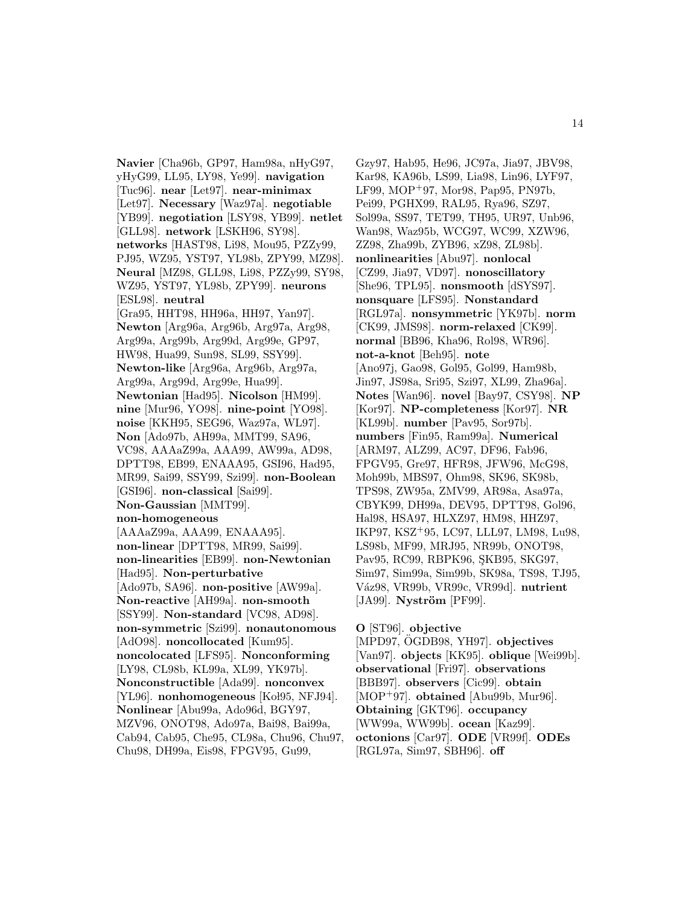**Navier** [Cha96b, GP97, Ham98a, nHyG97, yHyG99, LL95, LY98, Ye99]. **navigation** [Tuc96]. **near** [Let97]. **near-minimax** [Let97]. **Necessary** [Waz97a]. **negotiable** [YB99]. **negotiation** [LSY98, YB99]. **netlet** [GLL98]. **network** [LSKH96, SY98]. **networks** [HAST98, Li98, Mou95, PZZy99, PJ95, WZ95, YST97, YL98b, ZPY99, MZ98]. **Neural** [MZ98, GLL98, Li98, PZZy99, SY98, WZ95, YST97, YL98b, ZPY99]. **neurons** [ESL98]. **neutral** [Gra95, HHT98, HH96a, HH97, Yan97]. **Newton** [Arg96a, Arg96b, Arg97a, Arg98, Arg99a, Arg99b, Arg99d, Arg99e, GP97, HW98, Hua99, Sun98, SL99, SSY99]. **Newton-like** [Arg96a, Arg96b, Arg97a, Arg99a, Arg99d, Arg99e, Hua99]. **Newtonian** [Had95]. **Nicolson** [HM99]. **nine** [Mur96, YO98]. **nine-point** [YO98]. **noise** [KKH95, SEG96, Waz97a, WL97]. **Non** [Ado97b, AH99a, MMT99, SA96, VC98, AAAaZ99a, AAA99, AW99a, AD98, DPTT98, EB99, ENAAA95, GSI96, Had95, MR99, Sai99, SSY99, Szi99]. **non-Boolean** [GSI96]. **non-classical** [Sai99]. **Non-Gaussian** [MMT99]. **non-homogeneous** [AAAaZ99a, AAA99, ENAAA95]. **non-linear** [DPTT98, MR99, Sai99]. **non-linearities** [EB99]. **non-Newtonian** [Had95]. **Non-perturbative** [Ado97b, SA96]. **non-positive** [AW99a]. **Non-reactive** [AH99a]. **non-smooth** [SSY99]. **Non-standard** [VC98, AD98]. **non-symmetric** [Szi99]. **nonautonomous** [AdO98]. **noncollocated** [Kum95]. **noncolocated** [LFS95]. **Nonconforming** [LY98, CL98b, KL99a, XL99, YK97b]. **Nonconstructible** [Ada99]. **nonconvex** [YL96]. **nonhomogeneous** [Kol95, NFJ94]. **Nonlinear** [Abu99a, Ado96d, BGY97, MZV96, ONOT98, Ado97a, Bai98, Bai99a, Cab94, Cab95, Che95, CL98a, Chu96, Chu97, Chu98, DH99a, Eis98, FPGV95, Gu99, Gzy97, Hab95, He96, JC97a, Jia97, JBV98, Kar98, KA96b, LS99, Lia98, Lin96, LYF97, LF99, MOP+97, Mor98, Pap95, PN97b, Pei99, PGHX99, RAL95, Rya96, SZ97, Sol99a, SS97, TET99, TH95, UR97, Unb96, Wan98, Waz95b, WCG97, WC99, XZW96, ZZ98, Zha99b, ZYB96, xZ98, ZL98b]. **nonlinearities** [Abu97]. **nonlocal** [CZ99, Jia97, VD97]. **nonoscillatory** [She96, TPL95]. **nonsmooth** [dSYS97]. **nonsquare** [LFS95]. **Nonstandard** [RGL97a]. **nonsymmetric** [YK97b]. **norm** [CK99, JMS98]. **norm-relaxed** [CK99]. **normal** [BB96, Kha96, Rol98, WR96]. **not-a-knot** [Beh95]. **note** [Ano97j, Gao98, Gol95, Gol99, Ham98b, Jin97, JS98a, Sri95, Szi97, XL99, Zha96a]. **Notes** [Wan96]. **novel** [Bay97, CSY98]. **NP** [Kor97]. **NP-completeness** [Kor97]. **NR** [KL99b]. **number** [Pav95, Sor97b]. **numbers** [Fin95, Ram99a]. **Numerical** [ARM97, ALZ99, AC97, DF96, Fab96, FPGV95, Gre97, HFR98, JFW96, McG98, Moh99b, MBS97, Ohm98, SK96, SK98b, TPS98, ZW95a, ZMV99, AR98a, Asa97a, CBYK99, DH99a, DEV95, DPTT98, Gol96, Hal98, HSA97, HLXZ97, HM98, HHZ97, IKP97, KSZ+95, LC97, LLL97, LM98, Lu98, LS98b, MF99, MRJ95, NR99b, ONOT98, Pav95, RC99, RBPK96, ŞKB95, SKG97, Sim97, Sim99a, Sim99b, SK98a, TS98, TJ95, Váz98, VR99b, VR99c, VR99d]. **nutrient** [JA99]. **Nyström** [PF99].

**O** [ST96]. **objective** [MPD97, ÖGDB98, YH97]. **objectives** [Van97]. **objects** [KK95]. **oblique** [Wei99b]. **observational** [Fri97]. **observations** [BBB97]. **observers** [Cic99]. **obtain** [MOP+97]. **obtained** [Abu99b, Mur96]. **Obtaining** [GKT96]. **occupancy** [WW99a, WW99b]. **ocean** [Kaz99]. **octonions** [Car97]. **ODE** [VR99f]. **ODEs** [RGL97a, Sim97, SBH96]. **off**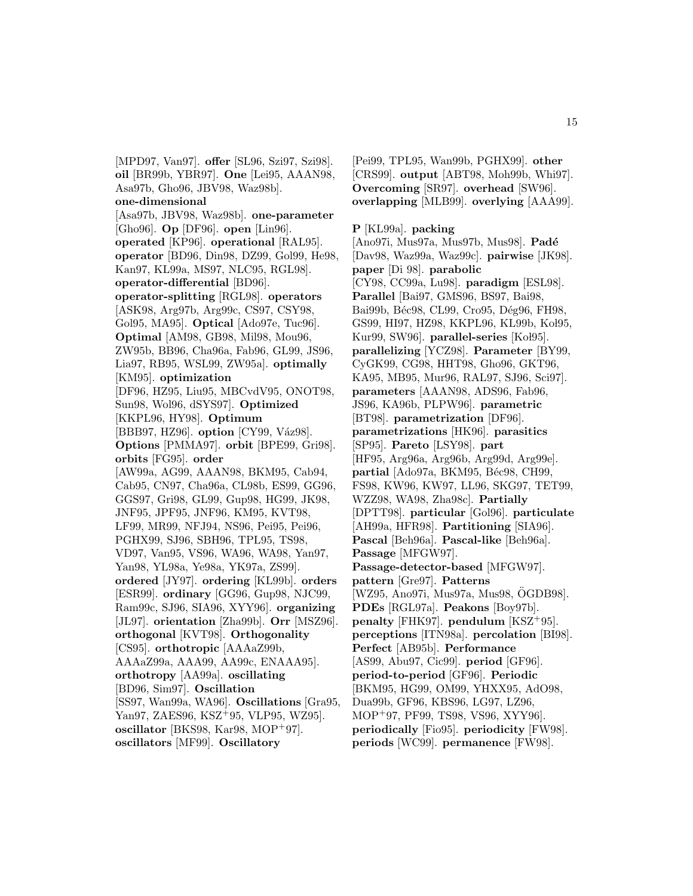[MPD97, Van97]. **offer** [SL96, Szi97, Szi98]. **oil** [BR99b, YBR97]. **One** [Lei95, AAAN98, Asa97b, Gho96, JBV98, Waz98b]. **one-dimensional** [Asa97b, JBV98, Waz98b]. **one-parameter** [Gho96]. **Op** [DF96]. **open** [Lin96]. **operated** [KP96]. **operational** [RAL95]. **operator** [BD96, Din98, DZ99, Gol99, He98, Kan97, KL99a, MS97, NLC95, RGL98]. **operator-differential** [BD96]. **operator-splitting** [RGL98]. **operators** [ASK98, Arg97b, Arg99c, CS97, CSY98, Gol95, MA95]. **Optical** [Ado97e, Tuc96]. **Optimal** [AM98, GB98, Mil98, Mou96, ZW95b, BB96, Cha96a, Fab96, GL99, JS96, Lia97, RB95, WSL99, ZW95a]. **optimally** [KM95]. **optimization** [DF96, HZ95, Liu95, MBCvdV95, ONOT98, Sun98, Wol96, dSYS97]. **Optimized** [KKPL96, HY98]. **Optimum** [BBB97, HZ96]. **option** [CY99, Váz98]. **Options** [PMMA97]. **orbit** [BPE99, Gri98]. **orbits** [FG95]. **order** [AW99a, AG99, AAAN98, BKM95, Cab94, Cab95, CN97, Cha96a, CL98b, ES99, GG96, GGS97, Gri98, GL99, Gup98, HG99, JK98, JNF95, JPF95, JNF96, KM95, KVT98, LF99, MR99, NFJ94, NS96, Pei95, Pei96, PGHX99, SJ96, SBH96, TPL95, TS98, VD97, Van95, VS96, WA96, WA98, Yan97, Yan98, YL98a, Ye98a, YK97a, ZS99]. **ordered** [JY97]. **ordering** [KL99b]. **orders** [ESR99]. **ordinary** [GG96, Gup98, NJC99, Ram99c, SJ96, SIA96, XYY96]. **organizing** [JL97]. **orientation** [Zha99b]. **Orr** [MSZ96]. **orthogonal** [KVT98]. **Orthogonality** [CS95]. **orthotropic** [AAAaZ99b, AAAaZ99a, AAA99, AA99c, ENAAA95]. **orthotropy** [AA99a]. **oscillating** [BD96, Sim97]. **Oscillation** [SS97, Wan99a, WA96]. **Oscillations** [Gra95, Yan97, ZAES96, KSZ+95, VLP95, WZ95]. **oscillator** [BKS98, Kar98, MOP+97]. **oscillators** [MF99]. **Oscillatory** [Pei99, TPL95, Wan99b, PGHX99]. **other** [CRS99]. **output** [ABT98, Moh99b, Whi97]. **Overcoming** [SR97]. **overhead** [SW96]. **overlapping** [MLB99]. **overlying** [AAA99].

**P** [KL99a]. **packing** [Ano97i, Mus97a, Mus97b, Mus98]. **Padé** [Dav98, Waz99a, Waz99c]. **pairwise** [JK98]. **paper** [Di 98]. **parabolic** [CY98, CC99a, Lu98]. **paradigm** [ESL98]. **Parallel** [Bai97, GMS96, BS97, Bai98, Bai99b, Béc98, CL99, Cro95, Dég96, FH98, GS99, HI97, HZ98, KKPL96, KL99b, Koł95, Kur99, SW96]. **parallel-series** [Koł95]. **parallelizing** [YCZ98]. **Parameter** [BY99, CyGK99, CG98, HHT98, Gho96, GKT96, KA95, MB95, Mur96, RAL97, SJ96, Sci97]. **parameters** [AAAN98, ADS96, Fab96, JS96, KA96b, PLPW96]. **parametric** [BT98]. **parametrization** [DF96]. **parametrizations** [HK96]. **parasitics** [SP95]. **Pareto** [LSY98]. **part** [HF95, Arg96a, Arg96b, Arg99d, Arg99e]. **partial** [Ado97a, BKM95, Béc98, CH99, FS98, KW96, KW97, LL96, SKG97, TET99, WZZ98, WA98, Zha98c]. **Partially** [DPTT98]. **particular** [Gol96]. **particulate** [AH99a, HFR98]. **Partitioning** [SIA96]. **Pascal** [Beh96a]. **Pascal-like** [Beh96a]. **Passage** [MFGW97]. **Passage-detector-based** [MFGW97]. **pattern** [Gre97]. **Patterns** [WZ95, Ano97i, Mus97a, Mus98, ÖGDB98]. **PDEs** [RGL97a]. **Peakons** [Boy97b]. **penalty** [FHK97]. **pendulum** [KSZ+95]. **perceptions** [ITN98a]. **percolation** [BI98]. **Perfect** [AB95b]. **Performance** [AS99, Abu97, Cic99]. **period** [GF96]. **period-to-period** [GF96]. **Periodic** [BKM95, HG99, OM99, YHXX95, AdO98, Dua99b, GF96, KBS96, LG97, LZ96, MOP+97, PF99, TS98, VS96, XYY96]. **periodically** [Fio95]. **periodicity** [FW98]. **periods** [WC99]. **permanence** [FW98].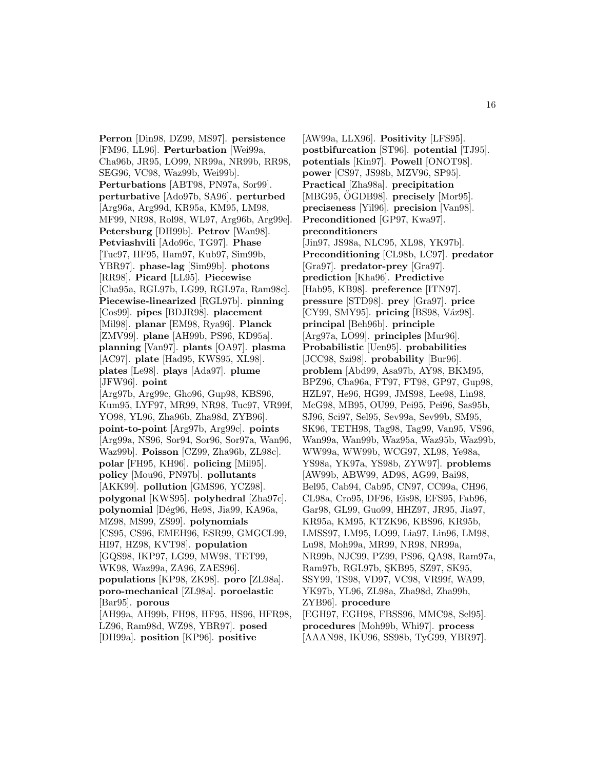**Perron** [Din98, DZ99, MS97]. **persistence** [FM96, LL96]. **Perturbation** [Wei99a, Cha96b, JR95, LO99, NR99a, NR99b, RR98, SEG96, VC98, Waz99b, Wei99b]. **Perturbations** [ABT98, PN97a, Sor99]. **perturbative** [Ado97b, SA96]. **perturbed** [Arg96a, Arg99d, KR95a, KM95, LM98, MF99, NR98, Rol98, WL97, Arg96b, Arg99e]. **Petersburg** [DH99b]. **Petrov** [Wan98]. **Petviashvili** [Ado96c, TG97]. **Phase** [Tuc97, HF95, Ham97, Kub97, Sim99b, YBR97]. **phase-lag** [Sim99b]. **photons** [RR98]. **Picard** [LL95]. **Piecewise** [Cha95a, RGL97b, LG99, RGL97a, Ram98c]. **Piecewise-linearized** [RGL97b]. **pinning** [Cos99]. **pipes** [BDJR98]. **placement** [Mil98]. **planar** [EM98, Rya96]. **Planck** [ZMV99]. **plane** [AH99b, PS96, KD95a]. **planning** [Van97]. **plants** [OA97]. **plasma** [AC97]. **plate** [Had95, KWS95, XL98]. **plates** [Le98]. **plays** [Ada97]. **plume** [JFW96]. **point** [Arg97b, Arg99c, Gho96, Gup98, KBS96, Kum95, LYF97, MR99, NR98, Tuc97, VR99f, YO98, YL96, Zha96b, Zha98d, ZYB96]. **point-to-point** [Arg97b, Arg99c]. **points** [Arg99a, NS96, Sor94, Sor96, Sor97a, Wan96, Waz99b]. **Poisson** [CZ99, Zha96b, ZL98c]. **polar** [FH95, KH96]. **policing** [Mil95]. **policy** [Mou96, PN97b]. **pollutants** [AKK99]. **pollution** [GMS96, YCZ98]. **polygonal** [KWS95]. **polyhedral** [Zha97c]. **polynomial** [Dég96, He98, Jia99, KA96a, MZ98, MS99, ZS99]. **polynomials** [CS95, CS96, EMEH96, ESR99, GMGCL99, HI97, HZ98, KVT98]. **population** [GQS98, IKP97, LG99, MW98, TET99, WK98, Waz99a, ZA96, ZAES96]. **populations** [KP98, ZK98]. **poro** [ZL98a]. **poro-mechanical** [ZL98a]. **poroelastic** [Bar95]. **porous** [AH99a, AH99b, FH98, HF95, HS96, HFR98, LZ96, Ram98d, WZ98, YBR97]. **posed** [DH99a]. **position** [KP96]. **positive** [AW99a, LLX96]. **Positivity** [LFS95]. **postbifurcation** [ST96]. **potential** [TJ95]. **potentials** [Kin97]. **Powell** [ONOT98]. **power** [CS97, JS98b, MZV96, SP95]. **Practical** [Zha98a]. **precipitation** [MBG95, ÖGDB98]. **precisely** [Mor95]. **preciseness** [Yil96]. **precision** [Van98]. **Preconditioned** [GP97, Kwa97]. **preconditioners** [Jin97, JS98a, NLC95, XL98, YK97b]. **Preconditioning** [CL98b, LC97]. **predator** [Gra97]. **predator-prey** [Gra97]. **prediction** [Kha96]. **Predictive** [Hab95, KB98]. **preference** [ITN97]. **pressure** [STD98]. **prey** [Gra97]. **price** [CY99, SMY95]. **pricing** [BS98, Váz98]. **principal** [Beh96b]. **principle** [Arg97a, LO99]. **principles** [Mur96]. **Probabilistic** [Uen95]. **probabilities** [JCC98, Szi98]. **probability** [Bur96]. **problem** [Abd99, Asa97b, AY98, BKM95, BPZ96, Cha96a, FT97, FT98, GP97, Gup98, HZL97, He96, HG99, JMS98, Lee98, Lin98, McG98, MB95, OU99, Pei95, Pei96, Sas95b, SJ96, Sci97, Sel95, Sev99a, Sev99b, SM95, SK96, TETH98, Tag98, Tag99, Van95, VS96, Wan99a, Wan99b, Waz95a, Waz95b, Waz99b, WW99a, WW99b, WCG97, XL98, Ye98a, YS98a, YK97a, YS98b, ZYW97]. **problems** [AW99b, ABW99, AD98, AG99, Bai98, Bel95, Cab94, Cab95, CN97, CC99a, CH96, CL98a, Cro95, DF96, Eis98, EFS95, Fab96, Gar98, GL99, Guo99, HHZ97, JR95, Jia97, KR95a, KM95, KTZK96, KBS96, KR95b, LMSS97, LM95, LO99, Lia97, Lin96, LM98, Lu98, Moh99a, MR99, NR98, NR99a, NR99b, NJC99, PZ99, PS96, QA98, Ram97a, Ram97b, RGL97b, ŞKB95, SZ97, SK95, SSY99, TS98, VD97, VC98, VR99f, WA99, YK97b, YL96, ZL98a, Zha98d, Zha99b, ZYB96]. **procedure** [EGH97, EGH98, FBSS96, MMC98, Sel95]. **procedures** [Moh99b, Whi97]. **process** [AAAN98, IKU96, SS98b, TyG99, YBR97].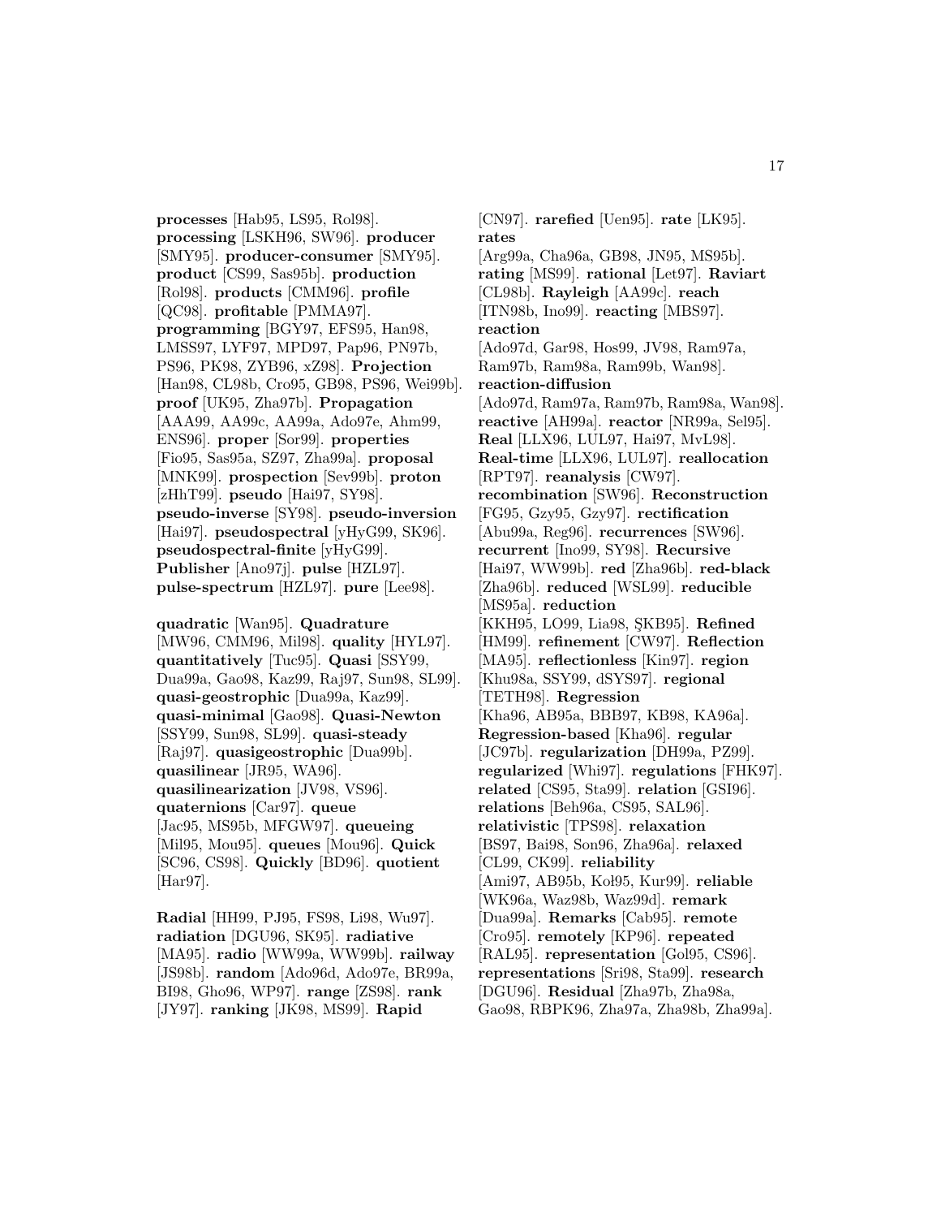**processes** [Hab95, LS95, Rol98]. **processing** [LSKH96, SW96]. **producer** [SMY95]. **producer-consumer** [SMY95]. **product** [CS99, Sas95b]. **production** [Rol98]. **products** [CMM96]. **profile** [QC98]. **profitable** [PMMA97]. **programming** [BGY97, EFS95, Han98, LMSS97, LYF97, MPD97, Pap96, PN97b, PS96, PK98, ZYB96, xZ98]. **Projection** [Han98, CL98b, Cro95, GB98, PS96, Wei99b]. **proof** [UK95, Zha97b]. **Propagation** [AAA99, AA99c, AA99a, Ado97e, Ahm99, ENS96]. **proper** [Sor99]. **properties** [Fio95, Sas95a, SZ97, Zha99a]. **proposal** [MNK99]. **prospection** [Sev99b]. **proton** [zHhT99]. **pseudo** [Hai97, SY98]. **pseudo-inverse** [SY98]. **pseudo-inversion** [Hai97]. **pseudospectral** [yHyG99, SK96]. **pseudospectral-finite** [yHyG99]. **Publisher** [Ano97j]. **pulse** [HZL97]. **pulse-spectrum** [HZL97]. **pure** [Lee98].

**quadratic** [Wan95]. **Quadrature** [MW96, CMM96, Mil98]. **quality** [HYL97]. **quantitatively** [Tuc95]. **Quasi** [SSY99, Dua99a, Gao98, Kaz99, Raj97, Sun98, SL99]. **quasi-geostrophic** [Dua99a, Kaz99]. **quasi-minimal** [Gao98]. **Quasi-Newton** [SSY99, Sun98, SL99]. **quasi-steady** [Raj97]. **quasigeostrophic** [Dua99b]. **quasilinear** [JR95, WA96]. **quasilinearization** [JV98, VS96]. **quaternions** [Car97]. **queue** [Jac95, MS95b, MFGW97]. **queueing** [Mil95, Mou95]. **queues** [Mou96]. **Quick** [SC96, CS98]. **Quickly** [BD96]. **quotient** [Har97].

**Radial** [HH99, PJ95, FS98, Li98, Wu97]. **radiation** [DGU96, SK95]. **radiative** [MA95]. **radio** [WW99a, WW99b]. **railway** [JS98b]. **random** [Ado96d, Ado97e, BR99a, BI98, Gho96, WP97]. **range** [ZS98]. **rank** [JY97]. **ranking** [JK98, MS99]. **Rapid** [CN97]. **rarefied** [Uen95]. **rate** [LK95]. **rates** [Arg99a, Cha96a, GB98, JN95, MS95b]. **rating** [MS99]. **rational** [Let97]. **Raviart** [CL98b]. **Rayleigh** [AA99c]. **reach** [ITN98b, Ino99]. **reacting** [MBS97]. **reaction** [Ado97d, Gar98, Hos99, JV98, Ram97a, Ram97b, Ram98a, Ram99b, Wan98]. **reaction-diffusion** [Ado97d, Ram97a, Ram97b, Ram98a, Wan98]. **reactive** [AH99a]. **reactor** [NR99a, Sel95]. **Real** [LLX96, LUL97, Hai97, MvL98]. **Real-time** [LLX96, LUL97]. **reallocation** [RPT97]. **reanalysis** [CW97]. **recombination** [SW96]. **Reconstruction** [FG95, Gzy95, Gzy97]. **rectification** [Abu99a, Reg96]. **recurrences** [SW96]. **recurrent** [Ino99, SY98]. **Recursive** [Hai97, WW99b]. **red** [Zha96b]. **red-black** [Zha96b]. **reduced** [WSL99]. **reducible** [MS95a]. **reduction** [KKH95, LO99, Lia98, ŞKB95]. **Refined** [HM99]. **refinement** [CW97]. **Reflection** [MA95]. **reflectionless** [Kin97]. **region** [Khu98a, SSY99, dSYS97]. **regional** [TETH98]. **Regression** [Kha96, AB95a, BBB97, KB98, KA96a]. **Regression-based** [Kha96]. **regular** [JC97b]. **regularization** [DH99a, PZ99]. **regularized** [Whi97]. **regulations** [FHK97]. **related** [CS95, Sta99]. **relation** [GSI96]. **relations** [Beh96a, CS95, SAL96]. **relativistic** [TPS98]. **relaxation** [BS97, Bai98, Son96, Zha96a]. **relaxed** [CL99, CK99]. **reliability** [Ami97, AB95b, Koł95, Kur99]. **reliable** [WK96a, Waz98b, Waz99d]. **remark** [Dua99a]. **Remarks** [Cab95]. **remote** [Cro95]. **remotely** [KP96]. **repeated** [RAL95]. **representation** [Gol95, CS96]. **representations** [Sri98, Sta99]. **research** [DGU96]. **Residual** [Zha97b, Zha98a, Gao98, RBPK96, Zha97a, Zha98b, Zha99a].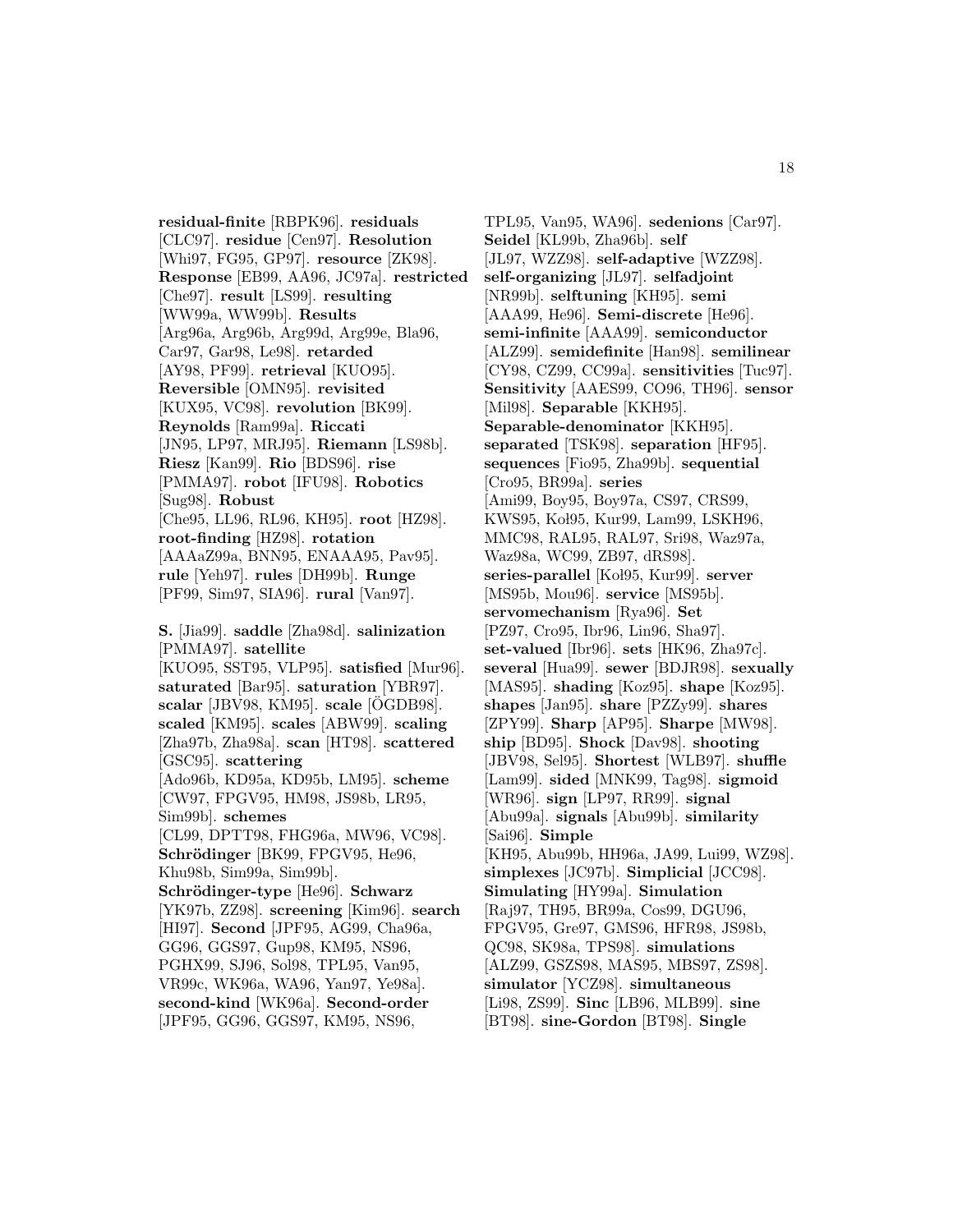**residual-finite** [RBPK96]. **residuals** [CLC97]. **residue** [Cen97]. **Resolution** [Whi97, FG95, GP97]. **resource** [ZK98]. **Response** [EB99, AA96, JC97a]. **restricted** [Che97]. **result** [LS99]. **resulting** [WW99a, WW99b]. **Results** [Arg96a, Arg96b, Arg99d, Arg99e, Bla96, Car97, Gar98, Le98]. **retarded** [AY98, PF99]. **retrieval** [KUO95]. **Reversible** [OMN95]. **revisited** [KUX95, VC98]. **revolution** [BK99]. **Reynolds** [Ram99a]. **Riccati** [JN95, LP97, MRJ95]. **Riemann** [LS98b]. **Riesz** [Kan99]. **Rio** [BDS96]. **rise** [PMMA97]. **robot** [IFU98]. **Robotics** [Sug98]. **Robust** [Che95, LL96, RL96, KH95]. **root** [HZ98]. **root-finding** [HZ98]. **rotation** [AAAaZ99a, BNN95, ENAAA95, Pav95]. **rule** [Yeh97]. **rules** [DH99b]. **Runge** [PF99, Sim97, SIA96]. **rural** [Van97].

**S.** [Jia99]. **saddle** [Zha98d]. **salinization** [PMMA97]. **satellite** [KUO95, SST95, VLP95]. **satisfied** [Mur96]. **saturated** [Bar95]. **saturation** [YBR97]. **scalar** [JBV98, KM95]. **scale** [ÖGDB98]. **scaled** [KM95]. **scales** [ABW99]. **scaling** [Zha97b, Zha98a]. **scan** [HT98]. **scattered** [GSC95]. **scattering** [Ado96b, KD95a, KD95b, LM95]. **scheme** [CW97, FPGV95, HM98, JS98b, LR95, Sim99b]. **schemes** [CL99, DPTT98, FHG96a, MW96, VC98]. **Schrödinger** [BK99, FPGV95, He96, Khu98b, Sim99a, Sim99b]. **Schrödinger-type** [He96]. **Schwarz** [YK97b, ZZ98]. **screening** [Kim96]. **search** [HI97]. **Second** [JPF95, AG99, Cha96a, GG96, GGS97, Gup98, KM95, NS96, PGHX99, SJ96, Sol98, TPL95, Van95, VR99c, WK96a, WA96, Yan97, Ye98a]. **second-kind** [WK96a]. **Second-order** [JPF95, GG96, GGS97, KM95, NS96, TPL95, Van95, WA96]. **sedenions** [Car97]. **Seidel** [KL99b, Zha96b]. **self** [JL97, WZZ98]. **self-adaptive** [WZZ98]. **self-organizing** [JL97]. **selfadjoint** [NR99b]. **selftuning** [KH95]. **semi** [AAA99, He96]. **Semi-discrete** [He96]. **semi-infinite** [AAA99]. **semiconductor** [ALZ99]. **semidefinite** [Han98]. **semilinear** [CY98, CZ99, CC99a]. **sensitivities** [Tuc97]. **Sensitivity** [AAES99, CO96, TH96]. **sensor** [Mil98]. **Separable** [KKH95]. **Separable-denominator** [KKH95]. **separated** [TSK98]. **separation** [HF95]. **sequences** [Fio95, Zha99b]. **sequential** [Cro95, BR99a]. **series** [Ami99, Boy95, Boy97a, CS97, CRS99, KWS95, Koł95, Kur99, Lam99, LSKH96, MMC98, RAL95, RAL97, Sri98, Waz97a, Waz98a, WC99, ZB97, dRS98]. **series-parallel** [Koł95, Kur99]. **server** [MS95b, Mou96]. **service** [MS95b]. **servomechanism** [Rya96]. **Set** [PZ97, Cro95, Ibr96, Lin96, Sha97]. **set-valued** [Ibr96]. **sets** [HK96, Zha97c]. **several** [Hua99]. **sewer** [BDJR98]. **sexually** [MAS95]. **shading** [Koz95]. **shape** [Koz95]. **shapes** [Jan95]. **share** [PZZy99]. **shares** [ZPY99]. **Sharp** [AP95]. **Sharpe** [MW98]. **ship** [BD95]. **Shock** [Dav98]. **shooting** [JBV98, Sel95]. **Shortest** [WLB97]. **shuffle** [Lam99]. **sided** [MNK99, Tag98]. **sigmoid** [WR96]. **sign** [LP97, RR99]. **signal** [Abu99a]. **signals** [Abu99b]. **similarity** [Sai96]. **Simple** [KH95, Abu99b, HH96a, JA99, Lui99, WZ98]. **simplexes** [JC97b]. **Simplicial** [JCC98]. **Simulating** [HY99a]. **Simulation** [Raj97, TH95, BR99a, Cos99, DGU96, FPGV95, Gre97, GMS96, HFR98, JS98b, QC98, SK98a, TPS98]. **simulations** [ALZ99, GSZS98, MAS95, MBS97, ZS98]. **simulator** [YCZ98]. **simultaneous** [Li98, ZS99]. **Sinc** [LB96, MLB99]. **sine** [BT98]. **sine-Gordon** [BT98]. **Single**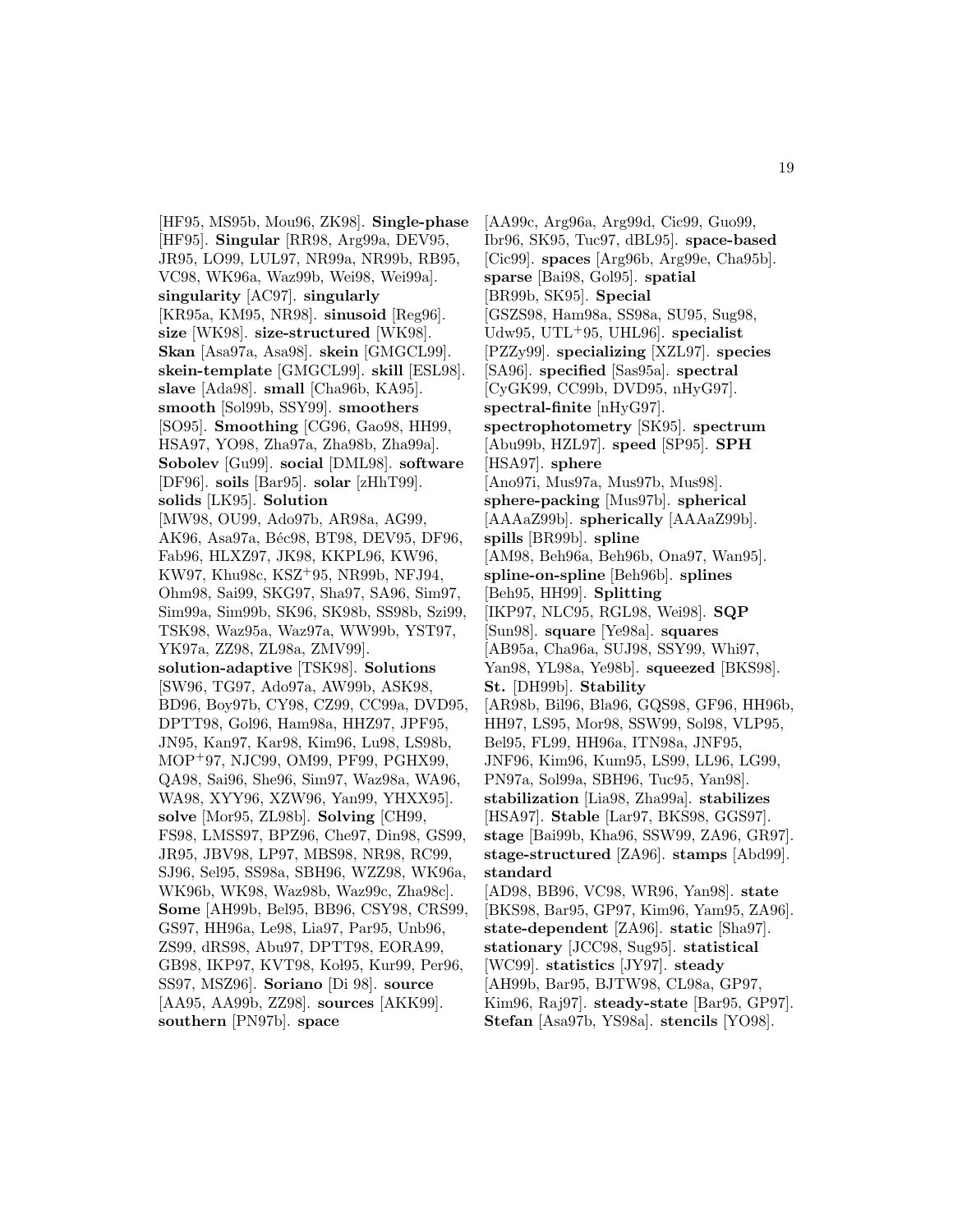[HF95, MS95b, Mou96, ZK98]. **Single-phase** [HF95]. **Singular** [RR98, Arg99a, DEV95, JR95, LO99, LUL97, NR99a, NR99b, RB95, VC98, WK96a, Waz99b, Wei98, Wei99a]. **singularity** [AC97]. **singularly** [KR95a, KM95, NR98]. **sinusoid** [Reg96]. **size** [WK98]. **size-structured** [WK98]. **Skan** [Asa97a, Asa98]. **skein** [GMGCL99]. **skein-template** [GMGCL99]. **skill** [ESL98]. **slave** [Ada98]. **small** [Cha96b, KA95]. **smooth** [Sol99b, SSY99]. **smoothers** [SO95]. **Smoothing** [CG96, Gao98, HH99, HSA97, YO98, Zha97a, Zha98b, Zha99a]. **Sobolev** [Gu99]. **social** [DML98]. **software** [DF96]. **soils** [Bar95]. **solar** [zHhT99]. **solids** [LK95]. **Solution** [MW98, OU99, Ado97b, AR98a, AG99, AK96, Asa97a, Béc98, BT98, DEV95, DF96, Fab96, HLXZ97, JK98, KKPL96, KW96, KW97, Khu98c, KSZ+95, NR99b, NFJ94, Ohm98, Sai99, SKG97, Sha97, SA96, Sim97, Sim99a, Sim99b, SK96, SK98b, SS98b, Szi99, TSK98, Waz95a, Waz97a, WW99b, YST97, YK97a, ZZ98, ZL98a, ZMV99]. **solution-adaptive** [TSK98]. **Solutions** [SW96, TG97, Ado97a, AW99b, ASK98, BD96, Boy97b, CY98, CZ99, CC99a, DVD95, DPTT98, Gol96, Ham98a, HHZ97, JPF95, JN95, Kan97, Kar98, Kim96, Lu98, LS98b, MOP+97, NJC99, OM99, PF99, PGHX99, QA98, Sai96, She96, Sim97, Waz98a, WA96, WA98, XYY96, XZW96, Yan99, YHXX95]. **solve** [Mor95, ZL98b]. **Solving** [CH99, FS98, LMSS97, BPZ96, Che97, Din98, GS99, JR95, JBV98, LP97, MBS98, NR98, RC99, SJ96, Sel95, SS98a, SBH96, WZZ98, WK96a, WK96b, WK98, Waz98b, Waz99c, Zha98c]. **Some** [AH99b, Bel95, BB96, CSY98, CRS99, GS97, HH96a, Le98, Lia97, Par95, Unb96, ZS99, dRS98, Abu97, DPTT98, EORA99, GB98, IKP97, KVT98, Koł95, Kur99, Per96, SS97, MSZ96]. **Soriano** [Di 98]. **source** [AA95, AA99b, ZZ98]. **sources** [AKK99]. **southern** [PN97b]. **space** [AA99c, Arg96a, Arg99d, Cic99, Guo99, Ibr96, SK95, Tuc97, dBL95]. **space-based** [Cic99]. **spaces** [Arg96b, Arg99e, Cha95b]. **sparse** [Bai98, Gol95]. **spatial** [BR99b, SK95]. **Special** [GSZS98, Ham98a, SS98a, SU95, Sug98, Udw95, UTL+95, UHL96]. **specialist** [PZZy99]. **specializing** [XZL97]. **species** [SA96]. **specified** [Sas95a]. **spectral** [CyGK99, CC99b, DVD95, nHyG97]. **spectral-finite** [nHyG97]. **spectrophotometry** [SK95]. **spectrum** [Abu99b, HZL97]. **speed** [SP95]. **SPH** [HSA97]. **sphere** [Ano97i, Mus97a, Mus97b, Mus98]. **sphere-packing** [Mus97b]. **spherical** [AAAaZ99b]. **spherically** [AAAaZ99b]. **spills** [BR99b]. **spline** [AM98, Beh96a, Beh96b, Ona97, Wan95]. **spline-on-spline** [Beh96b]. **splines** [Beh95, HH99]. **Splitting** [IKP97, NLC95, RGL98, Wei98]. **SQP** [Sun98]. **square** [Ye98a]. **squares** [AB95a, Cha96a, SUJ98, SSY99, Whi97, Yan98, YL98a, Ye98b]. **squeezed** [BKS98]. **St.** [DH99b]. **Stability** [AR98b, Bil96, Bla96, GQS98, GF96, HH96b, HH97, LS95, Mor98, SSW99, Sol98, VLP95, Bel95, FL99, HH96a, ITN98a, JNF95, JNF96, Kim96, Kum95, LS99, LL96, LG99, PN97a, Sol99a, SBH96, Tuc95, Yan98]. **stabilization** [Lia98, Zha99a]. **stabilizes** [HSA97]. **Stable** [Lar97, BKS98, GGS97]. **stage** [Bai99b, Kha96, SSW99, ZA96, GR97]. **stage-structured** [ZA96]. **stamps** [Abd99]. **standard** [AD98, BB96, VC98, WR96, Yan98]. **state** [BKS98, Bar95, GP97, Kim96, Yam95, ZA96]. **state-dependent** [ZA96]. **static** [Sha97]. **stationary** [JCC98, Sug95]. **statistical** [WC99]. **statistics** [JY97]. **steady** [AH99b, Bar95, BJTW98, CL98a, GP97, Kim96, Raj97]. **steady-state** [Bar95, GP97]. **Stefan** [Asa97b, YS98a]. **stencils** [YO98].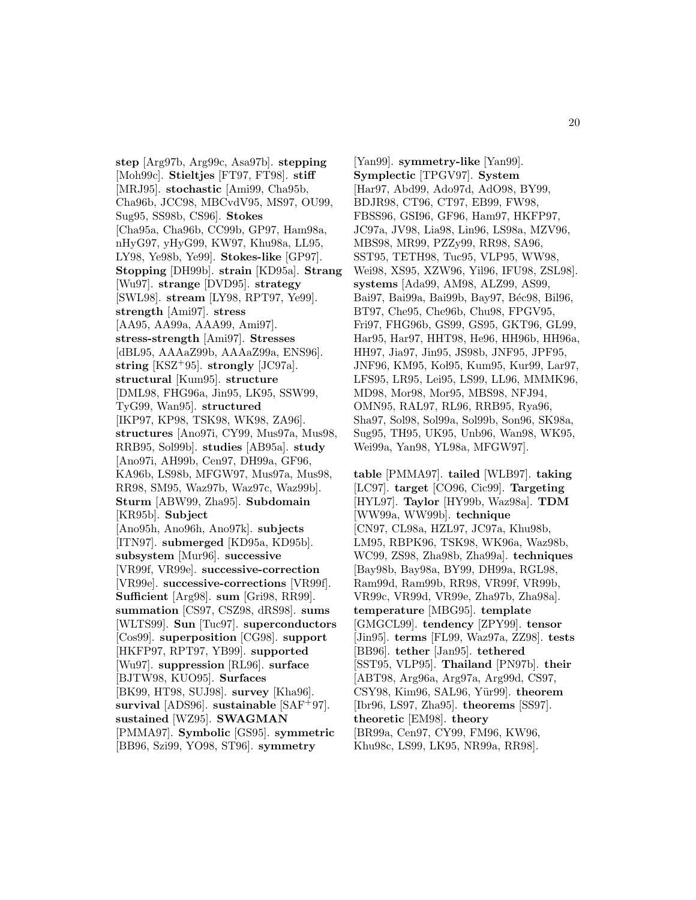**step** [Arg97b, Arg99c, Asa97b]. **stepping** [Moh99c]. **Stieltjes** [FT97, FT98]. **stiff** [MRJ95]. **stochastic** [Ami99, Cha95b, Cha96b, JCC98, MBCvdV95, MS97, OU99, Sug95, SS98b, CS96]. **Stokes** [Cha95a, Cha96b, CC99b, GP97, Ham98a, nHyG97, yHyG99, KW97, Khu98a, LL95, LY98, Ye98b, Ye99]. **Stokes-like** [GP97]. **Stopping** [DH99b]. **strain** [KD95a]. **Strang** [Wu97]. **strange** [DVD95]. **strategy** [SWL98]. **stream** [LY98, RPT97, Ye99]. **strength** [Ami97]. **stress** [AA95, AA99a, AAA99, Ami97]. **stress-strength** [Ami97]. **Stresses** [dBL95, AAAaZ99b, AAAaZ99a, ENS96]. **string** [KSZ+95]. **strongly** [JC97a]. **structural** [Kum95]. **structure** [DML98, FHG96a, Jin95, LK95, SSW99, TyG99, Wan95]. **structured** [IKP97, KP98, TSK98, WK98, ZA96]. **structures** [Ano97i, CY99, Mus97a, Mus98, RRB95, Sol99b]. **studies** [AB95a]. **study** [Ano97i, AH99b, Cen97, DH99a, GF96, KA96b, LS98b, MFGW97, Mus97a, Mus98, RR98, SM95, Waz97b, Waz97c, Waz99b]. **Sturm** [ABW99, Zha95]. **Subdomain** [KR95b]. **Subject** [Ano95h, Ano96h, Ano97k]. **subjects** [ITN97]. **submerged** [KD95a, KD95b]. **subsystem** [Mur96]. **successive** [VR99f, VR99e]. **successive-correction** [VR99e]. **successive-corrections** [VR99f]. **Sufficient** [Arg98]. **sum** [Gri98, RR99]. **summation** [CS97, CSZ98, dRS98]. **sums** [WLTS99]. **Sun** [Tuc97]. **superconductors** [Cos99]. **superposition** [CG98]. **support** [HKFP97, RPT97, YB99]. **supported** [Wu97]. **suppression** [RL96]. **surface** [BJTW98, KUO95]. **Surfaces** [BK99, HT98, SUJ98]. **survey** [Kha96]. **survival** [ADS96]. **sustainable** [SAF+97]. **sustained** [WZ95]. **SWAGMAN** [PMMA97]. **Symbolic** [GS95]. **symmetric** [BB96, Szi99, YO98, ST96]. **symmetry** [Yan99]. **symmetry-like** [Yan99]. **Symplectic** [TPGV97]. **System** [Har97, Abd99, Ado97d, AdO98, BY99, BDJR98, CT96, CT97, EB99, FW98, FBSS96, GSI96, GF96, Ham97, HKFP97, JC97a, JV98, Lia98, Lin96, LS98a, MZV96, MBS98, MR99, PZZy99, RR98, SA96, SST95, TETH98, Tuc95, VLP95, WW98, Wei98, XS95, XZW96, Yil96, IFU98, ZSL98]. **systems** [Ada99, AM98, ALZ99, AS99, Bai97, Bai99a, Bai99b, Bay97, Béc98, Bil96, BT97, Che95, Che96b, Chu98, FPGV95, Fri97, FHG96b, GS99, GS95, GKT96, GL99, Har95, Har97, HHT98, He96, HH96b, HH96a, HH97, Jia97, Jin95, JS98b, JNF95, JPF95, JNF96, KM95, Koł95, Kum95, Kur99, Lar97, LFS95, LR95, Lei95, LS99, LL96, MMMK96, MD98, Mor98, Mor95, MBS98, NFJ94, OMN95, RAL97, RL96, RRB95, Rya96, Sha97, Sol98, Sol99a, Sol99b, Son96, SK98a, Sug95, TH95, UK95, Unb96, Wan98, WK95, Wei99a, Yan98, YL98a, MFGW97].

**table** [PMMA97]. **tailed** [WLB97]. **taking** [LC97]. **target** [CO96, Cic99]. **Targeting** [HYL97]. **Taylor** [HY99b, Waz98a]. **TDM** [WW99a, WW99b]. **technique** [CN97, CL98a, HZL97, JC97a, Khu98b, LM95, RBPK96, TSK98, WK96a, Waz98b, WC99, ZS98, Zha98b, Zha99a]. **techniques** [Bay98b, Bay98a, BY99, DH99a, RGL98, Ram99d, Ram99b, RR98, VR99f, VR99b, VR99c, VR99d, VR99e, Zha97b, Zha98a]. **temperature** [MBG95]. **template** [GMGCL99]. **tendency** [ZPY99]. **tensor** [Jin95]. **terms** [FL99, Waz97a, ZZ98]. **tests** [BB96]. **tether** [Jan95]. **tethered** [SST95, VLP95]. **Thailand** [PN97b]. **their** [ABT98, Arg96a, Arg97a, Arg99d, CS97, CSY98, Kim96, SAL96, Yür99]. **theorem** [Ibr96, LS97, Zha95]. **theorems** [SS97]. **theoretic** [EM98]. **theory** [BR99a, Cen97, CY99, FM96, KW96, Khu98c, LS99, LK95, NR99a, RR98].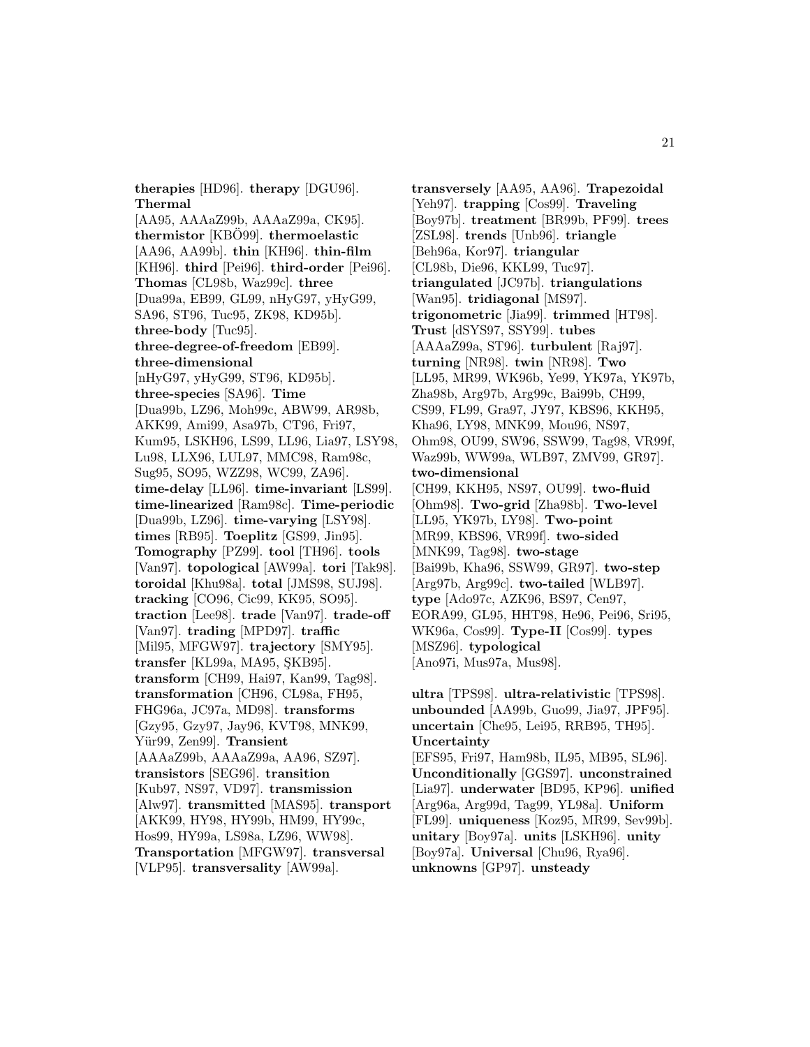**therapies** [HD96]. **therapy** [DGU96]. **Thermal** [AA95, AAAaZ99b, AAAaZ99a, CK95]. **thermistor** [KBÖ99]. **thermoelastic** [AA96, AA99b]. **thin** [KH96]. **thin-film** [KH96]. **third** [Pei96]. **third-order** [Pei96]. **Thomas** [CL98b, Waz99c]. **three** [Dua99a, EB99, GL99, nHyG97, yHyG99, SA96, ST96, Tuc95, ZK98, KD95b]. **three-body** [Tuc95]. **three-degree-of-freedom** [EB99]. **three-dimensional** [nHyG97, yHyG99, ST96, KD95b]. **three-species** [SA96]. **Time** [Dua99b, LZ96, Moh99c, ABW99, AR98b, AKK99, Ami99, Asa97b, CT96, Fri97, Kum95, LSKH96, LS99, LL96, Lia97, LSY98, Lu98, LLX96, LUL97, MMC98, Ram98c, Sug95, SO95, WZZ98, WC99, ZA96]. **time-delay** [LL96]. **time-invariant** [LS99]. **time-linearized** [Ram98c]. **Time-periodic** [Dua99b, LZ96]. **time-varying** [LSY98]. **times** [RB95]. **Toeplitz** [GS99, Jin95]. **Tomography** [PZ99]. **tool** [TH96]. **tools** [Van97]. **topological** [AW99a]. **tori** [Tak98]. **toroidal** [Khu98a]. **total** [JMS98, SUJ98]. **tracking** [CO96, Cic99, KK95, SO95]. **traction** [Lee98]. **trade** [Van97]. **trade-off** [Van97]. **trading** [MPD97]. **traffic** [Mil95, MFGW97]. **trajectory** [SMY95]. **transfer** [KL99a, MA95, ŞKB95]. **transform** [CH99, Hai97, Kan99, Tag98]. **transformation** [CH96, CL98a, FH95, FHG96a, JC97a, MD98]. **transforms** [Gzy95, Gzy97, Jay96, KVT98, MNK99, Yür99, Zen99]. **Transient** [AAAaZ99b, AAAaZ99a, AA96, SZ97]. **transistors** [SEG96]. **transition** [Kub97, NS97, VD97]. **transmission** [Alw97]. **transmitted** [MAS95]. **transport** [AKK99, HY98, HY99b, HM99, HY99c, Hos99, HY99a, LS98a, LZ96, WW98]. **Transportation** [MFGW97]. **transversal** [VLP95]. **transversality** [AW99a]. **transversely** [AA95, AA96]. **Trapezoidal** [Yeh97]. **trapping** [Cos99]. **Traveling** [Boy97b]. **treatment** [BR99b, PF99]. **trees** [ZSL98]. **trends** [Unb96]. **triangle** [Beh96a, Kor97]. **triangular** [CL98b, Die96, KKL99, Tuc97]. **triangulated** [JC97b]. **triangulations** [Wan95]. **tridiagonal** [MS97]. **trigonometric** [Jia99]. **trimmed** [HT98]. **Trust** [dSYS97, SSY99]. **tubes** [AAAaZ99a, ST96]. **turbulent** [Raj97]. **turning** [NR98]. **twin** [NR98]. **Two** [LL95, MR99, WK96b, Ye99, YK97a, YK97b, Zha98b, Arg97b, Arg99c, Bai99b, CH99, CS99, FL99, Gra97, JY97, KBS96, KKH95, Kha96, LY98, MNK99, Mou96, NS97, Ohm98, OU99, SW96, SSW99, Tag98, VR99f, Waz99b, WW99a, WLB97, ZMV99, GR97]. **two-dimensional** [CH99, KKH95, NS97, OU99]. **two-fluid** [Ohm98]. **Two-grid** [Zha98b]. **Two-level** [LL95, YK97b, LY98]. **Two-point** [MR99, KBS96, VR99f]. **two-sided** [MNK99, Tag98]. **two-stage** [Bai99b, Kha96, SSW99, GR97]. **two-step** [Arg97b, Arg99c]. **two-tailed** [WLB97]. **type** [Ado97c, AZK96, BS97, Cen97, EORA99, GL95, HHT98, He96, Pei96, Sri95, WK96a, Cos99]. **Type-II** [Cos99]. **types** [MSZ96]. **typological** [Ano97i, Mus97a, Mus98].

**ultra** [TPS98]. **ultra-relativistic** [TPS98]. **unbounded** [AA99b, Guo99, Jia97, JPF95]. **uncertain** [Che95, Lei95, RRB95, TH95]. **Uncertainty** [EFS95, Fri97, Ham98b, IL95, MB95, SL96]. **Unconditionally** [GGS97]. **unconstrained** [Lia97]. **underwater** [BD95, KP96]. **unified** [Arg96a, Arg99d, Tag99, YL98a]. **Uniform** [FL99]. **uniqueness** [Koz95, MR99, Sev99b]. **unitary** [Boy97a]. **units** [LSKH96]. **unity** [Boy97a]. **Universal** [Chu96, Rya96]. **unknowns** [GP97]. **unsteady**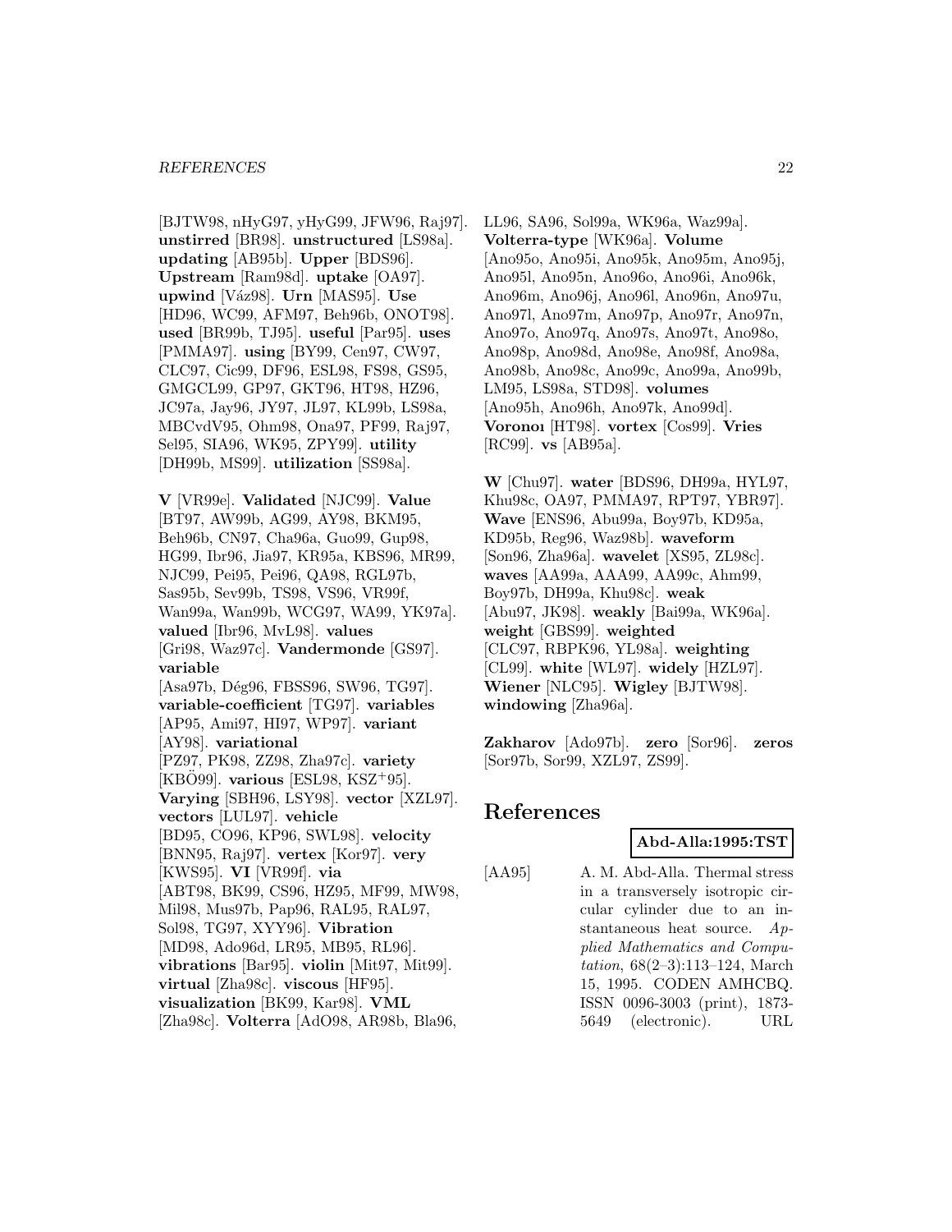[BJTW98, nHyG97, yHyG99, JFW96, Raj97]. **unstirred** [BR98]. **unstructured** [LS98a]. **updating** [AB95b]. **Upper** [BDS96]. **Upstream** [Ram98d]. **uptake** [OA97]. **upwind** [Váz98]. **Urn** [MAS95]. **Use** [HD96, WC99, AFM97, Beh96b, ONOT98]. **used** [BR99b, TJ95]. **useful** [Par95]. **uses** [PMMA97]. **using** [BY99, Cen97, CW97, CLC97, Cic99, DF96, ESL98, FS98, GS95, GMGCL99, GP97, GKT96, HT98, HZ96, JC97a, Jay96, JY97, JL97, KL99b, LS98a, MBCvdV95, Ohm98, Ona97, PF99, Raj97, Sel95, SIA96, WK95, ZPY99]. **utility** [DH99b, MS99]. **utilization** [SS98a].

**V** [VR99e]. **Validated** [NJC99]. **Value** [BT97, AW99b, AG99, AY98, BKM95, Beh96b, CN97, Cha96a, Guo99, Gup98, HG99, Ibr96, Jia97, KR95a, KBS96, MR99, NJC99, Pei95, Pei96, QA98, RGL97b, Sas95b, Sev99b, TS98, VS96, VR99f, Wan99a, Wan99b, WCG97, WA99, YK97a]. **valued** [Ibr96, MvL98]. **values** [Gri98, Waz97c]. **Vandermonde** [GS97]. **variable** [Asa97b, Dég96, FBSS96, SW96, TG97]. **variable-coefficient** [TG97]. **variables** [AP95, Ami97, HI97, WP97]. **variant** [AY98]. **variational** [PZ97, PK98, ZZ98, Zha97c]. **variety** [KBÖ99]. **various** [ESL98, KSZ+95]. **Varying** [SBH96, LSY98]. **vector** [XZL97]. **vectors** [LUL97]. **vehicle** [BD95, CO96, KP96, SWL98]. **velocity** [BNN95, Raj97]. **vertex** [Kor97]. **very** [KWS95]. **VI** [VR99f]. **via** [ABT98, BK99, CS96, HZ95, MF99, MW98, Mil98, Mus97b, Pap96, RAL95, RAL97, Sol98, TG97, XYY96]. **Vibration** [MD98, Ado96d, LR95, MB95, RL96]. **vibrations** [Bar95]. **violin** [Mit97, Mit99]. **virtual** [Zha98c]. **viscous** [HF95]. **visualization** [BK99, Kar98]. **VML** [Zha98c]. **Volterra** [AdO98, AR98b, Bla96, LL96, SA96, Sol99a, WK96a, Waz99a]. **Volterra-type** [WK96a]. **Volume** [Ano95o, Ano95i, Ano95k, Ano95m, Ano95j, Ano95l, Ano95n, Ano96o, Ano96i, Ano96k, Ano96m, Ano96j, Ano96l, Ano96n, Ano97u, Ano97l, Ano97m, Ano97p, Ano97r, Ano97n, Ano97o, Ano97q, Ano97s, Ano97t, Ano98o, Ano98p, Ano98d, Ano98e, Ano98f, Ano98a, Ano98b, Ano98c, Ano99c, Ano99a, Ano99b, LM95, LS98a, STD98]. **volumes** [Ano95h, Ano96h, Ano97k, Ano99d]. **Voronoı** [HT98]. **vortex** [Cos99]. **Vries** [RC99]. **vs** [AB95a].

**W** [Chu97]. **water** [BDS96, DH99a, HYL97, Khu98c, OA97, PMMA97, RPT97, YBR97]. **Wave** [ENS96, Abu99a, Boy97b, KD95a, KD95b, Reg96, Waz98b]. **waveform** [Son96, Zha96a]. **wavelet** [XS95, ZL98c]. **waves** [AA99a, AAA99, AA99c, Ahm99, Boy97b, DH99a, Khu98c]. **weak** [Abu97, JK98]. **weakly** [Bai99a, WK96a]. **weight** [GBS99]. **weighted** [CLC97, RBPK96, YL98a]. **weighting** [CL99]. **white** [WL97]. **widely** [HZL97]. **Wiener** [NLC95]. **Wigley** [BJTW98]. **windowing** [Zha96a].

**Zakharov** [Ado97b]. **zero** [Sor96]. **zeros** [Sor97b, Sor99, XZL97, ZS99].

# References

**Abd-Alla:1995:TST**

[AA95] A. M. Abd-Alla. Thermal stress in a transversely isotropic circular cylinder due to an instantaneous heat source. *Applied Mathematics and Computation*, 68(2–3):113–124, March 15, 1995. CODEN AMHCBQ. ISSN 0096-3003 (print), 1873-5649 (electronic). URL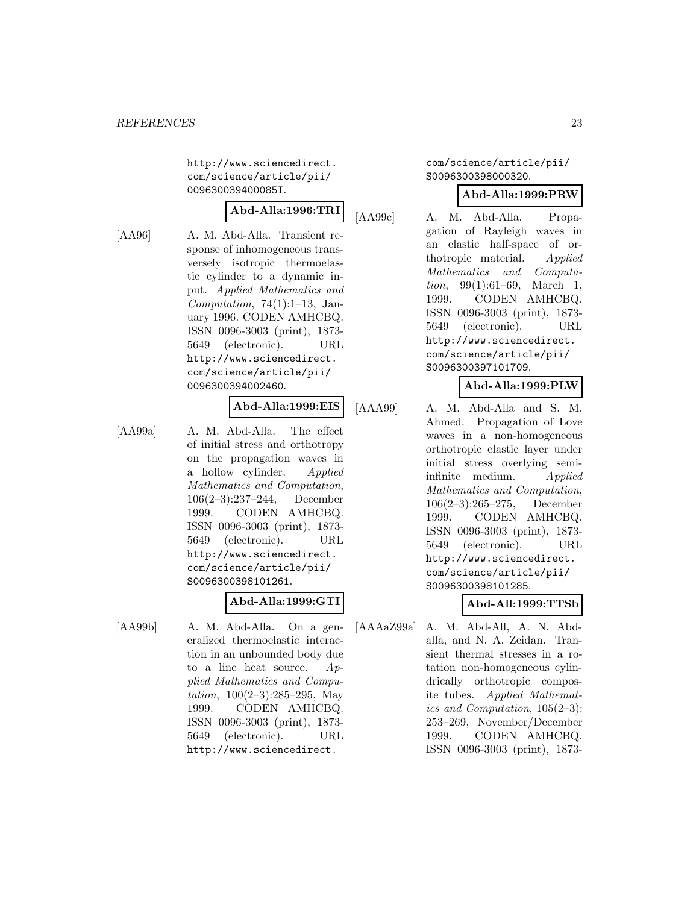http://www.sciencedirect.com/science/article/pii/009630039400085I.

**Abd-Alla:1996:TRI**

[AA96] A. M. Abd-Alla. Transient response of inhomogeneous transversely isotropic thermoelastic cylinder to a dynamic input. *Applied Mathematics and Computation*, 74(1):1–13, January 1996. CODEN AMHCBQ. ISSN 0096-3003 (print), 1873-5649 (electronic). URL http://www.sciencedirect.com/science/article/pii/0096300394002460.

**Abd-Alla:1999:EIS**

[AA99a] A. M. Abd-Alla. The effect of initial stress and orthotropy on the propagation waves in a hollow cylinder. *Applied Mathematics and Computation*, 106(2–3):237–244, December 1999. CODEN AMHCBQ. ISSN 0096-3003 (print), 1873-5649 (electronic). URL http://www.sciencedirect.com/science/article/pii/S0096300398101261.

**Abd-Alla:1999:GTI**

[AA99b] A. M. Abd-Alla. On a generalized thermoelastic interaction in an unbounded body due to a line heat source. *Applied Mathematics and Computation*, 100(2–3):285–295, May 1999. CODEN AMHCBQ. ISSN 0096-3003 (print), 1873-5649 (electronic). URL http://www.sciencedirect.com/science/article/pii/S0096300398000320.

**Abd-Alla:1999:PRW**

[AA99c] A. M. Abd-Alla. Propagation of Rayleigh waves in an elastic half-space of orthotropic material. *Applied Mathematics and Computation*, 99(1):61–69, March 1, 1999. CODEN AMHCBQ. ISSN 0096-3003 (print), 1873-5649 (electronic). URL http://www.sciencedirect.com/science/article/pii/S0096300397101709.

**Abd-Alla:1999:PLW**

[AAA99] A. M. Abd-Alla and S. M. Ahmed. Propagation of Love waves in a non-homogeneous orthotropic elastic layer under initial stress overlying semi-infinite medium. *Applied Mathematics and Computation*, 106(2–3):265–275, December 1999. CODEN AMHCBQ. ISSN 0096-3003 (print), 1873-5649 (electronic). URL http://www.sciencedirect.com/science/article/pii/S0096300398101285.

**Abd-All:1999:TTSb**

[AAAaZ99a] A. M. Abd-All, A. N. Abdalla, and N. A. Zeidan. Transient thermal stresses in a rotation non-homogeneous cylindrically orthotropic composite tubes. *Applied Mathematics and Computation*, 105(2–3): 253–269, November/December 1999. CODEN AMHCBQ. ISSN 0096-3003 (print), 1873-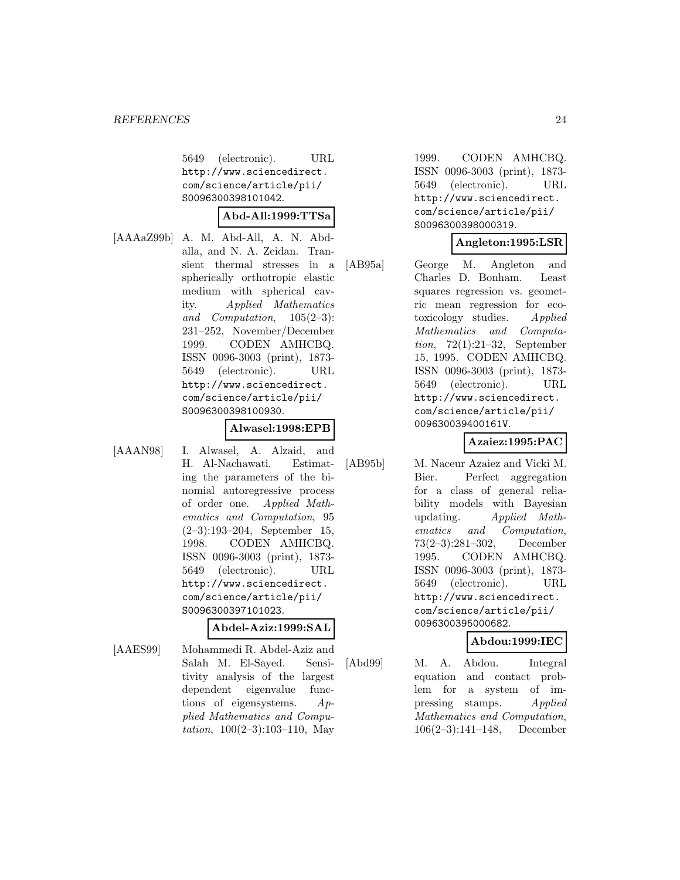5649 (electronic). URL http://www.sciencedirect.com/science/article/pii/S0096300398101042.

**Abd-All:1999:TTSa**

[AAAaZ99b] A. M. Abd-All, A. N. Abdalla, and N. A. Zeidan. Transient thermal stresses in a spherically orthotropic elastic medium with spherical cavity. *Applied Mathematics and Computation*, 105(2–3): 231–252, November/December 1999. CODEN AMHCBQ. ISSN 0096-3003 (print), 1873-5649 (electronic). URL http://www.sciencedirect.com/science/article/pii/S0096300398100930.

**Alwasel:1998:EPB**

[AAAN98] I. Alwasel, A. Alzaid, and H. Al-Nachawati. Estimating the parameters of the binomial autoregressive process of order one. *Applied Mathematics and Computation*, 95 (2–3):193–204, September 15, 1998. CODEN AMHCBQ. ISSN 0096-3003 (print), 1873-5649 (electronic). URL http://www.sciencedirect.com/science/article/pii/S0096300397101023.

**Abdel-Aziz:1999:SAL**

[AAES99] Mohammedi R. Abdel-Aziz and Salah M. El-Sayed. Sensitivity analysis of the largest dependent eigenvalue functions of eigensystems. *Applied Mathematics and Computation*, 100(2–3):103–110, May 1999. CODEN AMHCBQ. ISSN 0096-3003 (print), 1873-5649 (electronic). URL http://www.sciencedirect.com/science/article/pii/S0096300398000319.

**Angleton:1995:LSR**

[AB95a] George M. Angleton and Charles D. Bonham. Least squares regression vs. geometric mean regression for ecotoxicology studies. *Applied Mathematics and Computation*, 72(1):21–32, September 15, 1995. CODEN AMHCBQ. ISSN 0096-3003 (print), 1873-5649 (electronic). URL http://www.sciencedirect.com/science/article/pii/009630039400161V.

**Azaiez:1995:PAC**

[AB95b] M. Naceur Azaiez and Vicki M. Bier. Perfect aggregation for a class of general reliability models with Bayesian updating. *Applied Mathematics and Computation*, 73(2–3):281–302, December 1995. CODEN AMHCBQ. ISSN 0096-3003 (print), 1873-5649 (electronic). URL http://www.sciencedirect.com/science/article/pii/0096300395000682.

**Abdou:1999:IEC**

[Abd99] M. A. Abdou. Integral equation and contact problem for a system of impressing stamps. *Applied Mathematics and Computation*, 106(2–3):141–148, December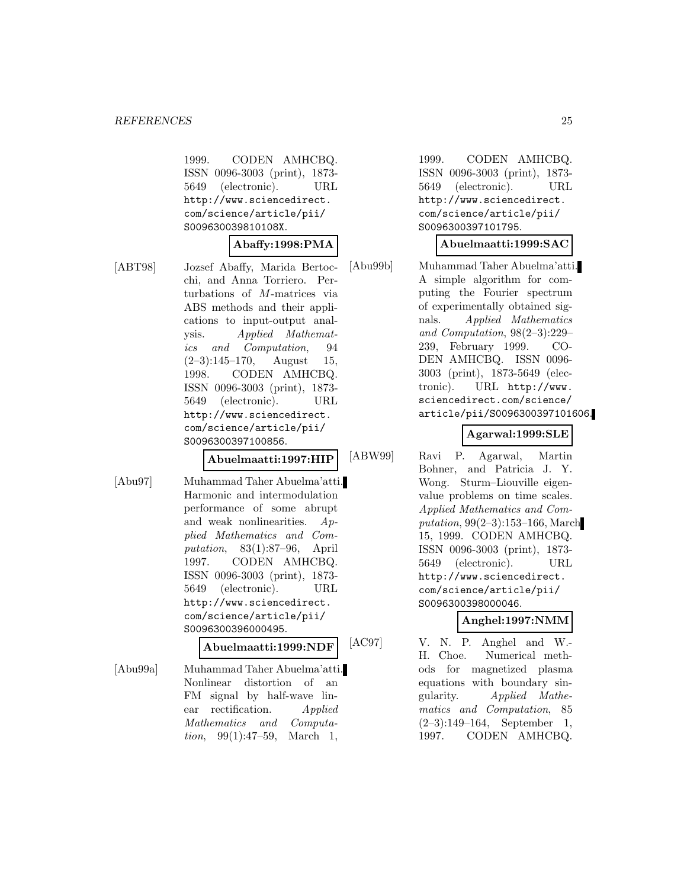1999. CODEN AMHCBQ. ISSN 0096-3003 (print), 1873-5649 (electronic). URL http://www.sciencedirect.com/science/article/pii/S009630039810108X.

**Abaffy:1998:PMA**

[ABT98] Jozsef Abaffy, Marida Bertocchi, and Anna Torriero. Perturbations of $M$-matrices via ABS methods and their applications to input-output analysis. *Applied Mathematics and Computation*, 94 (2–3):145–170, August 15, 1998. CODEN AMHCBQ. ISSN 0096-3003 (print), 1873-5649 (electronic). URL http://www.sciencedirect.com/science/article/pii/S0096300397100856.

**Abuelmaatti:1997:HIP**

[Abu97] Muhammad Taher Abuelma'atti. Harmonic and intermodulation performance of some abrupt and weak nonlinearities. *Applied Mathematics and Computation*, 83(1):87–96, April 1997. CODEN AMHCBQ. ISSN 0096-3003 (print), 1873-5649 (electronic). URL http://www.sciencedirect.com/science/article/pii/S0096300396000495.

**Abuelmaatti:1999:NDF**

[Abu99a] Muhammad Taher Abuelma'atti. Nonlinear distortion of an FM signal by half-wave linear rectification. *Applied Mathematics and Computation*, 99(1):47–59, March 1, 1999. CODEN AMHCBQ. ISSN 0096-3003 (print), 1873-5649 (electronic). URL http://www.sciencedirect.com/science/article/pii/S0096300397101795.

**Abuelmaatti:1999:SAC**

[Abu99b] Muhammad Taher Abuelma'atti. A simple algorithm for computing the Fourier spectrum of experimentally obtained signals. *Applied Mathematics and Computation*, 98(2–3):229–239, February 1999. CODEN AMHCBQ. ISSN 0096-3003 (print), 1873-5649 (electronic). URL http://www.sciencedirect.com/science/article/pii/S0096300397101606.

**Agarwal:1999:SLE**

[ABW99] Ravi P. Agarwal, Martin Bohner, and Patricia J. Y. Wong. Sturm–Liouville eigenvalue problems on time scales. *Applied Mathematics and Computation*, 99(2–3):153–166, March 15, 1999. CODEN AMHCBQ. ISSN 0096-3003 (print), 1873-5649 (electronic). URL http://www.sciencedirect.com/science/article/pii/S0096300398000046.

**Anghel:1997:NMM**

[AC97] V. N. P. Anghel and W.-H. Choe. Numerical methods for magnetized plasma equations with boundary singularity. *Applied Mathematics and Computation*, 85 (2–3):149–164, September 1, 1997. CODEN AMHCBQ.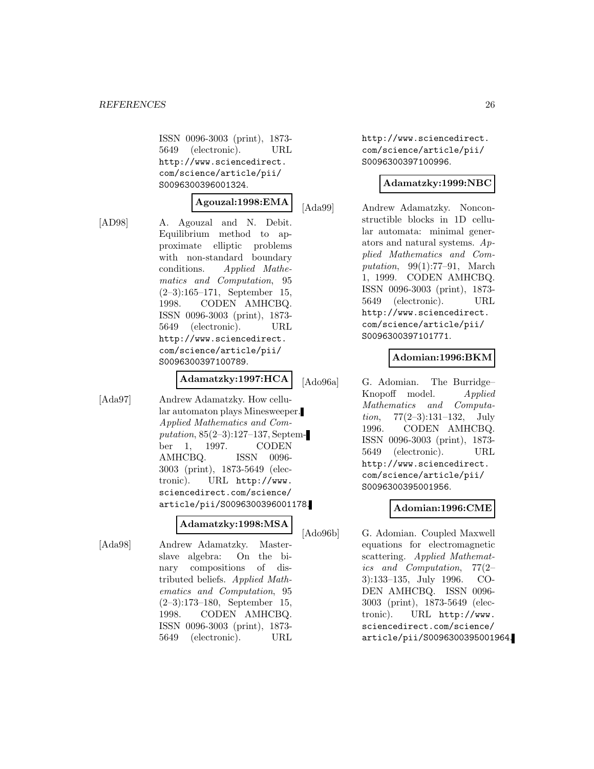ISSN 0096-3003 (print), 1873-5649 (electronic). URL http://www.sciencedirect.com/science/article/pii/S0096300396001324.

**Agouzal:1998:EMA**

[AD98] A. Agouzal and N. Debit. Equilibrium method to approximate elliptic problems with non-standard boundary conditions. *Applied Mathematics and Computation*, 95 (2–3):165–171, September 15, 1998. CODEN AMHCBQ. ISSN 0096-3003 (print), 1873-5649 (electronic). URL http://www.sciencedirect.com/science/article/pii/S0096300397100789.

**Adamatzky:1997:HCA**

[Ada97] Andrew Adamatzky. How cellular automaton plays Minesweeper. *Applied Mathematics and Computation*, 85(2–3):127–137, September 1, 1997. CODEN AMHCBQ. ISSN 0096-3003 (print), 1873-5649 (electronic). URL http://www.sciencedirect.com/science/article/pii/S0096300396001178.

**Adamatzky:1998:MSA**

[Ada98] Andrew Adamatzky. Master-slave algebra: On the binary compositions of distributed beliefs. *Applied Mathematics and Computation*, 95 (2–3):173–180, September 15, 1998. CODEN AMHCBQ. ISSN 0096-3003 (print), 1873-5649 (electronic). URL http://www.sciencedirect.com/science/article/pii/S0096300397100996.

**Adamatzky:1999:NBC**

[Ada99] Andrew Adamatzky. Nonconstructible blocks in 1D cellular automata: minimal generators and natural systems. *Applied Mathematics and Computation*, 99(1):77–91, March 1, 1999. CODEN AMHCBQ. ISSN 0096-3003 (print), 1873-5649 (electronic). URL http://www.sciencedirect.com/science/article/pii/S0096300397101771.

**Adomian:1996:BKM**

[Ado96a] G. Adomian. The Burridge–Knopoff model. *Applied Mathematics and Computation*, 77(2–3):131–132, July 1996. CODEN AMHCBQ. ISSN 0096-3003 (print), 1873-5649 (electronic). URL http://www.sciencedirect.com/science/article/pii/S0096300395001956.

**Adomian:1996:CME**

[Ado96b] G. Adomian. Coupled Maxwell equations for electromagnetic scattering. *Applied Mathematics and Computation*, 77(2–3):133–135, July 1996. CODEN AMHCBQ. ISSN 0096-3003 (print), 1873-5649 (electronic). URL http://www.sciencedirect.com/science/article/pii/S0096300395001964.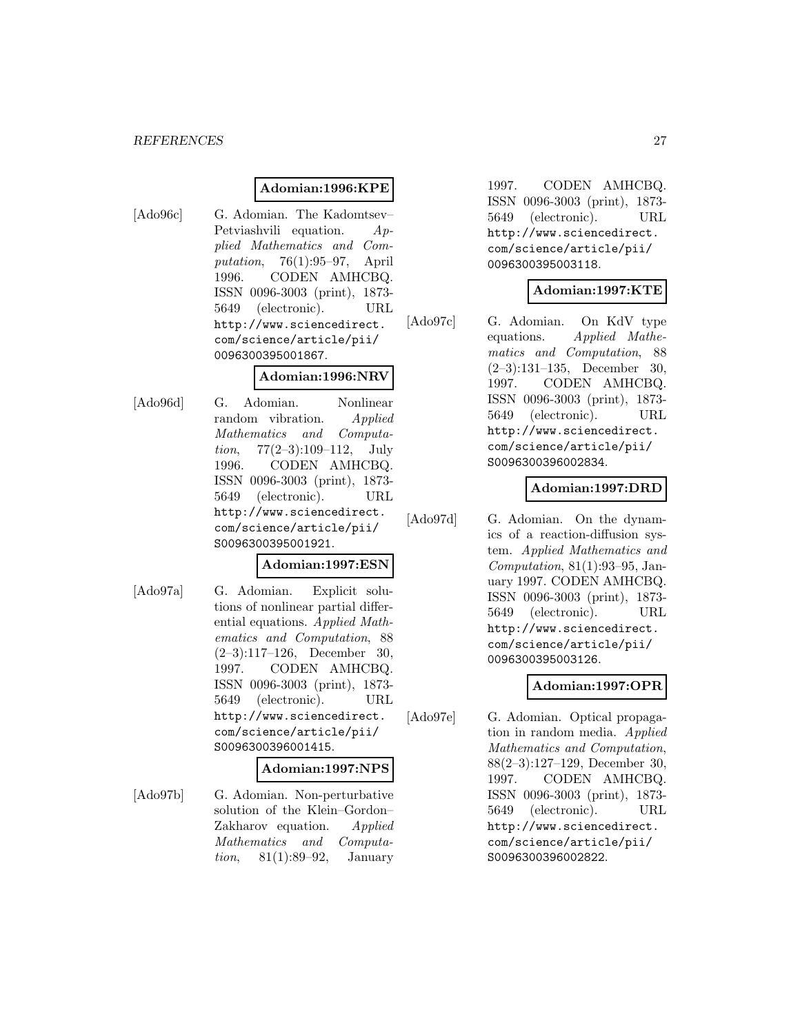**Adomian:1996:KPE**

[Ado96c] G. Adomian. The Kadomtsev–Petviashvili equation. *Applied Mathematics and Computation*, 76(1):95–97, April 1996. CODEN AMHCBQ. ISSN 0096-3003 (print), 1873-5649 (electronic). URL http://www.sciencedirect.com/science/article/pii/0096300395001867.

**Adomian:1996:NRV**

[Ado96d] G. Adomian. Nonlinear random vibration. *Applied Mathematics and Computation*, 77(2–3):109–112, July 1996. CODEN AMHCBQ. ISSN 0096-3003 (print), 1873-5649 (electronic). URL http://www.sciencedirect.com/science/article/pii/S0096300395001921.

**Adomian:1997:ESN**

[Ado97a] G. Adomian. Explicit solutions of nonlinear partial differential equations. *Applied Mathematics and Computation*, 88 (2–3):117–126, December 30, 1997. CODEN AMHCBQ. ISSN 0096-3003 (print), 1873-5649 (electronic). URL http://www.sciencedirect.com/science/article/pii/S0096300396001415.

**Adomian:1997:NPS**

[Ado97b] G. Adomian. Non-perturbative solution of the Klein–Gordon–Zakharov equation. *Applied Mathematics and Computation*, 81(1):89–92, January 1997. CODEN AMHCBQ. ISSN 0096-3003 (print), 1873-5649 (electronic). URL http://www.sciencedirect.com/science/article/pii/0096300395003118.

**Adomian:1997:KTE**

[Ado97c] G. Adomian. On KdV type equations. *Applied Mathematics and Computation*, 88 (2–3):131–135, December 30, 1997. CODEN AMHCBQ. ISSN 0096-3003 (print), 1873-5649 (electronic). URL http://www.sciencedirect.com/science/article/pii/S0096300396002834.

**Adomian:1997:DRD**

[Ado97d] G. Adomian. On the dynamics of a reaction-diffusion system. *Applied Mathematics and Computation*, 81(1):93–95, January 1997. CODEN AMHCBQ. ISSN 0096-3003 (print), 1873-5649 (electronic). URL http://www.sciencedirect.com/science/article/pii/0096300395003126.

**Adomian:1997:OPR**

[Ado97e] G. Adomian. Optical propagation in random media. *Applied Mathematics and Computation*, 88(2–3):127–129, December 30, 1997. CODEN AMHCBQ. ISSN 0096-3003 (print), 1873-5649 (electronic). URL http://www.sciencedirect.com/science/article/pii/S0096300396002822.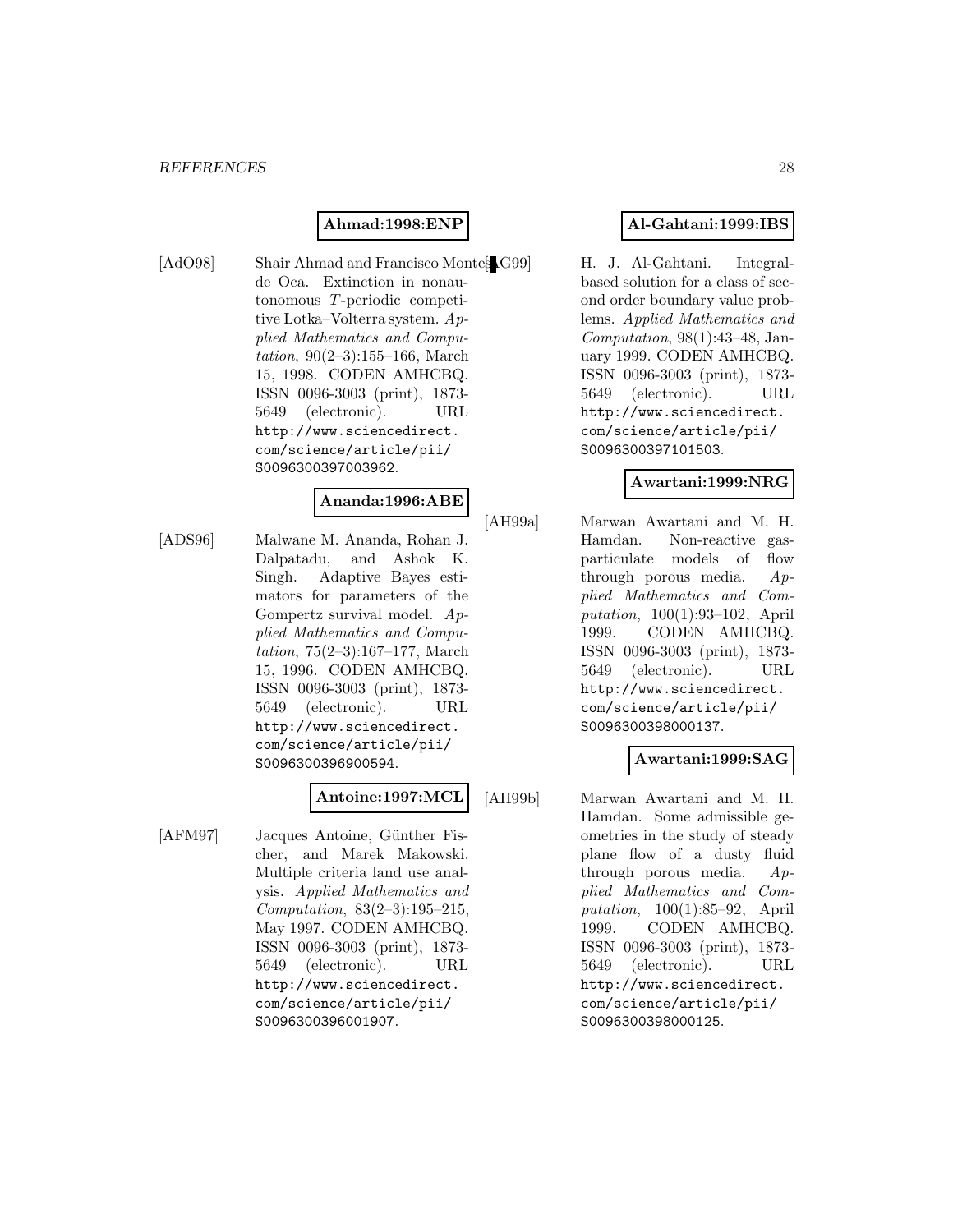**Ahmad:1998:ENP**

[AdO98] Shair Ahmad and Francisco Montes de Oca. Extinction in nonautonomous $T$-periodic competitive Lotka–Volterra system. *Applied Mathematics and Computation*, 90(2–3):155–166, March 15, 1998. CODEN AMHCBQ. ISSN 0096-3003 (print), 1873-5649 (electronic). URL http://www.sciencedirect.com/science/article/pii/S0096300397003962.

**Ananda:1996:ABE**

[ADS96] Malwane M. Ananda, Rohan J. Dalpatadu, and Ashok K. Singh. Adaptive Bayes estimators for parameters of the Gompertz survival model. *Applied Mathematics and Computation*, 75(2–3):167–177, March 15, 1996. CODEN AMHCBQ. ISSN 0096-3003 (print), 1873-5649 (electronic). URL http://www.sciencedirect.com/science/article/pii/S0096300396900594.

**Antoine:1997:MCL**

[AFM97] Jacques Antoine, Günther Fischer, and Marek Makowski. Multiple criteria land use analysis. *Applied Mathematics and Computation*, 83(2–3):195–215, May 1997. CODEN AMHCBQ. ISSN 0096-3003 (print), 1873-5649 (electronic). URL http://www.sciencedirect.com/science/article/pii/S0096300396001907.

**Al-Gahtani:1999:IBS**

[AG99] H. J. Al-Gahtani. Integral-based solution for a class of second order boundary value problems. *Applied Mathematics and Computation*, 98(1):43–48, January 1999. CODEN AMHCBQ. ISSN 0096-3003 (print), 1873-5649 (electronic). URL http://www.sciencedirect.com/science/article/pii/S0096300397101503.

**Awartani:1999:NRG**

[AH99a] Marwan Awartani and M. H. Hamdan. Non-reactive gas-particulate models of flow through porous media. *Applied Mathematics and Computation*, 100(1):93–102, April 1999. CODEN AMHCBQ. ISSN 0096-3003 (print), 1873-5649 (electronic). URL http://www.sciencedirect.com/science/article/pii/S0096300398000137.

**Awartani:1999:SAG**

[AH99b] Marwan Awartani and M. H. Hamdan. Some admissible geometries in the study of steady plane flow of a dusty fluid through porous media. *Applied Mathematics and Computation*, 100(1):85–92, April 1999. CODEN AMHCBQ. ISSN 0096-3003 (print), 1873-5649 (electronic). URL http://www.sciencedirect.com/science/article/pii/S0096300398000125.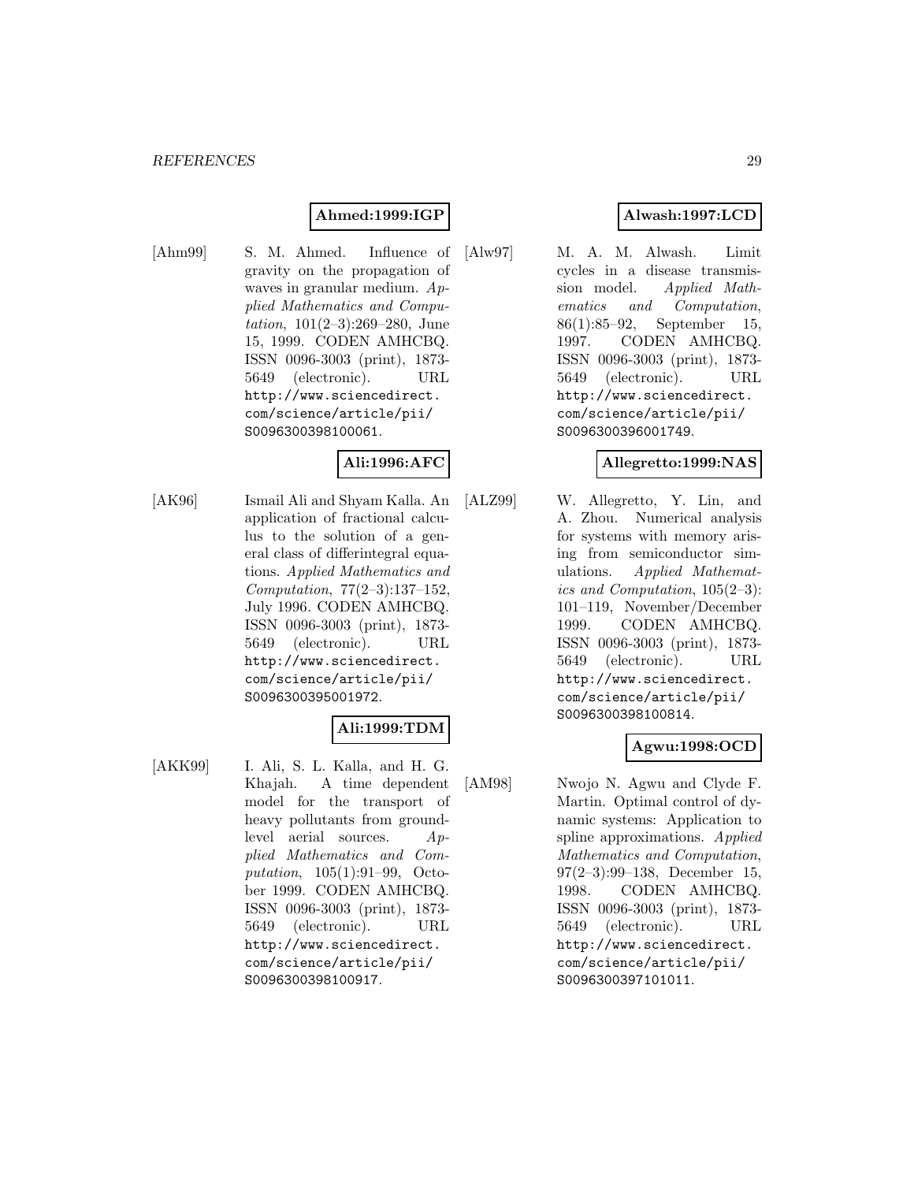**Ahmed:1999:IGP**

[Ahm99] S. M. Ahmed. Influence of gravity on the propagation of waves in granular medium. *Applied Mathematics and Computation*, 101(2–3):269–280, June 15, 1999. CODEN AMHCBQ. ISSN 0096-3003 (print), 1873-5649 (electronic). URL http://www.sciencedirect.com/science/article/pii/S0096300398100061.

**Ali:1996:AFC**

[AK96] Ismail Ali and Shyam Kalla. An application of fractional calculus to the solution of a general class of differintegral equations. *Applied Mathematics and Computation*, 77(2–3):137–152, July 1996. CODEN AMHCBQ. ISSN 0096-3003 (print), 1873-5649 (electronic). URL http://www.sciencedirect.com/science/article/pii/S0096300395001972.

**Ali:1999:TDM**

[AKK99] I. Ali, S. L. Kalla, and H. G. Khajah. A time dependent model for the transport of heavy pollutants from ground-level aerial sources. *Applied Mathematics and Computation*, 105(1):91–99, October 1999. CODEN AMHCBQ. ISSN 0096-3003 (print), 1873-5649 (electronic). URL http://www.sciencedirect.com/science/article/pii/S0096300398100917.

**Alwash:1997:LCD**

[Alw97] M. A. M. Alwash. Limit cycles in a disease transmission model. *Applied Mathematics and Computation*, 86(1):85–92, September 15, 1997. CODEN AMHCBQ. ISSN 0096-3003 (print), 1873-5649 (electronic). URL http://www.sciencedirect.com/science/article/pii/S0096300396001749.

**Allegretto:1999:NAS**

[ALZ99] W. Allegretto, Y. Lin, and A. Zhou. Numerical analysis for systems with memory arising from semiconductor simulations. *Applied Mathematics and Computation*, 105(2–3):101–119, November/December 1999. CODEN AMHCBQ. ISSN 0096-3003 (print), 1873-5649 (electronic). URL http://www.sciencedirect.com/science/article/pii/S0096300398100814.

**Agwu:1998:OCD**

[AM98] Nwojo N. Agwu and Clyde F. Martin. Optimal control of dynamic systems: Application to spline approximations. *Applied Mathematics and Computation*, 97(2–3):99–138, December 15, 1998. CODEN AMHCBQ. ISSN 0096-3003 (print), 1873-5649 (electronic). URL http://www.sciencedirect.com/science/article/pii/S0096300397101011.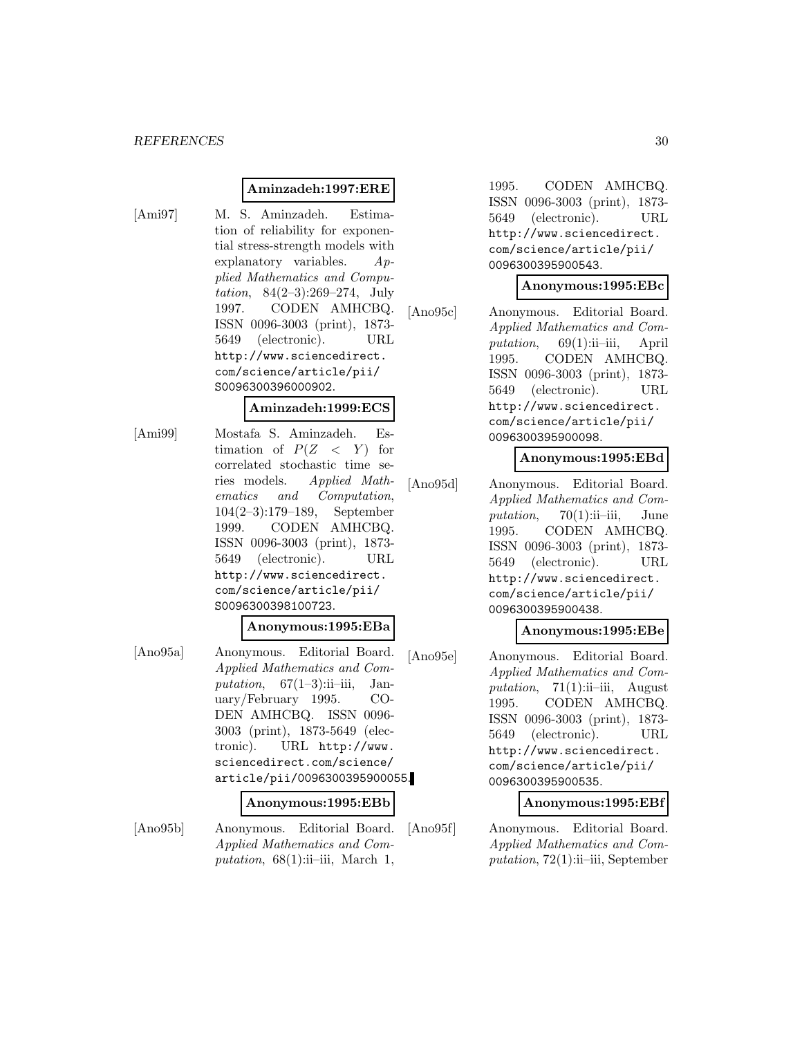**Aminzadeh:1997:ERE**

[Ami97] M. S. Aminzadeh. Estimation of reliability for exponential stress-strength models with explanatory variables. *Applied Mathematics and Computation*, 84(2–3):269–274, July 1997. CODEN AMHCBQ. ISSN 0096-3003 (print), 1873-5649 (electronic). URL http://www.sciencedirect.com/science/article/pii/S0096300396000902.

**Aminzadeh:1999:ECS**

[Ami99] Mostafa S. Aminzadeh. Estimation of $P(Z < Y)$ for correlated stochastic time series models. *Applied Mathematics and Computation*, 104(2–3):179–189, September 1999. CODEN AMHCBQ. ISSN 0096-3003 (print), 1873-5649 (electronic). URL http://www.sciencedirect.com/science/article/pii/S0096300398100723.

**Anonymous:1995:EBa**

[Ano95a] Anonymous. Editorial Board. *Applied Mathematics and Computation*, 67(1–3):ii–iii, January/February 1995. CODEN AMHCBQ. ISSN 0096-3003 (print), 1873-5649 (electronic). URL http://www.sciencedirect.com/science/article/pii/0096300395900055.

**Anonymous:1995:EBb**

[Ano95b] Anonymous. Editorial Board. *Applied Mathematics and Computation*, 68(1):ii–iii, March 1, 1995. CODEN AMHCBQ. ISSN 0096-3003 (print), 1873-5649 (electronic). URL http://www.sciencedirect.com/science/article/pii/0096300395900543.

**Anonymous:1995:EBc**

[Ano95c] Anonymous. Editorial Board. *Applied Mathematics and Computation*, 69(1):ii–iii, April 1995. CODEN AMHCBQ. ISSN 0096-3003 (print), 1873-5649 (electronic). URL http://www.sciencedirect.com/science/article/pii/0096300395900098.

**Anonymous:1995:EBd**

[Ano95d] Anonymous. Editorial Board. *Applied Mathematics and Computation*, 70(1):ii–iii, June 1995. CODEN AMHCBQ. ISSN 0096-3003 (print), 1873-5649 (electronic). URL http://www.sciencedirect.com/science/article/pii/0096300395900438.

**Anonymous:1995:EBe**

[Ano95e] Anonymous. Editorial Board. *Applied Mathematics and Computation*, 71(1):ii–iii, August 1995. CODEN AMHCBQ. ISSN 0096-3003 (print), 1873-5649 (electronic). URL http://www.sciencedirect.com/science/article/pii/0096300395900535.

**Anonymous:1995:EBf**

[Ano95f] Anonymous. Editorial Board. *Applied Mathematics and Computation*, 72(1):ii–iii, September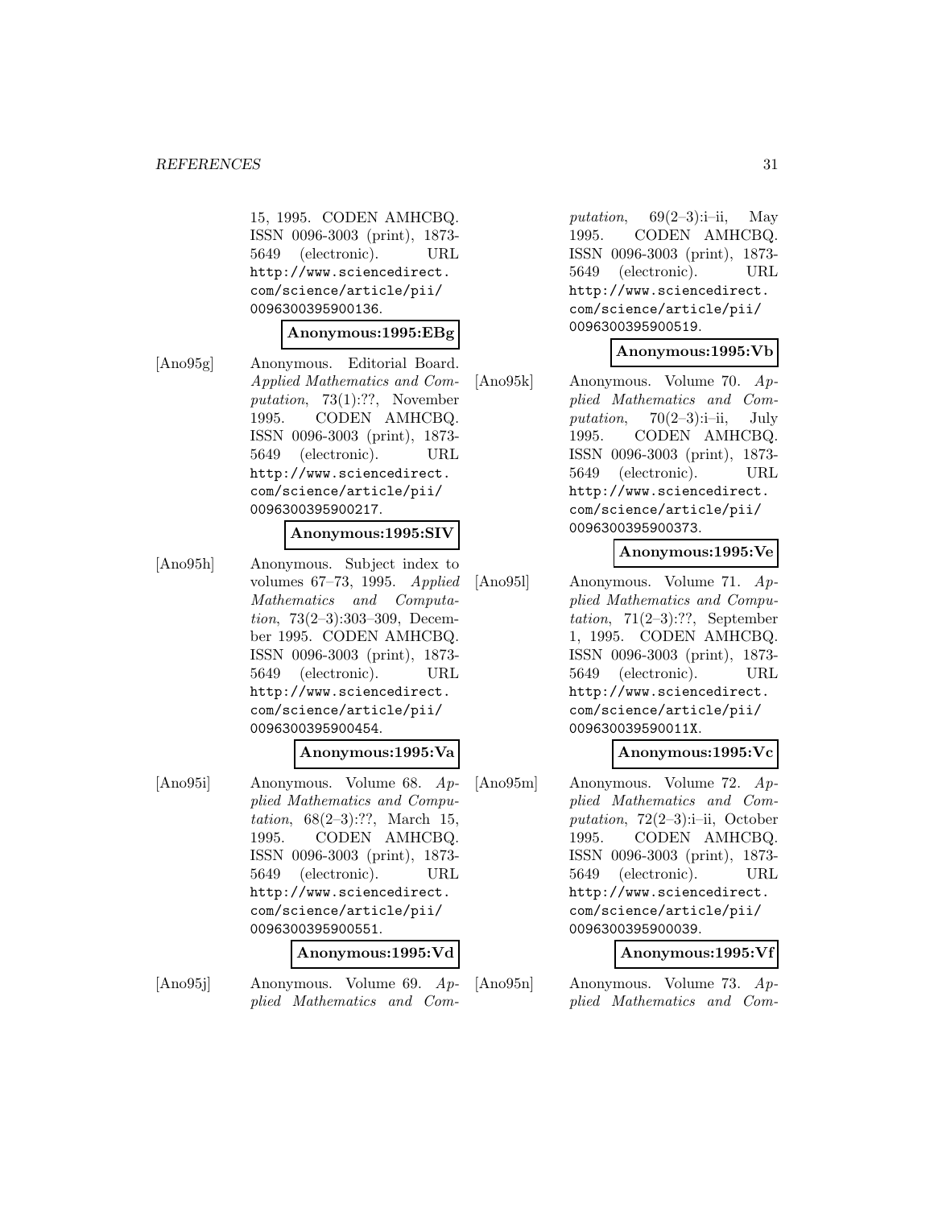15, 1995. CODEN AMHCBQ. ISSN 0096-3003 (print), 1873-5649 (electronic). URL http://www.sciencedirect.com/science/article/pii/0096300395900136.

**Anonymous:1995:EBg**

[Ano95g] Anonymous. Editorial Board. *Applied Mathematics and Computation*, 73(1):??, November 1995. CODEN AMHCBQ. ISSN 0096-3003 (print), 1873-5649 (electronic). URL http://www.sciencedirect.com/science/article/pii/0096300395900217.

**Anonymous:1995:SIV**

[Ano95h] Anonymous. Subject index to volumes 67–73, 1995. *Applied Mathematics and Computation*, 73(2–3):303–309, December 1995. CODEN AMHCBQ. ISSN 0096-3003 (print), 1873-5649 (electronic). URL http://www.sciencedirect.com/science/article/pii/0096300395900454.

**Anonymous:1995:Va**

[Ano95i] Anonymous. Volume 68. *Applied Mathematics and Computation*, 68(2–3):??, March 15, 1995. CODEN AMHCBQ. ISSN 0096-3003 (print), 1873-5649 (electronic). URL http://www.sciencedirect.com/science/article/pii/0096300395900551.

**Anonymous:1995:Vd**

[Ano95j] Anonymous. Volume 69. *Applied Mathematics and Computation*, 69(2–3):i–ii, May 1995. CODEN AMHCBQ. ISSN 0096-3003 (print), 1873-5649 (electronic). URL http://www.sciencedirect.com/science/article/pii/0096300395900519.

**Anonymous:1995:Vb**

[Ano95k] Anonymous. Volume 70. *Applied Mathematics and Computation*, 70(2–3):i–ii, July 1995. CODEN AMHCBQ. ISSN 0096-3003 (print), 1873-5649 (electronic). URL http://www.sciencedirect.com/science/article/pii/0096300395900373.

**Anonymous:1995:Ve**

[Ano95l] Anonymous. Volume 71. *Applied Mathematics and Computation*, 71(2–3):??, September 1, 1995. CODEN AMHCBQ. ISSN 0096-3003 (print), 1873-5649 (electronic). URL http://www.sciencedirect.com/science/article/pii/009630039590011X.

**Anonymous:1995:Vc**

[Ano95m] Anonymous. Volume 72. *Applied Mathematics and Computation*, 72(2–3):i–ii, October 1995. CODEN AMHCBQ. ISSN 0096-3003 (print), 1873-5649 (electronic). URL http://www.sciencedirect.com/science/article/pii/0096300395900039.

**Anonymous:1995:Vf**

[Ano95n] Anonymous. Volume 73. *Applied Mathematics and Com-*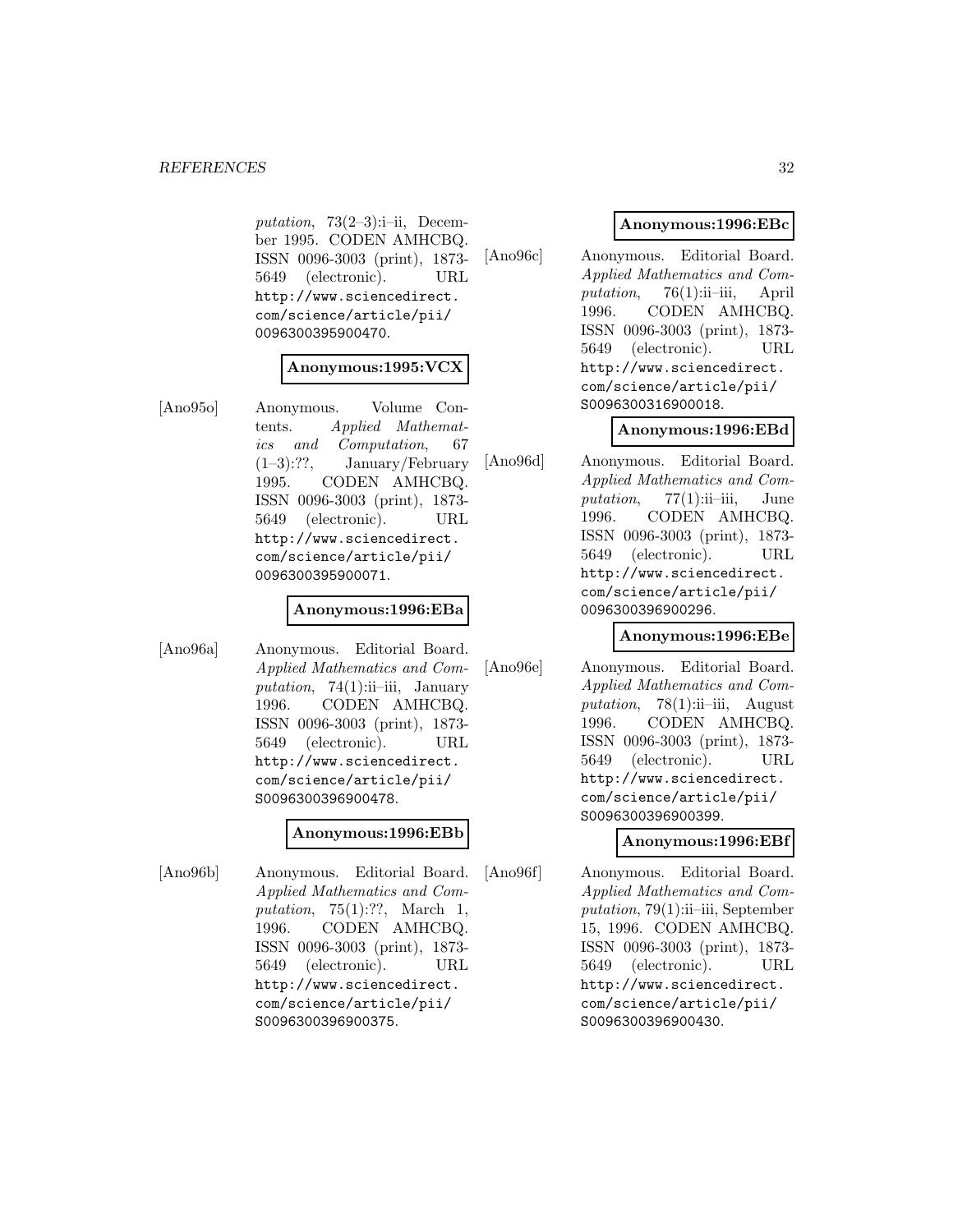*putation*, 73(2–3):i–ii, December 1995. CODEN AMHCBQ. ISSN 0096-3003 (print), 1873-5649 (electronic). URL http://www.sciencedirect.com/science/article/pii/0096300395900470.

**Anonymous:1995:VCX**

[Ano95o] Anonymous. Volume Contents. *Applied Mathematics and Computation*, 67 (1–3):??, January/February 1995. CODEN AMHCBQ. ISSN 0096-3003 (print), 1873-5649 (electronic). URL http://www.sciencedirect.com/science/article/pii/0096300395900071.

**Anonymous:1996:EBa**

[Ano96a] Anonymous. Editorial Board. *Applied Mathematics and Computation*, 74(1):ii–iii, January 1996. CODEN AMHCBQ. ISSN 0096-3003 (print), 1873-5649 (electronic). URL http://www.sciencedirect.com/science/article/pii/S0096300396900478.

**Anonymous:1996:EBb**

[Ano96b] Anonymous. Editorial Board. *Applied Mathematics and Computation*, 75(1):??, March 1, 1996. CODEN AMHCBQ. ISSN 0096-3003 (print), 1873-5649 (electronic). URL http://www.sciencedirect.com/science/article/pii/S0096300396900375.

**Anonymous:1996:EBc**

[Ano96c] Anonymous. Editorial Board. *Applied Mathematics and Computation*, 76(1):ii–iii, April 1996. CODEN AMHCBQ. ISSN 0096-3003 (print), 1873-5649 (electronic). URL http://www.sciencedirect.com/science/article/pii/S0096300316900018.

**Anonymous:1996:EBd**

[Ano96d] Anonymous. Editorial Board. *Applied Mathematics and Computation*, 77(1):ii–iii, June 1996. CODEN AMHCBQ. ISSN 0096-3003 (print), 1873-5649 (electronic). URL http://www.sciencedirect.com/science/article/pii/0096300396900296.

**Anonymous:1996:EBe**

[Ano96e] Anonymous. Editorial Board. *Applied Mathematics and Computation*, 78(1):ii–iii, August 1996. CODEN AMHCBQ. ISSN 0096-3003 (print), 1873-5649 (electronic). URL http://www.sciencedirect.com/science/article/pii/S0096300396900399.

**Anonymous:1996:EBf**

[Ano96f] Anonymous. Editorial Board. *Applied Mathematics and Computation*, 79(1):ii–iii, September 15, 1996. CODEN AMHCBQ. ISSN 0096-3003 (print), 1873-5649 (electronic). URL http://www.sciencedirect.com/science/article/pii/S0096300396900430.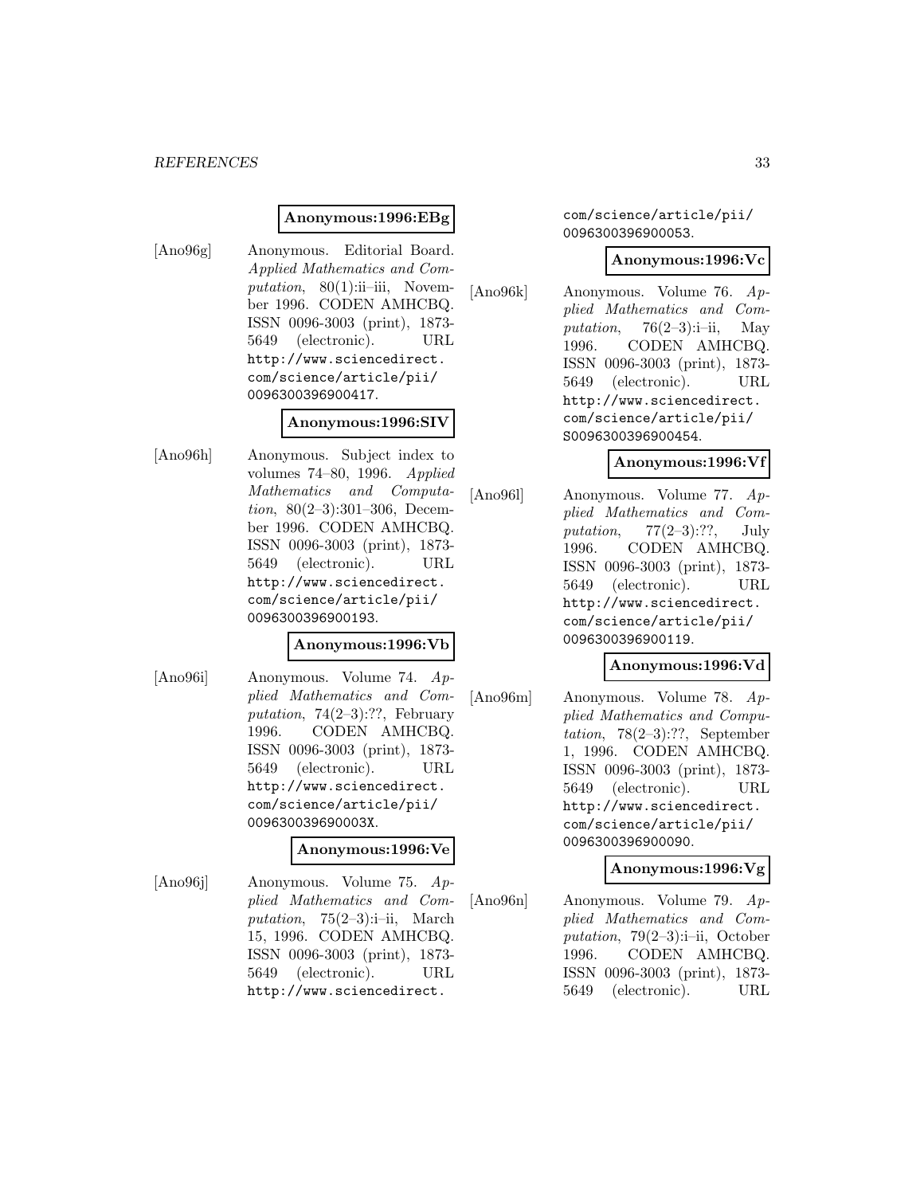**Anonymous:1996:EBg**

[Ano96g] Anonymous. Editorial Board. *Applied Mathematics and Computation*, 80(1):ii–iii, November 1996. CODEN AMHCBQ. ISSN 0096-3003 (print), 1873-5649 (electronic). URL http://www.sciencedirect.com/science/article/pii/0096300396900417.

**Anonymous:1996:SIV**

[Ano96h] Anonymous. Subject index to volumes 74–80, 1996. *Applied Mathematics and Computation*, 80(2–3):301–306, December 1996. CODEN AMHCBQ. ISSN 0096-3003 (print), 1873-5649 (electronic). URL http://www.sciencedirect.com/science/article/pii/0096300396900193.

**Anonymous:1996:Vb**

[Ano96i] Anonymous. Volume 74. *Applied Mathematics and Computation*, 74(2–3):??, February 1996. CODEN AMHCBQ. ISSN 0096-3003 (print), 1873-5649 (electronic). URL http://www.sciencedirect.com/science/article/pii/009630039690003X.

**Anonymous:1996:Ve**

[Ano96j] Anonymous. Volume 75. *Applied Mathematics and Computation*, 75(2–3):i–ii, March 15, 1996. CODEN AMHCBQ. ISSN 0096-3003 (print), 1873-5649 (electronic). URL http://www.sciencedirect.com/science/article/pii/0096300396900053.

**Anonymous:1996:Vc**

[Ano96k] Anonymous. Volume 76. *Applied Mathematics and Computation*, 76(2–3):i–ii, May 1996. CODEN AMHCBQ. ISSN 0096-3003 (print), 1873-5649 (electronic). URL http://www.sciencedirect.com/science/article/pii/S0096300396900454.

**Anonymous:1996:Vf**

[Ano96l] Anonymous. Volume 77. *Applied Mathematics and Computation*, 77(2–3):??, July 1996. CODEN AMHCBQ. ISSN 0096-3003 (print), 1873-5649 (electronic). URL http://www.sciencedirect.com/science/article/pii/0096300396900119.

**Anonymous:1996:Vd**

[Ano96m] Anonymous. Volume 78. *Applied Mathematics and Computation*, 78(2–3):??, September 1, 1996. CODEN AMHCBQ. ISSN 0096-3003 (print), 1873-5649 (electronic). URL http://www.sciencedirect.com/science/article/pii/0096300396900090.

**Anonymous:1996:Vg**

[Ano96n] Anonymous. Volume 79. *Applied Mathematics and Computation*, 79(2–3):i–ii, October 1996. CODEN AMHCBQ. ISSN 0096-3003 (print), 1873-5649 (electronic). URL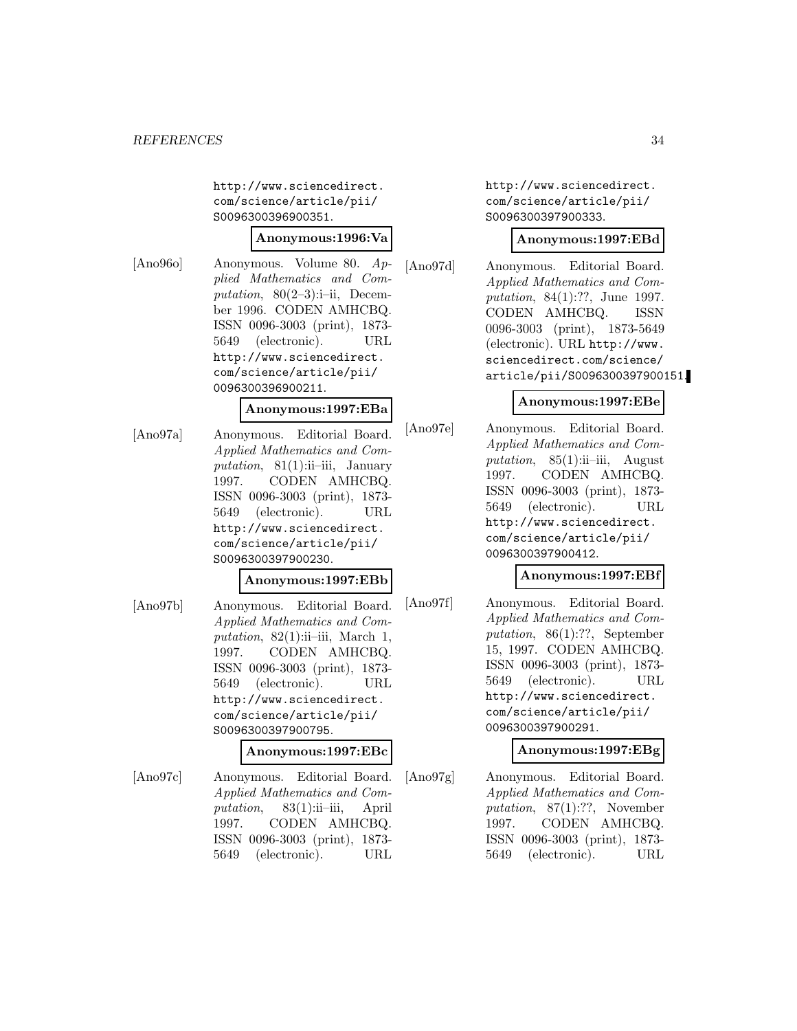http://www.sciencedirect.com/science/article/pii/S0096300396900351.

**Anonymous:1996:Va**

[Ano96o] Anonymous. Volume 80. *Applied Mathematics and Computation*, 80(2–3):i–ii, December 1996. CODEN AMHCBQ. ISSN 0096-3003 (print), 1873-5649 (electronic). URL http://www.sciencedirect.com/science/article/pii/0096300396900211.

**Anonymous:1997:EBa**

[Ano97a] Anonymous. Editorial Board. *Applied Mathematics and Computation*, 81(1):ii–iii, January 1997. CODEN AMHCBQ. ISSN 0096-3003 (print), 1873-5649 (electronic). URL http://www.sciencedirect.com/science/article/pii/S0096300397900230.

**Anonymous:1997:EBb**

[Ano97b] Anonymous. Editorial Board. *Applied Mathematics and Computation*, 82(1):ii–iii, March 1, 1997. CODEN AMHCBQ. ISSN 0096-3003 (print), 1873-5649 (electronic). URL http://www.sciencedirect.com/science/article/pii/S0096300397900795.

**Anonymous:1997:EBc**

[Ano97c] Anonymous. Editorial Board. *Applied Mathematics and Computation*, 83(1):ii–iii, April 1997. CODEN AMHCBQ. ISSN 0096-3003 (print), 1873-5649 (electronic). URL http://www.sciencedirect.com/science/article/pii/S0096300397900333.

**Anonymous:1997:EBd**

[Ano97d] Anonymous. Editorial Board. *Applied Mathematics and Computation*, 84(1):??, June 1997. CODEN AMHCBQ. ISSN 0096-3003 (print), 1873-5649 (electronic). URL http://www.sciencedirect.com/science/article/pii/S0096300397900151.

**Anonymous:1997:EBe**

[Ano97e] Anonymous. Editorial Board. *Applied Mathematics and Computation*, 85(1):ii–iii, August 1997. CODEN AMHCBQ. ISSN 0096-3003 (print), 1873-5649 (electronic). URL http://www.sciencedirect.com/science/article/pii/0096300397900412.

**Anonymous:1997:EBf**

[Ano97f] Anonymous. Editorial Board. *Applied Mathematics and Computation*, 86(1):??, September 15, 1997. CODEN AMHCBQ. ISSN 0096-3003 (print), 1873-5649 (electronic). URL http://www.sciencedirect.com/science/article/pii/0096300397900291.

**Anonymous:1997:EBg**

[Ano97g] Anonymous. Editorial Board. *Applied Mathematics and Computation*, 87(1):??, November 1997. CODEN AMHCBQ. ISSN 0096-3003 (print), 1873-5649 (electronic). URL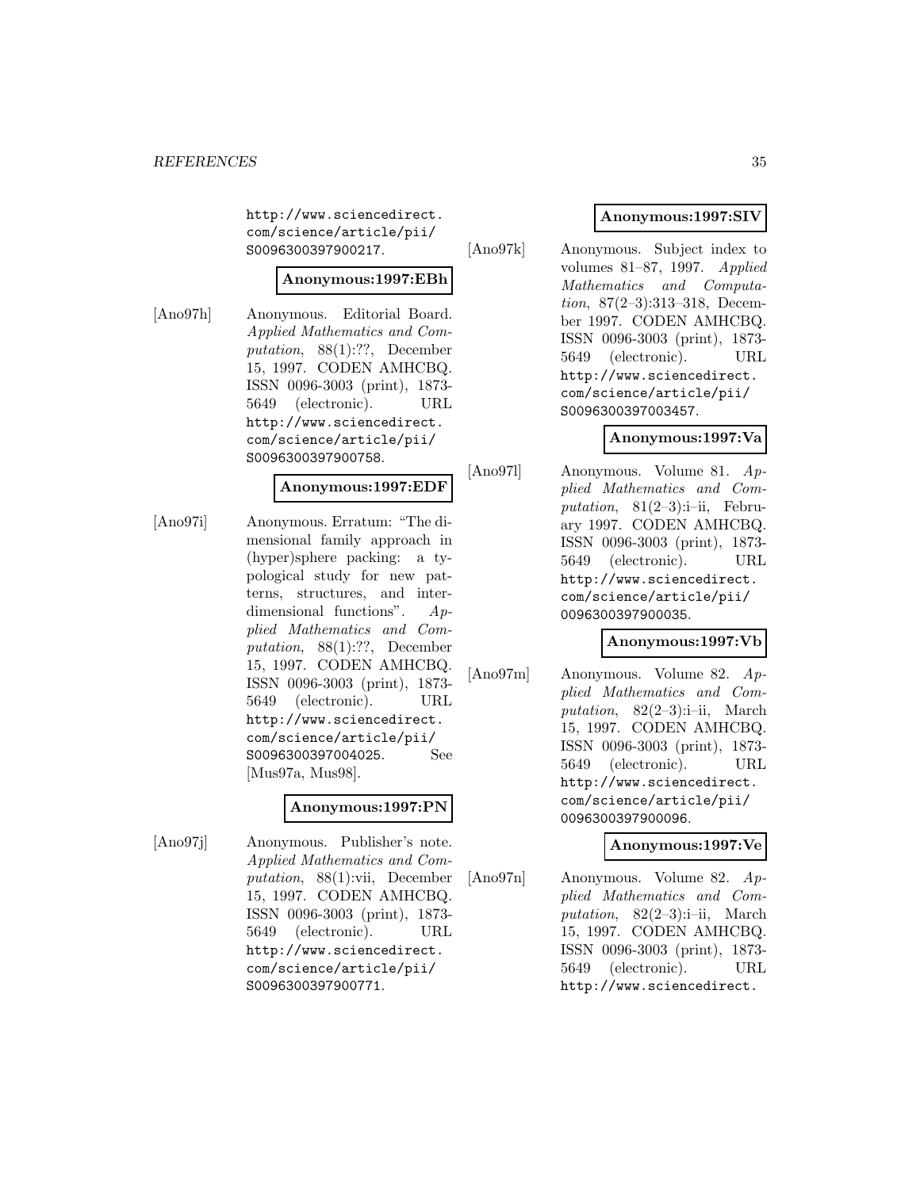http://www.sciencedirect.com/science/article/pii/S0096300397900217.

**Anonymous:1997:EBh**

[Ano97h] Anonymous. Editorial Board. *Applied Mathematics and Computation*, 88(1):??, December 15, 1997. CODEN AMHCBQ. ISSN 0096-3003 (print), 1873-5649 (electronic). URL http://www.sciencedirect.com/science/article/pii/S0096300397900758.

**Anonymous:1997:EDF**

[Ano97i] Anonymous. Erratum: "The dimensional family approach in (hyper)sphere packing: a typological study for new patterns, structures, and interdimensional functions". *Applied Mathematics and Computation*, 88(1):??, December 15, 1997. CODEN AMHCBQ. ISSN 0096-3003 (print), 1873-5649 (electronic). URL http://www.sciencedirect.com/science/article/pii/S0096300397004025. See [Mus97a, Mus98].

**Anonymous:1997:PN**

[Ano97j] Anonymous. Publisher's note. *Applied Mathematics and Computation*, 88(1):vii, December 15, 1997. CODEN AMHCBQ. ISSN 0096-3003 (print), 1873-5649 (electronic). URL http://www.sciencedirect.com/science/article/pii/S0096300397900771.

**Anonymous:1997:SIV**

[Ano97k] Anonymous. Subject index to volumes 81–87, 1997. *Applied Mathematics and Computation*, 87(2–3):313–318, December 1997. CODEN AMHCBQ. ISSN 0096-3003 (print), 1873-5649 (electronic). URL http://www.sciencedirect.com/science/article/pii/S0096300397003457.

**Anonymous:1997:Va**

[Ano97l] Anonymous. Volume 81. *Applied Mathematics and Computation*, 81(2–3):i–ii, February 1997. CODEN AMHCBQ. ISSN 0096-3003 (print), 1873-5649 (electronic). URL http://www.sciencedirect.com/science/article/pii/0096300397900035.

**Anonymous:1997:Vb**

[Ano97m] Anonymous. Volume 82. *Applied Mathematics and Computation*, 82(2–3):i–ii, March 15, 1997. CODEN AMHCBQ. ISSN 0096-3003 (print), 1873-5649 (electronic). URL http://www.sciencedirect.com/science/article/pii/0096300397900096.

**Anonymous:1997:Ve**

[Ano97n] Anonymous. Volume 82. *Applied Mathematics and Computation*, 82(2–3):i–ii, March 15, 1997. CODEN AMHCBQ. ISSN 0096-3003 (print), 1873-5649 (electronic). URL http://www.sciencedirect.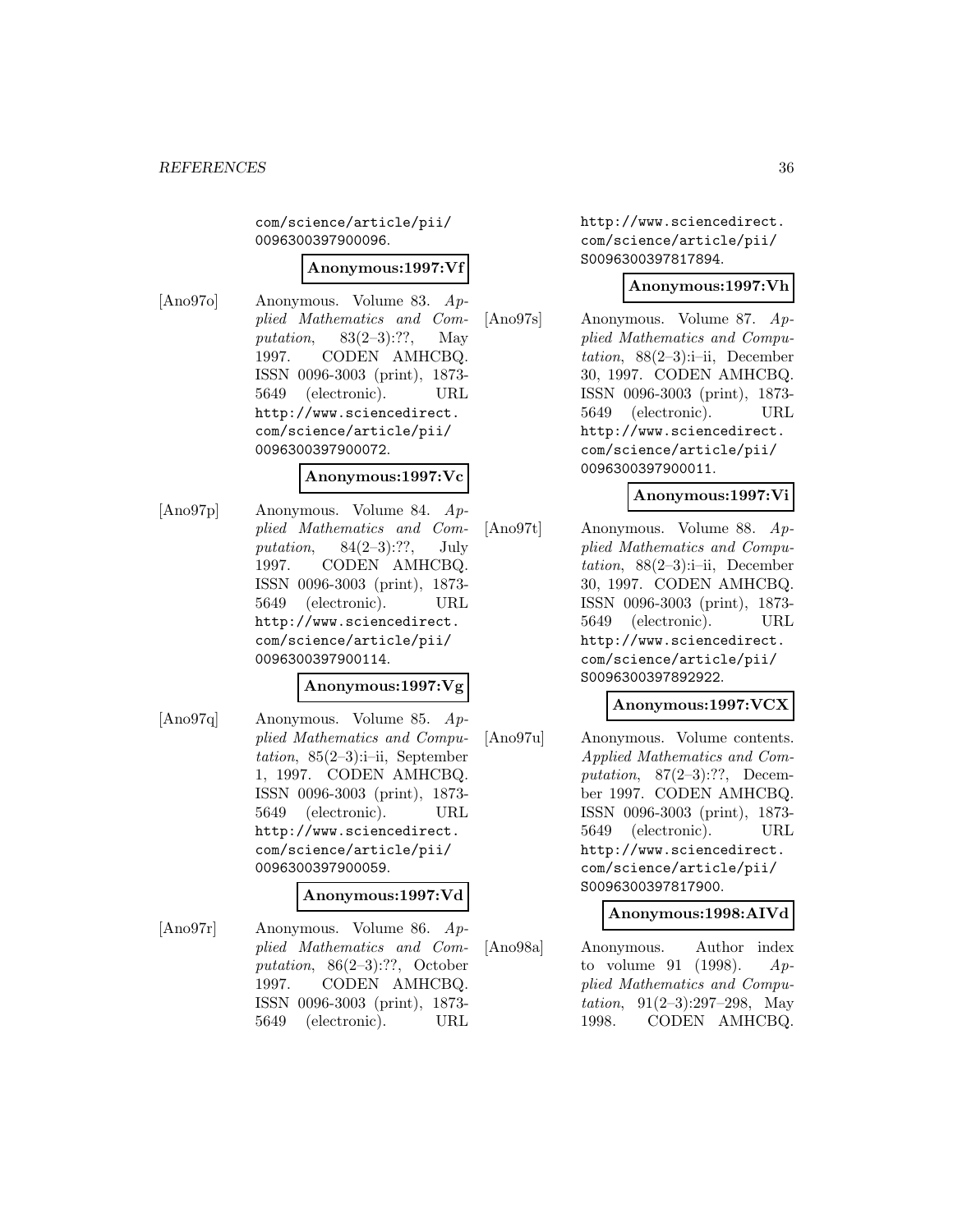com/science/article/pii/0096300397900096.

**Anonymous:1997:Vf**

[Ano97o] Anonymous. Volume 83. *Applied Mathematics and Computation*, 83(2–3):??, May 1997. CODEN AMHCBQ. ISSN 0096-3003 (print), 1873-5649 (electronic). URL http://www.sciencedirect.com/science/article/pii/0096300397900072.

**Anonymous:1997:Vc**

[Ano97p] Anonymous. Volume 84. *Applied Mathematics and Computation*, 84(2–3):??, July 1997. CODEN AMHCBQ. ISSN 0096-3003 (print), 1873-5649 (electronic). URL http://www.sciencedirect.com/science/article/pii/0096300397900114.

**Anonymous:1997:Vg**

[Ano97q] Anonymous. Volume 85. *Applied Mathematics and Computation*, 85(2–3):i–ii, September 1, 1997. CODEN AMHCBQ. ISSN 0096-3003 (print), 1873-5649 (electronic). URL http://www.sciencedirect.com/science/article/pii/0096300397900059.

**Anonymous:1997:Vd**

[Ano97r] Anonymous. Volume 86. *Applied Mathematics and Computation*, 86(2–3):??, October 1997. CODEN AMHCBQ. ISSN 0096-3003 (print), 1873-5649 (electronic). URL http://www.sciencedirect.com/science/article/pii/S0096300397817894.

**Anonymous:1997:Vh**

[Ano97s] Anonymous. Volume 87. *Applied Mathematics and Computation*, 88(2–3):i–ii, December 30, 1997. CODEN AMHCBQ. ISSN 0096-3003 (print), 1873-5649 (electronic). URL http://www.sciencedirect.com/science/article/pii/0096300397900011.

**Anonymous:1997:Vi**

[Ano97t] Anonymous. Volume 88. *Applied Mathematics and Computation*, 88(2–3):i–ii, December 30, 1997. CODEN AMHCBQ. ISSN 0096-3003 (print), 1873-5649 (electronic). URL http://www.sciencedirect.com/science/article/pii/S0096300397892922.

**Anonymous:1997:VCX**

[Ano97u] Anonymous. Volume contents. *Applied Mathematics and Computation*, 87(2–3):??, December 1997. CODEN AMHCBQ. ISSN 0096-3003 (print), 1873-5649 (electronic). URL http://www.sciencedirect.com/science/article/pii/S0096300397817900.

**Anonymous:1998:AIVd**

[Ano98a] Anonymous. Author index to volume 91 (1998). *Applied Mathematics and Computation*, 91(2–3):297–298, May 1998. CODEN AMHCBQ.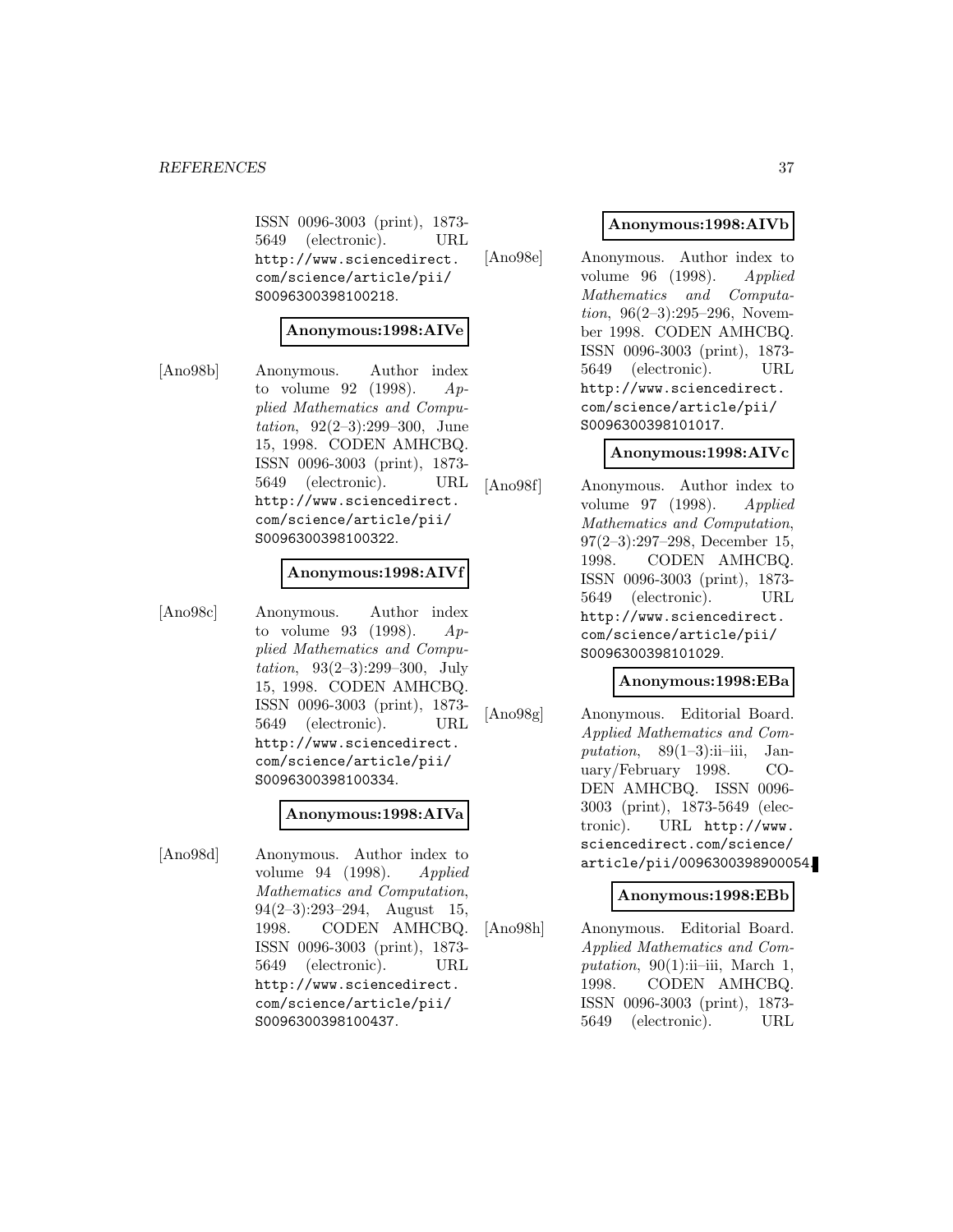ISSN 0096-3003 (print), 1873-5649 (electronic). URL http://www.sciencedirect.com/science/article/pii/S0096300398100218.

**Anonymous:1998:AIVe**

[Ano98b] Anonymous. Author index to volume 92 (1998). *Applied Mathematics and Computation*, 92(2–3):299–300, June 15, 1998. CODEN AMHCBQ. ISSN 0096-3003 (print), 1873-5649 (electronic). URL http://www.sciencedirect.com/science/article/pii/S0096300398100322.

**Anonymous:1998:AIVf**

[Ano98c] Anonymous. Author index to volume 93 (1998). *Applied Mathematics and Computation*, 93(2–3):299–300, July 15, 1998. CODEN AMHCBQ. ISSN 0096-3003 (print), 1873-5649 (electronic). URL http://www.sciencedirect.com/science/article/pii/S0096300398100334.

**Anonymous:1998:AIVa**

[Ano98d] Anonymous. Author index to volume 94 (1998). *Applied Mathematics and Computation*, 94(2–3):293–294, August 15, 1998. CODEN AMHCBQ. ISSN 0096-3003 (print), 1873-5649 (electronic). URL http://www.sciencedirect.com/science/article/pii/S0096300398100437.

**Anonymous:1998:AIVb**

[Ano98e] Anonymous. Author index to volume 96 (1998). *Applied Mathematics and Computation*, 96(2–3):295–296, November 1998. CODEN AMHCBQ. ISSN 0096-3003 (print), 1873-5649 (electronic). URL http://www.sciencedirect.com/science/article/pii/S0096300398101017.

**Anonymous:1998:AIVc**

[Ano98f] Anonymous. Author index to volume 97 (1998). *Applied Mathematics and Computation*, 97(2–3):297–298, December 15, 1998. CODEN AMHCBQ. ISSN 0096-3003 (print), 1873-5649 (electronic). URL http://www.sciencedirect.com/science/article/pii/S0096300398101029.

**Anonymous:1998:EBa**

[Ano98g] Anonymous. Editorial Board. *Applied Mathematics and Computation*, 89(1–3):ii–iii, January/February 1998. CODEN AMHCBQ. ISSN 0096-3003 (print), 1873-5649 (electronic). URL http://www.sciencedirect.com/science/article/pii/0096300398900054.

**Anonymous:1998:EBb**

[Ano98h] Anonymous. Editorial Board. *Applied Mathematics and Computation*, 90(1):ii–iii, March 1, 1998. CODEN AMHCBQ. ISSN 0096-3003 (print), 1873-5649 (electronic). URL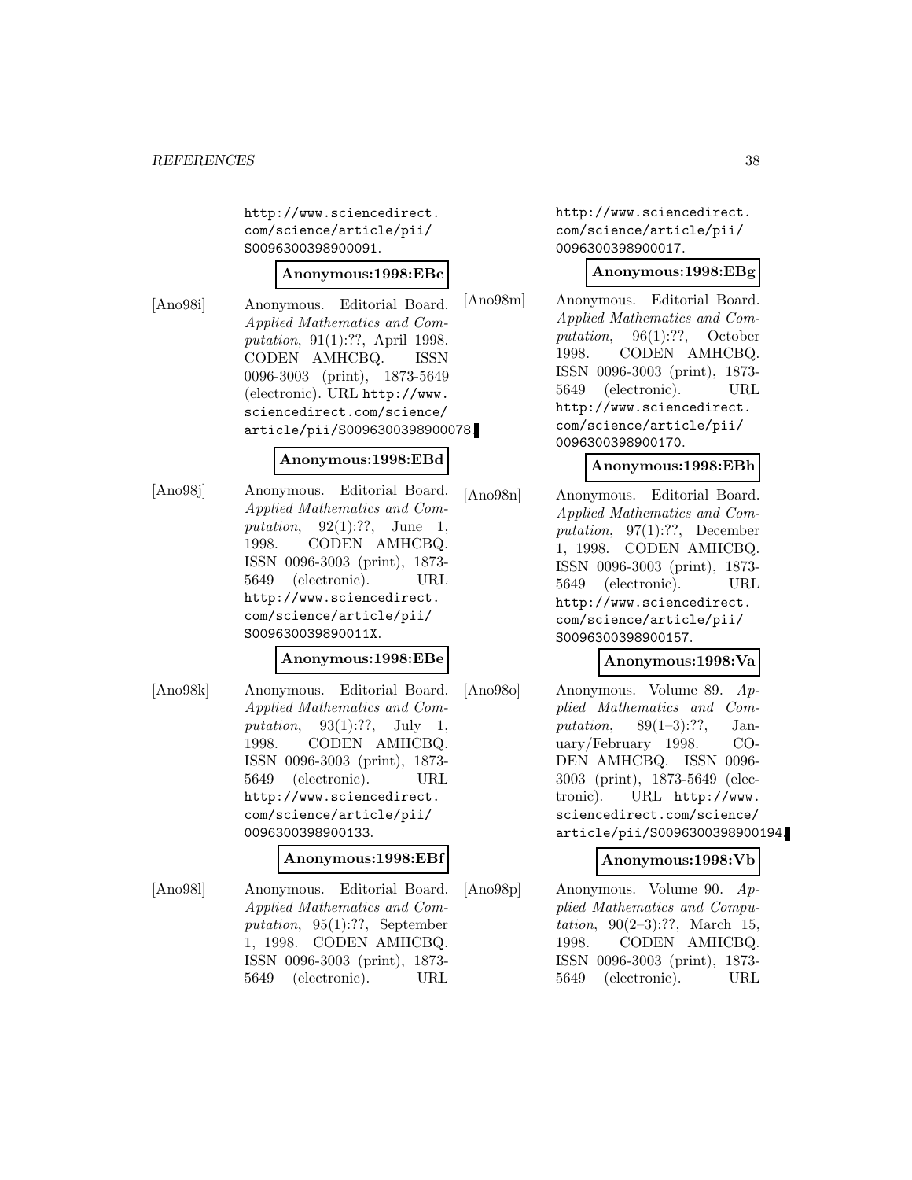http://www.sciencedirect.com/science/article/pii/S0096300398900091.

**Anonymous:1998:EBc**

[Ano98i] Anonymous. Editorial Board. *Applied Mathematics and Computation*, 91(1):??, April 1998. CODEN AMHCBQ. ISSN 0096-3003 (print), 1873-5649 (electronic). URL http://www.sciencedirect.com/science/article/pii/S0096300398900078.

**Anonymous:1998:EBd**

[Ano98j] Anonymous. Editorial Board. *Applied Mathematics and Computation*, 92(1):??, June 1, 1998. CODEN AMHCBQ. ISSN 0096-3003 (print), 1873-5649 (electronic). URL http://www.sciencedirect.com/science/article/pii/S009630039890011X.

**Anonymous:1998:EBe**

[Ano98k] Anonymous. Editorial Board. *Applied Mathematics and Computation*, 93(1):??, July 1, 1998. CODEN AMHCBQ. ISSN 0096-3003 (print), 1873-5649 (electronic). URL http://www.sciencedirect.com/science/article/pii/0096300398900133.

**Anonymous:1998:EBf**

[Ano98l] Anonymous. Editorial Board. *Applied Mathematics and Computation*, 95(1):??, September 1, 1998. CODEN AMHCBQ. ISSN 0096-3003 (print), 1873-5649 (electronic). URL http://www.sciencedirect.com/science/article/pii/0096300398900017.

**Anonymous:1998:EBg**

[Ano98m] Anonymous. Editorial Board. *Applied Mathematics and Computation*, 96(1):??, October 1998. CODEN AMHCBQ. ISSN 0096-3003 (print), 1873-5649 (electronic). URL http://www.sciencedirect.com/science/article/pii/0096300398900170.

**Anonymous:1998:EBh**

[Ano98n] Anonymous. Editorial Board. *Applied Mathematics and Computation*, 97(1):??, December 1, 1998. CODEN AMHCBQ. ISSN 0096-3003 (print), 1873-5649 (electronic). URL http://www.sciencedirect.com/science/article/pii/S0096300398900157.

**Anonymous:1998:Va**

[Ano98o] Anonymous. Volume 89. *Applied Mathematics and Computation*, 89(1–3):??, January/February 1998. CODEN AMHCBQ. ISSN 0096-3003 (print), 1873-5649 (electronic). URL http://www.sciencedirect.com/science/article/pii/S0096300398900194.

**Anonymous:1998:Vb**

[Ano98p] Anonymous. Volume 90. *Applied Mathematics and Computation*, 90(2–3):??, March 15, 1998. CODEN AMHCBQ. ISSN 0096-3003 (print), 1873-5649 (electronic). URL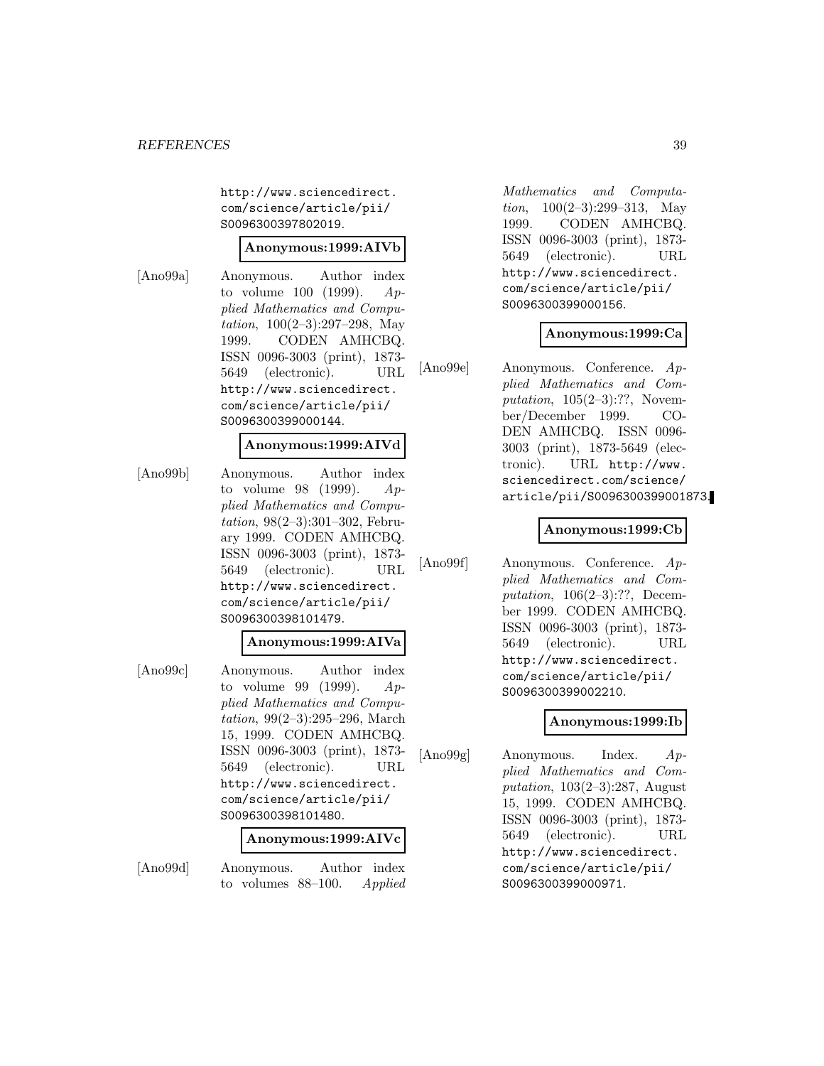http://www.sciencedirect.com/science/article/pii/S0096300397802019.

**Anonymous:1999:AIVb**

[Ano99a] Anonymous. Author index to volume 100 (1999). *Applied Mathematics and Computation*, 100(2–3):297–298, May 1999. CODEN AMHCBQ. ISSN 0096-3003 (print), 1873-5649 (electronic). URL http://www.sciencedirect.com/science/article/pii/S0096300399000144.

**Anonymous:1999:AIVd**

[Ano99b] Anonymous. Author index to volume 98 (1999). *Applied Mathematics and Computation*, 98(2–3):301–302, February 1999. CODEN AMHCBQ. ISSN 0096-3003 (print), 1873-5649 (electronic). URL http://www.sciencedirect.com/science/article/pii/S0096300398101479.

**Anonymous:1999:AIVa**

[Ano99c] Anonymous. Author index to volume 99 (1999). *Applied Mathematics and Computation*, 99(2–3):295–296, March 15, 1999. CODEN AMHCBQ. ISSN 0096-3003 (print), 1873-5649 (electronic). URL http://www.sciencedirect.com/science/article/pii/S0096300398101480.

**Anonymous:1999:AIVc**

[Ano99d] Anonymous. Author index to volumes 88–100. *Applied Mathematics and Computation*, 100(2–3):299–313, May 1999. CODEN AMHCBQ. ISSN 0096-3003 (print), 1873-5649 (electronic). URL http://www.sciencedirect.com/science/article/pii/S0096300399000156.

**Anonymous:1999:Ca**

[Ano99e] Anonymous. Conference. *Applied Mathematics and Computation*, 105(2–3):??, November/December 1999. CODEN AMHCBQ. ISSN 0096-3003 (print), 1873-5649 (electronic). URL http://www.sciencedirect.com/science/article/pii/S0096300399001873.

**Anonymous:1999:Cb**

[Ano99f] Anonymous. Conference. *Applied Mathematics and Computation*, 106(2–3):??, December 1999. CODEN AMHCBQ. ISSN 0096-3003 (print), 1873-5649 (electronic). URL http://www.sciencedirect.com/science/article/pii/S0096300399002210.

**Anonymous:1999:Ib**

[Ano99g] Anonymous. Index. *Applied Mathematics and Computation*, 103(2–3):287, August 15, 1999. CODEN AMHCBQ. ISSN 0096-3003 (print), 1873-5649 (electronic). URL http://www.sciencedirect.com/science/article/pii/S0096300399000971.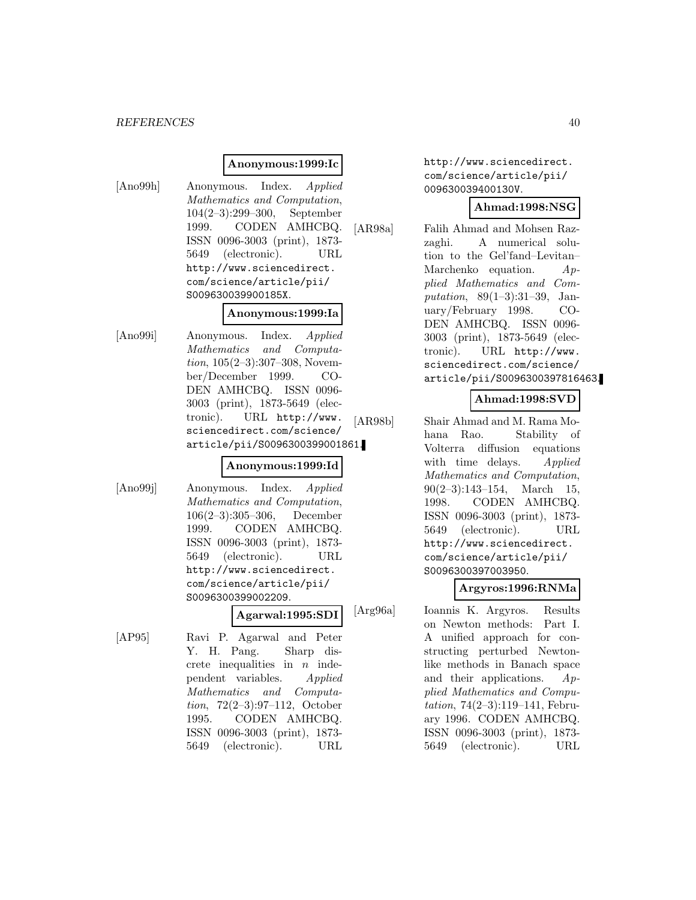**Anonymous:1999:Ic**

[Ano99h] Anonymous. Index. *Applied Mathematics and Computation*, 104(2–3):299–300, September 1999. CODEN AMHCBQ. ISSN 0096-3003 (print), 1873-5649 (electronic). URL http://www.sciencedirect.com/science/article/pii/S009630039900185X.

**Anonymous:1999:Ia**

[Ano99i] Anonymous. Index. *Applied Mathematics and Computation*, 105(2–3):307–308, November/December 1999. CODEN AMHCBQ. ISSN 0096-3003 (print), 1873-5649 (electronic). URL http://www.sciencedirect.com/science/article/pii/S0096300399001861.

**Anonymous:1999:Id**

[Ano99j] Anonymous. Index. *Applied Mathematics and Computation*, 106(2–3):305–306, December 1999. CODEN AMHCBQ. ISSN 0096-3003 (print), 1873-5649 (electronic). URL http://www.sciencedirect.com/science/article/pii/S0096300399002209.

**Agarwal:1995:SDI**

[AP95] Ravi P. Agarwal and Peter Y. H. Pang. Sharp discrete inequalities in $n$ independent variables. *Applied Mathematics and Computation*, 72(2–3):97–112, October 1995. CODEN AMHCBQ. ISSN 0096-3003 (print), 1873-5649 (electronic). URL http://www.sciencedirect.com/science/article/pii/009630039400130V.

**Ahmad:1998:NSG**

[AR98a] Falih Ahmad and Mohsen Razzaghi. A numerical solution to the Gel'fand–Levitan–Marchenko equation. *Applied Mathematics and Computation*, 89(1–3):31–39, January/February 1998. CODEN AMHCBQ. ISSN 0096-3003 (print), 1873-5649 (electronic). URL http://www.sciencedirect.com/science/article/pii/S0096300397816463.

**Ahmad:1998:SVD**

[AR98b] Shair Ahmad and M. Rama Mohana Rao. Stability of Volterra diffusion equations with time delays. *Applied Mathematics and Computation*, 90(2–3):143–154, March 15, 1998. CODEN AMHCBQ. ISSN 0096-3003 (print), 1873-5649 (electronic). URL http://www.sciencedirect.com/science/article/pii/S0096300397003950.

**Argyros:1996:RNMa**

[Arg96a] Ioannis K. Argyros. Results on Newton methods: Part I. A unified approach for constructing perturbed Newton-like methods in Banach space and their applications. *Applied Mathematics and Computation*, 74(2–3):119–141, February 1996. CODEN AMHCBQ. ISSN 0096-3003 (print), 1873-5649 (electronic). URL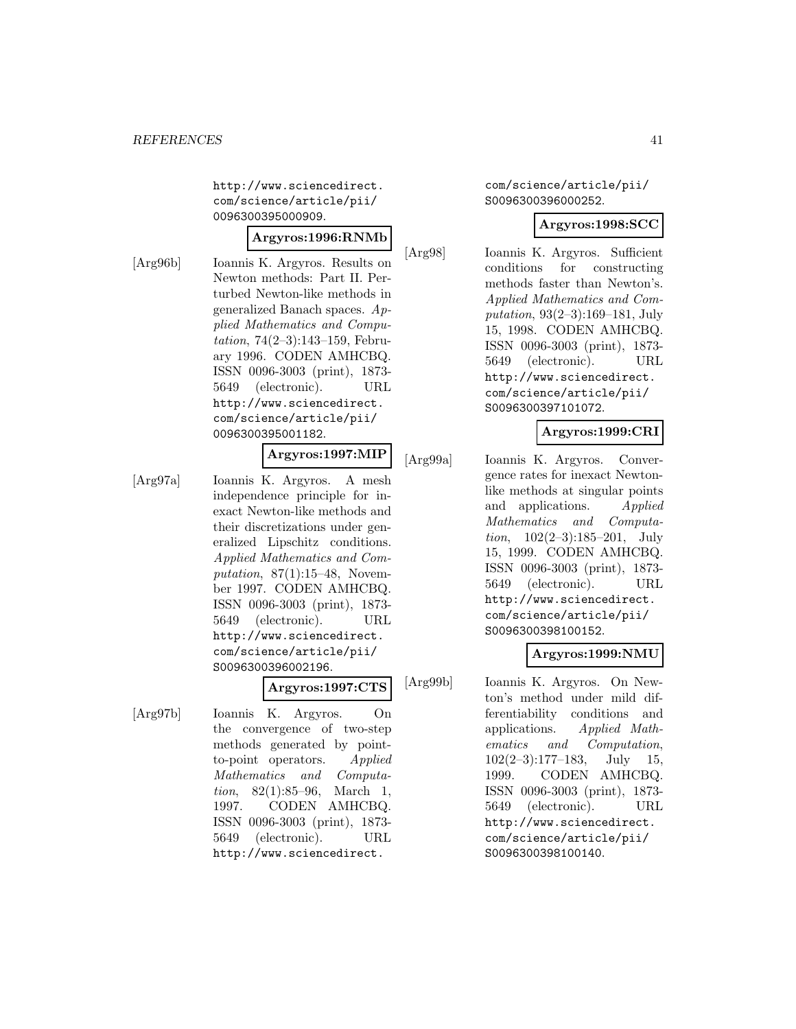http://www.sciencedirect.com/science/article/pii/0096300395000909.

**Argyros:1996:RNMb**

[Arg96b] Ioannis K. Argyros. Results on Newton methods: Part II. Perturbed Newton-like methods in generalized Banach spaces. *Applied Mathematics and Computation*, 74(2–3):143–159, February 1996. CODEN AMHCBQ. ISSN 0096-3003 (print), 1873-5649 (electronic). URL http://www.sciencedirect.com/science/article/pii/0096300395001182.

**Argyros:1997:MIP**

[Arg97a] Ioannis K. Argyros. A mesh independence principle for inexact Newton-like methods and their discretizations under generalized Lipschitz conditions. *Applied Mathematics and Computation*, 87(1):15–48, November 1997. CODEN AMHCBQ. ISSN 0096-3003 (print), 1873-5649 (electronic). URL http://www.sciencedirect.com/science/article/pii/S0096300396002196.

**Argyros:1997:CTS**

[Arg97b] Ioannis K. Argyros. On the convergence of two-step methods generated by point-to-point operators. *Applied Mathematics and Computation*, 82(1):85–96, March 1, 1997. CODEN AMHCBQ. ISSN 0096-3003 (print), 1873-5649 (electronic). URL http://www.sciencedirect.com/science/article/pii/S0096300396000252.

**Argyros:1998:SCC**

[Arg98] Ioannis K. Argyros. Sufficient conditions for constructing methods faster than Newton's. *Applied Mathematics and Computation*, 93(2–3):169–181, July 15, 1998. CODEN AMHCBQ. ISSN 0096-3003 (print), 1873-5649 (electronic). URL http://www.sciencedirect.com/science/article/pii/S0096300397101072.

**Argyros:1999:CRI**

[Arg99a] Ioannis K. Argyros. Convergence rates for inexact Newton-like methods at singular points and applications. *Applied Mathematics and Computation*, 102(2–3):185–201, July 15, 1999. CODEN AMHCBQ. ISSN 0096-3003 (print), 1873-5649 (electronic). URL http://www.sciencedirect.com/science/article/pii/S0096300398100152.

**Argyros:1999:NMU**

[Arg99b] Ioannis K. Argyros. On Newton's method under mild differentiability conditions and applications. *Applied Mathematics and Computation*, 102(2–3):177–183, July 15, 1999. CODEN AMHCBQ. ISSN 0096-3003 (print), 1873-5649 (electronic). URL http://www.sciencedirect.com/science/article/pii/S0096300398100140.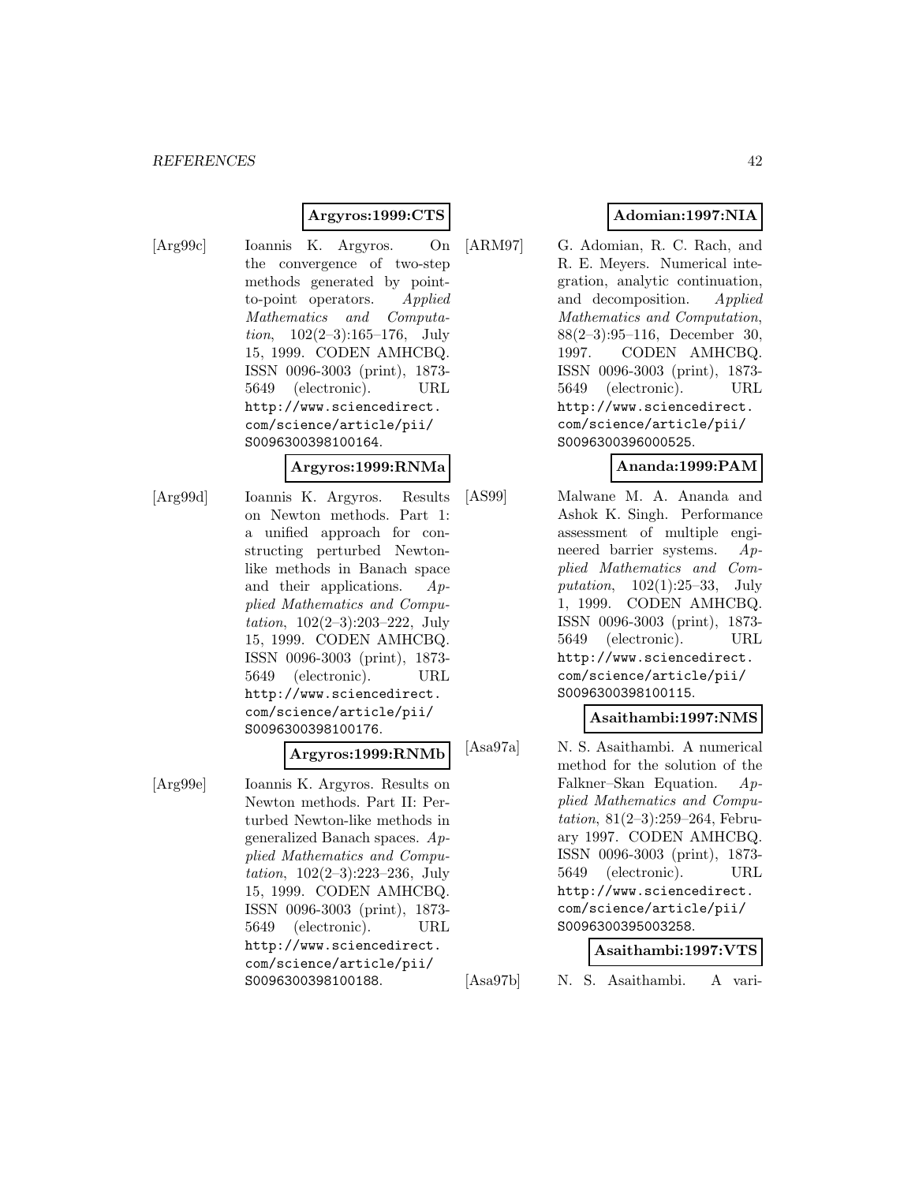**Argyros:1999:CTS**

[Arg99c] Ioannis K. Argyros. On the convergence of two-step methods generated by point-to-point operators. *Applied Mathematics and Computation*, 102(2–3):165–176, July 15, 1999. CODEN AMHCBQ. ISSN 0096-3003 (print), 1873-5649 (electronic). URL http://www.sciencedirect.com/science/article/pii/S0096300398100164.

**Argyros:1999:RNMa**

[Arg99d] Ioannis K. Argyros. Results on Newton methods. Part 1: a unified approach for constructing perturbed Newton-like methods in Banach space and their applications. *Applied Mathematics and Computation*, 102(2–3):203–222, July 15, 1999. CODEN AMHCBQ. ISSN 0096-3003 (print), 1873-5649 (electronic). URL http://www.sciencedirect.com/science/article/pii/S0096300398100176.

**Argyros:1999:RNMb**

[Arg99e] Ioannis K. Argyros. Results on Newton methods. Part II: Perturbed Newton-like methods in generalized Banach spaces. *Applied Mathematics and Computation*, 102(2–3):223–236, July 15, 1999. CODEN AMHCBQ. ISSN 0096-3003 (print), 1873-5649 (electronic). URL http://www.sciencedirect.com/science/article/pii/S0096300398100188.

**Adomian:1997:NIA**

[ARM97] G. Adomian, R. C. Rach, and R. E. Meyers. Numerical integration, analytic continuation, and decomposition. *Applied Mathematics and Computation*, 88(2–3):95–116, December 30, 1997. CODEN AMHCBQ. ISSN 0096-3003 (print), 1873-5649 (electronic). URL http://www.sciencedirect.com/science/article/pii/S0096300396000525.

**Ananda:1999:PAM**

[AS99] Malwane M. A. Ananda and Ashok K. Singh. Performance assessment of multiple engineered barrier systems. *Applied Mathematics and Computation*, 102(1):25–33, July 1, 1999. CODEN AMHCBQ. ISSN 0096-3003 (print), 1873-5649 (electronic). URL http://www.sciencedirect.com/science/article/pii/S0096300398100115.

**Asaithambi:1997:NMS**

[Asa97a] N. S. Asaithambi. A numerical method for the solution of the Falkner–Skan Equation. *Applied Mathematics and Computation*, 81(2–3):259–264, February 1997. CODEN AMHCBQ. ISSN 0096-3003 (print), 1873-5649 (electronic). URL http://www.sciencedirect.com/science/article/pii/S0096300395003258.

**Asaithambi:1997:VTS**

[Asa97b] N. S. Asaithambi. A vari-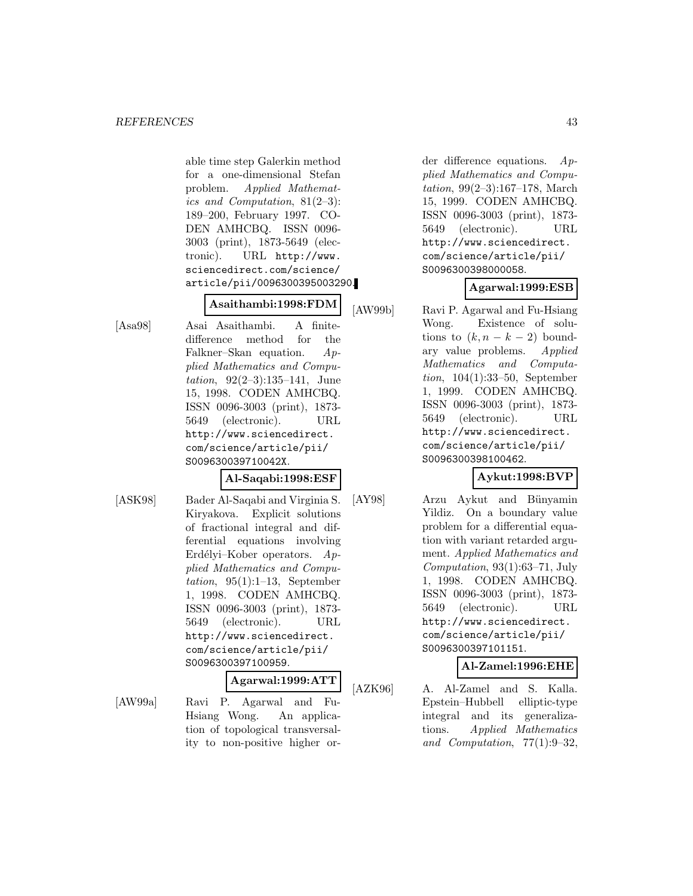able time step Galerkin method for a one-dimensional Stefan problem. *Applied Mathematics and Computation*, 81(2–3): 189–200, February 1997. CODEN AMHCBQ. ISSN 0096-3003 (print), 1873-5649 (electronic). URL http://www.sciencedirect.com/science/article/pii/0096300395003290.

**Asaithambi:1998:FDM**

[Asa98] Asai Asaithambi. A finite-difference method for the Falkner–Skan equation. *Applied Mathematics and Computation*, 92(2–3):135–141, June 15, 1998. CODEN AMHCBQ. ISSN 0096-3003 (print), 1873-5649 (electronic). URL http://www.sciencedirect.com/science/article/pii/S009630039710042X.

**Al-Saqabi:1998:ESF**

[ASK98] Bader Al-Saqabi and Virginia S. Kiryakova. Explicit solutions of fractional integral and differential equations involving Erdélyi–Kober operators. *Applied Mathematics and Computation*, 95(1):1–13, September 1, 1998. CODEN AMHCBQ. ISSN 0096-3003 (print), 1873-5649 (electronic). URL http://www.sciencedirect.com/science/article/pii/S0096300397100959.

**Agarwal:1999:ATT**

[AW99a] Ravi P. Agarwal and Fu-Hsiang Wong. An application of topological transversality to non-positive higher order difference equations. *Applied Mathematics and Computation*, 99(2–3):167–178, March 15, 1999. CODEN AMHCBQ. ISSN 0096-3003 (print), 1873-5649 (electronic). URL http://www.sciencedirect.com/science/article/pii/S0096300398000058.

**Agarwal:1999:ESB**

[AW99b] Ravi P. Agarwal and Fu-Hsiang Wong. Existence of solutions to $(k, n-k-2)$ boundary value problems. *Applied Mathematics and Computation*, 104(1):33–50, September 1, 1999. CODEN AMHCBQ. ISSN 0096-3003 (print), 1873-5649 (electronic). URL http://www.sciencedirect.com/science/article/pii/S0096300398100462.

**Aykut:1998:BVP**

[AY98] Arzu Aykut and Bünyamin Yildiz. On a boundary value problem for a differential equation with variant retarded argument. *Applied Mathematics and Computation*, 93(1):63–71, July 1, 1998. CODEN AMHCBQ. ISSN 0096-3003 (print), 1873-5649 (electronic). URL http://www.sciencedirect.com/science/article/pii/S0096300397101151.

**Al-Zamel:1996:EHE**

[AZK96] A. Al-Zamel and S. Kalla. Epstein–Hubbell elliptic-type integral and its generalizations. *Applied Mathematics and Computation*, 77(1):9–32,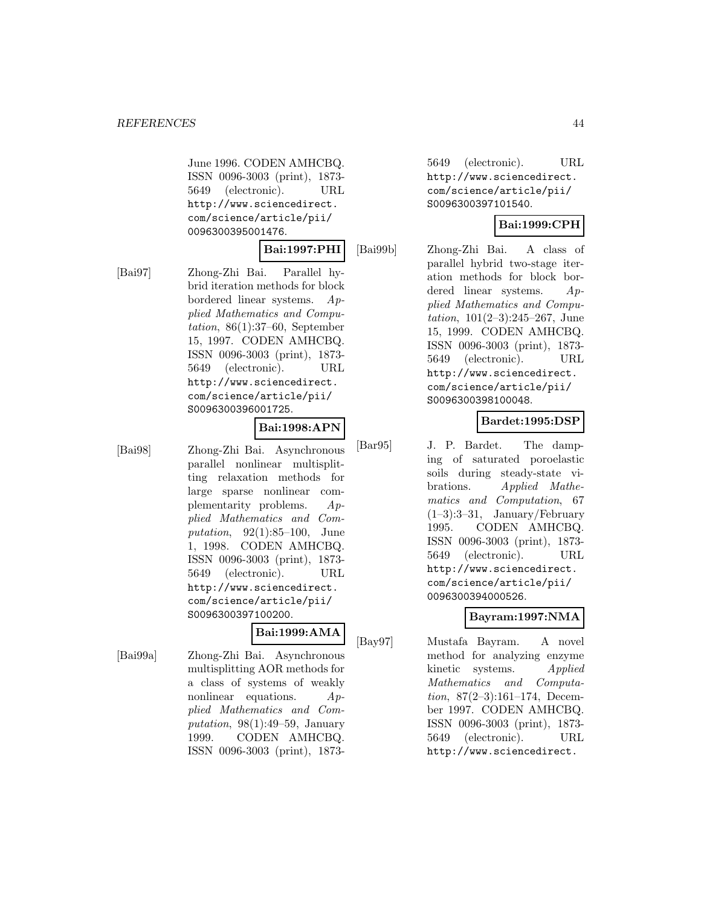June 1996. CODEN AMHCBQ. ISSN 0096-3003 (print), 1873-5649 (electronic). URL http://www.sciencedirect.com/science/article/pii/0096300395001476.

**Bai:1997:PHI**

[Bai97] Zhong-Zhi Bai. Parallel hybrid iteration methods for block bordered linear systems. *Applied Mathematics and Computation*, 86(1):37–60, September 15, 1997. CODEN AMHCBQ. ISSN 0096-3003 (print), 1873-5649 (electronic). URL http://www.sciencedirect.com/science/article/pii/S0096300396001725.

**Bai:1998:APN**

[Bai98] Zhong-Zhi Bai. Asynchronous parallel nonlinear multisplitting relaxation methods for large sparse nonlinear complementarity problems. *Applied Mathematics and Computation*, 92(1):85–100, June 1, 1998. CODEN AMHCBQ. ISSN 0096-3003 (print), 1873-5649 (electronic). URL http://www.sciencedirect.com/science/article/pii/S0096300397100200.

**Bai:1999:AMA**

[Bai99a] Zhong-Zhi Bai. Asynchronous multisplitting AOR methods for a class of systems of weakly nonlinear equations. *Applied Mathematics and Computation*, 98(1):49–59, January 1999. CODEN AMHCBQ. ISSN 0096-3003 (print), 1873-5649 (electronic). URL http://www.sciencedirect.com/science/article/pii/S0096300397101540.

**Bai:1999:CPH**

[Bai99b] Zhong-Zhi Bai. A class of parallel hybrid two-stage iteration methods for block bordered linear systems. *Applied Mathematics and Computation*, 101(2–3):245–267, June 15, 1999. CODEN AMHCBQ. ISSN 0096-3003 (print), 1873-5649 (electronic). URL http://www.sciencedirect.com/science/article/pii/S0096300398100048.

**Bardet:1995:DSP**

[Bar95] J. P. Bardet. The damping of saturated poroelastic soils during steady-state vibrations. *Applied Mathematics and Computation*, 67 (1–3):3–31, January/February 1995. CODEN AMHCBQ. ISSN 0096-3003 (print), 1873-5649 (electronic). URL http://www.sciencedirect.com/science/article/pii/0096300394000526.

**Bayram:1997:NMA**

[Bay97] Mustafa Bayram. A novel method for analyzing enzyme kinetic systems. *Applied Mathematics and Computation*, 87(2–3):161–174, December 1997. CODEN AMHCBQ. ISSN 0096-3003 (print), 1873-5649 (electronic). URL http://www.sciencedirect.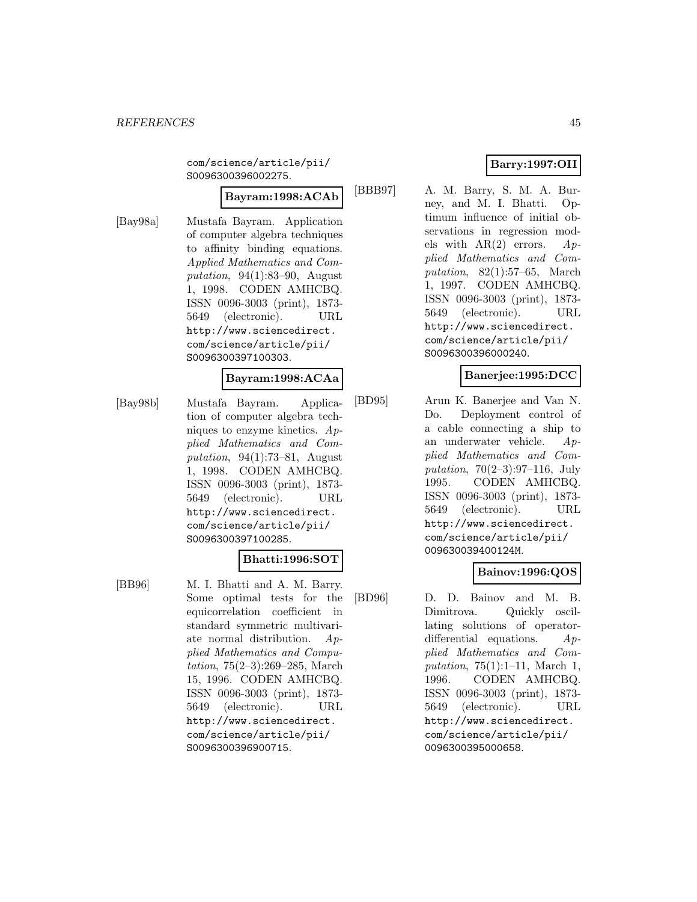com/science/article/pii/S0096300396002275.

**Bayram:1998:ACAb**

[Bay98a] Mustafa Bayram. Application of computer algebra techniques to affinity binding equations. *Applied Mathematics and Computation*, 94(1):83–90, August 1, 1998. CODEN AMHCBQ. ISSN 0096-3003 (print), 1873-5649 (electronic). URL http://www.sciencedirect.com/science/article/pii/S0096300397100303.

**Bayram:1998:ACAa**

[Bay98b] Mustafa Bayram. Application of computer algebra techniques to enzyme kinetics. *Applied Mathematics and Computation*, 94(1):73–81, August 1, 1998. CODEN AMHCBQ. ISSN 0096-3003 (print), 1873-5649 (electronic). URL http://www.sciencedirect.com/science/article/pii/S0096300397100285.

**Bhatti:1996:SOT**

[BB96] M. I. Bhatti and A. M. Barry. Some optimal tests for the equicorrelation coefficient in standard symmetric multivariate normal distribution. *Applied Mathematics and Computation*, 75(2–3):269–285, March 15, 1996. CODEN AMHCBQ. ISSN 0096-3003 (print), 1873-5649 (electronic). URL http://www.sciencedirect.com/science/article/pii/S0096300396900715.

**Barry:1997:OII**

[BBB97] A. M. Barry, S. M. A. Burney, and M. I. Bhatti. Optimum influence of initial observations in regression models with AR(2) errors. *Applied Mathematics and Computation*, 82(1):57–65, March 1, 1997. CODEN AMHCBQ. ISSN 0096-3003 (print), 1873-5649 (electronic). URL http://www.sciencedirect.com/science/article/pii/S0096300396000240.

**Banerjee:1995:DCC**

[BD95] Arun K. Banerjee and Van N. Do. Deployment control of a cable connecting a ship to an underwater vehicle. *Applied Mathematics and Computation*, 70(2–3):97–116, July 1995. CODEN AMHCBQ. ISSN 0096-3003 (print), 1873-5649 (electronic). URL http://www.sciencedirect.com/science/article/pii/009630039400124M.

**Bainov:1996:QOS**

[BD96] D. D. Bainov and M. B. Dimitrova. Quickly oscillating solutions of operator-differential equations. *Applied Mathematics and Computation*, 75(1):1–11, March 1, 1996. CODEN AMHCBQ. ISSN 0096-3003 (print), 1873-5649 (electronic). URL http://www.sciencedirect.com/science/article/pii/0096300395000658.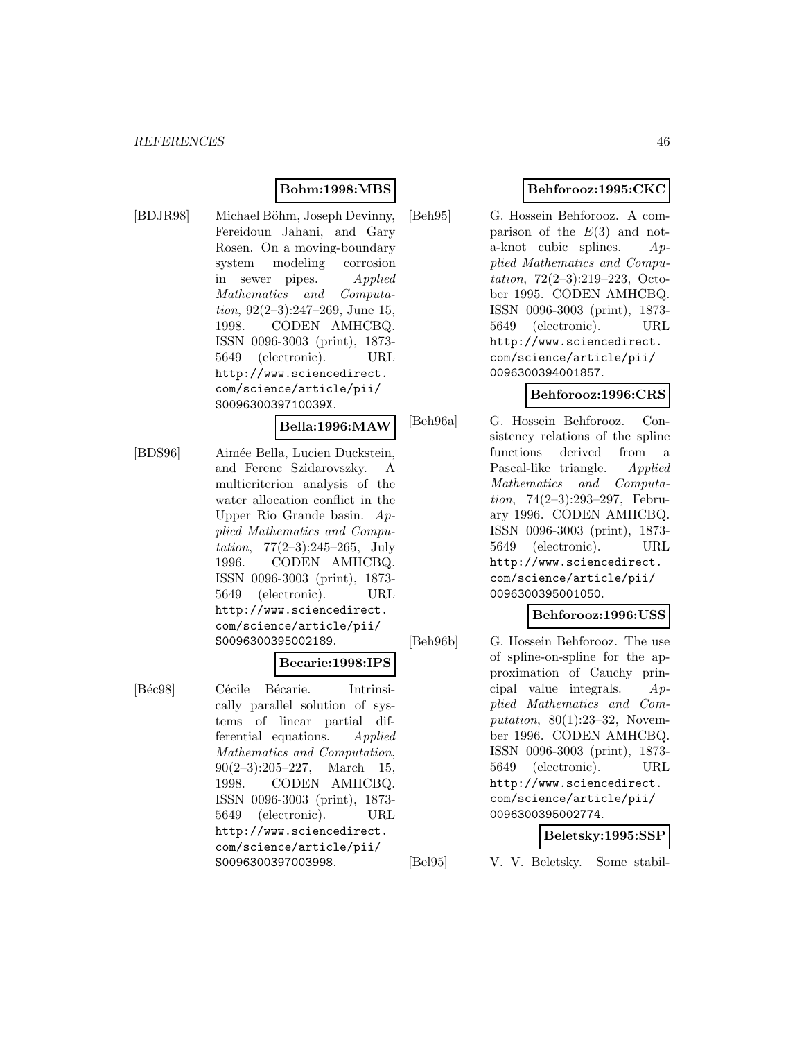**Bohm:1998:MBS**

[BDJR98] Michael Böhm, Joseph Devinny, Fereidoun Jahani, and Gary Rosen. On a moving-boundary system modeling corrosion in sewer pipes. *Applied Mathematics and Computation*, 92(2–3):247–269, June 15, 1998. CODEN AMHCBQ. ISSN 0096-3003 (print), 1873-5649 (electronic). URL http://www.sciencedirect.com/science/article/pii/S009630039710039X.

**Bella:1996:MAW**

[BDS96] Aimée Bella, Lucien Duckstein, and Ferenc Szidarovszky. A multicriterion analysis of the water allocation conflict in the Upper Rio Grande basin. *Applied Mathematics and Computation*, 77(2–3):245–265, July 1996. CODEN AMHCBQ. ISSN 0096-3003 (print), 1873-5649 (electronic). URL http://www.sciencedirect.com/science/article/pii/S0096300395002189.

**Becarie:1998:IPS**

[Béc98] Cécile Bécarie. Intrinsically parallel solution of systems of linear partial differential equations. *Applied Mathematics and Computation*, 90(2–3):205–227, March 15, 1998. CODEN AMHCBQ. ISSN 0096-3003 (print), 1873-5649 (electronic). URL http://www.sciencedirect.com/science/article/pii/S0096300397003998.

**Behforooz:1995:CKC**

[Beh95] G. Hossein Behforooz. A comparison of the $E(3)$ and not-a-knot cubic splines. *Applied Mathematics and Computation*, 72(2–3):219–223, October 1995. CODEN AMHCBQ. ISSN 0096-3003 (print), 1873-5649 (electronic). URL http://www.sciencedirect.com/science/article/pii/0096300394001857.

**Behforooz:1996:CRS**

[Beh96a] G. Hossein Behforooz. Consistency relations of the spline functions derived from a Pascal-like triangle. *Applied Mathematics and Computation*, 74(2–3):293–297, February 1996. CODEN AMHCBQ. ISSN 0096-3003 (print), 1873-5649 (electronic). URL http://www.sciencedirect.com/science/article/pii/0096300395001050.

**Behforooz:1996:USS**

[Beh96b] G. Hossein Behforooz. The use of spline-on-spline for the approximation of Cauchy principal value integrals. *Applied Mathematics and Computation*, 80(1):23–32, November 1996. CODEN AMHCBQ. ISSN 0096-3003 (print), 1873-5649 (electronic). URL http://www.sciencedirect.com/science/article/pii/0096300395002774.

**Beletsky:1995:SSP**

[Bel95] V. V. Beletsky. Some stabil-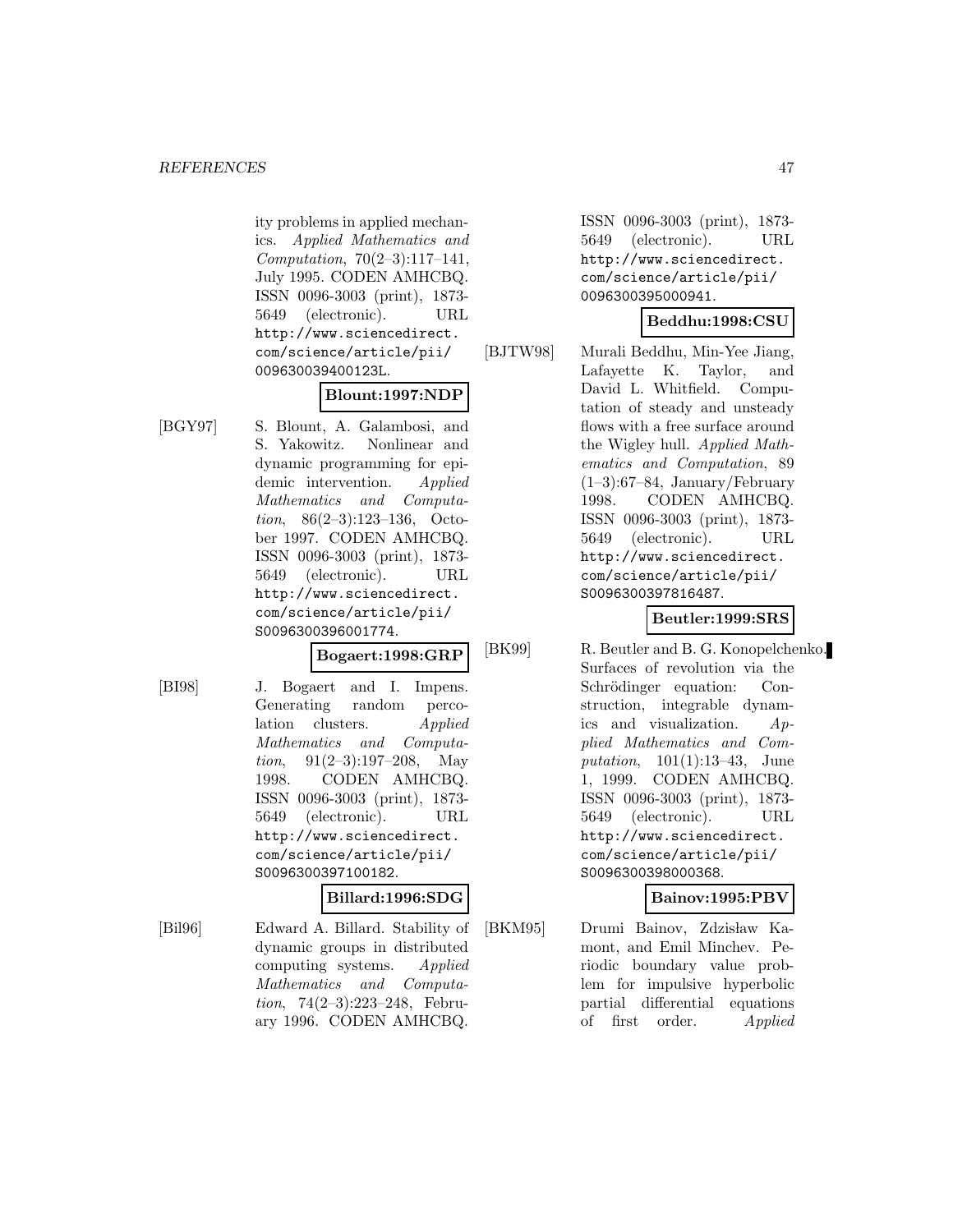ity problems in applied mechanics. *Applied Mathematics and Computation*, 70(2–3):117–141, July 1995. CODEN AMHCBQ. ISSN 0096-3003 (print), 1873-5649 (electronic). URL http://www.sciencedirect.com/science/article/pii/009630039400123L.

**Blount:1997:NDP**

[BGY97] S. Blount, A. Galambosi, and S. Yakowitz. Nonlinear and dynamic programming for epidemic intervention. *Applied Mathematics and Computation*, 86(2–3):123–136, October 1997. CODEN AMHCBQ. ISSN 0096-3003 (print), 1873-5649 (electronic). URL http://www.sciencedirect.com/science/article/pii/S0096300396001774.

**Bogaert:1998:GRP**

[BI98] J. Bogaert and I. Impens. Generating random percolation clusters. *Applied Mathematics and Computation*, 91(2–3):197–208, May 1998. CODEN AMHCBQ. ISSN 0096-3003 (print), 1873-5649 (electronic). URL http://www.sciencedirect.com/science/article/pii/S0096300397100182.

**Billard:1996:SDG**

[Bil96] Edward A. Billard. Stability of dynamic groups in distributed computing systems. *Applied Mathematics and Computation*, 74(2–3):223–248, February 1996. CODEN AMHCBQ. ISSN 0096-3003 (print), 1873-5649 (electronic). URL http://www.sciencedirect.com/science/article/pii/0096300395000941.

**Beddhu:1998:CSU**

[BJTW98] Murali Beddhu, Min-Yee Jiang, Lafayette K. Taylor, and David L. Whitfield. Computation of steady and unsteady flows with a free surface around the Wigley hull. *Applied Mathematics and Computation*, 89 (1–3):67–84, January/February 1998. CODEN AMHCBQ. ISSN 0096-3003 (print), 1873-5649 (electronic). URL http://www.sciencedirect.com/science/article/pii/S0096300397816487.

**Beutler:1999:SRS**

[BK99] R. Beutler and B. G. Konopelchenko. Surfaces of revolution via the Schrödinger equation: Construction, integrable dynamics and visualization. *Applied Mathematics and Computation*, 101(1):13–43, June 1, 1999. CODEN AMHCBQ. ISSN 0096-3003 (print), 1873-5649 (electronic). URL http://www.sciencedirect.com/science/article/pii/S0096300398000368.

**Bainov:1995:PBV**

[BKM95] Drumi Bainov, Zdzisław Kamont, and Emil Minchev. Periodic boundary value problem for impulsive hyperbolic partial differential equations of first order. *Applied*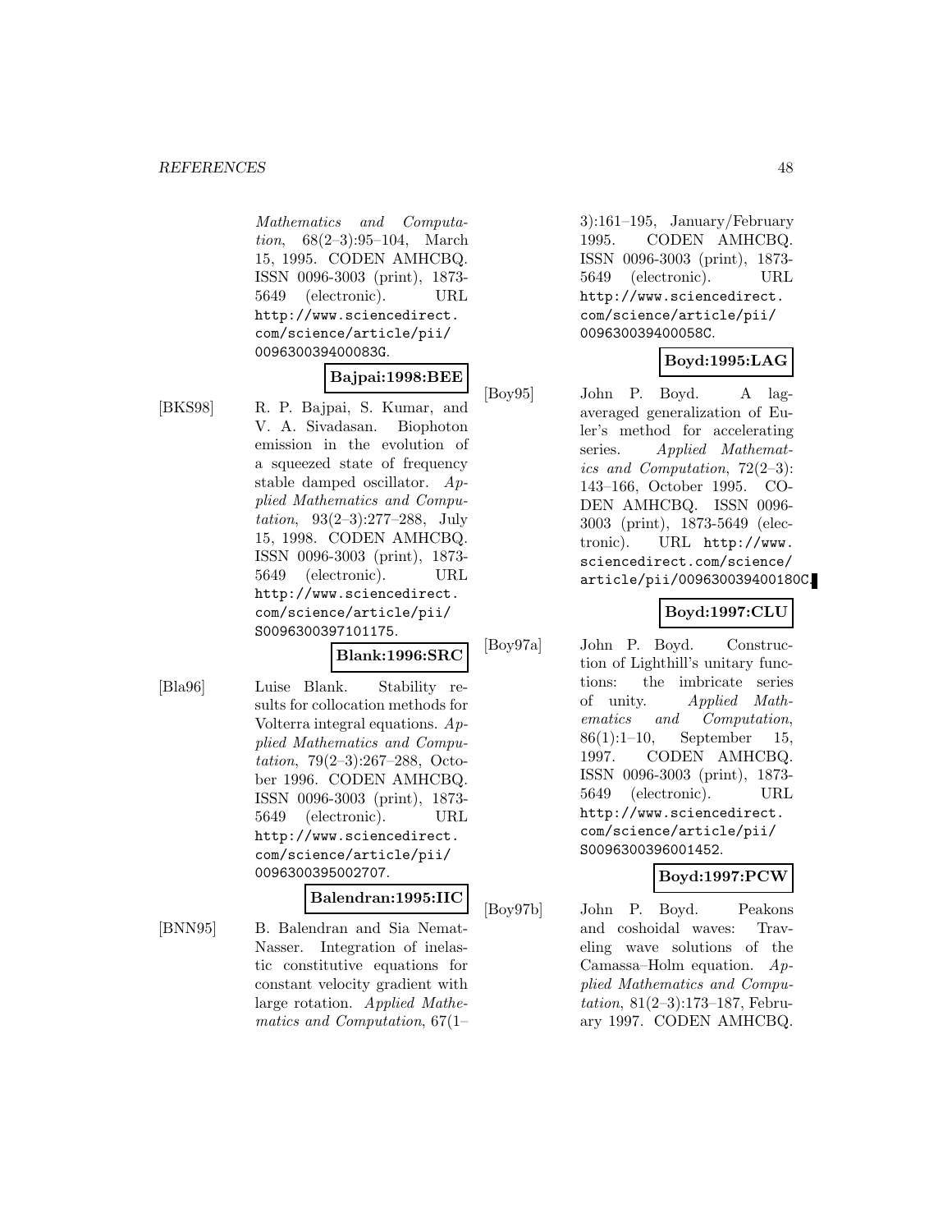*Mathematics and Computation*, 68(2–3):95–104, March 15, 1995. CODEN AMHCBQ. ISSN 0096-3003 (print), 1873-5649 (electronic). URL http://www.sciencedirect.com/science/article/pii/009630039400083G.

**Bajpai:1998:BEE**

[BKS98] R. P. Bajpai, S. Kumar, and V. A. Sivadasan. Biophoton emission in the evolution of a squeezed state of frequency stable damped oscillator. *Applied Mathematics and Computation*, 93(2–3):277–288, July 15, 1998. CODEN AMHCBQ. ISSN 0096-3003 (print), 1873-5649 (electronic). URL http://www.sciencedirect.com/science/article/pii/S0096300397101175.

**Blank:1996:SRC**

[Bla96] Luise Blank. Stability results for collocation methods for Volterra integral equations. *Applied Mathematics and Computation*, 79(2–3):267–288, October 1996. CODEN AMHCBQ. ISSN 0096-3003 (print), 1873-5649 (electronic). URL http://www.sciencedirect.com/science/article/pii/0096300395002707.

**Balendran:1995:IIC**

[BNN95] B. Balendran and Sia Nemat-Nasser. Integration of inelastic constitutive equations for constant velocity gradient with large rotation. *Applied Mathematics and Computation*, 67(1–3):161–195, January/February 1995. CODEN AMHCBQ. ISSN 0096-3003 (print), 1873-5649 (electronic). URL http://www.sciencedirect.com/science/article/pii/009630039400058C.

**Boyd:1995:LAG**

[Boy95] John P. Boyd. A lag-averaged generalization of Euler's method for accelerating series. *Applied Mathematics and Computation*, 72(2–3):143–166, October 1995. CODEN AMHCBQ. ISSN 0096-3003 (print), 1873-5649 (electronic). URL http://www.sciencedirect.com/science/article/pii/009630039400180C.

**Boyd:1997:CLU**

[Boy97a] John P. Boyd. Construction of Lighthill's unitary functions: the imbricate series of unity. *Applied Mathematics and Computation*, 86(1):1–10, September 15, 1997. CODEN AMHCBQ. ISSN 0096-3003 (print), 1873-5649 (electronic). URL http://www.sciencedirect.com/science/article/pii/S0096300396001452.

**Boyd:1997:PCW**

[Boy97b] John P. Boyd. Peakons and coshoidal waves: Traveling wave solutions of the Camassa–Holm equation. *Applied Mathematics and Computation*, 81(2–3):173–187, February 1997. CODEN AMHCBQ.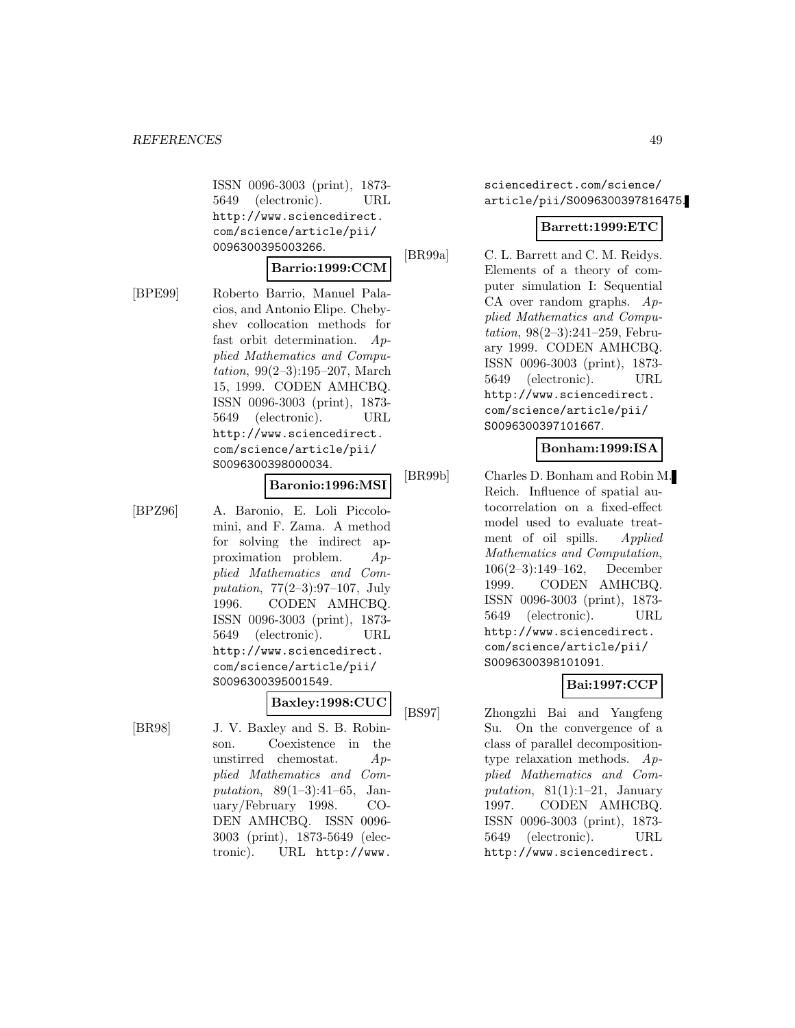ISSN 0096-3003 (print), 1873-5649 (electronic). URL http://www.sciencedirect.com/science/article/pii/0096300395003266.

**Barrio:1999:CCM**

[BPE99] Roberto Barrio, Manuel Palacios, and Antonio Elipe. Chebyshev collocation methods for fast orbit determination. *Applied Mathematics and Computation*, 99(2–3):195–207, March 15, 1999. CODEN AMHCBQ. ISSN 0096-3003 (print), 1873-5649 (electronic). URL http://www.sciencedirect.com/science/article/pii/S0096300398000034.

**Baronio:1996:MSI**

[BPZ96] A. Baronio, E. Loli Piccolomini, and F. Zama. A method for solving the indirect approximation problem. *Applied Mathematics and Computation*, 77(2–3):97–107, July 1996. CODEN AMHCBQ. ISSN 0096-3003 (print), 1873-5649 (electronic). URL http://www.sciencedirect.com/science/article/pii/S0096300395001549.

**Baxley:1998:CUC**

[BR98] J. V. Baxley and S. B. Robinson. Coexistence in the unstirred chemostat. *Applied Mathematics and Computation*, 89(1–3):41–65, January/February 1998. CODEN AMHCBQ. ISSN 0096-3003 (print), 1873-5649 (electronic). URL http://www.sciencedirect.com/science/article/pii/S0096300397816475.

**Barrett:1999:ETC**

[BR99a] C. L. Barrett and C. M. Reidys. Elements of a theory of computer simulation I: Sequential CA over random graphs. *Applied Mathematics and Computation*, 98(2–3):241–259, February 1999. CODEN AMHCBQ. ISSN 0096-3003 (print), 1873-5649 (electronic). URL http://www.sciencedirect.com/science/article/pii/S0096300397101667.

**Bonham:1999:ISA**

[BR99b] Charles D. Bonham and Robin M. Reich. Influence of spatial autocorrelation on a fixed-effect model used to evaluate treatment of oil spills. *Applied Mathematics and Computation*, 106(2–3):149–162, December 1999. CODEN AMHCBQ. ISSN 0096-3003 (print), 1873-5649 (electronic). URL http://www.sciencedirect.com/science/article/pii/S0096300398101091.

**Bai:1997:CCP**

[BS97] Zhongzhi Bai and Yangfeng Su. On the convergence of a class of parallel decomposition-type relaxation methods. *Applied Mathematics and Computation*, 81(1):1–21, January 1997. CODEN AMHCBQ. ISSN 0096-3003 (print), 1873-5649 (electronic). URL http://www.sciencedirect.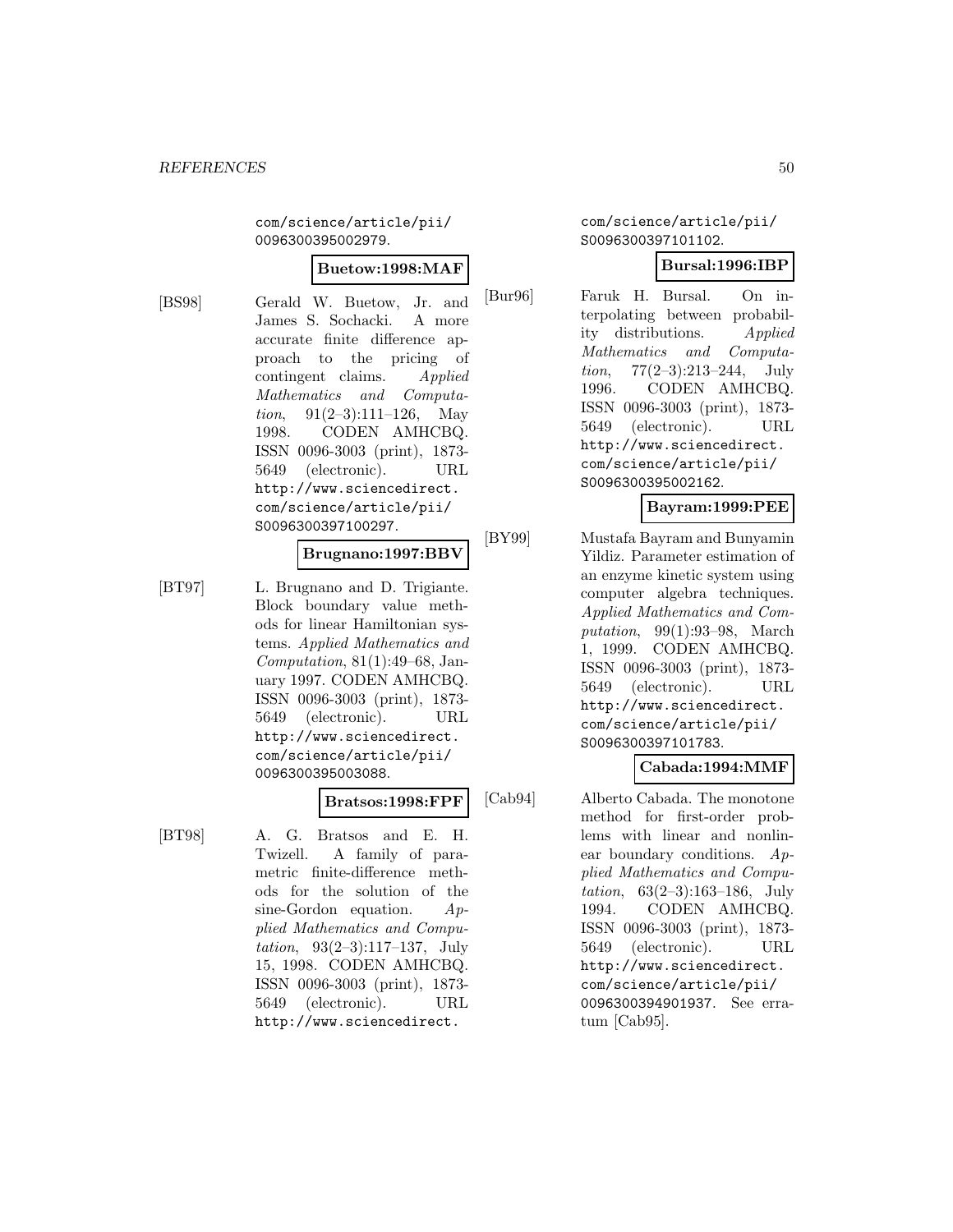com/science/article/pii/0096300395002979.

**Buetow:1998:MAF**

[BS98] Gerald W. Buetow, Jr. and James S. Sochacki. A more accurate finite difference approach to the pricing of contingent claims. *Applied Mathematics and Computation*, 91(2–3):111–126, May 1998. CODEN AMHCBQ. ISSN 0096-3003 (print), 1873-5649 (electronic). URL http://www.sciencedirect.com/science/article/pii/S0096300397100297.

**Brugnano:1997:BBV**

[BT97] L. Brugnano and D. Trigiante. Block boundary value methods for linear Hamiltonian systems. *Applied Mathematics and Computation*, 81(1):49–68, January 1997. CODEN AMHCBQ. ISSN 0096-3003 (print), 1873-5649 (electronic). URL http://www.sciencedirect.com/science/article/pii/0096300395003088.

**Bratsos:1998:FPF**

[BT98] A. G. Bratsos and E. H. Twizell. A family of parametric finite-difference methods for the solution of the sine-Gordon equation. *Applied Mathematics and Computation*, 93(2–3):117–137, July 15, 1998. CODEN AMHCBQ. ISSN 0096-3003 (print), 1873-5649 (electronic). URL http://www.sciencedirect.com/science/article/pii/S0096300397101102.

**Bursal:1996:IBP**

[Bur96] Faruk H. Bursal. On interpolating between probability distributions. *Applied Mathematics and Computation*, 77(2–3):213–244, July 1996. CODEN AMHCBQ. ISSN 0096-3003 (print), 1873-5649 (electronic). URL http://www.sciencedirect.com/science/article/pii/S0096300395002162.

**Bayram:1999:PEE**

[BY99] Mustafa Bayram and Bunyamin Yildiz. Parameter estimation of an enzyme kinetic system using computer algebra techniques. *Applied Mathematics and Computation*, 99(1):93–98, March 1, 1999. CODEN AMHCBQ. ISSN 0096-3003 (print), 1873-5649 (electronic). URL http://www.sciencedirect.com/science/article/pii/S0096300397101783.

**Cabada:1994:MMF**

[Cab94] Alberto Cabada. The monotone method for first-order problems with linear and nonlinear boundary conditions. *Applied Mathematics and Computation*, 63(2–3):163–186, July 1994. CODEN AMHCBQ. ISSN 0096-3003 (print), 1873-5649 (electronic). URL http://www.sciencedirect.com/science/article/pii/0096300394901937. See erratum [Cab95].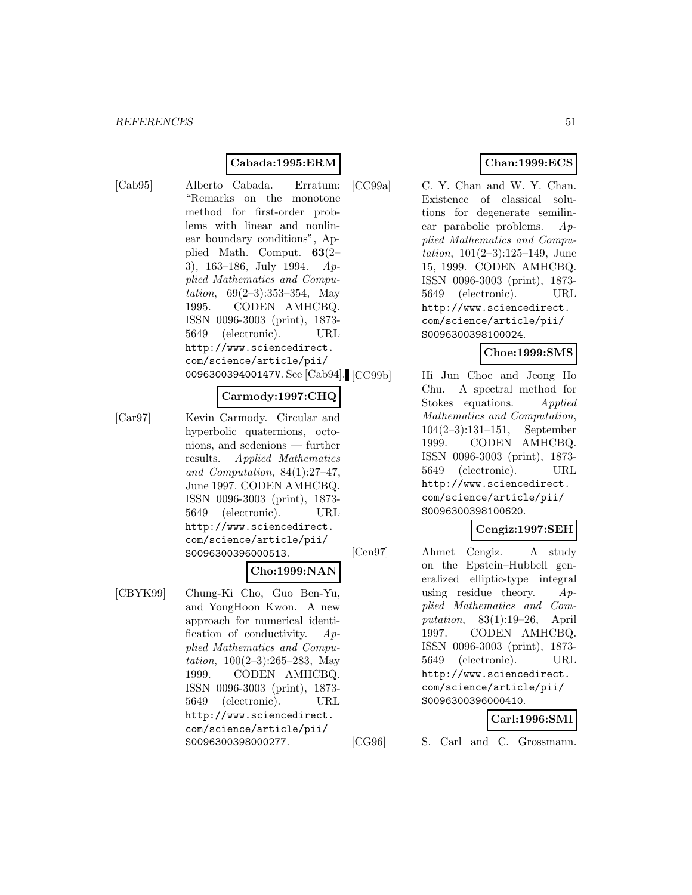**Cabada:1995:ERM**

[Cab95] Alberto Cabada. Erratum: "Remarks on the monotone method for first-order problems with linear and nonlinear boundary conditions", Applied Math. Comput. **63**(2–3), 163–186, July 1994. *Applied Mathematics and Computation*, 69(2–3):353–354, May 1995. CODEN AMHCBQ. ISSN 0096-3003 (print), 1873-5649 (electronic). URL http://www.sciencedirect.com/science/article/pii/009630039400147V. See [Cab94].

**Carmody:1997:CHQ**

[Car97] Kevin Carmody. Circular and hyperbolic quaternions, octonions, and sedenions — further results. *Applied Mathematics and Computation*, 84(1):27–47, June 1997. CODEN AMHCBQ. ISSN 0096-3003 (print), 1873-5649 (electronic). URL http://www.sciencedirect.com/science/article/pii/S0096300396000513.

**Cho:1999:NAN**

[CBYK99] Chung-Ki Cho, Guo Ben-Yu, and YongHoon Kwon. A new approach for numerical identification of conductivity. *Applied Mathematics and Computation*, 100(2–3):265–283, May 1999. CODEN AMHCBQ. ISSN 0096-3003 (print), 1873-5649 (electronic). URL http://www.sciencedirect.com/science/article/pii/S0096300398000277.

**Chan:1999:ECS**

[CC99a] C. Y. Chan and W. Y. Chan. Existence of classical solutions for degenerate semilinear parabolic problems. *Applied Mathematics and Computation*, 101(2–3):125–149, June 15, 1999. CODEN AMHCBQ. ISSN 0096-3003 (print), 1873-5649 (electronic). URL http://www.sciencedirect.com/science/article/pii/S0096300398100024.

**Choe:1999:SMS**

[CC99b] Hi Jun Choe and Jeong Ho Chu. A spectral method for Stokes equations. *Applied Mathematics and Computation*, 104(2–3):131–151, September 1999. CODEN AMHCBQ. ISSN 0096-3003 (print), 1873-5649 (electronic). URL http://www.sciencedirect.com/science/article/pii/S0096300398100620.

**Cengiz:1997:SEH**

[Cen97] Ahmet Cengiz. A study on the Epstein–Hubbell generalized elliptic-type integral using residue theory. *Applied Mathematics and Computation*, 83(1):19–26, April 1997. CODEN AMHCBQ. ISSN 0096-3003 (print), 1873-5649 (electronic). URL http://www.sciencedirect.com/science/article/pii/S0096300396000410.

**Carl:1996:SMI**

[CG96] S. Carl and C. Grossmann.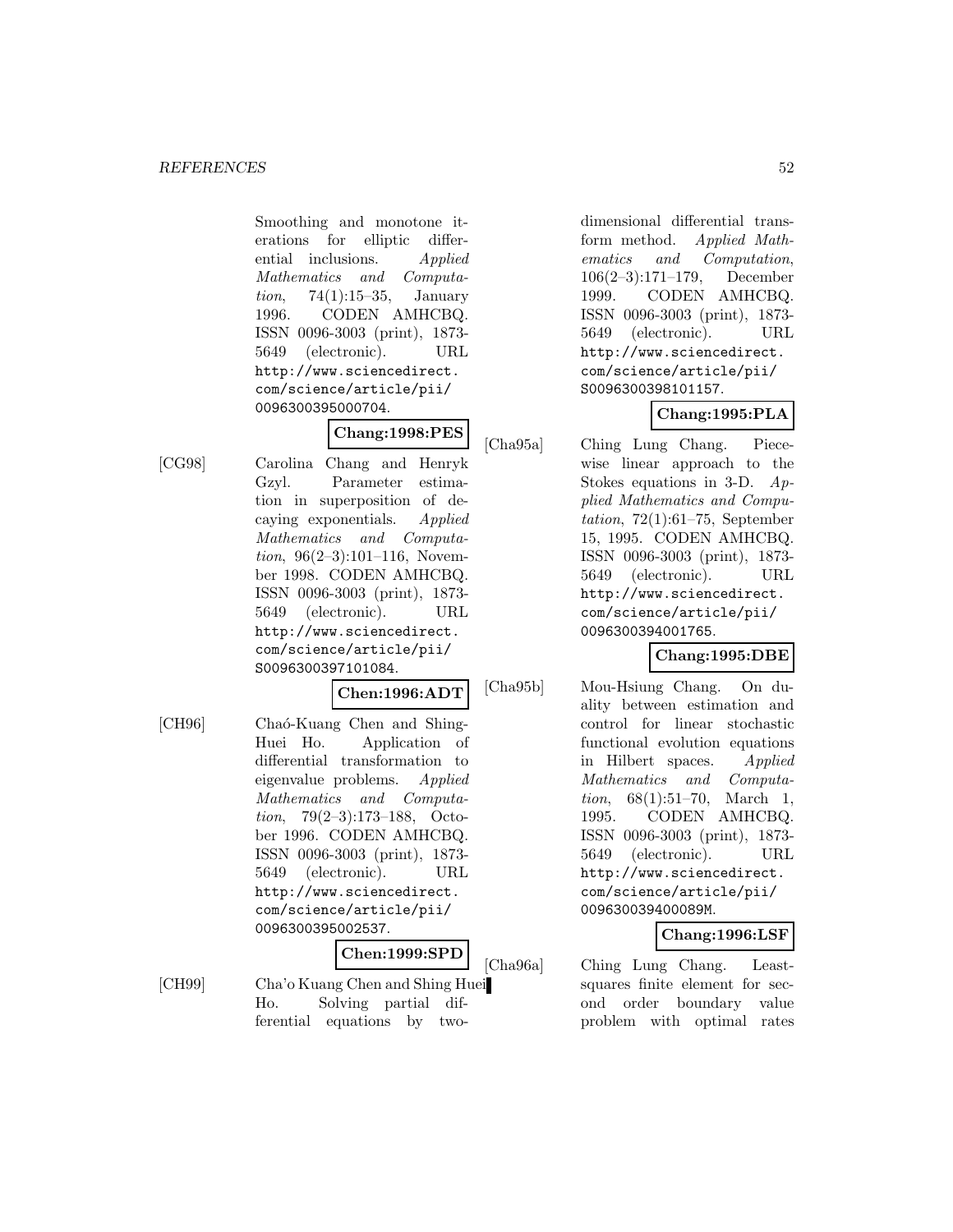Smoothing and monotone iterations for elliptic differential inclusions. *Applied Mathematics and Computation*, 74(1):15–35, January 1996. CODEN AMHCBQ. ISSN 0096-3003 (print), 1873-5649 (electronic). URL http://www.sciencedirect.com/science/article/pii/0096300395000704.

**Chang:1998:PES**

[CG98] Carolina Chang and Henryk Gzyl. Parameter estimation in superposition of decaying exponentials. *Applied Mathematics and Computation*, 96(2–3):101–116, November 1998. CODEN AMHCBQ. ISSN 0096-3003 (print), 1873-5649 (electronic). URL http://www.sciencedirect.com/science/article/pii/S0096300397101084.

**Chen:1996:ADT**

[CH96] Chaó-Kuang Chen and Shing-Huei Ho. Application of differential transformation to eigenvalue problems. *Applied Mathematics and Computation*, 79(2–3):173–188, October 1996. CODEN AMHCBQ. ISSN 0096-3003 (print), 1873-5649 (electronic). URL http://www.sciencedirect.com/science/article/pii/0096300395002537.

**Chen:1999:SPD**

[CH99] Cha'o Kuang Chen and Shing Huei Ho. Solving partial differential equations by two-dimensional differential transform method. *Applied Mathematics and Computation*, 106(2–3):171–179, December 1999. CODEN AMHCBQ. ISSN 0096-3003 (print), 1873-5649 (electronic). URL http://www.sciencedirect.com/science/article/pii/S0096300398101157.

**Chang:1995:PLA**

[Cha95a] Ching Lung Chang. Piecewise linear approach to the Stokes equations in 3-D. *Applied Mathematics and Computation*, 72(1):61–75, September 15, 1995. CODEN AMHCBQ. ISSN 0096-3003 (print), 1873-5649 (electronic). URL http://www.sciencedirect.com/science/article/pii/0096300394001765.

**Chang:1995:DBE**

[Cha95b] Mou-Hsiung Chang. On duality between estimation and control for linear stochastic functional evolution equations in Hilbert spaces. *Applied Mathematics and Computation*, 68(1):51–70, March 1, 1995. CODEN AMHCBQ. ISSN 0096-3003 (print), 1873-5649 (electronic). URL http://www.sciencedirect.com/science/article/pii/009630039400089M.

**Chang:1996:LSF**

[Cha96a] Ching Lung Chang. Least-squares finite element for second order boundary value problem with optimal rates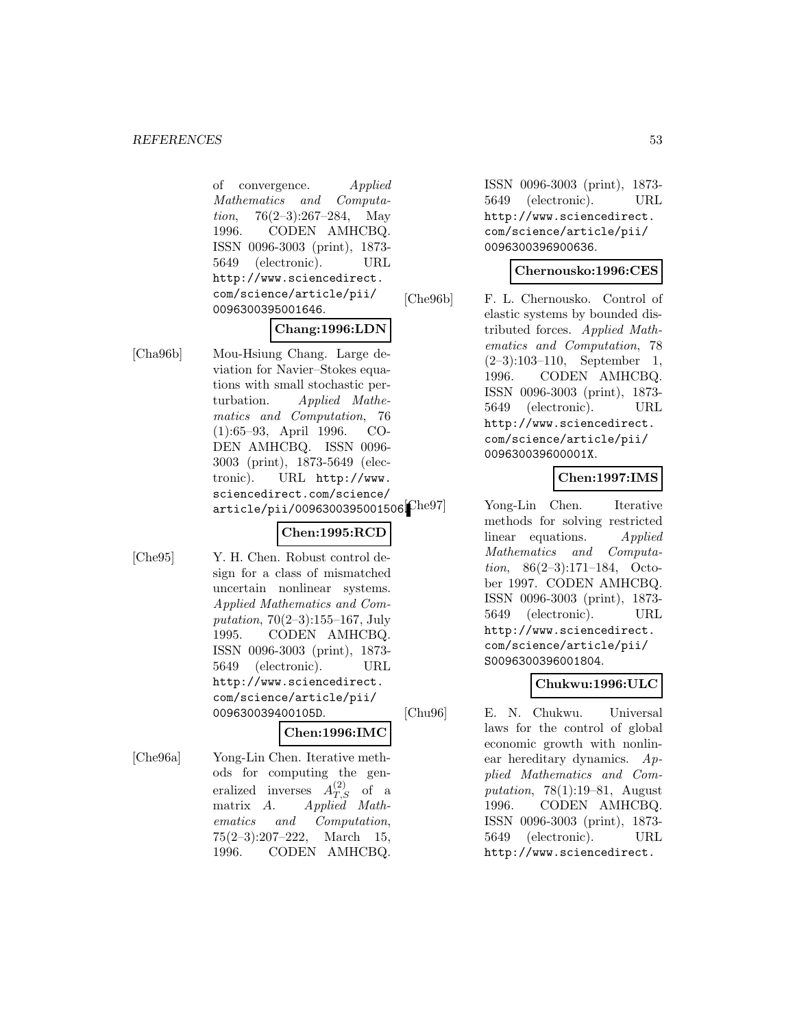of convergence. *Applied Mathematics and Computation*, 76(2–3):267–284, May 1996. CODEN AMHCBQ. ISSN 0096-3003 (print), 1873-5649 (electronic). URL http://www.sciencedirect.com/science/article/pii/0096300395001646.

**Chang:1996:LDN**

[Cha96b] Mou-Hsiung Chang. Large deviation for Navier–Stokes equations with small stochastic perturbation. *Applied Mathematics and Computation*, 76 (1):65–93, April 1996. CODEN AMHCBQ. ISSN 0096-3003 (print), 1873-5649 (electronic). URL http://www.sciencedirect.com/science/article/pii/0096300395001506.

**Chen:1995:RCD**

[Che95] Y. H. Chen. Robust control design for a class of mismatched uncertain nonlinear systems. *Applied Mathematics and Computation*, 70(2–3):155–167, July 1995. CODEN AMHCBQ. ISSN 0096-3003 (print), 1873-5649 (electronic). URL http://www.sciencedirect.com/science/article/pii/009630039400105D.

**Chen:1996:IMC**

[Che96a] Yong-Lin Chen. Iterative methods for computing the generalized inverses $A^{(2)}_{T,S}$ of a matrix $A$. *Applied Mathematics and Computation*, 75(2–3):207–222, March 15, 1996. CODEN AMHCBQ. ISSN 0096-3003 (print), 1873-5649 (electronic). URL http://www.sciencedirect.com/science/article/pii/0096300396900636.

**Chernousko:1996:CES**

[Che96b] F. L. Chernousko. Control of elastic systems by bounded distributed forces. *Applied Mathematics and Computation*, 78 (2–3):103–110, September 1, 1996. CODEN AMHCBQ. ISSN 0096-3003 (print), 1873-5649 (electronic). URL http://www.sciencedirect.com/science/article/pii/009630039600001X.

**Chen:1997:IMS**

[Che97] Yong-Lin Chen. Iterative methods for solving restricted linear equations. *Applied Mathematics and Computation*, 86(2–3):171–184, October 1997. CODEN AMHCBQ. ISSN 0096-3003 (print), 1873-5649 (electronic). URL http://www.sciencedirect.com/science/article/pii/S0096300396001804.

**Chukwu:1996:ULC**

[Chu96] E. N. Chukwu. Universal laws for the control of global economic growth with nonlinear hereditary dynamics. *Applied Mathematics and Computation*, 78(1):19–81, August 1996. CODEN AMHCBQ. ISSN 0096-3003 (print), 1873-5649 (electronic). URL http://www.sciencedirect.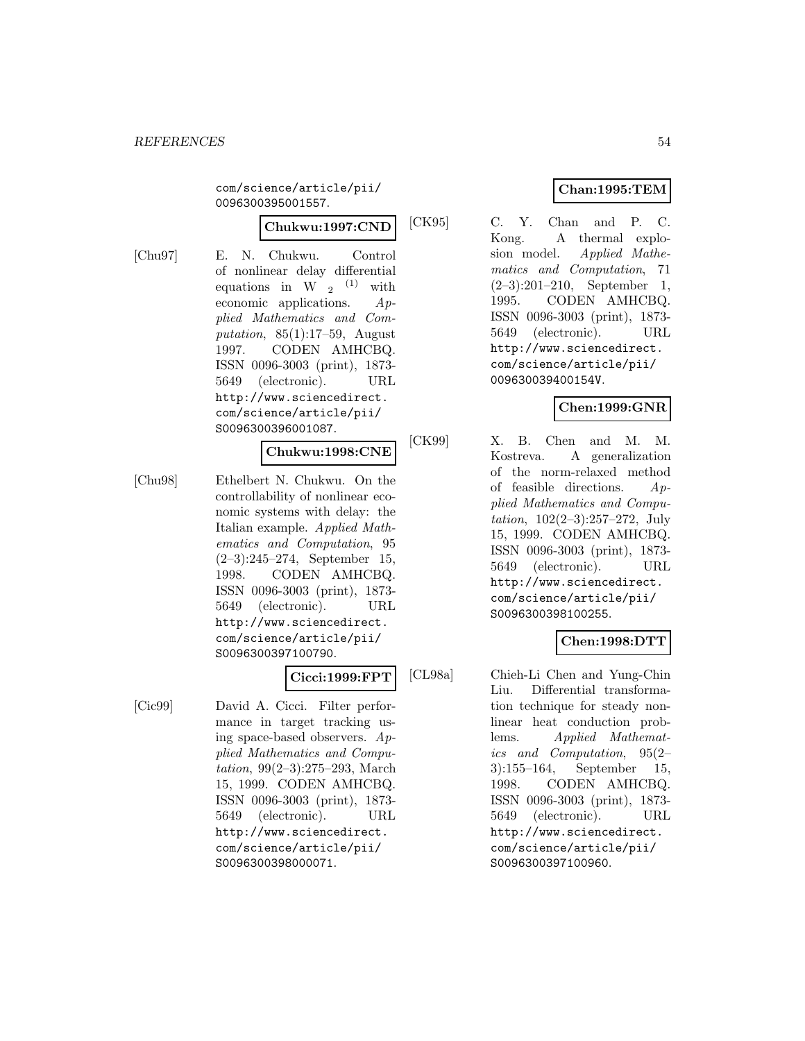com/science/article/pii/
0096300395001557.

**Chukwu:1997:CND**

[Chu97] E. N. Chukwu. Control of nonlinear delay differential equations in $W_2^{(1)}$ with economic applications. *Applied Mathematics and Computation*, 85(1):17–59, August 1997. CODEN AMHCBQ. ISSN 0096-3003 (print), 1873-5649 (electronic). URL http://www.sciencedirect.com/science/article/pii/S0096300396001087.

**Chukwu:1998:CNE**

[Chu98] Ethelbert N. Chukwu. On the controllability of nonlinear economic systems with delay: the Italian example. *Applied Mathematics and Computation*, 95 (2–3):245–274, September 15, 1998. CODEN AMHCBQ. ISSN 0096-3003 (print), 1873-5649 (electronic). URL http://www.sciencedirect.com/science/article/pii/S0096300397100790.

**Cicci:1999:FPT**

[Cic99] David A. Cicci. Filter performance in target tracking using space-based observers. *Applied Mathematics and Computation*, 99(2–3):275–293, March 15, 1999. CODEN AMHCBQ. ISSN 0096-3003 (print), 1873-5649 (electronic). URL http://www.sciencedirect.com/science/article/pii/S0096300398000071.

**Chan:1995:TEM**

[CK95] C. Y. Chan and P. C. Kong. A thermal explosion model. *Applied Mathematics and Computation*, 71 (2–3):201–210, September 1, 1995. CODEN AMHCBQ. ISSN 0096-3003 (print), 1873-5649 (electronic). URL http://www.sciencedirect.com/science/article/pii/009630039400154V.

**Chen:1999:GNR**

[CK99] X. B. Chen and M. M. Kostreva. A generalization of the norm-relaxed method of feasible directions. *Applied Mathematics and Computation*, 102(2–3):257–272, July 15, 1999. CODEN AMHCBQ. ISSN 0096-3003 (print), 1873-5649 (electronic). URL http://www.sciencedirect.com/science/article/pii/S0096300398100255.

**Chen:1998:DTT**

[CL98a] Chieh-Li Chen and Yung-Chin Liu. Differential transformation technique for steady nonlinear heat conduction problems. *Applied Mathematics and Computation*, 95(2–3):155–164, September 15, 1998. CODEN AMHCBQ. ISSN 0096-3003 (print), 1873-5649 (electronic). URL http://www.sciencedirect.com/science/article/pii/S0096300397100960.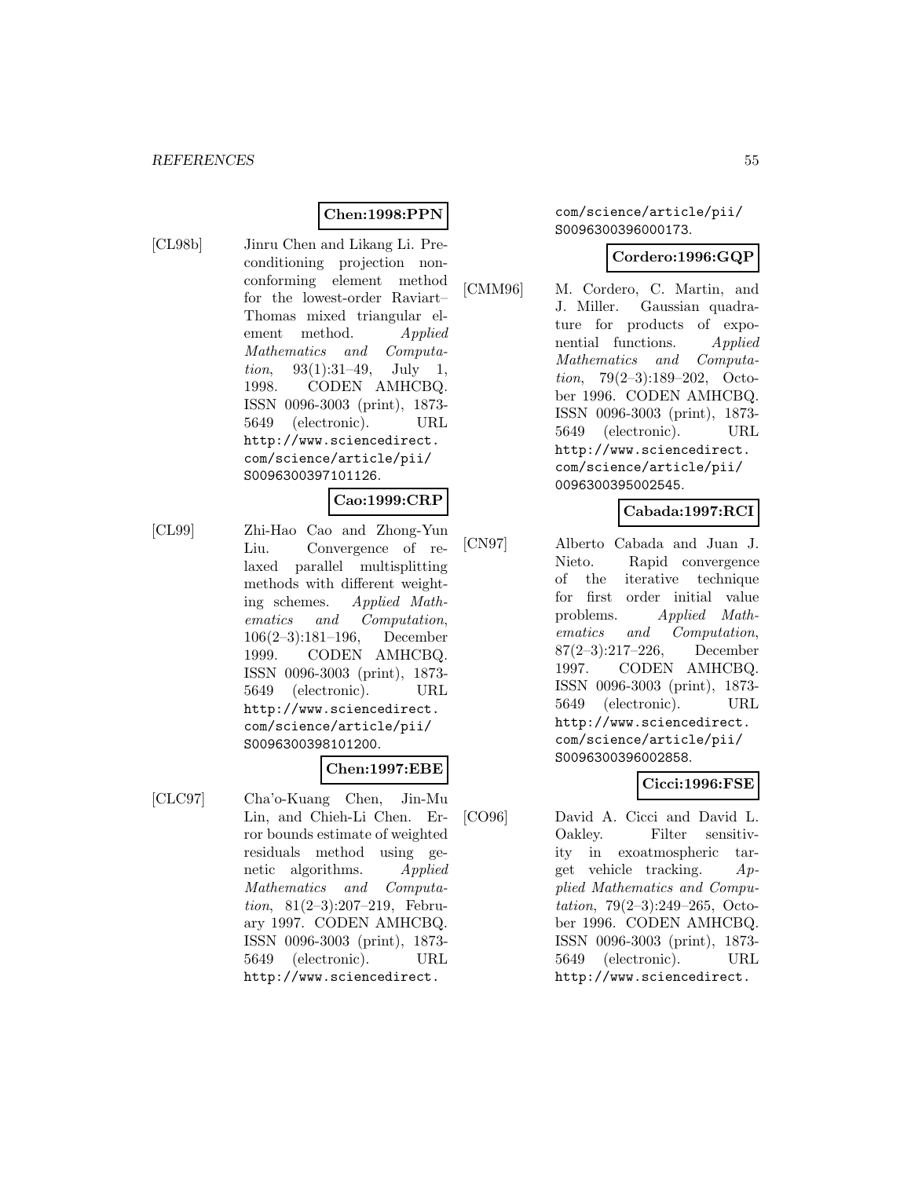**Chen:1998:PPN**

[CL98b] Jinru Chen and Likang Li. Preconditioning projection nonconforming element method for the lowest-order Raviart–Thomas mixed triangular element method. *Applied Mathematics and Computation*, 93(1):31–49, July 1, 1998. CODEN AMHCBQ. ISSN 0096-3003 (print), 1873-5649 (electronic). URL http://www.sciencedirect.com/science/article/pii/S0096300397101126.

**Cao:1999:CRP**

[CL99] Zhi-Hao Cao and Zhong-Yun Liu. Convergence of relaxed parallel multisplitting methods with different weighting schemes. *Applied Mathematics and Computation*, 106(2–3):181–196, December 1999. CODEN AMHCBQ. ISSN 0096-3003 (print), 1873-5649 (electronic). URL http://www.sciencedirect.com/science/article/pii/S0096300398101200.

**Chen:1997:EBE**

[CLC97] Cha'o-Kuang Chen, Jin-Mu Lin, and Chieh-Li Chen. Error bounds estimate of weighted residuals method using genetic algorithms. *Applied Mathematics and Computation*, 81(2–3):207–219, February 1997. CODEN AMHCBQ. ISSN 0096-3003 (print), 1873-5649 (electronic). URL http://www.sciencedirect.com/science/article/pii/S0096300396000173.

**Cordero:1996:GQP**

[CMM96] M. Cordero, C. Martin, and J. Miller. Gaussian quadrature for products of exponential functions. *Applied Mathematics and Computation*, 79(2–3):189–202, October 1996. CODEN AMHCBQ. ISSN 0096-3003 (print), 1873-5649 (electronic). URL http://www.sciencedirect.com/science/article/pii/0096300395002545.

**Cabada:1997:RCI**

[CN97] Alberto Cabada and Juan J. Nieto. Rapid convergence of the iterative technique for first order initial value problems. *Applied Mathematics and Computation*, 87(2–3):217–226, December 1997. CODEN AMHCBQ. ISSN 0096-3003 (print), 1873-5649 (electronic). URL http://www.sciencedirect.com/science/article/pii/S0096300396002858.

**Cicci:1996:FSE**

[CO96] David A. Cicci and David L. Oakley. Filter sensitivity in exoatmospheric target vehicle tracking. *Applied Mathematics and Computation*, 79(2–3):249–265, October 1996. CODEN AMHCBQ. ISSN 0096-3003 (print), 1873-5649 (electronic). URL http://www.sciencedirect.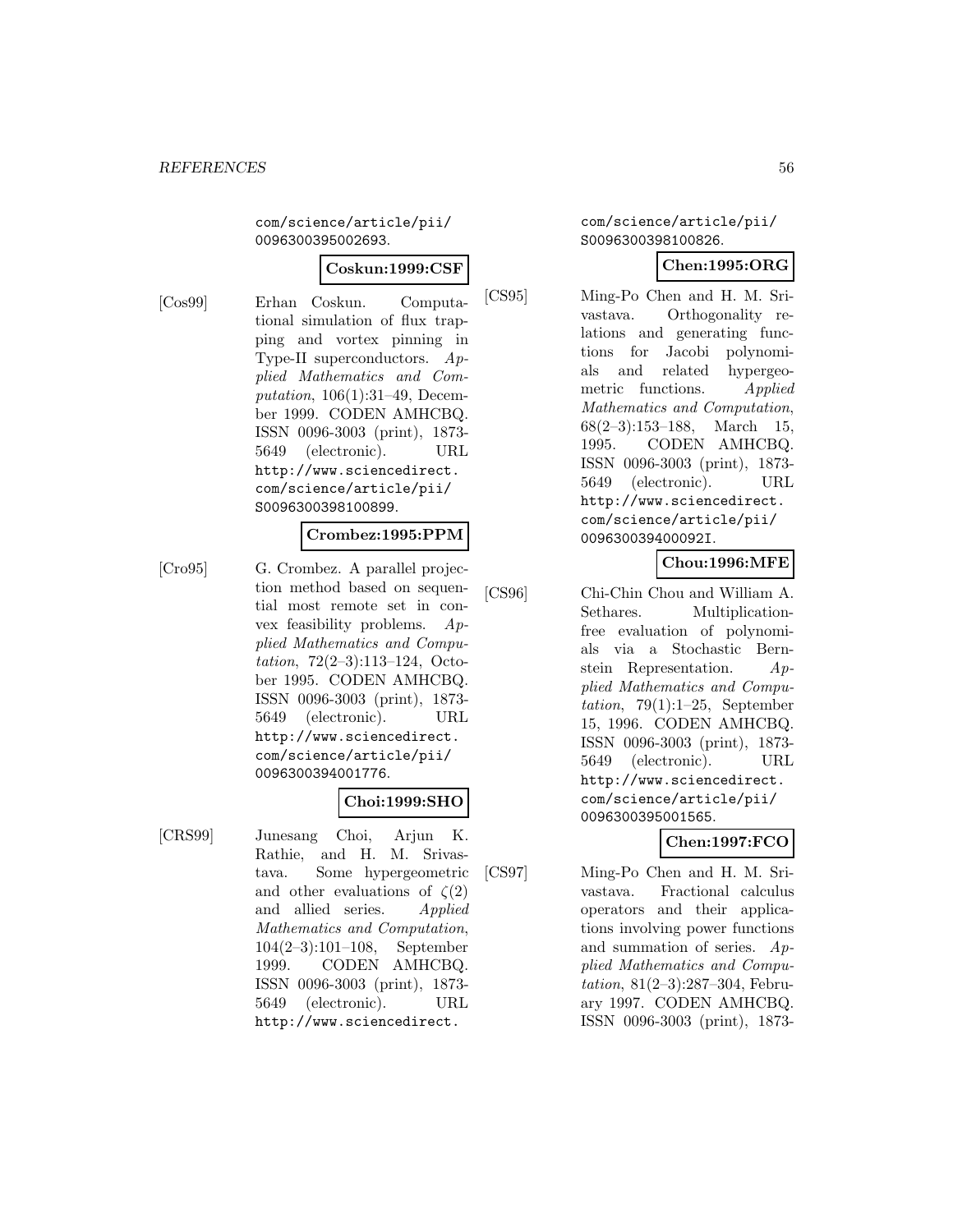com/science/article/pii/0096300395002693.

**Coskun:1999:CSF**

[Cos99] Erhan Coskun. Computational simulation of flux trapping and vortex pinning in Type-II superconductors. *Applied Mathematics and Computation*, 106(1):31–49, December 1999. CODEN AMHCBQ. ISSN 0096-3003 (print), 1873-5649 (electronic). URL http://www.sciencedirect.com/science/article/pii/S0096300398100899.

**Crombez:1995:PPM**

[Cro95] G. Crombez. A parallel projection method based on sequential most remote set in convex feasibility problems. *Applied Mathematics and Computation*, 72(2–3):113–124, October 1995. CODEN AMHCBQ. ISSN 0096-3003 (print), 1873-5649 (electronic). URL http://www.sciencedirect.com/science/article/pii/0096300394001776.

**Choi:1999:SHO**

[CRS99] Junesang Choi, Arjun K. Rathie, and H. M. Srivastava. Some hypergeometric and other evaluations of $\zeta(2)$ and allied series. *Applied Mathematics and Computation*, 104(2–3):101–108, September 1999. CODEN AMHCBQ. ISSN 0096-3003 (print), 1873-5649 (electronic). URL http://www.sciencedirect.com/science/article/pii/S0096300398100826.

**Chen:1995:ORG**

[CS95] Ming-Po Chen and H. M. Srivastava. Orthogonality relations and generating functions for Jacobi polynomials and related hypergeometric functions. *Applied Mathematics and Computation*, 68(2–3):153–188, March 15, 1995. CODEN AMHCBQ. ISSN 0096-3003 (print), 1873-5649 (electronic). URL http://www.sciencedirect.com/science/article/pii/009630039400092I.

**Chou:1996:MFE**

[CS96] Chi-Chin Chou and William A. Sethares. Multiplication-free evaluation of polynomials via a Stochastic Bernstein Representation. *Applied Mathematics and Computation*, 79(1):1–25, September 15, 1996. CODEN AMHCBQ. ISSN 0096-3003 (print), 1873-5649 (electronic). URL http://www.sciencedirect.com/science/article/pii/0096300395001565.

**Chen:1997:FCO**

[CS97] Ming-Po Chen and H. M. Srivastava. Fractional calculus operators and their applications involving power functions and summation of series. *Applied Mathematics and Computation*, 81(2–3):287–304, February 1997. CODEN AMHCBQ. ISSN 0096-3003 (print), 1873-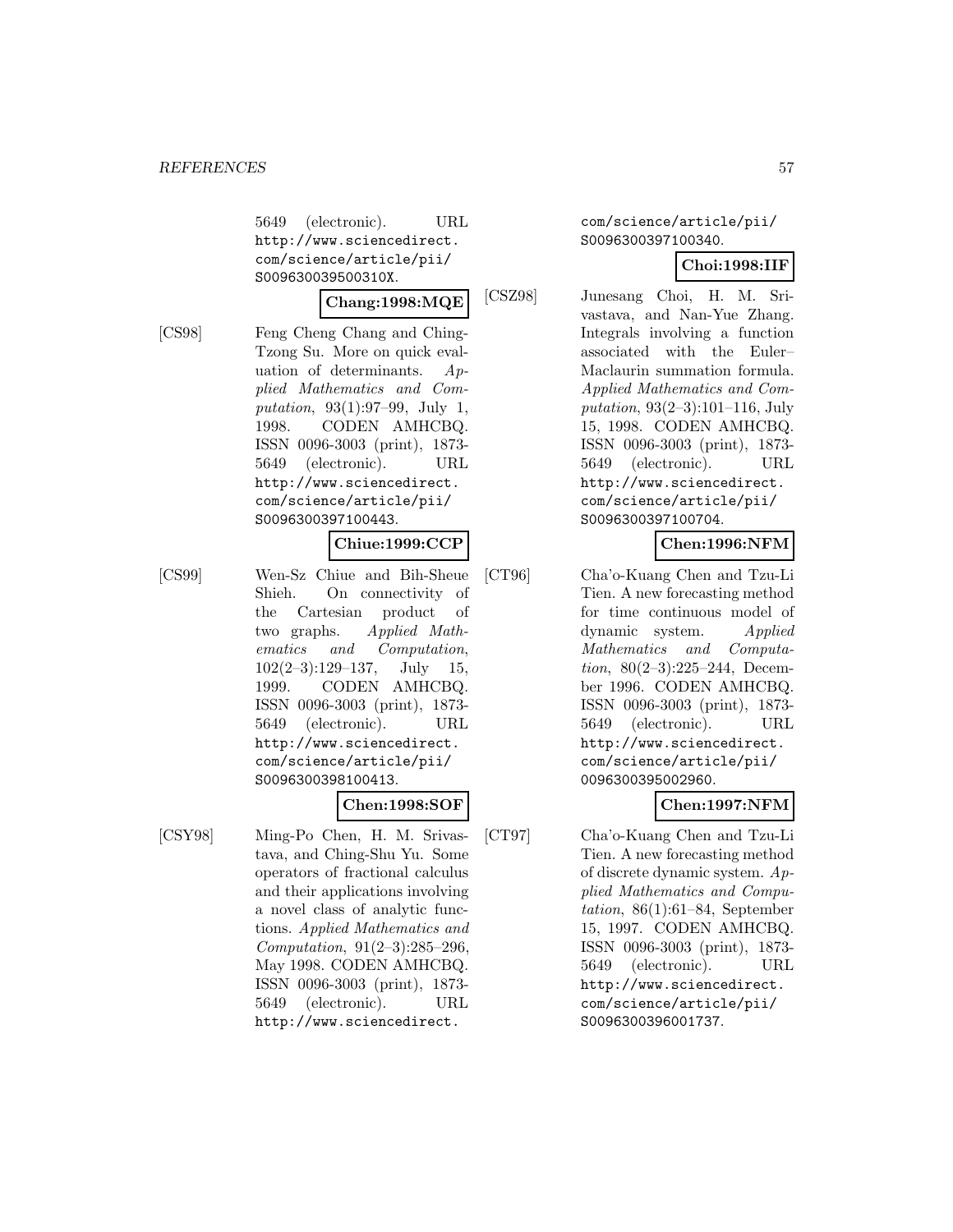5649 (electronic). URL http://www.sciencedirect.com/science/article/pii/S009630039500310X.

**Chang:1998:MQE**

[CS98] Feng Cheng Chang and Ching-Tzong Su. More on quick evaluation of determinants. *Applied Mathematics and Computation*, 93(1):97–99, July 1, 1998. CODEN AMHCBQ. ISSN 0096-3003 (print), 1873-5649 (electronic). URL http://www.sciencedirect.com/science/article/pii/S0096300397100443.

**Chiue:1999:CCP**

[CS99] Wen-Sz Chiue and Bih-Sheue Shieh. On connectivity of the Cartesian product of two graphs. *Applied Mathematics and Computation*, 102(2–3):129–137, July 15, 1999. CODEN AMHCBQ. ISSN 0096-3003 (print), 1873-5649 (electronic). URL http://www.sciencedirect.com/science/article/pii/S0096300398100413.

**Chen:1998:SOF**

[CSY98] Ming-Po Chen, H. M. Srivastava, and Ching-Shu Yu. Some operators of fractional calculus and their applications involving a novel class of analytic functions. *Applied Mathematics and Computation*, 91(2–3):285–296, May 1998. CODEN AMHCBQ. ISSN 0096-3003 (print), 1873-5649 (electronic). URL http://www.sciencedirect.com/science/article/pii/S0096300397100340.

**Choi:1998:IIF**

[CSZ98] Junesang Choi, H. M. Srivastava, and Nan-Yue Zhang. Integrals involving a function associated with the Euler–Maclaurin summation formula. *Applied Mathematics and Computation*, 93(2–3):101–116, July 15, 1998. CODEN AMHCBQ. ISSN 0096-3003 (print), 1873-5649 (electronic). URL http://www.sciencedirect.com/science/article/pii/S0096300397100704.

**Chen:1996:NFM**

[CT96] Cha'o-Kuang Chen and Tzu-Li Tien. A new forecasting method for time continuous model of dynamic system. *Applied Mathematics and Computation*, 80(2–3):225–244, December 1996. CODEN AMHCBQ. ISSN 0096-3003 (print), 1873-5649 (electronic). URL http://www.sciencedirect.com/science/article/pii/0096300395002960.

**Chen:1997:NFM**

[CT97] Cha'o-Kuang Chen and Tzu-Li Tien. A new forecasting method of discrete dynamic system. *Applied Mathematics and Computation*, 86(1):61–84, September 15, 1997. CODEN AMHCBQ. ISSN 0096-3003 (print), 1873-5649 (electronic). URL http://www.sciencedirect.com/science/article/pii/S0096300396001737.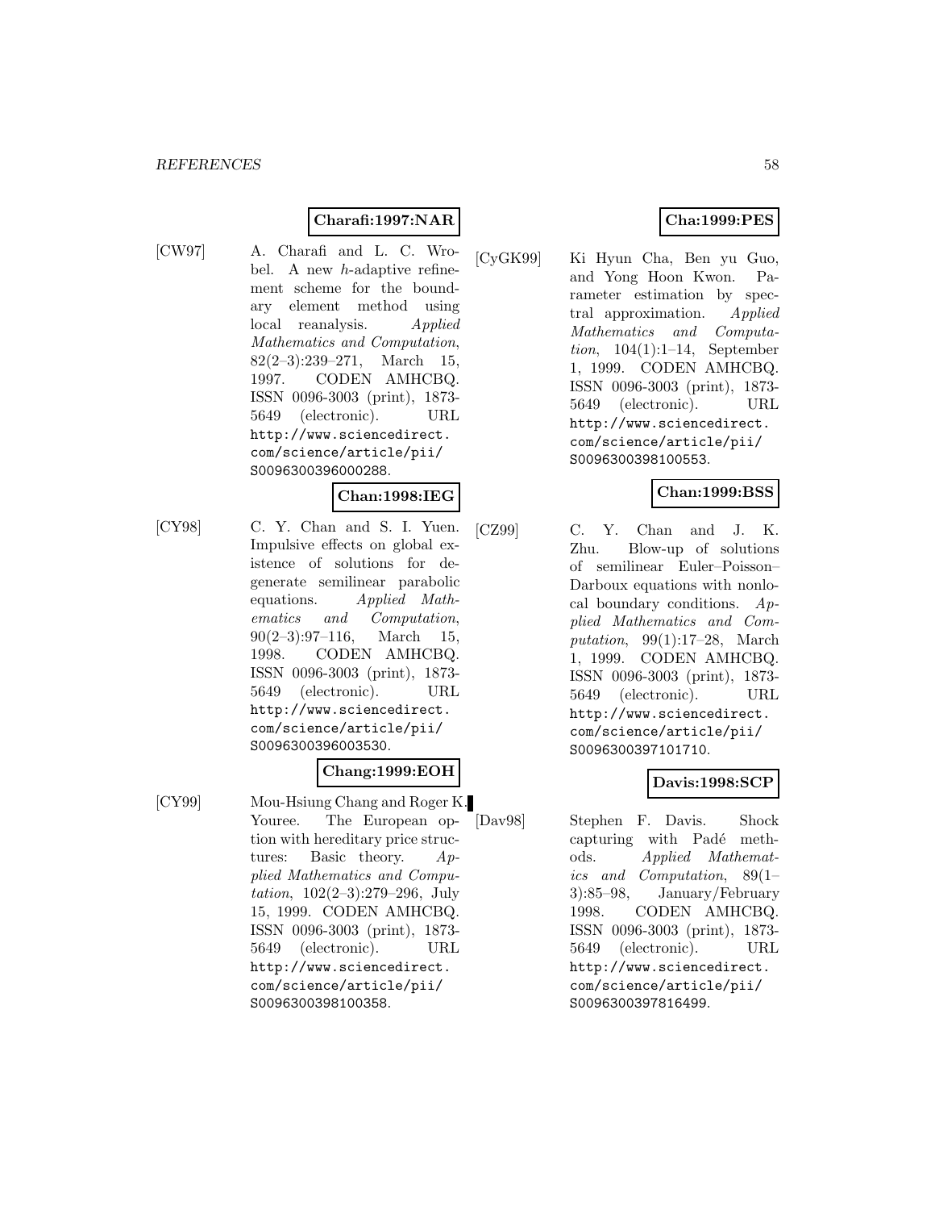**Charafi:1997:NAR**

[CW97] A. Charafi and L. C. Wrobel. A new $h$-adaptive refinement scheme for the boundary element method using local reanalysis. *Applied Mathematics and Computation*, 82(2–3):239–271, March 15, 1997. CODEN AMHCBQ. ISSN 0096-3003 (print), 1873-5649 (electronic). URL http://www.sciencedirect.com/science/article/pii/S0096300396000288.

**Chan:1998:IEG**

[CY98] C. Y. Chan and S. I. Yuen. Impulsive effects on global existence of solutions for degenerate semilinear parabolic equations. *Applied Mathematics and Computation*, 90(2–3):97–116, March 15, 1998. CODEN AMHCBQ. ISSN 0096-3003 (print), 1873-5649 (electronic). URL http://www.sciencedirect.com/science/article/pii/S0096300396003530.

**Chang:1999:EOH**

[CY99] Mou-Hsiung Chang and Roger K. Youree. The European option with hereditary price structures: Basic theory. *Applied Mathematics and Computation*, 102(2–3):279–296, July 15, 1999. CODEN AMHCBQ. ISSN 0096-3003 (print), 1873-5649 (electronic). URL http://www.sciencedirect.com/science/article/pii/S0096300398100358.

**Cha:1999:PES**

[CyGK99] Ki Hyun Cha, Ben yu Guo, and Yong Hoon Kwon. Parameter estimation by spectral approximation. *Applied Mathematics and Computation*, 104(1):1–14, September 1, 1999. CODEN AMHCBQ. ISSN 0096-3003 (print), 1873-5649 (electronic). URL http://www.sciencedirect.com/science/article/pii/S0096300398100553.

**Chan:1999:BSS**

[CZ99] C. Y. Chan and J. K. Zhu. Blow-up of solutions of semilinear Euler–Poisson–Darboux equations with nonlocal boundary conditions. *Applied Mathematics and Computation*, 99(1):17–28, March 1, 1999. CODEN AMHCBQ. ISSN 0096-3003 (print), 1873-5649 (electronic). URL http://www.sciencedirect.com/science/article/pii/S0096300397101710.

**Davis:1998:SCP**

[Dav98] Stephen F. Davis. Shock capturing with Padé methods. *Applied Mathematics and Computation*, 89(1–3):85–98, January/February 1998. CODEN AMHCBQ. ISSN 0096-3003 (print), 1873-5649 (electronic). URL http://www.sciencedirect.com/science/article/pii/S0096300397816499.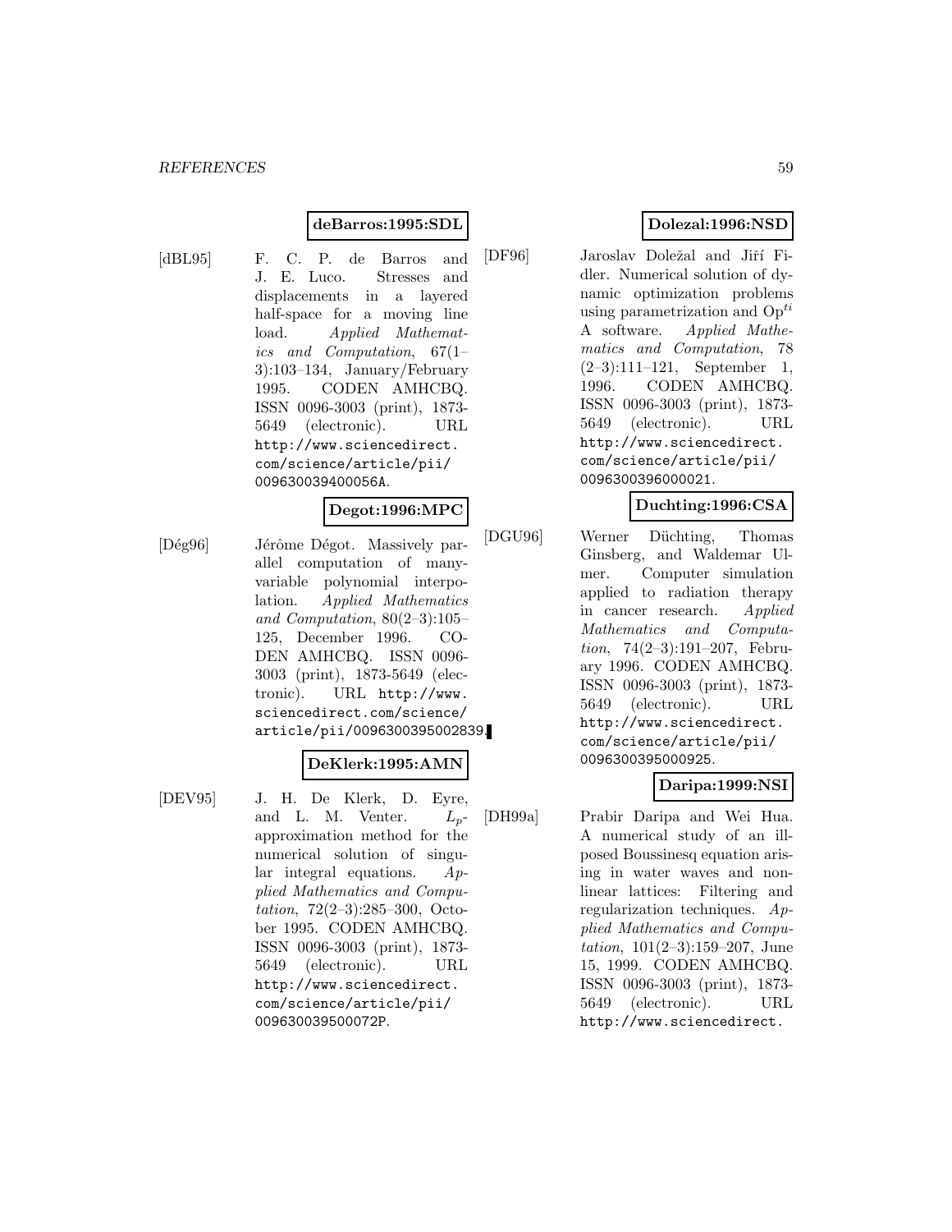**deBarros:1995:SDL**

[dBL95] F. C. P. de Barros and J. E. Luco. Stresses and displacements in a layered half-space for a moving line load. *Applied Mathematics and Computation*, 67(1–3):103–134, January/February 1995. CODEN AMHCBQ. ISSN 0096-3003 (print), 1873-5649 (electronic). URL http://www.sciencedirect.com/science/article/pii/009630039400056A.

**Degot:1996:MPC**

[Dég96] Jérôme Dégot. Massively parallel computation of many-variable polynomial interpolation. *Applied Mathematics and Computation*, 80(2–3):105–125, December 1996. CODEN AMHCBQ. ISSN 0096-3003 (print), 1873-5649 (electronic). URL http://www.sciencedirect.com/science/article/pii/0096300395002839.

**DeKlerk:1995:AMN**

[DEV95] J. H. De Klerk, D. Eyre, and L. M. Venter. $L_p$-approximation method for the numerical solution of singular integral equations. *Applied Mathematics and Computation*, 72(2–3):285–300, October 1995. CODEN AMHCBQ. ISSN 0096-3003 (print), 1873-5649 (electronic). URL http://www.sciencedirect.com/science/article/pii/009630039500072P.

**Dolezal:1996:NSD**

[DF96] Jaroslav Doležal and Jiří Fidler. Numerical solution of dynamic optimization problems using parametrization and Op$^{ti}$ A software. *Applied Mathematics and Computation*, 78 (2–3):111–121, September 1, 1996. CODEN AMHCBQ. ISSN 0096-3003 (print), 1873-5649 (electronic). URL http://www.sciencedirect.com/science/article/pii/0096300396000021.

**Duchting:1996:CSA**

[DGU96] Werner Düchting, Thomas Ginsberg, and Waldemar Ulmer. Computer simulation applied to radiation therapy in cancer research. *Applied Mathematics and Computation*, 74(2–3):191–207, February 1996. CODEN AMHCBQ. ISSN 0096-3003 (print), 1873-5649 (electronic). URL http://www.sciencedirect.com/science/article/pii/0096300395000925.

**Daripa:1999:NSI**

[DH99a] Prabir Daripa and Wei Hua. A numerical study of an ill-posed Boussinesq equation arising in water waves and nonlinear lattices: Filtering and regularization techniques. *Applied Mathematics and Computation*, 101(2–3):159–207, June 15, 1999. CODEN AMHCBQ. ISSN 0096-3003 (print), 1873-5649 (electronic). URL http://www.sciencedirect.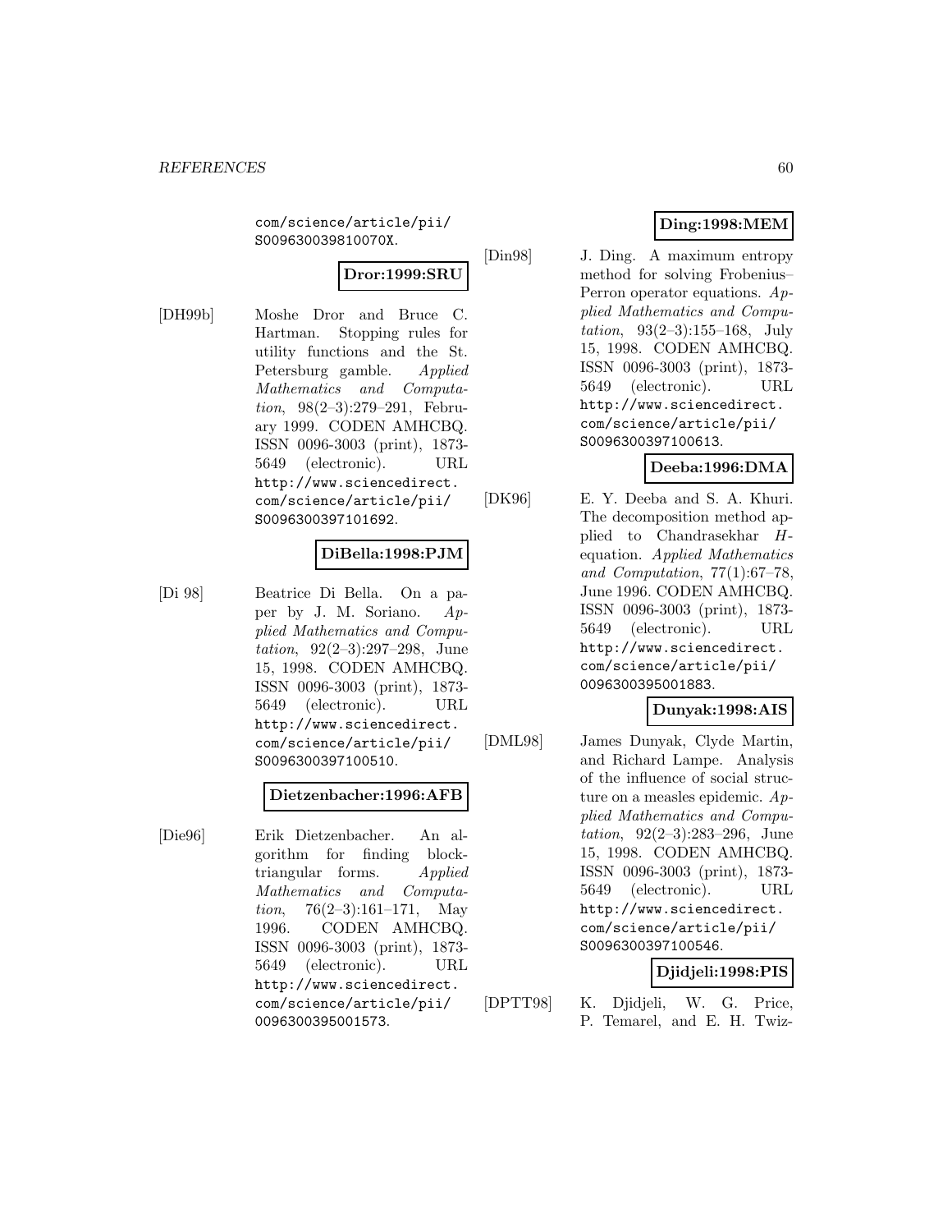com/science/article/pii/S009630039810070X.

**Dror:1999:SRU**

[DH99b] Moshe Dror and Bruce C. Hartman. Stopping rules for utility functions and the St. Petersburg gamble. *Applied Mathematics and Computation*, 98(2–3):279–291, February 1999. CODEN AMHCBQ. ISSN 0096-3003 (print), 1873-5649 (electronic). URL http://www.sciencedirect.com/science/article/pii/S0096300397101692.

**DiBella:1998:PJM**

[Di 98] Beatrice Di Bella. On a paper by J. M. Soriano. *Applied Mathematics and Computation*, 92(2–3):297–298, June 15, 1998. CODEN AMHCBQ. ISSN 0096-3003 (print), 1873-5649 (electronic). URL http://www.sciencedirect.com/science/article/pii/S0096300397100510.

**Dietzenbacher:1996:AFB**

[Die96] Erik Dietzenbacher. An algorithm for finding block-triangular forms. *Applied Mathematics and Computation*, 76(2–3):161–171, May 1996. CODEN AMHCBQ. ISSN 0096-3003 (print), 1873-5649 (electronic). URL http://www.sciencedirect.com/science/article/pii/0096300395001573.

**Ding:1998:MEM**

[Din98] J. Ding. A maximum entropy method for solving Frobenius–Perron operator equations. *Applied Mathematics and Computation*, 93(2–3):155–168, July 15, 1998. CODEN AMHCBQ. ISSN 0096-3003 (print), 1873-5649 (electronic). URL http://www.sciencedirect.com/science/article/pii/S0096300397100613.

**Deeba:1996:DMA**

[DK96] E. Y. Deeba and S. A. Khuri. The decomposition method applied to Chandrasekhar $H$-equation. *Applied Mathematics and Computation*, 77(1):67–78, June 1996. CODEN AMHCBQ. ISSN 0096-3003 (print), 1873-5649 (electronic). URL http://www.sciencedirect.com/science/article/pii/0096300395001883.

**Dunyak:1998:AIS**

[DML98] James Dunyak, Clyde Martin, and Richard Lampe. Analysis of the influence of social structure on a measles epidemic. *Applied Mathematics and Computation*, 92(2–3):283–296, June 15, 1998. CODEN AMHCBQ. ISSN 0096-3003 (print), 1873-5649 (electronic). URL http://www.sciencedirect.com/science/article/pii/S0096300397100546.

**Djidjeli:1998:PIS**

[DPTT98] K. Djidjeli, W. G. Price, P. Temarel, and E. H. Twiz-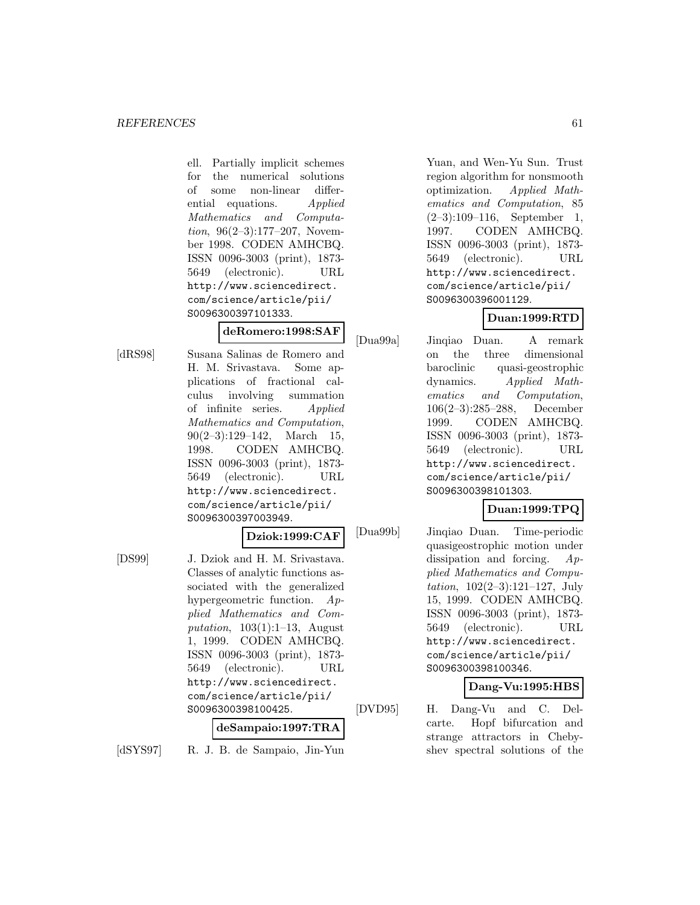ell. Partially implicit schemes for the numerical solutions of some non-linear differential equations. *Applied Mathematics and Computation*, 96(2–3):177–207, November 1998. CODEN AMHCBQ. ISSN 0096-3003 (print), 1873-5649 (electronic). URL http://www.sciencedirect.com/science/article/pii/S0096300397101333.

**deRomero:1998:SAF**

[dRS98] Susana Salinas de Romero and H. M. Srivastava. Some applications of fractional calculus involving summation of infinite series. *Applied Mathematics and Computation*, 90(2–3):129–142, March 15, 1998. CODEN AMHCBQ. ISSN 0096-3003 (print), 1873-5649 (electronic). URL http://www.sciencedirect.com/science/article/pii/S0096300397003949.

**Dziok:1999:CAF**

[DS99] J. Dziok and H. M. Srivastava. Classes of analytic functions associated with the generalized hypergeometric function. *Applied Mathematics and Computation*, 103(1):1–13, August 1, 1999. CODEN AMHCBQ. ISSN 0096-3003 (print), 1873-5649 (electronic). URL http://www.sciencedirect.com/science/article/pii/S0096300398100425.

**deSampaio:1997:TRA**

[dSYS97] R. J. B. de Sampaio, Jin-Yun Yuan, and Wen-Yu Sun. Trust region algorithm for nonsmooth optimization. *Applied Mathematics and Computation*, 85 (2–3):109–116, September 1, 1997. CODEN AMHCBQ. ISSN 0096-3003 (print), 1873-5649 (electronic). URL http://www.sciencedirect.com/science/article/pii/S0096300396001129.

**Duan:1999:RTD**

[Dua99a] Jinqiao Duan. A remark on the three dimensional baroclinic quasi-geostrophic dynamics. *Applied Mathematics and Computation*, 106(2–3):285–288, December 1999. CODEN AMHCBQ. ISSN 0096-3003 (print), 1873-5649 (electronic). URL http://www.sciencedirect.com/science/article/pii/S0096300398101303.

**Duan:1999:TPQ**

[Dua99b] Jinqiao Duan. Time-periodic quasigeostrophic motion under dissipation and forcing. *Applied Mathematics and Computation*, 102(2–3):121–127, July 15, 1999. CODEN AMHCBQ. ISSN 0096-3003 (print), 1873-5649 (electronic). URL http://www.sciencedirect.com/science/article/pii/S0096300398100346.

**Dang-Vu:1995:HBS**

[DVD95] H. Dang-Vu and C. Delcarte. Hopf bifurcation and strange attractors in Chebyshev spectral solutions of the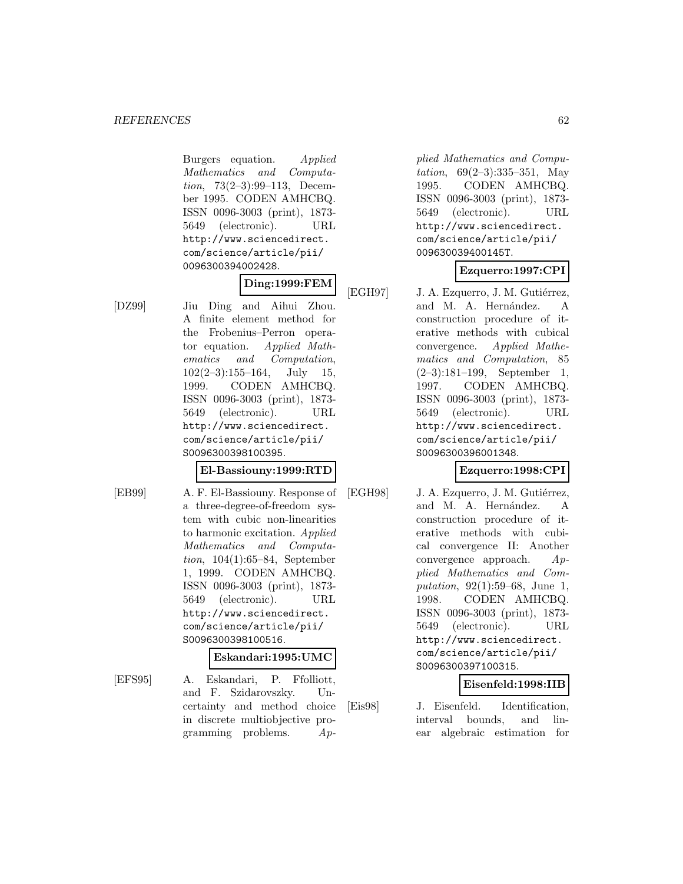Burgers equation. *Applied Mathematics and Computation*, 73(2–3):99–113, December 1995. CODEN AMHCBQ. ISSN 0096-3003 (print), 1873-5649 (electronic). URL http://www.sciencedirect.com/science/article/pii/0096300394002428.

**Ding:1999:FEM**

[DZ99] Jiu Ding and Aihui Zhou. A finite element method for the Frobenius–Perron operator equation. *Applied Mathematics and Computation*, 102(2–3):155–164, July 15, 1999. CODEN AMHCBQ. ISSN 0096-3003 (print), 1873-5649 (electronic). URL http://www.sciencedirect.com/science/article/pii/S0096300398100395.

**El-Bassiouny:1999:RTD**

[EB99] A. F. El-Bassiouny. Response of a three-degree-of-freedom system with cubic non-linearities to harmonic excitation. *Applied Mathematics and Computation*, 104(1):65–84, September 1, 1999. CODEN AMHCBQ. ISSN 0096-3003 (print), 1873-5649 (electronic). URL http://www.sciencedirect.com/science/article/pii/S0096300398100516.

**Eskandari:1995:UMC**

[EFS95] A. Eskandari, P. Ffolliott, and F. Szidarovszky. Uncertainty and method choice in discrete multiobjective programming problems. *Applied Mathematics and Computation*, 69(2–3):335–351, May 1995. CODEN AMHCBQ. ISSN 0096-3003 (print), 1873-5649 (electronic). URL http://www.sciencedirect.com/science/article/pii/009630039400145T.

**Ezquerro:1997:CPI**

[EGH97] J. A. Ezquerro, J. M. Gutiérrez, and M. A. Hernández. A construction procedure of iterative methods with cubical convergence. *Applied Mathematics and Computation*, 85 (2–3):181–199, September 1, 1997. CODEN AMHCBQ. ISSN 0096-3003 (print), 1873-5649 (electronic). URL http://www.sciencedirect.com/science/article/pii/S0096300396001348.

**Ezquerro:1998:CPI**

[EGH98] J. A. Ezquerro, J. M. Gutiérrez, and M. A. Hernández. A construction procedure of iterative methods with cubical convergence II: Another convergence approach. *Applied Mathematics and Computation*, 92(1):59–68, June 1, 1998. CODEN AMHCBQ. ISSN 0096-3003 (print), 1873-5649 (electronic). URL http://www.sciencedirect.com/science/article/pii/S0096300397100315.

**Eisenfeld:1998:IIB**

[Eis98] J. Eisenfeld. Identification, interval bounds, and linear algebraic estimation for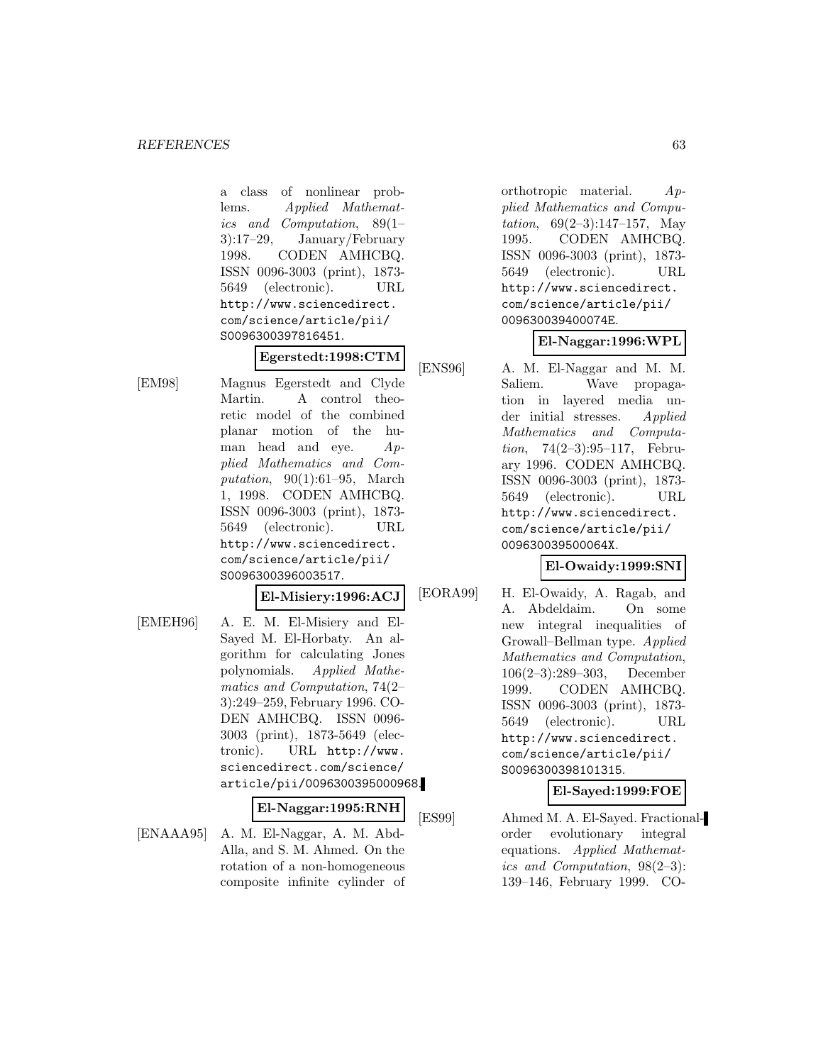a class of nonlinear problems. *Applied Mathematics and Computation*, 89(1–3):17–29, January/February 1998. CODEN AMHCBQ. ISSN 0096-3003 (print), 1873-5649 (electronic). URL http://www.sciencedirect.com/science/article/pii/S0096300397816451.

**Egerstedt:1998:CTM**

[EM98] Magnus Egerstedt and Clyde Martin. A control theoretic model of the combined planar motion of the human head and eye. *Applied Mathematics and Computation*, 90(1):61–95, March 1, 1998. CODEN AMHCBQ. ISSN 0096-3003 (print), 1873-5649 (electronic). URL http://www.sciencedirect.com/science/article/pii/S0096300396003517.

**El-Misiery:1996:ACJ**

[EMEH96] A. E. M. El-Misiery and El-Sayed M. El-Horbaty. An algorithm for calculating Jones polynomials. *Applied Mathematics and Computation*, 74(2–3):249–259, February 1996. CODEN AMHCBQ. ISSN 0096-3003 (print), 1873-5649 (electronic). URL http://www.sciencedirect.com/science/article/pii/0096300395000968.

**El-Naggar:1995:RNH**

[ENAAA95] A. M. El-Naggar, A. M. Abd-Alla, and S. M. Ahmed. On the rotation of a non-homogeneous composite infinite cylinder of orthotropic material. *Applied Mathematics and Computation*, 69(2–3):147–157, May 1995. CODEN AMHCBQ. ISSN 0096-3003 (print), 1873-5649 (electronic). URL http://www.sciencedirect.com/science/article/pii/009630039400074E.

**El-Naggar:1996:WPL**

[ENS96] A. M. El-Naggar and M. M. Saliem. Wave propagation in layered media under initial stresses. *Applied Mathematics and Computation*, 74(2–3):95–117, February 1996. CODEN AMHCBQ. ISSN 0096-3003 (print), 1873-5649 (electronic). URL http://www.sciencedirect.com/science/article/pii/009630039500064X.

**El-Owaidy:1999:SNI**

[EORA99] H. El-Owaidy, A. Ragab, and A. Abdeldaim. On some new integral inequalities of Growall–Bellman type. *Applied Mathematics and Computation*, 106(2–3):289–303, December 1999. CODEN AMHCBQ. ISSN 0096-3003 (print), 1873-5649 (electronic). URL http://www.sciencedirect.com/science/article/pii/S0096300398101315.

**El-Sayed:1999:FOE**

[ES99] Ahmed M. A. El-Sayed. Fractional-order evolutionary integral equations. *Applied Mathematics and Computation*, 98(2–3):139–146, February 1999. CO-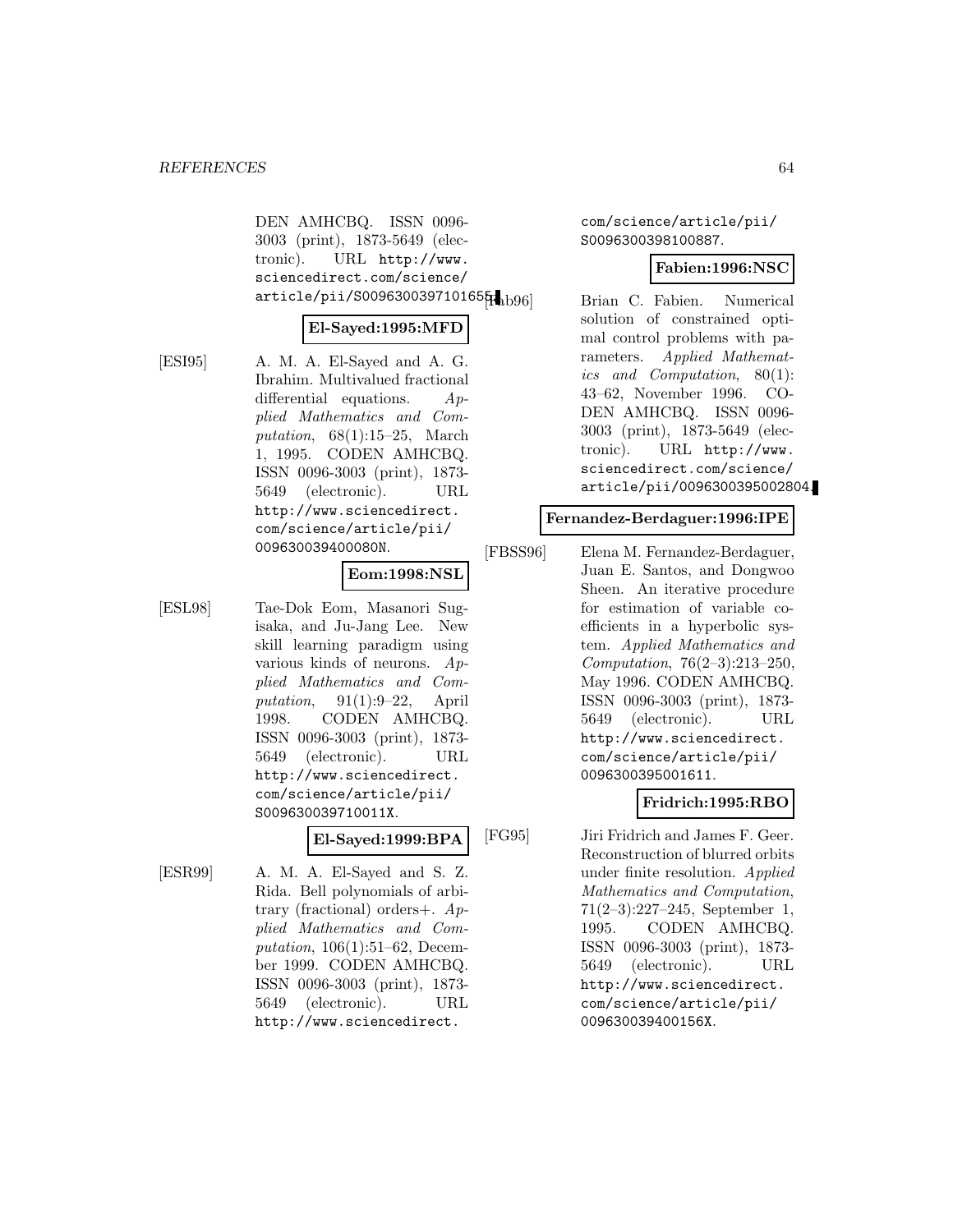DEN AMHCBQ. ISSN 0096-3003 (print), 1873-5649 (electronic). URL http://www.sciencedirect.com/science/article/pii/S0096300397101655.

**El-Sayed:1995:MFD**

[ESI95] A. M. A. El-Sayed and A. G. Ibrahim. Multivalued fractional differential equations. *Applied Mathematics and Computation*, 68(1):15–25, March 1, 1995. CODEN AMHCBQ. ISSN 0096-3003 (print), 1873-5649 (electronic). URL http://www.sciencedirect.com/science/article/pii/009630039400080N.

**Eom:1998:NSL**

[ESL98] Tae-Dok Eom, Masanori Sugisaka, and Ju-Jang Lee. New skill learning paradigm using various kinds of neurons. *Applied Mathematics and Computation*, 91(1):9–22, April 1998. CODEN AMHCBQ. ISSN 0096-3003 (print), 1873-5649 (electronic). URL http://www.sciencedirect.com/science/article/pii/S009630039710011X.

**El-Sayed:1999:BPA**

[ESR99] A. M. A. El-Sayed and S. Z. Rida. Bell polynomials of arbitrary (fractional) orders+. *Applied Mathematics and Computation*, 106(1):51–62, December 1999. CODEN AMHCBQ. ISSN 0096-3003 (print), 1873-5649 (electronic). URL http://www.sciencedirect.com/science/article/pii/S0096300398100887.

**Fabien:1996:NSC**

[Fab96] Brian C. Fabien. Numerical solution of constrained optimal control problems with parameters. *Applied Mathematics and Computation*, 80(1):43–62, November 1996. CODEN AMHCBQ. ISSN 0096-3003 (print), 1873-5649 (electronic). URL http://www.sciencedirect.com/science/article/pii/0096300395002804.

**Fernandez-Berdaguer:1996:IPE**

[FBSS96] Elena M. Fernandez-Berdaguer, Juan E. Santos, and Dongwoo Sheen. An iterative procedure for estimation of variable coefficients in a hyperbolic system. *Applied Mathematics and Computation*, 76(2–3):213–250, May 1996. CODEN AMHCBQ. ISSN 0096-3003 (print), 1873-5649 (electronic). URL http://www.sciencedirect.com/science/article/pii/0096300395001611.

**Fridrich:1995:RBO**

[FG95] Jiri Fridrich and James F. Geer. Reconstruction of blurred orbits under finite resolution. *Applied Mathematics and Computation*, 71(2–3):227–245, September 1, 1995. CODEN AMHCBQ. ISSN 0096-3003 (print), 1873-5649 (electronic). URL http://www.sciencedirect.com/science/article/pii/009630039400156X.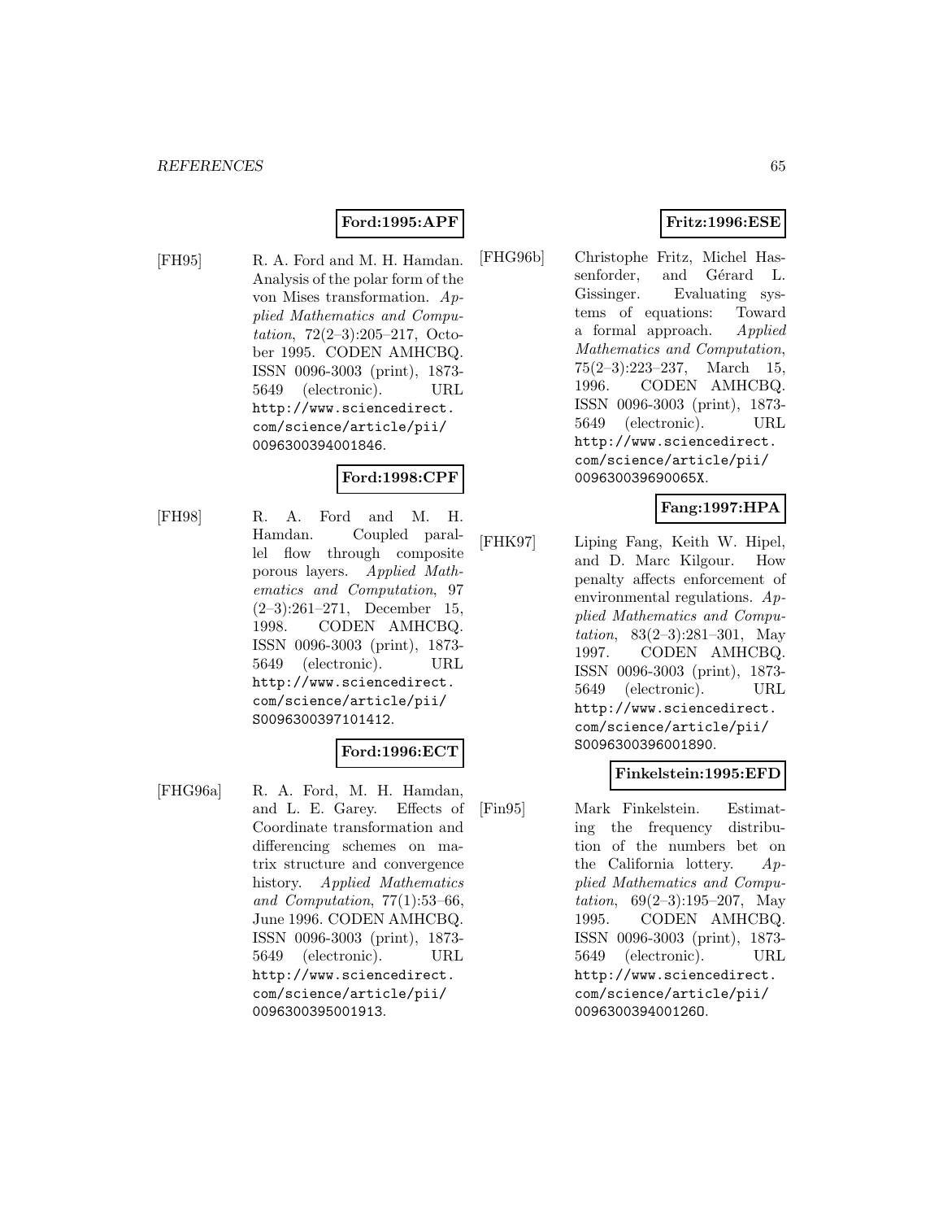**Ford:1995:APF**

[FH95] R. A. Ford and M. H. Hamdan. Analysis of the polar form of the von Mises transformation. *Applied Mathematics and Computation*, 72(2–3):205–217, October 1995. CODEN AMHCBQ. ISSN 0096-3003 (print), 1873-5649 (electronic). URL http://www.sciencedirect.com/science/article/pii/0096300394001846.

**Ford:1998:CPF**

[FH98] R. A. Ford and M. H. Hamdan. Coupled parallel flow through composite porous layers. *Applied Mathematics and Computation*, 97 (2–3):261–271, December 15, 1998. CODEN AMHCBQ. ISSN 0096-3003 (print), 1873-5649 (electronic). URL http://www.sciencedirect.com/science/article/pii/S0096300397101412.

**Ford:1996:ECT**

[FHG96a] R. A. Ford, M. H. Hamdan, and L. E. Garey. Effects of Coordinate transformation and differencing schemes on matrix structure and convergence history. *Applied Mathematics and Computation*, 77(1):53–66, June 1996. CODEN AMHCBQ. ISSN 0096-3003 (print), 1873-5649 (electronic). URL http://www.sciencedirect.com/science/article/pii/0096300395001913.

**Fritz:1996:ESE**

[FHG96b] Christophe Fritz, Michel Hassenforder, and Gérard L. Gissinger. Evaluating systems of equations: Toward a formal approach. *Applied Mathematics and Computation*, 75(2–3):223–237, March 15, 1996. CODEN AMHCBQ. ISSN 0096-3003 (print), 1873-5649 (electronic). URL http://www.sciencedirect.com/science/article/pii/009630039690065X.

**Fang:1997:HPA**

[FHK97] Liping Fang, Keith W. Hipel, and D. Marc Kilgour. How penalty affects enforcement of environmental regulations. *Applied Mathematics and Computation*, 83(2–3):281–301, May 1997. CODEN AMHCBQ. ISSN 0096-3003 (print), 1873-5649 (electronic). URL http://www.sciencedirect.com/science/article/pii/S0096300396001890.

**Finkelstein:1995:EFD**

[Fin95] Mark Finkelstein. Estimating the frequency distribution of the numbers bet on the California lottery. *Applied Mathematics and Computation*, 69(2–3):195–207, May 1995. CODEN AMHCBQ. ISSN 0096-3003 (print), 1873-5649 (electronic). URL http://www.sciencedirect.com/science/article/pii/009630039400126O.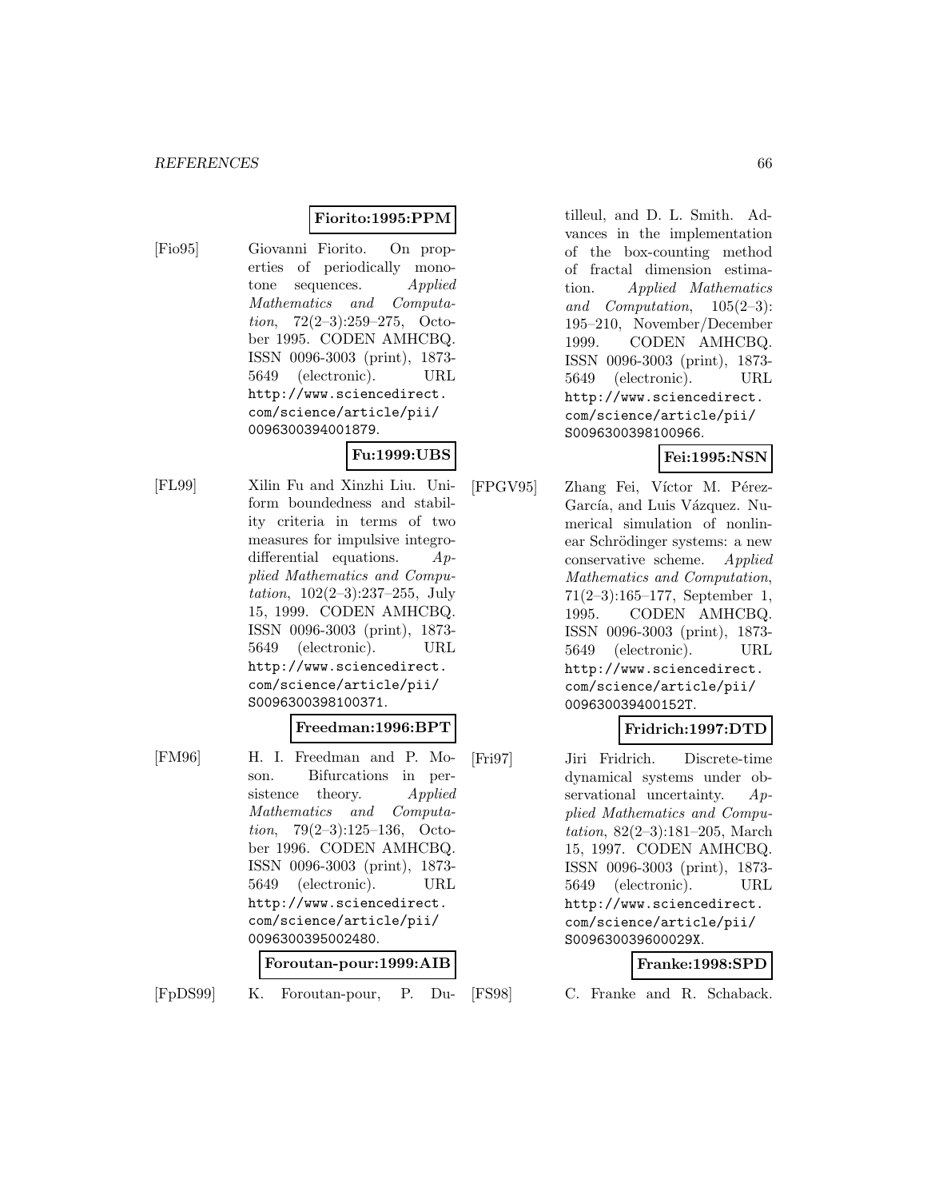**Fiorito:1995:PPM**

[Fio95] Giovanni Fiorito. On properties of periodically monotone sequences. *Applied Mathematics and Computation*, 72(2–3):259–275, October 1995. CODEN AMHCBQ. ISSN 0096-3003 (print), 1873-5649 (electronic). URL http://www.sciencedirect.com/science/article/pii/0096300394001879.

**Fu:1999:UBS**

[FL99] Xilin Fu and Xinzhi Liu. Uniform boundedness and stability criteria in terms of two measures for impulsive integro-differential equations. *Applied Mathematics and Computation*, 102(2–3):237–255, July 15, 1999. CODEN AMHCBQ. ISSN 0096-3003 (print), 1873-5649 (electronic). URL http://www.sciencedirect.com/science/article/pii/S0096300398100371.

**Freedman:1996:BPT**

[FM96] H. I. Freedman and P. Moson. Bifurcations in persistence theory. *Applied Mathematics and Computation*, 79(2–3):125–136, October 1996. CODEN AMHCBQ. ISSN 0096-3003 (print), 1873-5649 (electronic). URL http://www.sciencedirect.com/science/article/pii/0096300395002480.

**Foroutan-pour:1999:AIB**

[FpDS99] K. Foroutan-pour, P. Dutilleul, and D. L. Smith. Advances in the implementation of the box-counting method of fractal dimension estimation. *Applied Mathematics and Computation*, 105(2–3): 195–210, November/December 1999. CODEN AMHCBQ. ISSN 0096-3003 (print), 1873-5649 (electronic). URL http://www.sciencedirect.com/science/article/pii/S0096300398100966.

**Fei:1995:NSN**

[FPGV95] Zhang Fei, Víctor M. Pérez-García, and Luis Vázquez. Numerical simulation of nonlinear Schrödinger systems: a new conservative scheme. *Applied Mathematics and Computation*, 71(2–3):165–177, September 1, 1995. CODEN AMHCBQ. ISSN 0096-3003 (print), 1873-5649 (electronic). URL http://www.sciencedirect.com/science/article/pii/009630039400152T.

**Fridrich:1997:DTD**

[Fri97] Jiri Fridrich. Discrete-time dynamical systems under observational uncertainty. *Applied Mathematics and Computation*, 82(2–3):181–205, March 15, 1997. CODEN AMHCBQ. ISSN 0096-3003 (print), 1873-5649 (electronic). URL http://www.sciencedirect.com/science/article/pii/S009630039600029X.

**Franke:1998:SPD**

[FS98] C. Franke and R. Schaback.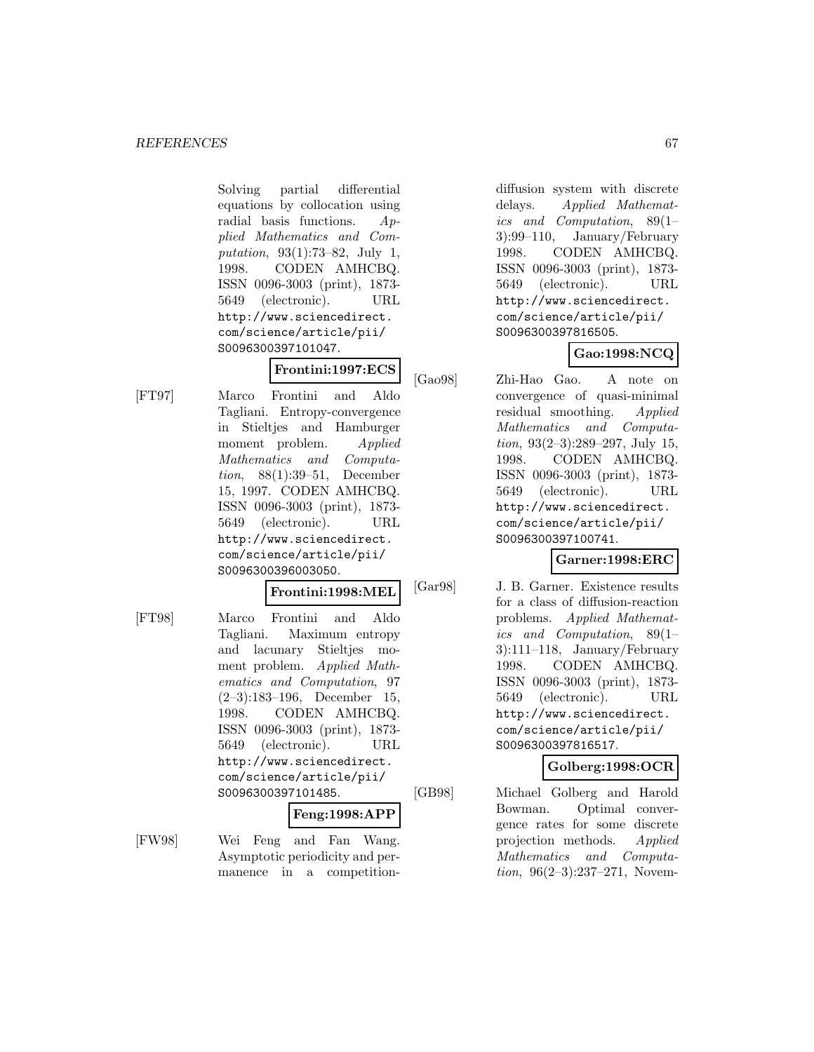Solving partial differential equations by collocation using radial basis functions. *Applied Mathematics and Computation*, 93(1):73–82, July 1, 1998. CODEN AMHCBQ. ISSN 0096-3003 (print), 1873-5649 (electronic). URL http://www.sciencedirect.com/science/article/pii/S0096300397101047.

**Frontini:1997:ECS**

[FT97] Marco Frontini and Aldo Tagliani. Entropy-convergence in Stieltjes and Hamburger moment problem. *Applied Mathematics and Computation*, 88(1):39–51, December 15, 1997. CODEN AMHCBQ. ISSN 0096-3003 (print), 1873-5649 (electronic). URL http://www.sciencedirect.com/science/article/pii/S0096300396003050.

**Frontini:1998:MEL**

[FT98] Marco Frontini and Aldo Tagliani. Maximum entropy and lacunary Stieltjes moment problem. *Applied Mathematics and Computation*, 97 (2–3):183–196, December 15, 1998. CODEN AMHCBQ. ISSN 0096-3003 (print), 1873-5649 (electronic). URL http://www.sciencedirect.com/science/article/pii/S0096300397101485.

**Feng:1998:APP**

[FW98] Wei Feng and Fan Wang. Asymptotic periodicity and permanence in a competition-diffusion system with discrete delays. *Applied Mathematics and Computation*, 89(1–3):99–110, January/February 1998. CODEN AMHCBQ. ISSN 0096-3003 (print), 1873-5649 (electronic). URL http://www.sciencedirect.com/science/article/pii/S0096300397816505.

**Gao:1998:NCQ**

[Gao98] Zhi-Hao Gao. A note on convergence of quasi-minimal residual smoothing. *Applied Mathematics and Computation*, 93(2–3):289–297, July 15, 1998. CODEN AMHCBQ. ISSN 0096-3003 (print), 1873-5649 (electronic). URL http://www.sciencedirect.com/science/article/pii/S0096300397100741.

**Garner:1998:ERC**

[Gar98] J. B. Garner. Existence results for a class of diffusion-reaction problems. *Applied Mathematics and Computation*, 89(1–3):111–118, January/February 1998. CODEN AMHCBQ. ISSN 0096-3003 (print), 1873-5649 (electronic). URL http://www.sciencedirect.com/science/article/pii/S0096300397816517.

**Golberg:1998:OCR**

[GB98] Michael Golberg and Harold Bowman. Optimal convergence rates for some discrete projection methods. *Applied Mathematics and Computation*, 96(2–3):237–271, Novem-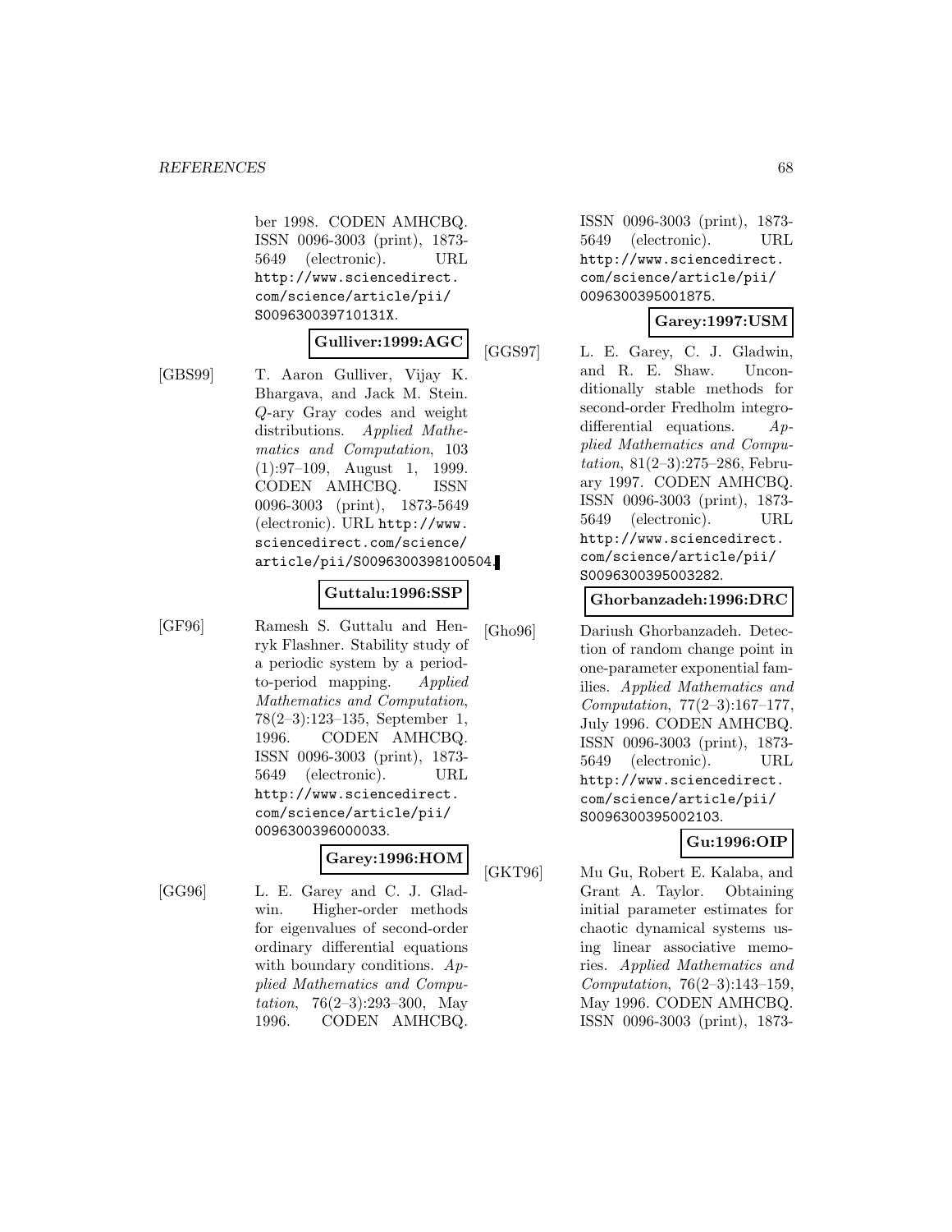ber 1998. CODEN AMHCBQ. ISSN 0096-3003 (print), 1873-5649 (electronic). URL http://www.sciencedirect.com/science/article/pii/S009630039710131X.

**Gulliver:1999:AGC**

[GBS99] T. Aaron Gulliver, Vijay K. Bhargava, and Jack M. Stein. $Q$-ary Gray codes and weight distributions. *Applied Mathematics and Computation*, 103 (1):97–109, August 1, 1999. CODEN AMHCBQ. ISSN 0096-3003 (print), 1873-5649 (electronic). URL http://www.sciencedirect.com/science/article/pii/S0096300398100504.

**Guttalu:1996:SSP**

[GF96] Ramesh S. Guttalu and Henryk Flashner. Stability study of a periodic system by a period-to-period mapping. *Applied Mathematics and Computation*, 78(2–3):123–135, September 1, 1996. CODEN AMHCBQ. ISSN 0096-3003 (print), 1873-5649 (electronic). URL http://www.sciencedirect.com/science/article/pii/0096300396000033.

**Garey:1996:HOM**

[GG96] L. E. Garey and C. J. Gladwin. Higher-order methods for eigenvalues of second-order ordinary differential equations with boundary conditions. *Applied Mathematics and Computation*, 76(2–3):293–300, May 1996. CODEN AMHCBQ. ISSN 0096-3003 (print), 1873-5649 (electronic). URL http://www.sciencedirect.com/science/article/pii/0096300395001875.

**Garey:1997:USM**

[GGS97] L. E. Garey, C. J. Gladwin, and R. E. Shaw. Unconditionally stable methods for second-order Fredholm integro-differential equations. *Applied Mathematics and Computation*, 81(2–3):275–286, February 1997. CODEN AMHCBQ. ISSN 0096-3003 (print), 1873-5649 (electronic). URL http://www.sciencedirect.com/science/article/pii/S0096300395003282.

**Ghorbanzadeh:1996:DRC**

[Gho96] Dariush Ghorbanzadeh. Detection of random change point in one-parameter exponential families. *Applied Mathematics and Computation*, 77(2–3):167–177, July 1996. CODEN AMHCBQ. ISSN 0096-3003 (print), 1873-5649 (electronic). URL http://www.sciencedirect.com/science/article/pii/S0096300395002103.

**Gu:1996:OIP**

[GKT96] Mu Gu, Robert E. Kalaba, and Grant A. Taylor. Obtaining initial parameter estimates for chaotic dynamical systems using linear associative memories. *Applied Mathematics and Computation*, 76(2–3):143–159, May 1996. CODEN AMHCBQ. ISSN 0096-3003 (print), 1873-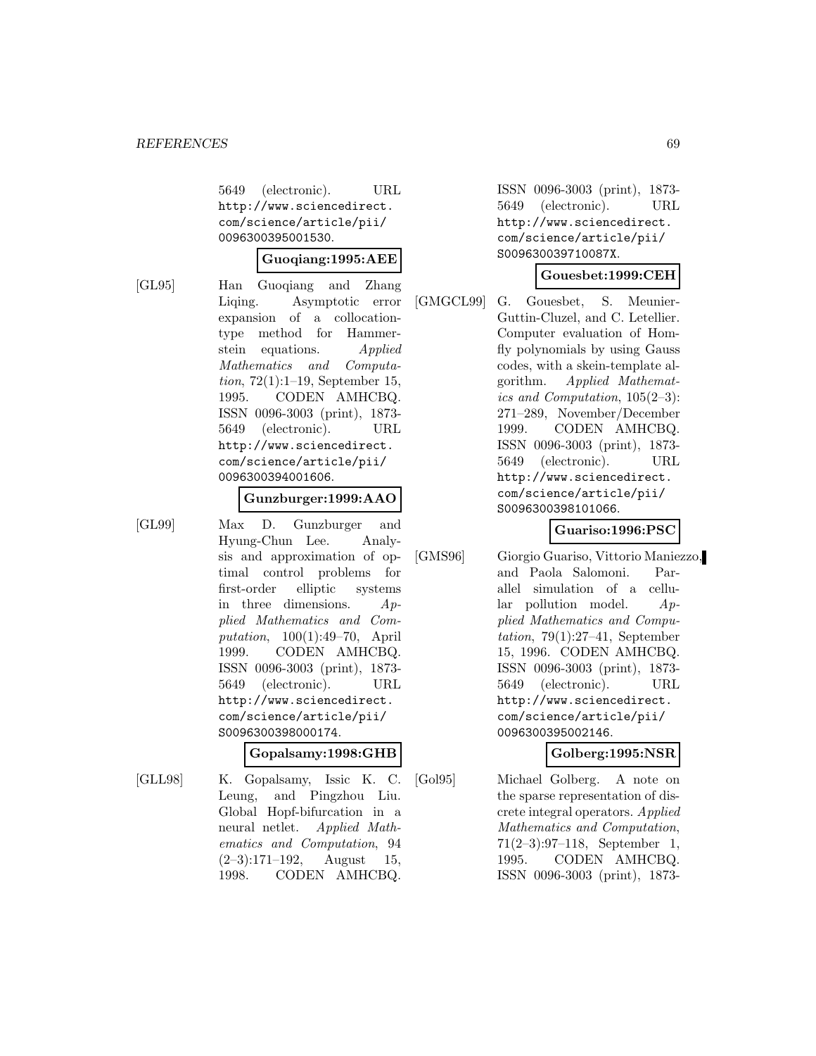5649 (electronic). URL http://www.sciencedirect.com/science/article/pii/0096300395001530.

**Guoqiang:1995:AEE**

[GL95] Han Guoqiang and Zhang Liqing. Asymptotic error expansion of a collocation-type method for Hammerstein equations. *Applied Mathematics and Computation*, 72(1):1–19, September 15, 1995. CODEN AMHCBQ. ISSN 0096-3003 (print), 1873-5649 (electronic). URL http://www.sciencedirect.com/science/article/pii/0096300394001606.

**Gunzburger:1999:AAO**

[GL99] Max D. Gunzburger and Hyung-Chun Lee. Analysis and approximation of optimal control problems for first-order elliptic systems in three dimensions. *Applied Mathematics and Computation*, 100(1):49–70, April 1999. CODEN AMHCBQ. ISSN 0096-3003 (print), 1873-5649 (electronic). URL http://www.sciencedirect.com/science/article/pii/S0096300398000174.

**Gopalsamy:1998:GHB**

[GLL98] K. Gopalsamy, Issic K. C. Leung, and Pingzhou Liu. Global Hopf-bifurcation in a neural netlet. *Applied Mathematics and Computation*, 94 (2–3):171–192, August 15, 1998. CODEN AMHCBQ. ISSN 0096-3003 (print), 1873-5649 (electronic). URL http://www.sciencedirect.com/science/article/pii/S009630039710087X.

**Gouesbet:1999:CEH**

[GMGCL99] G. Gouesbet, S. Meunier-Guttin-Cluzel, and C. Letellier. Computer evaluation of Homfly polynomials by using Gauss codes, with a skein-template algorithm. *Applied Mathematics and Computation*, 105(2–3): 271–289, November/December 1999. CODEN AMHCBQ. ISSN 0096-3003 (print), 1873-5649 (electronic). URL http://www.sciencedirect.com/science/article/pii/S0096300398101066.

**Guariso:1996:PSC**

[GMS96] Giorgio Guariso, Vittorio Maniezzo, and Paola Salomoni. Parallel simulation of a cellular pollution model. *Applied Mathematics and Computation*, 79(1):27–41, September 15, 1996. CODEN AMHCBQ. ISSN 0096-3003 (print), 1873-5649 (electronic). URL http://www.sciencedirect.com/science/article/pii/0096300395002146.

**Golberg:1995:NSR**

[Gol95] Michael Golberg. A note on the sparse representation of discrete integral operators. *Applied Mathematics and Computation*, 71(2–3):97–118, September 1, 1995. CODEN AMHCBQ. ISSN 0096-3003 (print), 1873-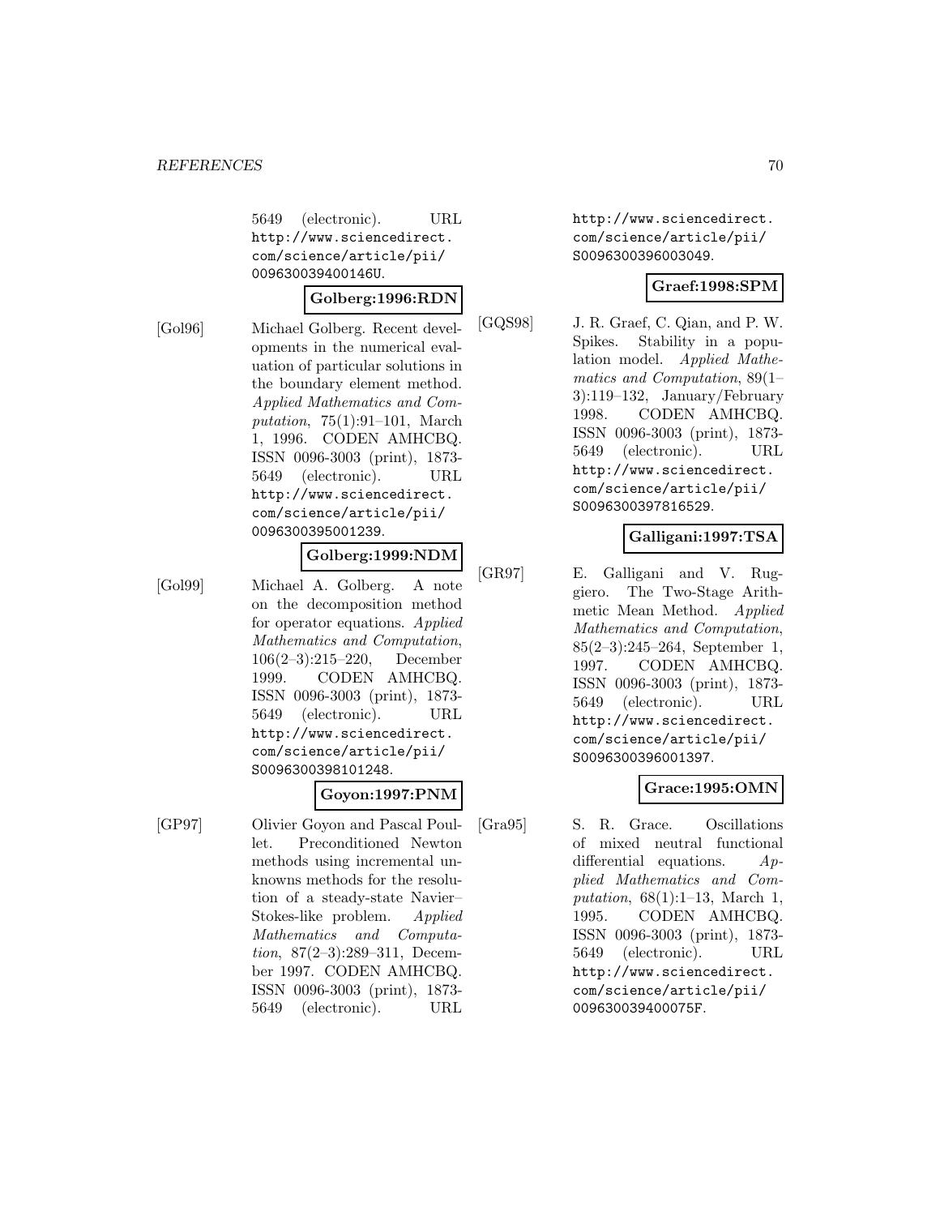5649 (electronic). URL http://www.sciencedirect.com/science/article/pii/009630039400146U.

**Golberg:1996:RDN**

[Gol96] Michael Golberg. Recent developments in the numerical evaluation of particular solutions in the boundary element method. *Applied Mathematics and Computation*, 75(1):91–101, March 1, 1996. CODEN AMHCBQ. ISSN 0096-3003 (print), 1873-5649 (electronic). URL http://www.sciencedirect.com/science/article/pii/0096300395001239.

**Golberg:1999:NDM**

[Gol99] Michael A. Golberg. A note on the decomposition method for operator equations. *Applied Mathematics and Computation*, 106(2–3):215–220, December 1999. CODEN AMHCBQ. ISSN 0096-3003 (print), 1873-5649 (electronic). URL http://www.sciencedirect.com/science/article/pii/S0096300398101248.

**Goyon:1997:PNM**

[GP97] Olivier Goyon and Pascal Poullet. Preconditioned Newton methods using incremental unknowns methods for the resolution of a steady-state Navier–Stokes-like problem. *Applied Mathematics and Computation*, 87(2–3):289–311, December 1997. CODEN AMHCBQ. ISSN 0096-3003 (print), 1873-5649 (electronic). URL http://www.sciencedirect.com/science/article/pii/S0096300396003049.

**Graef:1998:SPM**

[GQS98] J. R. Graef, C. Qian, and P. W. Spikes. Stability in a population model. *Applied Mathematics and Computation*, 89(1–3):119–132, January/February 1998. CODEN AMHCBQ. ISSN 0096-3003 (print), 1873-5649 (electronic). URL http://www.sciencedirect.com/science/article/pii/S0096300397816529.

**Galligani:1997:TSA**

[GR97] E. Galligani and V. Ruggiero. The Two-Stage Arithmetic Mean Method. *Applied Mathematics and Computation*, 85(2–3):245–264, September 1, 1997. CODEN AMHCBQ. ISSN 0096-3003 (print), 1873-5649 (electronic). URL http://www.sciencedirect.com/science/article/pii/S0096300396001397.

**Grace:1995:OMN**

[Gra95] S. R. Grace. Oscillations of mixed neutral functional differential equations. *Applied Mathematics and Computation*, 68(1):1–13, March 1, 1995. CODEN AMHCBQ. ISSN 0096-3003 (print), 1873-5649 (electronic). URL http://www.sciencedirect.com/science/article/pii/009630039400075F.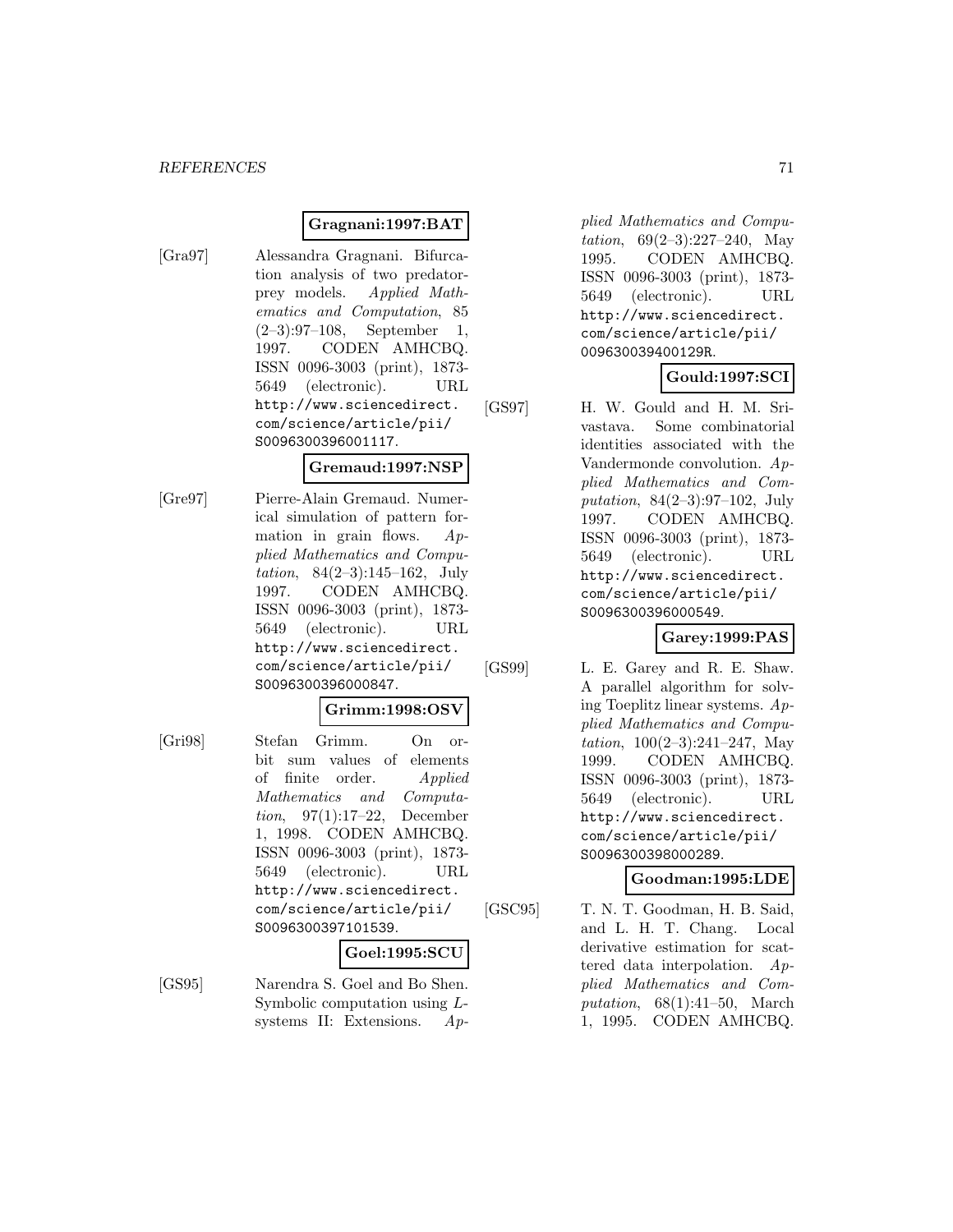**Gragnani:1997:BAT**

[Gra97] Alessandra Gragnani. Bifurcation analysis of two predator-prey models. *Applied Mathematics and Computation*, 85 (2–3):97–108, September 1, 1997. CODEN AMHCBQ. ISSN 0096-3003 (print), 1873-5649 (electronic). URL http://www.sciencedirect.com/science/article/pii/S0096300396001117.

**Gremaud:1997:NSP**

[Gre97] Pierre-Alain Gremaud. Numerical simulation of pattern formation in grain flows. *Applied Mathematics and Computation*, 84(2–3):145–162, July 1997. CODEN AMHCBQ. ISSN 0096-3003 (print), 1873-5649 (electronic). URL http://www.sciencedirect.com/science/article/pii/S0096300396000847.

**Grimm:1998:OSV**

[Gri98] Stefan Grimm. On orbit sum values of elements of finite order. *Applied Mathematics and Computation*, 97(1):17–22, December 1, 1998. CODEN AMHCBQ. ISSN 0096-3003 (print), 1873-5649 (electronic). URL http://www.sciencedirect.com/science/article/pii/S0096300397101539.

**Goel:1995:SCU**

[GS95] Narendra S. Goel and Bo Shen. Symbolic computation using $L$-systems II: Extensions. *Applied Mathematics and Computation*, 69(2–3):227–240, May 1995. CODEN AMHCBQ. ISSN 0096-3003 (print), 1873-5649 (electronic). URL http://www.sciencedirect.com/science/article/pii/009630039400129R.

**Gould:1997:SCI**

[GS97] H. W. Gould and H. M. Srivastava. Some combinatorial identities associated with the Vandermonde convolution. *Applied Mathematics and Computation*, 84(2–3):97–102, July 1997. CODEN AMHCBQ. ISSN 0096-3003 (print), 1873-5649 (electronic). URL http://www.sciencedirect.com/science/article/pii/S0096300396000549.

**Garey:1999:PAS**

[GS99] L. E. Garey and R. E. Shaw. A parallel algorithm for solving Toeplitz linear systems. *Applied Mathematics and Computation*, 100(2–3):241–247, May 1999. CODEN AMHCBQ. ISSN 0096-3003 (print), 1873-5649 (electronic). URL http://www.sciencedirect.com/science/article/pii/S0096300398000289.

**Goodman:1995:LDE**

[GSC95] T. N. T. Goodman, H. B. Said, and L. H. T. Chang. Local derivative estimation for scattered data interpolation. *Applied Mathematics and Computation*, 68(1):41–50, March 1, 1995. CODEN AMHCBQ.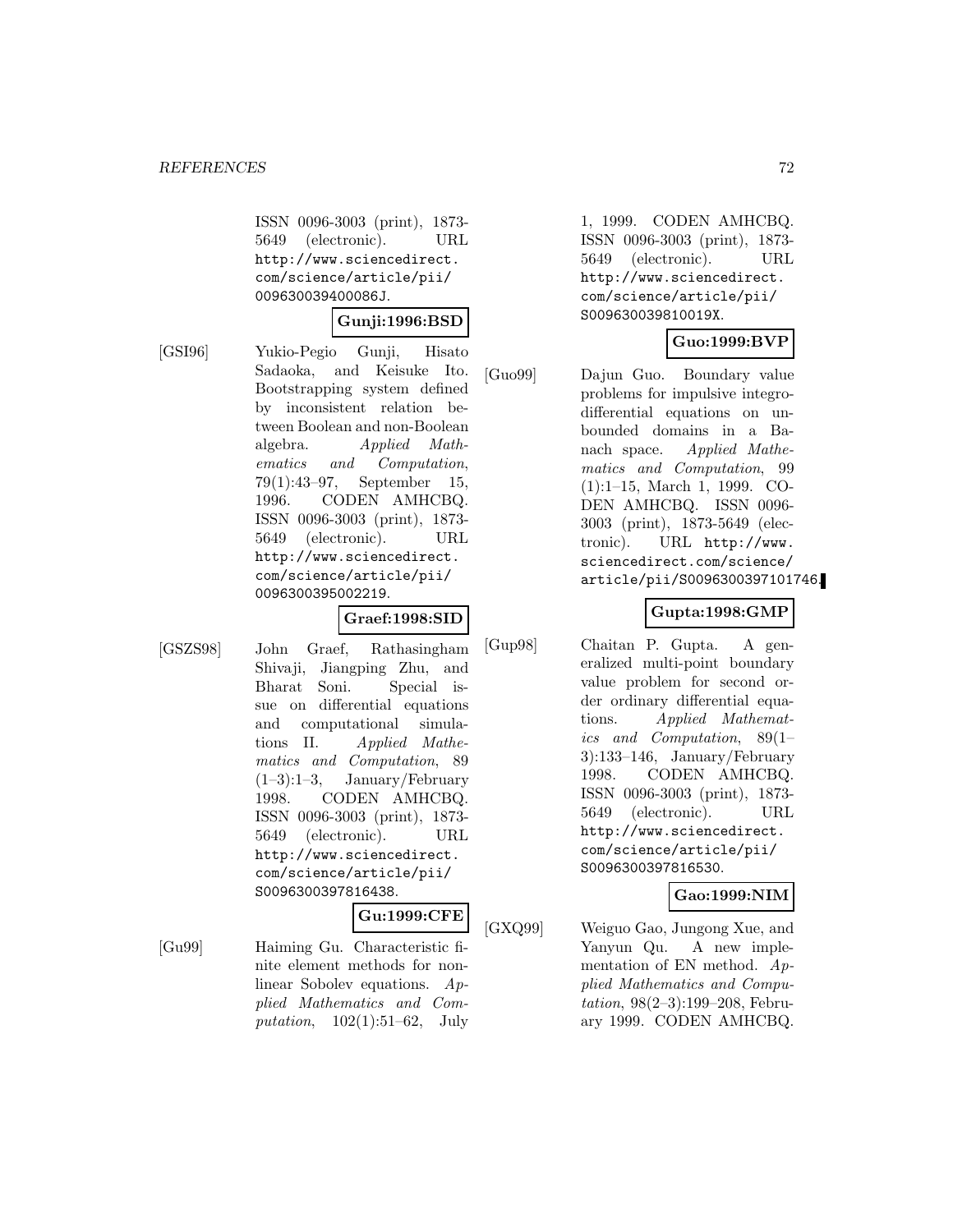ISSN 0096-3003 (print), 1873-5649 (electronic). URL http://www.sciencedirect.com/science/article/pii/009630039400086J.

**Gunji:1996:BSD**

[GSI96] Yukio-Pegio Gunji, Hisato Sadaoka, and Keisuke Ito. Bootstrapping system defined by inconsistent relation between Boolean and non-Boolean algebra. *Applied Mathematics and Computation*, 79(1):43–97, September 15, 1996. CODEN AMHCBQ. ISSN 0096-3003 (print), 1873-5649 (electronic). URL http://www.sciencedirect.com/science/article/pii/0096300395002219.

**Graef:1998:SID**

[GSZS98] John Graef, Rathasingham Shivaji, Jiangping Zhu, and Bharat Soni. Special issue on differential equations and computational simulations II. *Applied Mathematics and Computation*, 89 (1–3):1–3, January/February 1998. CODEN AMHCBQ. ISSN 0096-3003 (print), 1873-5649 (electronic). URL http://www.sciencedirect.com/science/article/pii/S0096300397816438.

**Gu:1999:CFE**

[Gu99] Haiming Gu. Characteristic finite element methods for nonlinear Sobolev equations. *Applied Mathematics and Computation*, 102(1):51–62, July 1, 1999. CODEN AMHCBQ. ISSN 0096-3003 (print), 1873-5649 (electronic). URL http://www.sciencedirect.com/science/article/pii/S009630039810019X.

**Guo:1999:BVP**

[Guo99] Dajun Guo. Boundary value problems for impulsive integro-differential equations on unbounded domains in a Banach space. *Applied Mathematics and Computation*, 99 (1):1–15, March 1, 1999. CODEN AMHCBQ. ISSN 0096-3003 (print), 1873-5649 (electronic). URL http://www.sciencedirect.com/science/article/pii/S0096300397101746.

**Gupta:1998:GMP**

[Gup98] Chaitan P. Gupta. A generalized multi-point boundary value problem for second order ordinary differential equations. *Applied Mathematics and Computation*, 89(1–3):133–146, January/February 1998. CODEN AMHCBQ. ISSN 0096-3003 (print), 1873-5649 (electronic). URL http://www.sciencedirect.com/science/article/pii/S0096300397816530.

**Gao:1999:NIM**

[GXQ99] Weiguo Gao, Jungong Xue, and Yanyun Qu. A new implementation of EN method. *Applied Mathematics and Computation*, 98(2–3):199–208, February 1999. CODEN AMHCBQ.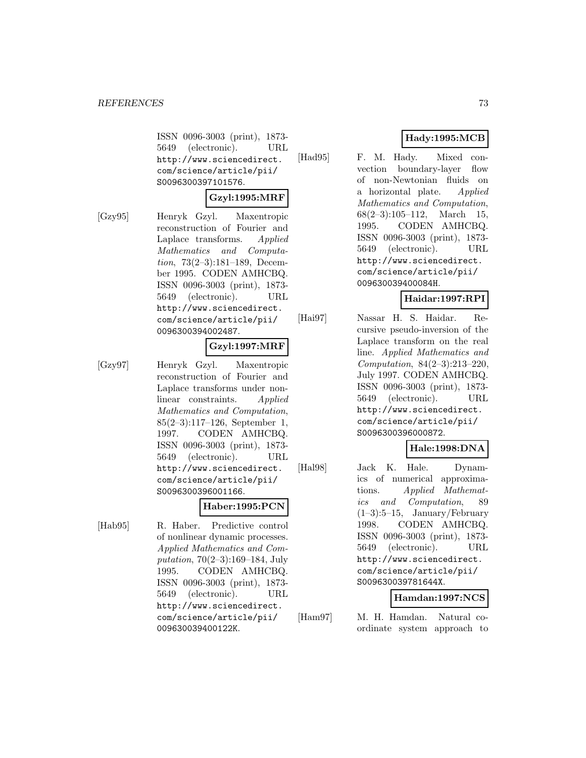ISSN 0096-3003 (print), 1873-5649 (electronic). URL http://www.sciencedirect.com/science/article/pii/S0096300397101576.

**Gzyl:1995:MRF**

[Gzy95] Henryk Gzyl. Maxentropic reconstruction of Fourier and Laplace transforms. *Applied Mathematics and Computation*, 73(2–3):181–189, December 1995. CODEN AMHCBQ. ISSN 0096-3003 (print), 1873-5649 (electronic). URL http://www.sciencedirect.com/science/article/pii/0096300394002487.

**Gzyl:1997:MRF**

[Gzy97] Henryk Gzyl. Maxentropic reconstruction of Fourier and Laplace transforms under non-linear constraints. *Applied Mathematics and Computation*, 85(2–3):117–126, September 1, 1997. CODEN AMHCBQ. ISSN 0096-3003 (print), 1873-5649 (electronic). URL http://www.sciencedirect.com/science/article/pii/S0096300396001166.

**Haber:1995:PCN**

[Hab95] R. Haber. Predictive control of nonlinear dynamic processes. *Applied Mathematics and Computation*, 70(2–3):169–184, July 1995. CODEN AMHCBQ. ISSN 0096-3003 (print), 1873-5649 (electronic). URL http://www.sciencedirect.com/science/article/pii/009630039400122K.

**Hady:1995:MCB**

[Had95] F. M. Hady. Mixed convection boundary-layer flow of non-Newtonian fluids on a horizontal plate. *Applied Mathematics and Computation*, 68(2–3):105–112, March 15, 1995. CODEN AMHCBQ. ISSN 0096-3003 (print), 1873-5649 (electronic). URL http://www.sciencedirect.com/science/article/pii/009630039400084H.

**Haidar:1997:RPI**

[Hai97] Nassar H. S. Haidar. Recursive pseudo-inversion of the Laplace transform on the real line. *Applied Mathematics and Computation*, 84(2–3):213–220, July 1997. CODEN AMHCBQ. ISSN 0096-3003 (print), 1873-5649 (electronic). URL http://www.sciencedirect.com/science/article/pii/S0096300396000872.

**Hale:1998:DNA**

[Hal98] Jack K. Hale. Dynamics of numerical approximations. *Applied Mathematics and Computation*, 89 (1–3):5–15, January/February 1998. CODEN AMHCBQ. ISSN 0096-3003 (print), 1873-5649 (electronic). URL http://www.sciencedirect.com/science/article/pii/S009630039781644X.

**Hamdan:1997:NCS**

[Ham97] M. H. Hamdan. Natural coordinate system approach to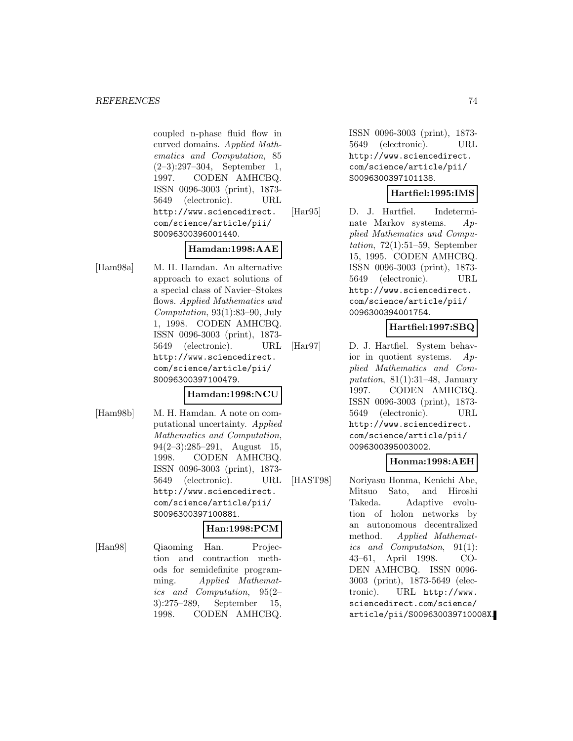coupled n-phase fluid flow in curved domains. *Applied Mathematics and Computation*, 85 (2–3):297–304, September 1, 1997. CODEN AMHCBQ. ISSN 0096-3003 (print), 1873-5649 (electronic). URL http://www.sciencedirect.com/science/article/pii/S0096300396001440.

**Hamdan:1998:AAE**

[Ham98a] M. H. Hamdan. An alternative approach to exact solutions of a special class of Navier–Stokes flows. *Applied Mathematics and Computation*, 93(1):83–90, July 1, 1998. CODEN AMHCBQ. ISSN 0096-3003 (print), 1873-5649 (electronic). URL http://www.sciencedirect.com/science/article/pii/S0096300397100479.

**Hamdan:1998:NCU**

[Ham98b] M. H. Hamdan. A note on computational uncertainty. *Applied Mathematics and Computation*, 94(2–3):285–291, August 15, 1998. CODEN AMHCBQ. ISSN 0096-3003 (print), 1873-5649 (electronic). URL http://www.sciencedirect.com/science/article/pii/S0096300397100881.

**Han:1998:PCM**

[Han98] Qiaoming Han. Projection and contraction methods for semidefinite programming. *Applied Mathematics and Computation*, 95(2–3):275–289, September 15, 1998. CODEN AMHCBQ. ISSN 0096-3003 (print), 1873-5649 (electronic). URL http://www.sciencedirect.com/science/article/pii/S0096300397101138.

**Hartfiel:1995:IMS**

[Har95] D. J. Hartfiel. Indeterminate Markov systems. *Applied Mathematics and Computation*, 72(1):51–59, September 15, 1995. CODEN AMHCBQ. ISSN 0096-3003 (print), 1873-5649 (electronic). URL http://www.sciencedirect.com/science/article/pii/0096300394001754.

**Hartfiel:1997:SBQ**

[Har97] D. J. Hartfiel. System behavior in quotient systems. *Applied Mathematics and Computation*, 81(1):31–48, January 1997. CODEN AMHCBQ. ISSN 0096-3003 (print), 1873-5649 (electronic). URL http://www.sciencedirect.com/science/article/pii/0096300395003002.

**Honma:1998:AEH**

[HAST98] Noriyasu Honma, Kenichi Abe, Mitsuo Sato, and Hiroshi Takeda. Adaptive evolution of holon networks by an autonomous decentralized method. *Applied Mathematics and Computation*, 91(1): 43–61, April 1998. CODEN AMHCBQ. ISSN 0096-3003 (print), 1873-5649 (electronic). URL http://www.sciencedirect.com/science/article/pii/S009630039710008X.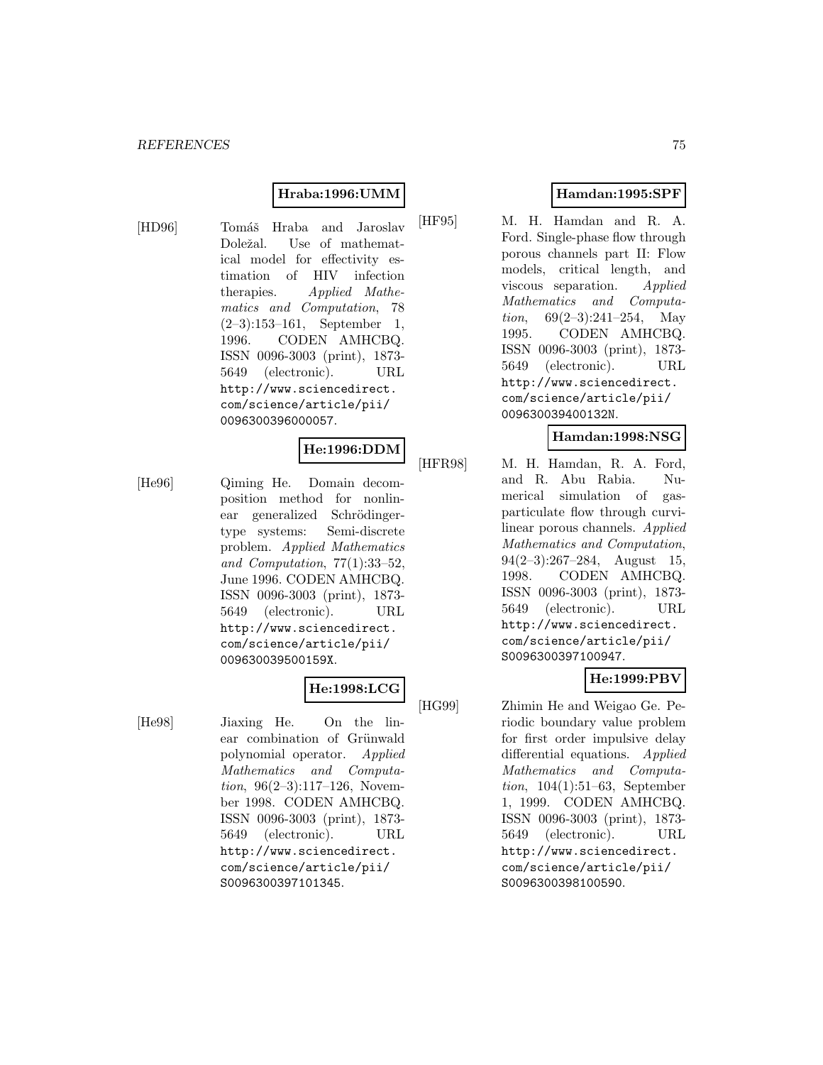**Hraba:1996:UMM**

[HD96] Tomáš Hraba and Jaroslav Doležal. Use of mathematical model for effectivity estimation of HIV infection therapies. *Applied Mathematics and Computation*, 78 (2–3):153–161, September 1, 1996. CODEN AMHCBQ. ISSN 0096-3003 (print), 1873-5649 (electronic). URL http://www.sciencedirect.com/science/article/pii/0096300396000057.

**He:1996:DDM**

[He96] Qiming He. Domain decomposition method for nonlinear generalized Schrödinger-type systems: Semi-discrete problem. *Applied Mathematics and Computation*, 77(1):33–52, June 1996. CODEN AMHCBQ. ISSN 0096-3003 (print), 1873-5649 (electronic). URL http://www.sciencedirect.com/science/article/pii/009630039500159X.

**He:1998:LCG**

[He98] Jiaxing He. On the linear combination of Grünwald polynomial operator. *Applied Mathematics and Computation*, 96(2–3):117–126, November 1998. CODEN AMHCBQ. ISSN 0096-3003 (print), 1873-5649 (electronic). URL http://www.sciencedirect.com/science/article/pii/S0096300397101345.

**Hamdan:1995:SPF**

[HF95] M. H. Hamdan and R. A. Ford. Single-phase flow through porous channels part II: Flow models, critical length, and viscous separation. *Applied Mathematics and Computation*, 69(2–3):241–254, May 1995. CODEN AMHCBQ. ISSN 0096-3003 (print), 1873-5649 (electronic). URL http://www.sciencedirect.com/science/article/pii/009630039400132N.

**Hamdan:1998:NSG**

[HFR98] M. H. Hamdan, R. A. Ford, and R. Abu Rabia. Numerical simulation of gas-particulate flow through curvilinear porous channels. *Applied Mathematics and Computation*, 94(2–3):267–284, August 15, 1998. CODEN AMHCBQ. ISSN 0096-3003 (print), 1873-5649 (electronic). URL http://www.sciencedirect.com/science/article/pii/S0096300397100947.

**He:1999:PBV**

[HG99] Zhimin He and Weigao Ge. Periodic boundary value problem for first order impulsive delay differential equations. *Applied Mathematics and Computation*, 104(1):51–63, September 1, 1999. CODEN AMHCBQ. ISSN 0096-3003 (print), 1873-5649 (electronic). URL http://www.sciencedirect.com/science/article/pii/S0096300398100590.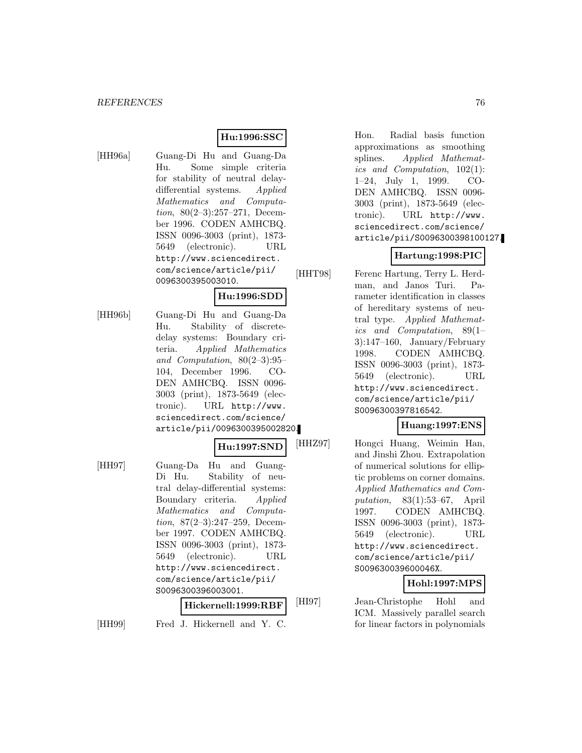**Hu:1996:SSC**

[HH96a] Guang-Di Hu and Guang-Da Hu. Some simple criteria for stability of neutral delay-differential systems. *Applied Mathematics and Computation*, 80(2–3):257–271, December 1996. CODEN AMHCBQ. ISSN 0096-3003 (print), 1873-5649 (electronic). URL http://www.sciencedirect.com/science/article/pii/0096300395003010.

**Hu:1996:SDD**

[HH96b] Guang-Di Hu and Guang-Da Hu. Stability of discrete-delay systems: Boundary criteria. *Applied Mathematics and Computation*, 80(2–3):95–104, December 1996. CODEN AMHCBQ. ISSN 0096-3003 (print), 1873-5649 (electronic). URL http://www.sciencedirect.com/science/article/pii/0096300395002820.

**Hu:1997:SND**

[HH97] Guang-Da Hu and Guang-Di Hu. Stability of neutral delay-differential systems: Boundary criteria. *Applied Mathematics and Computation*, 87(2–3):247–259, December 1997. CODEN AMHCBQ. ISSN 0096-3003 (print), 1873-5649 (electronic). URL http://www.sciencedirect.com/science/article/pii/S0096300396003001.

**Hickernell:1999:RBF**

[HH99] Fred J. Hickernell and Y. C. Hon. Radial basis function approximations as smoothing splines. *Applied Mathematics and Computation*, 102(1):1–24, July 1, 1999. CODEN AMHCBQ. ISSN 0096-3003 (print), 1873-5649 (electronic). URL http://www.sciencedirect.com/science/article/pii/S0096300398100127.

**Hartung:1998:PIC**

[HHT98] Ferenc Hartung, Terry L. Herdman, and Janos Turi. Parameter identification in classes of hereditary systems of neutral type. *Applied Mathematics and Computation*, 89(1–3):147–160, January/February 1998. CODEN AMHCBQ. ISSN 0096-3003 (print), 1873-5649 (electronic). URL http://www.sciencedirect.com/science/article/pii/S0096300397816542.

**Huang:1997:ENS**

[HHZ97] Hongci Huang, Weimin Han, and Jinshi Zhou. Extrapolation of numerical solutions for elliptic problems on corner domains. *Applied Mathematics and Computation*, 83(1):53–67, April 1997. CODEN AMHCBQ. ISSN 0096-3003 (print), 1873-5649 (electronic). URL http://www.sciencedirect.com/science/article/pii/S009630039600046X.

**Hohl:1997:MPS**

[HI97] Jean-Christophe Hohl and ICM. Massively parallel search for linear factors in polynomials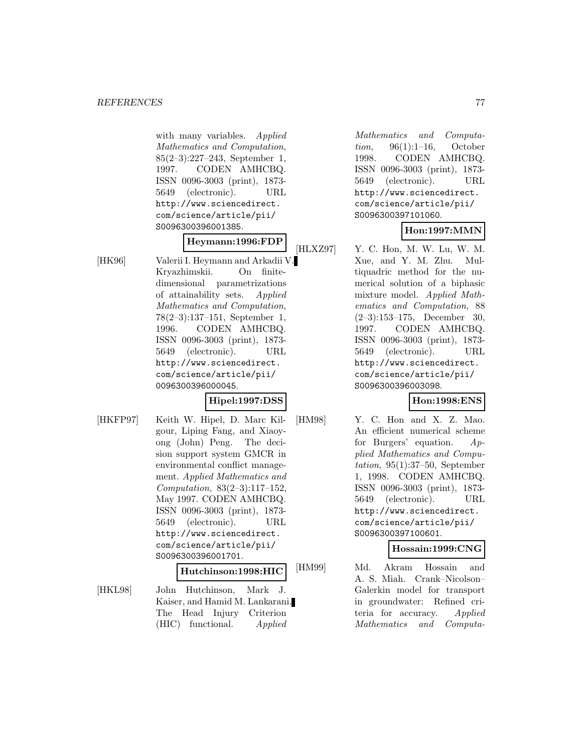with many variables. *Applied Mathematics and Computation*, 85(2–3):227–243, September 1, 1997. CODEN AMHCBQ. ISSN 0096-3003 (print), 1873-5649 (electronic). URL http://www.sciencedirect.com/science/article/pii/S0096300396001385.

**Heymann:1996:FDP**

[HK96] Valerii I. Heymann and Arkadii V. Kryazhimskii. On finite-dimensional parametrizations of attainability sets. *Applied Mathematics and Computation*, 78(2–3):137–151, September 1, 1996. CODEN AMHCBQ. ISSN 0096-3003 (print), 1873-5649 (electronic). URL http://www.sciencedirect.com/science/article/pii/0096300396000045.

**Hipel:1997:DSS**

[HKFP97] Keith W. Hipel, D. Marc Kilgour, Liping Fang, and Xiaoyong (John) Peng. The decision support system GMCR in environmental conflict management. *Applied Mathematics and Computation*, 83(2–3):117–152, May 1997. CODEN AMHCBQ. ISSN 0096-3003 (print), 1873-5649 (electronic). URL http://www.sciencedirect.com/science/article/pii/S0096300396001701.

**Hutchinson:1998:HIC**

[HKL98] John Hutchinson, Mark J. Kaiser, and Hamid M. Lankarani. The Head Injury Criterion (HIC) functional. *Applied Mathematics and Computation*, 96(1):1–16, October 1998. CODEN AMHCBQ. ISSN 0096-3003 (print), 1873-5649 (electronic). URL http://www.sciencedirect.com/science/article/pii/S0096300397101060.

**Hon:1997:MMN**

[HLXZ97] Y. C. Hon, M. W. Lu, W. M. Xue, and Y. M. Zhu. Multiquadric method for the numerical solution of a biphasic mixture model. *Applied Mathematics and Computation*, 88 (2–3):153–175, December 30, 1997. CODEN AMHCBQ. ISSN 0096-3003 (print), 1873-5649 (electronic). URL http://www.sciencedirect.com/science/article/pii/S0096300396003098.

**Hon:1998:ENS**

[HM98] Y. C. Hon and X. Z. Mao. An efficient numerical scheme for Burgers' equation. *Applied Mathematics and Computation*, 95(1):37–50, September 1, 1998. CODEN AMHCBQ. ISSN 0096-3003 (print), 1873-5649 (electronic). URL http://www.sciencedirect.com/science/article/pii/S0096300397100601.

**Hossain:1999:CNG**

[HM99] Md. Akram Hossain and A. S. Miah. Crank–Nicolson–Galerkin model for transport in groundwater: Refined criteria for accuracy. *Applied Mathematics and Computa-*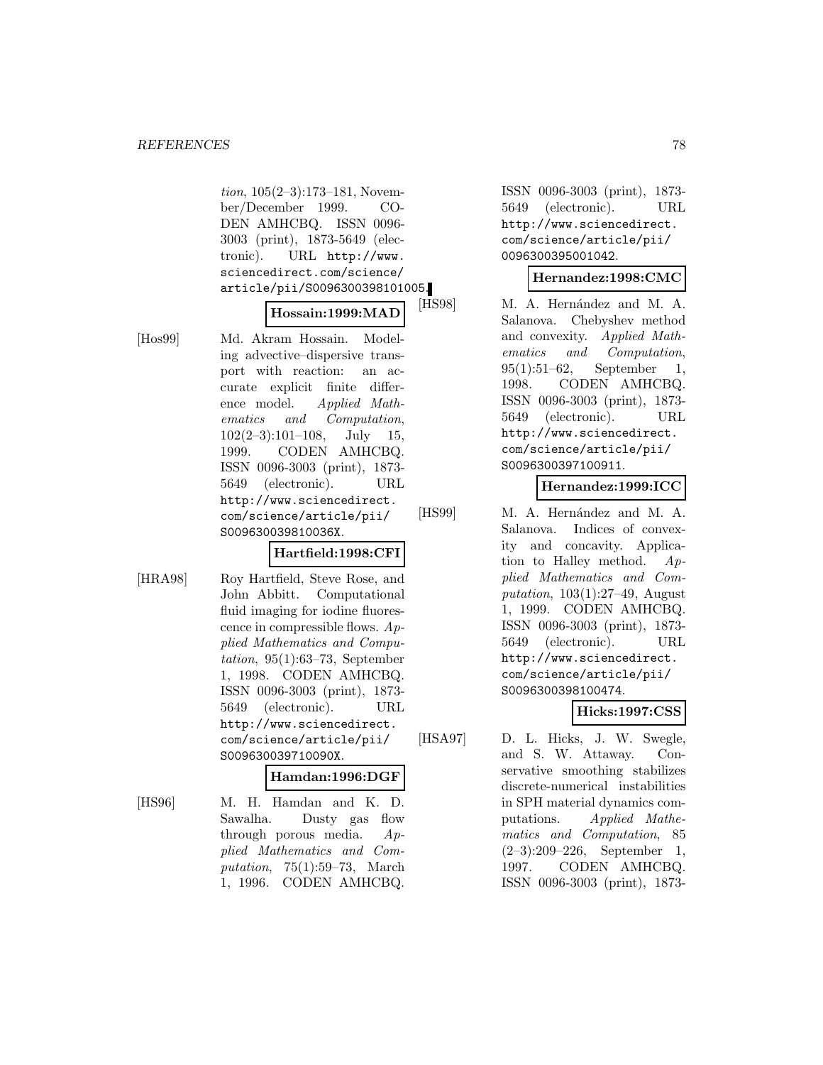*tion*, 105(2–3):173–181, November/December 1999. CODEN AMHCBQ. ISSN 0096-3003 (print), 1873-5649 (electronic). URL http://www.sciencedirect.com/science/article/pii/S0096300398101005.

**Hossain:1999:MAD**

[Hos99] Md. Akram Hossain. Modeling advective–dispersive transport with reaction: an accurate explicit finite difference model. *Applied Mathematics and Computation*, 102(2–3):101–108, July 15, 1999. CODEN AMHCBQ. ISSN 0096-3003 (print), 1873-5649 (electronic). URL http://www.sciencedirect.com/science/article/pii/S009630039810036X.

**Hartfield:1998:CFI**

[HRA98] Roy Hartfield, Steve Rose, and John Abbitt. Computational fluid imaging for iodine fluorescence in compressible flows. *Applied Mathematics and Computation*, 95(1):63–73, September 1, 1998. CODEN AMHCBQ. ISSN 0096-3003 (print), 1873-5649 (electronic). URL http://www.sciencedirect.com/science/article/pii/S009630039710090X.

**Hamdan:1996:DGF**

[HS96] M. H. Hamdan and K. D. Sawalha. Dusty gas flow through porous media. *Applied Mathematics and Computation*, 75(1):59–73, March 1, 1996. CODEN AMHCBQ. ISSN 0096-3003 (print), 1873-5649 (electronic). URL http://www.sciencedirect.com/science/article/pii/0096300395001042.

**Hernandez:1998:CMC**

[HS98] M. A. Hernández and M. A. Salanova. Chebyshev method and convexity. *Applied Mathematics and Computation*, 95(1):51–62, September 1, 1998. CODEN AMHCBQ. ISSN 0096-3003 (print), 1873-5649 (electronic). URL http://www.sciencedirect.com/science/article/pii/S0096300397100911.

**Hernandez:1999:ICC**

[HS99] M. A. Hernández and M. A. Salanova. Indices of convexity and concavity. Application to Halley method. *Applied Mathematics and Computation*, 103(1):27–49, August 1, 1999. CODEN AMHCBQ. ISSN 0096-3003 (print), 1873-5649 (electronic). URL http://www.sciencedirect.com/science/article/pii/S0096300398100474.

**Hicks:1997:CSS**

[HSA97] D. L. Hicks, J. W. Swegle, and S. W. Attaway. Conservative smoothing stabilizes discrete-numerical instabilities in SPH material dynamics computations. *Applied Mathematics and Computation*, 85 (2–3):209–226, September 1, 1997. CODEN AMHCBQ. ISSN 0096-3003 (print), 1873-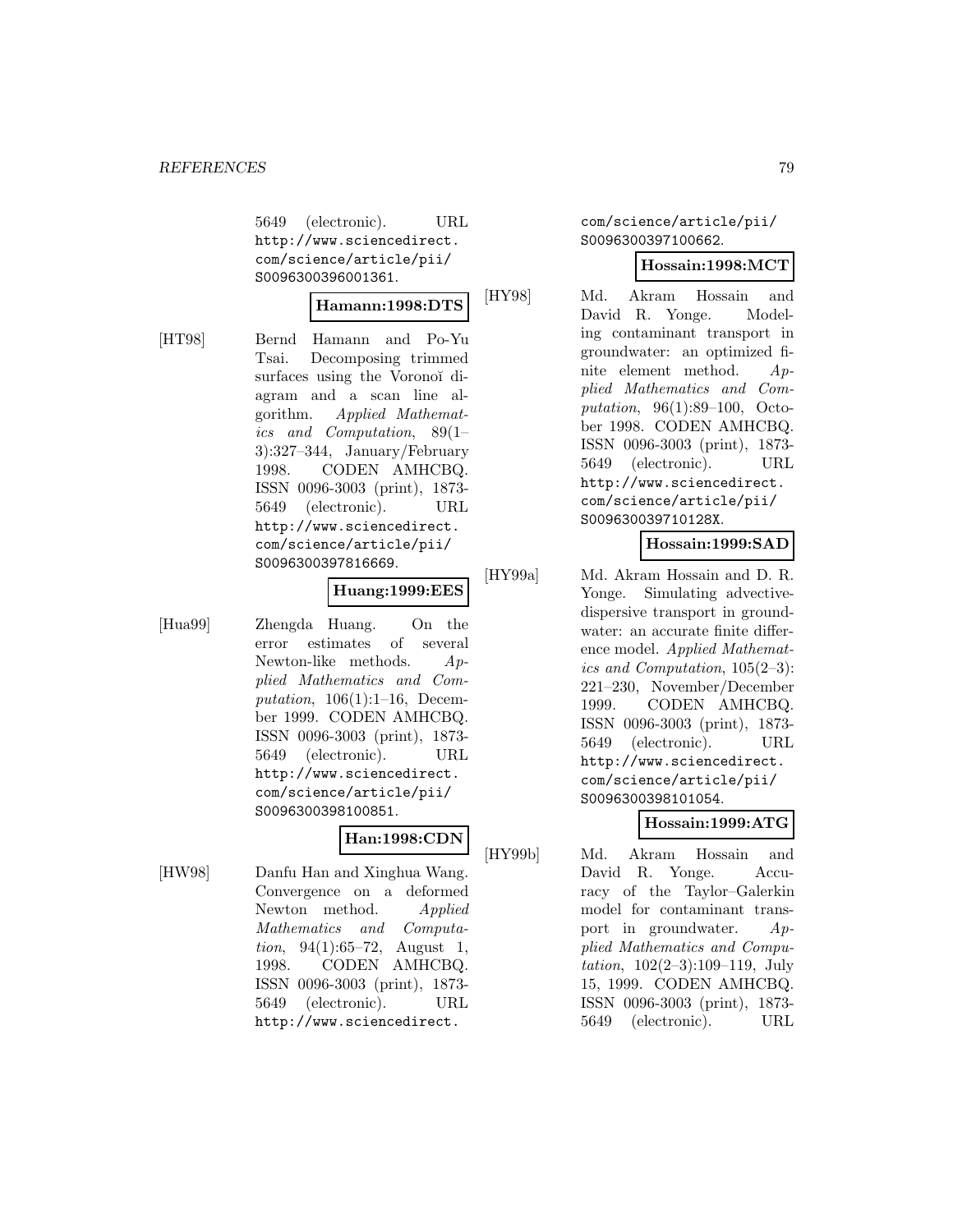5649 (electronic). URL http://www.sciencedirect.com/science/article/pii/S0096300396001361.

**Hamann:1998:DTS**

[HT98] Bernd Hamann and Po-Yu Tsai. Decomposing trimmed surfaces using the Voronoĭ diagram and a scan line algorithm. *Applied Mathematics and Computation*, 89(1–3):327–344, January/February 1998. CODEN AMHCBQ. ISSN 0096-3003 (print), 1873-5649 (electronic). URL http://www.sciencedirect.com/science/article/pii/S0096300397816669.

**Huang:1999:EES**

[Hua99] Zhengda Huang. On the error estimates of several Newton-like methods. *Applied Mathematics and Computation*, 106(1):1–16, December 1999. CODEN AMHCBQ. ISSN 0096-3003 (print), 1873-5649 (electronic). URL http://www.sciencedirect.com/science/article/pii/S0096300398100851.

**Han:1998:CDN**

[HW98] Danfu Han and Xinghua Wang. Convergence on a deformed Newton method. *Applied Mathematics and Computation*, 94(1):65–72, August 1, 1998. CODEN AMHCBQ. ISSN 0096-3003 (print), 1873-5649 (electronic). URL http://www.sciencedirect.com/science/article/pii/S0096300397100662.

**Hossain:1998:MCT**

[HY98] Md. Akram Hossain and David R. Yonge. Modeling contaminant transport in groundwater: an optimized finite element method. *Applied Mathematics and Computation*, 96(1):89–100, October 1998. CODEN AMHCBQ. ISSN 0096-3003 (print), 1873-5649 (electronic). URL http://www.sciencedirect.com/science/article/pii/S009630039710128X.

**Hossain:1999:SAD**

[HY99a] Md. Akram Hossain and D. R. Yonge. Simulating advective-dispersive transport in groundwater: an accurate finite difference model. *Applied Mathematics and Computation*, 105(2–3):221–230, November/December 1999. CODEN AMHCBQ. ISSN 0096-3003 (print), 1873-5649 (electronic). URL http://www.sciencedirect.com/science/article/pii/S0096300398101054.

**Hossain:1999:ATG**

[HY99b] Md. Akram Hossain and David R. Yonge. Accuracy of the Taylor–Galerkin model for contaminant transport in groundwater. *Applied Mathematics and Computation*, 102(2–3):109–119, July 15, 1999. CODEN AMHCBQ. ISSN 0096-3003 (print), 1873-5649 (electronic). URL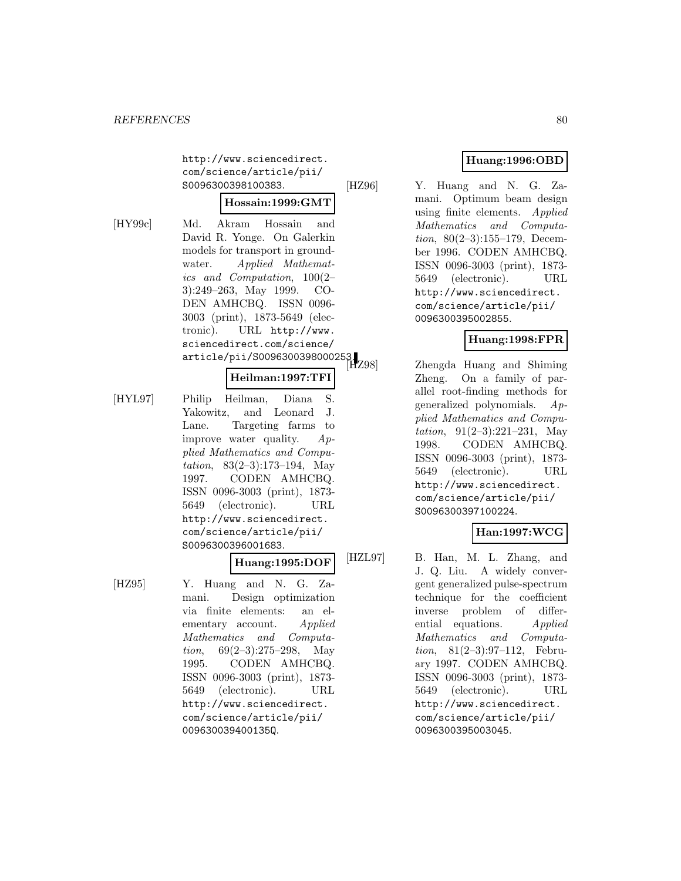http://www.sciencedirect.com/science/article/pii/S0096300398100383.

**Hossain:1999:GMT**

[HY99c] Md. Akram Hossain and David R. Yonge. On Galerkin models for transport in groundwater. *Applied Mathematics and Computation*, 100(2–3):249–263, May 1999. CODEN AMHCBQ. ISSN 0096-3003 (print), 1873-5649 (electronic). URL http://www.sciencedirect.com/science/article/pii/S0096300398000253.

**Heilman:1997:TFI**

[HYL97] Philip Heilman, Diana S. Yakowitz, and Leonard J. Lane. Targeting farms to improve water quality. *Applied Mathematics and Computation*, 83(2–3):173–194, May 1997. CODEN AMHCBQ. ISSN 0096-3003 (print), 1873-5649 (electronic). URL http://www.sciencedirect.com/science/article/pii/S0096300396001683.

**Huang:1995:DOF**

[HZ95] Y. Huang and N. G. Zamani. Design optimization via finite elements: an elementary account. *Applied Mathematics and Computation*, 69(2–3):275–298, May 1995. CODEN AMHCBQ. ISSN 0096-3003 (print), 1873-5649 (electronic). URL http://www.sciencedirect.com/science/article/pii/009630039400135Q.

**Huang:1996:OBD**

[HZ96] Y. Huang and N. G. Zamani. Optimum beam design using finite elements. *Applied Mathematics and Computation*, 80(2–3):155–179, December 1996. CODEN AMHCBQ. ISSN 0096-3003 (print), 1873-5649 (electronic). URL http://www.sciencedirect.com/science/article/pii/0096300395002855.

**Huang:1998:FPR**

[HZ98] Zhengda Huang and Shiming Zheng. On a family of parallel root-finding methods for generalized polynomials. *Applied Mathematics and Computation*, 91(2–3):221–231, May 1998. CODEN AMHCBQ. ISSN 0096-3003 (print), 1873-5649 (electronic). URL http://www.sciencedirect.com/science/article/pii/S0096300397100224.

**Han:1997:WCG**

[HZL97] B. Han, M. L. Zhang, and J. Q. Liu. A widely convergent generalized pulse-spectrum technique for the coefficient inverse problem of differential equations. *Applied Mathematics and Computation*, 81(2–3):97–112, February 1997. CODEN AMHCBQ. ISSN 0096-3003 (print), 1873-5649 (electronic). URL http://www.sciencedirect.com/science/article/pii/0096300395003045.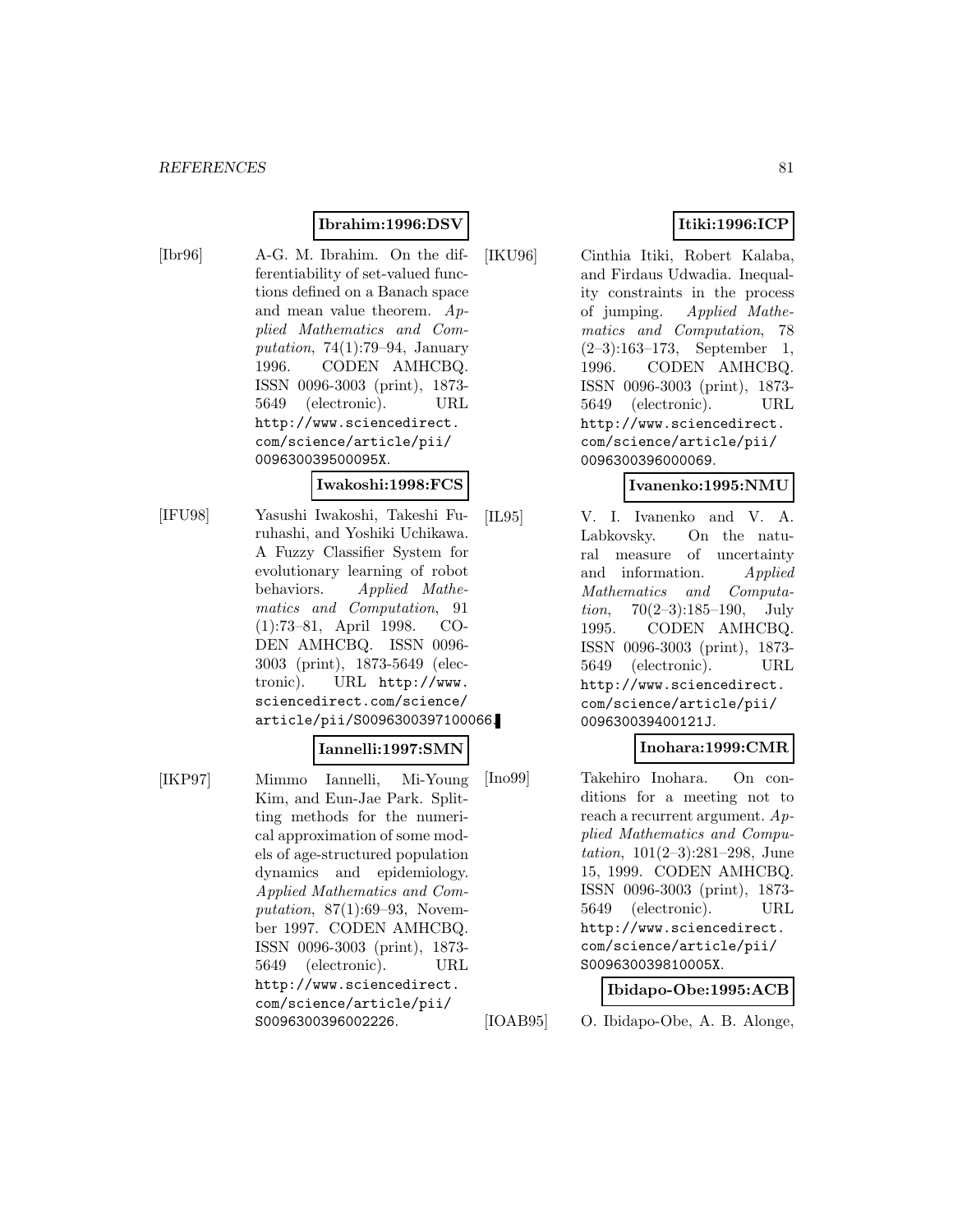**Ibrahim:1996:DSV**

[Ibr96] A-G. M. Ibrahim. On the differentiability of set-valued functions defined on a Banach space and mean value theorem. *Applied Mathematics and Computation*, 74(1):79–94, January 1996. CODEN AMHCBQ. ISSN 0096-3003 (print), 1873-5649 (electronic). URL http://www.sciencedirect.com/science/article/pii/009630039500095X.

**Iwakoshi:1998:FCS**

[IFU98] Yasushi Iwakoshi, Takeshi Furuhashi, and Yoshiki Uchikawa. A Fuzzy Classifier System for evolutionary learning of robot behaviors. *Applied Mathematics and Computation*, 91(1):73–81, April 1998. CODEN AMHCBQ. ISSN 0096-3003 (print), 1873-5649 (electronic). URL http://www.sciencedirect.com/science/article/pii/S0096300397100066.

**Iannelli:1997:SMN**

[IKP97] Mimmo Iannelli, Mi-Young Kim, and Eun-Jae Park. Splitting methods for the numerical approximation of some models of age-structured population dynamics and epidemiology. *Applied Mathematics and Computation*, 87(1):69–93, November 1997. CODEN AMHCBQ. ISSN 0096-3003 (print), 1873-5649 (electronic). URL http://www.sciencedirect.com/science/article/pii/S0096300396002226.

**Itiki:1996:ICP**

[IKU96] Cinthia Itiki, Robert Kalaba, and Firdaus Udwadia. Inequality constraints in the process of jumping. *Applied Mathematics and Computation*, 78(2–3):163–173, September 1, 1996. CODEN AMHCBQ. ISSN 0096-3003 (print), 1873-5649 (electronic). URL http://www.sciencedirect.com/science/article/pii/0096300396000069.

**Ivanenko:1995:NMU**

[IL95] V. I. Ivanenko and V. A. Labkovsky. On the natural measure of uncertainty and information. *Applied Mathematics and Computation*, 70(2–3):185–190, July 1995. CODEN AMHCBQ. ISSN 0096-3003 (print), 1873-5649 (electronic). URL http://www.sciencedirect.com/science/article/pii/009630039400121J.

**Inohara:1999:CMR**

[Ino99] Takehiro Inohara. On conditions for a meeting not to reach a recurrent argument. *Applied Mathematics and Computation*, 101(2–3):281–298, June 15, 1999. CODEN AMHCBQ. ISSN 0096-3003 (print), 1873-5649 (electronic). URL http://www.sciencedirect.com/science/article/pii/S009630039810005X.

**Ibidapo-Obe:1995:ACB**

[IOAB95] O. Ibidapo-Obe, A. B. Alonge,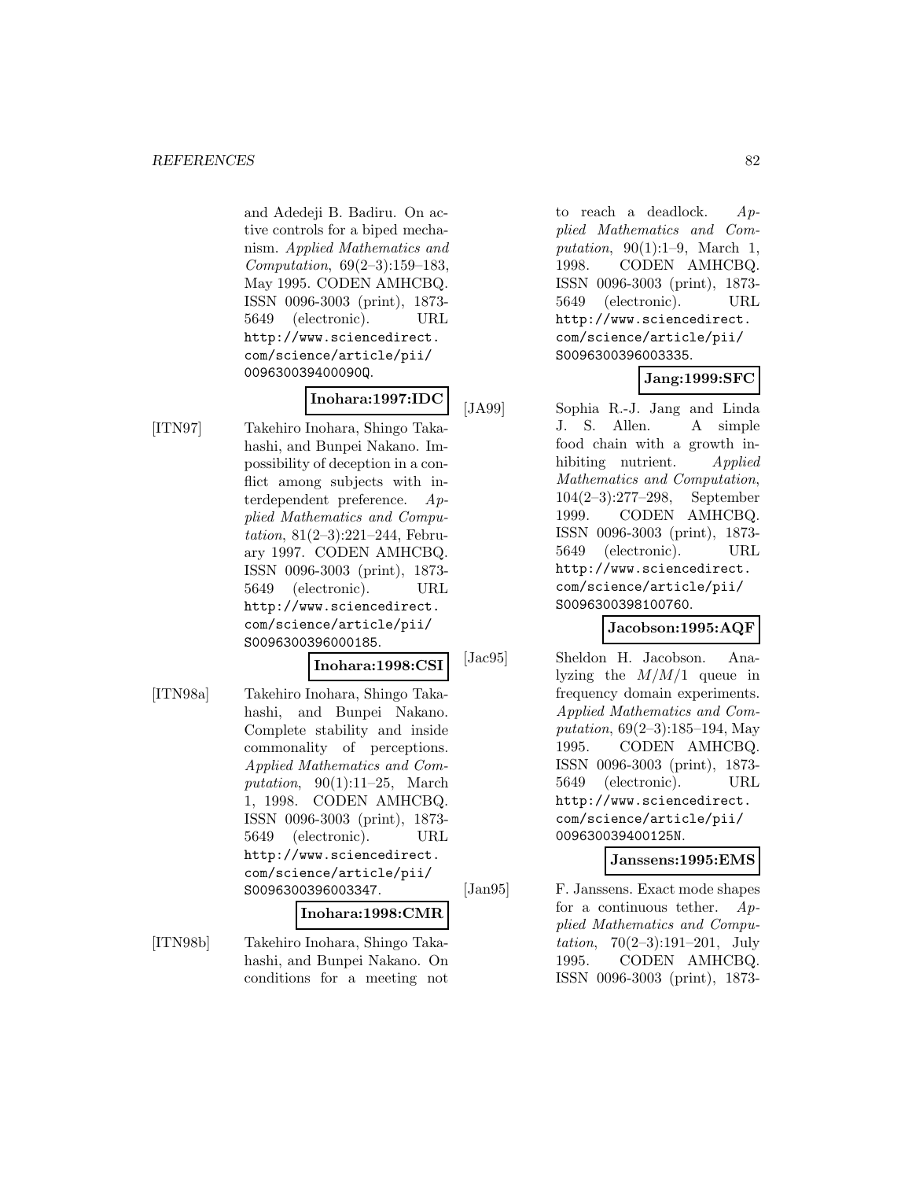and Adedeji B. Badiru. On active controls for a biped mechanism. *Applied Mathematics and Computation*, 69(2–3):159–183, May 1995. CODEN AMHCBQ. ISSN 0096-3003 (print), 1873-5649 (electronic). URL http://www.sciencedirect.com/science/article/pii/009630039400090Q.

**Inohara:1997:IDC**

[ITN97] Takehiro Inohara, Shingo Takahashi, and Bunpei Nakano. Impossibility of deception in a conflict among subjects with interdependent preference. *Applied Mathematics and Computation*, 81(2–3):221–244, February 1997. CODEN AMHCBQ. ISSN 0096-3003 (print), 1873-5649 (electronic). URL http://www.sciencedirect.com/science/article/pii/S0096300396000185.

**Inohara:1998:CSI**

[ITN98a] Takehiro Inohara, Shingo Takahashi, and Bunpei Nakano. Complete stability and inside commonality of perceptions. *Applied Mathematics and Computation*, 90(1):11–25, March 1, 1998. CODEN AMHCBQ. ISSN 0096-3003 (print), 1873-5649 (electronic). URL http://www.sciencedirect.com/science/article/pii/S0096300396003347.

**Inohara:1998:CMR**

[ITN98b] Takehiro Inohara, Shingo Takahashi, and Bunpei Nakano. On conditions for a meeting not to reach a deadlock. *Applied Mathematics and Computation*, 90(1):1–9, March 1, 1998. CODEN AMHCBQ. ISSN 0096-3003 (print), 1873-5649 (electronic). URL http://www.sciencedirect.com/science/article/pii/S0096300396003335.

**Jang:1999:SFC**

[JA99] Sophia R.-J. Jang and Linda J. S. Allen. A simple food chain with a growth inhibiting nutrient. *Applied Mathematics and Computation*, 104(2–3):277–298, September 1999. CODEN AMHCBQ. ISSN 0096-3003 (print), 1873-5649 (electronic). URL http://www.sciencedirect.com/science/article/pii/S0096300398100760.

**Jacobson:1995:AQF**

[Jac95] Sheldon H. Jacobson. Analyzing the $M/M/1$ queue in frequency domain experiments. *Applied Mathematics and Computation*, 69(2–3):185–194, May 1995. CODEN AMHCBQ. ISSN 0096-3003 (print), 1873-5649 (electronic). URL http://www.sciencedirect.com/science/article/pii/009630039400125N.

**Janssens:1995:EMS**

[Jan95] F. Janssens. Exact mode shapes for a continuous tether. *Applied Mathematics and Computation*, 70(2–3):191–201, July 1995. CODEN AMHCBQ. ISSN 0096-3003 (print), 1873-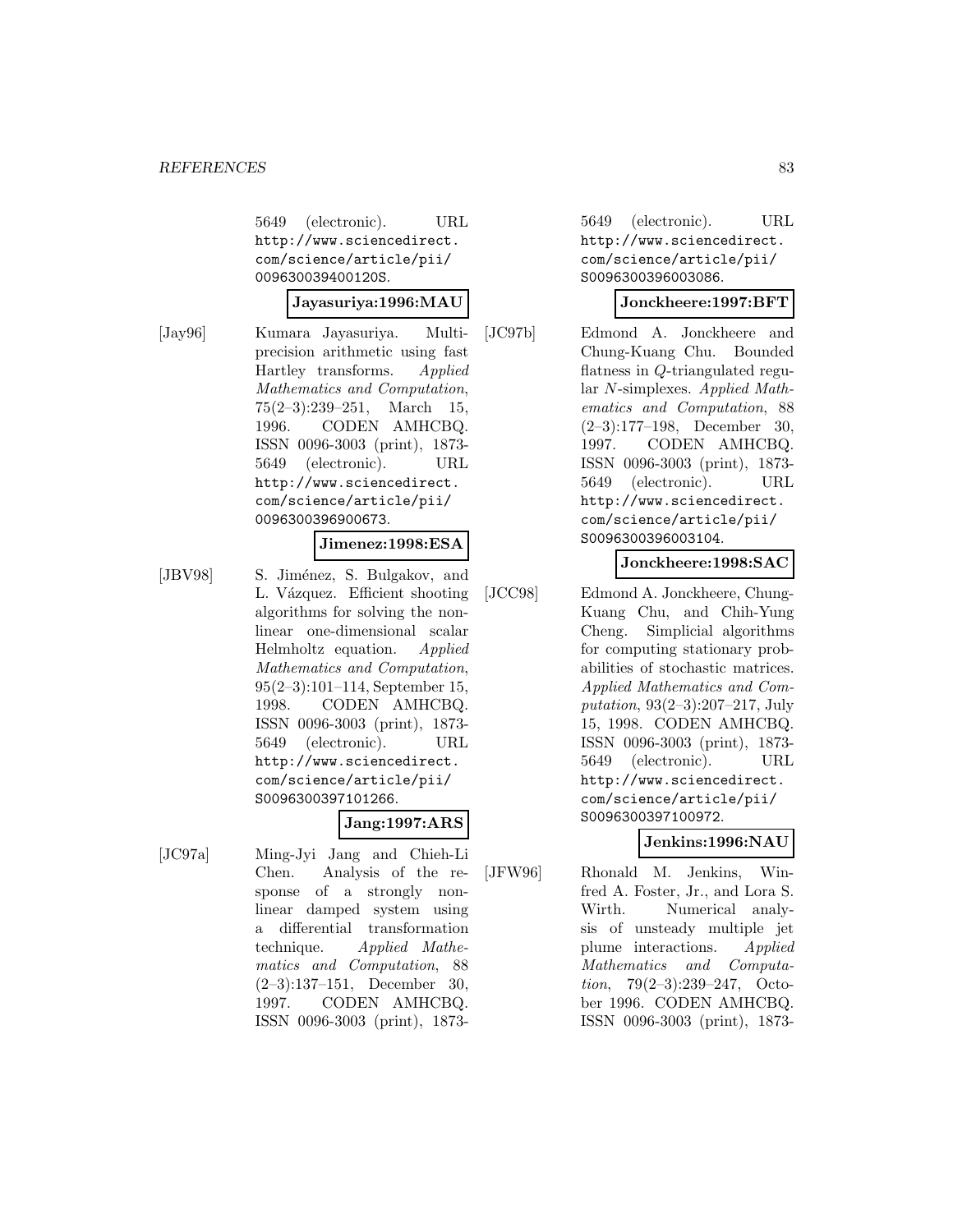5649 (electronic). URL http://www.sciencedirect.com/science/article/pii/009630039400120S.

**Jayasuriya:1996:MAU**

[Jay96] Kumara Jayasuriya. Multiprecision arithmetic using fast Hartley transforms. *Applied Mathematics and Computation*, 75(2–3):239–251, March 15, 1996. CODEN AMHCBQ. ISSN 0096-3003 (print), 1873-5649 (electronic). URL http://www.sciencedirect.com/science/article/pii/0096300396900673.

**Jimenez:1998:ESA**

[JBV98] S. Jiménez, S. Bulgakov, and L. Vázquez. Efficient shooting algorithms for solving the nonlinear one-dimensional scalar Helmholtz equation. *Applied Mathematics and Computation*, 95(2–3):101–114, September 15, 1998. CODEN AMHCBQ. ISSN 0096-3003 (print), 1873-5649 (electronic). URL http://www.sciencedirect.com/science/article/pii/S0096300397101266.

**Jang:1997:ARS**

[JC97a] Ming-Jyi Jang and Chieh-Li Chen. Analysis of the response of a strongly nonlinear damped system using a differential transformation technique. *Applied Mathematics and Computation*, 88 (2–3):137–151, December 30, 1997. CODEN AMHCBQ. ISSN 0096-3003 (print), 1873-5649 (electronic). URL http://www.sciencedirect.com/science/article/pii/S0096300396003086.

**Jonckheere:1997:BFT**

[JC97b] Edmond A. Jonckheere and Chung-Kuang Chu. Bounded flatness in $Q$-triangulated regular $N$-simplexes. *Applied Mathematics and Computation*, 88 (2–3):177–198, December 30, 1997. CODEN AMHCBQ. ISSN 0096-3003 (print), 1873-5649 (electronic). URL http://www.sciencedirect.com/science/article/pii/S0096300396003104.

**Jonckheere:1998:SAC**

[JCC98] Edmond A. Jonckheere, Chung-Kuang Chu, and Chih-Yung Cheng. Simplicial algorithms for computing stationary probabilities of stochastic matrices. *Applied Mathematics and Computation*, 93(2–3):207–217, July 15, 1998. CODEN AMHCBQ. ISSN 0096-3003 (print), 1873-5649 (electronic). URL http://www.sciencedirect.com/science/article/pii/S0096300397100972.

**Jenkins:1996:NAU**

[JFW96] Rhonald M. Jenkins, Winfred A. Foster, Jr., and Lora S. Wirth. Numerical analysis of unsteady multiple jet plume interactions. *Applied Mathematics and Computation*, 79(2–3):239–247, October 1996. CODEN AMHCBQ. ISSN 0096-3003 (print), 1873-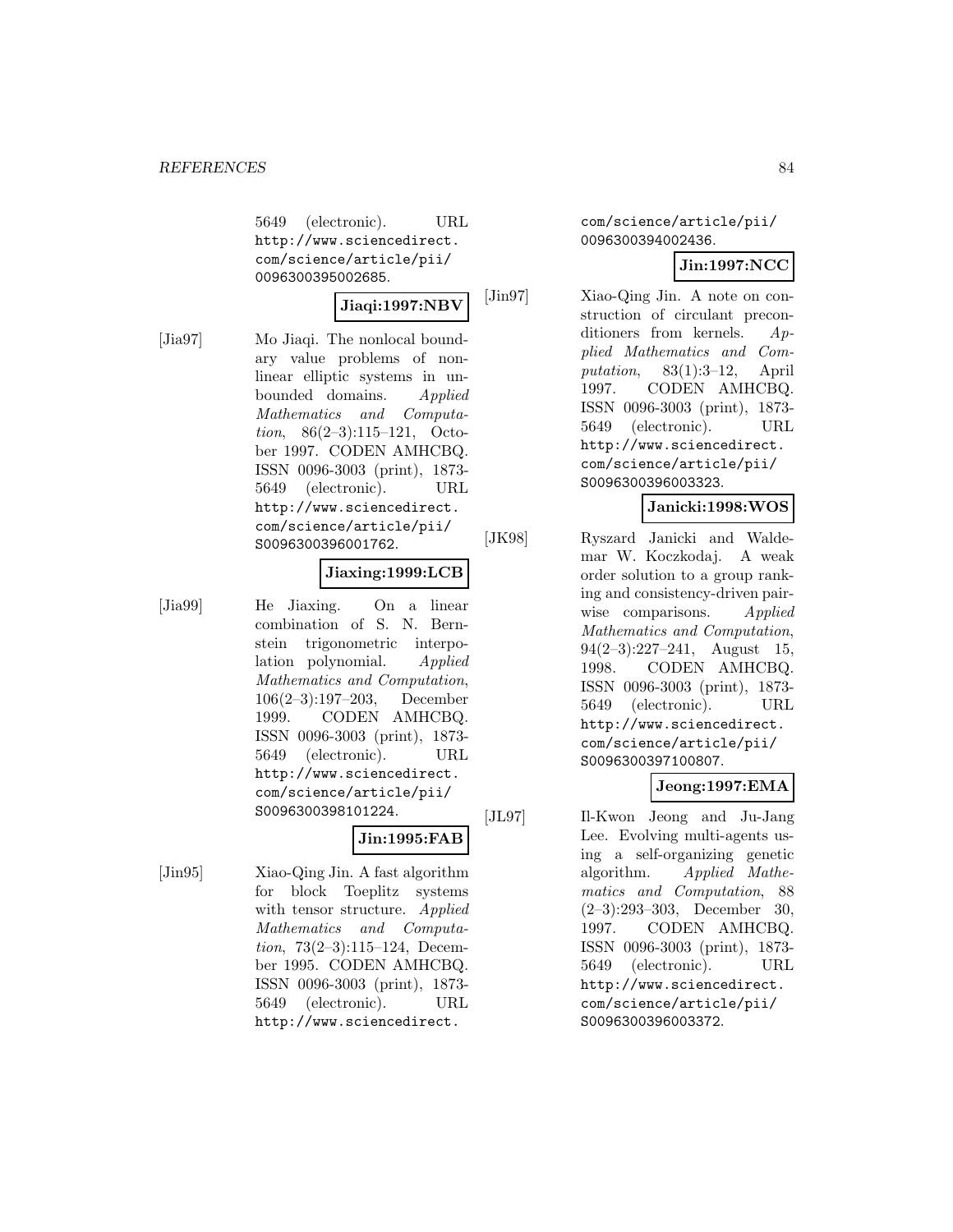5649 (electronic). URL http://www.sciencedirect.com/science/article/pii/0096300395002685.

**Jiaqi:1997:NBV**

[Jia97] Mo Jiaqi. The nonlocal boundary value problems of nonlinear elliptic systems in unbounded domains. *Applied Mathematics and Computation*, 86(2–3):115–121, October 1997. CODEN AMHCBQ. ISSN 0096-3003 (print), 1873-5649 (electronic). URL http://www.sciencedirect.com/science/article/pii/S0096300396001762.

**Jiaxing:1999:LCB**

[Jia99] He Jiaxing. On a linear combination of S. N. Bernstein trigonometric interpolation polynomial. *Applied Mathematics and Computation*, 106(2–3):197–203, December 1999. CODEN AMHCBQ. ISSN 0096-3003 (print), 1873-5649 (electronic). URL http://www.sciencedirect.com/science/article/pii/S0096300398101224.

**Jin:1995:FAB**

[Jin95] Xiao-Qing Jin. A fast algorithm for block Toeplitz systems with tensor structure. *Applied Mathematics and Computation*, 73(2–3):115–124, December 1995. CODEN AMHCBQ. ISSN 0096-3003 (print), 1873-5649 (electronic). URL http://www.sciencedirect.com/science/article/pii/0096300394002436.

**Jin:1997:NCC**

[Jin97] Xiao-Qing Jin. A note on construction of circulant preconditioners from kernels. *Applied Mathematics and Computation*, 83(1):3–12, April 1997. CODEN AMHCBQ. ISSN 0096-3003 (print), 1873-5649 (electronic). URL http://www.sciencedirect.com/science/article/pii/S0096300396003323.

**Janicki:1998:WOS**

[JK98] Ryszard Janicki and Waldemar W. Koczkodaj. A weak order solution to a group ranking and consistency-driven pairwise comparisons. *Applied Mathematics and Computation*, 94(2–3):227–241, August 15, 1998. CODEN AMHCBQ. ISSN 0096-3003 (print), 1873-5649 (electronic). URL http://www.sciencedirect.com/science/article/pii/S0096300397100807.

**Jeong:1997:EMA**

[JL97] Il-Kwon Jeong and Ju-Jang Lee. Evolving multi-agents using a self-organizing genetic algorithm. *Applied Mathematics and Computation*, 88 (2–3):293–303, December 30, 1997. CODEN AMHCBQ. ISSN 0096-3003 (print), 1873-5649 (electronic). URL http://www.sciencedirect.com/science/article/pii/S0096300396003372.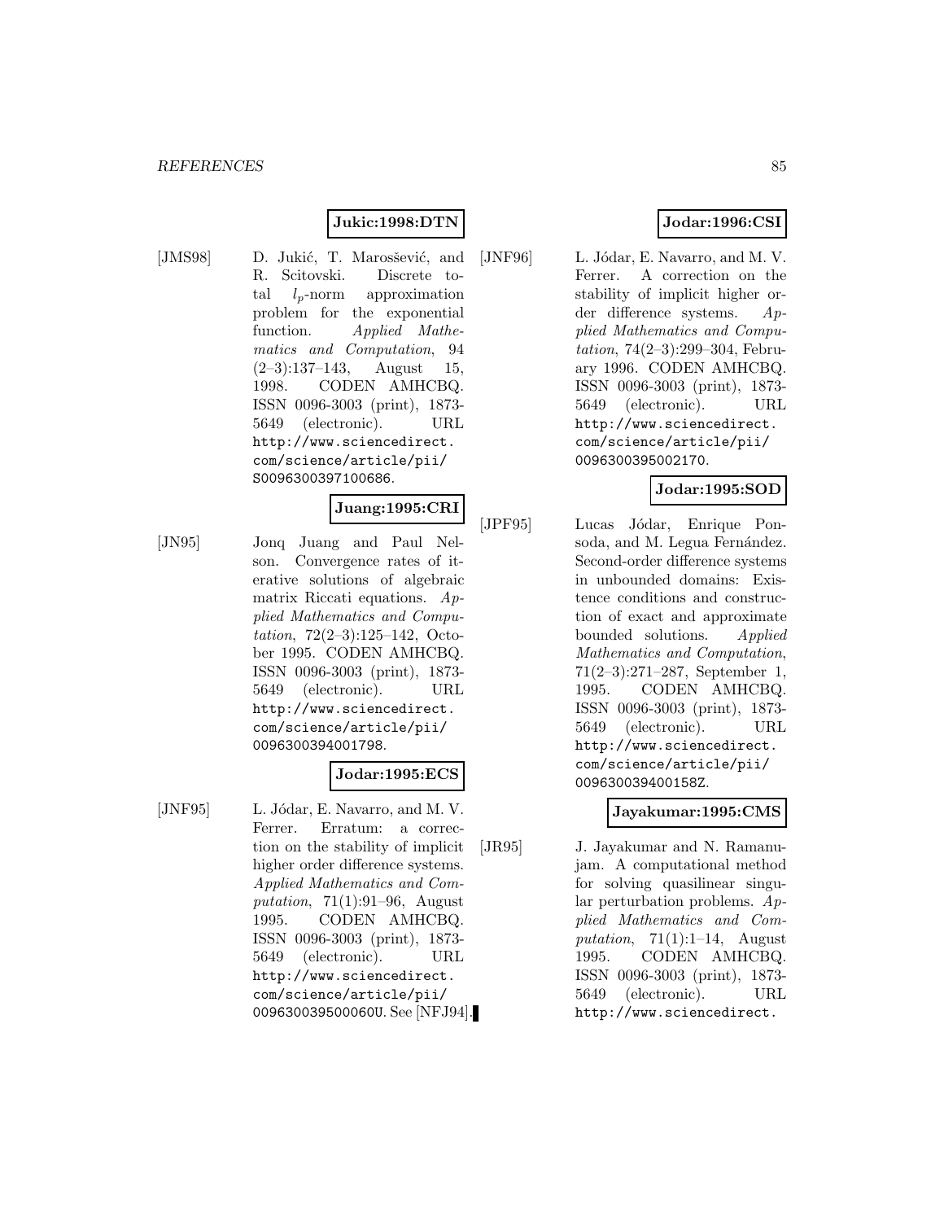**Jukic:1998:DTN**

[JMS98] D. Jukić, T. Marosšević, and R. Scitovski. Discrete total $l_p$-norm approximation problem for the exponential function. *Applied Mathematics and Computation*, 94 (2–3):137–143, August 15, 1998. CODEN AMHCBQ. ISSN 0096-3003 (print), 1873-5649 (electronic). URL http://www.sciencedirect.com/science/article/pii/S0096300397100686.

**Juang:1995:CRI**

[JN95] Jonq Juang and Paul Nelson. Convergence rates of iterative solutions of algebraic matrix Riccati equations. *Applied Mathematics and Computation*, 72(2–3):125–142, October 1995. CODEN AMHCBQ. ISSN 0096-3003 (print), 1873-5649 (electronic). URL http://www.sciencedirect.com/science/article/pii/0096300394001798.

**Jodar:1995:ECS**

[JNF95] L. Jódar, E. Navarro, and M. V. Ferrer. Erratum: a correction on the stability of implicit higher order difference systems. *Applied Mathematics and Computation*, 71(1):91–96, August 1995. CODEN AMHCBQ. ISSN 0096-3003 (print), 1873-5649 (electronic). URL http://www.sciencedirect.com/science/article/pii/009630039500060U. See [NFJ94].

**Jodar:1996:CSI**

[JNF96] L. Jódar, E. Navarro, and M. V. Ferrer. A correction on the stability of implicit higher order difference systems. *Applied Mathematics and Computation*, 74(2–3):299–304, February 1996. CODEN AMHCBQ. ISSN 0096-3003 (print), 1873-5649 (electronic). URL http://www.sciencedirect.com/science/article/pii/0096300395002170.

**Jodar:1995:SOD**

[JPF95] Lucas Jódar, Enrique Ponsoda, and M. Legua Fernández. Second-order difference systems in unbounded domains: Existence conditions and construction of exact and approximate bounded solutions. *Applied Mathematics and Computation*, 71(2–3):271–287, September 1, 1995. CODEN AMHCBQ. ISSN 0096-3003 (print), 1873-5649 (electronic). URL http://www.sciencedirect.com/science/article/pii/009630039400158Z.

**Jayakumar:1995:CMS**

[JR95] J. Jayakumar and N. Ramanujam. A computational method for solving quasilinear singular perturbation problems. *Applied Mathematics and Computation*, 71(1):1–14, August 1995. CODEN AMHCBQ. ISSN 0096-3003 (print), 1873-5649 (electronic). URL http://www.sciencedirect.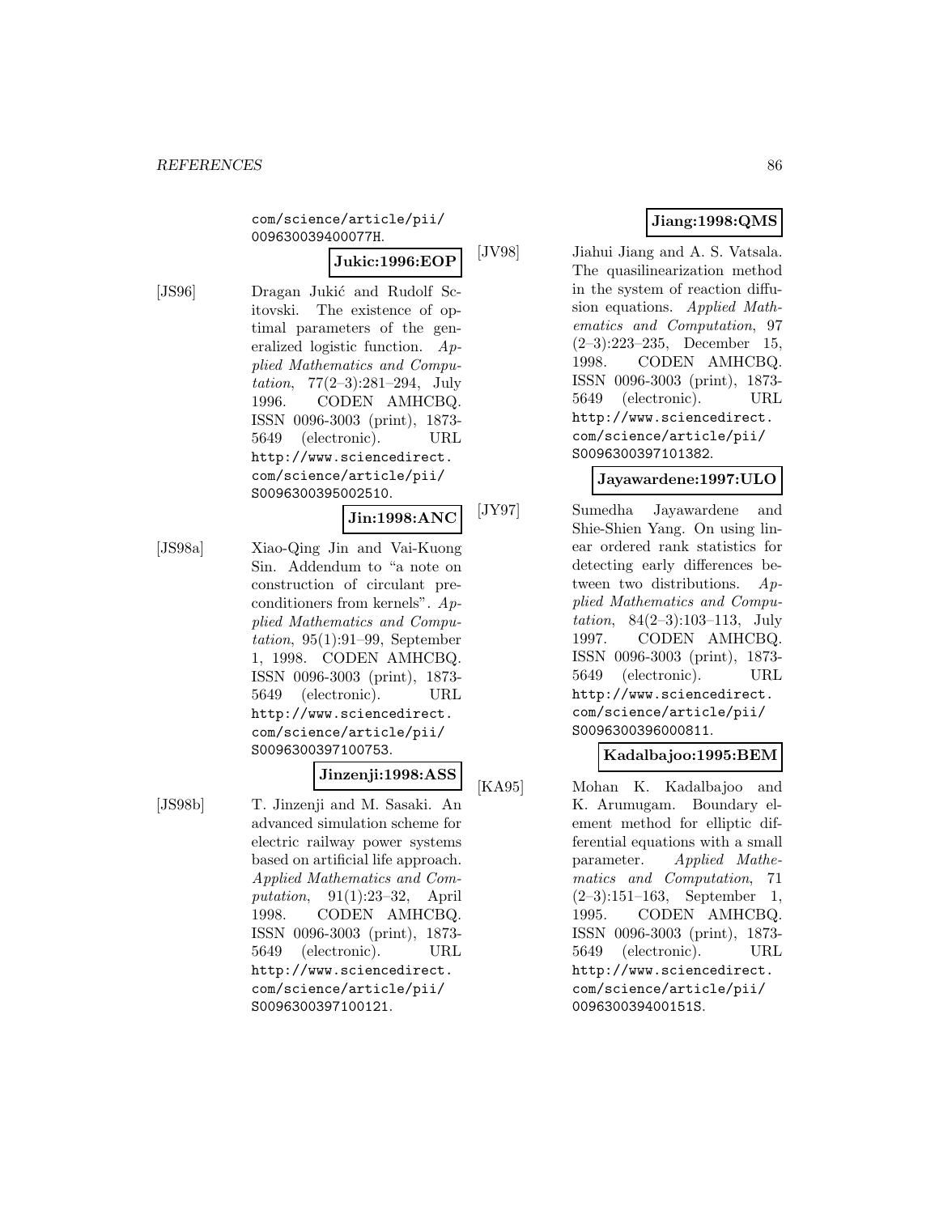com/science/article/pii/
009630039400077H.

**Jukic:1996:EOP**

[JS96] Dragan Jukić and Rudolf Scitovski. The existence of optimal parameters of the generalized logistic function. *Applied Mathematics and Computation*, 77(2–3):281–294, July 1996. CODEN AMHCBQ. ISSN 0096-3003 (print), 1873-5649 (electronic). URL http://www.sciencedirect.com/science/article/pii/S0096300395002510.

**Jin:1998:ANC**

[JS98a] Xiao-Qing Jin and Vai-Kuong Sin. Addendum to "a note on construction of circulant preconditioners from kernels". *Applied Mathematics and Computation*, 95(1):91–99, September 1, 1998. CODEN AMHCBQ. ISSN 0096-3003 (print), 1873-5649 (electronic). URL http://www.sciencedirect.com/science/article/pii/S0096300397100753.

**Jinzenji:1998:ASS**

[JS98b] T. Jinzenji and M. Sasaki. An advanced simulation scheme for electric railway power systems based on artificial life approach. *Applied Mathematics and Computation*, 91(1):23–32, April 1998. CODEN AMHCBQ. ISSN 0096-3003 (print), 1873-5649 (electronic). URL http://www.sciencedirect.com/science/article/pii/S0096300397100121.

**Jiang:1998:QMS**

[JV98] Jiahui Jiang and A. S. Vatsala. The quasilinearization method in the system of reaction diffusion equations. *Applied Mathematics and Computation*, 97 (2–3):223–235, December 15, 1998. CODEN AMHCBQ. ISSN 0096-3003 (print), 1873-5649 (electronic). URL http://www.sciencedirect.com/science/article/pii/S0096300397101382.

**Jayawardene:1997:ULO**

[JY97] Sumedha Jayawardene and Shie-Shien Yang. On using linear ordered rank statistics for detecting early differences between two distributions. *Applied Mathematics and Computation*, 84(2–3):103–113, July 1997. CODEN AMHCBQ. ISSN 0096-3003 (print), 1873-5649 (electronic). URL http://www.sciencedirect.com/science/article/pii/S0096300396000811.

**Kadalbajoo:1995:BEM**

[KA95] Mohan K. Kadalbajoo and K. Arumugam. Boundary element method for elliptic differential equations with a small parameter. *Applied Mathematics and Computation*, 71 (2–3):151–163, September 1, 1995. CODEN AMHCBQ. ISSN 0096-3003 (print), 1873-5649 (electronic). URL http://www.sciencedirect.com/science/article/pii/009630039400151S.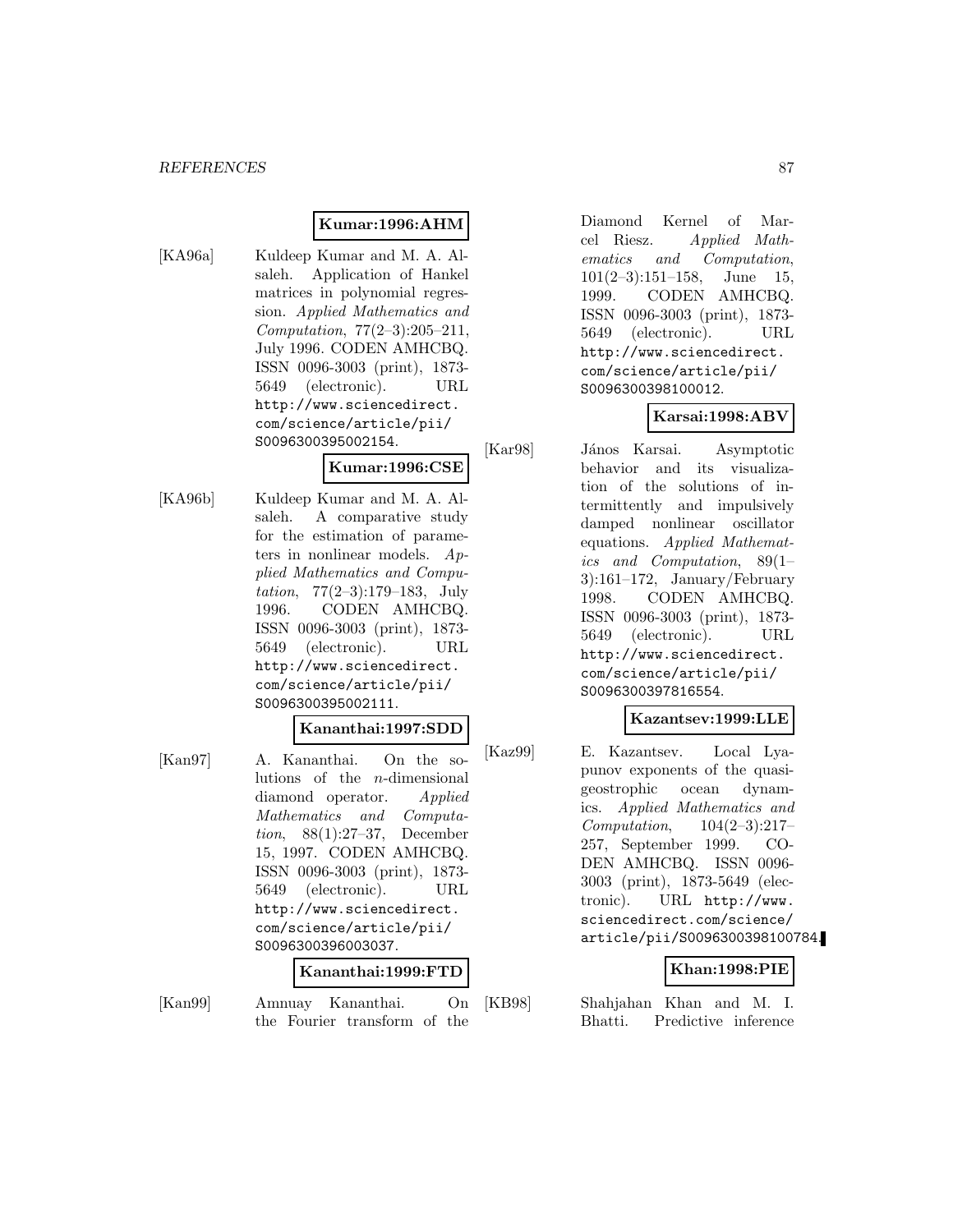**Kumar:1996:AHM**

[KA96a] Kuldeep Kumar and M. A. Alsaleh. Application of Hankel matrices in polynomial regression. *Applied Mathematics and Computation*, 77(2–3):205–211, July 1996. CODEN AMHCBQ. ISSN 0096-3003 (print), 1873-5649 (electronic). URL http://www.sciencedirect.com/science/article/pii/S0096300395002154.

**Kumar:1996:CSE**

[KA96b] Kuldeep Kumar and M. A. Alsaleh. A comparative study for the estimation of parameters in nonlinear models. *Applied Mathematics and Computation*, 77(2–3):179–183, July 1996. CODEN AMHCBQ. ISSN 0096-3003 (print), 1873-5649 (electronic). URL http://www.sciencedirect.com/science/article/pii/S0096300395002111.

**Kananthai:1997:SDD**

[Kan97] A. Kananthai. On the solutions of the $n$-dimensional diamond operator. *Applied Mathematics and Computation*, 88(1):27–37, December 15, 1997. CODEN AMHCBQ. ISSN 0096-3003 (print), 1873-5649 (electronic). URL http://www.sciencedirect.com/science/article/pii/S0096300396003037.

**Kananthai:1999:FTD**

[Kan99] Amnuay Kananthai. On the Fourier transform of the Diamond Kernel of Marcel Riesz. *Applied Mathematics and Computation*, 101(2–3):151–158, June 15, 1999. CODEN AMHCBQ. ISSN 0096-3003 (print), 1873-5649 (electronic). URL http://www.sciencedirect.com/science/article/pii/S0096300398100012.

**Karsai:1998:ABV**

[Kar98] János Karsai. Asymptotic behavior and its visualization of the solutions of intermittently and impulsively damped nonlinear oscillator equations. *Applied Mathematics and Computation*, 89(1–3):161–172, January/February 1998. CODEN AMHCBQ. ISSN 0096-3003 (print), 1873-5649 (electronic). URL http://www.sciencedirect.com/science/article/pii/S0096300397816554.

**Kazantsev:1999:LLE**

[Kaz99] E. Kazantsev. Local Lyapunov exponents of the quasi-geostrophic ocean dynamics. *Applied Mathematics and Computation*, 104(2–3):217–257, September 1999. CODEN AMHCBQ. ISSN 0096-3003 (print), 1873-5649 (electronic). URL http://www.sciencedirect.com/science/article/pii/S0096300398100784.

**Khan:1998:PIE**

[KB98] Shahjahan Khan and M. I. Bhatti. Predictive inference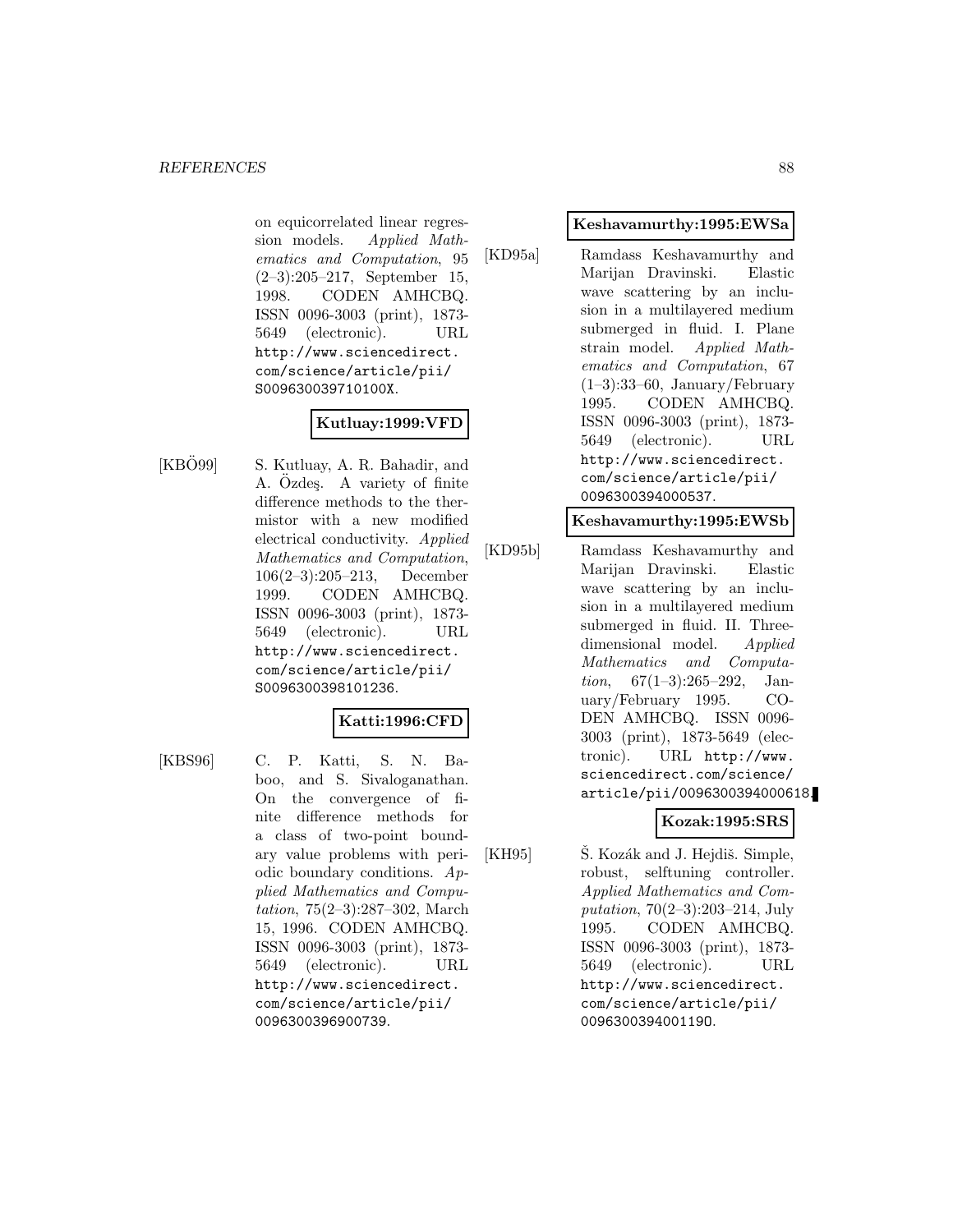on equicorrelated linear regression models. *Applied Mathematics and Computation*, 95 (2–3):205–217, September 15, 1998. CODEN AMHCBQ. ISSN 0096-3003 (print), 1873-5649 (electronic). URL http://www.sciencedirect.com/science/article/pii/S009630039710100X.

**Kutluay:1999:VFD**

[KBÖ99] S. Kutluay, A. R. Bahadir, and A. Özdeş. A variety of finite difference methods to the thermistor with a new modified electrical conductivity. *Applied Mathematics and Computation*, 106(2–3):205–213, December 1999. CODEN AMHCBQ. ISSN 0096-3003 (print), 1873-5649 (electronic). URL http://www.sciencedirect.com/science/article/pii/S0096300398101236.

**Katti:1996:CFD**

[KBS96] C. P. Katti, S. N. Baboo, and S. Sivaloganathan. On the convergence of finite difference methods for a class of two-point boundary value problems with periodic boundary conditions. *Applied Mathematics and Computation*, 75(2–3):287–302, March 15, 1996. CODEN AMHCBQ. ISSN 0096-3003 (print), 1873-5649 (electronic). URL http://www.sciencedirect.com/science/article/pii/0096300396900739.

**Keshavamurthy:1995:EWSa**

[KD95a] Ramdass Keshavamurthy and Marijan Dravinski. Elastic wave scattering by an inclusion in a multilayered medium submerged in fluid. I. Plane strain model. *Applied Mathematics and Computation*, 67 (1–3):33–60, January/February 1995. CODEN AMHCBQ. ISSN 0096-3003 (print), 1873-5649 (electronic). URL http://www.sciencedirect.com/science/article/pii/0096300394000537.

**Keshavamurthy:1995:EWSb**

[KD95b] Ramdass Keshavamurthy and Marijan Dravinski. Elastic wave scattering by an inclusion in a multilayered medium submerged in fluid. II. Three-dimensional model. *Applied Mathematics and Computation*, 67(1–3):265–292, January/February 1995. CODEN AMHCBQ. ISSN 0096-3003 (print), 1873-5649 (electronic). URL http://www.sciencedirect.com/science/article/pii/0096300394000618.

**Kozak:1995:SRS**

[KH95] Š. Kozák and J. Hejdiš. Simple, robust, selftuning controller. *Applied Mathematics and Computation*, 70(2–3):203–214, July 1995. CODEN AMHCBQ. ISSN 0096-3003 (print), 1873-5649 (electronic). URL http://www.sciencedirect.com/science/article/pii/009630039400119O.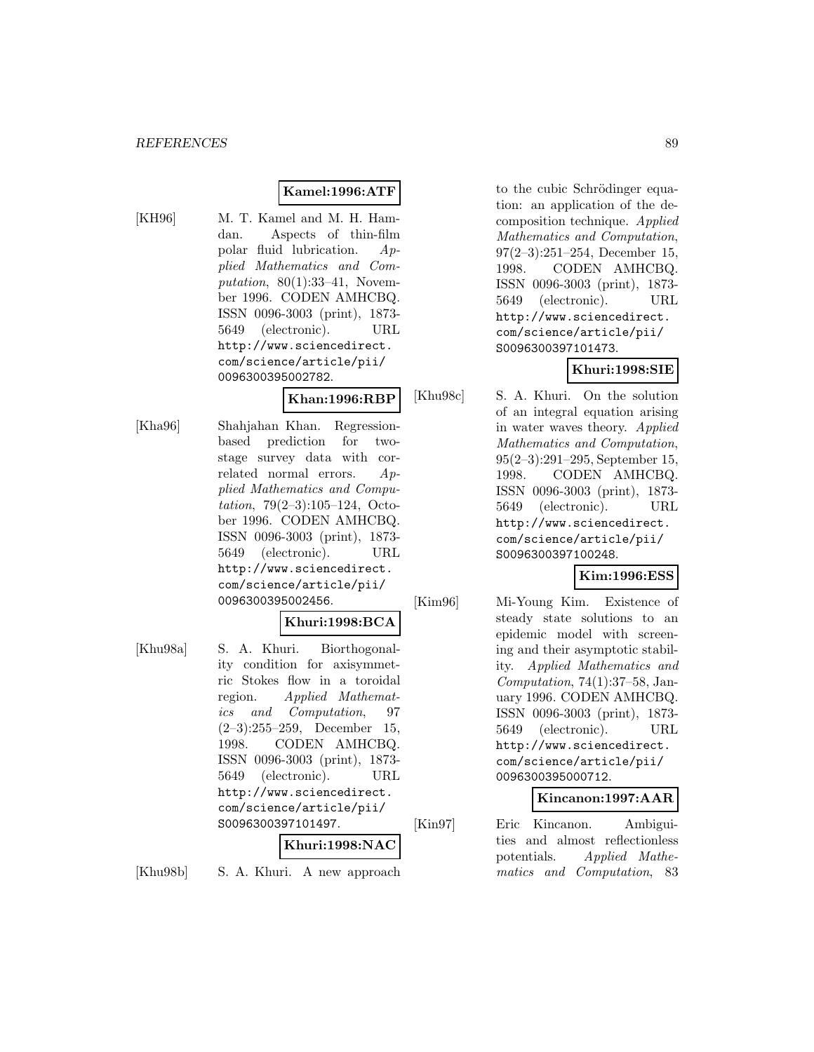**Kamel:1996:ATF**

[KH96] M. T. Kamel and M. H. Hamdan. Aspects of thin-film polar fluid lubrication. *Applied Mathematics and Computation*, 80(1):33–41, November 1996. CODEN AMHCBQ. ISSN 0096-3003 (print), 1873-5649 (electronic). URL http://www.sciencedirect.com/science/article/pii/0096300395002782.

**Khan:1996:RBP**

[Kha96] Shahjahan Khan. Regression-based prediction for two-stage survey data with correlated normal errors. *Applied Mathematics and Computation*, 79(2–3):105–124, October 1996. CODEN AMHCBQ. ISSN 0096-3003 (print), 1873-5649 (electronic). URL http://www.sciencedirect.com/science/article/pii/0096300395002456.

**Khuri:1998:BCA**

[Khu98a] S. A. Khuri. Biorthogonality condition for axisymmetric Stokes flow in a toroidal region. *Applied Mathematics and Computation*, 97 (2–3):255–259, December 15, 1998. CODEN AMHCBQ. ISSN 0096-3003 (print), 1873-5649 (electronic). URL http://www.sciencedirect.com/science/article/pii/S0096300397101497.

**Khuri:1998:NAC**

[Khu98b] S. A. Khuri. A new approach to the cubic Schrödinger equation: an application of the decomposition technique. *Applied Mathematics and Computation*, 97(2–3):251–254, December 15, 1998. CODEN AMHCBQ. ISSN 0096-3003 (print), 1873-5649 (electronic). URL http://www.sciencedirect.com/science/article/pii/S0096300397101473.

**Khuri:1998:SIE**

[Khu98c] S. A. Khuri. On the solution of an integral equation arising in water waves theory. *Applied Mathematics and Computation*, 95(2–3):291–295, September 15, 1998. CODEN AMHCBQ. ISSN 0096-3003 (print), 1873-5649 (electronic). URL http://www.sciencedirect.com/science/article/pii/S0096300397100248.

**Kim:1996:ESS**

[Kim96] Mi-Young Kim. Existence of steady state solutions to an epidemic model with screening and their asymptotic stability. *Applied Mathematics and Computation*, 74(1):37–58, January 1996. CODEN AMHCBQ. ISSN 0096-3003 (print), 1873-5649 (electronic). URL http://www.sciencedirect.com/science/article/pii/0096300395000712.

**Kincanon:1997:AAR**

[Kin97] Eric Kincanon. Ambiguities and almost reflectionless potentials. *Applied Mathematics and Computation*, 83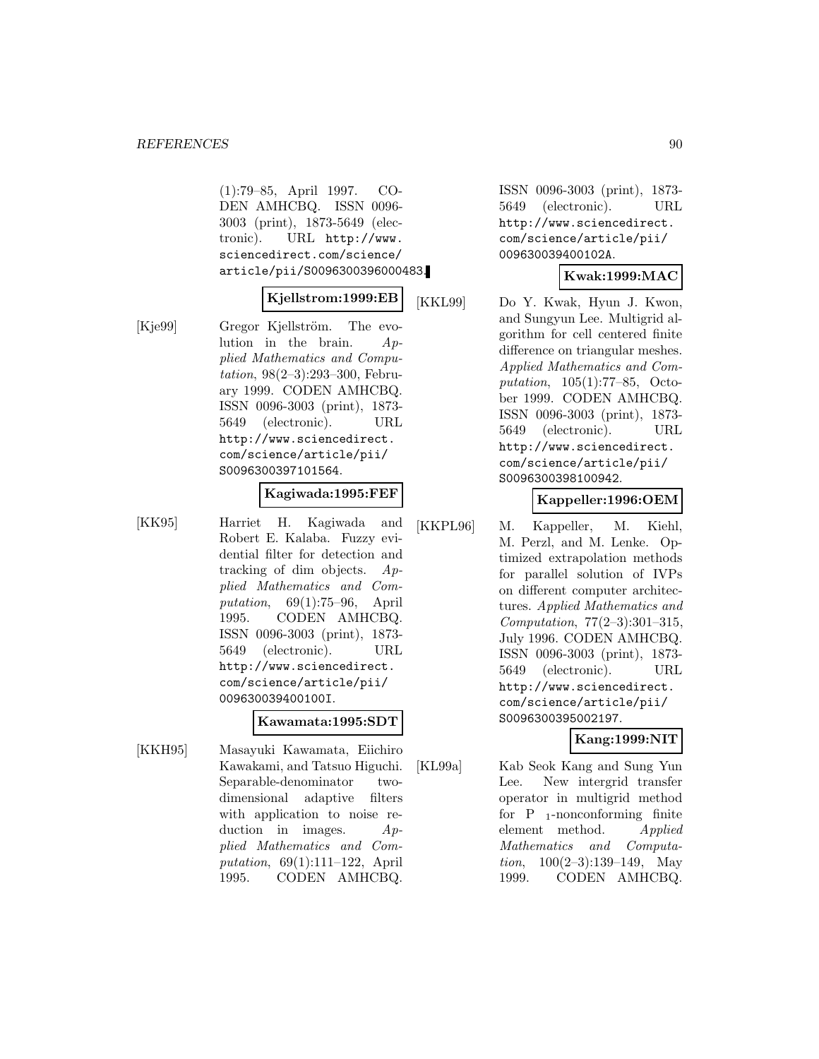(1):79–85, April 1997. CODEN AMHCBQ. ISSN 0096-3003 (print), 1873-5649 (electronic). URL http://www.sciencedirect.com/science/article/pii/S0096300396000483.

**Kjellstrom:1999:EB**

[Kje99] Gregor Kjellström. The evolution in the brain. *Applied Mathematics and Computation*, 98(2–3):293–300, February 1999. CODEN AMHCBQ. ISSN 0096-3003 (print), 1873-5649 (electronic). URL http://www.sciencedirect.com/science/article/pii/S0096300397101564.

**Kagiwada:1995:FEF**

[KK95] Harriet H. Kagiwada and Robert E. Kalaba. Fuzzy evidential filter for detection and tracking of dim objects. *Applied Mathematics and Computation*, 69(1):75–96, April 1995. CODEN AMHCBQ. ISSN 0096-3003 (print), 1873-5649 (electronic). URL http://www.sciencedirect.com/science/article/pii/009630039400100I.

**Kawamata:1995:SDT**

[KKH95] Masayuki Kawamata, Eiichiro Kawakami, and Tatsuo Higuchi. Separable-denominator two-dimensional adaptive filters with application to noise reduction in images. *Applied Mathematics and Computation*, 69(1):111–122, April 1995. CODEN AMHCBQ. ISSN 0096-3003 (print), 1873-5649 (electronic). URL http://www.sciencedirect.com/science/article/pii/009630039400102A.

**Kwak:1999:MAC**

[KKL99] Do Y. Kwak, Hyun J. Kwon, and Sungyun Lee. Multigrid algorithm for cell centered finite difference on triangular meshes. *Applied Mathematics and Computation*, 105(1):77–85, October 1999. CODEN AMHCBQ. ISSN 0096-3003 (print), 1873-5649 (electronic). URL http://www.sciencedirect.com/science/article/pii/S0096300398100942.

**Kappeller:1996:OEM**

[KKPL96] M. Kappeller, M. Kiehl, M. Perzl, and M. Lenke. Optimized extrapolation methods for parallel solution of IVPs on different computer architectures. *Applied Mathematics and Computation*, 77(2–3):301–315, July 1996. CODEN AMHCBQ. ISSN 0096-3003 (print), 1873-5649 (electronic). URL http://www.sciencedirect.com/science/article/pii/S0096300395002197.

**Kang:1999:NIT**

[KL99a] Kab Seok Kang and Sung Yun Lee. New intergrid transfer operator in multigrid method for $P_1$-nonconforming finite element method. *Applied Mathematics and Computation*, 100(2–3):139–149, May 1999. CODEN AMHCBQ.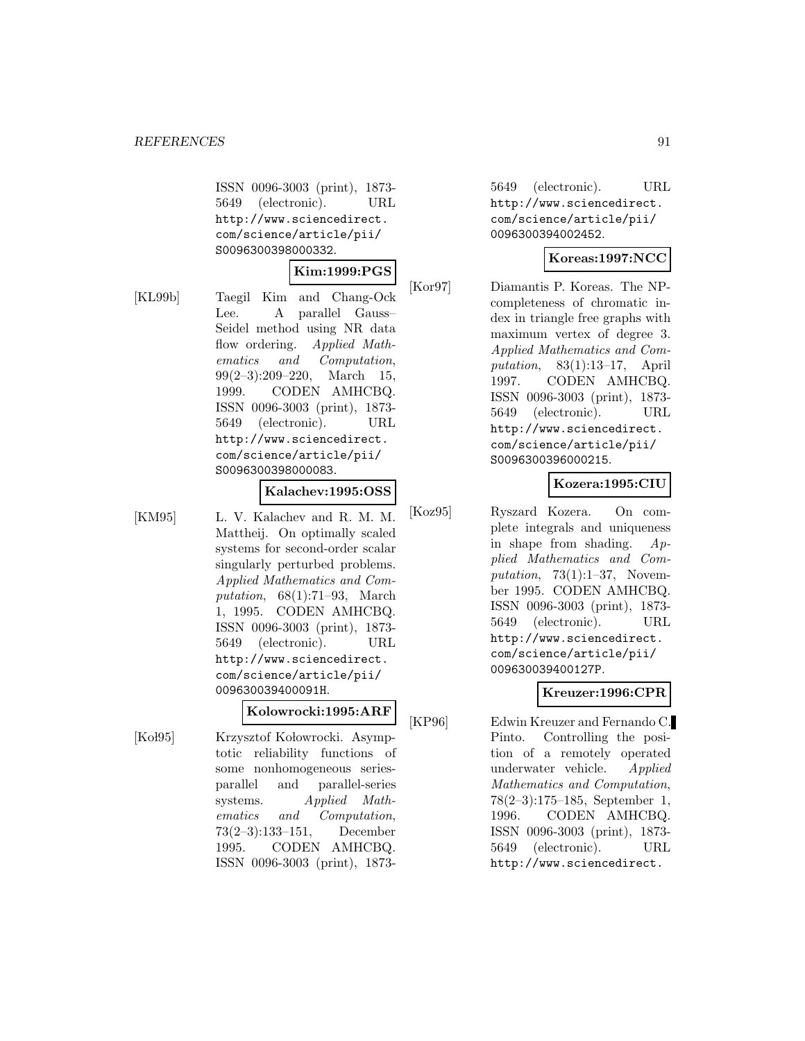ISSN 0096-3003 (print), 1873-5649 (electronic). URL http://www.sciencedirect.com/science/article/pii/S0096300398000332.

**Kim:1999:PGS**

[KL99b] Taegil Kim and Chang-Ock Lee. A parallel Gauss–Seidel method using NR data flow ordering. *Applied Mathematics and Computation*, 99(2–3):209–220, March 15, 1999. CODEN AMHCBQ. ISSN 0096-3003 (print), 1873-5649 (electronic). URL http://www.sciencedirect.com/science/article/pii/S0096300398000083.

**Kalachev:1995:OSS**

[KM95] L. V. Kalachev and R. M. M. Mattheij. On optimally scaled systems for second-order scalar singularly perturbed problems. *Applied Mathematics and Computation*, 68(1):71–93, March 1, 1995. CODEN AMHCBQ. ISSN 0096-3003 (print), 1873-5649 (electronic). URL http://www.sciencedirect.com/science/article/pii/009630039400091H.

**Kolowrocki:1995:ARF**

[Koł95] Krzysztof Kołowrocki. Asymptotic reliability functions of some nonhomogeneous series-parallel and parallel-series systems. *Applied Mathematics and Computation*, 73(2–3):133–151, December 1995. CODEN AMHCBQ. ISSN 0096-3003 (print), 1873-5649 (electronic). URL http://www.sciencedirect.com/science/article/pii/0096300394002452.

**Koreas:1997:NCC**

[Kor97] Diamantis P. Koreas. The NP-completeness of chromatic index in triangle free graphs with maximum vertex of degree 3. *Applied Mathematics and Computation*, 83(1):13–17, April 1997. CODEN AMHCBQ. ISSN 0096-3003 (print), 1873-5649 (electronic). URL http://www.sciencedirect.com/science/article/pii/S0096300396000215.

**Kozera:1995:CIU**

[Koz95] Ryszard Kozera. On complete integrals and uniqueness in shape from shading. *Applied Mathematics and Computation*, 73(1):1–37, November 1995. CODEN AMHCBQ. ISSN 0096-3003 (print), 1873-5649 (electronic). URL http://www.sciencedirect.com/science/article/pii/009630039400127P.

**Kreuzer:1996:CPR**

[KP96] Edwin Kreuzer and Fernando C. Pinto. Controlling the position of a remotely operated underwater vehicle. *Applied Mathematics and Computation*, 78(2–3):175–185, September 1, 1996. CODEN AMHCBQ. ISSN 0096-3003 (print), 1873-5649 (electronic). URL http://www.sciencedirect.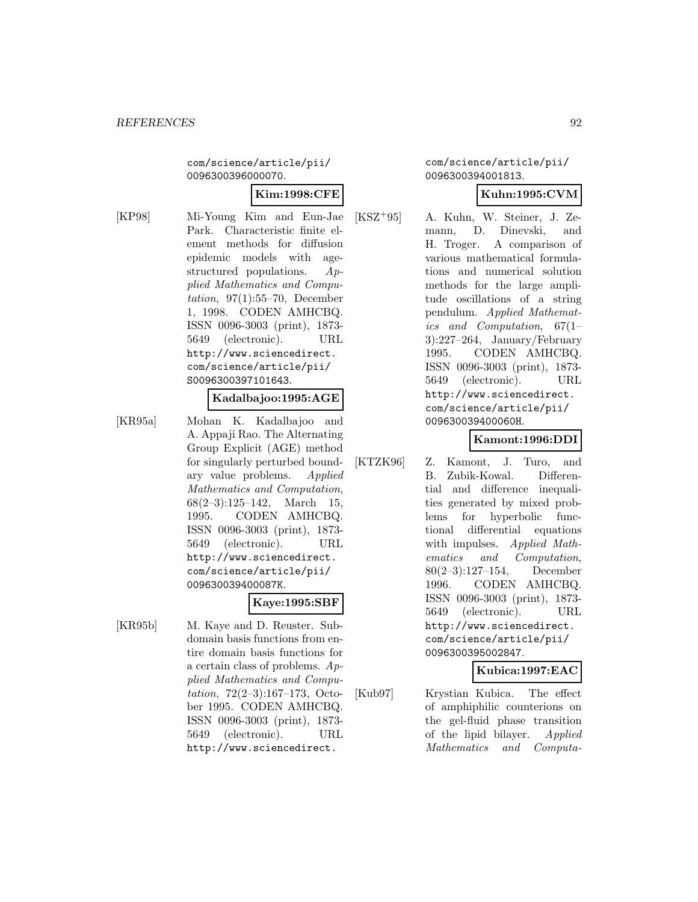com/science/article/pii/0096300396000070.

**Kim:1998:CFE**

[KP98] Mi-Young Kim and Eun-Jae Park. Characteristic finite element methods for diffusion epidemic models with age-structured populations. *Applied Mathematics and Computation*, 97(1):55–70, December 1, 1998. CODEN AMHCBQ. ISSN 0096-3003 (print), 1873-5649 (electronic). URL http://www.sciencedirect.com/science/article/pii/S0096300397101643.

**Kadalbajoo:1995:AGE**

[KR95a] Mohan K. Kadalbajoo and A. Appaji Rao. The Alternating Group Explicit (AGE) method for singularly perturbed boundary value problems. *Applied Mathematics and Computation*, 68(2–3):125–142, March 15, 1995. CODEN AMHCBQ. ISSN 0096-3003 (print), 1873-5649 (electronic). URL http://www.sciencedirect.com/science/article/pii/009630039400087K.

**Kaye:1995:SBF**

[KR95b] M. Kaye and D. Reuster. Subdomain basis functions from entire domain basis functions for a certain class of problems. *Applied Mathematics and Computation*, 72(2–3):167–173, October 1995. CODEN AMHCBQ. ISSN 0096-3003 (print), 1873-5649 (electronic). URL http://www.sciencedirect.com/science/article/pii/0096300394001813.

**Kuhn:1995:CVM**

[KSZ+95] A. Kuhn, W. Steiner, J. Zemann, D. Dinevski, and H. Troger. A comparison of various mathematical formulations and numerical solution methods for the large amplitude oscillations of a string pendulum. *Applied Mathematics and Computation*, 67(1–3):227–264, January/February 1995. CODEN AMHCBQ. ISSN 0096-3003 (print), 1873-5649 (electronic). URL http://www.sciencedirect.com/science/article/pii/009630039400060H.

**Kamont:1996:DDI**

[KTZK96] Z. Kamont, J. Turo, and B. Zubik-Kowal. Differential and difference inequalities generated by mixed problems for hyperbolic functional differential equations with impulses. *Applied Mathematics and Computation*, 80(2–3):127–154, December 1996. CODEN AMHCBQ. ISSN 0096-3003 (print), 1873-5649 (electronic). URL http://www.sciencedirect.com/science/article/pii/0096300395002847.

**Kubica:1997:EAC**

[Kub97] Krystian Kubica. The effect of amphiphilic counterions on the gel-fluid phase transition of the lipid bilayer. *Applied Mathematics and Computa-*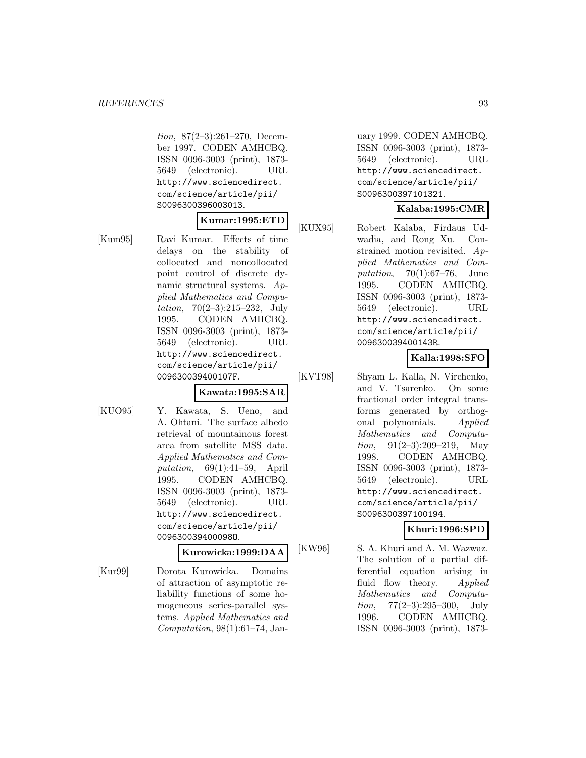*tion*, 87(2–3):261–270, December 1997. CODEN AMHCBQ. ISSN 0096-3003 (print), 1873-5649 (electronic). URL http://www.sciencedirect.com/science/article/pii/S0096300396003013.

**Kumar:1995:ETD**

[Kum95] Ravi Kumar. Effects of time delays on the stability of collocated and noncollocated point control of discrete dynamic structural systems. *Applied Mathematics and Computation*, 70(2–3):215–232, July 1995. CODEN AMHCBQ. ISSN 0096-3003 (print), 1873-5649 (electronic). URL http://www.sciencedirect.com/science/article/pii/009630039400107F.

**Kawata:1995:SAR**

[KUO95] Y. Kawata, S. Ueno, and A. Ohtani. The surface albedo retrieval of mountainous forest area from satellite MSS data. *Applied Mathematics and Computation*, 69(1):41–59, April 1995. CODEN AMHCBQ. ISSN 0096-3003 (print), 1873-5649 (electronic). URL http://www.sciencedirect.com/science/article/pii/009630039400098O.

**Kurowicka:1999:DAA**

[Kur99] Dorota Kurowicka. Domains of attraction of asymptotic reliability functions of some homogeneous series-parallel systems. *Applied Mathematics and Computation*, 98(1):61–74, January 1999. CODEN AMHCBQ. ISSN 0096-3003 (print), 1873-5649 (electronic). URL http://www.sciencedirect.com/science/article/pii/S0096300397101321.

**Kalaba:1995:CMR**

[KUX95] Robert Kalaba, Firdaus Udwadia, and Rong Xu. Constrained motion revisited. *Applied Mathematics and Computation*, 70(1):67–76, June 1995. CODEN AMHCBQ. ISSN 0096-3003 (print), 1873-5649 (electronic). URL http://www.sciencedirect.com/science/article/pii/009630039400143R.

**Kalla:1998:SFO**

[KVT98] Shyam L. Kalla, N. Virchenko, and V. Tsarenko. On some fractional order integral transforms generated by orthogonal polynomials. *Applied Mathematics and Computation*, 91(2–3):209–219, May 1998. CODEN AMHCBQ. ISSN 0096-3003 (print), 1873-5649 (electronic). URL http://www.sciencedirect.com/science/article/pii/S0096300397100194.

**Khuri:1996:SPD**

[KW96] S. A. Khuri and A. M. Wazwaz. The solution of a partial differential equation arising in fluid flow theory. *Applied Mathematics and Computation*, 77(2–3):295–300, July 1996. CODEN AMHCBQ. ISSN 0096-3003 (print), 1873-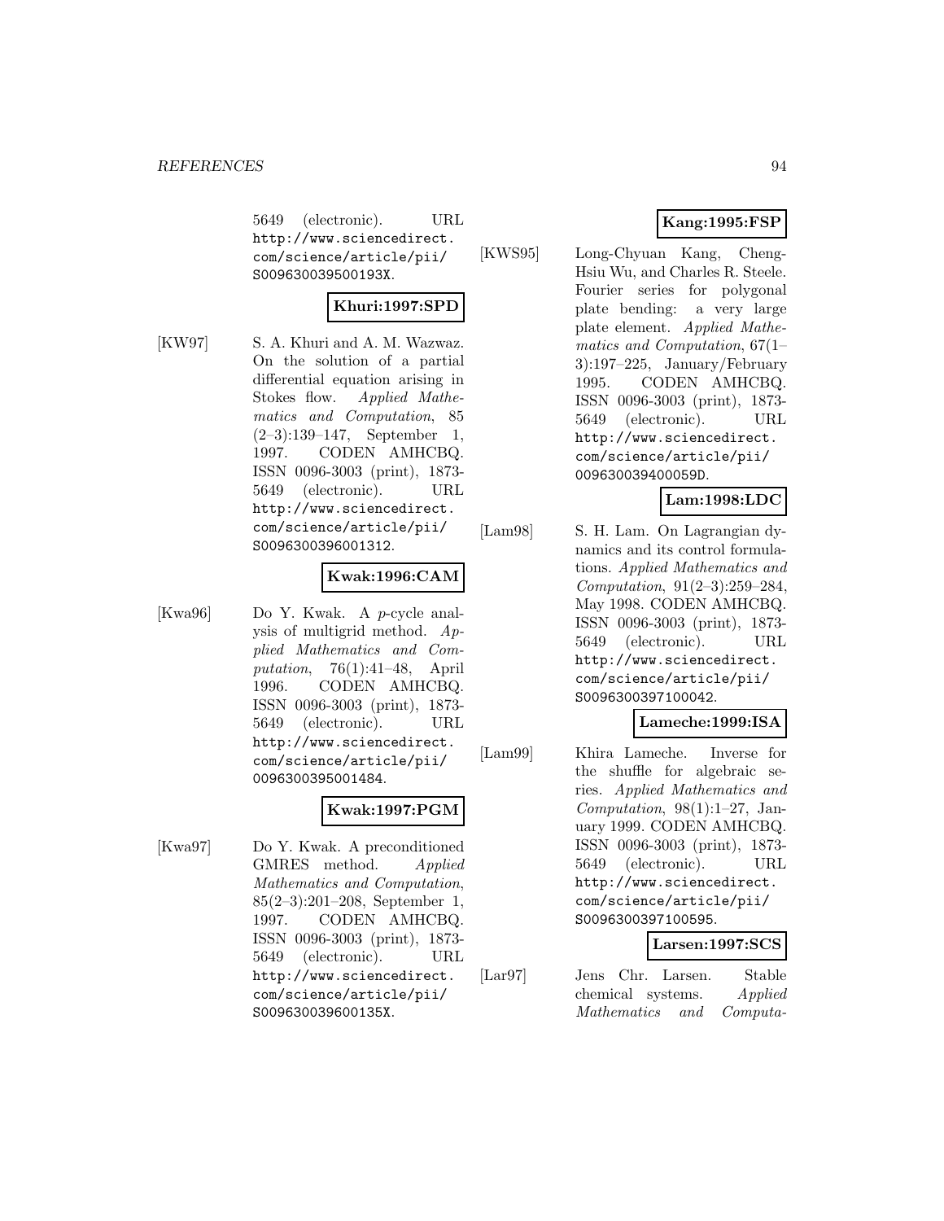5649 (electronic). URL http://www.sciencedirect.com/science/article/pii/S009630039500193X.

**Khuri:1997:SPD**

[KW97] S. A. Khuri and A. M. Wazwaz. On the solution of a partial differential equation arising in Stokes flow. *Applied Mathematics and Computation*, 85 (2–3):139–147, September 1, 1997. CODEN AMHCBQ. ISSN 0096-3003 (print), 1873-5649 (electronic). URL http://www.sciencedirect.com/science/article/pii/S0096300396001312.

**Kwak:1996:CAM**

[Kwa96] Do Y. Kwak. A $p$-cycle analysis of multigrid method. *Applied Mathematics and Computation*, 76(1):41–48, April 1996. CODEN AMHCBQ. ISSN 0096-3003 (print), 1873-5649 (electronic). URL http://www.sciencedirect.com/science/article/pii/0096300395001484.

**Kwak:1997:PGM**

[Kwa97] Do Y. Kwak. A preconditioned GMRES method. *Applied Mathematics and Computation*, 85(2–3):201–208, September 1, 1997. CODEN AMHCBQ. ISSN 0096-3003 (print), 1873-5649 (electronic). URL http://www.sciencedirect.com/science/article/pii/S009630039600135X.

**Kang:1995:FSP**

[KWS95] Long-Chyuan Kang, Cheng-Hsiu Wu, and Charles R. Steele. Fourier series for polygonal plate bending: a very large plate element. *Applied Mathematics and Computation*, 67(1–3):197–225, January/February 1995. CODEN AMHCBQ. ISSN 0096-3003 (print), 1873-5649 (electronic). URL http://www.sciencedirect.com/science/article/pii/009630039400059D.

**Lam:1998:LDC**

[Lam98] S. H. Lam. On Lagrangian dynamics and its control formulations. *Applied Mathematics and Computation*, 91(2–3):259–284, May 1998. CODEN AMHCBQ. ISSN 0096-3003 (print), 1873-5649 (electronic). URL http://www.sciencedirect.com/science/article/pii/S0096300397100042.

**Lameche:1999:ISA**

[Lam99] Khira Lameche. Inverse for the shuffle for algebraic series. *Applied Mathematics and Computation*, 98(1):1–27, January 1999. CODEN AMHCBQ. ISSN 0096-3003 (print), 1873-5649 (electronic). URL http://www.sciencedirect.com/science/article/pii/S0096300397100595.

**Larsen:1997:SCS**

[Lar97] Jens Chr. Larsen. Stable chemical systems. *Applied Mathematics and Computa-*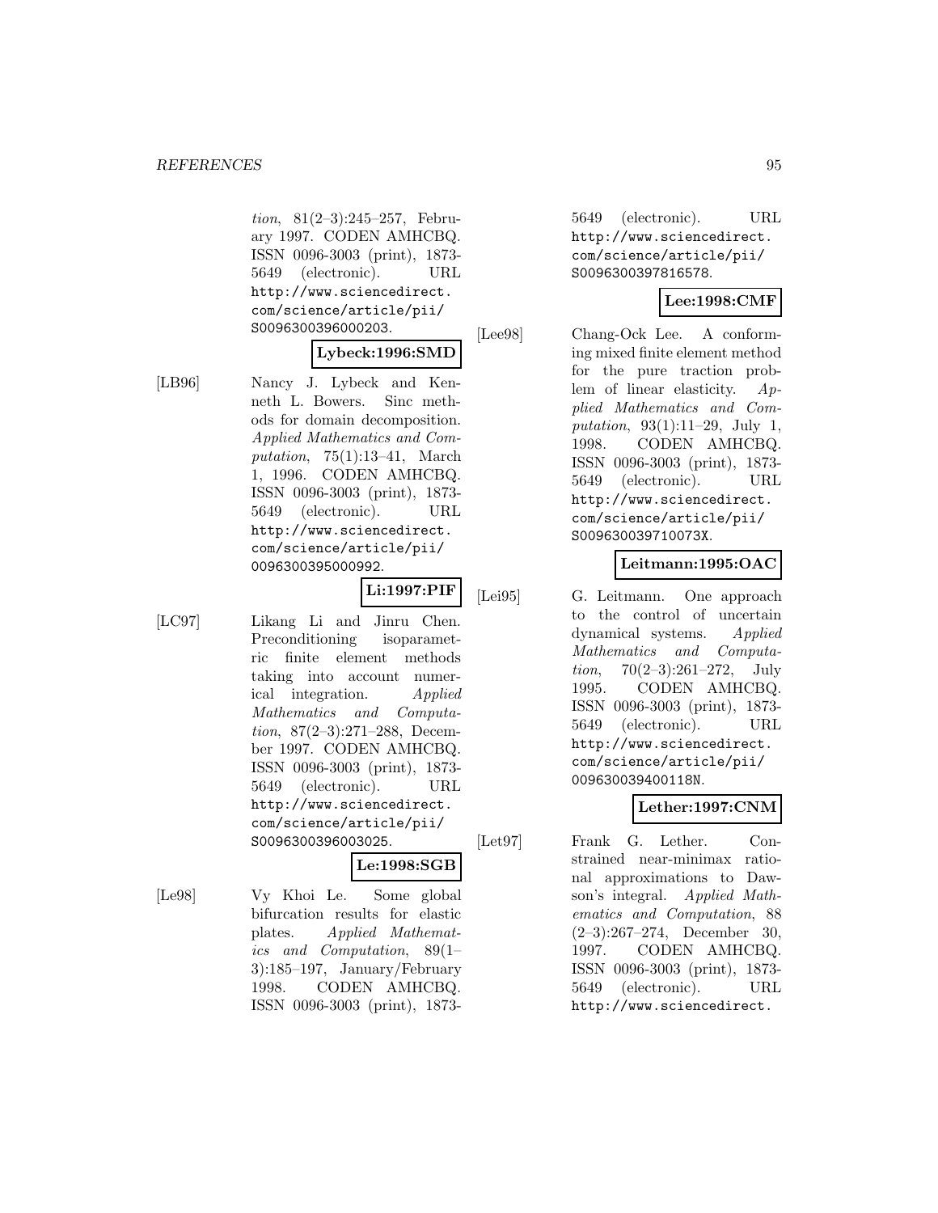*tion*, 81(2–3):245–257, February 1997. CODEN AMHCBQ. ISSN 0096-3003 (print), 1873-5649 (electronic). URL http://www.sciencedirect.com/science/article/pii/S0096300396000203.

**Lybeck:1996:SMD**

[LB96] Nancy J. Lybeck and Kenneth L. Bowers. Sinc methods for domain decomposition. *Applied Mathematics and Computation*, 75(1):13–41, March 1, 1996. CODEN AMHCBQ. ISSN 0096-3003 (print), 1873-5649 (electronic). URL http://www.sciencedirect.com/science/article/pii/0096300395000992.

**Li:1997:PIF**

[LC97] Likang Li and Jinru Chen. Preconditioning isoparametric finite element methods taking into account numerical integration. *Applied Mathematics and Computation*, 87(2–3):271–288, December 1997. CODEN AMHCBQ. ISSN 0096-3003 (print), 1873-5649 (electronic). URL http://www.sciencedirect.com/science/article/pii/S0096300396003025.

**Le:1998:SGB**

[Le98] Vy Khoi Le. Some global bifurcation results for elastic plates. *Applied Mathematics and Computation*, 89(1–3):185–197, January/February 1998. CODEN AMHCBQ. ISSN 0096-3003 (print), 1873-5649 (electronic). URL http://www.sciencedirect.com/science/article/pii/S0096300397816578.

**Lee:1998:CMF**

[Lee98] Chang-Ock Lee. A conforming mixed finite element method for the pure traction problem of linear elasticity. *Applied Mathematics and Computation*, 93(1):11–29, July 1, 1998. CODEN AMHCBQ. ISSN 0096-3003 (print), 1873-5649 (electronic). URL http://www.sciencedirect.com/science/article/pii/S009630039710073X.

**Leitmann:1995:OAC**

[Lei95] G. Leitmann. One approach to the control of uncertain dynamical systems. *Applied Mathematics and Computation*, 70(2–3):261–272, July 1995. CODEN AMHCBQ. ISSN 0096-3003 (print), 1873-5649 (electronic). URL http://www.sciencedirect.com/science/article/pii/009630039400118N.

**Lether:1997:CNM**

[Let97] Frank G. Lether. Constrained near-minimax rational approximations to Dawson's integral. *Applied Mathematics and Computation*, 88(2–3):267–274, December 30, 1997. CODEN AMHCBQ. ISSN 0096-3003 (print), 1873-5649 (electronic). URL http://www.sciencedirect.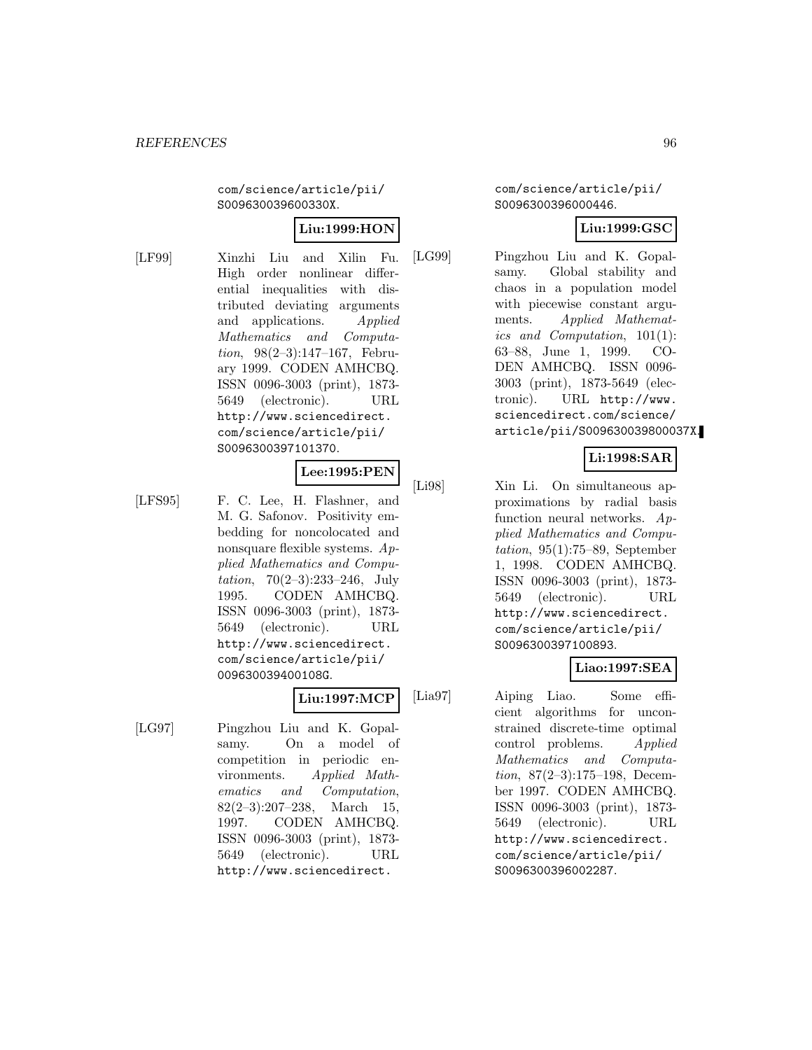com/science/article/pii/S009630039600330X.

**Liu:1999:HON**

[LF99] Xinzhi Liu and Xilin Fu. High order nonlinear differential inequalities with distributed deviating arguments and applications. *Applied Mathematics and Computation*, 98(2–3):147–167, February 1999. CODEN AMHCBQ. ISSN 0096-3003 (print), 1873-5649 (electronic). URL http://www.sciencedirect.com/science/article/pii/S0096300397101370.

**Lee:1995:PEN**

[LFS95] F. C. Lee, H. Flashner, and M. G. Safonov. Positivity embedding for noncolocated and nonsquare flexible systems. *Applied Mathematics and Computation*, 70(2–3):233–246, July 1995. CODEN AMHCBQ. ISSN 0096-3003 (print), 1873-5649 (electronic). URL http://www.sciencedirect.com/science/article/pii/009630039400108G.

**Liu:1997:MCP**

[LG97] Pingzhou Liu and K. Gopalsamy. On a model of competition in periodic environments. *Applied Mathematics and Computation*, 82(2–3):207–238, March 15, 1997. CODEN AMHCBQ. ISSN 0096-3003 (print), 1873-5649 (electronic). URL http://www.sciencedirect.com/science/article/pii/S0096300396000446.

**Liu:1999:GSC**

[LG99] Pingzhou Liu and K. Gopalsamy. Global stability and chaos in a population model with piecewise constant arguments. *Applied Mathematics and Computation*, 101(1):63–88, June 1, 1999. CODEN AMHCBQ. ISSN 0096-3003 (print), 1873-5649 (electronic). URL http://www.sciencedirect.com/science/article/pii/S009630039800037X.

**Li:1998:SAR**

[Li98] Xin Li. On simultaneous approximations by radial basis function neural networks. *Applied Mathematics and Computation*, 95(1):75–89, September 1, 1998. CODEN AMHCBQ. ISSN 0096-3003 (print), 1873-5649 (electronic). URL http://www.sciencedirect.com/science/article/pii/S0096300397100893.

**Liao:1997:SEA**

[Lia97] Aiping Liao. Some efficient algorithms for unconstrained discrete-time optimal control problems. *Applied Mathematics and Computation*, 87(2–3):175–198, December 1997. CODEN AMHCBQ. ISSN 0096-3003 (print), 1873-5649 (electronic). URL http://www.sciencedirect.com/science/article/pii/S0096300396002287.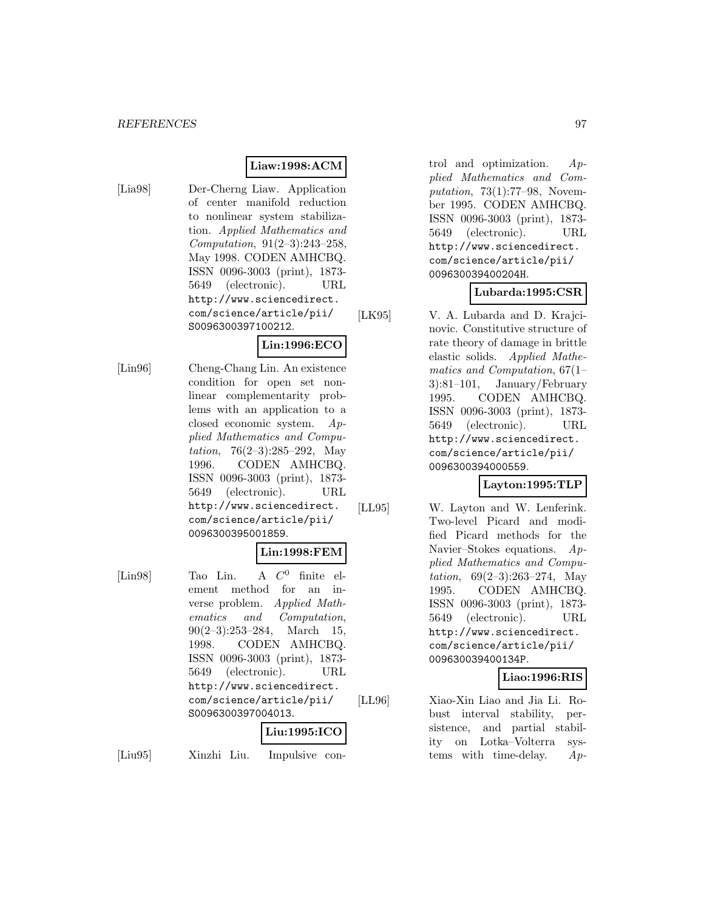**Liaw:1998:ACM**

[Lia98] Der-Cherng Liaw. Application of center manifold reduction to nonlinear system stabilization. *Applied Mathematics and Computation*, 91(2–3):243–258, May 1998. CODEN AMHCBQ. ISSN 0096-3003 (print), 1873-5649 (electronic). URL http://www.sciencedirect.com/science/article/pii/S0096300397100212.

**Lin:1996:ECO**

[Lin96] Cheng-Chang Lin. An existence condition for open set nonlinear complementarity problems with an application to a closed economic system. *Applied Mathematics and Computation*, 76(2–3):285–292, May 1996. CODEN AMHCBQ. ISSN 0096-3003 (print), 1873-5649 (electronic). URL http://www.sciencedirect.com/science/article/pii/0096300395001859.

**Lin:1998:FEM**

[Lin98] Tao Lin. A $C^0$ finite element method for an inverse problem. *Applied Mathematics and Computation*, 90(2–3):253–284, March 15, 1998. CODEN AMHCBQ. ISSN 0096-3003 (print), 1873-5649 (electronic). URL http://www.sciencedirect.com/science/article/pii/S0096300397004013.

**Liu:1995:ICO**

[Liu95] Xinzhi Liu. Impulsive control and optimization. *Applied Mathematics and Computation*, 73(1):77–98, November 1995. CODEN AMHCBQ. ISSN 0096-3003 (print), 1873-5649 (electronic). URL http://www.sciencedirect.com/science/article/pii/009630039400204H.

**Lubarda:1995:CSR**

[LK95] V. A. Lubarda and D. Krajcinovic. Constitutive structure of rate theory of damage in brittle elastic solids. *Applied Mathematics and Computation*, 67(1–3):81–101, January/February 1995. CODEN AMHCBQ. ISSN 0096-3003 (print), 1873-5649 (electronic). URL http://www.sciencedirect.com/science/article/pii/0096300394000559.

**Layton:1995:TLP**

[LL95] W. Layton and W. Lenferink. Two-level Picard and modified Picard methods for the Navier–Stokes equations. *Applied Mathematics and Computation*, 69(2–3):263–274, May 1995. CODEN AMHCBQ. ISSN 0096-3003 (print), 1873-5649 (electronic). URL http://www.sciencedirect.com/science/article/pii/009630039400134P.

**Liao:1996:RIS**

[LL96] Xiao-Xin Liao and Jia Li. Robust interval stability, persistence, and partial stability on Lotka–Volterra systems with time-delay. *Ap-*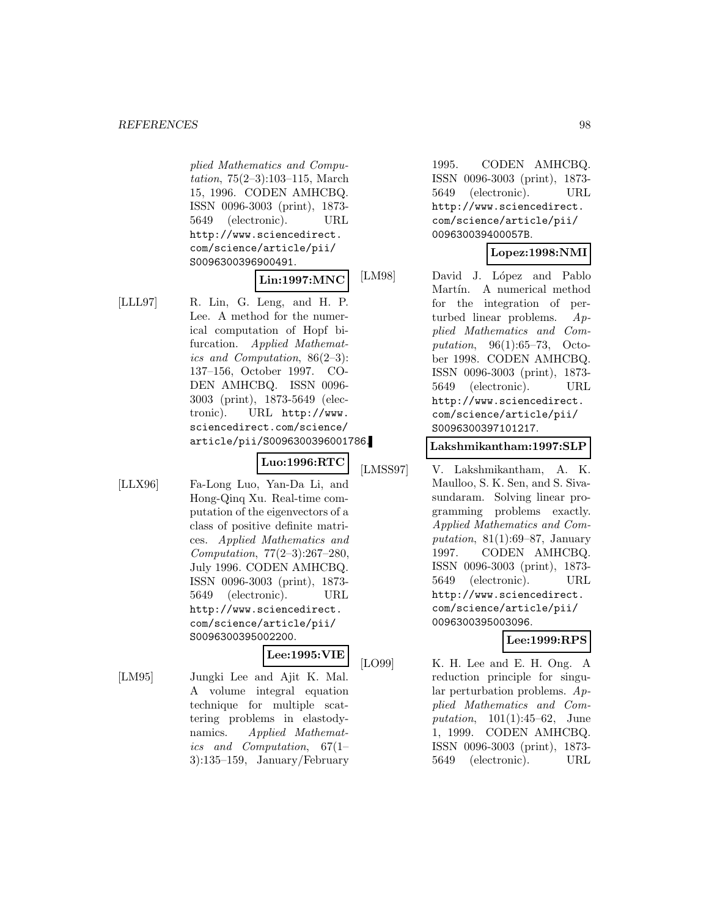plied Mathematics and Computation, 75(2–3):103–115, March 15, 1996. CODEN AMHCBQ. ISSN 0096-3003 (print), 1873-5649 (electronic). URL http://www.sciencedirect.com/science/article/pii/S0096300396900491.

**Lin:1997:MNC**

[LLL97] R. Lin, G. Leng, and H. P. Lee. A method for the numerical computation of Hopf bifurcation. *Applied Mathematics and Computation*, 86(2–3): 137–156, October 1997. CODEN AMHCBQ. ISSN 0096-3003 (print), 1873-5649 (electronic). URL http://www.sciencedirect.com/science/article/pii/S0096300396001786.

**Luo:1996:RTC**

[LLX96] Fa-Long Luo, Yan-Da Li, and Hong-Qinq Xu. Real-time computation of the eigenvectors of a class of positive definite matrices. *Applied Mathematics and Computation*, 77(2–3):267–280, July 1996. CODEN AMHCBQ. ISSN 0096-3003 (print), 1873-5649 (electronic). URL http://www.sciencedirect.com/science/article/pii/S0096300395002200.

**Lee:1995:VIE**

[LM95] Jungki Lee and Ajit K. Mal. A volume integral equation technique for multiple scattering problems in elastodynamics. *Applied Mathematics and Computation*, 67(1–3):135–159, January/February 1995. CODEN AMHCBQ. ISSN 0096-3003 (print), 1873-5649 (electronic). URL http://www.sciencedirect.com/science/article/pii/009630039400057B.

**Lopez:1998:NMI**

[LM98] David J. López and Pablo Martín. A numerical method for the integration of perturbed linear problems. *Applied Mathematics and Computation*, 96(1):65–73, October 1998. CODEN AMHCBQ. ISSN 0096-3003 (print), 1873-5649 (electronic). URL http://www.sciencedirect.com/science/article/pii/S0096300397101217.

**Lakshmikantham:1997:SLP**

[LMSS97] V. Lakshmikantham, A. K. Maulloo, S. K. Sen, and S. Sivasundaram. Solving linear programming problems exactly. *Applied Mathematics and Computation*, 81(1):69–87, January 1997. CODEN AMHCBQ. ISSN 0096-3003 (print), 1873-5649 (electronic). URL http://www.sciencedirect.com/science/article/pii/0096300395003096.

**Lee:1999:RPS**

[LO99] K. H. Lee and E. H. Ong. A reduction principle for singular perturbation problems. *Applied Mathematics and Computation*, 101(1):45–62, June 1, 1999. CODEN AMHCBQ. ISSN 0096-3003 (print), 1873-5649 (electronic). URL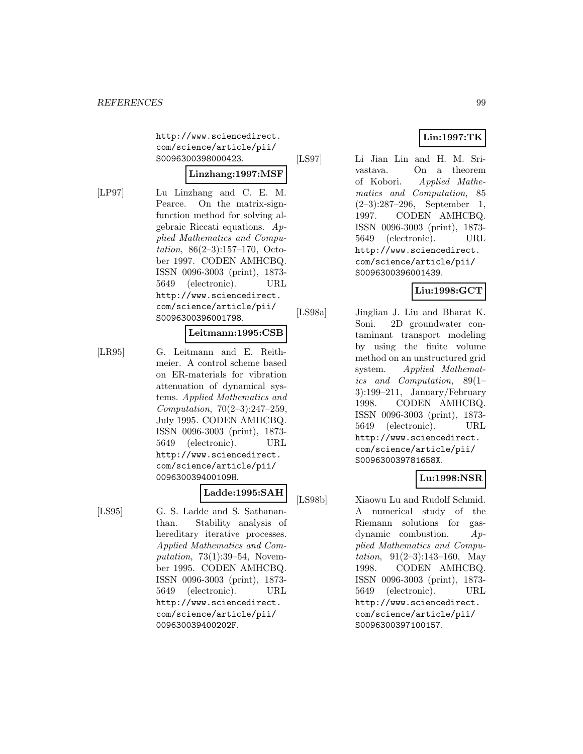http://www.sciencedirect.com/science/article/pii/S0096300398000423.

**Linzhang:1997:MSF**

[LP97] Lu Linzhang and C. E. M. Pearce. On the matrix-sign-function method for solving algebraic Riccati equations. *Applied Mathematics and Computation*, 86(2–3):157–170, October 1997. CODEN AMHCBQ. ISSN 0096-3003 (print), 1873-5649 (electronic). URL http://www.sciencedirect.com/science/article/pii/S0096300396001798.

**Leitmann:1995:CSB**

[LR95] G. Leitmann and E. Reithmeier. A control scheme based on ER-materials for vibration attenuation of dynamical systems. *Applied Mathematics and Computation*, 70(2–3):247–259, July 1995. CODEN AMHCBQ. ISSN 0096-3003 (print), 1873-5649 (electronic). URL http://www.sciencedirect.com/science/article/pii/009630039400109H.

**Ladde:1995:SAH**

[LS95] G. S. Ladde and S. Sathananthan. Stability analysis of hereditary iterative processes. *Applied Mathematics and Computation*, 73(1):39–54, November 1995. CODEN AMHCBQ. ISSN 0096-3003 (print), 1873-5649 (electronic). URL http://www.sciencedirect.com/science/article/pii/009630039400202F.

**Lin:1997:TK**

[LS97] Li Jian Lin and H. M. Srivastava. On a theorem of Kobori. *Applied Mathematics and Computation*, 85 (2–3):287–296, September 1, 1997. CODEN AMHCBQ. ISSN 0096-3003 (print), 1873-5649 (electronic). URL http://www.sciencedirect.com/science/article/pii/S0096300396001439.

**Liu:1998:GCT**

[LS98a] Jinglian J. Liu and Bharat K. Soni. 2D groundwater contaminant transport modeling by using the finite volume method on an unstructured grid system. *Applied Mathematics and Computation*, 89(1–3):199–211, January/February 1998. CODEN AMHCBQ. ISSN 0096-3003 (print), 1873-5649 (electronic). URL http://www.sciencedirect.com/science/article/pii/S009630039781658X.

**Lu:1998:NSR**

[LS98b] Xiaowu Lu and Rudolf Schmid. A numerical study of the Riemann solutions for gasdynamic combustion. *Applied Mathematics and Computation*, 91(2–3):143–160, May 1998. CODEN AMHCBQ. ISSN 0096-3003 (print), 1873-5649 (electronic). URL http://www.sciencedirect.com/science/article/pii/S0096300397100157.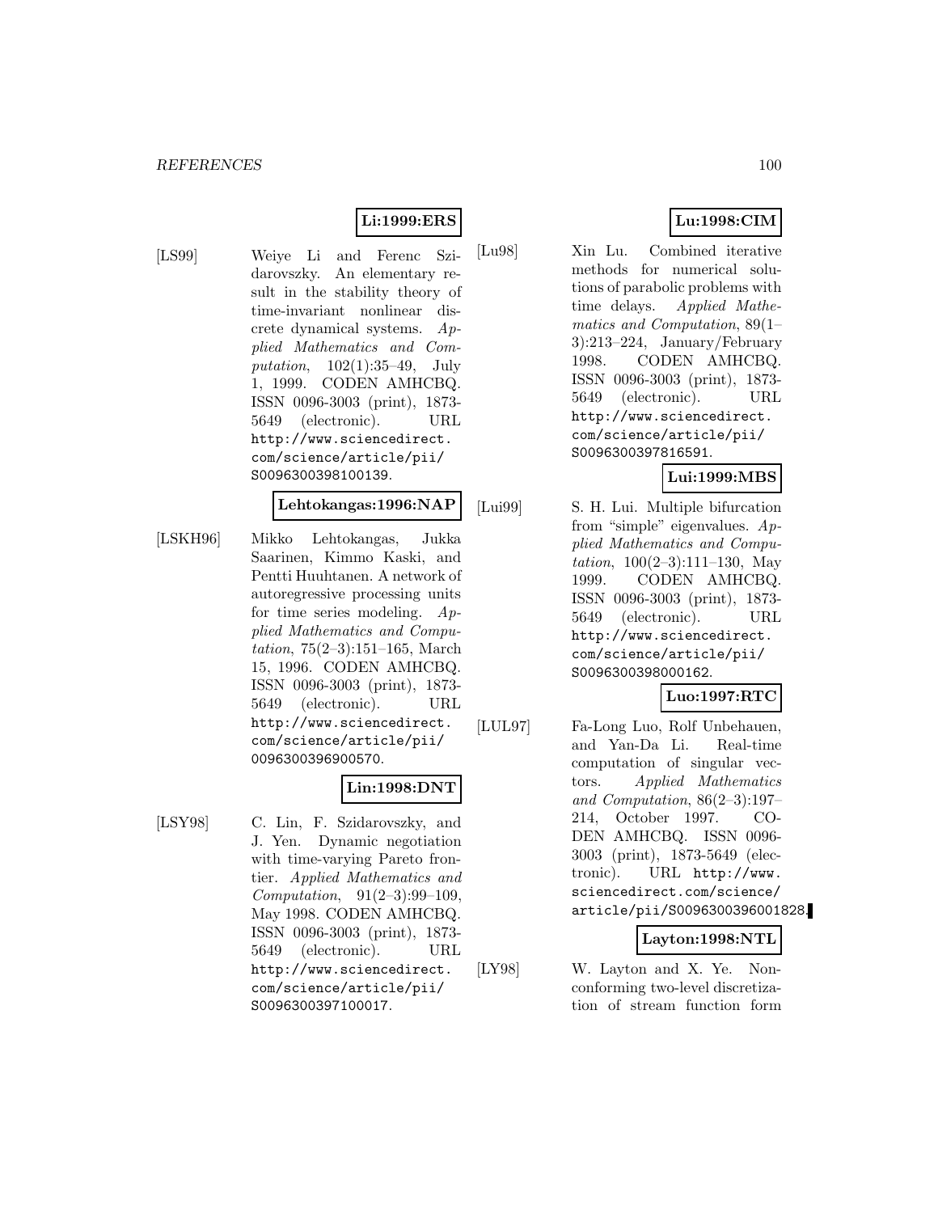**Li:1999:ERS**

[LS99] Weiye Li and Ferenc Szidarovszky. An elementary result in the stability theory of time-invariant nonlinear discrete dynamical systems. *Applied Mathematics and Computation*, 102(1):35–49, July 1, 1999. CODEN AMHCBQ. ISSN 0096-3003 (print), 1873-5649 (electronic). URL http://www.sciencedirect.com/science/article/pii/S0096300398100139.

**Lehtokangas:1996:NAP**

[LSKH96] Mikko Lehtokangas, Jukka Saarinen, Kimmo Kaski, and Pentti Huuhtanen. A network of autoregressive processing units for time series modeling. *Applied Mathematics and Computation*, 75(2–3):151–165, March 15, 1996. CODEN AMHCBQ. ISSN 0096-3003 (print), 1873-5649 (electronic). URL http://www.sciencedirect.com/science/article/pii/0096300396900570.

**Lin:1998:DNT**

[LSY98] C. Lin, F. Szidarovszky, and J. Yen. Dynamic negotiation with time-varying Pareto frontier. *Applied Mathematics and Computation*, 91(2–3):99–109, May 1998. CODEN AMHCBQ. ISSN 0096-3003 (print), 1873-5649 (electronic). URL http://www.sciencedirect.com/science/article/pii/S0096300397100017.

**Lu:1998:CIM**

[Lu98] Xin Lu. Combined iterative methods for numerical solutions of parabolic problems with time delays. *Applied Mathematics and Computation*, 89(1–3):213–224, January/February 1998. CODEN AMHCBQ. ISSN 0096-3003 (print), 1873-5649 (electronic). URL http://www.sciencedirect.com/science/article/pii/S0096300397816591.

**Lui:1999:MBS**

[Lui99] S. H. Lui. Multiple bifurcation from "simple" eigenvalues. *Applied Mathematics and Computation*, 100(2–3):111–130, May 1999. CODEN AMHCBQ. ISSN 0096-3003 (print), 1873-5649 (electronic). URL http://www.sciencedirect.com/science/article/pii/S0096300398000162.

**Luo:1997:RTC**

[LUL97] Fa-Long Luo, Rolf Unbehauen, and Yan-Da Li. Real-time computation of singular vectors. *Applied Mathematics and Computation*, 86(2–3):197–214, October 1997. CODEN AMHCBQ. ISSN 0096-3003 (print), 1873-5649 (electronic). URL http://www.sciencedirect.com/science/article/pii/S0096300396001828.

**Layton:1998:NTL**

[LY98] W. Layton and X. Ye. Nonconforming two-level discretization of stream function form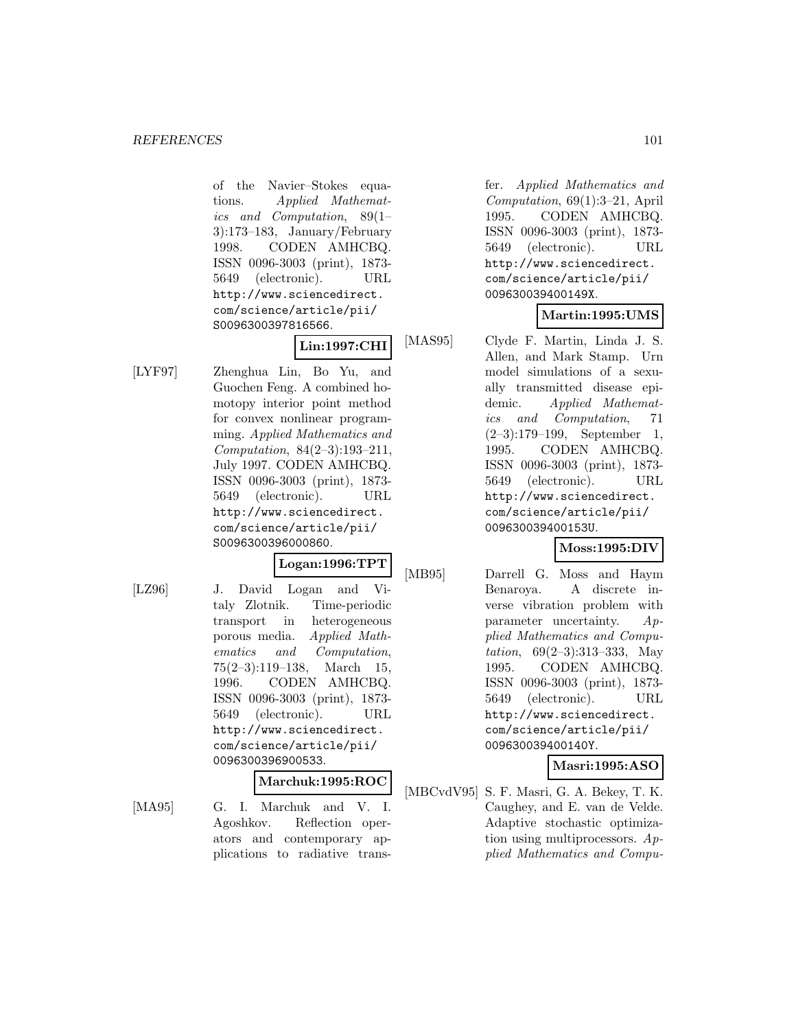of the Navier–Stokes equations. *Applied Mathematics and Computation*, 89(1–3):173–183, January/February 1998. CODEN AMHCBQ. ISSN 0096-3003 (print), 1873-5649 (electronic). URL http://www.sciencedirect.com/science/article/pii/S0096300397816566.

**Lin:1997:CHI**

[LYF97] Zhenghua Lin, Bo Yu, and Guochen Feng. A combined homotopy interior point method for convex nonlinear programming. *Applied Mathematics and Computation*, 84(2–3):193–211, July 1997. CODEN AMHCBQ. ISSN 0096-3003 (print), 1873-5649 (electronic). URL http://www.sciencedirect.com/science/article/pii/S0096300396000860.

**Logan:1996:TPT**

[LZ96] J. David Logan and Vitaly Zlotnik. Time-periodic transport in heterogeneous porous media. *Applied Mathematics and Computation*, 75(2–3):119–138, March 15, 1996. CODEN AMHCBQ. ISSN 0096-3003 (print), 1873-5649 (electronic). URL http://www.sciencedirect.com/science/article/pii/0096300396900533.

**Marchuk:1995:ROC**

[MA95] G. I. Marchuk and V. I. Agoshkov. Reflection operators and contemporary applications to radiative transfer. *Applied Mathematics and Computation*, 69(1):3–21, April 1995. CODEN AMHCBQ. ISSN 0096-3003 (print), 1873-5649 (electronic). URL http://www.sciencedirect.com/science/article/pii/009630039400149X.

**Martin:1995:UMS**

[MAS95] Clyde F. Martin, Linda J. S. Allen, and Mark Stamp. Urn model simulations of a sexually transmitted disease epidemic. *Applied Mathematics and Computation*, 71 (2–3):179–199, September 1, 1995. CODEN AMHCBQ. ISSN 0096-3003 (print), 1873-5649 (electronic). URL http://www.sciencedirect.com/science/article/pii/009630039400153U.

**Moss:1995:DIV**

[MB95] Darrell G. Moss and Haym Benaroya. A discrete inverse vibration problem with parameter uncertainty. *Applied Mathematics and Computation*, 69(2–3):313–333, May 1995. CODEN AMHCBQ. ISSN 0096-3003 (print), 1873-5649 (electronic). URL http://www.sciencedirect.com/science/article/pii/009630039400140Y.

**Masri:1995:ASO**

[MBCvdV95] S. F. Masri, G. A. Bekey, T. K. Caughey, and E. van de Velde. Adaptive stochastic optimization using multiprocessors. *Applied Mathematics and Compu-*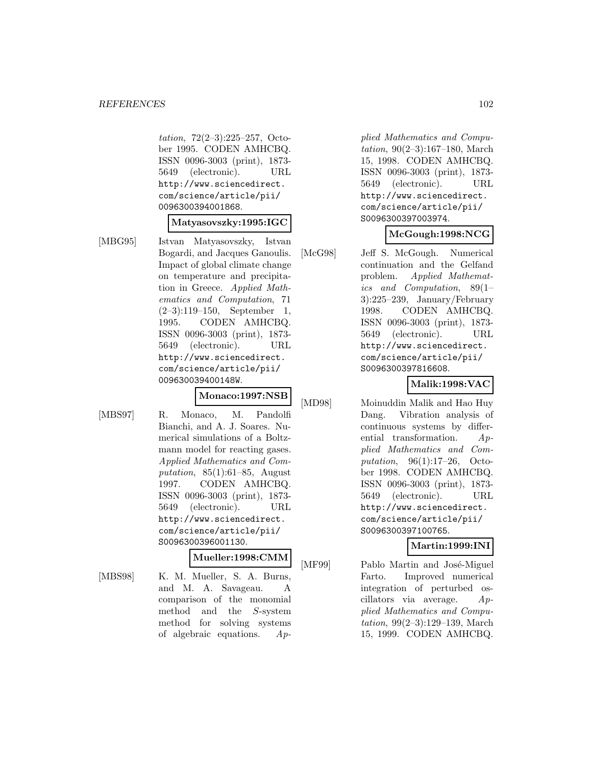*tation*, 72(2–3):225–257, October 1995. CODEN AMHCBQ. ISSN 0096-3003 (print), 1873-5649 (electronic). URL http://www.sciencedirect.com/science/article/pii/0096300394001868.

**Matyasovszky:1995:IGC**

[MBG95] Istvan Matyasovszky, Istvan Bogardi, and Jacques Ganoulis. Impact of global climate change on temperature and precipitation in Greece. *Applied Mathematics and Computation*, 71 (2–3):119–150, September 1, 1995. CODEN AMHCBQ. ISSN 0096-3003 (print), 1873-5649 (electronic). URL http://www.sciencedirect.com/science/article/pii/009630039400148W.

**Monaco:1997:NSB**

[MBS97] R. Monaco, M. Pandolfi Bianchi, and A. J. Soares. Numerical simulations of a Boltzmann model for reacting gases. *Applied Mathematics and Computation*, 85(1):61–85, August 1997. CODEN AMHCBQ. ISSN 0096-3003 (print), 1873-5649 (electronic). URL http://www.sciencedirect.com/science/article/pii/S0096300396001130.

**Mueller:1998:CMM**

[MBS98] K. M. Mueller, S. A. Burns, and M. A. Savageau. A comparison of the monomial method and the *S*-system method for solving systems of algebraic equations. *Applied Mathematics and Computation*, 90(2–3):167–180, March 15, 1998. CODEN AMHCBQ. ISSN 0096-3003 (print), 1873-5649 (electronic). URL http://www.sciencedirect.com/science/article/pii/S0096300397003974.

**McGough:1998:NCG**

[McG98] Jeff S. McGough. Numerical continuation and the Gelfand problem. *Applied Mathematics and Computation*, 89(1–3):225–239, January/February 1998. CODEN AMHCBQ. ISSN 0096-3003 (print), 1873-5649 (electronic). URL http://www.sciencedirect.com/science/article/pii/S0096300397816608.

**Malik:1998:VAC**

[MD98] Moinuddin Malik and Hao Huy Dang. Vibration analysis of continuous systems by differential transformation. *Applied Mathematics and Computation*, 96(1):17–26, October 1998. CODEN AMHCBQ. ISSN 0096-3003 (print), 1873-5649 (electronic). URL http://www.sciencedirect.com/science/article/pii/S0096300397100765.

**Martin:1999:INI**

[MF99] Pablo Martin and José-Miguel Farto. Improved numerical integration of perturbed oscillators via average. *Applied Mathematics and Computation*, 99(2–3):129–139, March 15, 1999. CODEN AMHCBQ.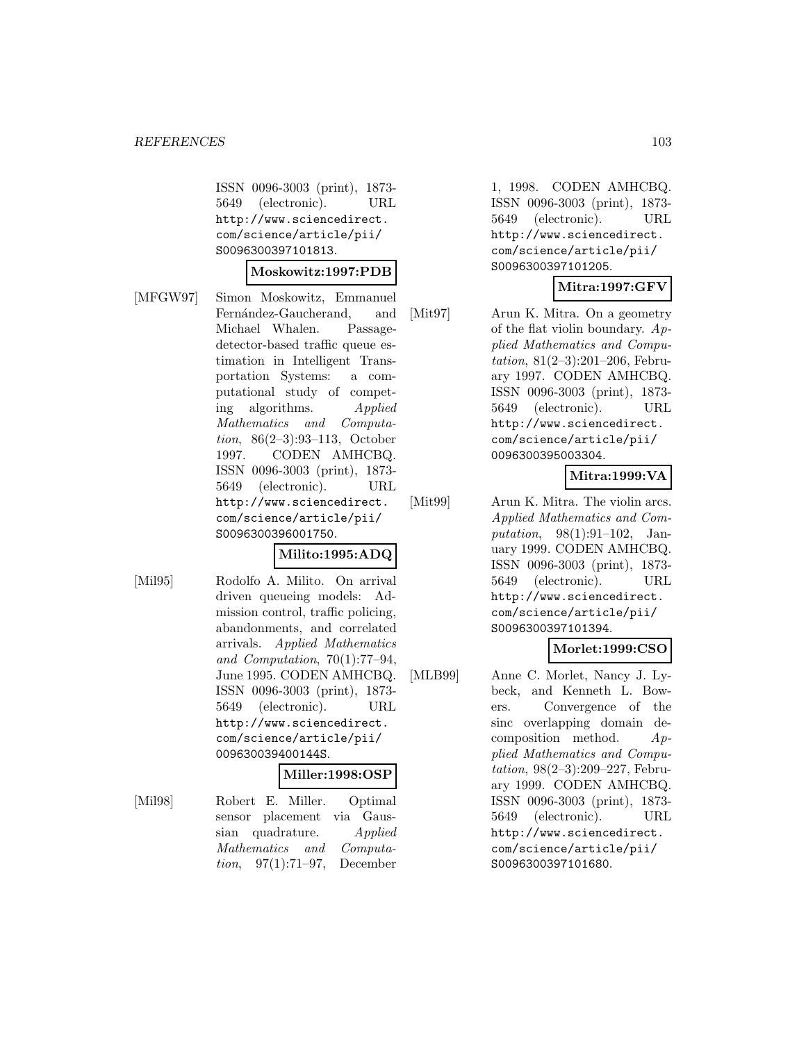ISSN 0096-3003 (print), 1873-5649 (electronic). URL http://www.sciencedirect.com/science/article/pii/S0096300397101813.

**Moskowitz:1997:PDB**

[MFGW97] Simon Moskowitz, Emmanuel Fernández-Gaucherand, and Michael Whalen. Passage-detector-based traffic queue estimation in Intelligent Transportation Systems: a computational study of competing algorithms. *Applied Mathematics and Computation*, 86(2–3):93–113, October 1997. CODEN AMHCBQ. ISSN 0096-3003 (print), 1873-5649 (electronic). URL http://www.sciencedirect.com/science/article/pii/S0096300396001750.

**Milito:1995:ADQ**

[Mil95] Rodolfo A. Milito. On arrival driven queueing models: Admission control, traffic policing, abandonments, and correlated arrivals. *Applied Mathematics and Computation*, 70(1):77–94, June 1995. CODEN AMHCBQ. ISSN 0096-3003 (print), 1873-5649 (electronic). URL http://www.sciencedirect.com/science/article/pii/009630039400144S.

**Miller:1998:OSP**

[Mil98] Robert E. Miller. Optimal sensor placement via Gaussian quadrature. *Applied Mathematics and Computation*, 97(1):71–97, December 1, 1998. CODEN AMHCBQ. ISSN 0096-3003 (print), 1873-5649 (electronic). URL http://www.sciencedirect.com/science/article/pii/S0096300397101205.

**Mitra:1997:GFV**

[Mit97] Arun K. Mitra. On a geometry of the flat violin boundary. *Applied Mathematics and Computation*, 81(2–3):201–206, February 1997. CODEN AMHCBQ. ISSN 0096-3003 (print), 1873-5649 (electronic). URL http://www.sciencedirect.com/science/article/pii/0096300395003304.

**Mitra:1999:VA**

[Mit99] Arun K. Mitra. The violin arcs. *Applied Mathematics and Computation*, 98(1):91–102, January 1999. CODEN AMHCBQ. ISSN 0096-3003 (print), 1873-5649 (electronic). URL http://www.sciencedirect.com/science/article/pii/S0096300397101394.

**Morlet:1999:CSO**

[MLB99] Anne C. Morlet, Nancy J. Lybeck, and Kenneth L. Bowers. Convergence of the sinc overlapping domain decomposition method. *Applied Mathematics and Computation*, 98(2–3):209–227, February 1999. CODEN AMHCBQ. ISSN 0096-3003 (print), 1873-5649 (electronic). URL http://www.sciencedirect.com/science/article/pii/S0096300397101680.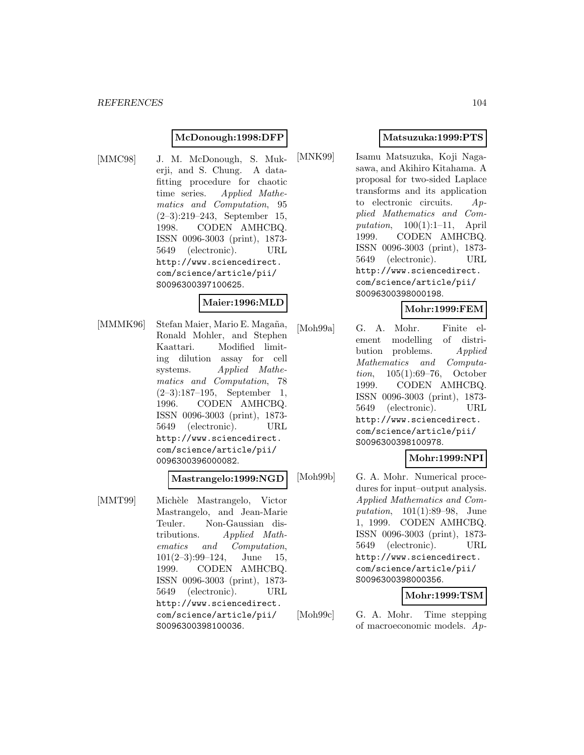**McDonough:1998:DFP**

[MMC98] J. M. McDonough, S. Mukerji, and S. Chung. A data-fitting procedure for chaotic time series. *Applied Mathematics and Computation*, 95 (2–3):219–243, September 15, 1998. CODEN AMHCBQ. ISSN 0096-3003 (print), 1873-5649 (electronic). URL http://www.sciencedirect.com/science/article/pii/S0096300397100625.

**Maier:1996:MLD**

[MMMK96] Stefan Maier, Mario E. Magaña, Ronald Mohler, and Stephen Kaattari. Modified limiting dilution assay for cell systems. *Applied Mathematics and Computation*, 78 (2–3):187–195, September 1, 1996. CODEN AMHCBQ. ISSN 0096-3003 (print), 1873-5649 (electronic). URL http://www.sciencedirect.com/science/article/pii/0096300396000082.

**Mastrangelo:1999:NGD**

[MMT99] Michèle Mastrangelo, Victor Mastrangelo, and Jean-Marie Teuler. Non-Gaussian distributions. *Applied Mathematics and Computation*, 101(2–3):99–124, June 15, 1999. CODEN AMHCBQ. ISSN 0096-3003 (print), 1873-5649 (electronic). URL http://www.sciencedirect.com/science/article/pii/S0096300398100036.

**Matsuzuka:1999:PTS**

[MNK99] Isamu Matsuzuka, Koji Nagasawa, and Akihiro Kitahama. A proposal for two-sided Laplace transforms and its application to electronic circuits. *Applied Mathematics and Computation*, 100(1):1–11, April 1999. CODEN AMHCBQ. ISSN 0096-3003 (print), 1873-5649 (electronic). URL http://www.sciencedirect.com/science/article/pii/S0096300398000198.

**Mohr:1999:FEM**

[Moh99a] G. A. Mohr. Finite element modelling of distribution problems. *Applied Mathematics and Computation*, 105(1):69–76, October 1999. CODEN AMHCBQ. ISSN 0096-3003 (print), 1873-5649 (electronic). URL http://www.sciencedirect.com/science/article/pii/S0096300398100978.

**Mohr:1999:NPI**

[Moh99b] G. A. Mohr. Numerical procedures for input–output analysis. *Applied Mathematics and Computation*, 101(1):89–98, June 1, 1999. CODEN AMHCBQ. ISSN 0096-3003 (print), 1873-5649 (electronic). URL http://www.sciencedirect.com/science/article/pii/S0096300398000356.

**Mohr:1999:TSM**

[Moh99c] G. A. Mohr. Time stepping of macroeconomic models. *Ap-*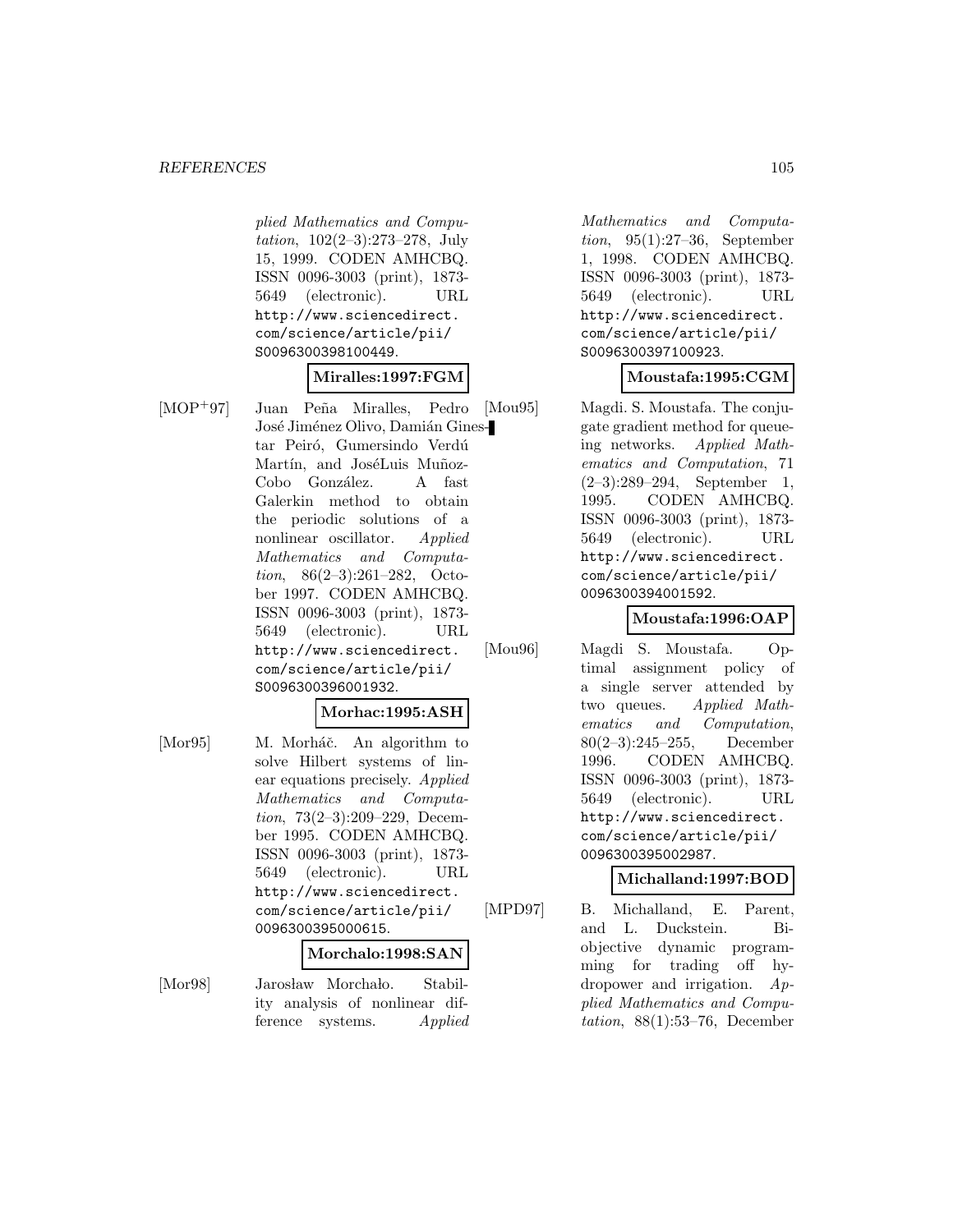*plied Mathematics and Computation*, 102(2–3):273–278, July 15, 1999. CODEN AMHCBQ. ISSN 0096-3003 (print), 1873-5649 (electronic). URL http://www.sciencedirect.com/science/article/pii/S0096300398100449.

**Miralles:1997:FGM**

[MOP+97] Juan Peña Miralles, Pedro José Jiménez Olivo, Damián Ginestar Peiró, Gumersindo Verdú Martín, and JoséLuis Muñoz-Cobo González. A fast Galerkin method to obtain the periodic solutions of a nonlinear oscillator. *Applied Mathematics and Computation*, 86(2–3):261–282, October 1997. CODEN AMHCBQ. ISSN 0096-3003 (print), 1873-5649 (electronic). URL http://www.sciencedirect.com/science/article/pii/S0096300396001932.

**Morhac:1995:ASH**

[Mor95] M. Morháč. An algorithm to solve Hilbert systems of linear equations precisely. *Applied Mathematics and Computation*, 73(2–3):209–229, December 1995. CODEN AMHCBQ. ISSN 0096-3003 (print), 1873-5649 (electronic). URL http://www.sciencedirect.com/science/article/pii/0096300395000615.

**Morchalo:1998:SAN**

[Mor98] Jarosław Morchało. Stability analysis of nonlinear difference systems. *Applied Mathematics and Computation*, 95(1):27–36, September 1, 1998. CODEN AMHCBQ. ISSN 0096-3003 (print), 1873-5649 (electronic). URL http://www.sciencedirect.com/science/article/pii/S0096300397100923.

**Moustafa:1995:CGM**

[Mou95] Magdi. S. Moustafa. The conjugate gradient method for queueing networks. *Applied Mathematics and Computation*, 71 (2–3):289–294, September 1, 1995. CODEN AMHCBQ. ISSN 0096-3003 (print), 1873-5649 (electronic). URL http://www.sciencedirect.com/science/article/pii/0096300394001592.

**Moustafa:1996:OAP**

[Mou96] Magdi S. Moustafa. Optimal assignment policy of a single server attended by two queues. *Applied Mathematics and Computation*, 80(2–3):245–255, December 1996. CODEN AMHCBQ. ISSN 0096-3003 (print), 1873-5649 (electronic). URL http://www.sciencedirect.com/science/article/pii/0096300395002987.

**Michalland:1997:BOD**

[MPD97] B. Michalland, E. Parent, and L. Duckstein. Biobjective dynamic programming for trading off hydropower and irrigation. *Applied Mathematics and Computation*, 88(1):53–76, December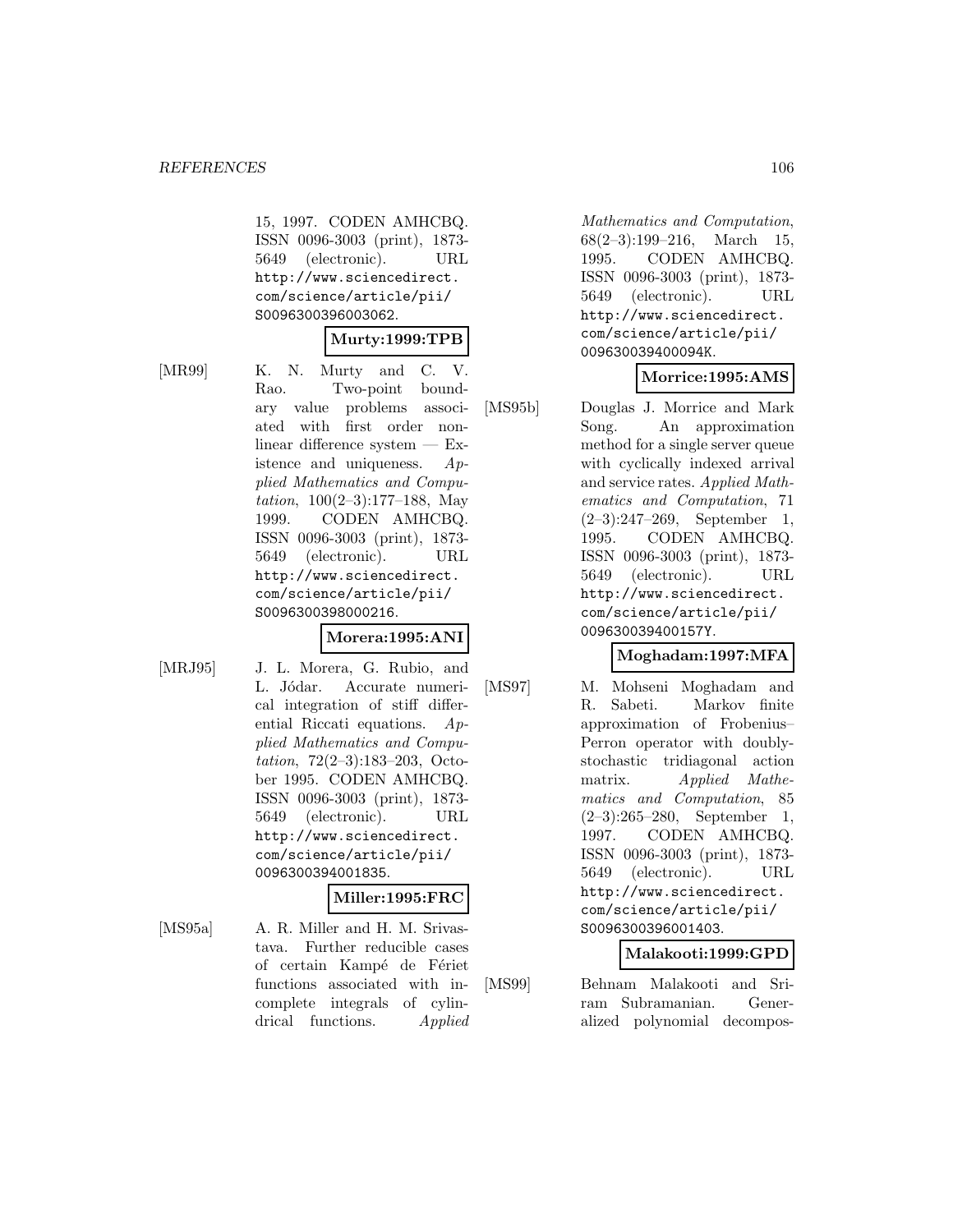15, 1997. CODEN AMHCBQ. ISSN 0096-3003 (print), 1873-5649 (electronic). URL http://www.sciencedirect.com/science/article/pii/S0096300396003062.

**Murty:1999:TPB**

[MR99] K. N. Murty and C. V. Rao. Two-point boundary value problems associated with first order nonlinear difference system — Existence and uniqueness. *Applied Mathematics and Computation*, 100(2–3):177–188, May 1999. CODEN AMHCBQ. ISSN 0096-3003 (print), 1873-5649 (electronic). URL http://www.sciencedirect.com/science/article/pii/S0096300398000216.

**Morera:1995:ANI**

[MRJ95] J. L. Morera, G. Rubio, and L. Jódar. Accurate numerical integration of stiff differential Riccati equations. *Applied Mathematics and Computation*, 72(2–3):183–203, October 1995. CODEN AMHCBQ. ISSN 0096-3003 (print), 1873-5649 (electronic). URL http://www.sciencedirect.com/science/article/pii/0096300394001835.

**Miller:1995:FRC**

[MS95a] A. R. Miller and H. M. Srivastava. Further reducible cases of certain Kampé de Fériet functions associated with incomplete integrals of cylindrical functions. *Applied Mathematics and Computation*, 68(2–3):199–216, March 15, 1995. CODEN AMHCBQ. ISSN 0096-3003 (print), 1873-5649 (electronic). URL http://www.sciencedirect.com/science/article/pii/009630039400094K.

**Morrice:1995:AMS**

[MS95b] Douglas J. Morrice and Mark Song. An approximation method for a single server queue with cyclically indexed arrival and service rates. *Applied Mathematics and Computation*, 71 (2–3):247–269, September 1, 1995. CODEN AMHCBQ. ISSN 0096-3003 (print), 1873-5649 (electronic). URL http://www.sciencedirect.com/science/article/pii/009630039400157Y.

**Moghadam:1997:MFA**

[MS97] M. Mohseni Moghadam and R. Sabeti. Markov finite approximation of Frobenius–Perron operator with doubly-stochastic tridiagonal action matrix. *Applied Mathematics and Computation*, 85 (2–3):265–280, September 1, 1997. CODEN AMHCBQ. ISSN 0096-3003 (print), 1873-5649 (electronic). URL http://www.sciencedirect.com/science/article/pii/S0096300396001403.

**Malakooti:1999:GPD**

[MS99] Behnam Malakooti and Sriram Subramanian. Generalized polynomial decompos-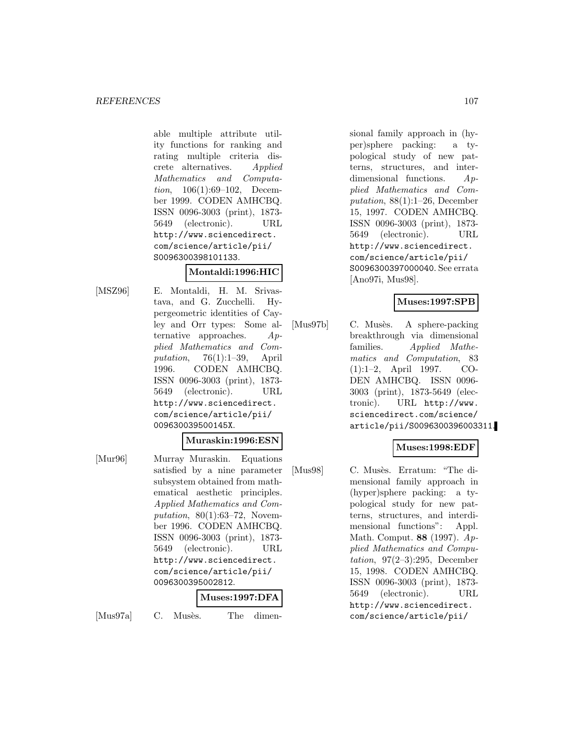able multiple attribute utility functions for ranking and rating multiple criteria discrete alternatives. *Applied Mathematics and Computation*, 106(1):69–102, December 1999. CODEN AMHCBQ. ISSN 0096-3003 (print), 1873-5649 (electronic). URL http://www.sciencedirect.com/science/article/pii/S0096300398101133.

**Montaldi:1996:HIC**

[MSZ96] E. Montaldi, H. M. Srivastava, and G. Zucchelli. Hypergeometric identities of Cayley and Orr types: Some alternative approaches. *Applied Mathematics and Computation*, 76(1):1–39, April 1996. CODEN AMHCBQ. ISSN 0096-3003 (print), 1873-5649 (electronic). URL http://www.sciencedirect.com/science/article/pii/009630039500145X.

**Muraskin:1996:ESN**

[Mur96] Murray Muraskin. Equations satisfied by a nine parameter subsystem obtained from mathematical aesthetic principles. *Applied Mathematics and Computation*, 80(1):63–72, November 1996. CODEN AMHCBQ. ISSN 0096-3003 (print), 1873-5649 (electronic). URL http://www.sciencedirect.com/science/article/pii/0096300395002812.

**Muses:1997:DFA**

[Mus97a] C. Musès. The dimensional family approach in (hyper)sphere packing: a typological study of new patterns, structures, and interdimensional functions. *Applied Mathematics and Computation*, 88(1):1–26, December 15, 1997. CODEN AMHCBQ. ISSN 0096-3003 (print), 1873-5649 (electronic). URL http://www.sciencedirect.com/science/article/pii/S0096300397000040. See errata [Ano97i, Mus98].

**Muses:1997:SPB**

[Mus97b] C. Musès. A sphere-packing breakthrough via dimensional families. *Applied Mathematics and Computation*, 83(1):1–2, April 1997. CODEN AMHCBQ. ISSN 0096-3003 (print), 1873-5649 (electronic). URL http://www.sciencedirect.com/science/article/pii/S0096300396003311.

**Muses:1998:EDF**

[Mus98] C. Musès. Erratum: "The dimensional family approach in (hyper)sphere packing: a typological study for new patterns, structures, and interdimensional functions": Appl. Math. Comput. **88** (1997). *Applied Mathematics and Computation*, 97(2–3):295, December 15, 1998. CODEN AMHCBQ. ISSN 0096-3003 (print), 1873-5649 (electronic). URL http://www.sciencedirect.com/science/article/pii/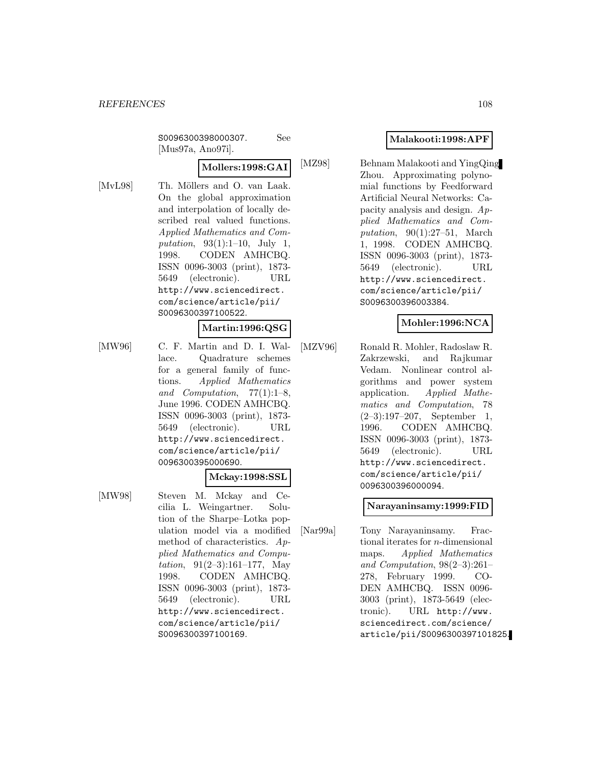S0096300398000307. See [Mus97a, Ano97i].

**Mollers:1998:GAI**

[MvL98] Th. Möllers and O. van Laak. On the global approximation and interpolation of locally described real valued functions. *Applied Mathematics and Computation*, 93(1):1–10, July 1, 1998. CODEN AMHCBQ. ISSN 0096-3003 (print), 1873-5649 (electronic). URL http://www.sciencedirect.com/science/article/pii/S0096300397100522.

**Martin:1996:QSG**

[MW96] C. F. Martin and D. I. Wallace. Quadrature schemes for a general family of functions. *Applied Mathematics and Computation*, 77(1):1–8, June 1996. CODEN AMHCBQ. ISSN 0096-3003 (print), 1873-5649 (electronic). URL http://www.sciencedirect.com/science/article/pii/0096300395000690.

**Mckay:1998:SSL**

[MW98] Steven M. Mckay and Cecilia L. Weingartner. Solution of the Sharpe–Lotka population model via a modified method of characteristics. *Applied Mathematics and Computation*, 91(2–3):161–177, May 1998. CODEN AMHCBQ. ISSN 0096-3003 (print), 1873-5649 (electronic). URL http://www.sciencedirect.com/science/article/pii/S0096300397100169.

**Malakooti:1998:APF**

[MZ98] Behnam Malakooti and YingQing Zhou. Approximating polynomial functions by Feedforward Artificial Neural Networks: Capacity analysis and design. *Applied Mathematics and Computation*, 90(1):27–51, March 1, 1998. CODEN AMHCBQ. ISSN 0096-3003 (print), 1873-5649 (electronic). URL http://www.sciencedirect.com/science/article/pii/S0096300396003384.

**Mohler:1996:NCA**

[MZV96] Ronald R. Mohler, Radoslaw R. Zakrzewski, and Rajkumar Vedam. Nonlinear control algorithms and power system application. *Applied Mathematics and Computation*, 78(2–3):197–207, September 1, 1996. CODEN AMHCBQ. ISSN 0096-3003 (print), 1873-5649 (electronic). URL http://www.sciencedirect.com/science/article/pii/0096300396000094.

**Narayaninsamy:1999:FID**

[Nar99a] Tony Narayaninsamy. Fractional iterates for $n$-dimensional maps. *Applied Mathematics and Computation*, 98(2–3):261–278, February 1999. CODEN AMHCBQ. ISSN 0096-3003 (print), 1873-5649 (electronic). URL http://www.sciencedirect.com/science/article/pii/S0096300397101825.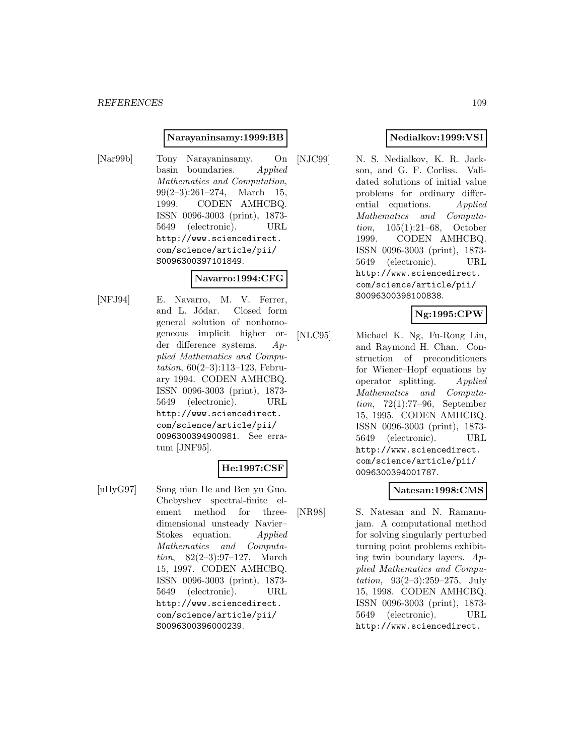**Narayaninsamy:1999:BB**

[Nar99b] Tony Narayaninsamy. On basin boundaries. *Applied Mathematics and Computation*, 99(2–3):261–274, March 15, 1999. CODEN AMHCBQ. ISSN 0096-3003 (print), 1873-5649 (electronic). URL http://www.sciencedirect.com/science/article/pii/S0096300397101849.

**Navarro:1994:CFG**

[NFJ94] E. Navarro, M. V. Ferrer, and L. Jódar. Closed form general solution of nonhomogeneous implicit higher order difference systems. *Applied Mathematics and Computation*, 60(2–3):113–123, February 1994. CODEN AMHCBQ. ISSN 0096-3003 (print), 1873-5649 (electronic). URL http://www.sciencedirect.com/science/article/pii/0096300394900981. See erratum [JNF95].

**He:1997:CSF**

[nHyG97] Song nian He and Ben yu Guo. Chebyshev spectral-finite element method for three-dimensional unsteady Navier–Stokes equation. *Applied Mathematics and Computation*, 82(2–3):97–127, March 15, 1997. CODEN AMHCBQ. ISSN 0096-3003 (print), 1873-5649 (electronic). URL http://www.sciencedirect.com/science/article/pii/S0096300396000239.

**Nedialkov:1999:VSI**

[NJC99] N. S. Nedialkov, K. R. Jackson, and G. F. Corliss. Validated solutions of initial value problems for ordinary differential equations. *Applied Mathematics and Computation*, 105(1):21–68, October 1999. CODEN AMHCBQ. ISSN 0096-3003 (print), 1873-5649 (electronic). URL http://www.sciencedirect.com/science/article/pii/S0096300398100838.

**Ng:1995:CPW**

[NLC95] Michael K. Ng, Fu-Rong Lin, and Raymond H. Chan. Construction of preconditioners for Wiener–Hopf equations by operator splitting. *Applied Mathematics and Computation*, 72(1):77–96, September 15, 1995. CODEN AMHCBQ. ISSN 0096-3003 (print), 1873-5649 (electronic). URL http://www.sciencedirect.com/science/article/pii/0096300394001787.

**Natesan:1998:CMS**

[NR98] S. Natesan and N. Ramanujam. A computational method for solving singularly perturbed turning point problems exhibiting twin boundary layers. *Applied Mathematics and Computation*, 93(2–3):259–275, July 15, 1998. CODEN AMHCBQ. ISSN 0096-3003 (print), 1873-5649 (electronic). URL http://www.sciencedirect.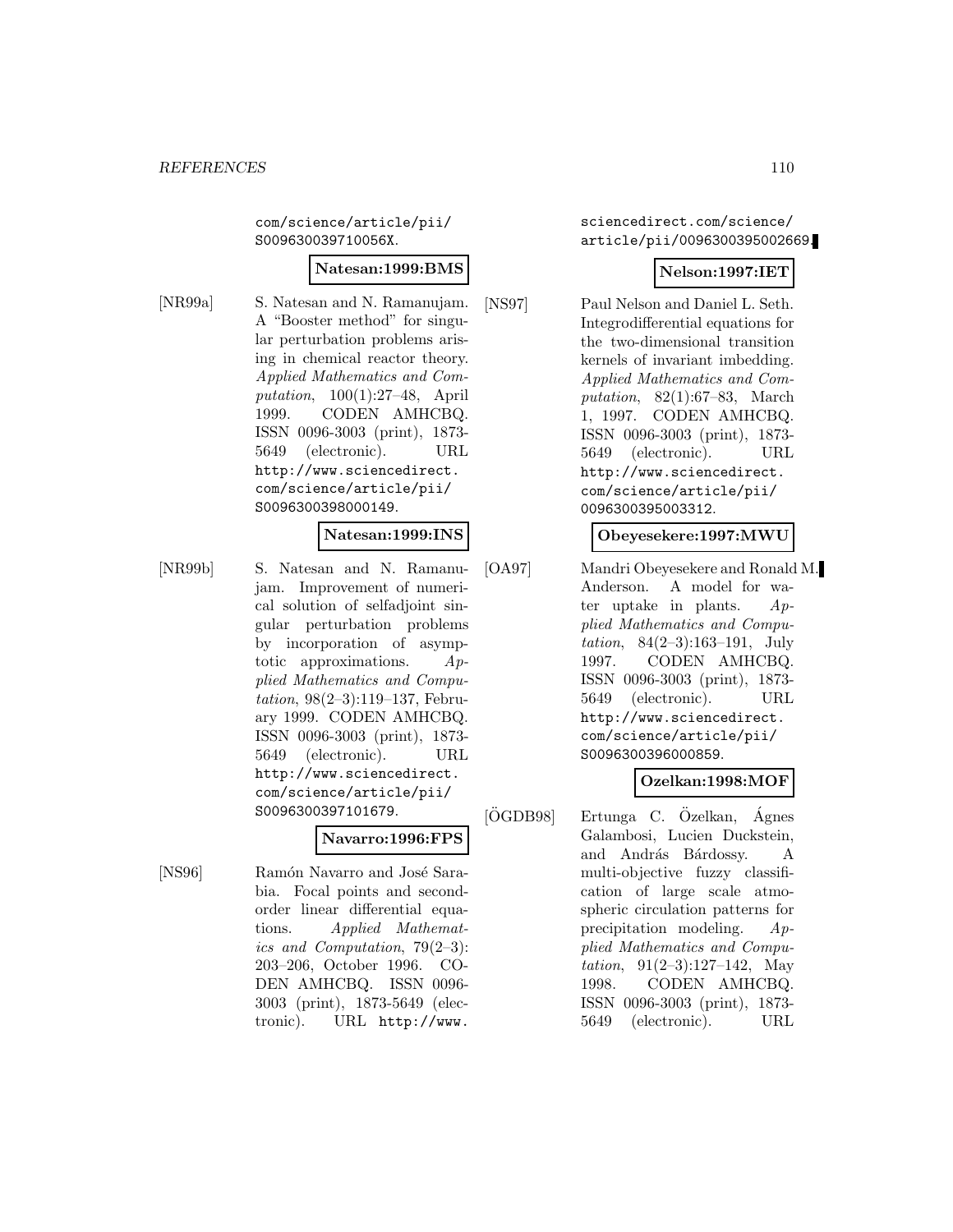com/science/article/pii/
S009630039710056X.

**Natesan:1999:BMS**

[NR99a] S. Natesan and N. Ramanujam. A "Booster method" for singular perturbation problems arising in chemical reactor theory. *Applied Mathematics and Computation*, 100(1):27–48, April 1999. CODEN AMHCBQ. ISSN 0096-3003 (print), 1873-5649 (electronic). URL http://www.sciencedirect.com/science/article/pii/S0096300398000149.

**Natesan:1999:INS**

[NR99b] S. Natesan and N. Ramanujam. Improvement of numerical solution of selfadjoint singular perturbation problems by incorporation of asymptotic approximations. *Applied Mathematics and Computation*, 98(2–3):119–137, February 1999. CODEN AMHCBQ. ISSN 0096-3003 (print), 1873-5649 (electronic). URL http://www.sciencedirect.com/science/article/pii/S0096300397101679.

**Navarro:1996:FPS**

[NS96] Ramón Navarro and José Sarabia. Focal points and second-order linear differential equations. *Applied Mathematics and Computation*, 79(2–3):203–206, October 1996. CODEN AMHCBQ. ISSN 0096-3003 (print), 1873-5649 (electronic). URL http://www.sciencedirect.com/science/article/pii/0096300395002669.

**Nelson:1997:IET**

[NS97] Paul Nelson and Daniel L. Seth. Integrodifferential equations for the two-dimensional transition kernels of invariant imbedding. *Applied Mathematics and Computation*, 82(1):67–83, March 1, 1997. CODEN AMHCBQ. ISSN 0096-3003 (print), 1873-5649 (electronic). URL http://www.sciencedirect.com/science/article/pii/0096300395003312.

**Obeyesekere:1997:MWU**

[OA97] Mandri Obeyesekere and Ronald M. Anderson. A model for water uptake in plants. *Applied Mathematics and Computation*, 84(2–3):163–191, July 1997. CODEN AMHCBQ. ISSN 0096-3003 (print), 1873-5649 (electronic). URL http://www.sciencedirect.com/science/article/pii/S0096300396000859.

**Ozelkan:1998:MOF**

[ÖGDB98] Ertunga C. Özelkan, Ágnes Galambosi, Lucien Duckstein, and András Bárdossy. A multi-objective fuzzy classification of large scale atmospheric circulation patterns for precipitation modeling. *Applied Mathematics and Computation*, 91(2–3):127–142, May 1998. CODEN AMHCBQ. ISSN 0096-3003 (print), 1873-5649 (electronic). URL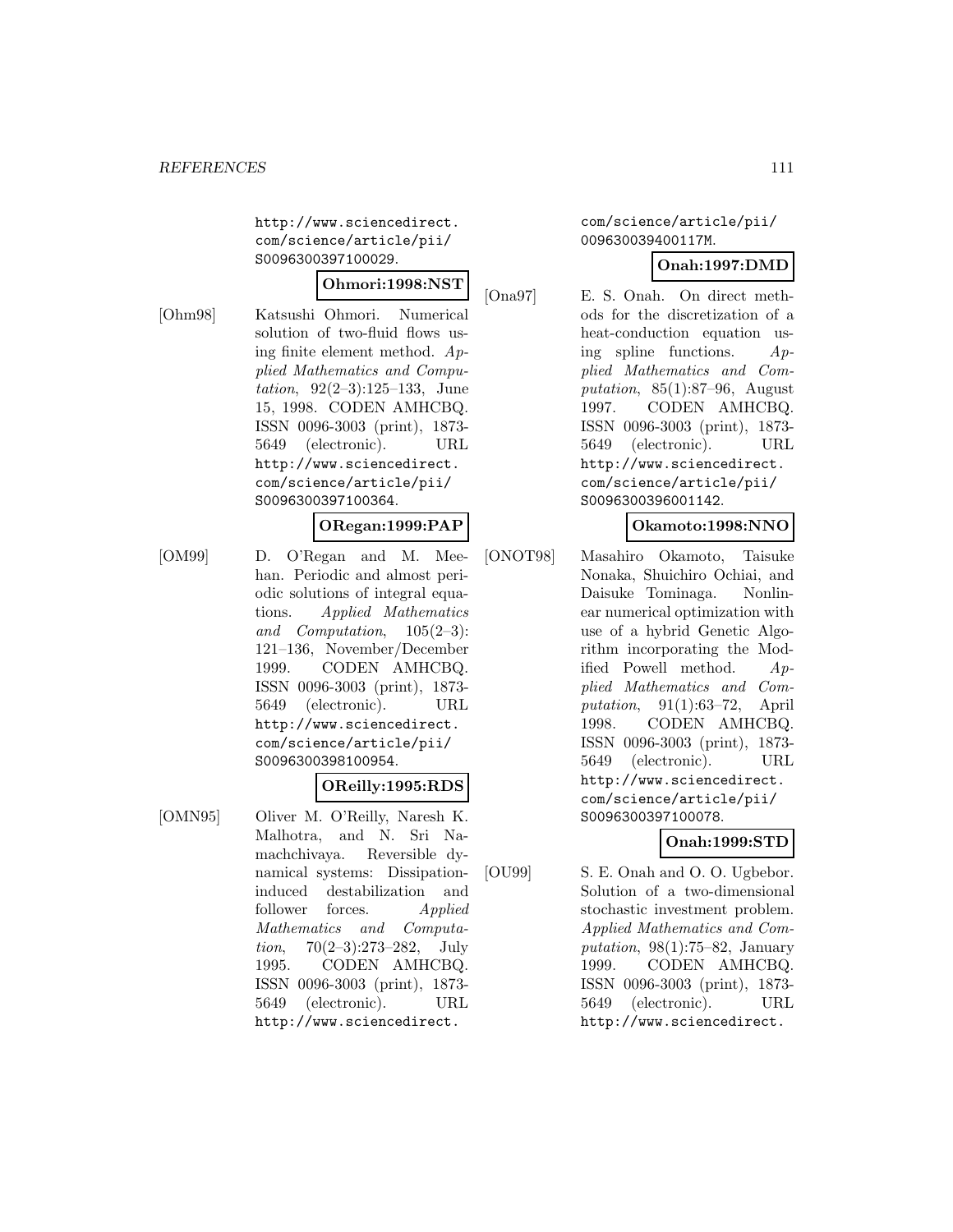http://www.sciencedirect.com/science/article/pii/S0096300397100029.

**Ohmori:1998:NST**

[Ohm98] Katsushi Ohmori. Numerical solution of two-fluid flows using finite element method. *Applied Mathematics and Computation*, 92(2–3):125–133, June 15, 1998. CODEN AMHCBQ. ISSN 0096-3003 (print), 1873-5649 (electronic). URL http://www.sciencedirect.com/science/article/pii/S0096300397100364.

**ORegan:1999:PAP**

[OM99] D. O'Regan and M. Meehan. Periodic and almost periodic solutions of integral equations. *Applied Mathematics and Computation*, 105(2–3): 121–136, November/December 1999. CODEN AMHCBQ. ISSN 0096-3003 (print), 1873-5649 (electronic). URL http://www.sciencedirect.com/science/article/pii/S0096300398100954.

**OReilly:1995:RDS**

[OMN95] Oliver M. O'Reilly, Naresh K. Malhotra, and N. Sri Namachchivaya. Reversible dynamical systems: Dissipation-induced destabilization and follower forces. *Applied Mathematics and Computation*, 70(2–3):273–282, July 1995. CODEN AMHCBQ. ISSN 0096-3003 (print), 1873-5649 (electronic). URL http://www.sciencedirect.com/science/article/pii/009630039400117M.

**Onah:1997:DMD**

[Ona97] E. S. Onah. On direct methods for the discretization of a heat-conduction equation using spline functions. *Applied Mathematics and Computation*, 85(1):87–96, August 1997. CODEN AMHCBQ. ISSN 0096-3003 (print), 1873-5649 (electronic). URL http://www.sciencedirect.com/science/article/pii/S0096300396001142.

**Okamoto:1998:NNO**

[ONOT98] Masahiro Okamoto, Taisuke Nonaka, Shuichiro Ochiai, and Daisuke Tominaga. Nonlinear numerical optimization with use of a hybrid Genetic Algorithm incorporating the Modified Powell method. *Applied Mathematics and Computation*, 91(1):63–72, April 1998. CODEN AMHCBQ. ISSN 0096-3003 (print), 1873-5649 (electronic). URL http://www.sciencedirect.com/science/article/pii/S0096300397100078.

**Onah:1999:STD**

[OU99] S. E. Onah and O. O. Ugbebor. Solution of a two-dimensional stochastic investment problem. *Applied Mathematics and Computation*, 98(1):75–82, January 1999. CODEN AMHCBQ. ISSN 0096-3003 (print), 1873-5649 (electronic). URL http://www.sciencedirect.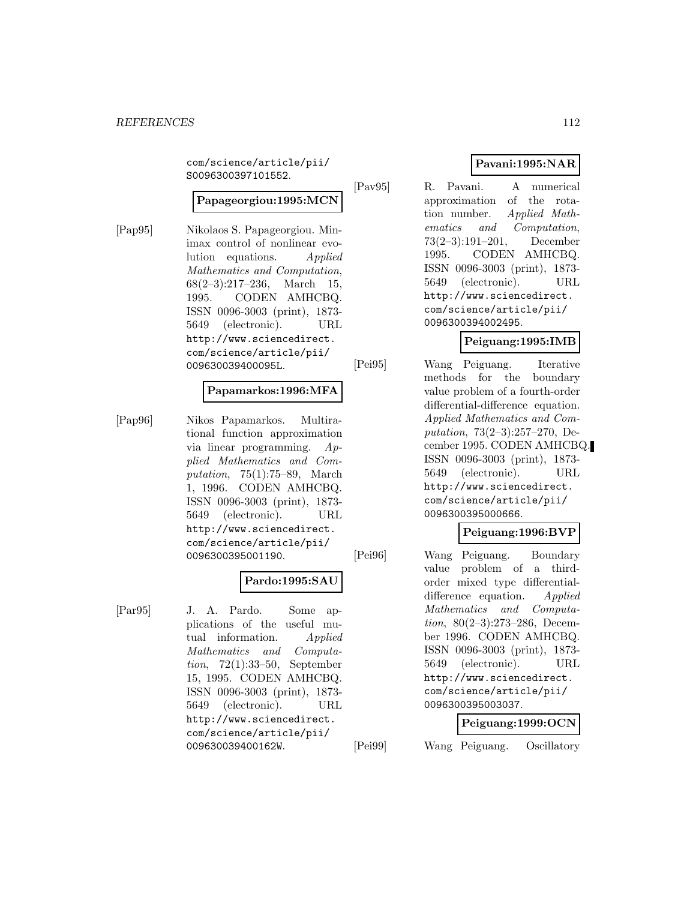com/science/article/pii/S0096300397101552.

**Papageorgiou:1995:MCN**

[Pap95] Nikolaos S. Papageorgiou. Minimax control of nonlinear evolution equations. *Applied Mathematics and Computation*, 68(2–3):217–236, March 15, 1995. CODEN AMHCBQ. ISSN 0096-3003 (print), 1873-5649 (electronic). URL http://www.sciencedirect.com/science/article/pii/009630039400095L.

**Papamarkos:1996:MFA**

[Pap96] Nikos Papamarkos. Multirational function approximation via linear programming. *Applied Mathematics and Computation*, 75(1):75–89, March 1, 1996. CODEN AMHCBQ. ISSN 0096-3003 (print), 1873-5649 (electronic). URL http://www.sciencedirect.com/science/article/pii/0096300395001190.

**Pardo:1995:SAU**

[Par95] J. A. Pardo. Some applications of the useful mutual information. *Applied Mathematics and Computation*, 72(1):33–50, September 15, 1995. CODEN AMHCBQ. ISSN 0096-3003 (print), 1873-5649 (electronic). URL http://www.sciencedirect.com/science/article/pii/009630039400162W.

**Pavani:1995:NAR**

[Pav95] R. Pavani. A numerical approximation of the rotation number. *Applied Mathematics and Computation*, 73(2–3):191–201, December 1995. CODEN AMHCBQ. ISSN 0096-3003 (print), 1873-5649 (electronic). URL http://www.sciencedirect.com/science/article/pii/0096300394002495.

**Peiguang:1995:IMB**

[Pei95] Wang Peiguang. Iterative methods for the boundary value problem of a fourth-order differential-difference equation. *Applied Mathematics and Computation*, 73(2–3):257–270, December 1995. CODEN AMHCBQ. ISSN 0096-3003 (print), 1873-5649 (electronic). URL http://www.sciencedirect.com/science/article/pii/0096300395000666.

**Peiguang:1996:BVP**

[Pei96] Wang Peiguang. Boundary value problem of a third-order mixed type differential-difference equation. *Applied Mathematics and Computation*, 80(2–3):273–286, December 1996. CODEN AMHCBQ. ISSN 0096-3003 (print), 1873-5649 (electronic). URL http://www.sciencedirect.com/science/article/pii/0096300395003037.

**Peiguang:1999:OCN**

[Pei99] Wang Peiguang. Oscillatory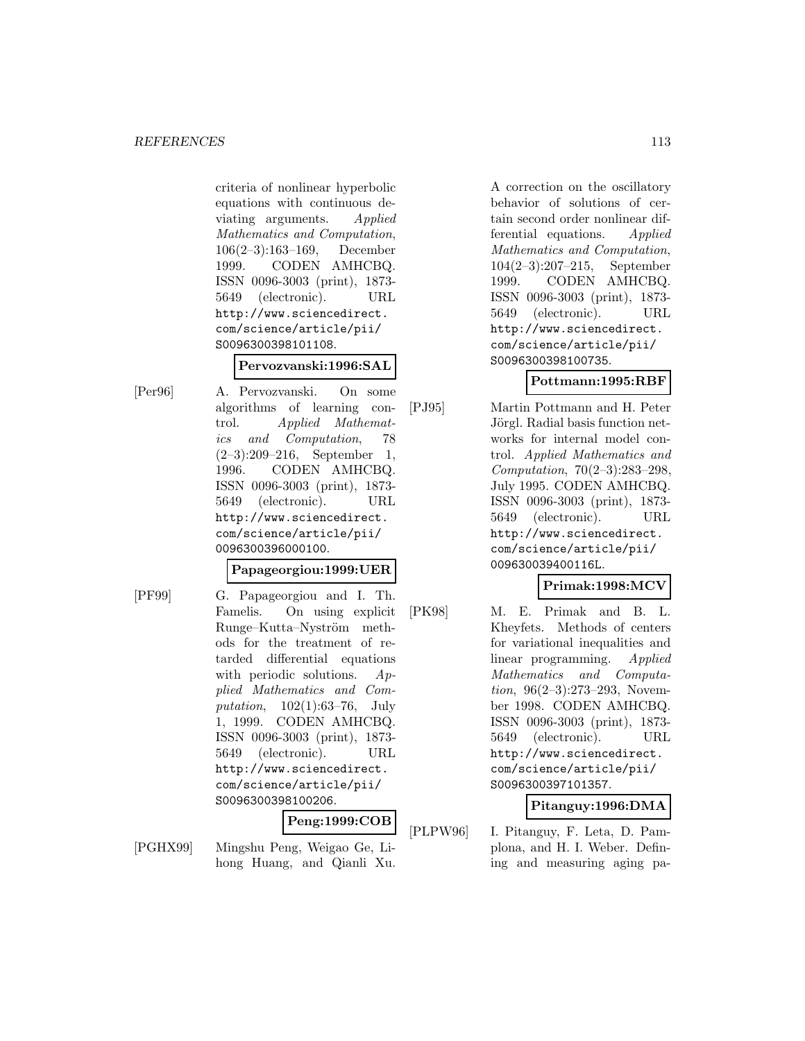criteria of nonlinear hyperbolic equations with continuous deviating arguments. *Applied Mathematics and Computation*, 106(2–3):163–169, December 1999. CODEN AMHCBQ. ISSN 0096-3003 (print), 1873-5649 (electronic). URL http://www.sciencedirect.com/science/article/pii/S0096300398101108.

**Pervozvanski:1996:SAL**

[Per96] A. Pervozvanski. On some algorithms of learning control. *Applied Mathematics and Computation*, 78 (2–3):209–216, September 1, 1996. CODEN AMHCBQ. ISSN 0096-3003 (print), 1873-5649 (electronic). URL http://www.sciencedirect.com/science/article/pii/0096300396000100.

**Papageorgiou:1999:UER**

[PF99] G. Papageorgiou and I. Th. Famelis. On using explicit Runge–Kutta–Nyström methods for the treatment of retarded differential equations with periodic solutions. *Applied Mathematics and Computation*, 102(1):63–76, July 1, 1999. CODEN AMHCBQ. ISSN 0096-3003 (print), 1873-5649 (electronic). URL http://www.sciencedirect.com/science/article/pii/S0096300398100206.

**Peng:1999:COB**

[PGHX99] Mingshu Peng, Weigao Ge, Lihong Huang, and Qianli Xu. A correction on the oscillatory behavior of solutions of certain second order nonlinear differential equations. *Applied Mathematics and Computation*, 104(2–3):207–215, September 1999. CODEN AMHCBQ. ISSN 0096-3003 (print), 1873-5649 (electronic). URL http://www.sciencedirect.com/science/article/pii/S0096300398100735.

**Pottmann:1995:RBF**

[PJ95] Martin Pottmann and H. Peter Jörgl. Radial basis function networks for internal model control. *Applied Mathematics and Computation*, 70(2–3):283–298, July 1995. CODEN AMHCBQ. ISSN 0096-3003 (print), 1873-5649 (electronic). URL http://www.sciencedirect.com/science/article/pii/009630039400116L.

**Primak:1998:MCV**

[PK98] M. E. Primak and B. L. Kheyfets. Methods of centers for variational inequalities and linear programming. *Applied Mathematics and Computation*, 96(2–3):273–293, November 1998. CODEN AMHCBQ. ISSN 0096-3003 (print), 1873-5649 (electronic). URL http://www.sciencedirect.com/science/article/pii/S0096300397101357.

**Pitanguy:1996:DMA**

[PLPW96] I. Pitanguy, F. Leta, D. Pamplona, and H. I. Weber. Defining and measuring aging pa-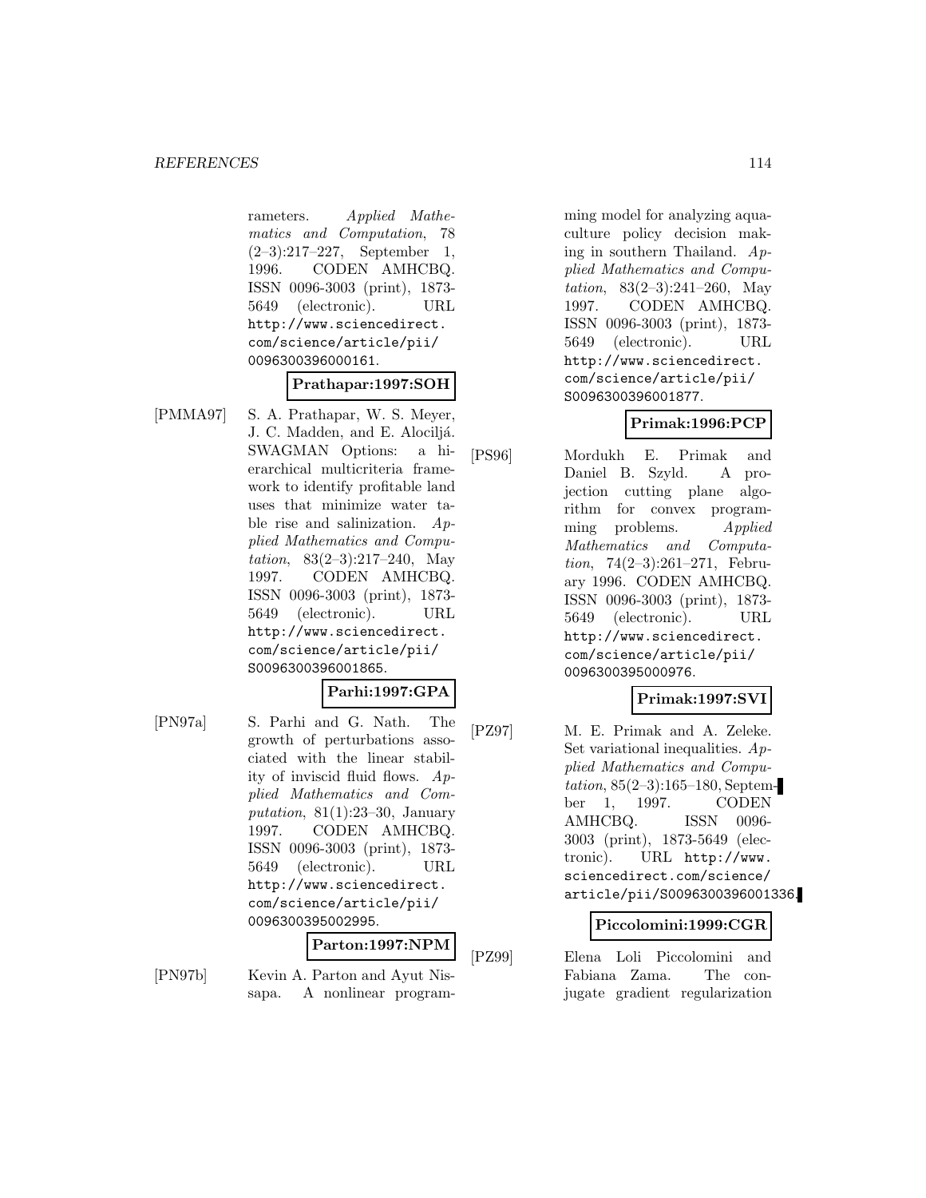rameters. *Applied Mathematics and Computation*, 78 (2–3):217–227, September 1, 1996. CODEN AMHCBQ. ISSN 0096-3003 (print), 1873-5649 (electronic). URL http://www.sciencedirect.com/science/article/pii/0096300396000161.

**Prathapar:1997:SOH**

[PMMA97] S. A. Prathapar, W. S. Meyer, J. C. Madden, and E. Alocilјá. SWAGMAN Options: a hierarchical multicriteria framework to identify profitable land uses that minimize water table rise and salinization. *Applied Mathematics and Computation*, 83(2–3):217–240, May 1997. CODEN AMHCBQ. ISSN 0096-3003 (print), 1873-5649 (electronic). URL http://www.sciencedirect.com/science/article/pii/S0096300396001865.

**Parhi:1997:GPA**

[PN97a] S. Parhi and G. Nath. The growth of perturbations associated with the linear stability of inviscid fluid flows. *Applied Mathematics and Computation*, 81(1):23–30, January 1997. CODEN AMHCBQ. ISSN 0096-3003 (print), 1873-5649 (electronic). URL http://www.sciencedirect.com/science/article/pii/0096300395002995.

**Parton:1997:NPM**

[PN97b] Kevin A. Parton and Ayut Nissapa. A nonlinear programming model for analyzing aquaculture policy decision making in southern Thailand. *Applied Mathematics and Computation*, 83(2–3):241–260, May 1997. CODEN AMHCBQ. ISSN 0096-3003 (print), 1873-5649 (electronic). URL http://www.sciencedirect.com/science/article/pii/S0096300396001877.

**Primak:1996:PCP**

[PS96] Mordukh E. Primak and Daniel B. Szyld. A projection cutting plane algorithm for convex programming problems. *Applied Mathematics and Computation*, 74(2–3):261–271, February 1996. CODEN AMHCBQ. ISSN 0096-3003 (print), 1873-5649 (electronic). URL http://www.sciencedirect.com/science/article/pii/0096300395000976.

**Primak:1997:SVI**

[PZ97] M. E. Primak and A. Zeleke. Set variational inequalities. *Applied Mathematics and Computation*, 85(2–3):165–180, September 1, 1997. CODEN AMHCBQ. ISSN 0096-3003 (print), 1873-5649 (electronic). URL http://www.sciencedirect.com/science/article/pii/S0096300396001336.

**Piccolomini:1999:CGR**

[PZ99] Elena Loli Piccolomini and Fabiana Zama. The conjugate gradient regularization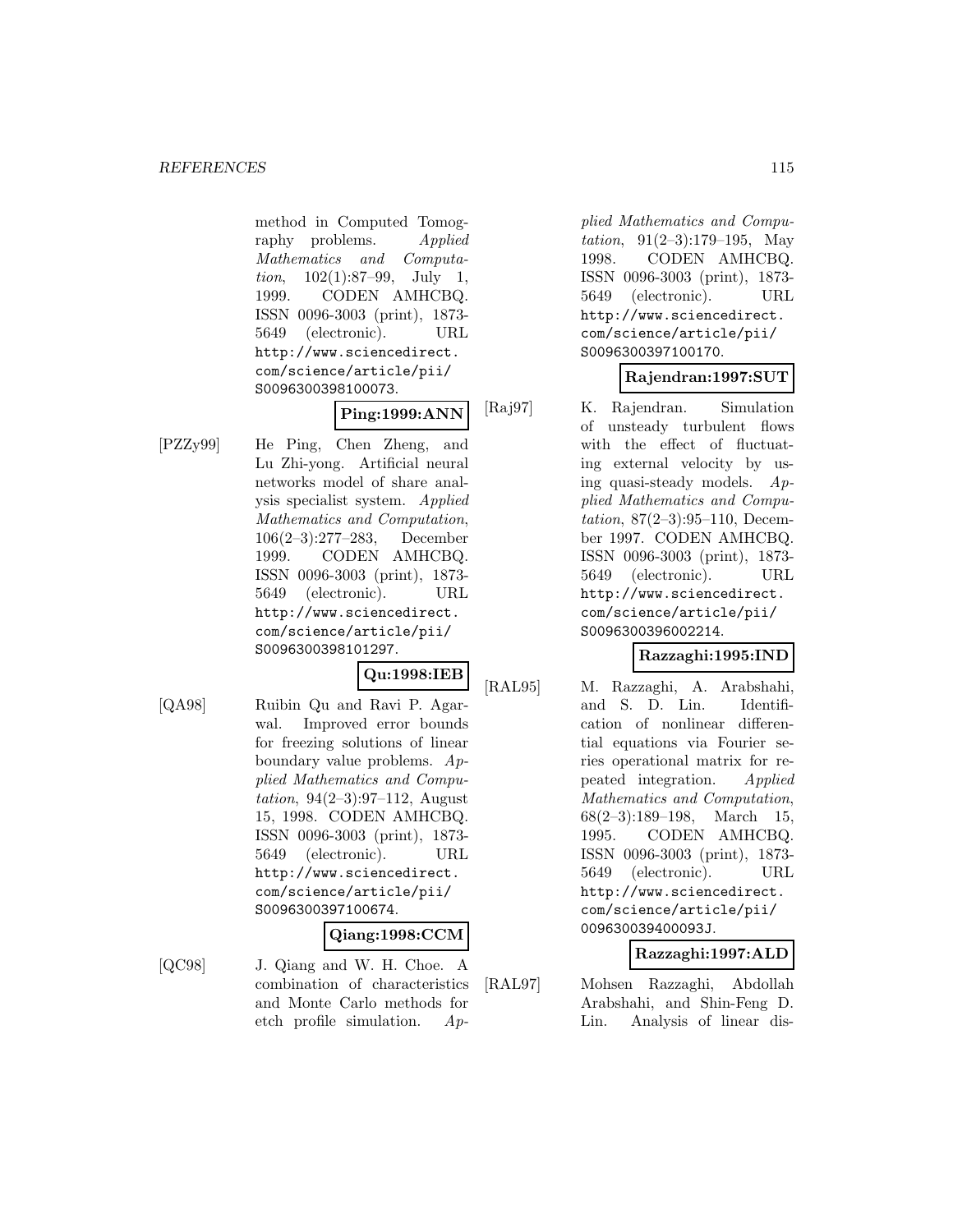method in Computed Tomography problems. *Applied Mathematics and Computation*, 102(1):87–99, July 1, 1999. CODEN AMHCBQ. ISSN 0096-3003 (print), 1873-5649 (electronic). URL http://www.sciencedirect.com/science/article/pii/S0096300398100073.

**Ping:1999:ANN**

[PZZy99] He Ping, Chen Zheng, and Lu Zhi-yong. Artificial neural networks model of share analysis specialist system. *Applied Mathematics and Computation*, 106(2–3):277–283, December 1999. CODEN AMHCBQ. ISSN 0096-3003 (print), 1873-5649 (electronic). URL http://www.sciencedirect.com/science/article/pii/S0096300398101297.

**Qu:1998:IEB**

[QA98] Ruibin Qu and Ravi P. Agarwal. Improved error bounds for freezing solutions of linear boundary value problems. *Applied Mathematics and Computation*, 94(2–3):97–112, August 15, 1998. CODEN AMHCBQ. ISSN 0096-3003 (print), 1873-5649 (electronic). URL http://www.sciencedirect.com/science/article/pii/S0096300397100674.

**Qiang:1998:CCM**

[QC98] J. Qiang and W. H. Choe. A combination of characteristics and Monte Carlo methods for etch profile simulation. *Applied Mathematics and Computation*, 91(2–3):179–195, May 1998. CODEN AMHCBQ. ISSN 0096-3003 (print), 1873-5649 (electronic). URL http://www.sciencedirect.com/science/article/pii/S0096300397100170.

**Rajendran:1997:SUT**

[Raj97] K. Rajendran. Simulation of unsteady turbulent flows with the effect of fluctuating external velocity by using quasi-steady models. *Applied Mathematics and Computation*, 87(2–3):95–110, December 1997. CODEN AMHCBQ. ISSN 0096-3003 (print), 1873-5649 (electronic). URL http://www.sciencedirect.com/science/article/pii/S0096300396002214.

**Razzaghi:1995:IND**

[RAL95] M. Razzaghi, A. Arabshahi, and S. D. Lin. Identification of nonlinear differential equations via Fourier series operational matrix for repeated integration. *Applied Mathematics and Computation*, 68(2–3):189–198, March 15, 1995. CODEN AMHCBQ. ISSN 0096-3003 (print), 1873-5649 (electronic). URL http://www.sciencedirect.com/science/article/pii/009630039400093J.

**Razzaghi:1997:ALD**

[RAL97] Mohsen Razzaghi, Abdollah Arabshahi, and Shin-Feng D. Lin. Analysis of linear dis-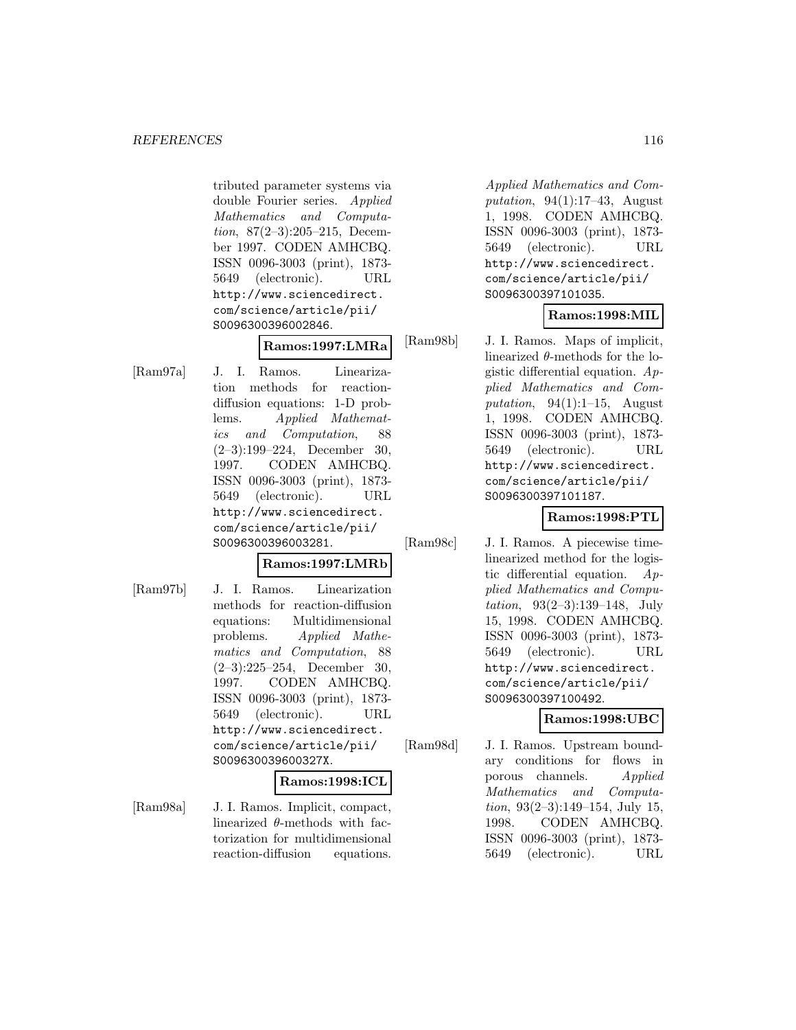tributed parameter systems via double Fourier series. *Applied Mathematics and Computation*, 87(2–3):205–215, December 1997. CODEN AMHCBQ. ISSN 0096-3003 (print), 1873-5649 (electronic). URL http://www.sciencedirect.com/science/article/pii/S0096300396002846.

**Ramos:1997:LMRa**

[Ram97a] J. I. Ramos. Linearization methods for reaction-diffusion equations: 1-D problems. *Applied Mathematics and Computation*, 88 (2–3):199–224, December 30, 1997. CODEN AMHCBQ. ISSN 0096-3003 (print), 1873-5649 (electronic). URL http://www.sciencedirect.com/science/article/pii/S0096300396003281.

**Ramos:1997:LMRb**

[Ram97b] J. I. Ramos. Linearization methods for reaction-diffusion equations: Multidimensional problems. *Applied Mathematics and Computation*, 88 (2–3):225–254, December 30, 1997. CODEN AMHCBQ. ISSN 0096-3003 (print), 1873-5649 (electronic). URL http://www.sciencedirect.com/science/article/pii/S009630039600327X.

**Ramos:1998:ICL**

[Ram98a] J. I. Ramos. Implicit, compact, linearized $\theta$-methods with factorization for multidimensional reaction-diffusion equations. *Applied Mathematics and Computation*, 94(1):17–43, August 1, 1998. CODEN AMHCBQ. ISSN 0096-3003 (print), 1873-5649 (electronic). URL http://www.sciencedirect.com/science/article/pii/S0096300397101035.

**Ramos:1998:MIL**

[Ram98b] J. I. Ramos. Maps of implicit, linearized $\theta$-methods for the logistic differential equation. *Applied Mathematics and Computation*, 94(1):1–15, August 1, 1998. CODEN AMHCBQ. ISSN 0096-3003 (print), 1873-5649 (electronic). URL http://www.sciencedirect.com/science/article/pii/S0096300397101187.

**Ramos:1998:PTL**

[Ram98c] J. I. Ramos. A piecewise time-linearized method for the logistic differential equation. *Applied Mathematics and Computation*, 93(2–3):139–148, July 15, 1998. CODEN AMHCBQ. ISSN 0096-3003 (print), 1873-5649 (electronic). URL http://www.sciencedirect.com/science/article/pii/S0096300397100492.

**Ramos:1998:UBC**

[Ram98d] J. I. Ramos. Upstream boundary conditions for flows in porous channels. *Applied Mathematics and Computation*, 93(2–3):149–154, July 15, 1998. CODEN AMHCBQ. ISSN 0096-3003 (print), 1873-5649 (electronic). URL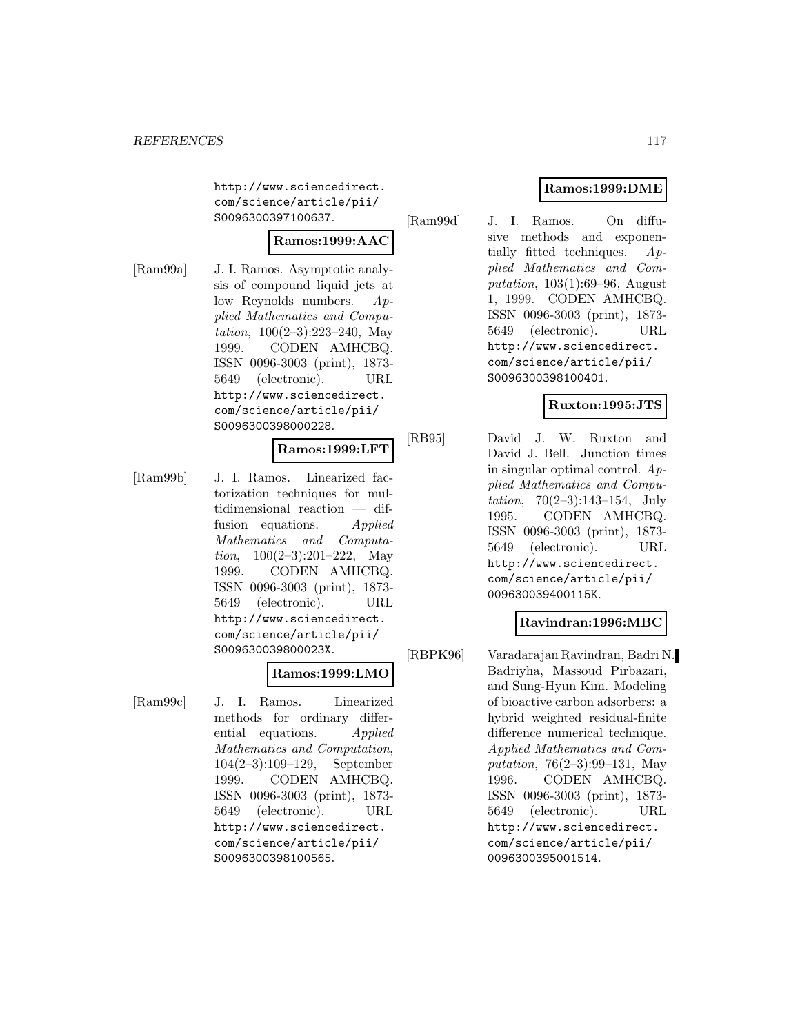http://www.sciencedirect.com/science/article/pii/S0096300397100637.

**Ramos:1999:AAC**

[Ram99a] J. I. Ramos. Asymptotic analysis of compound liquid jets at low Reynolds numbers. *Applied Mathematics and Computation*, 100(2–3):223–240, May 1999. CODEN AMHCBQ. ISSN 0096-3003 (print), 1873-5649 (electronic). URL http://www.sciencedirect.com/science/article/pii/S0096300398000228.

**Ramos:1999:LFT**

[Ram99b] J. I. Ramos. Linearized factorization techniques for multidimensional reaction — diffusion equations. *Applied Mathematics and Computation*, 100(2–3):201–222, May 1999. CODEN AMHCBQ. ISSN 0096-3003 (print), 1873-5649 (electronic). URL http://www.sciencedirect.com/science/article/pii/S009630039800023X.

**Ramos:1999:LMO**

[Ram99c] J. I. Ramos. Linearized methods for ordinary differential equations. *Applied Mathematics and Computation*, 104(2–3):109–129, September 1999. CODEN AMHCBQ. ISSN 0096-3003 (print), 1873-5649 (electronic). URL http://www.sciencedirect.com/science/article/pii/S0096300398100565.

**Ramos:1999:DME**

[Ram99d] J. I. Ramos. On diffusive methods and exponentially fitted techniques. *Applied Mathematics and Computation*, 103(1):69–96, August 1, 1999. CODEN AMHCBQ. ISSN 0096-3003 (print), 1873-5649 (electronic). URL http://www.sciencedirect.com/science/article/pii/S0096300398100401.

**Ruxton:1995:JTS**

[RB95] David J. W. Ruxton and David J. Bell. Junction times in singular optimal control. *Applied Mathematics and Computation*, 70(2–3):143–154, July 1995. CODEN AMHCBQ. ISSN 0096-3003 (print), 1873-5649 (electronic). URL http://www.sciencedirect.com/science/article/pii/009630039400115K.

**Ravindran:1996:MBC**

[RBPK96] Varadarajan Ravindran, Badri N. Badriyha, Massoud Pirbazari, and Sung-Hyun Kim. Modeling of bioactive carbon adsorbers: a hybrid weighted residual-finite difference numerical technique. *Applied Mathematics and Computation*, 76(2–3):99–131, May 1996. CODEN AMHCBQ. ISSN 0096-3003 (print), 1873-5649 (electronic). URL http://www.sciencedirect.com/science/article/pii/0096300395001514.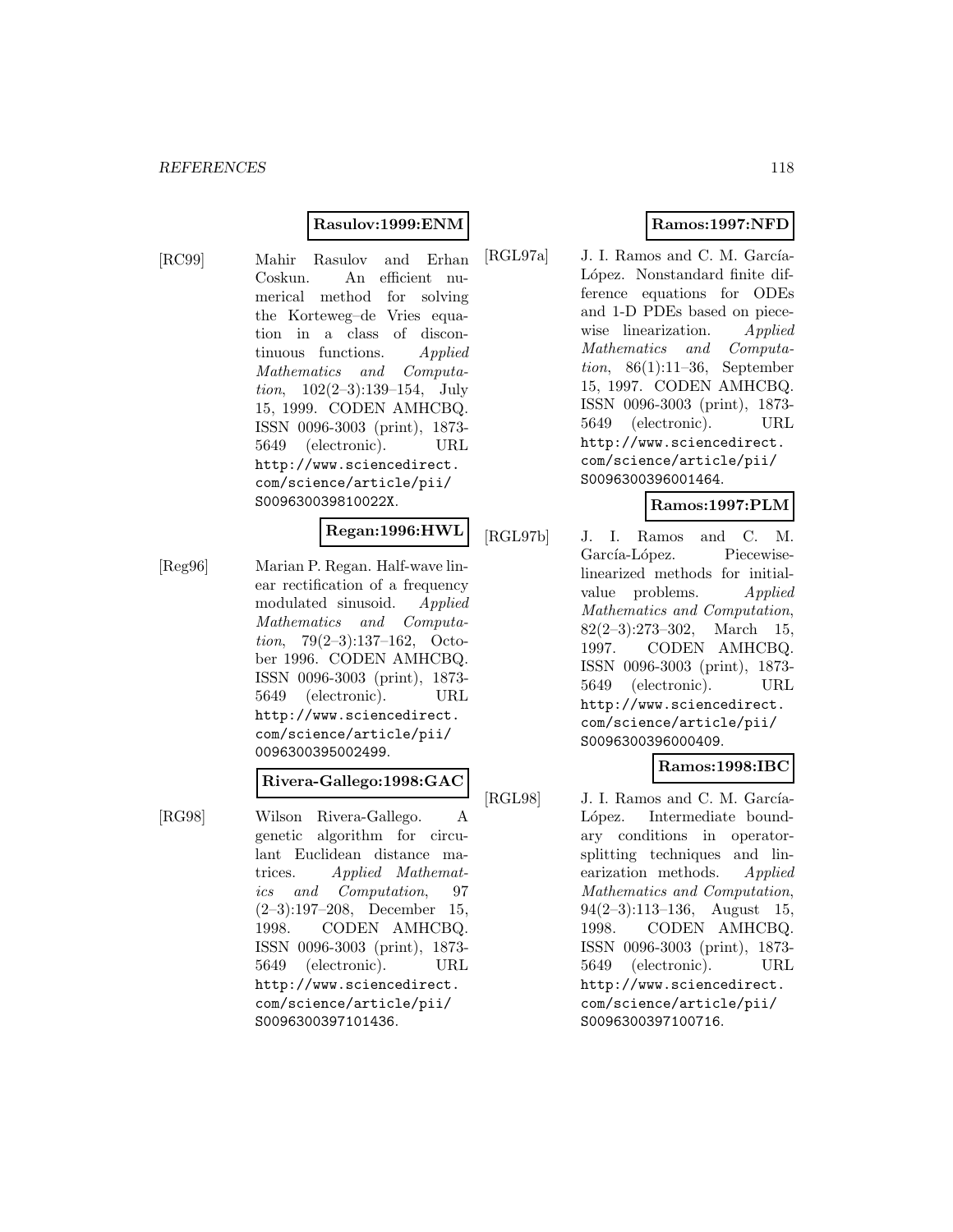**Rasulov:1999:ENM**

[RC99] Mahir Rasulov and Erhan Coskun. An efficient numerical method for solving the Korteweg–de Vries equation in a class of discontinuous functions. *Applied Mathematics and Computation*, 102(2–3):139–154, July 15, 1999. CODEN AMHCBQ. ISSN 0096-3003 (print), 1873-5649 (electronic). URL `http://www.sciencedirect.com/science/article/pii/S009630039810022X`.

**Regan:1996:HWL**

[Reg96] Marian P. Regan. Half-wave linear rectification of a frequency modulated sinusoid. *Applied Mathematics and Computation*, 79(2–3):137–162, October 1996. CODEN AMHCBQ. ISSN 0096-3003 (print), 1873-5649 (electronic). URL `http://www.sciencedirect.com/science/article/pii/0096300395002499`.

**Rivera-Gallego:1998:GAC**

[RG98] Wilson Rivera-Gallego. A genetic algorithm for circulant Euclidean distance matrices. *Applied Mathematics and Computation*, 97 (2–3):197–208, December 15, 1998. CODEN AMHCBQ. ISSN 0096-3003 (print), 1873-5649 (electronic). URL `http://www.sciencedirect.com/science/article/pii/S0096300397101436`.

**Ramos:1997:NFD**

[RGL97a] J. I. Ramos and C. M. García-López. Nonstandard finite difference equations for ODEs and 1-D PDEs based on piecewise linearization. *Applied Mathematics and Computation*, 86(1):11–36, September 15, 1997. CODEN AMHCBQ. ISSN 0096-3003 (print), 1873-5649 (electronic). URL `http://www.sciencedirect.com/science/article/pii/S0096300396001464`.

**Ramos:1997:PLM**

[RGL97b] J. I. Ramos and C. M. García-López. Piecewise-linearized methods for initial-value problems. *Applied Mathematics and Computation*, 82(2–3):273–302, March 15, 1997. CODEN AMHCBQ. ISSN 0096-3003 (print), 1873-5649 (electronic). URL `http://www.sciencedirect.com/science/article/pii/S0096300396000409`.

**Ramos:1998:IBC**

[RGL98] J. I. Ramos and C. M. García-López. Intermediate boundary conditions in operator-splitting techniques and linearization methods. *Applied Mathematics and Computation*, 94(2–3):113–136, August 15, 1998. CODEN AMHCBQ. ISSN 0096-3003 (print), 1873-5649 (electronic). URL `http://www.sciencedirect.com/science/article/pii/S0096300397100716`.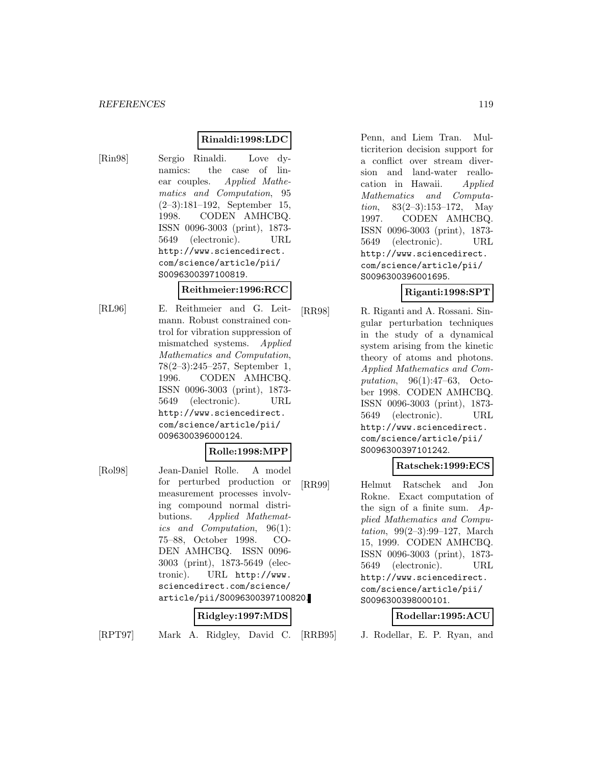**Rinaldi:1998:LDC**

[Rin98] Sergio Rinaldi. Love dynamics: the case of linear couples. *Applied Mathematics and Computation*, 95 (2–3):181–192, September 15, 1998. CODEN AMHCBQ. ISSN 0096-3003 (print), 1873-5649 (electronic). URL http://www.sciencedirect.com/science/article/pii/S0096300397100819.

**Reithmeier:1996:RCC**

[RL96] E. Reithmeier and G. Leitmann. Robust constrained control for vibration suppression of mismatched systems. *Applied Mathematics and Computation*, 78(2–3):245–257, September 1, 1996. CODEN AMHCBQ. ISSN 0096-3003 (print), 1873-5649 (electronic). URL http://www.sciencedirect.com/science/article/pii/0096300396000124.

**Rolle:1998:MPP**

[Rol98] Jean-Daniel Rolle. A model for perturbed production or measurement processes involving compound normal distributions. *Applied Mathematics and Computation*, 96(1): 75–88, October 1998. CODEN AMHCBQ. ISSN 0096-3003 (print), 1873-5649 (electronic). URL http://www.sciencedirect.com/science/article/pii/S0096300397100820.

**Ridgley:1997:MDS**

[RPT97] Mark A. Ridgley, David C. Penn, and Liem Tran. Multicriterion decision support for a conflict over stream diversion and land-water reallocation in Hawaii. *Applied Mathematics and Computation*, 83(2–3):153–172, May 1997. CODEN AMHCBQ. ISSN 0096-3003 (print), 1873-5649 (electronic). URL http://www.sciencedirect.com/science/article/pii/S0096300396001695.

**Riganti:1998:SPT**

[RR98] R. Riganti and A. Rossani. Singular perturbation techniques in the study of a dynamical system arising from the kinetic theory of atoms and photons. *Applied Mathematics and Computation*, 96(1):47–63, October 1998. CODEN AMHCBQ. ISSN 0096-3003 (print), 1873-5649 (electronic). URL http://www.sciencedirect.com/science/article/pii/S0096300397101242.

**Ratschek:1999:ECS**

[RR99] Helmut Ratschek and Jon Rokne. Exact computation of the sign of a finite sum. *Applied Mathematics and Computation*, 99(2–3):99–127, March 15, 1999. CODEN AMHCBQ. ISSN 0096-3003 (print), 1873-5649 (electronic). URL http://www.sciencedirect.com/science/article/pii/S0096300398000101.

**Rodellar:1995:ACU**

[RRB95] J. Rodellar, E. P. Ryan, and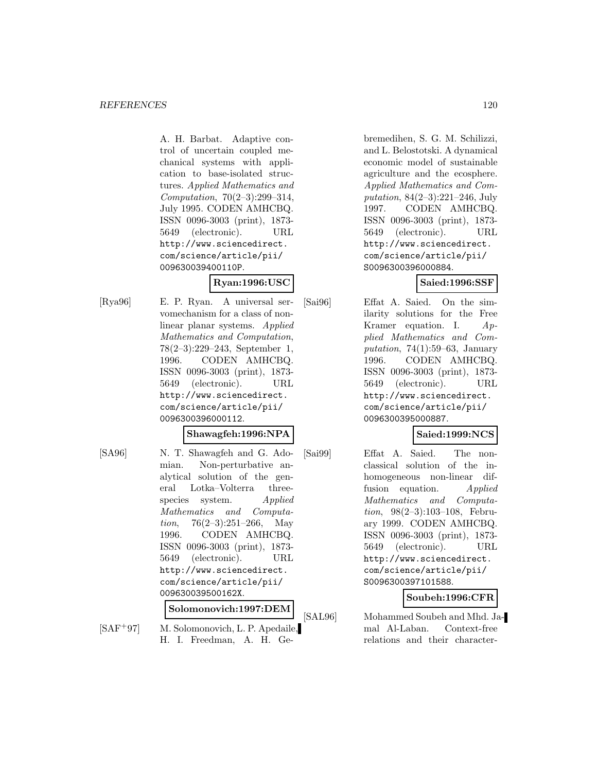A. H. Barbat. Adaptive control of uncertain coupled mechanical systems with application to base-isolated structures. *Applied Mathematics and Computation*, 70(2–3):299–314, July 1995. CODEN AMHCBQ. ISSN 0096-3003 (print), 1873-5649 (electronic). URL http://www.sciencedirect.com/science/article/pii/009630039400110P.

**Ryan:1996:USC**

[Rya96] E. P. Ryan. A universal servomechanism for a class of nonlinear planar systems. *Applied Mathematics and Computation*, 78(2–3):229–243, September 1, 1996. CODEN AMHCBQ. ISSN 0096-3003 (print), 1873-5649 (electronic). URL http://www.sciencedirect.com/science/article/pii/0096300396000112.

**Shawagfeh:1996:NPA**

[SA96] N. T. Shawagfeh and G. Adomian. Non-perturbative analytical solution of the general Lotka–Volterra three-species system. *Applied Mathematics and Computation*, 76(2–3):251–266, May 1996. CODEN AMHCBQ. ISSN 0096-3003 (print), 1873-5649 (electronic). URL http://www.sciencedirect.com/science/article/pii/009630039500162X.

**Solomonovich:1997:DEM**

[SAF+97] M. Solomonovich, L. P. Apedaile, H. I. Freedman, A. H. Gebremedihen, S. G. M. Schilizzi, and L. Belostotski. A dynamical economic model of sustainable agriculture and the ecosphere. *Applied Mathematics and Computation*, 84(2–3):221–246, July 1997. CODEN AMHCBQ. ISSN 0096-3003 (print), 1873-5649 (electronic). URL http://www.sciencedirect.com/science/article/pii/S0096300396000884.

**Saied:1996:SSF**

[Sai96] Effat A. Saied. On the similarity solutions for the Free Kramer equation. I. *Applied Mathematics and Computation*, 74(1):59–63, January 1996. CODEN AMHCBQ. ISSN 0096-3003 (print), 1873-5649 (electronic). URL http://www.sciencedirect.com/science/article/pii/0096300395000887.

**Saied:1999:NCS**

[Sai99] Effat A. Saied. The non-classical solution of the inhomogeneous non-linear diffusion equation. *Applied Mathematics and Computation*, 98(2–3):103–108, February 1999. CODEN AMHCBQ. ISSN 0096-3003 (print), 1873-5649 (electronic). URL http://www.sciencedirect.com/science/article/pii/S0096300397101588.

**Soubeh:1996:CFR**

[SAL96] Mohammed Soubeh and Mhd. Jamal Al-Laban. Context-free relations and their character-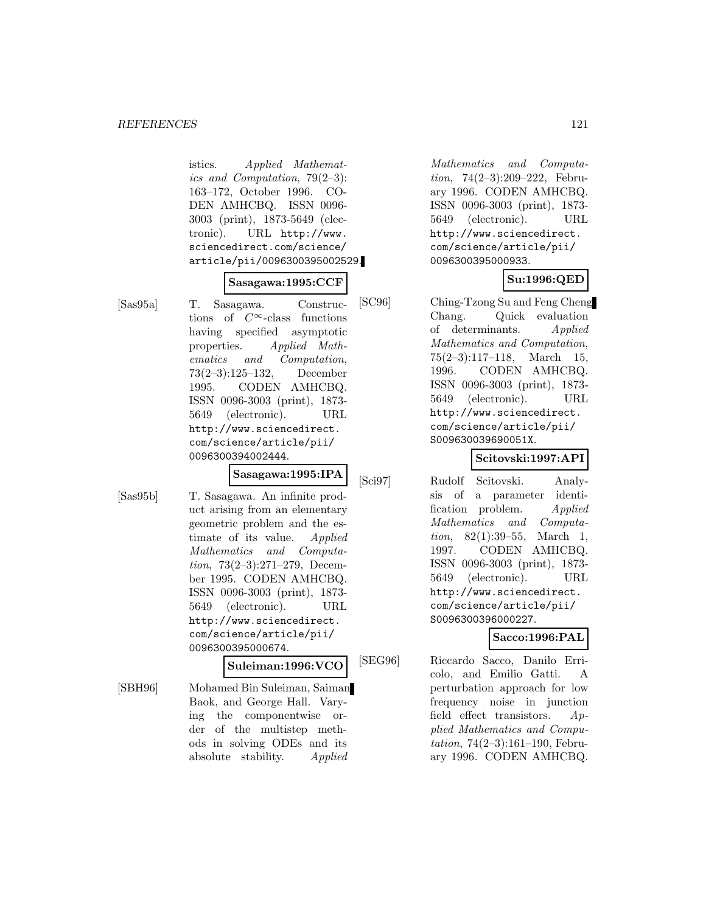istics. *Applied Mathematics and Computation*, 79(2–3): 163–172, October 1996. CODEN AMHCBQ. ISSN 0096-3003 (print), 1873-5649 (electronic). URL http://www.sciencedirect.com/science/article/pii/0096300395002529.

**Sasagawa:1995:CCF**

[Sas95a] T. Sasagawa. Constructions of $C^{\infty}$-class functions having specified asymptotic properties. *Applied Mathematics and Computation*, 73(2–3):125–132, December 1995. CODEN AMHCBQ. ISSN 0096-3003 (print), 1873-5649 (electronic). URL http://www.sciencedirect.com/science/article/pii/0096300394002444.

**Sasagawa:1995:IPA**

[Sas95b] T. Sasagawa. An infinite product arising from an elementary geometric problem and the estimate of its value. *Applied Mathematics and Computation*, 73(2–3):271–279, December 1995. CODEN AMHCBQ. ISSN 0096-3003 (print), 1873-5649 (electronic). URL http://www.sciencedirect.com/science/article/pii/0096300395000674.

**Suleiman:1996:VCO**

[SBH96] Mohamed Bin Suleiman, Saiman Baok, and George Hall. Varying the componentwise order of the multistep methods in solving ODEs and its absolute stability. *Applied Mathematics and Computation*, 74(2–3):209–222, February 1996. CODEN AMHCBQ. ISSN 0096-3003 (print), 1873-5649 (electronic). URL http://www.sciencedirect.com/science/article/pii/0096300395000933.

**Su:1996:QED**

[SC96] Ching-Tzong Su and Feng Cheng Chang. Quick evaluation of determinants. *Applied Mathematics and Computation*, 75(2–3):117–118, March 15, 1996. CODEN AMHCBQ. ISSN 0096-3003 (print), 1873-5649 (electronic). URL http://www.sciencedirect.com/science/article/pii/S009630039690051X.

**Scitovski:1997:API**

[Sci97] Rudolf Scitovski. Analysis of a parameter identification problem. *Applied Mathematics and Computation*, 82(1):39–55, March 1, 1997. CODEN AMHCBQ. ISSN 0096-3003 (print), 1873-5649 (electronic). URL http://www.sciencedirect.com/science/article/pii/S0096300396000227.

**Sacco:1996:PAL**

[SEG96] Riccardo Sacco, Danilo Erricolo, and Emilio Gatti. A perturbation approach for low frequency noise in junction field effect transistors. *Applied Mathematics and Computation*, 74(2–3):161–190, February 1996. CODEN AMHCBQ.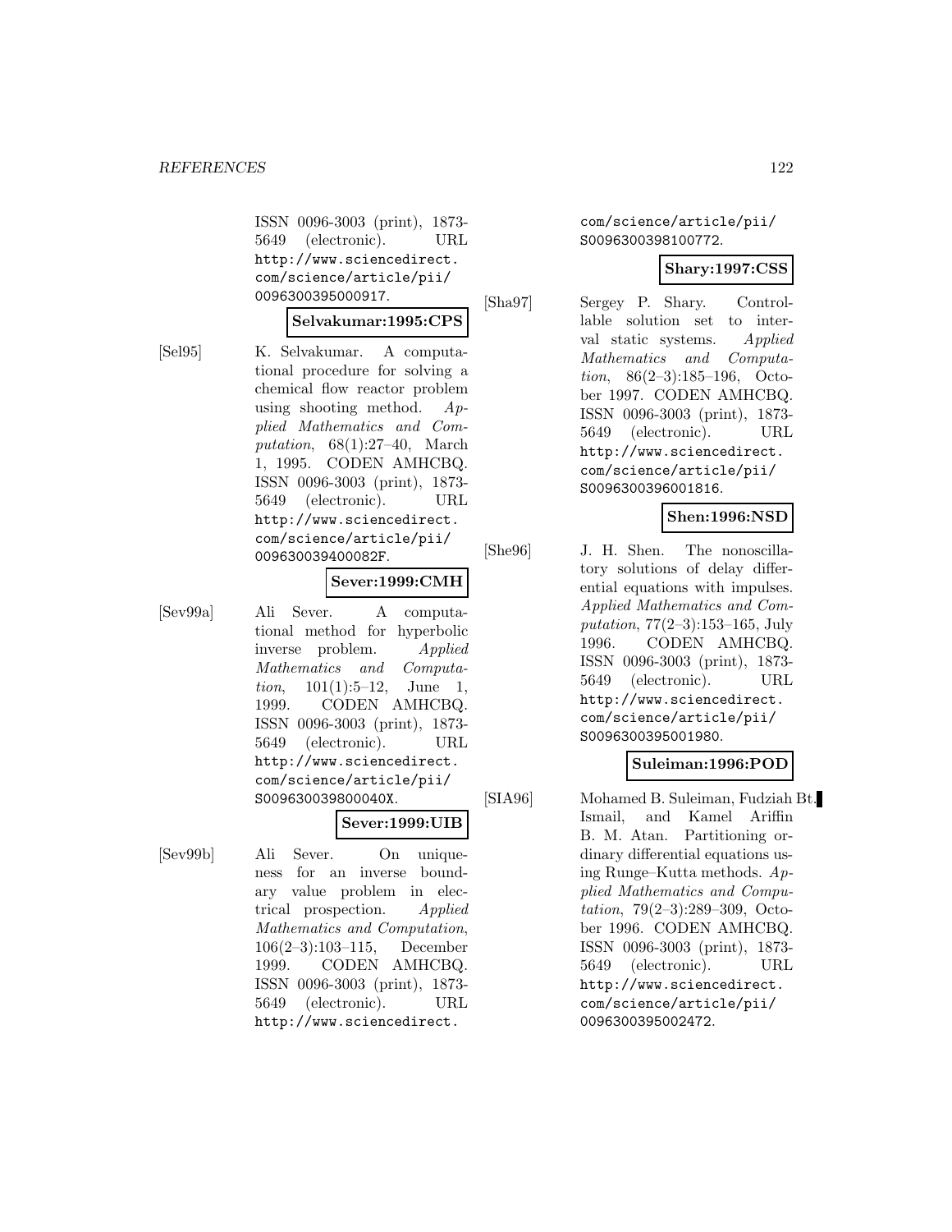ISSN 0096-3003 (print), 1873-5649 (electronic). URL http://www.sciencedirect.com/science/article/pii/0096300395000917.

**Selvakumar:1995:CPS**

[Sel95] K. Selvakumar. A computational procedure for solving a chemical flow reactor problem using shooting method. *Applied Mathematics and Computation*, 68(1):27–40, March 1, 1995. CODEN AMHCBQ. ISSN 0096-3003 (print), 1873-5649 (electronic). URL http://www.sciencedirect.com/science/article/pii/009630039400082F.

**Sever:1999:CMH**

[Sev99a] Ali Sever. A computational method for hyperbolic inverse problem. *Applied Mathematics and Computation*, 101(1):5–12, June 1, 1999. CODEN AMHCBQ. ISSN 0096-3003 (print), 1873-5649 (electronic). URL http://www.sciencedirect.com/science/article/pii/S009630039800040X.

**Sever:1999:UIB**

[Sev99b] Ali Sever. On uniqueness for an inverse boundary value problem in electrical prospection. *Applied Mathematics and Computation*, 106(2–3):103–115, December 1999. CODEN AMHCBQ. ISSN 0096-3003 (print), 1873-5649 (electronic). URL http://www.sciencedirect.com/science/article/pii/S0096300398100772.

**Shary:1997:CSS**

[Sha97] Sergey P. Shary. Controllable solution set to interval static systems. *Applied Mathematics and Computation*, 86(2–3):185–196, October 1997. CODEN AMHCBQ. ISSN 0096-3003 (print), 1873-5649 (electronic). URL http://www.sciencedirect.com/science/article/pii/S0096300396001816.

**Shen:1996:NSD**

[She96] J. H. Shen. The nonoscillatory solutions of delay differential equations with impulses. *Applied Mathematics and Computation*, 77(2–3):153–165, July 1996. CODEN AMHCBQ. ISSN 0096-3003 (print), 1873-5649 (electronic). URL http://www.sciencedirect.com/science/article/pii/S0096300395001980.

**Suleiman:1996:POD**

[SIA96] Mohamed B. Suleiman, Fudziah Bt. Ismail, and Kamel Ariffin B. M. Atan. Partitioning ordinary differential equations using Runge–Kutta methods. *Applied Mathematics and Computation*, 79(2–3):289–309, October 1996. CODEN AMHCBQ. ISSN 0096-3003 (print), 1873-5649 (electronic). URL http://www.sciencedirect.com/science/article/pii/0096300395002472.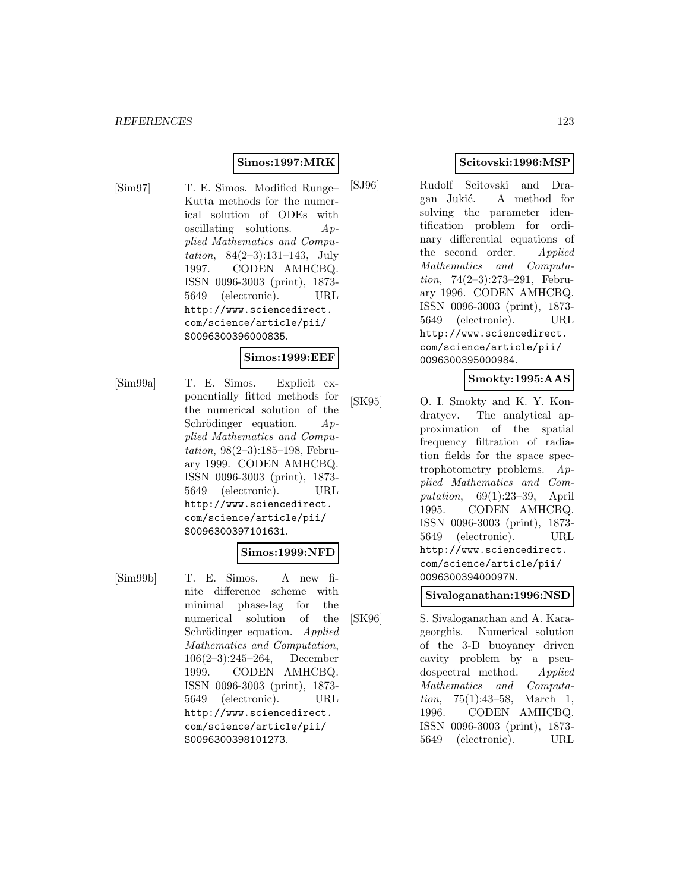**Simos:1997:MRK**

[Sim97] T. E. Simos. Modified Runge–Kutta methods for the numerical solution of ODEs with oscillating solutions. *Applied Mathematics and Computation*, 84(2–3):131–143, July 1997. CODEN AMHCBQ. ISSN 0096-3003 (print), 1873-5649 (electronic). URL http://www.sciencedirect.com/science/article/pii/S0096300396000835.

**Simos:1999:EEF**

[Sim99a] T. E. Simos. Explicit exponentially fitted methods for the numerical solution of the Schrödinger equation. *Applied Mathematics and Computation*, 98(2–3):185–198, February 1999. CODEN AMHCBQ. ISSN 0096-3003 (print), 1873-5649 (electronic). URL http://www.sciencedirect.com/science/article/pii/S0096300397101631.

**Simos:1999:NFD**

[Sim99b] T. E. Simos. A new finite difference scheme with minimal phase-lag for the numerical solution of the Schrödinger equation. *Applied Mathematics and Computation*, 106(2–3):245–264, December 1999. CODEN AMHCBQ. ISSN 0096-3003 (print), 1873-5649 (electronic). URL http://www.sciencedirect.com/science/article/pii/S0096300398101273.

**Scitovski:1996:MSP**

[SJ96] Rudolf Scitovski and Dragan Jukić. A method for solving the parameter identification problem for ordinary differential equations of the second order. *Applied Mathematics and Computation*, 74(2–3):273–291, February 1996. CODEN AMHCBQ. ISSN 0096-3003 (print), 1873-5649 (electronic). URL http://www.sciencedirect.com/science/article/pii/0096300395000984.

**Smokty:1995:AAS**

[SK95] O. I. Smokty and K. Y. Kondratyev. The analytical approximation of the spatial frequency filtration of radiation fields for the space spectrophotometry problems. *Applied Mathematics and Computation*, 69(1):23–39, April 1995. CODEN AMHCBQ. ISSN 0096-3003 (print), 1873-5649 (electronic). URL http://www.sciencedirect.com/science/article/pii/009630039400097N.

**Sivaloganathan:1996:NSD**

[SK96] S. Sivaloganathan and A. Karageorghis. Numerical solution of the 3-D buoyancy driven cavity problem by a pseudospectral method. *Applied Mathematics and Computation*, 75(1):43–58, March 1, 1996. CODEN AMHCBQ. ISSN 0096-3003 (print), 1873-5649 (electronic). URL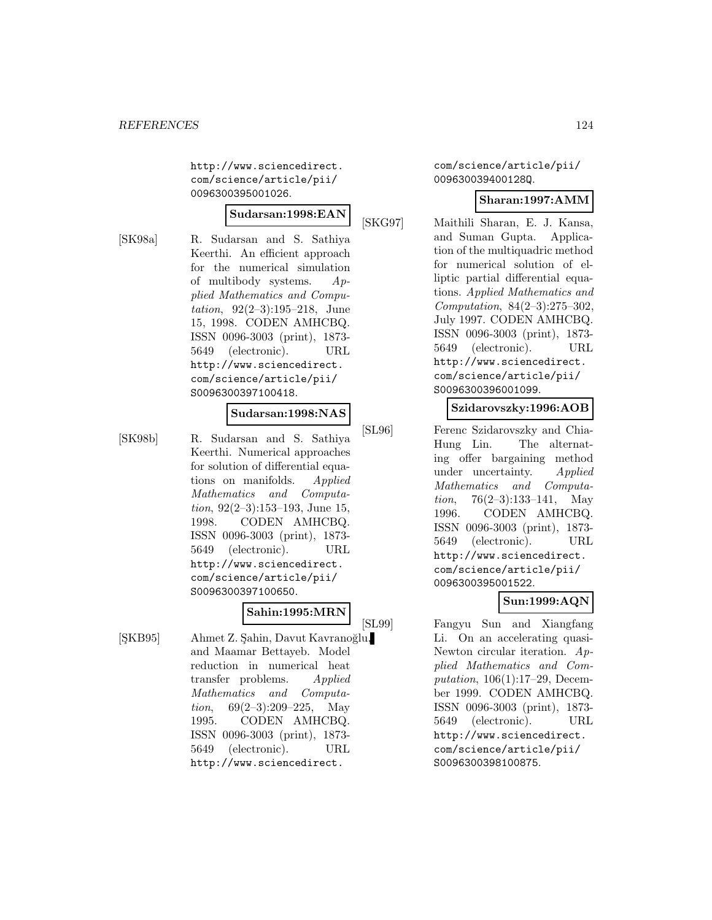http://www.sciencedirect.com/science/article/pii/0096300395001026.

**Sudarsan:1998:EAN**

[SK98a] R. Sudarsan and S. Sathiya Keerthi. An efficient approach for the numerical simulation of multibody systems. *Applied Mathematics and Computation*, 92(2–3):195–218, June 15, 1998. CODEN AMHCBQ. ISSN 0096-3003 (print), 1873-5649 (electronic). URL http://www.sciencedirect.com/science/article/pii/S0096300397100418.

**Sudarsan:1998:NAS**

[SK98b] R. Sudarsan and S. Sathiya Keerthi. Numerical approaches for solution of differential equations on manifolds. *Applied Mathematics and Computation*, 92(2–3):153–193, June 15, 1998. CODEN AMHCBQ. ISSN 0096-3003 (print), 1873-5649 (electronic). URL http://www.sciencedirect.com/science/article/pii/S0096300397100650.

**Sahin:1995:MRN**

[ŞKB95] Ahmet Z. Şahin, Davut Kavranoğlu, and Maamar Bettayeb. Model reduction in numerical heat transfer problems. *Applied Mathematics and Computation*, 69(2–3):209–225, May 1995. CODEN AMHCBQ. ISSN 0096-3003 (print), 1873-5649 (electronic). URL http://www.sciencedirect.com/science/article/pii/009630039400128Q.

**Sharan:1997:AMM**

[SKG97] Maithili Sharan, E. J. Kansa, and Suman Gupta. Application of the multiquadric method for numerical solution of elliptic partial differential equations. *Applied Mathematics and Computation*, 84(2–3):275–302, July 1997. CODEN AMHCBQ. ISSN 0096-3003 (print), 1873-5649 (electronic). URL http://www.sciencedirect.com/science/article/pii/S0096300396001099.

**Szidarovszky:1996:AOB**

[SL96] Ferenc Szidarovszky and Chia-Hung Lin. The alternating offer bargaining method under uncertainty. *Applied Mathematics and Computation*, 76(2–3):133–141, May 1996. CODEN AMHCBQ. ISSN 0096-3003 (print), 1873-5649 (electronic). URL http://www.sciencedirect.com/science/article/pii/0096300395001522.

**Sun:1999:AQN**

[SL99] Fangyu Sun and Xiangfang Li. On an accelerating quasi-Newton circular iteration. *Applied Mathematics and Computation*, 106(1):17–29, December 1999. CODEN AMHCBQ. ISSN 0096-3003 (print), 1873-5649 (electronic). URL http://www.sciencedirect.com/science/article/pii/S0096300398100875.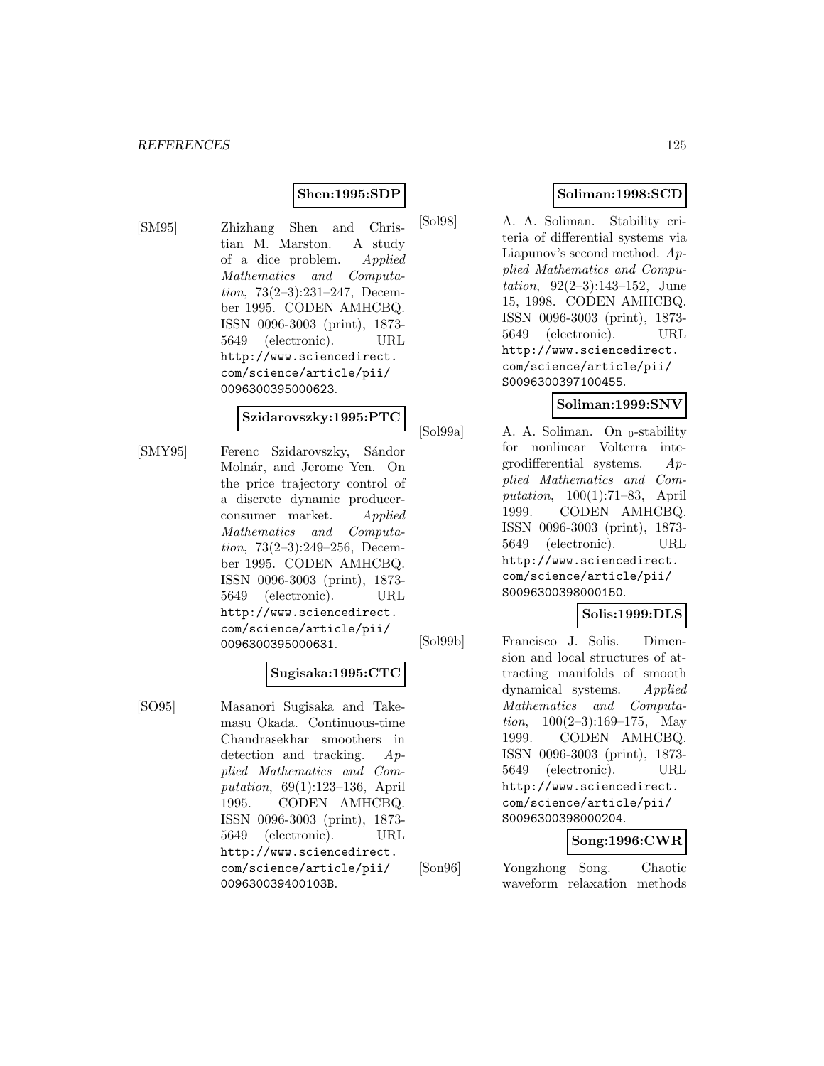**Shen:1995:SDP**

[SM95] Zhizhang Shen and Christian M. Marston. A study of a dice problem. *Applied Mathematics and Computation*, 73(2–3):231–247, December 1995. CODEN AMHCBQ. ISSN 0096-3003 (print), 1873-5649 (electronic). URL http://www.sciencedirect.com/science/article/pii/0096300395000623.

**Szidarovszky:1995:PTC**

[SMY95] Ferenc Szidarovszky, Sándor Molnár, and Jerome Yen. On the price trajectory control of a discrete dynamic producer-consumer market. *Applied Mathematics and Computation*, 73(2–3):249–256, December 1995. CODEN AMHCBQ. ISSN 0096-3003 (print), 1873-5649 (electronic). URL http://www.sciencedirect.com/science/article/pii/0096300395000631.

**Sugisaka:1995:CTC**

[SO95] Masanori Sugisaka and Takemasu Okada. Continuous-time Chandrasekhar smoothers in detection and tracking. *Applied Mathematics and Computation*, 69(1):123–136, April 1995. CODEN AMHCBQ. ISSN 0096-3003 (print), 1873-5649 (electronic). URL http://www.sciencedirect.com/science/article/pii/009630039400103B.

**Soliman:1998:SCD**

[Sol98] A. A. Soliman. Stability criteria of differential systems via Liapunov's second method. *Applied Mathematics and Computation*, 92(2–3):143–152, June 15, 1998. CODEN AMHCBQ. ISSN 0096-3003 (print), 1873-5649 (electronic). URL http://www.sciencedirect.com/science/article/pii/S0096300397100455.

**Soliman:1999:SNV**

[Sol99a] A. A. Soliman. On $_0$-stability for nonlinear Volterra integrodifferential systems. *Applied Mathematics and Computation*, 100(1):71–83, April 1999. CODEN AMHCBQ. ISSN 0096-3003 (print), 1873-5649 (electronic). URL http://www.sciencedirect.com/science/article/pii/S0096300398000150.

**Solis:1999:DLS**

[Sol99b] Francisco J. Solis. Dimension and local structures of attracting manifolds of smooth dynamical systems. *Applied Mathematics and Computation*, 100(2–3):169–175, May 1999. CODEN AMHCBQ. ISSN 0096-3003 (print), 1873-5649 (electronic). URL http://www.sciencedirect.com/science/article/pii/S0096300398000204.

**Song:1996:CWR**

[Son96] Yongzhong Song. Chaotic waveform relaxation methods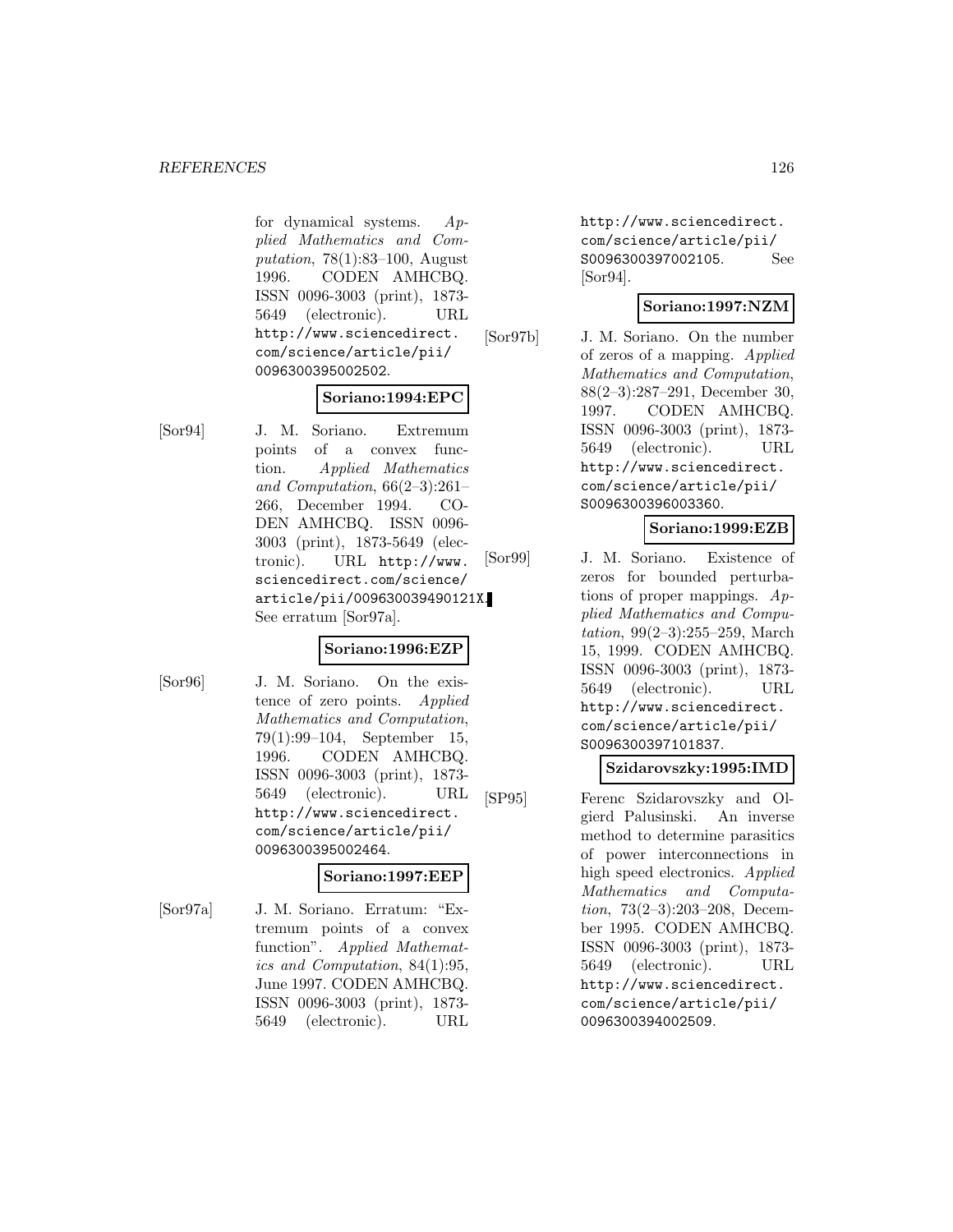for dynamical systems. *Applied Mathematics and Computation*, 78(1):83–100, August 1996. CODEN AMHCBQ. ISSN 0096-3003 (print), 1873-5649 (electronic). URL http://www.sciencedirect.com/science/article/pii/0096300395002502.

**Soriano:1994:EPC**

[Sor94] J. M. Soriano. Extremum points of a convex function. *Applied Mathematics and Computation*, 66(2–3):261–266, December 1994. CODEN AMHCBQ. ISSN 0096-3003 (print), 1873-5649 (electronic). URL http://www.sciencedirect.com/science/article/pii/009630039490121X. See erratum [Sor97a].

**Soriano:1996:EZP**

[Sor96] J. M. Soriano. On the existence of zero points. *Applied Mathematics and Computation*, 79(1):99–104, September 15, 1996. CODEN AMHCBQ. ISSN 0096-3003 (print), 1873-5649 (electronic). URL http://www.sciencedirect.com/science/article/pii/0096300395002464.

**Soriano:1997:EEP**

[Sor97a] J. M. Soriano. Erratum: "Extremum points of a convex function". *Applied Mathematics and Computation*, 84(1):95, June 1997. CODEN AMHCBQ. ISSN 0096-3003 (print), 1873-5649 (electronic). URL http://www.sciencedirect.com/science/article/pii/S0096300397002105. See [Sor94].

**Soriano:1997:NZM**

[Sor97b] J. M. Soriano. On the number of zeros of a mapping. *Applied Mathematics and Computation*, 88(2–3):287–291, December 30, 1997. CODEN AMHCBQ. ISSN 0096-3003 (print), 1873-5649 (electronic). URL http://www.sciencedirect.com/science/article/pii/S0096300396003360.

**Soriano:1999:EZB**

[Sor99] J. M. Soriano. Existence of zeros for bounded perturbations of proper mappings. *Applied Mathematics and Computation*, 99(2–3):255–259, March 15, 1999. CODEN AMHCBQ. ISSN 0096-3003 (print), 1873-5649 (electronic). URL http://www.sciencedirect.com/science/article/pii/S0096300397101837.

**Szidarovszky:1995:IMD**

[SP95] Ferenc Szidarovszky and Olgierd Palusinski. An inverse method to determine parasitics of power interconnections in high speed electronics. *Applied Mathematics and Computation*, 73(2–3):203–208, December 1995. CODEN AMHCBQ. ISSN 0096-3003 (print), 1873-5649 (electronic). URL http://www.sciencedirect.com/science/article/pii/0096300394002509.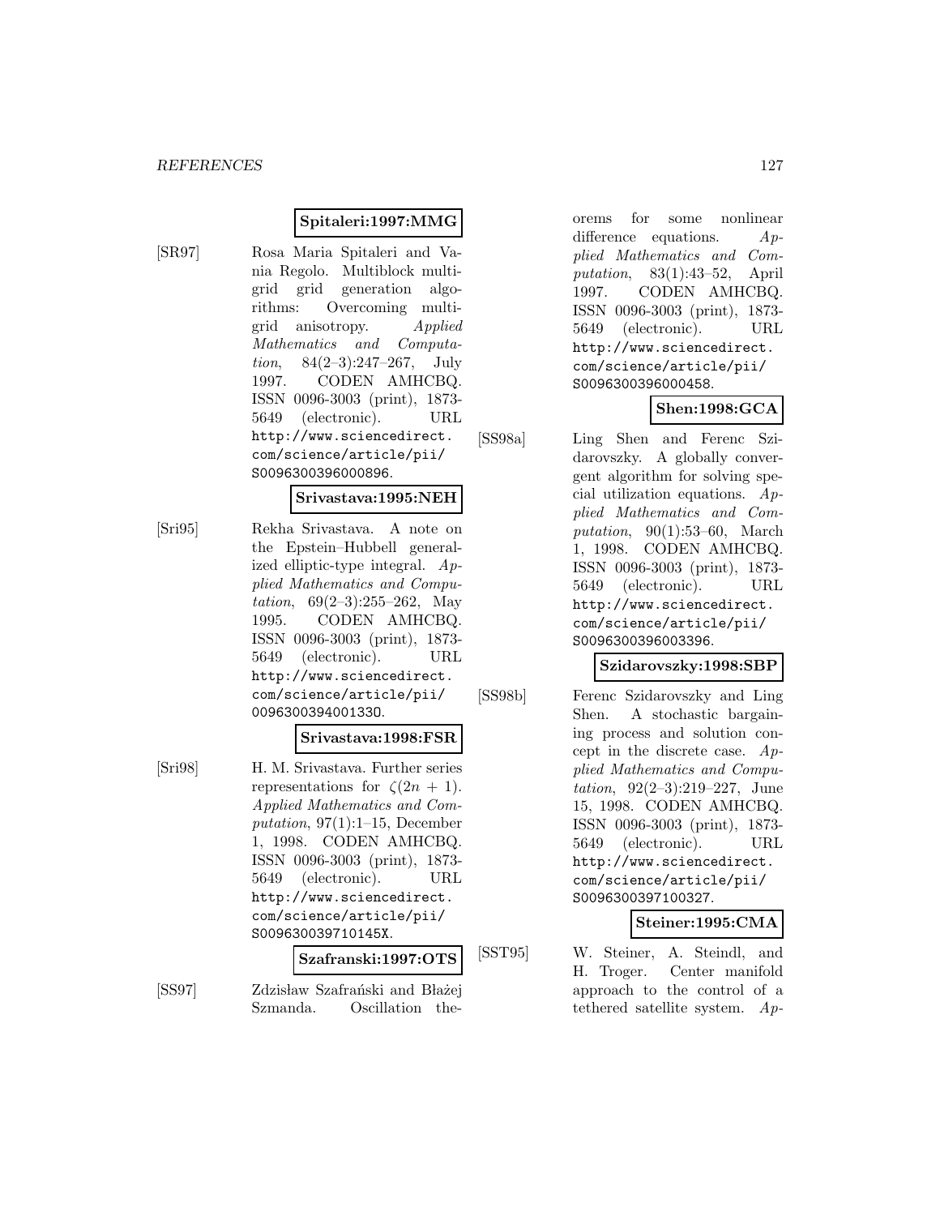**Spitaleri:1997:MMG**

[SR97] Rosa Maria Spitaleri and Vania Regolo. Multiblock multigrid grid generation algorithms: Overcoming multigrid anisotropy. *Applied Mathematics and Computation*, 84(2–3):247–267, July 1997. CODEN AMHCBQ. ISSN 0096-3003 (print), 1873-5649 (electronic). URL http://www.sciencedirect.com/science/article/pii/S0096300396000896.

**Srivastava:1995:NEH**

[Sri95] Rekha Srivastava. A note on the Epstein–Hubbell generalized elliptic-type integral. *Applied Mathematics and Computation*, 69(2–3):255–262, May 1995. CODEN AMHCBQ. ISSN 0096-3003 (print), 1873-5649 (electronic). URL http://www.sciencedirect.com/science/article/pii/009630039400133O.

**Srivastava:1998:FSR**

[Sri98] H. M. Srivastava. Further series representations for $\zeta(2n+1)$. *Applied Mathematics and Computation*, 97(1):1–15, December 1, 1998. CODEN AMHCBQ. ISSN 0096-3003 (print), 1873-5649 (electronic). URL http://www.sciencedirect.com/science/article/pii/S009630039710145X.

**Szafranski:1997:OTS**

[SS97] Zdzisław Szafrański and Błażej Szmanda. Oscillation theorems for some nonlinear difference equations. *Applied Mathematics and Computation*, 83(1):43–52, April 1997. CODEN AMHCBQ. ISSN 0096-3003 (print), 1873-5649 (electronic). URL http://www.sciencedirect.com/science/article/pii/S0096300396000458.

**Shen:1998:GCA**

[SS98a] Ling Shen and Ferenc Szidarovszky. A globally convergent algorithm for solving special utilization equations. *Applied Mathematics and Computation*, 90(1):53–60, March 1, 1998. CODEN AMHCBQ. ISSN 0096-3003 (print), 1873-5649 (electronic). URL http://www.sciencedirect.com/science/article/pii/S0096300396003396.

**Szidarovszky:1998:SBP**

[SS98b] Ferenc Szidarovszky and Ling Shen. A stochastic bargaining process and solution concept in the discrete case. *Applied Mathematics and Computation*, 92(2–3):219–227, June 15, 1998. CODEN AMHCBQ. ISSN 0096-3003 (print), 1873-5649 (electronic). URL http://www.sciencedirect.com/science/article/pii/S0096300397100327.

**Steiner:1995:CMA**

[SST95] W. Steiner, A. Steindl, and H. Troger. Center manifold approach to the control of a tethered satellite system. *Ap-*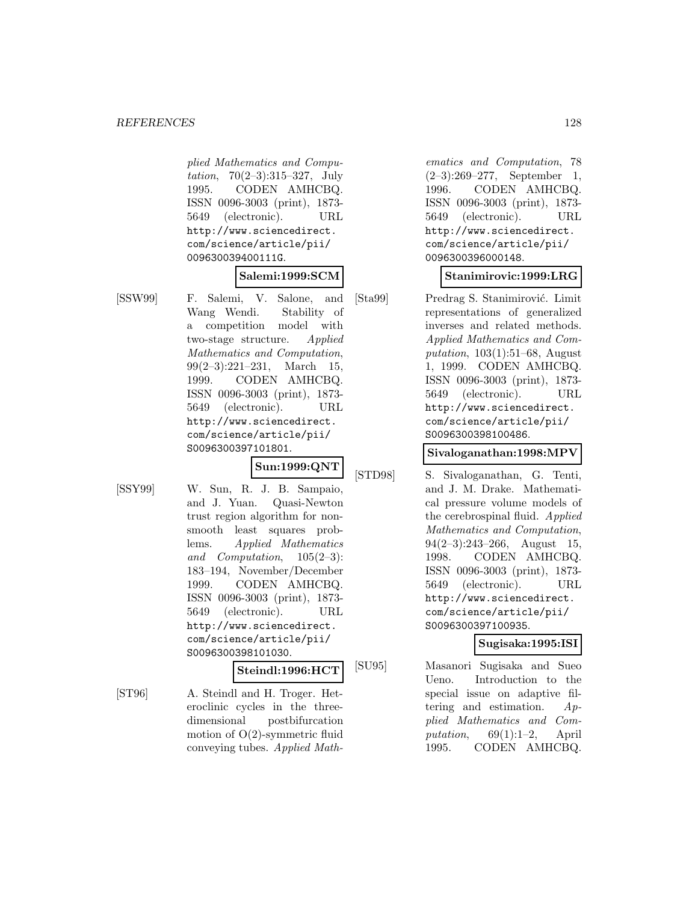*plied Mathematics and Computation*, 70(2–3):315–327, July 1995. CODEN AMHCBQ. ISSN 0096-3003 (print), 1873-5649 (electronic). URL http://www.sciencedirect.com/science/article/pii/009630039400111G.

**Salemi:1999:SCM**

[SSW99] F. Salemi, V. Salone, and Wang Wendi. Stability of a competition model with two-stage structure. *Applied Mathematics and Computation*, 99(2–3):221–231, March 15, 1999. CODEN AMHCBQ. ISSN 0096-3003 (print), 1873-5649 (electronic). URL http://www.sciencedirect.com/science/article/pii/S0096300397101801.

**Sun:1999:QNT**

[SSY99] W. Sun, R. J. B. Sampaio, and J. Yuan. Quasi-Newton trust region algorithm for non-smooth least squares problems. *Applied Mathematics and Computation*, 105(2–3):183–194, November/December 1999. CODEN AMHCBQ. ISSN 0096-3003 (print), 1873-5649 (electronic). URL http://www.sciencedirect.com/science/article/pii/S0096300398101030.

**Steindl:1996:HCT**

[ST96] A. Steindl and H. Troger. Heteroclinic cycles in the three-dimensional postbifurcation motion of O(2)-symmetric fluid conveying tubes. *Applied Mathematics and Computation*, 78 (2–3):269–277, September 1, 1996. CODEN AMHCBQ. ISSN 0096-3003 (print), 1873-5649 (electronic). URL http://www.sciencedirect.com/science/article/pii/0096300396000148.

**Stanimirovic:1999:LRG**

[Sta99] Predrag S. Stanimirović. Limit representations of generalized inverses and related methods. *Applied Mathematics and Computation*, 103(1):51–68, August 1, 1999. CODEN AMHCBQ. ISSN 0096-3003 (print), 1873-5649 (electronic). URL http://www.sciencedirect.com/science/article/pii/S0096300398100486.

**Sivaloganathan:1998:MPV**

[STD98] S. Sivaloganathan, G. Tenti, and J. M. Drake. Mathematical pressure volume models of the cerebrospinal fluid. *Applied Mathematics and Computation*, 94(2–3):243–266, August 15, 1998. CODEN AMHCBQ. ISSN 0096-3003 (print), 1873-5649 (electronic). URL http://www.sciencedirect.com/science/article/pii/S0096300397100935.

**Sugisaka:1995:ISI**

[SU95] Masanori Sugisaka and Sueo Ueno. Introduction to the special issue on adaptive filtering and estimation. *Applied Mathematics and Computation*, 69(1):1–2, April 1995. CODEN AMHCBQ.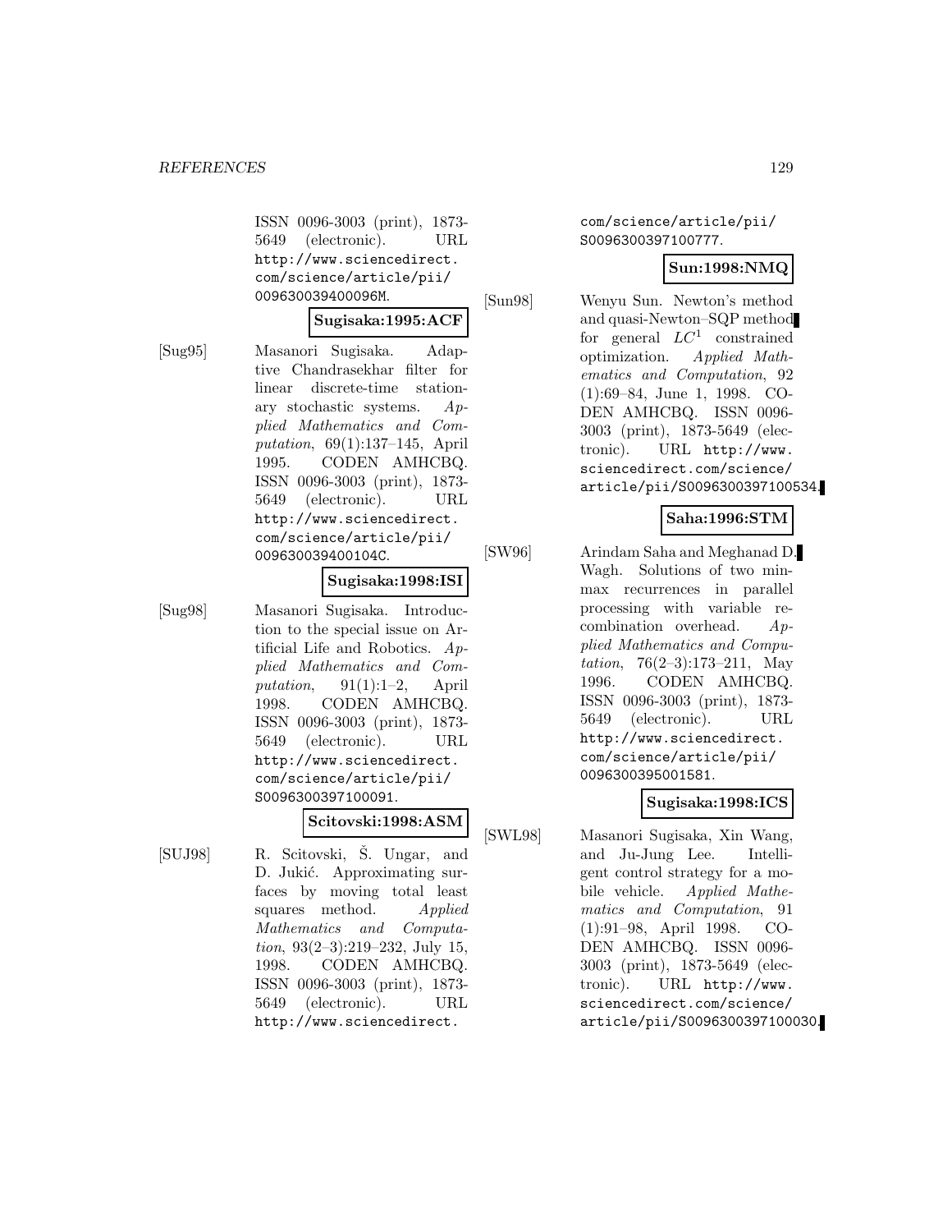ISSN 0096-3003 (print), 1873-5649 (electronic). URL http://www.sciencedirect.com/science/article/pii/009630039400096M.

**Sugisaka:1995:ACF**

[Sug95] Masanori Sugisaka. Adaptive Chandrasekhar filter for linear discrete-time stationary stochastic systems. *Applied Mathematics and Computation*, 69(1):137–145, April 1995. CODEN AMHCBQ. ISSN 0096-3003 (print), 1873-5649 (electronic). URL http://www.sciencedirect.com/science/article/pii/009630039400104C.

**Sugisaka:1998:ISI**

[Sug98] Masanori Sugisaka. Introduction to the special issue on Artificial Life and Robotics. *Applied Mathematics and Computation*, 91(1):1–2, April 1998. CODEN AMHCBQ. ISSN 0096-3003 (print), 1873-5649 (electronic). URL http://www.sciencedirect.com/science/article/pii/S0096300397100091.

**Scitovski:1998:ASM**

[SUJ98] R. Scitovski, Š. Ungar, and D. Jukić. Approximating surfaces by moving total least squares method. *Applied Mathematics and Computation*, 93(2–3):219–232, July 15, 1998. CODEN AMHCBQ. ISSN 0096-3003 (print), 1873-5649 (electronic). URL http://www.sciencedirect.com/science/article/pii/S0096300397100777.

**Sun:1998:NMQ**

[Sun98] Wenyu Sun. Newton's method and quasi-Newton–SQP method for general $LC^1$ constrained optimization. *Applied Mathematics and Computation*, 92(1):69–84, June 1, 1998. CODEN AMHCBQ. ISSN 0096-3003 (print), 1873-5649 (electronic). URL http://www.sciencedirect.com/science/article/pii/S0096300397100534.

**Saha:1996:STM**

[SW96] Arindam Saha and Meghanad D. Wagh. Solutions of two minmax recurrences in parallel processing with variable recombination overhead. *Applied Mathematics and Computation*, 76(2–3):173–211, May 1996. CODEN AMHCBQ. ISSN 0096-3003 (print), 1873-5649 (electronic). URL http://www.sciencedirect.com/science/article/pii/0096300395001581.

**Sugisaka:1998:ICS**

[SWL98] Masanori Sugisaka, Xin Wang, and Ju-Jung Lee. Intelligent control strategy for a mobile vehicle. *Applied Mathematics and Computation*, 91(1):91–98, April 1998. CODEN AMHCBQ. ISSN 0096-3003 (print), 1873-5649 (electronic). URL http://www.sciencedirect.com/science/article/pii/S0096300397100030.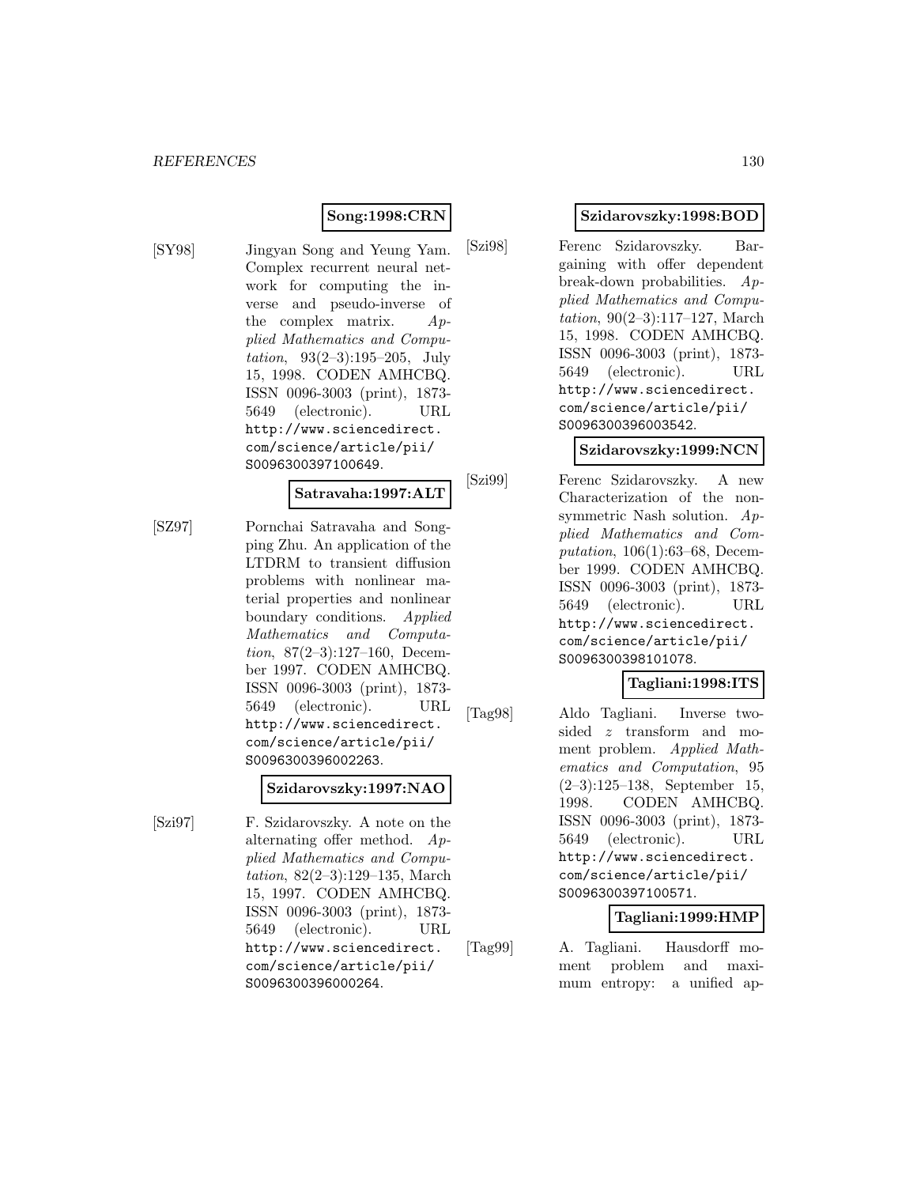**Song:1998:CRN**

[SY98] Jingyan Song and Yeung Yam. Complex recurrent neural network for computing the inverse and pseudo-inverse of the complex matrix. *Applied Mathematics and Computation*, 93(2–3):195–205, July 15, 1998. CODEN AMHCBQ. ISSN 0096-3003 (print), 1873-5649 (electronic). URL http://www.sciencedirect.com/science/article/pii/S0096300397100649.

**Satravaha:1997:ALT**

[SZ97] Pornchai Satravaha and Songping Zhu. An application of the LTDRM to transient diffusion problems with nonlinear material properties and nonlinear boundary conditions. *Applied Mathematics and Computation*, 87(2–3):127–160, December 1997. CODEN AMHCBQ. ISSN 0096-3003 (print), 1873-5649 (electronic). URL http://www.sciencedirect.com/science/article/pii/S0096300396002263.

**Szidarovszky:1997:NAO**

[Szi97] F. Szidarovszky. A note on the alternating offer method. *Applied Mathematics and Computation*, 82(2–3):129–135, March 15, 1997. CODEN AMHCBQ. ISSN 0096-3003 (print), 1873-5649 (electronic). URL http://www.sciencedirect.com/science/article/pii/S0096300396000264.

**Szidarovszky:1998:BOD**

[Szi98] Ferenc Szidarovszky. Bargaining with offer dependent break-down probabilities. *Applied Mathematics and Computation*, 90(2–3):117–127, March 15, 1998. CODEN AMHCBQ. ISSN 0096-3003 (print), 1873-5649 (electronic). URL http://www.sciencedirect.com/science/article/pii/S0096300396003542.

**Szidarovszky:1999:NCN**

[Szi99] Ferenc Szidarovszky. A new Characterization of the nonsymmetric Nash solution. *Applied Mathematics and Computation*, 106(1):63–68, December 1999. CODEN AMHCBQ. ISSN 0096-3003 (print), 1873-5649 (electronic). URL http://www.sciencedirect.com/science/article/pii/S0096300398101078.

**Tagliani:1998:ITS**

[Tag98] Aldo Tagliani. Inverse two-sided $z$ transform and moment problem. *Applied Mathematics and Computation*, 95 (2–3):125–138, September 15, 1998. CODEN AMHCBQ. ISSN 0096-3003 (print), 1873-5649 (electronic). URL http://www.sciencedirect.com/science/article/pii/S0096300397100571.

**Tagliani:1999:HMP**

[Tag99] A. Tagliani. Hausdorff moment problem and maximum entropy: a unified ap-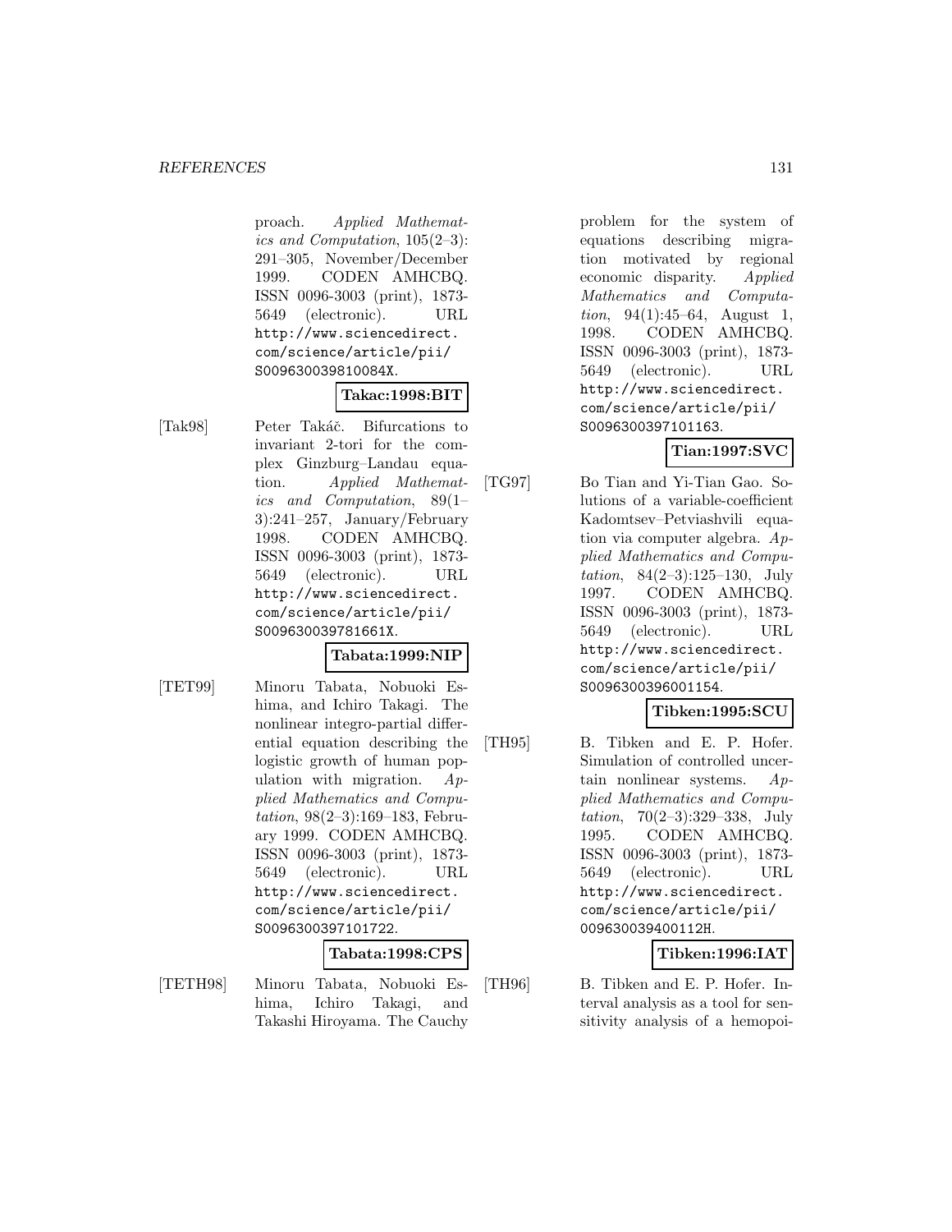proach. *Applied Mathematics and Computation*, 105(2–3): 291–305, November/December 1999. CODEN AMHCBQ. ISSN 0096-3003 (print), 1873-5649 (electronic). URL http://www.sciencedirect.com/science/article/pii/S009630039810084X.

**Takac:1998:BIT**

[Tak98] Peter Takáč. Bifurcations to invariant 2-tori for the complex Ginzburg–Landau equation. *Applied Mathematics and Computation*, 89(1–3):241–257, January/February 1998. CODEN AMHCBQ. ISSN 0096-3003 (print), 1873-5649 (electronic). URL http://www.sciencedirect.com/science/article/pii/S009630039781661X.

**Tabata:1999:NIP**

[TET99] Minoru Tabata, Nobuoki Eshima, and Ichiro Takagi. The nonlinear integro-partial differential equation describing the logistic growth of human population with migration. *Applied Mathematics and Computation*, 98(2–3):169–183, February 1999. CODEN AMHCBQ. ISSN 0096-3003 (print), 1873-5649 (electronic). URL http://www.sciencedirect.com/science/article/pii/S0096300397101722.

**Tabata:1998:CPS**

[TETH98] Minoru Tabata, Nobuoki Eshima, Ichiro Takagi, and Takashi Hiroyama. The Cauchy problem for the system of equations describing migration motivated by regional economic disparity. *Applied Mathematics and Computation*, 94(1):45–64, August 1, 1998. CODEN AMHCBQ. ISSN 0096-3003 (print), 1873-5649 (electronic). URL http://www.sciencedirect.com/science/article/pii/S0096300397101163.

**Tian:1997:SVC**

[TG97] Bo Tian and Yi-Tian Gao. Solutions of a variable-coefficient Kadomtsev–Petviashvili equation via computer algebra. *Applied Mathematics and Computation*, 84(2–3):125–130, July 1997. CODEN AMHCBQ. ISSN 0096-3003 (print), 1873-5649 (electronic). URL http://www.sciencedirect.com/science/article/pii/S0096300396001154.

**Tibken:1995:SCU**

[TH95] B. Tibken and E. P. Hofer. Simulation of controlled uncertain nonlinear systems. *Applied Mathematics and Computation*, 70(2–3):329–338, July 1995. CODEN AMHCBQ. ISSN 0096-3003 (print), 1873-5649 (electronic). URL http://www.sciencedirect.com/science/article/pii/009630039400112H.

**Tibken:1996:IAT**

[TH96] B. Tibken and E. P. Hofer. Interval analysis as a tool for sensitivity analysis of a hemopoi-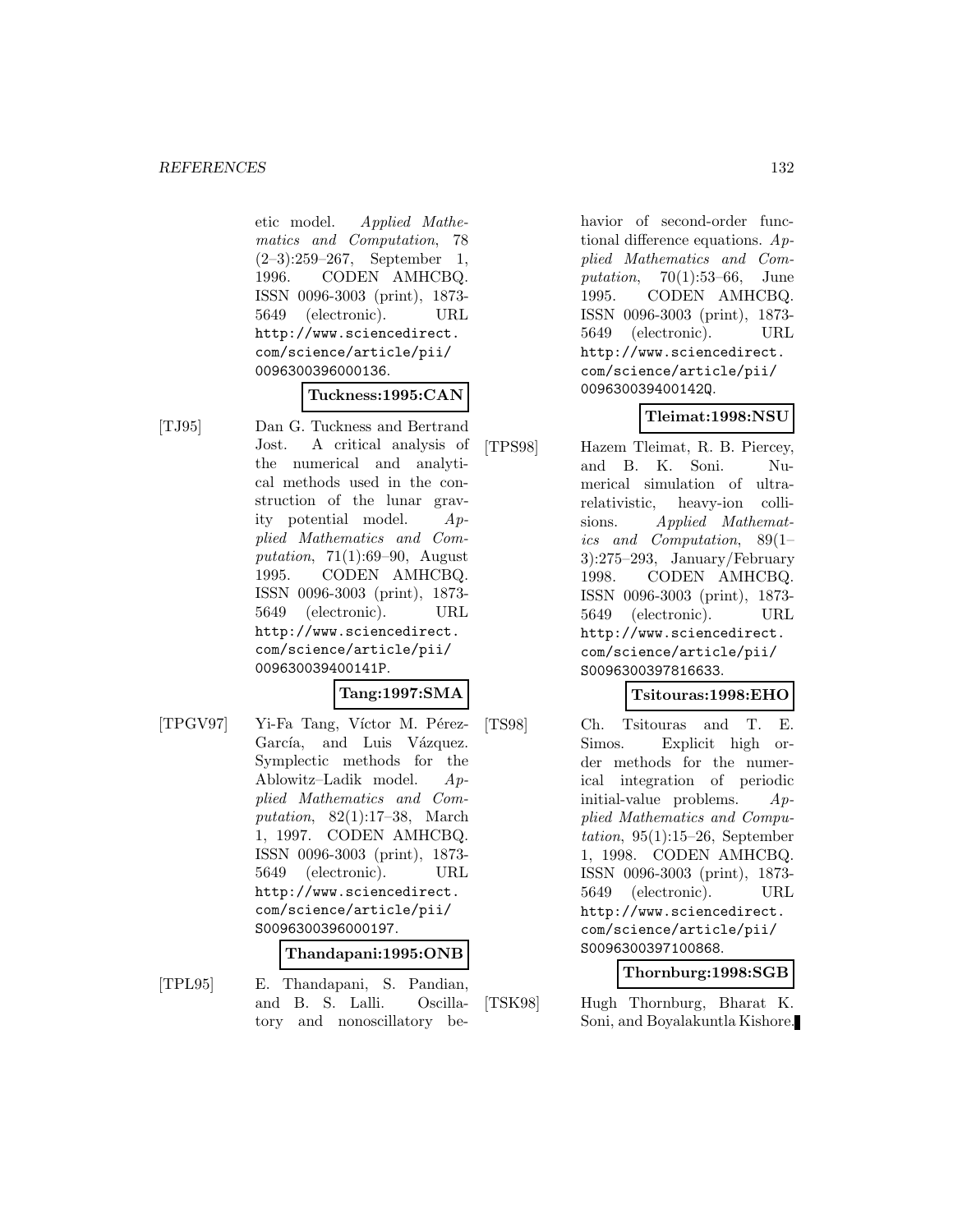etic model. *Applied Mathematics and Computation*, 78 (2–3):259–267, September 1, 1996. CODEN AMHCBQ. ISSN 0096-3003 (print), 1873-5649 (electronic). URL http://www.sciencedirect.com/science/article/pii/0096300396000136.

**Tuckness:1995:CAN**

[TJ95] Dan G. Tuckness and Bertrand Jost. A critical analysis of the numerical and analytical methods used in the construction of the lunar gravity potential model. *Applied Mathematics and Computation*, 71(1):69–90, August 1995. CODEN AMHCBQ. ISSN 0096-3003 (print), 1873-5649 (electronic). URL http://www.sciencedirect.com/science/article/pii/009630039400141P.

**Tang:1997:SMA**

[TPGV97] Yi-Fa Tang, Víctor M. Pérez-García, and Luis Vázquez. Symplectic methods for the Ablowitz–Ladik model. *Applied Mathematics and Computation*, 82(1):17–38, March 1, 1997. CODEN AMHCBQ. ISSN 0096-3003 (print), 1873-5649 (electronic). URL http://www.sciencedirect.com/science/article/pii/S0096300396000197.

**Thandapani:1995:ONB**

[TPL95] E. Thandapani, S. Pandian, and B. S. Lalli. Oscillatory and nonoscillatory behavior of second-order functional difference equations. *Applied Mathematics and Computation*, 70(1):53–66, June 1995. CODEN AMHCBQ. ISSN 0096-3003 (print), 1873-5649 (electronic). URL http://www.sciencedirect.com/science/article/pii/009630039400142Q.

**Tleimat:1998:NSU**

[TPS98] Hazem Tleimat, R. B. Piercey, and B. K. Soni. Numerical simulation of ultrarelativistic, heavy-ion collisions. *Applied Mathematics and Computation*, 89(1–3):275–293, January/February 1998. CODEN AMHCBQ. ISSN 0096-3003 (print), 1873-5649 (electronic). URL http://www.sciencedirect.com/science/article/pii/S0096300397816633.

**Tsitouras:1998:EHO**

[TS98] Ch. Tsitouras and T. E. Simos. Explicit high order methods for the numerical integration of periodic initial-value problems. *Applied Mathematics and Computation*, 95(1):15–26, September 1, 1998. CODEN AMHCBQ. ISSN 0096-3003 (print), 1873-5649 (electronic). URL http://www.sciencedirect.com/science/article/pii/S0096300397100868.

**Thornburg:1998:SGB**

[TSK98] Hugh Thornburg, Bharat K. Soni, and Boyalakuntla Kishore.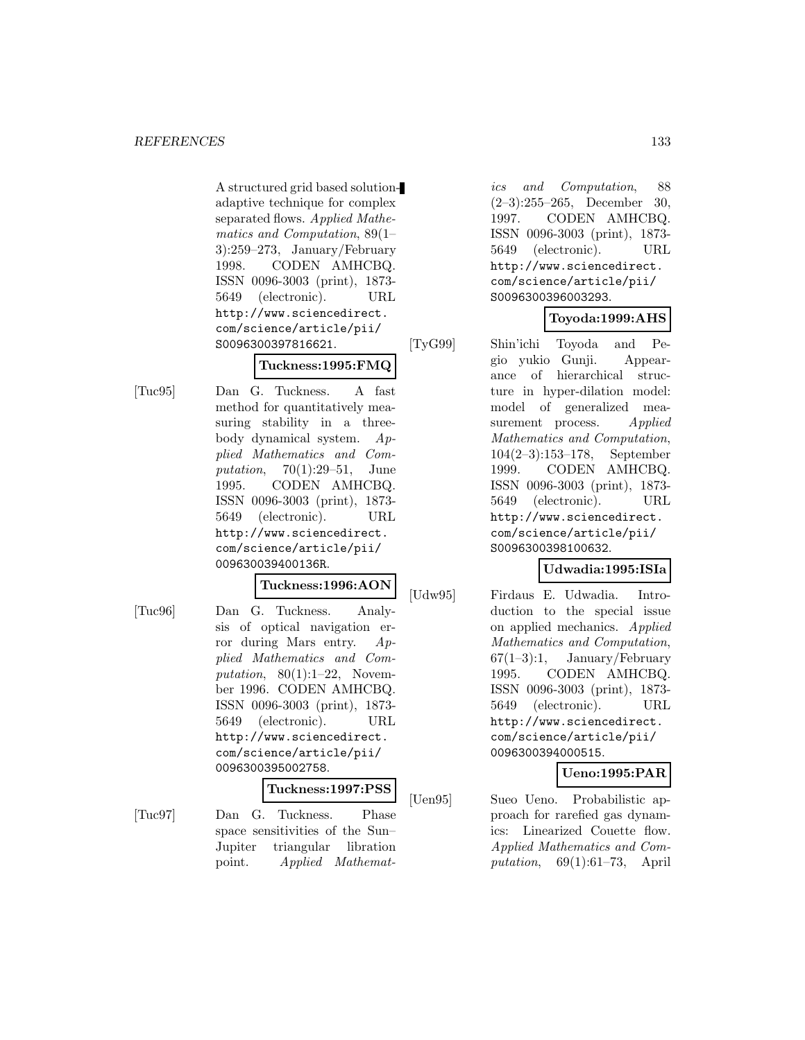A structured grid based solution-adaptive technique for complex separated flows. *Applied Mathematics and Computation*, 89(1–3):259–273, January/February 1998. CODEN AMHCBQ. ISSN 0096-3003 (print), 1873-5649 (electronic). URL http://www.sciencedirect.com/science/article/pii/S0096300397816621.

**Tuckness:1995:FMQ**

[Tuc95] Dan G. Tuckness. A fast method for quantitatively measuring stability in a three-body dynamical system. *Applied Mathematics and Computation*, 70(1):29–51, June 1995. CODEN AMHCBQ. ISSN 0096-3003 (print), 1873-5649 (electronic). URL http://www.sciencedirect.com/science/article/pii/009630039400136R.

**Tuckness:1996:AON**

[Tuc96] Dan G. Tuckness. Analysis of optical navigation error during Mars entry. *Applied Mathematics and Computation*, 80(1):1–22, November 1996. CODEN AMHCBQ. ISSN 0096-3003 (print), 1873-5649 (electronic). URL http://www.sciencedirect.com/science/article/pii/0096300395002758.

**Tuckness:1997:PSS**

[Tuc97] Dan G. Tuckness. Phase space sensitivities of the Sun–Jupiter triangular libration point. *Applied Mathematics and Computation*, 88(2–3):255–265, December 30, 1997. CODEN AMHCBQ. ISSN 0096-3003 (print), 1873-5649 (electronic). URL http://www.sciencedirect.com/science/article/pii/S0096300396003293.

**Toyoda:1999:AHS**

[TyG99] Shin'ichi Toyoda and Pegio yukio Gunji. Appearance of hierarchical structure in hyper-dilation model: model of generalized measurement process. *Applied Mathematics and Computation*, 104(2–3):153–178, September 1999. CODEN AMHCBQ. ISSN 0096-3003 (print), 1873-5649 (electronic). URL http://www.sciencedirect.com/science/article/pii/S0096300398100632.

**Udwadia:1995:ISIa**

[Udw95] Firdaus E. Udwadia. Introduction to the special issue on applied mechanics. *Applied Mathematics and Computation*, 67(1–3):1, January/February 1995. CODEN AMHCBQ. ISSN 0096-3003 (print), 1873-5649 (electronic). URL http://www.sciencedirect.com/science/article/pii/0096300394000515.

**Ueno:1995:PAR**

[Uen95] Sueo Ueno. Probabilistic approach for rarefied gas dynamics: Linearized Couette flow. *Applied Mathematics and Computation*, 69(1):61–73, April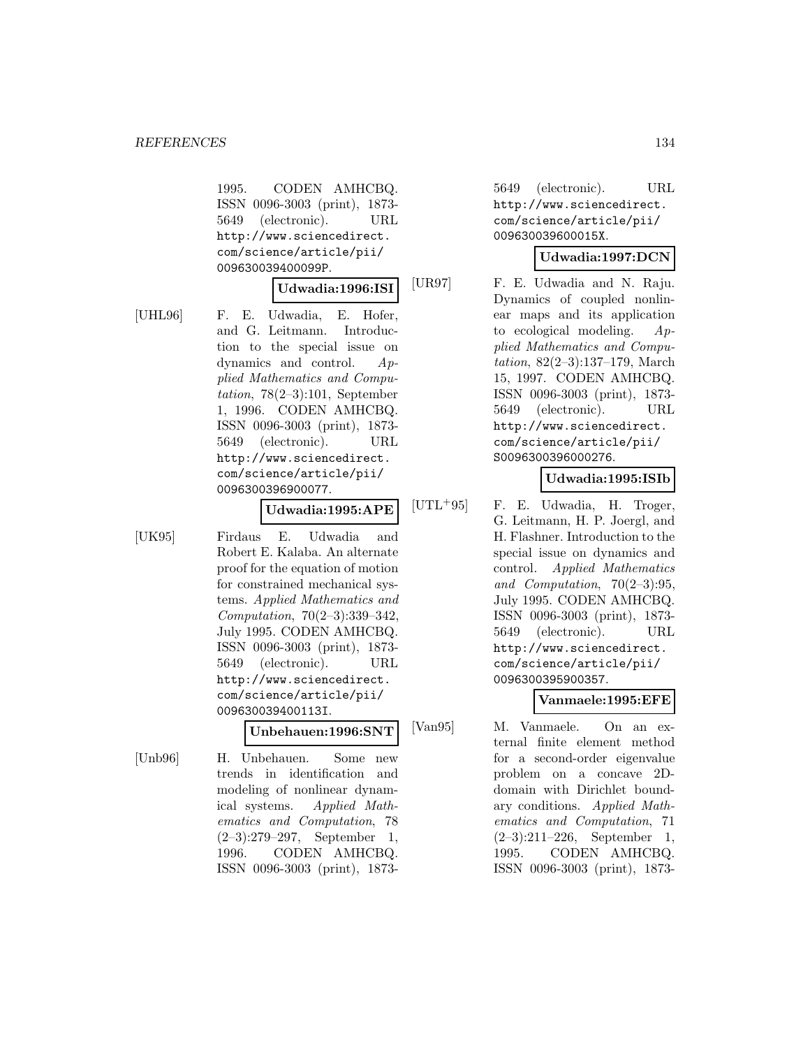1995. CODEN AMHCBQ. ISSN 0096-3003 (print), 1873-5649 (electronic). URL http://www.sciencedirect.com/science/article/pii/009630039400099P.

**Udwadia:1996:ISI**

[UHL96] F. E. Udwadia, E. Hofer, and G. Leitmann. Introduction to the special issue on dynamics and control. *Applied Mathematics and Computation*, 78(2–3):101, September 1, 1996. CODEN AMHCBQ. ISSN 0096-3003 (print), 1873-5649 (electronic). URL http://www.sciencedirect.com/science/article/pii/0096300396900077.

**Udwadia:1995:APE**

[UK95] Firdaus E. Udwadia and Robert E. Kalaba. An alternate proof for the equation of motion for constrained mechanical systems. *Applied Mathematics and Computation*, 70(2–3):339–342, July 1995. CODEN AMHCBQ. ISSN 0096-3003 (print), 1873-5649 (electronic). URL http://www.sciencedirect.com/science/article/pii/009630039400113I.

**Unbehauen:1996:SNT**

[Unb96] H. Unbehauen. Some new trends in identification and modeling of nonlinear dynamical systems. *Applied Mathematics and Computation*, 78 (2–3):279–297, September 1, 1996. CODEN AMHCBQ. ISSN 0096-3003 (print), 1873-5649 (electronic). URL http://www.sciencedirect.com/science/article/pii/009630039600015X.

**Udwadia:1997:DCN**

[UR97] F. E. Udwadia and N. Raju. Dynamics of coupled nonlinear maps and its application to ecological modeling. *Applied Mathematics and Computation*, 82(2–3):137–179, March 15, 1997. CODEN AMHCBQ. ISSN 0096-3003 (print), 1873-5649 (electronic). URL http://www.sciencedirect.com/science/article/pii/S0096300396000276.

**Udwadia:1995:ISIb**

[UTL+95] F. E. Udwadia, H. Troger, G. Leitmann, H. P. Joergl, and H. Flashner. Introduction to the special issue on dynamics and control. *Applied Mathematics and Computation*, 70(2–3):95, July 1995. CODEN AMHCBQ. ISSN 0096-3003 (print), 1873-5649 (electronic). URL http://www.sciencedirect.com/science/article/pii/0096300395900357.

**Vanmaele:1995:EFE**

[Van95] M. Vanmaele. On an external finite element method for a second-order eigenvalue problem on a concave 2D-domain with Dirichlet boundary conditions. *Applied Mathematics and Computation*, 71 (2–3):211–226, September 1, 1995. CODEN AMHCBQ. ISSN 0096-3003 (print), 1873-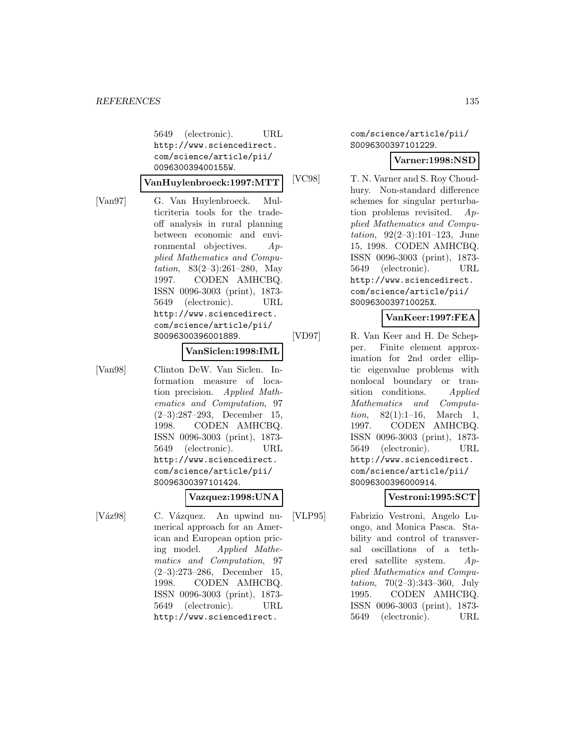5649 (electronic). URL http://www.sciencedirect.com/science/article/pii/009630039400155W.

**VanHuylenbroeck:1997:MTT**

[Van97] G. Van Huylenbroeck. Multicriteria tools for the tradeoff analysis in rural planning between economic and environmental objectives. *Applied Mathematics and Computation*, 83(2–3):261–280, May 1997. CODEN AMHCBQ. ISSN 0096-3003 (print), 1873-5649 (electronic). URL http://www.sciencedirect.com/science/article/pii/S0096300396001889.

**VanSiclen:1998:IML**

[Van98] Clinton DeW. Van Siclen. Information measure of location precision. *Applied Mathematics and Computation*, 97 (2–3):287–293, December 15, 1998. CODEN AMHCBQ. ISSN 0096-3003 (print), 1873-5649 (electronic). URL http://www.sciencedirect.com/science/article/pii/S0096300397101424.

**Vazquez:1998:UNA**

[Váz98] C. Vázquez. An upwind numerical approach for an American and European option pricing model. *Applied Mathematics and Computation*, 97 (2–3):273–286, December 15, 1998. CODEN AMHCBQ. ISSN 0096-3003 (print), 1873-5649 (electronic). URL http://www.sciencedirect.com/science/article/pii/S0096300397101229.

**Varner:1998:NSD**

[VC98] T. N. Varner and S. Roy Choudhury. Non-standard difference schemes for singular perturbation problems revisited. *Applied Mathematics and Computation*, 92(2–3):101–123, June 15, 1998. CODEN AMHCBQ. ISSN 0096-3003 (print), 1873-5649 (electronic). URL http://www.sciencedirect.com/science/article/pii/S009630039710025X.

**VanKeer:1997:FEA**

[VD97] R. Van Keer and H. De Schepper. Finite element approximation for 2nd order elliptic eigenvalue problems with nonlocal boundary or transition conditions. *Applied Mathematics and Computation*, 82(1):1–16, March 1, 1997. CODEN AMHCBQ. ISSN 0096-3003 (print), 1873-5649 (electronic). URL http://www.sciencedirect.com/science/article/pii/S0096300396000914.

**Vestroni:1995:SCT**

[VLP95] Fabrizio Vestroni, Angelo Luongo, and Monica Pasca. Stability and control of transversal oscillations of a tethered satellite system. *Applied Mathematics and Computation*, 70(2–3):343–360, July 1995. CODEN AMHCBQ. ISSN 0096-3003 (print), 1873-5649 (electronic). URL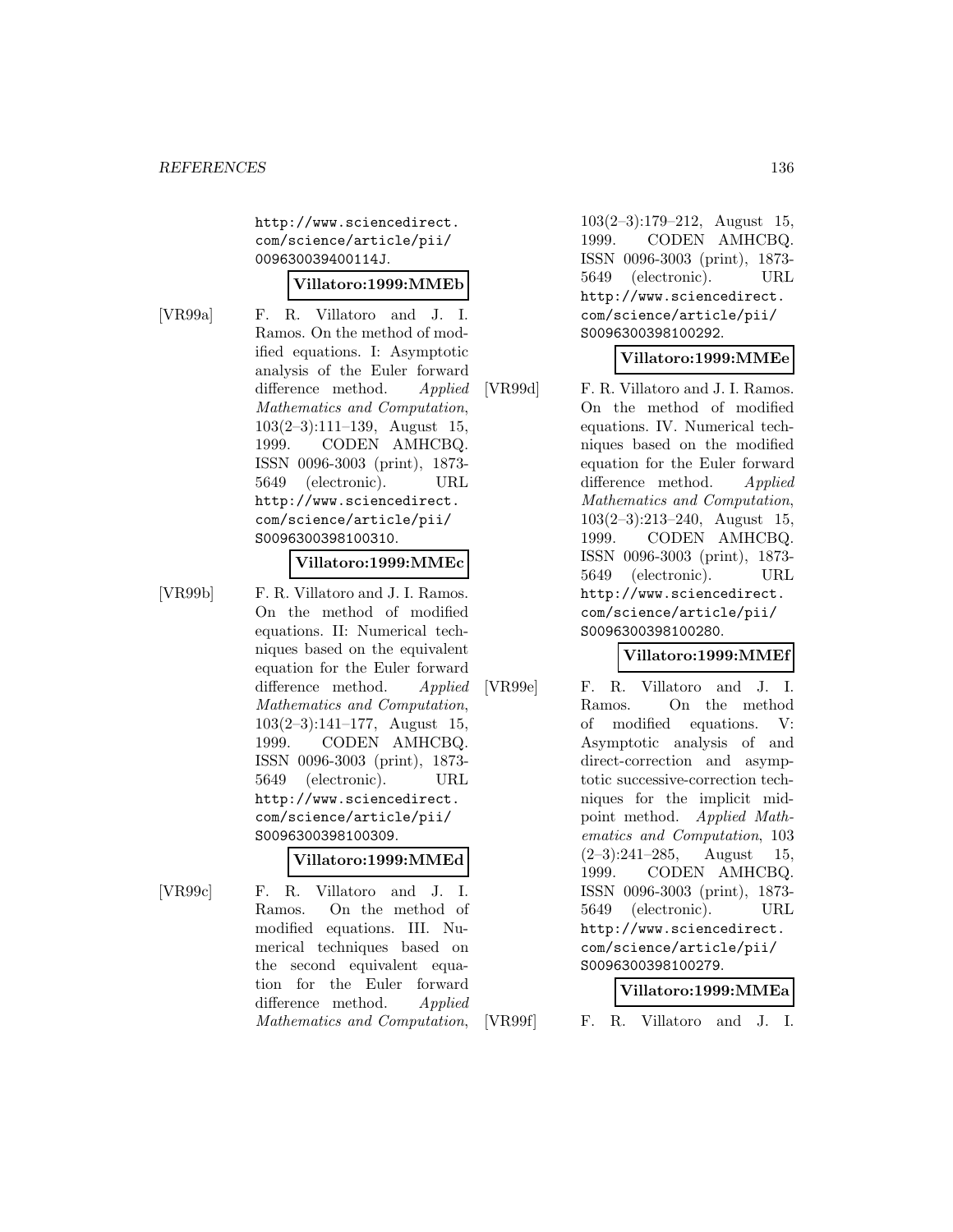http://www.sciencedirect.com/science/article/pii/009630039400114J.

**Villatoro:1999:MMEb**

[VR99a] F. R. Villatoro and J. I. Ramos. On the method of modified equations. I: Asymptotic analysis of the Euler forward difference method. *Applied Mathematics and Computation*, 103(2–3):111–139, August 15, 1999. CODEN AMHCBQ. ISSN 0096-3003 (print), 1873-5649 (electronic). URL http://www.sciencedirect.com/science/article/pii/S0096300398100310.

**Villatoro:1999:MMEc**

[VR99b] F. R. Villatoro and J. I. Ramos. On the method of modified equations. II: Numerical techniques based on the equivalent equation for the Euler forward difference method. *Applied Mathematics and Computation*, 103(2–3):141–177, August 15, 1999. CODEN AMHCBQ. ISSN 0096-3003 (print), 1873-5649 (electronic). URL http://www.sciencedirect.com/science/article/pii/S0096300398100309.

**Villatoro:1999:MMEd**

[VR99c] F. R. Villatoro and J. I. Ramos. On the method of modified equations. III. Numerical techniques based on the second equivalent equation for the Euler forward difference method. *Applied Mathematics and Computation*, 103(2–3):179–212, August 15, 1999. CODEN AMHCBQ. ISSN 0096-3003 (print), 1873-5649 (electronic). URL http://www.sciencedirect.com/science/article/pii/S0096300398100292.

**Villatoro:1999:MMEe**

[VR99d] F. R. Villatoro and J. I. Ramos. On the method of modified equations. IV. Numerical techniques based on the modified equation for the Euler forward difference method. *Applied Mathematics and Computation*, 103(2–3):213–240, August 15, 1999. CODEN AMHCBQ. ISSN 0096-3003 (print), 1873-5649 (electronic). URL http://www.sciencedirect.com/science/article/pii/S0096300398100280.

**Villatoro:1999:MMEf**

[VR99e] F. R. Villatoro and J. I. Ramos. On the method of modified equations. V: Asymptotic analysis of and direct-correction and asymptotic successive-correction techniques for the implicit midpoint method. *Applied Mathematics and Computation*, 103 (2–3):241–285, August 15, 1999. CODEN AMHCBQ. ISSN 0096-3003 (print), 1873-5649 (electronic). URL http://www.sciencedirect.com/science/article/pii/S0096300398100279.

**Villatoro:1999:MMEa**

[VR99f] F. R. Villatoro and J. I.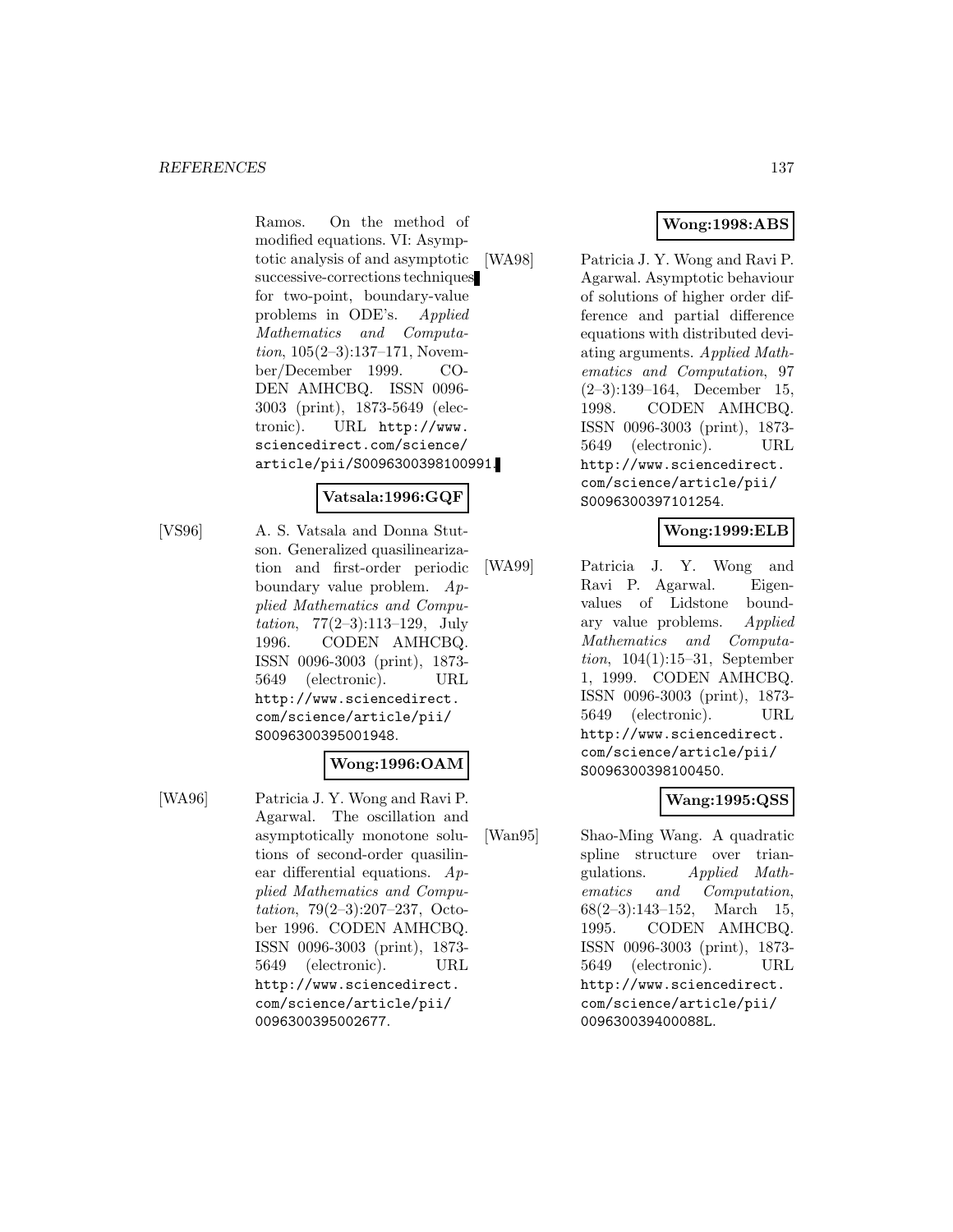Ramos. On the method of modified equations. VI: Asymptotic analysis of and asymptotic successive-corrections techniques for two-point, boundary-value problems in ODE's. *Applied Mathematics and Computation*, 105(2–3):137–171, November/December 1999. CODEN AMHCBQ. ISSN 0096-3003 (print), 1873-5649 (electronic). URL http://www.sciencedirect.com/science/article/pii/S0096300398100991.

**Vatsala:1996:GQF**

[VS96] A. S. Vatsala and Donna Stutson. Generalized quasilinearization and first-order periodic boundary value problem. *Applied Mathematics and Computation*, 77(2–3):113–129, July 1996. CODEN AMHCBQ. ISSN 0096-3003 (print), 1873-5649 (electronic). URL http://www.sciencedirect.com/science/article/pii/S0096300395001948.

**Wong:1996:OAM**

[WA96] Patricia J. Y. Wong and Ravi P. Agarwal. The oscillation and asymptotically monotone solutions of second-order quasilinear differential equations. *Applied Mathematics and Computation*, 79(2–3):207–237, October 1996. CODEN AMHCBQ. ISSN 0096-3003 (print), 1873-5649 (electronic). URL http://www.sciencedirect.com/science/article/pii/0096300395002677.

**Wong:1998:ABS**

[WA98] Patricia J. Y. Wong and Ravi P. Agarwal. Asymptotic behaviour of solutions of higher order difference and partial difference equations with distributed deviating arguments. *Applied Mathematics and Computation*, 97 (2–3):139–164, December 15, 1998. CODEN AMHCBQ. ISSN 0096-3003 (print), 1873-5649 (electronic). URL http://www.sciencedirect.com/science/article/pii/S0096300397101254.

**Wong:1999:ELB**

[WA99] Patricia J. Y. Wong and Ravi P. Agarwal. Eigenvalues of Lidstone boundary value problems. *Applied Mathematics and Computation*, 104(1):15–31, September 1, 1999. CODEN AMHCBQ. ISSN 0096-3003 (print), 1873-5649 (electronic). URL http://www.sciencedirect.com/science/article/pii/S0096300398100450.

**Wang:1995:QSS**

[Wan95] Shao-Ming Wang. A quadratic spline structure over triangulations. *Applied Mathematics and Computation*, 68(2–3):143–152, March 15, 1995. CODEN AMHCBQ. ISSN 0096-3003 (print), 1873-5649 (electronic). URL http://www.sciencedirect.com/science/article/pii/009630039400088L.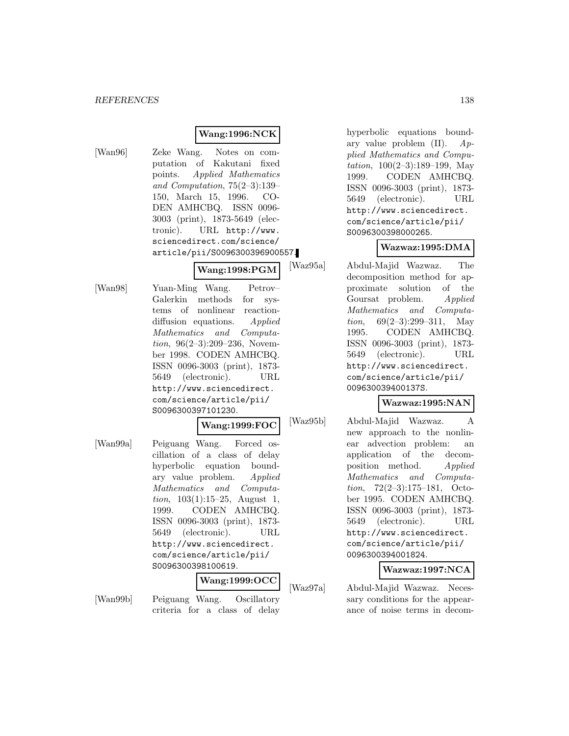**Wang:1996:NCK**

[Wan96] Zeke Wang. Notes on computation of Kakutani fixed points. *Applied Mathematics and Computation*, 75(2–3):139–150, March 15, 1996. CODEN AMHCBQ. ISSN 0096-3003 (print), 1873-5649 (electronic). URL http://www.sciencedirect.com/science/article/pii/S0096300396900557.

**Wang:1998:PGM**

[Wan98] Yuan-Ming Wang. Petrov–Galerkin methods for systems of nonlinear reaction-diffusion equations. *Applied Mathematics and Computation*, 96(2–3):209–236, November 1998. CODEN AMHCBQ. ISSN 0096-3003 (print), 1873-5649 (electronic). URL http://www.sciencedirect.com/science/article/pii/S0096300397101230.

**Wang:1999:FOC**

[Wan99a] Peiguang Wang. Forced oscillation of a class of delay hyperbolic equation boundary value problem. *Applied Mathematics and Computation*, 103(1):15–25, August 1, 1999. CODEN AMHCBQ. ISSN 0096-3003 (print), 1873-5649 (electronic). URL http://www.sciencedirect.com/science/article/pii/S0096300398100619.

**Wang:1999:OCC**

[Wan99b] Peiguang Wang. Oscillatory criteria for a class of delay hyperbolic equations boundary value problem (II). *Applied Mathematics and Computation*, 100(2–3):189–199, May 1999. CODEN AMHCBQ. ISSN 0096-3003 (print), 1873-5649 (electronic). URL http://www.sciencedirect.com/science/article/pii/S0096300398000265.

**Wazwaz:1995:DMA**

[Waz95a] Abdul-Majid Wazwaz. The decomposition method for approximate solution of the Goursat problem. *Applied Mathematics and Computation*, 69(2–3):299–311, May 1995. CODEN AMHCBQ. ISSN 0096-3003 (print), 1873-5649 (electronic). URL http://www.sciencedirect.com/science/article/pii/009630039400137S.

**Wazwaz:1995:NAN**

[Waz95b] Abdul-Majid Wazwaz. A new approach to the nonlinear advection problem: an application of the decomposition method. *Applied Mathematics and Computation*, 72(2–3):175–181, October 1995. CODEN AMHCBQ. ISSN 0096-3003 (print), 1873-5649 (electronic). URL http://www.sciencedirect.com/science/article/pii/0096300394001824.

**Wazwaz:1997:NCA**

[Waz97a] Abdul-Majid Wazwaz. Necessary conditions for the appearance of noise terms in decom-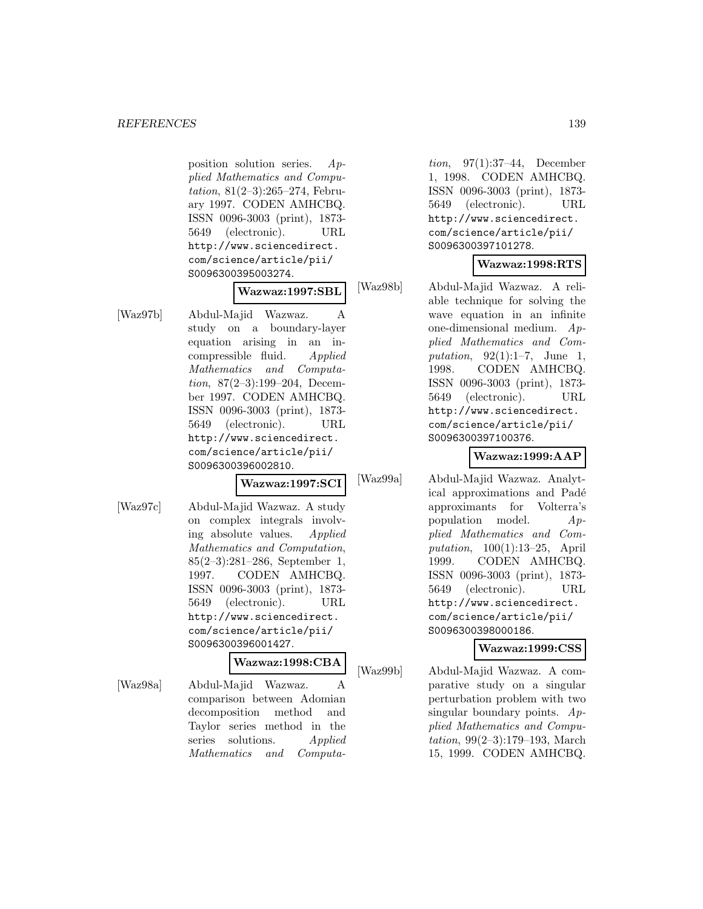position solution series. *Applied Mathematics and Computation*, 81(2–3):265–274, February 1997. CODEN AMHCBQ. ISSN 0096-3003 (print), 1873-5649 (electronic). URL http://www.sciencedirect.com/science/article/pii/S0096300395003274.

**Wazwaz:1997:SBL**

[Waz97b] Abdul-Majid Wazwaz. A study on a boundary-layer equation arising in an incompressible fluid. *Applied Mathematics and Computation*, 87(2–3):199–204, December 1997. CODEN AMHCBQ. ISSN 0096-3003 (print), 1873-5649 (electronic). URL http://www.sciencedirect.com/science/article/pii/S0096300396002810.

**Wazwaz:1997:SCI**

[Waz97c] Abdul-Majid Wazwaz. A study on complex integrals involving absolute values. *Applied Mathematics and Computation*, 85(2–3):281–286, September 1, 1997. CODEN AMHCBQ. ISSN 0096-3003 (print), 1873-5649 (electronic). URL http://www.sciencedirect.com/science/article/pii/S0096300396001427.

**Wazwaz:1998:CBA**

[Waz98a] Abdul-Majid Wazwaz. A comparison between Adomian decomposition method and Taylor series method in the series solutions. *Applied Mathematics and Computation*, 97(1):37–44, December 1, 1998. CODEN AMHCBQ. ISSN 0096-3003 (print), 1873-5649 (electronic). URL http://www.sciencedirect.com/science/article/pii/S0096300397101278.

**Wazwaz:1998:RTS**

[Waz98b] Abdul-Majid Wazwaz. A reliable technique for solving the wave equation in an infinite one-dimensional medium. *Applied Mathematics and Computation*, 92(1):1–7, June 1, 1998. CODEN AMHCBQ. ISSN 0096-3003 (print), 1873-5649 (electronic). URL http://www.sciencedirect.com/science/article/pii/S0096300397100376.

**Wazwaz:1999:AAP**

[Waz99a] Abdul-Majid Wazwaz. Analytical approximations and Padé approximants for Volterra's population model. *Applied Mathematics and Computation*, 100(1):13–25, April 1999. CODEN AMHCBQ. ISSN 0096-3003 (print), 1873-5649 (electronic). URL http://www.sciencedirect.com/science/article/pii/S0096300398000186.

**Wazwaz:1999:CSS**

[Waz99b] Abdul-Majid Wazwaz. A comparative study on a singular perturbation problem with two singular boundary points. *Applied Mathematics and Computation*, 99(2–3):179–193, March 15, 1999. CODEN AMHCBQ.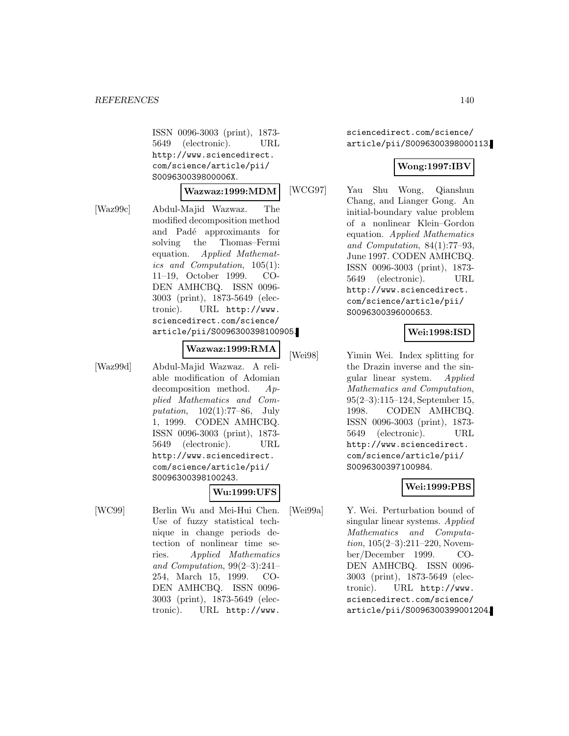ISSN 0096-3003 (print), 1873-5649 (electronic). URL http://www.sciencedirect.com/science/article/pii/S009630039800006X.

**Wazwaz:1999:MDM**

[Waz99c] Abdul-Majid Wazwaz. The modified decomposition method and Padé approximants for solving the Thomas–Fermi equation. *Applied Mathematics and Computation*, 105(1): 11–19, October 1999. CODEN AMHCBQ. ISSN 0096-3003 (print), 1873-5649 (electronic). URL http://www.sciencedirect.com/science/article/pii/S0096300398100905.

**Wazwaz:1999:RMA**

[Waz99d] Abdul-Majid Wazwaz. A reliable modification of Adomian decomposition method. *Applied Mathematics and Computation*, 102(1):77–86, July 1, 1999. CODEN AMHCBQ. ISSN 0096-3003 (print), 1873-5649 (electronic). URL http://www.sciencedirect.com/science/article/pii/S0096300398100243.

**Wu:1999:UFS**

[WC99] Berlin Wu and Mei-Hui Chen. Use of fuzzy statistical technique in change periods detection of nonlinear time series. *Applied Mathematics and Computation*, 99(2–3):241–254, March 15, 1999. CODEN AMHCBQ. ISSN 0096-3003 (print), 1873-5649 (electronic). URL http://www.sciencedirect.com/science/article/pii/S0096300398000113.

**Wong:1997:IBV**

[WCG97] Yau Shu Wong, Qianshun Chang, and Liangер Gong. An initial-boundary value problem of a nonlinear Klein–Gordon equation. *Applied Mathematics and Computation*, 84(1):77–93, June 1997. CODEN AMHCBQ. ISSN 0096-3003 (print), 1873-5649 (electronic). URL http://www.sciencedirect.com/science/article/pii/S0096300396000653.

**Wei:1998:ISD**

[Wei98] Yimin Wei. Index splitting for the Drazin inverse and the singular linear system. *Applied Mathematics and Computation*, 95(2–3):115–124, September 15, 1998. CODEN AMHCBQ. ISSN 0096-3003 (print), 1873-5649 (electronic). URL http://www.sciencedirect.com/science/article/pii/S0096300397100984.

**Wei:1999:PBS**

[Wei99a] Y. Wei. Perturbation bound of singular linear systems. *Applied Mathematics and Computation*, 105(2–3):211–220, November/December 1999. CODEN AMHCBQ. ISSN 0096-3003 (print), 1873-5649 (electronic). URL http://www.sciencedirect.com/science/article/pii/S0096300399001204.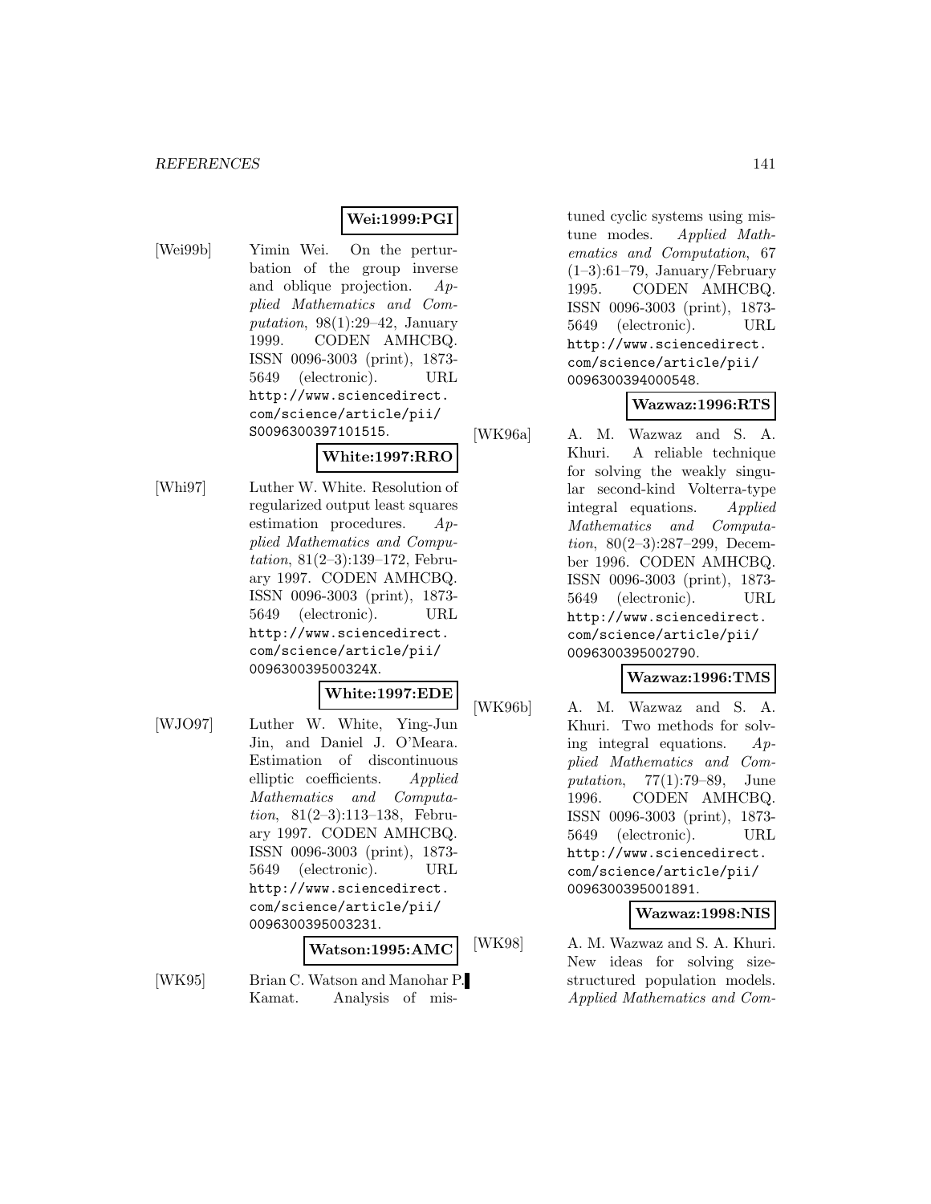**Wei:1999:PGI**

[Wei99b] Yimin Wei. On the perturbation of the group inverse and oblique projection. *Applied Mathematics and Computation*, 98(1):29–42, January 1999. CODEN AMHCBQ. ISSN 0096-3003 (print), 1873-5649 (electronic). URL http://www.sciencedirect.com/science/article/pii/S0096300397101515.

**White:1997:RRO**

[Whi97] Luther W. White. Resolution of regularized output least squares estimation procedures. *Applied Mathematics and Computation*, 81(2–3):139–172, February 1997. CODEN AMHCBQ. ISSN 0096-3003 (print), 1873-5649 (electronic). URL http://www.sciencedirect.com/science/article/pii/009630039500324X.

**White:1997:EDE**

[WJO97] Luther W. White, Ying-Jun Jin, and Daniel J. O'Meara. Estimation of discontinuous elliptic coefficients. *Applied Mathematics and Computation*, 81(2–3):113–138, February 1997. CODEN AMHCBQ. ISSN 0096-3003 (print), 1873-5649 (electronic). URL http://www.sciencedirect.com/science/article/pii/0096300395003231.

**Watson:1995:AMC**

[WK95] Brian C. Watson and Manohar P. Kamat. Analysis of mistuned cyclic systems using mistune modes. *Applied Mathematics and Computation*, 67 (1–3):61–79, January/February 1995. CODEN AMHCBQ. ISSN 0096-3003 (print), 1873-5649 (electronic). URL http://www.sciencedirect.com/science/article/pii/0096300394000548.

**Wazwaz:1996:RTS**

[WK96a] A. M. Wazwaz and S. A. Khuri. A reliable technique for solving the weakly singular second-kind Volterra-type integral equations. *Applied Mathematics and Computation*, 80(2–3):287–299, December 1996. CODEN AMHCBQ. ISSN 0096-3003 (print), 1873-5649 (electronic). URL http://www.sciencedirect.com/science/article/pii/0096300395002790.

**Wazwaz:1996:TMS**

[WK96b] A. M. Wazwaz and S. A. Khuri. Two methods for solving integral equations. *Applied Mathematics and Computation*, 77(1):79–89, June 1996. CODEN AMHCBQ. ISSN 0096-3003 (print), 1873-5649 (electronic). URL http://www.sciencedirect.com/science/article/pii/0096300395001891.

**Wazwaz:1998:NIS**

[WK98] A. M. Wazwaz and S. A. Khuri. New ideas for solving size-structured population models. *Applied Mathematics and Com-*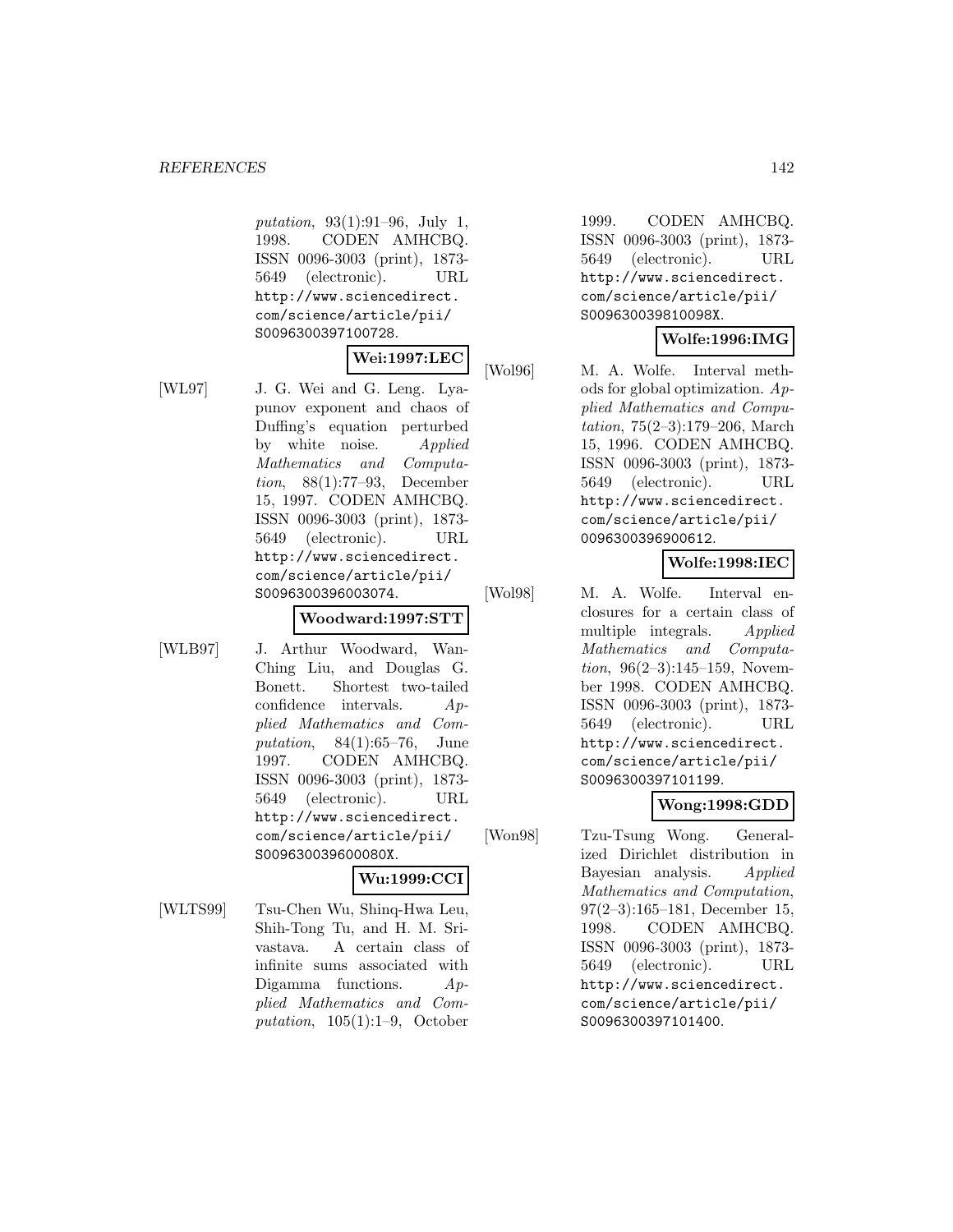*putation*, 93(1):91–96, July 1, 1998. CODEN AMHCBQ. ISSN 0096-3003 (print), 1873-5649 (electronic). URL http://www.sciencedirect.com/science/article/pii/S0096300397100728.

**Wei:1997:LEC**

[WL97] J. G. Wei and G. Leng. Lyapunov exponent and chaos of Duffing's equation perturbed by white noise. *Applied Mathematics and Computation*, 88(1):77–93, December 15, 1997. CODEN AMHCBQ. ISSN 0096-3003 (print), 1873-5649 (electronic). URL http://www.sciencedirect.com/science/article/pii/S0096300396003074.

**Woodward:1997:STT**

[WLB97] J. Arthur Woodward, Wan-Ching Liu, and Douglas G. Bonett. Shortest two-tailed confidence intervals. *Applied Mathematics and Computation*, 84(1):65–76, June 1997. CODEN AMHCBQ. ISSN 0096-3003 (print), 1873-5649 (electronic). URL http://www.sciencedirect.com/science/article/pii/S009630039600080X.

**Wu:1999:CCI**

[WLTS99] Tsu-Chen Wu, Shinq-Hwa Leu, Shih-Tong Tu, and H. M. Srivastava. A certain class of infinite sums associated with Digamma functions. *Applied Mathematics and Computation*, 105(1):1–9, October 1999. CODEN AMHCBQ. ISSN 0096-3003 (print), 1873-5649 (electronic). URL http://www.sciencedirect.com/science/article/pii/S009630039810098X.

**Wolfe:1996:IMG**

[Wol96] M. A. Wolfe. Interval methods for global optimization. *Applied Mathematics and Computation*, 75(2–3):179–206, March 15, 1996. CODEN AMHCBQ. ISSN 0096-3003 (print), 1873-5649 (electronic). URL http://www.sciencedirect.com/science/article/pii/0096300396900612.

**Wolfe:1998:IEC**

[Wol98] M. A. Wolfe. Interval enclosures for a certain class of multiple integrals. *Applied Mathematics and Computation*, 96(2–3):145–159, November 1998. CODEN AMHCBQ. ISSN 0096-3003 (print), 1873-5649 (electronic). URL http://www.sciencedirect.com/science/article/pii/S0096300397101199.

**Wong:1998:GDD**

[Won98] Tzu-Tsung Wong. Generalized Dirichlet distribution in Bayesian analysis. *Applied Mathematics and Computation*, 97(2–3):165–181, December 15, 1998. CODEN AMHCBQ. ISSN 0096-3003 (print), 1873-5649 (electronic). URL http://www.sciencedirect.com/science/article/pii/S0096300397101400.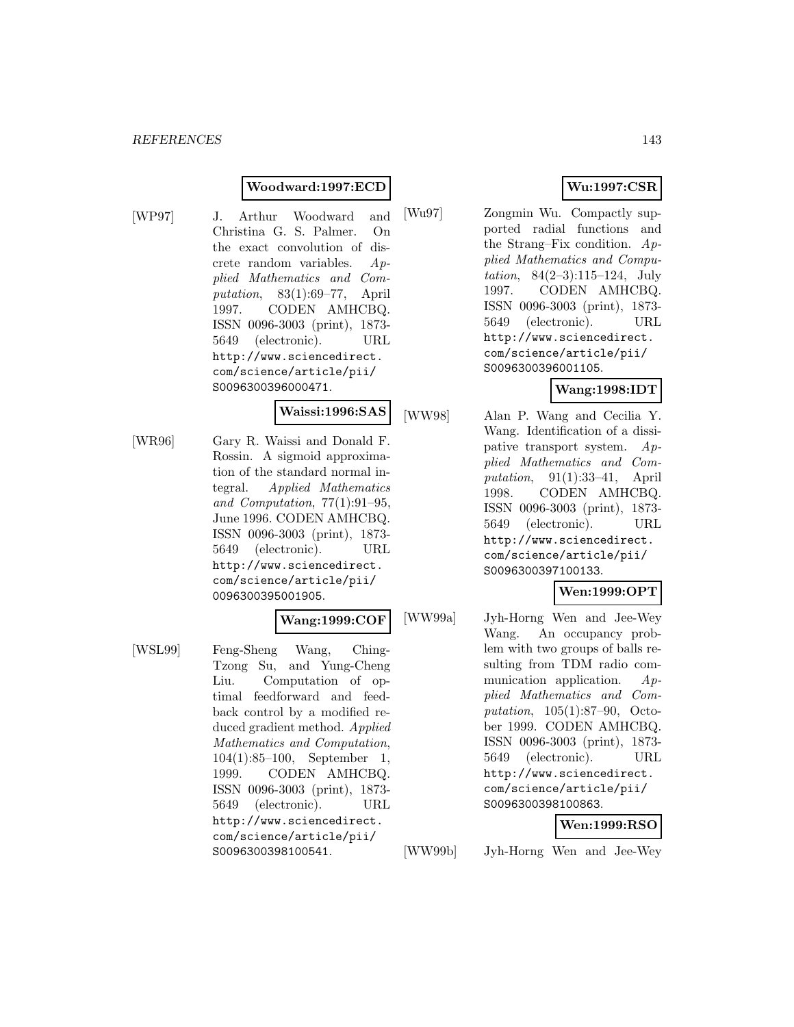**Woodward:1997:ECD**

[WP97] J. Arthur Woodward and Christina G. S. Palmer. On the exact convolution of discrete random variables. *Applied Mathematics and Computation*, 83(1):69–77, April 1997. CODEN AMHCBQ. ISSN 0096-3003 (print), 1873-5649 (electronic). URL http://www.sciencedirect.com/science/article/pii/S0096300396000471.

**Waissi:1996:SAS**

[WR96] Gary R. Waissi and Donald F. Rossin. A sigmoid approximation of the standard normal integral. *Applied Mathematics and Computation*, 77(1):91–95, June 1996. CODEN AMHCBQ. ISSN 0096-3003 (print), 1873-5649 (electronic). URL http://www.sciencedirect.com/science/article/pii/0096300395001905.

**Wang:1999:COF**

[WSL99] Feng-Sheng Wang, Ching-Tzong Su, and Yung-Cheng Liu. Computation of optimal feedforward and feedback control by a modified reduced gradient method. *Applied Mathematics and Computation*, 104(1):85–100, September 1, 1999. CODEN AMHCBQ. ISSN 0096-3003 (print), 1873-5649 (electronic). URL http://www.sciencedirect.com/science/article/pii/S0096300398100541.

**Wu:1997:CSR**

[Wu97] Zongmin Wu. Compactly supported radial functions and the Strang–Fix condition. *Applied Mathematics and Computation*, 84(2–3):115–124, July 1997. CODEN AMHCBQ. ISSN 0096-3003 (print), 1873-5649 (electronic). URL http://www.sciencedirect.com/science/article/pii/S0096300396001105.

**Wang:1998:IDT**

[WW98] Alan P. Wang and Cecilia Y. Wang. Identification of a dissipative transport system. *Applied Mathematics and Computation*, 91(1):33–41, April 1998. CODEN AMHCBQ. ISSN 0096-3003 (print), 1873-5649 (electronic). URL http://www.sciencedirect.com/science/article/pii/S0096300397100133.

**Wen:1999:OPT**

[WW99a] Jyh-Horng Wen and Jee-Wey Wang. An occupancy problem with two groups of balls resulting from TDM radio communication application. *Applied Mathematics and Computation*, 105(1):87–90, October 1999. CODEN AMHCBQ. ISSN 0096-3003 (print), 1873-5649 (electronic). URL http://www.sciencedirect.com/science/article/pii/S0096300398100863.

**Wen:1999:RSO**

[WW99b] Jyh-Horng Wen and Jee-Wey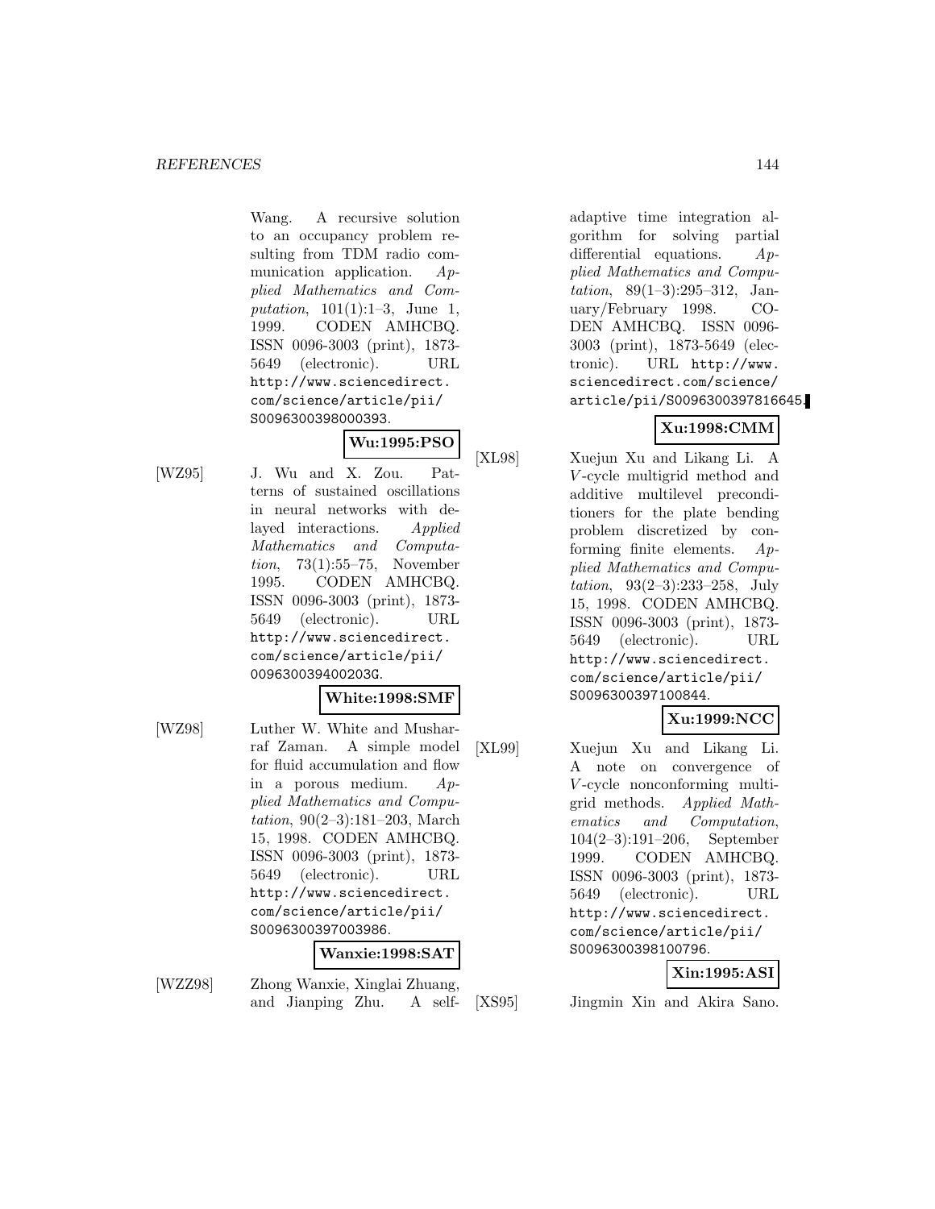Wang. A recursive solution to an occupancy problem resulting from TDM radio communication application. *Applied Mathematics and Computation*, 101(1):1–3, June 1, 1999. CODEN AMHCBQ. ISSN 0096-3003 (print), 1873-5649 (electronic). URL http://www.sciencedirect.com/science/article/pii/S0096300398000393.

**Wu:1995:PSO**

[WZ95] J. Wu and X. Zou. Patterns of sustained oscillations in neural networks with delayed interactions. *Applied Mathematics and Computation*, 73(1):55–75, November 1995. CODEN AMHCBQ. ISSN 0096-3003 (print), 1873-5649 (electronic). URL http://www.sciencedirect.com/science/article/pii/009630039400203G.

**White:1998:SMF**

[WZ98] Luther W. White and Musharraf Zaman. A simple model for fluid accumulation and flow in a porous medium. *Applied Mathematics and Computation*, 90(2–3):181–203, March 15, 1998. CODEN AMHCBQ. ISSN 0096-3003 (print), 1873-5649 (electronic). URL http://www.sciencedirect.com/science/article/pii/S0096300397003986.

**Wanxie:1998:SAT**

[WZZ98] Zhong Wanxie, Xinglai Zhuang, and Jianping Zhu. A self-adaptive time integration algorithm for solving partial differential equations. *Applied Mathematics and Computation*, 89(1–3):295–312, January/February 1998. CODEN AMHCBQ. ISSN 0096-3003 (print), 1873-5649 (electronic). URL http://www.sciencedirect.com/science/article/pii/S0096300397816645.

**Xu:1998:CMM**

[XL98] Xuejun Xu and Likang Li. A $V$-cycle multigrid method and additive multilevel preconditioners for the plate bending problem discretized by conforming finite elements. *Applied Mathematics and Computation*, 93(2–3):233–258, July 15, 1998. CODEN AMHCBQ. ISSN 0096-3003 (print), 1873-5649 (electronic). URL http://www.sciencedirect.com/science/article/pii/S0096300397100844.

**Xu:1999:NCC**

[XL99] Xuejun Xu and Likang Li. A note on convergence of $V$-cycle nonconforming multigrid methods. *Applied Mathematics and Computation*, 104(2–3):191–206, September 1999. CODEN AMHCBQ. ISSN 0096-3003 (print), 1873-5649 (electronic). URL http://www.sciencedirect.com/science/article/pii/S0096300398100796.

**Xin:1995:ASI**

[XS95] Jingmin Xin and Akira Sano.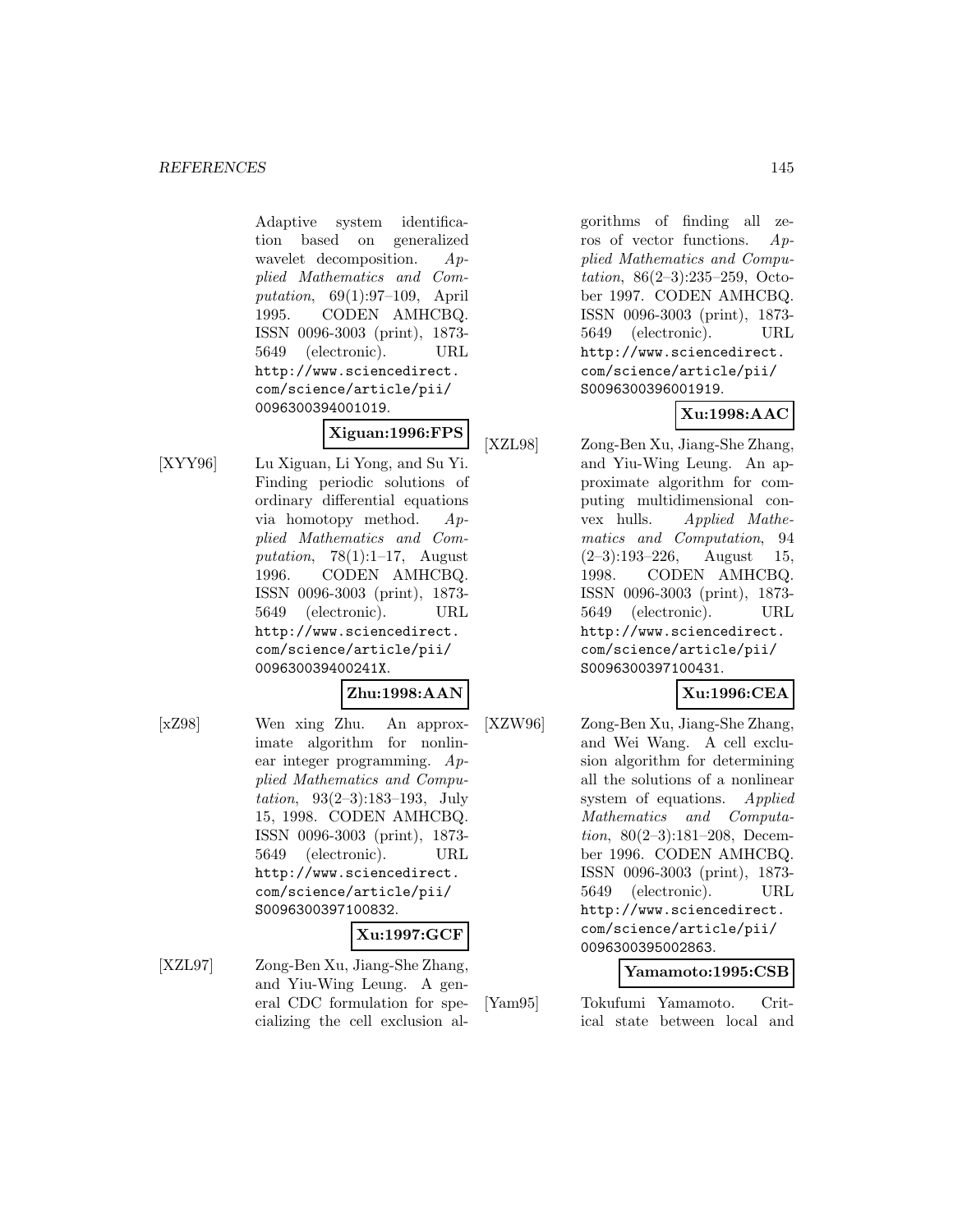Adaptive system identification based on generalized wavelet decomposition. *Applied Mathematics and Computation*, 69(1):97–109, April 1995. CODEN AMHCBQ. ISSN 0096-3003 (print), 1873-5649 (electronic). URL http://www.sciencedirect.com/science/article/pii/0096300394001019.

**Xiguan:1996:FPS**

[XYY96] Lu Xiguan, Li Yong, and Su Yi. Finding periodic solutions of ordinary differential equations via homotopy method. *Applied Mathematics and Computation*, 78(1):1–17, August 1996. CODEN AMHCBQ. ISSN 0096-3003 (print), 1873-5649 (electronic). URL http://www.sciencedirect.com/science/article/pii/009630039400241X.

**Zhu:1998:AAN**

[xZ98] Wen xing Zhu. An approximate algorithm for nonlinear integer programming. *Applied Mathematics and Computation*, 93(2–3):183–193, July 15, 1998. CODEN AMHCBQ. ISSN 0096-3003 (print), 1873-5649 (electronic). URL http://www.sciencedirect.com/science/article/pii/S0096300397100832.

**Xu:1997:GCF**

[XZL97] Zong-Ben Xu, Jiang-She Zhang, and Yiu-Wing Leung. A general CDC formulation for specializing the cell exclusion algorithms of finding all zeros of vector functions. *Applied Mathematics and Computation*, 86(2–3):235–259, October 1997. CODEN AMHCBQ. ISSN 0096-3003 (print), 1873-5649 (electronic). URL http://www.sciencedirect.com/science/article/pii/S0096300396001919.

**Xu:1998:AAC**

[XZL98] Zong-Ben Xu, Jiang-She Zhang, and Yiu-Wing Leung. An approximate algorithm for computing multidimensional convex hulls. *Applied Mathematics and Computation*, 94 (2–3):193–226, August 15, 1998. CODEN AMHCBQ. ISSN 0096-3003 (print), 1873-5649 (electronic). URL http://www.sciencedirect.com/science/article/pii/S0096300397100431.

**Xu:1996:CEA**

[XZW96] Zong-Ben Xu, Jiang-She Zhang, and Wei Wang. A cell exclusion algorithm for determining all the solutions of a nonlinear system of equations. *Applied Mathematics and Computation*, 80(2–3):181–208, December 1996. CODEN AMHCBQ. ISSN 0096-3003 (print), 1873-5649 (electronic). URL http://www.sciencedirect.com/science/article/pii/0096300395002863.

**Yamamoto:1995:CSB**

[Yam95] Tokufumi Yamamoto. Critical state between local and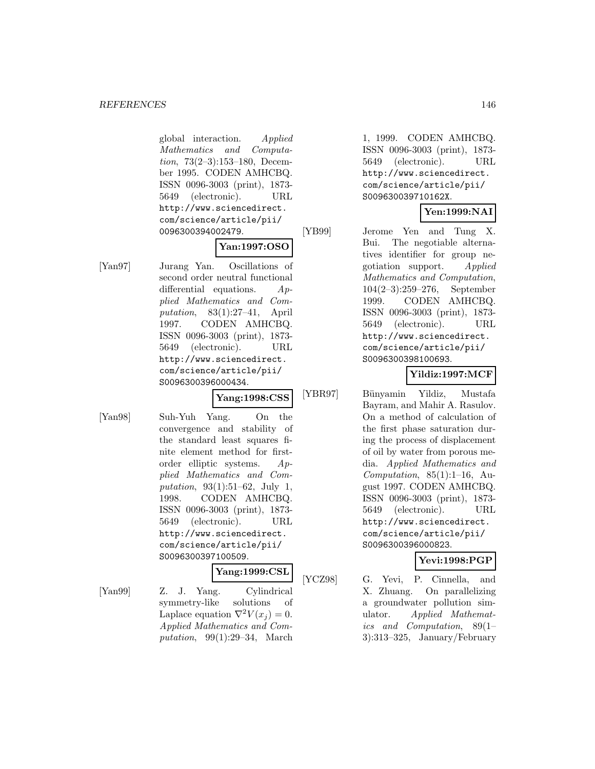global interaction. *Applied Mathematics and Computation*, 73(2–3):153–180, December 1995. CODEN AMHCBQ. ISSN 0096-3003 (print), 1873-5649 (electronic). URL http://www.sciencedirect.com/science/article/pii/0096300394002479.

**Yan:1997:OSO**

[Yan97] Jurang Yan. Oscillations of second order neutral functional differential equations. *Applied Mathematics and Computation*, 83(1):27–41, April 1997. CODEN AMHCBQ. ISSN 0096-3003 (print), 1873-5649 (electronic). URL http://www.sciencedirect.com/science/article/pii/S0096300396000434.

**Yang:1998:CSS**

[Yan98] Suh-Yuh Yang. On the convergence and stability of the standard least squares finite element method for first-order elliptic systems. *Applied Mathematics and Computation*, 93(1):51–62, July 1, 1998. CODEN AMHCBQ. ISSN 0096-3003 (print), 1873-5649 (electronic). URL http://www.sciencedirect.com/science/article/pii/S0096300397100509.

**Yang:1999:CSL**

[Yan99] Z. J. Yang. Cylindrical symmetry-like solutions of Laplace equation $\nabla^2 V(x_j) = 0$. *Applied Mathematics and Computation*, 99(1):29–34, March 1, 1999. CODEN AMHCBQ. ISSN 0096-3003 (print), 1873-5649 (electronic). URL http://www.sciencedirect.com/science/article/pii/S009630039710162X.

**Yen:1999:NAI**

[YB99] Jerome Yen and Tung X. Bui. The negotiable alternatives identifier for group negotiation support. *Applied Mathematics and Computation*, 104(2–3):259–276, September 1999. CODEN AMHCBQ. ISSN 0096-3003 (print), 1873-5649 (electronic). URL http://www.sciencedirect.com/science/article/pii/S0096300398100693.

**Yildiz:1997:MCF**

[YBR97] Bünyamin Yildiz, Mustafa Bayram, and Mahir A. Rasulov. On a method of calculation of the first phase saturation during the process of displacement of oil by water from porous media. *Applied Mathematics and Computation*, 85(1):1–16, August 1997. CODEN AMHCBQ. ISSN 0096-3003 (print), 1873-5649 (electronic). URL http://www.sciencedirect.com/science/article/pii/S0096300396000823.

**Yevi:1998:PGP**

[YCZ98] G. Yevi, P. Cinnella, and X. Zhuang. On parallelizing a groundwater pollution simulator. *Applied Mathematics and Computation*, 89(1–3):313–325, January/February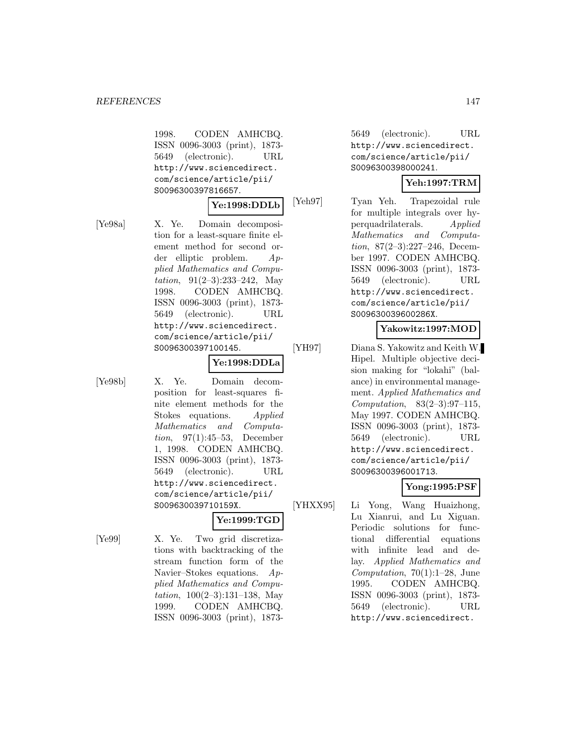1998. CODEN AMHCBQ. ISSN 0096-3003 (print), 1873-5649 (electronic). URL http://www.sciencedirect.com/science/article/pii/S0096300397816657.

**Ye:1998:DDLb**

[Ye98a] X. Ye. Domain decomposition for a least-square finite element method for second order elliptic problem. *Applied Mathematics and Computation*, 91(2–3):233–242, May 1998. CODEN AMHCBQ. ISSN 0096-3003 (print), 1873-5649 (electronic). URL http://www.sciencedirect.com/science/article/pii/S0096300397100145.

**Ye:1998:DDLa**

[Ye98b] X. Ye. Domain decomposition for least-squares finite element methods for the Stokes equations. *Applied Mathematics and Computation*, 97(1):45–53, December 1, 1998. CODEN AMHCBQ. ISSN 0096-3003 (print), 1873-5649 (electronic). URL http://www.sciencedirect.com/science/article/pii/S009630039710159X.

**Ye:1999:TGD**

[Ye99] X. Ye. Two grid discretizations with backtracking of the stream function form of the Navier–Stokes equations. *Applied Mathematics and Computation*, 100(2–3):131–138, May 1999. CODEN AMHCBQ. ISSN 0096-3003 (print), 1873-5649 (electronic). URL http://www.sciencedirect.com/science/article/pii/S0096300398000241.

**Yeh:1997:TRM**

[Yeh97] Tyan Yeh. Trapezoidal rule for multiple integrals over hyperquadrilaterals. *Applied Mathematics and Computation*, 87(2–3):227–246, December 1997. CODEN AMHCBQ. ISSN 0096-3003 (print), 1873-5649 (electronic). URL http://www.sciencedirect.com/science/article/pii/S009630039600286X.

**Yakowitz:1997:MOD**

[YH97] Diana S. Yakowitz and Keith W. Hipel. Multiple objective decision making for "lokahi" (balance) in environmental management. *Applied Mathematics and Computation*, 83(2–3):97–115, May 1997. CODEN AMHCBQ. ISSN 0096-3003 (print), 1873-5649 (electronic). URL http://www.sciencedirect.com/science/article/pii/S0096300396001713.

**Yong:1995:PSF**

[YHXX95] Li Yong, Wang Huaizhong, Lu Xianrui, and Lu Xiguan. Periodic solutions for functional differential equations with infinite lead and delay. *Applied Mathematics and Computation*, 70(1):1–28, June 1995. CODEN AMHCBQ. ISSN 0096-3003 (print), 1873-5649 (electronic). URL http://www.sciencedirect.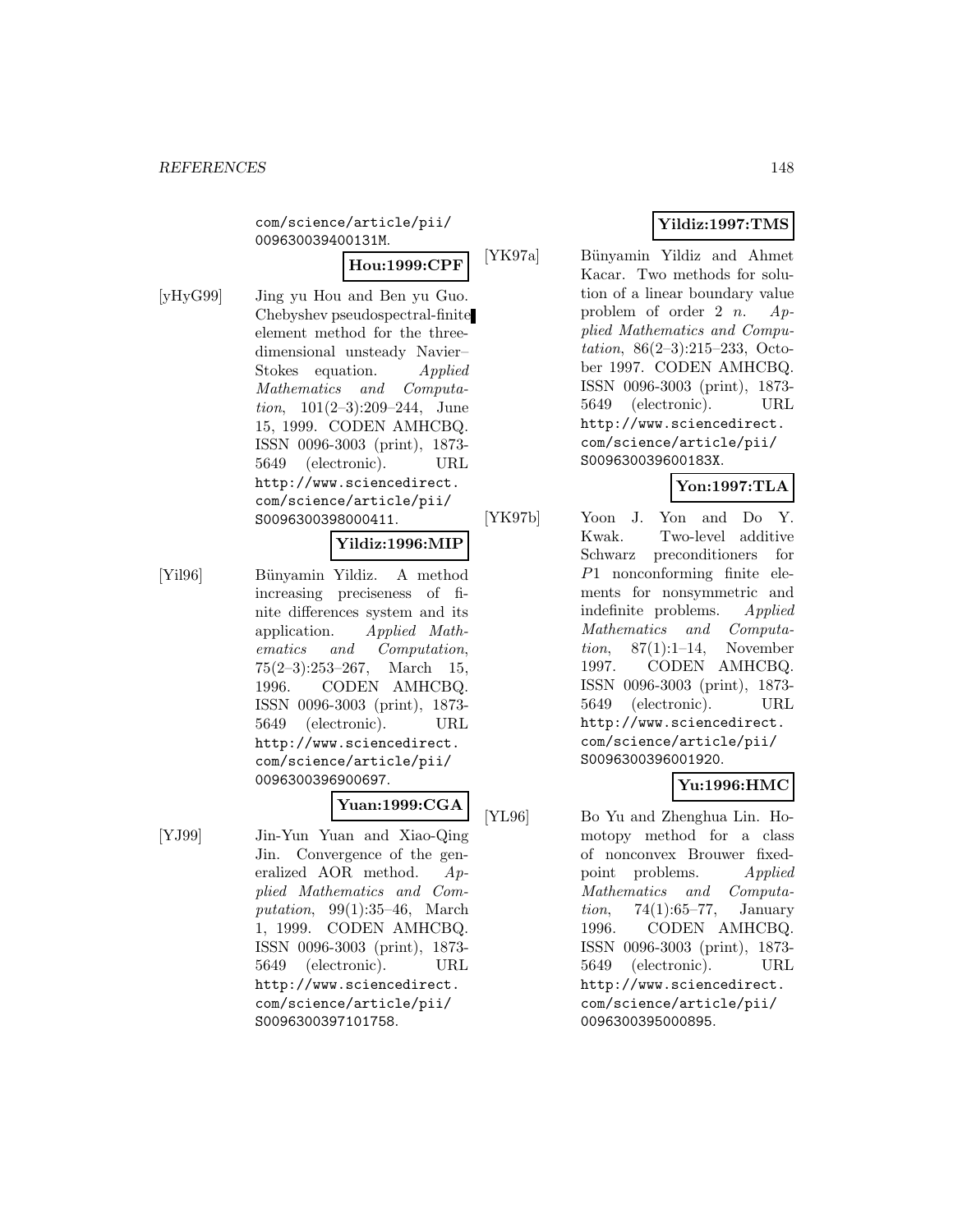com/science/article/pii/009630039400131M.

**Hou:1999:CPF**

[yHyG99] Jing yu Hou and Ben yu Guo. Chebyshev pseudospectral-finite element method for the three-dimensional unsteady Navier–Stokes equation. *Applied Mathematics and Computation*, 101(2–3):209–244, June 15, 1999. CODEN AMHCBQ. ISSN 0096-3003 (print), 1873-5649 (electronic). URL http://www.sciencedirect.com/science/article/pii/S0096300398000411.

**Yildiz:1996:MIP**

[Yil96] Bünyamin Yildiz. A method increasing preciseness of finite differences system and its application. *Applied Mathematics and Computation*, 75(2–3):253–267, March 15, 1996. CODEN AMHCBQ. ISSN 0096-3003 (print), 1873-5649 (electronic). URL http://www.sciencedirect.com/science/article/pii/0096300396900697.

**Yuan:1999:CGA**

[YJ99] Jin-Yun Yuan and Xiao-Qing Jin. Convergence of the generalized AOR method. *Applied Mathematics and Computation*, 99(1):35–46, March 1, 1999. CODEN AMHCBQ. ISSN 0096-3003 (print), 1873-5649 (electronic). URL http://www.sciencedirect.com/science/article/pii/S0096300397101758.

**Yildiz:1997:TMS**

[YK97a] Bünyamin Yildiz and Ahmet Kacar. Two methods for solution of a linear boundary value problem of order 2 $n$. *Applied Mathematics and Computation*, 86(2–3):215–233, October 1997. CODEN AMHCBQ. ISSN 0096-3003 (print), 1873-5649 (electronic). URL http://www.sciencedirect.com/science/article/pii/S009630039600183X.

**Yon:1997:TLA**

[YK97b] Yoon J. Yon and Do Y. Kwak. Two-level additive Schwarz preconditioners for $P1$ nonconforming finite elements for nonsymmetric and indefinite problems. *Applied Mathematics and Computation*, 87(1):1–14, November 1997. CODEN AMHCBQ. ISSN 0096-3003 (print), 1873-5649 (electronic). URL http://www.sciencedirect.com/science/article/pii/S0096300396001920.

**Yu:1996:HMC**

[YL96] Bo Yu and Zhenghua Lin. Homotopy method for a class of nonconvex Brouwer fixed-point problems. *Applied Mathematics and Computation*, 74(1):65–77, January 1996. CODEN AMHCBQ. ISSN 0096-3003 (print), 1873-5649 (electronic). URL http://www.sciencedirect.com/science/article/pii/0096300395000895.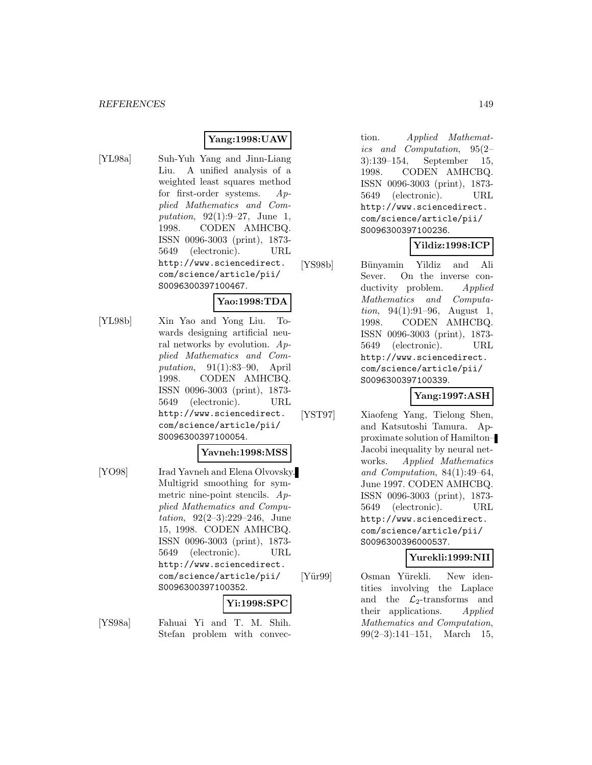**Yang:1998:UAW**

[YL98a] Suh-Yuh Yang and Jinn-Liang Liu. A unified analysis of a weighted least squares method for first-order systems. *Applied Mathematics and Computation*, 92(1):9–27, June 1, 1998. CODEN AMHCBQ. ISSN 0096-3003 (print), 1873-5649 (electronic). URL http://www.sciencedirect.com/science/article/pii/S0096300397100467.

**Yao:1998:TDA**

[YL98b] Xin Yao and Yong Liu. Towards designing artificial neural networks by evolution. *Applied Mathematics and Computation*, 91(1):83–90, April 1998. CODEN AMHCBQ. ISSN 0096-3003 (print), 1873-5649 (electronic). URL http://www.sciencedirect.com/science/article/pii/S0096300397100054.

**Yavneh:1998:MSS**

[YO98] Irad Yavneh and Elena Olvovsky. Multigrid smoothing for symmetric nine-point stencils. *Applied Mathematics and Computation*, 92(2–3):229–246, June 15, 1998. CODEN AMHCBQ. ISSN 0096-3003 (print), 1873-5649 (electronic). URL http://www.sciencedirect.com/science/article/pii/S0096300397100352.

**Yi:1998:SPC**

[YS98a] Fahuai Yi and T. M. Shih. Stefan problem with convection. *Applied Mathematics and Computation*, 95(2–3):139–154, September 15, 1998. CODEN AMHCBQ. ISSN 0096-3003 (print), 1873-5649 (electronic). URL http://www.sciencedirect.com/science/article/pii/S0096300397100236.

**Yildiz:1998:ICP**

[YS98b] Bünyamin Yildiz and Ali Sever. On the inverse conductivity problem. *Applied Mathematics and Computation*, 94(1):91–96, August 1, 1998. CODEN AMHCBQ. ISSN 0096-3003 (print), 1873-5649 (electronic). URL http://www.sciencedirect.com/science/article/pii/S0096300397100339.

**Yang:1997:ASH**

[YST97] Xiaofeng Yang, Tielong Shen, and Katsutoshi Tamura. Approximate solution of Hamilton–Jacobi inequality by neural networks. *Applied Mathematics and Computation*, 84(1):49–64, June 1997. CODEN AMHCBQ. ISSN 0096-3003 (print), 1873-5649 (electronic). URL http://www.sciencedirect.com/science/article/pii/S0096300396000537.

**Yurekli:1999:NII**

[Yür99] Osman Yürekli. New identities involving the Laplace and the $\mathcal{L}_2$-transforms and their applications. *Applied Mathematics and Computation*, 99(2–3):141–151, March 15,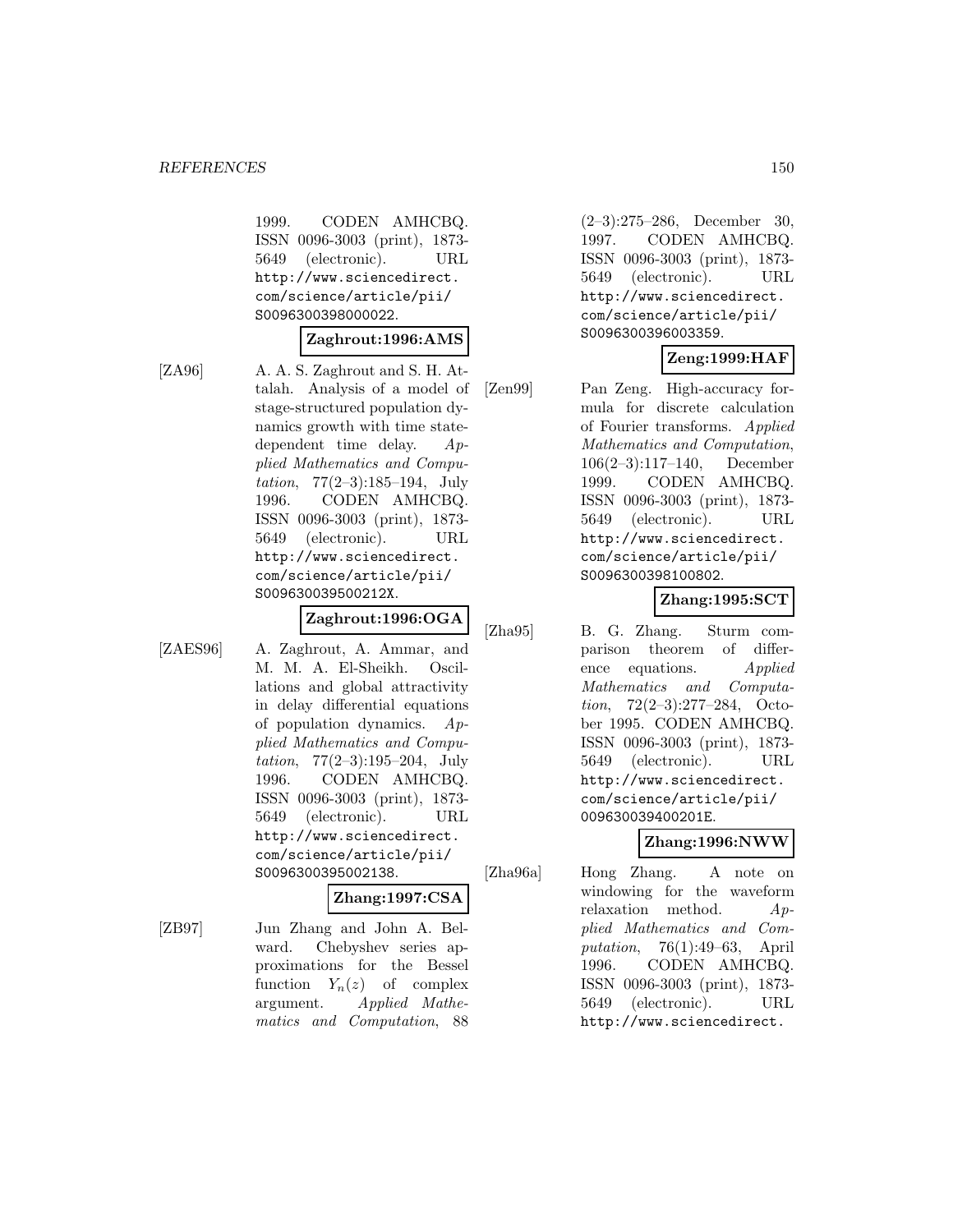1999. CODEN AMHCBQ. ISSN 0096-3003 (print), 1873-5649 (electronic). URL http://www.sciencedirect.com/science/article/pii/S0096300398000022.

**Zaghrout:1996:AMS**

[ZA96] A. A. S. Zaghrout and S. H. Attalah. Analysis of a model of stage-structured population dynamics growth with time state-dependent time delay. *Applied Mathematics and Computation*, 77(2–3):185–194, July 1996. CODEN AMHCBQ. ISSN 0096-3003 (print), 1873-5649 (electronic). URL http://www.sciencedirect.com/science/article/pii/S009630039500212X.

**Zaghrout:1996:OGA**

[ZAES96] A. Zaghrout, A. Ammar, and M. M. A. El-Sheikh. Oscillations and global attractivity in delay differential equations of population dynamics. *Applied Mathematics and Computation*, 77(2–3):195–204, July 1996. CODEN AMHCBQ. ISSN 0096-3003 (print), 1873-5649 (electronic). URL http://www.sciencedirect.com/science/article/pii/S0096300395002138.

**Zhang:1997:CSA**

[ZB97] Jun Zhang and John A. Belward. Chebyshev series approximations for the Bessel function $Y_n(z)$ of complex argument. *Applied Mathematics and Computation*, 88 (2–3):275–286, December 30, 1997. CODEN AMHCBQ. ISSN 0096-3003 (print), 1873-5649 (electronic). URL http://www.sciencedirect.com/science/article/pii/S0096300396003359.

**Zeng:1999:HAF**

[Zen99] Pan Zeng. High-accuracy formula for discrete calculation of Fourier transforms. *Applied Mathematics and Computation*, 106(2–3):117–140, December 1999. CODEN AMHCBQ. ISSN 0096-3003 (print), 1873-5649 (electronic). URL http://www.sciencedirect.com/science/article/pii/S0096300398100802.

**Zhang:1995:SCT**

[Zha95] B. G. Zhang. Sturm comparison theorem of difference equations. *Applied Mathematics and Computation*, 72(2–3):277–284, October 1995. CODEN AMHCBQ. ISSN 0096-3003 (print), 1873-5649 (electronic). URL http://www.sciencedirect.com/science/article/pii/009630039400201E.

**Zhang:1996:NWW**

[Zha96a] Hong Zhang. A note on windowing for the waveform relaxation method. *Applied Mathematics and Computation*, 76(1):49–63, April 1996. CODEN AMHCBQ. ISSN 0096-3003 (print), 1873-5649 (electronic). URL http://www.sciencedirect.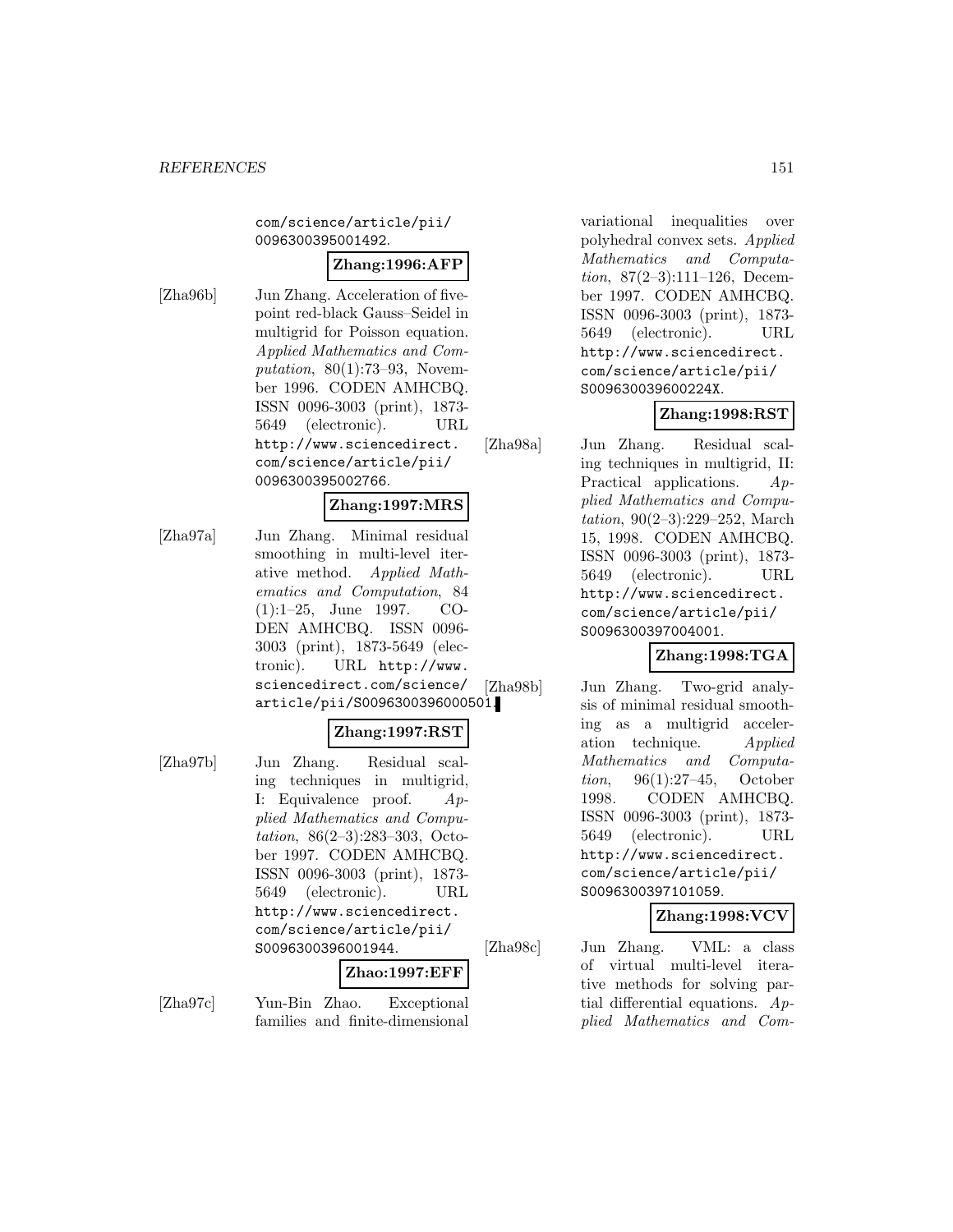com/science/article/pii/0096300395001492.

**Zhang:1996:AFP**

[Zha96b] Jun Zhang. Acceleration of five-point red-black Gauss–Seidel in multigrid for Poisson equation. *Applied Mathematics and Computation*, 80(1):73–93, November 1996. CODEN AMHCBQ. ISSN 0096-3003 (print), 1873-5649 (electronic). URL http://www.sciencedirect.com/science/article/pii/0096300395002766.

**Zhang:1997:MRS**

[Zha97a] Jun Zhang. Minimal residual smoothing in multi-level iterative method. *Applied Mathematics and Computation*, 84(1):1–25, June 1997. CODEN AMHCBQ. ISSN 0096-3003 (print), 1873-5649 (electronic). URL http://www.sciencedirect.com/science/article/pii/S0096300396000501.

**Zhang:1997:RST**

[Zha97b] Jun Zhang. Residual scaling techniques in multigrid, I: Equivalence proof. *Applied Mathematics and Computation*, 86(2–3):283–303, October 1997. CODEN AMHCBQ. ISSN 0096-3003 (print), 1873-5649 (electronic). URL http://www.sciencedirect.com/science/article/pii/S0096300396001944.

**Zhao:1997:EFF**

[Zha97c] Yun-Bin Zhao. Exceptional families and finite-dimensional variational inequalities over polyhedral convex sets. *Applied Mathematics and Computation*, 87(2–3):111–126, December 1997. CODEN AMHCBQ. ISSN 0096-3003 (print), 1873-5649 (electronic). URL http://www.sciencedirect.com/science/article/pii/S009630039600224X.

**Zhang:1998:RST**

[Zha98a] Jun Zhang. Residual scaling techniques in multigrid, II: Practical applications. *Applied Mathematics and Computation*, 90(2–3):229–252, March 15, 1998. CODEN AMHCBQ. ISSN 0096-3003 (print), 1873-5649 (electronic). URL http://www.sciencedirect.com/science/article/pii/S0096300397004001.

**Zhang:1998:TGA**

[Zha98b] Jun Zhang. Two-grid analysis of minimal residual smoothing as a multigrid acceleration technique. *Applied Mathematics and Computation*, 96(1):27–45, October 1998. CODEN AMHCBQ. ISSN 0096-3003 (print), 1873-5649 (electronic). URL http://www.sciencedirect.com/science/article/pii/S0096300397101059.

**Zhang:1998:VCV**

[Zha98c] Jun Zhang. VML: a class of virtual multi-level iterative methods for solving partial differential equations. *Applied Mathematics and Com-*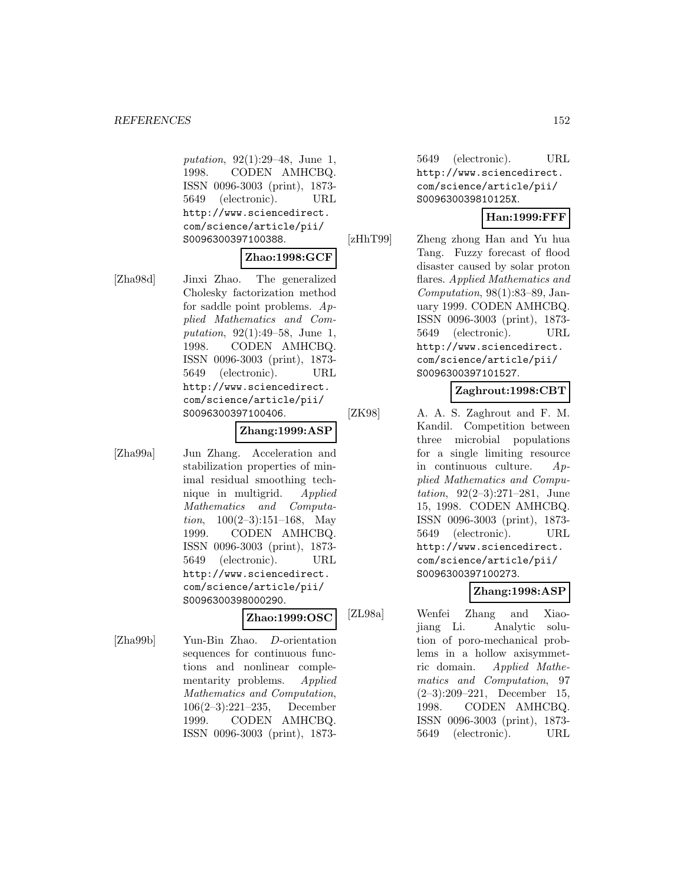*putation*, 92(1):29–48, June 1, 1998. CODEN AMHCBQ. ISSN 0096-3003 (print), 1873-5649 (electronic). URL http://www.sciencedirect.com/science/article/pii/S0096300397100388.

**Zhao:1998:GCF**

[Zha98d] Jinxi Zhao. The generalized Cholesky factorization method for saddle point problems. *Applied Mathematics and Computation*, 92(1):49–58, June 1, 1998. CODEN AMHCBQ. ISSN 0096-3003 (print), 1873-5649 (electronic). URL http://www.sciencedirect.com/science/article/pii/S0096300397100406.

**Zhang:1999:ASP**

[Zha99a] Jun Zhang. Acceleration and stabilization properties of minimal residual smoothing technique in multigrid. *Applied Mathematics and Computation*, 100(2–3):151–168, May 1999. CODEN AMHCBQ. ISSN 0096-3003 (print), 1873-5649 (electronic). URL http://www.sciencedirect.com/science/article/pii/S0096300398000290.

**Zhao:1999:OSC**

[Zha99b] Yun-Bin Zhao. *D*-orientation sequences for continuous functions and nonlinear complementarity problems. *Applied Mathematics and Computation*, 106(2–3):221–235, December 1999. CODEN AMHCBQ. ISSN 0096-3003 (print), 1873-5649 (electronic). URL http://www.sciencedirect.com/science/article/pii/S009630039810125X.

**Han:1999:FFF**

[zHhT99] Zheng zhong Han and Yu hua Tang. Fuzzy forecast of flood disaster caused by solar proton flares. *Applied Mathematics and Computation*, 98(1):83–89, January 1999. CODEN AMHCBQ. ISSN 0096-3003 (print), 1873-5649 (electronic). URL http://www.sciencedirect.com/science/article/pii/S0096300397101527.

**Zaghrout:1998:CBT**

[ZK98] A. A. S. Zaghrout and F. M. Kandil. Competition between three microbial populations for a single limiting resource in continuous culture. *Applied Mathematics and Computation*, 92(2–3):271–281, June 15, 1998. CODEN AMHCBQ. ISSN 0096-3003 (print), 1873-5649 (electronic). URL http://www.sciencedirect.com/science/article/pii/S0096300397100273.

**Zhang:1998:ASP**

[ZL98a] Wenfei Zhang and Xiaojiang Li. Analytic solution of poro-mechanical problems in a hollow axisymmetric domain. *Applied Mathematics and Computation*, 97 (2–3):209–221, December 15, 1998. CODEN AMHCBQ. ISSN 0096-3003 (print), 1873-5649 (electronic). URL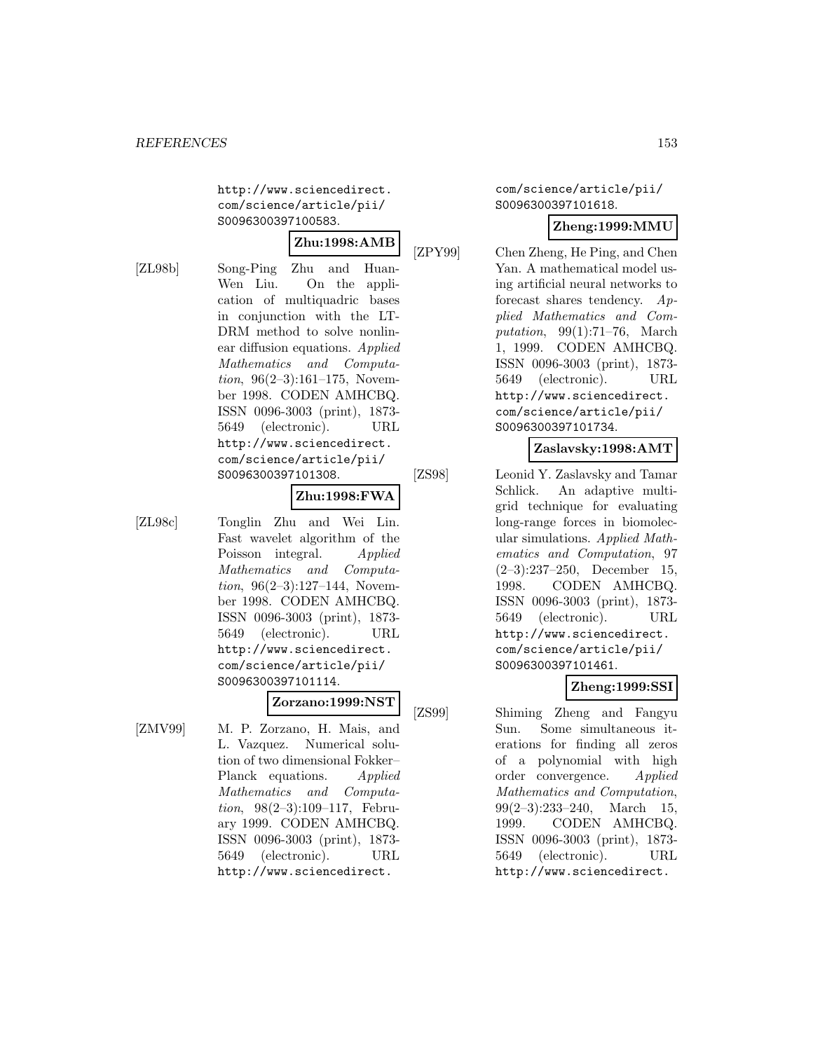http://www.sciencedirect.com/science/article/pii/S0096300397100583.

**Zhu:1998:AMB**

[ZL98b] Song-Ping Zhu and Huan-Wen Liu. On the application of multiquadric bases in conjunction with the LT-DRM method to solve nonlinear diffusion equations. *Applied Mathematics and Computation*, 96(2–3):161–175, November 1998. CODEN AMHCBQ. ISSN 0096-3003 (print), 1873-5649 (electronic). URL http://www.sciencedirect.com/science/article/pii/S0096300397101308.

**Zhu:1998:FWA**

[ZL98c] Tonglin Zhu and Wei Lin. Fast wavelet algorithm of the Poisson integral. *Applied Mathematics and Computation*, 96(2–3):127–144, November 1998. CODEN AMHCBQ. ISSN 0096-3003 (print), 1873-5649 (electronic). URL http://www.sciencedirect.com/science/article/pii/S0096300397101114.

**Zorzano:1999:NST**

[ZMV99] M. P. Zorzano, H. Mais, and L. Vazquez. Numerical solution of two dimensional Fokker–Planck equations. *Applied Mathematics and Computation*, 98(2–3):109–117, February 1999. CODEN AMHCBQ. ISSN 0096-3003 (print), 1873-5649 (electronic). URL http://www.sciencedirect.com/science/article/pii/S0096300397101618.

**Zheng:1999:MMU**

[ZPY99] Chen Zheng, He Ping, and Chen Yan. A mathematical model using artificial neural networks to forecast shares tendency. *Applied Mathematics and Computation*, 99(1):71–76, March 1, 1999. CODEN AMHCBQ. ISSN 0096-3003 (print), 1873-5649 (electronic). URL http://www.sciencedirect.com/science/article/pii/S0096300397101734.

**Zaslavsky:1998:AMT**

[ZS98] Leonid Y. Zaslavsky and Tamar Schlick. An adaptive multigrid technique for evaluating long-range forces in biomolecular simulations. *Applied Mathematics and Computation*, 97 (2–3):237–250, December 15, 1998. CODEN AMHCBQ. ISSN 0096-3003 (print), 1873-5649 (electronic). URL http://www.sciencedirect.com/science/article/pii/S0096300397101461.

**Zheng:1999:SSI**

[ZS99] Shiming Zheng and Fangyu Sun. Some simultaneous iterations for finding all zeros of a polynomial with high order convergence. *Applied Mathematics and Computation*, 99(2–3):233–240, March 15, 1999. CODEN AMHCBQ. ISSN 0096-3003 (print), 1873-5649 (electronic). URL http://www.sciencedirect.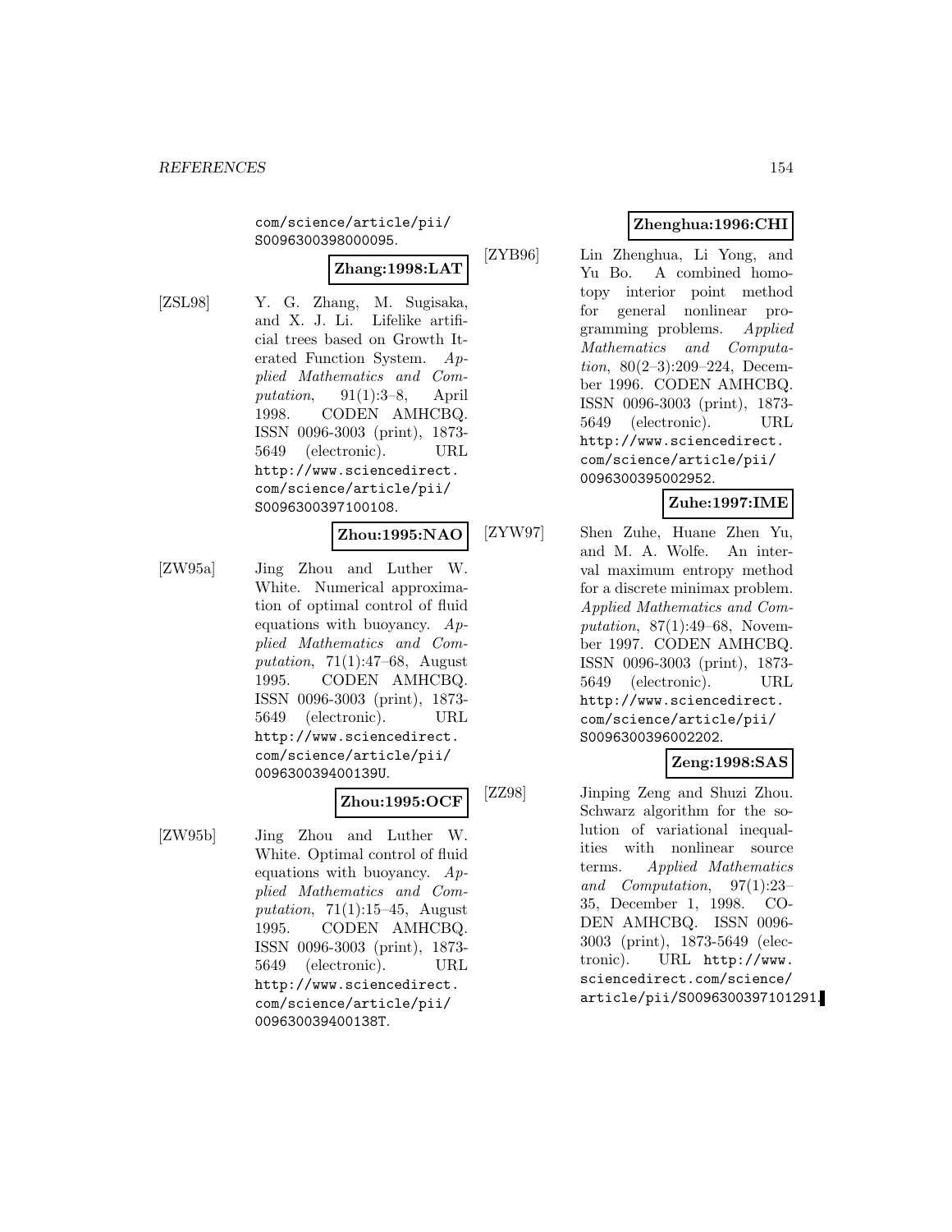com/science/article/pii/S0096300398000095.

**Zhang:1998:LAT**

[ZSL98] Y. G. Zhang, M. Sugisaka, and X. J. Li. Lifelike artificial trees based on Growth Iterated Function System. *Applied Mathematics and Computation*, 91(1):3–8, April 1998. CODEN AMHCBQ. ISSN 0096-3003 (print), 1873-5649 (electronic). URL http://www.sciencedirect.com/science/article/pii/S0096300397100108.

**Zhou:1995:NAO**

[ZW95a] Jing Zhou and Luther W. White. Numerical approximation of optimal control of fluid equations with buoyancy. *Applied Mathematics and Computation*, 71(1):47–68, August 1995. CODEN AMHCBQ. ISSN 0096-3003 (print), 1873-5649 (electronic). URL http://www.sciencedirect.com/science/article/pii/009630039400139U.

**Zhou:1995:OCF**

[ZW95b] Jing Zhou and Luther W. White. Optimal control of fluid equations with buoyancy. *Applied Mathematics and Computation*, 71(1):15–45, August 1995. CODEN AMHCBQ. ISSN 0096-3003 (print), 1873-5649 (electronic). URL http://www.sciencedirect.com/science/article/pii/009630039400138T.

**Zhenghua:1996:CHI**

[ZYB96] Lin Zhenghua, Li Yong, and Yu Bo. A combined homotopy interior point method for general nonlinear programming problems. *Applied Mathematics and Computation*, 80(2–3):209–224, December 1996. CODEN AMHCBQ. ISSN 0096-3003 (print), 1873-5649 (electronic). URL http://www.sciencedirect.com/science/article/pii/0096300395002952.

**Zuhe:1997:IME**

[ZYW97] Shen Zuhe, Huane Zhen Yu, and M. A. Wolfe. An interval maximum entropy method for a discrete minimax problem. *Applied Mathematics and Computation*, 87(1):49–68, November 1997. CODEN AMHCBQ. ISSN 0096-3003 (print), 1873-5649 (electronic). URL http://www.sciencedirect.com/science/article/pii/S0096300396002202.

**Zeng:1998:SAS**

[ZZ98] Jinping Zeng and Shuzi Zhou. Schwarz algorithm for the solution of variational inequalities with nonlinear source terms. *Applied Mathematics and Computation*, 97(1):23–35, December 1, 1998. CODEN AMHCBQ. ISSN 0096-3003 (print), 1873-5649 (electronic). URL http://www.sciencedirect.com/science/article/pii/S0096300397101291.